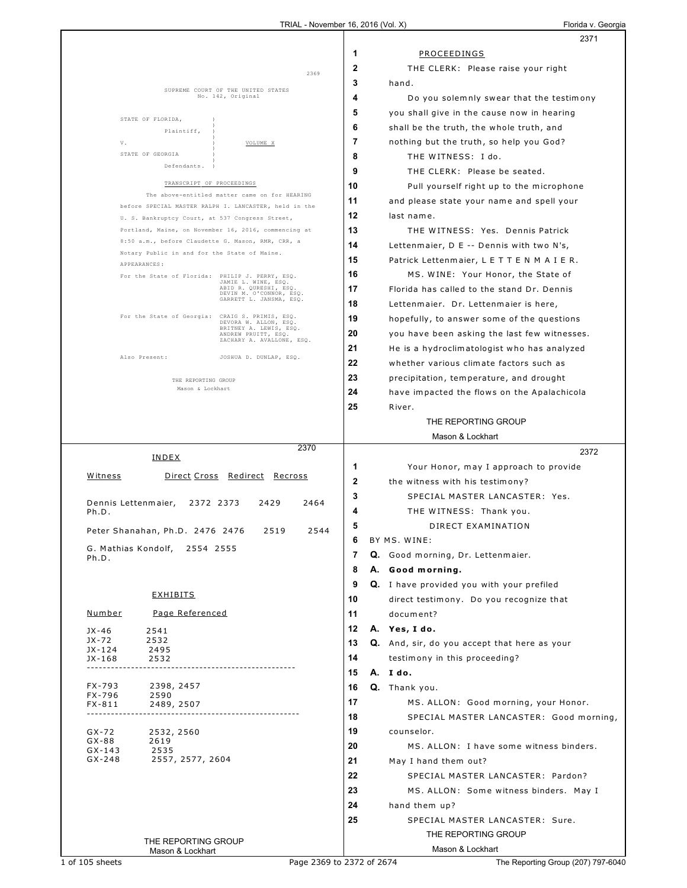SUPREME COURT OF THE UNITED STATES
No. 142, Original

STATE OF FLORIDA,
Plaintiff,

V. VOLUME X

STATE OF GEORGIA
Defendants.

TRANSCRIPT OF PROCEEDINGS

The above-entitled matter came on for HEARING before SPECIAL MASTER RALPH I. LANCASTER, held in the U. S. Bankruptcy Court, at 537 Congress Street, Portland, Maine, on November 16, 2016, commencing at 8:50 a.m., before Claudette G. Mason, RMR, CRR, a Notary Public in and for the State of Maine.

APPEARANCES:

For the State of Florida: PHILIP J. PERRY, ESQ.
JAMIE L. WINE, ESQ.
ABID R. QURESHI, ESQ.
DEVIN M. O'CONNOR, ESQ.
GARRETT L. JANSMA, ESQ.

For the State of Georgia: CRAIG S. PRIMIS, ESQ.
DEVORA W. ALLON, ESQ.
BRITNEY A. LEWIS, ESQ.
ANDREW PRUITT, ESQ.
ZACHARY A. AVALLONE, ESQ.

Also Present: JOSHUA D. DUNLAP, ESQ.

THE REPORTING GROUP
Mason & Lockhart

## INDEX

| Witness | Direct | Cross | Redirect | Recross |
|---|---|---|---|---|
| Dennis Lettenmaier, Ph.D. | 2372 | 2373 | 2429 | 2464 |
| Peter Shanahan, Ph.D. | 2476 | 2476 | 2519 | 2544 |
| G. Mathias Kondolf, Ph.D. | 2554 | 2555 | | |

## EXHIBITS

| Number | Page Referenced |
|---|---|
| JX-46 | 2541 |
| JX-72 | 2532 |
| JX-124 | 2495 |
| JX-168 | 2532 |
| FX-793 | 2398, 2457 |
| FX-796 | 2590 |
| FX-811 | 2489, 2507 |
| GX-72 | 2532, 2560 |
| GX-88 | 2619 |
| GX-143 | 2535 |
| GX-248 | 2557, 2577, 2604 |

THE REPORTING GROUP
Mason & Lockhart

## PROCEEDINGS

THE CLERK: Please raise your right hand.

Do you solemnly swear that the testimony you shall give in the cause now in hearing shall be the truth, the whole truth, and nothing but the truth, so help you God?

THE WITNESS: I do.

THE CLERK: Please be seated.

Pull yourself right up to the microphone and please state your name and spell your last name.

THE WITNESS: Yes. Dennis Patrick Lettenmaier, D E -- Dennis with two N's, Patrick Lettenmaier, L E T T E N M A I E R.

MS. WINE: Your Honor, the State of Florida has called to the stand Dr. Dennis Lettenmaier. Dr. Lettenmaier is here, hopefully, to answer some of the questions you have been asking the last few witnesses. He is a hydroclimatologist who has analyzed whether various climate factors such as precipitation, temperature, and drought have impacted the flows on the Apalachicola River.

THE REPORTING GROUP
Mason & Lockhart

Your Honor, may I approach to provide the witness with his testimony?

SPECIAL MASTER LANCASTER: Yes.

THE WITNESS: Thank you.

DIRECT EXAMINATION

BY MS. WINE:

**Q.** Good morning, Dr. Lettenmaier.

**A.** **Good morning.**

**Q.** I have provided you with your prefiled direct testimony. Do you recognize that document?

**A.** **Yes, I do.**

**Q.** And, sir, do you accept that here as your testimony in this proceeding?

**A.** **I do.**

**Q.** Thank you.

MS. ALLON: Good morning, your Honor.

SPECIAL MASTER LANCASTER: Good morning, counselor.

MS. ALLON: I have some witness binders. May I hand them out?

SPECIAL MASTER LANCASTER: Pardon?

MS. ALLON: Some witness binders. May I hand them up?

SPECIAL MASTER LANCASTER: Sure.

THE REPORTING GROUP
Mason & Lockhart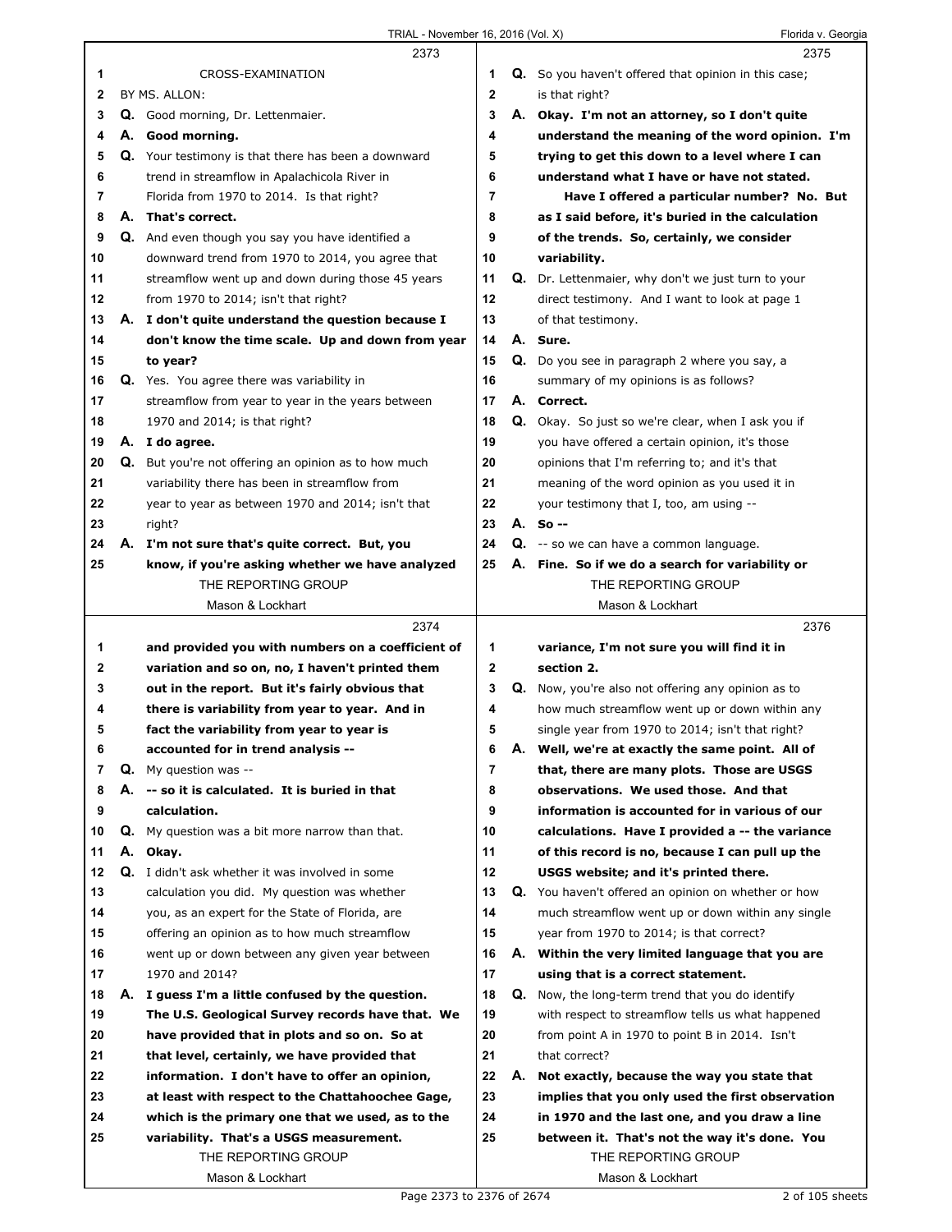CROSS-EXAMINATION

BY MS. ALLON:

**Q.** Good morning, Dr. Lettenmaier.

**A. Good morning.**

**Q.** Your testimony is that there has been a downward trend in streamflow in Apalachicola River in Florida from 1970 to 2014. Is that right?

**A. That's correct.**

**Q.** And even though you say you have identified a downward trend from 1970 to 2014, you agree that streamflow went up and down during those 45 years from 1970 to 2014; isn't that right?

**A. I don't quite understand the question because I don't know the time scale. Up and down from year to year?**

**Q.** Yes. You agree there was variability in streamflow from year to year in the years between 1970 and 2014; is that right?

**A. I do agree.**

**Q.** But you're not offering an opinion as to how much variability there has been in streamflow from year to year as between 1970 and 2014; isn't that right?

**A. I'm not sure that's quite correct. But, you know, if you're asking whether we have analyzed and provided you with numbers on a coefficient of variation and so on, no, I haven't printed them out in the report. But it's fairly obvious that there is variability from year to year. And in fact the variability from year to year is accounted for in trend analysis --**

**Q.** My question was --

**A. -- so it is calculated. It is buried in that calculation.**

**Q.** My question was a bit more narrow than that.

**A. Okay.**

**Q.** I didn't ask whether it was involved in some calculation you did. My question was whether you, as an expert for the State of Florida, are offering an opinion as to how much streamflow went up or down between any given year between 1970 and 2014?

**A. I guess I'm a little confused by the question. The U.S. Geological Survey records have that. We have provided that in plots and so on. So at that level, certainly, we have provided that information. I don't have to offer an opinion, at least with respect to the Chattahoochee Gage, which is the primary one that we used, as to the variability. That's a USGS measurement.**

**Q.** So you haven't offered that opinion in this case; is that right?

**A. Okay. I'm not an attorney, so I don't quite understand the meaning of the word opinion. I'm trying to get this down to a level where I can understand what I have or have not stated.**

**Have I offered a particular number? No. But as I said before, it's buried in the calculation of the trends. So, certainly, we consider variability.**

**Q.** Dr. Lettenmaier, why don't we just turn to your direct testimony. And I want to look at page 1 of that testimony.

**A. Sure.**

**Q.** Do you see in paragraph 2 where you say, a summary of my opinions is as follows?

**A. Correct.**

**Q.** Okay. So just so we're clear, when I ask you if you have offered a certain opinion, it's those opinions that I'm referring to; and it's that meaning of the word opinion as you used it in your testimony that I, too, am using --

**A. So --**

**Q.** -- so we can have a common language.

**A. Fine. So if we do a search for variability or variance, I'm not sure you will find it in section 2.**

**Q.** Now, you're also not offering any opinion as to how much streamflow went up or down within any single year from 1970 to 2014; isn't that right?

**A. Well, we're at exactly the same point. All of that, there are many plots. Those are USGS observations. We used those. And that information is accounted for in various of our calculations. Have I provided a -- the variance of this record is no, because I can pull up the USGS website; and it's printed there.**

**Q.** You haven't offered an opinion on whether or how much streamflow went up or down within any single year from 1970 to 2014; is that correct?

**A. Within the very limited language that you are using that is a correct statement.**

**Q.** Now, the long-term trend that you do identify with respect to streamflow tells us what happened from point A in 1970 to point B in 2014. Isn't that correct?

**A. Not exactly, because the way you state that implies that you only used the first observation in 1970 and the last one, and you draw a line between it. That's not the way it's done. You**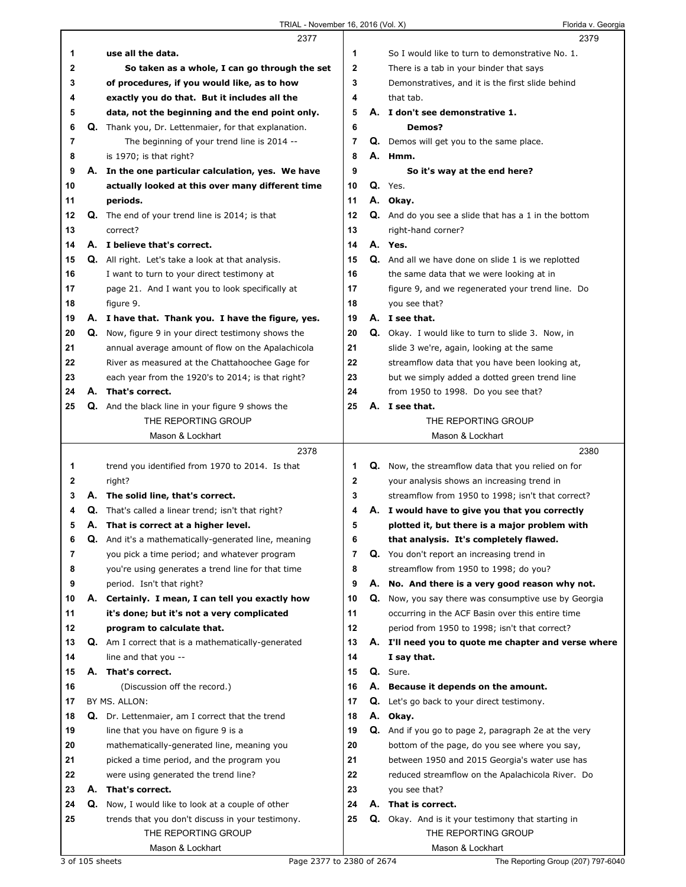2377

1 use all the data.
2 So taken as a whole, I can go through the set
3 of procedures, if you would like, as to how
4 exactly you do that. But it includes all the
5 data, not the beginning and the end point only.
6 Q. Thank you, Dr. Lettenmaier, for that explanation.
7 The beginning of your trend line is 2014 --
8 is 1970; is that right?
9 A. In the one particular calculation, yes. We have
10 actually looked at this over many different time
11 periods.
12 Q. The end of your trend line is 2014; is that
13 correct?
14 A. I believe that's correct.
15 Q. All right. Let's take a look at that analysis.
16 I want to turn to your direct testimony at
17 page 21. And I want you to look specifically at
18 figure 9.
19 A. I have that. Thank you. I have the figure, yes.
20 Q. Now, figure 9 in your direct testimony shows the
21 annual average amount of flow on the Apalachicola
22 River as measured at the Chattahoochee Gage for
23 each year from the 1920's to 2014; is that right?
24 A. That's correct.
25 Q. And the black line in your figure 9 shows the

2378

1 trend you identified from 1970 to 2014. Is that
2 right?
3 A. The solid line, that's correct.
4 Q. That's called a linear trend; isn't that right?
5 A. That is correct at a higher level.
6 Q. And it's a mathematically-generated line, meaning
7 you pick a time period; and whatever program
8 you're using generates a trend line for that time
9 period. Isn't that right?
10 A. Certainly. I mean, I can tell you exactly how
11 it's done; but it's not a very complicated
12 program to calculate that.
13 Q. Am I correct that is a mathematically-generated
14 line and that you --
15 A. That's correct.
16 (Discussion off the record.)
17 BY MS. ALLON:
18 Q. Dr. Lettenmaier, am I correct that the trend
19 line that you have on figure 9 is a
20 mathematically-generated line, meaning you
21 picked a time period, and the program you
22 were using generated the trend line?
23 A. That's correct.
24 Q. Now, I would like to look at a couple of other
25 trends that you don't discuss in your testimony.

2379

1 So I would like to turn to demonstrative No. 1.
2 There is a tab in your binder that says
3 Demonstratives, and it is the first slide behind
4 that tab.
5 A. I don't see demonstrative 1.
6 Demos?
7 Q. Demos will get you to the same place.
8 A. Hmm.
9 So it's way at the end here?
10 Q. Yes.
11 A. Okay.
12 Q. And do you see a slide that has a 1 in the bottom
13 right-hand corner?
14 A. Yes.
15 Q. And all we have done on slide 1 is we replotted
16 the same data that we were looking at in
17 figure 9, and we regenerated your trend line. Do
18 you see that?
19 A. I see that.
20 Q. Okay. I would like to turn to slide 3. Now, in
21 slide 3 we're, again, looking at the same
22 streamflow data that you have been looking at,
23 but we simply added a dotted green trend line
24 from 1950 to 1998. Do you see that?
25 A. I see that.

2380

1 Q. Now, the streamflow data that you relied on for
2 your analysis shows an increasing trend in
3 streamflow from 1950 to 1998; isn't that correct?
4 A. I would have to give you that you correctly
5 plotted it, but there is a major problem with
6 that analysis. It's completely flawed.
7 Q. You don't report an increasing trend in
8 streamflow from 1950 to 1998; do you?
9 A. No. And there is a very good reason why not.
10 Q. Now, you say there was consumptive use by Georgia
11 occurring in the ACF Basin over this entire time
12 period from 1950 to 1998; isn't that correct?
13 A. I'll need you to quote me chapter and verse where
14 I say that.
15 Q. Sure.
16 A. Because it depends on the amount.
17 Q. Let's go back to your direct testimony.
18 A. Okay.
19 Q. And if you go to page 2, paragraph 2e at the very
20 bottom of the page, do you see where you say,
21 between 1950 and 2015 Georgia's water use has
22 reduced streamflow on the Apalachicola River. Do
23 you see that?
24 A. That is correct.
25 Q. Okay. And is it your testimony that starting in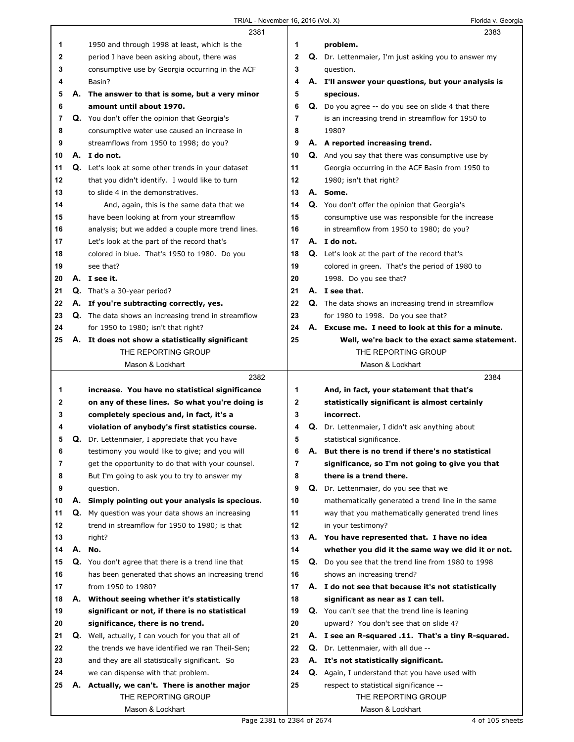**2381**

1 1950 and through 1998 at least, which is the
2 period I have been asking about, there was
3 consumptive use by Georgia occurring in the ACF
4 Basin?
5 A. **The answer to that is some, but a very minor**
6 **amount until about 1970.**
7 Q. You don't offer the opinion that Georgia's
8 consumptive water use caused an increase in
9 streamflows from 1950 to 1998; do you?
10 A. **I do not.**
11 Q. Let's look at some other trends in your dataset
12 that you didn't identify. I would like to turn
13 to slide 4 in the demonstratives.
14 And, again, this is the same data that we
15 have been looking at from your streamflow
16 analysis; but we added a couple more trend lines.
17 Let's look at the part of the record that's
18 colored in blue. That's 1950 to 1980. Do you
19 see that?
20 A. **I see it.**
21 Q. That's a 30-year period?
22 A. **If you're subtracting correctly, yes.**
23 Q. The data shows an increasing trend in streamflow
24 for 1950 to 1980; isn't that right?
25 A. **It does not show a statistically significant**

**2382**

1 **increase. You have no statistical significance**
2 **on any of these lines. So what you're doing is**
3 **completely specious and, in fact, it's a**
4 **violation of anybody's first statistics course.**
5 Q. Dr. Lettenmaier, I appreciate that you have
6 testimony you would like to give; and you will
7 get the opportunity to do that with your counsel.
8 But I'm going to ask you to try to answer my
9 question.
10 A. **Simply pointing out your analysis is specious.**
11 Q. My question was your data shows an increasing
12 trend in streamflow for 1950 to 1980; is that
13 right?
14 A. **No.**
15 Q. You don't agree that there is a trend line that
16 has been generated that shows an increasing trend
17 from 1950 to 1980?
18 A. **Without seeing whether it's statistically**
19 **significant or not, if there is no statistical**
20 **significance, there is no trend.**
21 Q. Well, actually, I can vouch for you that all of
22 the trends we have identified we ran Theil-Sen;
23 and they are all statistically significant. So
24 we can dispense with that problem.
25 A. **Actually, we can't. There is another major**

**2383**

1 **problem.**
2 Q. Dr. Lettenmaier, I'm just asking you to answer my
3 question.
4 A. **I'll answer your questions, but your analysis is**
5 **specious.**
6 Q. Do you agree -- do you see on slide 4 that there
7 is an increasing trend in streamflow for 1950 to
8 1980?
9 A. **A reported increasing trend.**
10 Q. And you say that there was consumptive use by
11 Georgia occurring in the ACF Basin from 1950 to
12 1980; isn't that right?
13 A. **Some.**
14 Q. You don't offer the opinion that Georgia's
15 consumptive use was responsible for the increase
16 in streamflow from 1950 to 1980; do you?
17 A. **I do not.**
18 Q. Let's look at the part of the record that's
19 colored in green. That's the period of 1980 to
20 1998. Do you see that?
21 A. **I see that.**
22 Q. The data shows an increasing trend in streamflow
23 for 1980 to 1998. Do you see that?
24 A. **Excuse me. I need to look at this for a minute.**
25 **Well, we're back to the exact same statement.**

**2384**

1 **And, in fact, your statement that that's**
2 **statistically significant is almost certainly**
3 **incorrect.**
4 Q. Dr. Lettenmaier, I didn't ask anything about
5 statistical significance.
6 A. **But there is no trend if there's no statistical**
7 **significance, so I'm not going to give you that**
8 **there is a trend there.**
9 Q. Dr. Lettenmaier, do you see that we
10 mathematically generated a trend line in the same
11 way that you mathematically generated trend lines
12 in your testimony?
13 A. **You have represented that. I have no idea**
14 **whether you did it the same way we did it or not.**
15 Q. Do you see that the trend line from 1980 to 1998
16 shows an increasing trend?
17 A. **I do not see that because it's not statistically**
18 **significant as near as I can tell.**
19 Q. You can't see that the trend line is leaning
20 upward? You don't see that on slide 4?
21 A. **I see an R-squared .11. That's a tiny R-squared.**
22 Q. Dr. Lettenmaier, with all due --
23 A. **It's not statistically significant.**
24 Q. Again, I understand that you have used with
25 respect to statistical significance --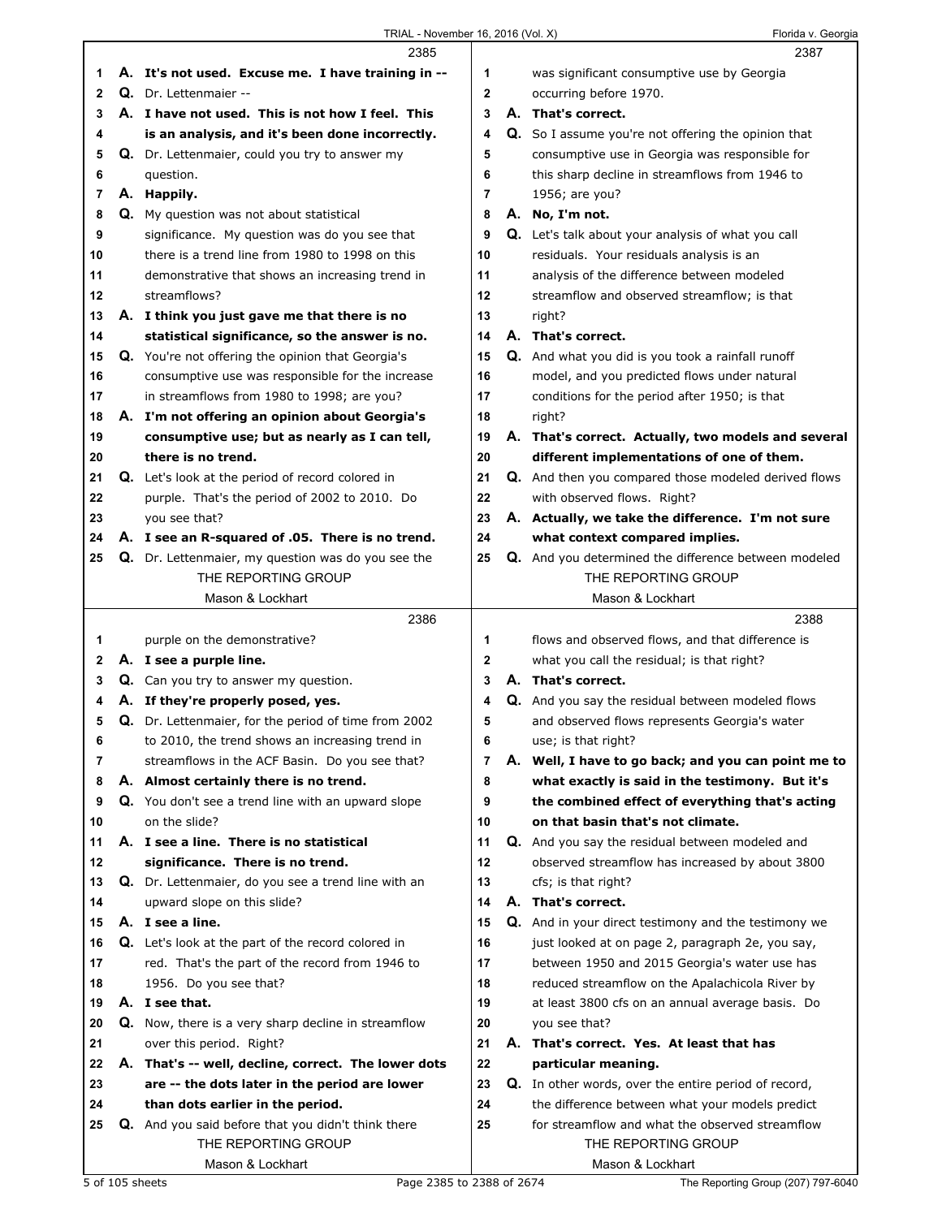**2385**

1 A. **It's not used. Excuse me. I have training in --**
2 Q. Dr. Lettenmaier --
3 A. **I have not used. This is not how I feel. This**
4 **is an analysis, and it's been done incorrectly.**
5 Q. Dr. Lettenmaier, could you try to answer my
6 question.
7 A. **Happily.**
8 Q. My question was not about statistical
9 significance. My question was do you see that
10 there is a trend line from 1980 to 1998 on this
11 demonstrative that shows an increasing trend in
12 streamflows?
13 A. **I think you just gave me that there is no**
14 **statistical significance, so the answer is no.**
15 Q. You're not offering the opinion that Georgia's
16 consumptive use was responsible for the increase
17 in streamflows from 1980 to 1998; are you?
18 A. **I'm not offering an opinion about Georgia's**
19 **consumptive use; but as nearly as I can tell,**
20 **there is no trend.**
21 Q. Let's look at the period of record colored in
22 purple. That's the period of 2002 to 2010. Do
23 you see that?
24 A. **I see an R-squared of .05. There is no trend.**
25 Q. Dr. Lettenmaier, my question was do you see the

**2386**

1 purple on the demonstrative?
2 A. **I see a purple line.**
3 Q. Can you try to answer my question.
4 A. **If they're properly posed, yes.**
5 Q. Dr. Lettenmaier, for the period of time from 2002
6 to 2010, the trend shows an increasing trend in
7 streamflows in the ACF Basin. Do you see that?
8 A. **Almost certainly there is no trend.**
9 Q. You don't see a trend line with an upward slope
10 on the slide?
11 A. **I see a line. There is no statistical**
12 **significance. There is no trend.**
13 Q. Dr. Lettenmaier, do you see a trend line with an
14 upward slope on this slide?
15 A. **I see a line.**
16 Q. Let's look at the part of the record colored in
17 red. That's the part of the record from 1946 to
18 1956. Do you see that?
19 A. **I see that.**
20 Q. Now, there is a very sharp decline in streamflow
21 over this period. Right?
22 A. **That's -- well, decline, correct. The lower dots**
23 **are -- the dots later in the period are lower**
24 **than dots earlier in the period.**
25 Q. And you said before that you didn't think there

**2387**

1 was significant consumptive use by Georgia
2 occurring before 1970.
3 A. **That's correct.**
4 Q. So I assume you're not offering the opinion that
5 consumptive use in Georgia was responsible for
6 this sharp decline in streamflows from 1946 to
7 1956; are you?
8 A. **No, I'm not.**
9 Q. Let's talk about your analysis of what you call
10 residuals. Your residuals analysis is an
11 analysis of the difference between modeled
12 streamflow and observed streamflow; is that
13 right?
14 A. **That's correct.**
15 Q. And what you did is you took a rainfall runoff
16 model, and you predicted flows under natural
17 conditions for the period after 1950; is that
18 right?
19 A. **That's correct. Actually, two models and several**
20 **different implementations of one of them.**
21 Q. And then you compared those modeled derived flows
22 with observed flows. Right?
23 A. **Actually, we take the difference. I'm not sure**
24 **what context compared implies.**
25 Q. And you determined the difference between modeled

**2388**

1 flows and observed flows, and that difference is
2 what you call the residual; is that right?
3 A. **That's correct.**
4 Q. And you say the residual between modeled flows
5 and observed flows represents Georgia's water
6 use; is that right?
7 A. **Well, I have to go back; and you can point me to**
8 **what exactly is said in the testimony. But it's**
9 **the combined effect of everything that's acting**
10 **on that basin that's not climate.**
11 Q. And you say the residual between modeled and
12 observed streamflow has increased by about 3800
13 cfs; is that right?
14 A. **That's correct.**
15 Q. And in your direct testimony and the testimony we
16 just looked at on page 2, paragraph 2e, you say,
17 between 1950 and 2015 Georgia's water use has
18 reduced streamflow on the Apalachicola River by
19 at least 3800 cfs on an annual average basis. Do
20 you see that?
21 A. **That's correct. Yes. At least that has**
22 **particular meaning.**
23 Q. In other words, over the entire period of record,
24 the difference between what your models predict
25 for streamflow and what the observed streamflow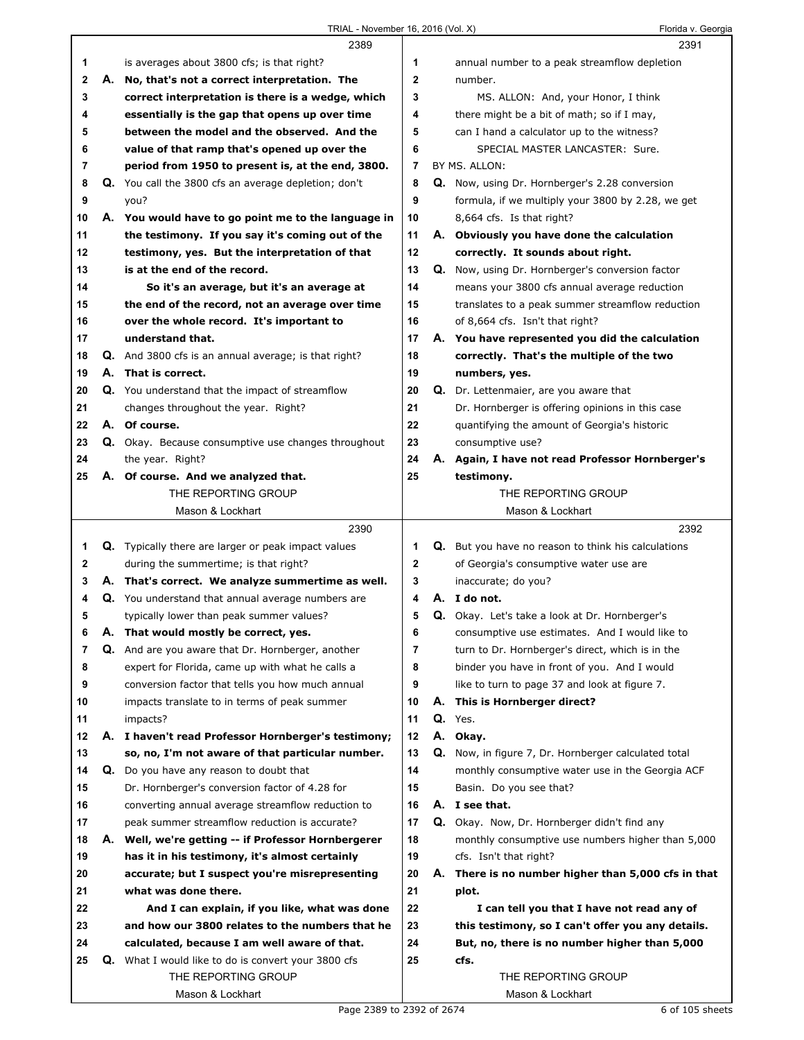**2389**

1 is averages about 3800 cfs; is that right?

2 A. **No, that's not a correct interpretation. The**
3 **correct interpretation is there is a wedge, which**
4 **essentially is the gap that opens up over time**
5 **between the model and the observed. And the**
6 **value of that ramp that's opened up over the**
7 **period from 1950 to present is, at the end, 3800.**

8 Q. You call the 3800 cfs an average depletion; don't
9 you?

10 A. **You would have to go point me to the language in**
11 **the testimony. If you say it's coming out of the**
12 **testimony, yes. But the interpretation of that**
13 **is at the end of the record.**
14 **So it's an average, but it's an average at**
15 **the end of the record, not an average over time**
16 **over the whole record. It's important to**
17 **understand that.**

18 Q. And 3800 cfs is an annual average; is that right?

19 A. **That is correct.**

20 Q. You understand that the impact of streamflow
21 changes throughout the year. Right?

22 A. **Of course.**

23 Q. Okay. Because consumptive use changes throughout
24 the year. Right?

25 A. **Of course. And we analyzed that.**

**2390**

1 Q. Typically there are larger or peak impact values
2 during the summertime; is that right?

3 A. **That's correct. We analyze summertime as well.**

4 Q. You understand that annual average numbers are
5 typically lower than peak summer values?

6 A. **That would mostly be correct, yes.**

7 Q. And are you aware that Dr. Hornberger, another
8 expert for Florida, came up with what he calls a
9 conversion factor that tells you how much annual
10 impacts translate to in terms of peak summer
11 impacts?

12 A. **I haven't read Professor Hornberger's testimony;**
13 **so, no, I'm not aware of that particular number.**

14 Q. Do you have any reason to doubt that
15 Dr. Hornberger's conversion factor of 4.28 for
16 converting annual average streamflow reduction to
17 peak summer streamflow reduction is accurate?

18 A. **Well, we're getting -- if Professor Hornbergerer**
19 **has it in his testimony, it's almost certainly**
20 **accurate; but I suspect you're misrepresenting**
21 **what was done there.**
22 **And I can explain, if you like, what was done**
23 **and how our 3800 relates to the numbers that he**
24 **calculated, because I am well aware of that.**

25 Q. What I would like to do is convert your 3800 cfs

**2391**

1 annual number to a peak streamflow depletion
2 number.

3 MS. ALLON: And, your Honor, I think
4 there might be a bit of math; so if I may,
5 can I hand a calculator up to the witness?

6 SPECIAL MASTER LANCASTER: Sure.

7 BY MS. ALLON:

8 Q. Now, using Dr. Hornberger's 2.28 conversion
9 formula, if we multiply your 3800 by 2.28, we get
10 8,664 cfs. Is that right?

11 A. **Obviously you have done the calculation**
12 **correctly. It sounds about right.**

13 Q. Now, using Dr. Hornberger's conversion factor
14 means your 3800 cfs annual average reduction
15 translates to a peak summer streamflow reduction
16 of 8,664 cfs. Isn't that right?

17 A. **You have represented you did the calculation**
18 **correctly. That's the multiple of the two**
19 **numbers, yes.**

20 Q. Dr. Lettenmaier, are you aware that
21 Dr. Hornberger is offering opinions in this case
22 quantifying the amount of Georgia's historic
23 consumptive use?

24 A. **Again, I have not read Professor Hornberger's**
25 **testimony.**

**2392**

1 Q. But you have no reason to think his calculations
2 of Georgia's consumptive water use are
3 inaccurate; do you?

4 A. **I do not.**

5 Q. Okay. Let's take a look at Dr. Hornberger's
6 consumptive use estimates. And I would like to
7 turn to Dr. Hornberger's direct, which is in the
8 binder you have in front of you. And I would
9 like to turn to page 37 and look at figure 7.

10 A. **This is Hornberger direct?**

11 Q. Yes.

12 A. **Okay.**

13 Q. Now, in figure 7, Dr. Hornberger calculated total
14 monthly consumptive water use in the Georgia ACF
15 Basin. Do you see that?

16 A. **I see that.**

17 Q. Okay. Now, Dr. Hornberger didn't find any
18 monthly consumptive use numbers higher than 5,000
19 cfs. Isn't that right?

20 A. **There is no number higher than 5,000 cfs in that**
21 **plot.**
22 **I can tell you that I have not read any of**
23 **this testimony, so I can't offer you any details.**
24 **But, no, there is no number higher than 5,000**
25 **cfs.**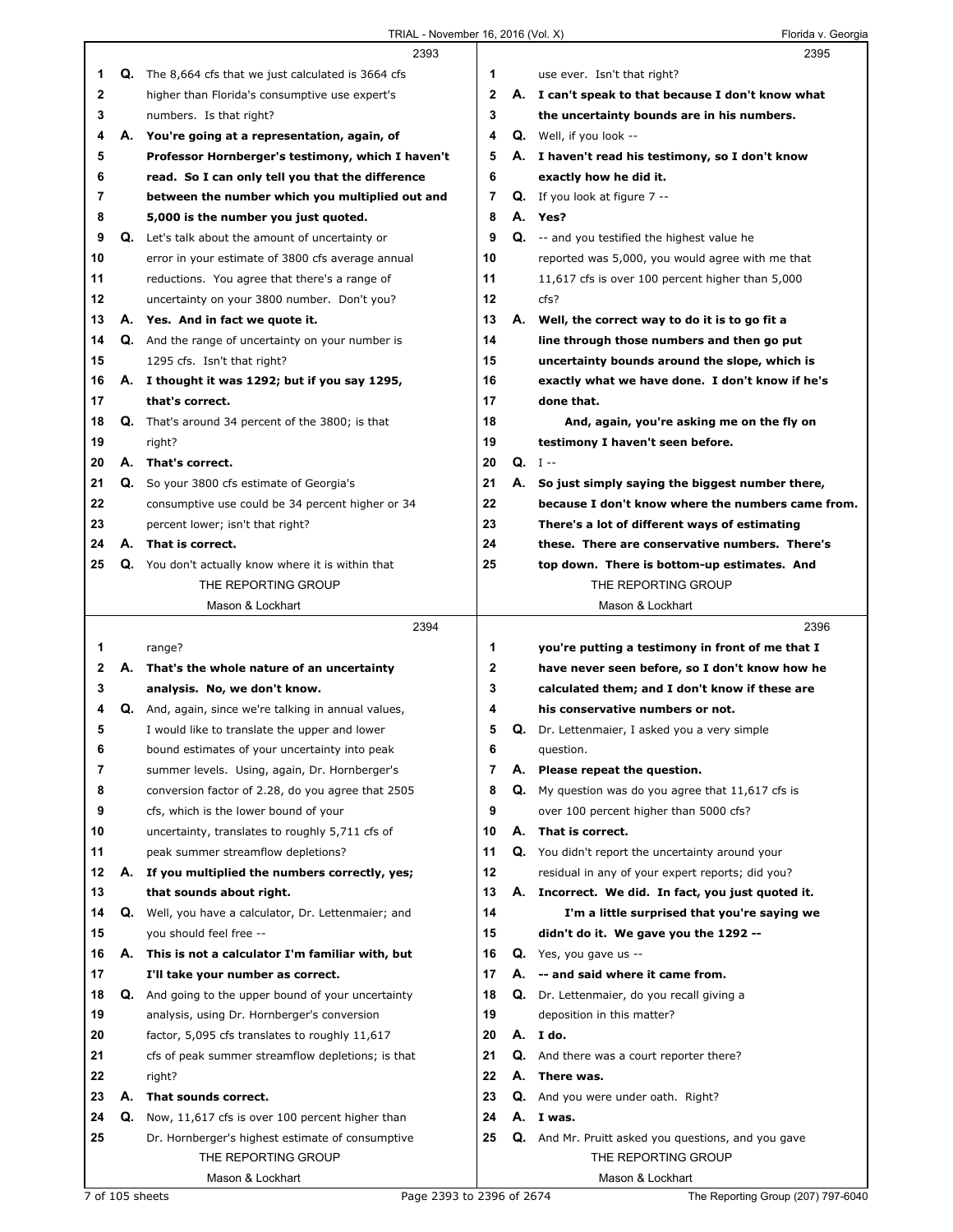2393

1 Q. The 8,664 cfs that we just calculated is 3664 cfs
2 higher than Florida's consumptive use expert's
3 numbers. Is that right?
4 A. **You're going at a representation, again, of**
5 **Professor Hornberger's testimony, which I haven't**
6 **read. So I can only tell you that the difference**
7 **between the number which you multiplied out and**
8 **5,000 is the number you just quoted.**
9 Q. Let's talk about the amount of uncertainty or
10 error in your estimate of 3800 cfs average annual
11 reductions. You agree that there's a range of
12 uncertainty on your 3800 number. Don't you?
13 A. **Yes. And in fact we quote it.**
14 Q. And the range of uncertainty on your number is
15 1295 cfs. Isn't that right?
16 A. **I thought it was 1292; but if you say 1295,**
17 **that's correct.**
18 Q. That's around 34 percent of the 3800; is that
19 right?
20 A. **That's correct.**
21 Q. So your 3800 cfs estimate of Georgia's
22 consumptive use could be 34 percent higher or 34
23 percent lower; isn't that right?
24 A. **That is correct.**
25 Q. You don't actually know where it is within that

2394

1 range?
2 A. **That's the whole nature of an uncertainty**
3 **analysis. No, we don't know.**
4 Q. And, again, since we're talking in annual values,
5 I would like to translate the upper and lower
6 bound estimates of your uncertainty into peak
7 summer levels. Using, again, Dr. Hornberger's
8 conversion factor of 2.28, do you agree that 2505
9 cfs, which is the lower bound of your
10 uncertainty, translates to roughly 5,711 cfs of
11 peak summer streamflow depletions?
12 A. **If you multiplied the numbers correctly, yes;**
13 **that sounds about right.**
14 Q. Well, you have a calculator, Dr. Lettenmaier; and
15 you should feel free --
16 A. **This is not a calculator I'm familiar with, but**
17 **I'll take your number as correct.**
18 Q. And going to the upper bound of your uncertainty
19 analysis, using Dr. Hornberger's conversion
20 factor, 5,095 cfs translates to roughly 11,617
21 cfs of peak summer streamflow depletions; is that
22 right?
23 A. **That sounds correct.**
24 Q. Now, 11,617 cfs is over 100 percent higher than
25 Dr. Hornberger's highest estimate of consumptive

2395

1 use ever. Isn't that right?
2 A. **I can't speak to that because I don't know what**
3 **the uncertainty bounds are in his numbers.**
4 Q. Well, if you look --
5 A. **I haven't read his testimony, so I don't know**
6 **exactly how he did it.**
7 Q. If you look at figure 7 --
8 A. **Yes?**
9 Q. -- and you testified the highest value he
10 reported was 5,000, you would agree with me that
11 11,617 cfs is over 100 percent higher than 5,000
12 cfs?
13 A. **Well, the correct way to do it is to go fit a**
14 **line through those numbers and then go put**
15 **uncertainty bounds around the slope, which is**
16 **exactly what we have done. I don't know if he's**
17 **done that.**
18 **And, again, you're asking me on the fly on**
19 **testimony I haven't seen before.**
20 Q. I --
21 A. **So just simply saying the biggest number there,**
22 **because I don't know where the numbers came from.**
23 **There's a lot of different ways of estimating**
24 **these. There are conservative numbers. There's**
25 **top down. There is bottom-up estimates. And**

2396

1 **you're putting a testimony in front of me that I**
2 **have never seen before, so I don't know how he**
3 **calculated them; and I don't know if these are**
4 **his conservative numbers or not.**
5 Q. Dr. Lettenmaier, I asked you a very simple
6 question.
7 A. **Please repeat the question.**
8 Q. My question was do you agree that 11,617 cfs is
9 over 100 percent higher than 5000 cfs?
10 A. **That is correct.**
11 Q. You didn't report the uncertainty around your
12 residual in any of your expert reports; did you?
13 A. **Incorrect. We did. In fact, you just quoted it.**
14 **I'm a little surprised that you're saying we**
15 **didn't do it. We gave you the 1292 --**
16 Q. Yes, you gave us --
17 A. **-- and said where it came from.**
18 Q. Dr. Lettenmaier, do you recall giving a
19 deposition in this matter?
20 A. **I do.**
21 Q. And there was a court reporter there?
22 A. **There was.**
23 Q. And you were under oath. Right?
24 A. **I was.**
25 Q. And Mr. Pruitt asked you questions, and you gave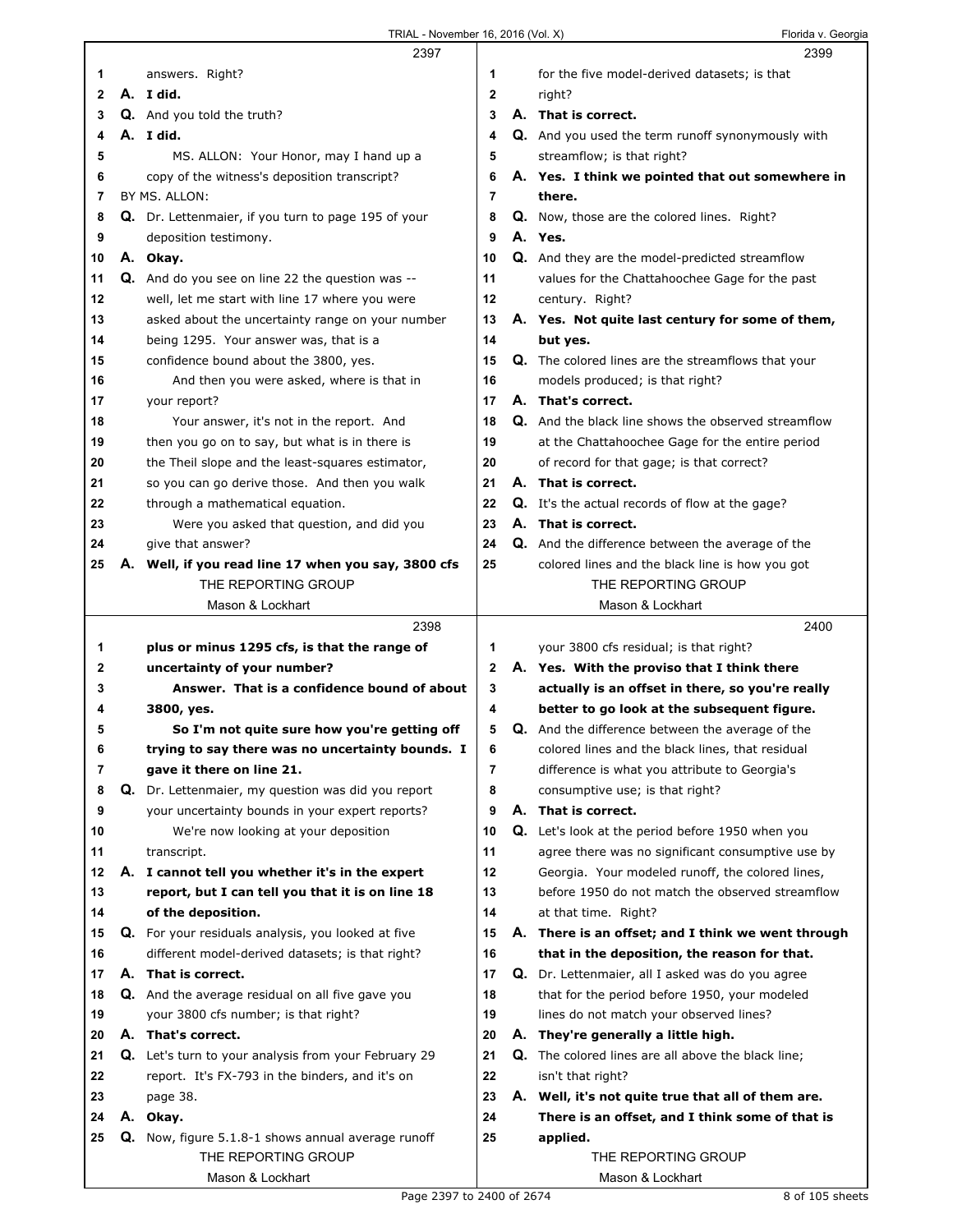**2397**

1 answers. Right?
2 A. **I did.**
3 Q. And you told the truth?
4 A. **I did.**
5 MS. ALLON: Your Honor, may I hand up a
6 copy of the witness's deposition transcript?
7 BY MS. ALLON:
8 Q. Dr. Lettenmaier, if you turn to page 195 of your
9 deposition testimony.
10 A. **Okay.**
11 Q. And do you see on line 22 the question was --
12 well, let me start with line 17 where you were
13 asked about the uncertainty range on your number
14 being 1295. Your answer was, that is a
15 confidence bound about the 3800, yes.
16 And then you were asked, where is that in
17 your report?
18 Your answer, it's not in the report. And
19 then you go on to say, but what is in there is
20 the Theil slope and the least-squares estimator,
21 so you can go derive those. And then you walk
22 through a mathematical equation.
23 Were you asked that question, and did you
24 give that answer?
25 A. **Well, if you read line 17 when you say, 3800 cfs**

**2398**

1 **plus or minus 1295 cfs, is that the range of**
2 **uncertainty of your number?**
3 **Answer. That is a confidence bound of about**
4 **3800, yes.**
5 **So I'm not quite sure how you're getting off**
6 **trying to say there was no uncertainty bounds. I**
7 **gave it there on line 21.**
8 Q. Dr. Lettenmaier, my question was did you report
9 your uncertainty bounds in your expert reports?
10 We're now looking at your deposition
11 transcript.
12 A. **I cannot tell you whether it's in the expert**
13 **report, but I can tell you that it is on line 18**
14 **of the deposition.**
15 Q. For your residuals analysis, you looked at five
16 different model-derived datasets; is that right?
17 A. **That is correct.**
18 Q. And the average residual on all five gave you
19 your 3800 cfs number; is that right?
20 A. **That's correct.**
21 Q. Let's turn to your analysis from your February 29
22 report. It's FX-793 in the binders, and it's on
23 page 38.
24 A. **Okay.**
25 Q. Now, figure 5.1.8-1 shows annual average runoff

**2399**

1 for the five model-derived datasets; is that
2 right?
3 A. **That is correct.**
4 Q. And you used the term runoff synonymously with
5 streamflow; is that right?
6 A. **Yes. I think we pointed that out somewhere in**
7 **there.**
8 Q. Now, those are the colored lines. Right?
9 A. **Yes.**
10 Q. And they are the model-predicted streamflow
11 values for the Chattahoochee Gage for the past
12 century. Right?
13 A. **Yes. Not quite last century for some of them,**
14 **but yes.**
15 Q. The colored lines are the streamflows that your
16 models produced; is that right?
17 A. **That's correct.**
18 Q. And the black line shows the observed streamflow
19 at the Chattahoochee Gage for the entire period
20 of record for that gage; is that correct?
21 A. **That is correct.**
22 Q. It's the actual records of flow at the gage?
23 A. **That is correct.**
24 Q. And the difference between the average of the
25 colored lines and the black line is how you got

**2400**

1 your 3800 cfs residual; is that right?
2 A. **Yes. With the proviso that I think there**
3 **actually is an offset in there, so you're really**
4 **better to go look at the subsequent figure.**
5 Q. And the difference between the average of the
6 colored lines and the black lines, that residual
7 difference is what you attribute to Georgia's
8 consumptive use; is that right?
9 A. **That is correct.**
10 Q. Let's look at the period before 1950 when you
11 agree there was no significant consumptive use by
12 Georgia. Your modeled runoff, the colored lines,
13 before 1950 do not match the observed streamflow
14 at that time. Right?
15 A. **There is an offset; and I think we went through**
16 **that in the deposition, the reason for that.**
17 Q. Dr. Lettenmaier, all I asked was do you agree
18 that for the period before 1950, your modeled
19 lines do not match your observed lines?
20 A. **They're generally a little high.**
21 Q. The colored lines are all above the black line;
22 isn't that right?
23 A. **Well, it's not quite true that all of them are.**
24 **There is an offset, and I think some of that is**
25 **applied.**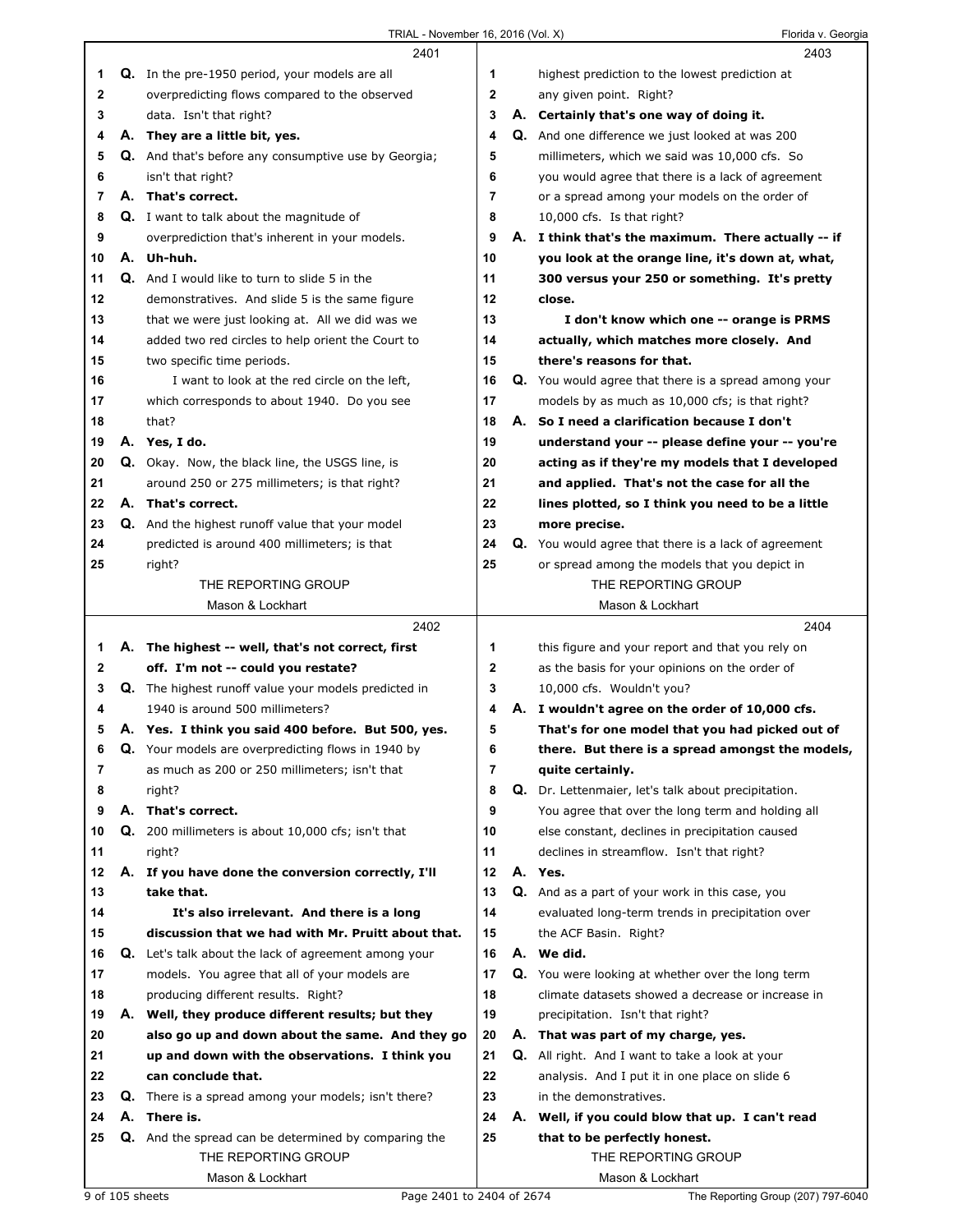2401

1 **Q.** In the pre-1950 period, your models are all
2 overpredicting flows compared to the observed
3 data. Isn't that right?
4 **A. They are a little bit, yes.**
5 **Q.** And that's before any consumptive use by Georgia;
6 isn't that right?
7 **A. That's correct.**
8 **Q.** I want to talk about the magnitude of
9 overprediction that's inherent in your models.
10 **A. Uh-huh.**
11 **Q.** And I would like to turn to slide 5 in the
12 demonstratives. And slide 5 is the same figure
13 that we were just looking at. All we did was we
14 added two red circles to help orient the Court to
15 two specific time periods.
16 I want to look at the red circle on the left,
17 which corresponds to about 1940. Do you see
18 that?
19 **A. Yes, I do.**
20 **Q.** Okay. Now, the black line, the USGS line, is
21 around 250 or 275 millimeters; is that right?
22 **A. That's correct.**
23 **Q.** And the highest runoff value that your model
24 predicted is around 400 millimeters; is that
25 right?

2402

1 **A. The highest -- well, that's not correct, first**
2 **off. I'm not -- could you restate?**
3 **Q.** The highest runoff value your models predicted in
4 1940 is around 500 millimeters?
5 **A. Yes. I think you said 400 before. But 500, yes.**
6 **Q.** Your models are overpredicting flows in 1940 by
7 as much as 200 or 250 millimeters; isn't that
8 right?
9 **A. That's correct.**
10 **Q.** 200 millimeters is about 10,000 cfs; isn't that
11 right?
12 **A. If you have done the conversion correctly, I'll**
13 **take that.**
14 **It's also irrelevant. And there is a long**
15 **discussion that we had with Mr. Pruitt about that.**
16 **Q.** Let's talk about the lack of agreement among your
17 models. You agree that all of your models are
18 producing different results. Right?
19 **A. Well, they produce different results; but they**
20 **also go up and down about the same. And they go**
21 **up and down with the observations. I think you**
22 **can conclude that.**
23 **Q.** There is a spread among your models; isn't there?
24 **A. There is.**
25 **Q.** And the spread can be determined by comparing the

2403

1 highest prediction to the lowest prediction at
2 any given point. Right?
3 **A. Certainly that's one way of doing it.**
4 **Q.** And one difference we just looked at was 200
5 millimeters, which we said was 10,000 cfs. So
6 you would agree that there is a lack of agreement
7 or a spread among your models on the order of
8 10,000 cfs. Is that right?
9 **A. I think that's the maximum. There actually -- if**
10 **you look at the orange line, it's down at, what,**
11 **300 versus your 250 or something. It's pretty**
12 **close.**
13 **I don't know which one -- orange is PRMS**
14 **actually, which matches more closely. And**
15 **there's reasons for that.**
16 **Q.** You would agree that there is a spread among your
17 models by as much as 10,000 cfs; is that right?
18 **A. So I need a clarification because I don't**
19 **understand your -- please define your -- you're**
20 **acting as if they're my models that I developed**
21 **and applied. That's not the case for all the**
22 **lines plotted, so I think you need to be a little**
23 **more precise.**
24 **Q.** You would agree that there is a lack of agreement
25 or spread among the models that you depict in

2404

1 this figure and your report and that you rely on
2 as the basis for your opinions on the order of
3 10,000 cfs. Wouldn't you?
4 **A. I wouldn't agree on the order of 10,000 cfs.**
5 **That's for one model that you had picked out of**
6 **there. But there is a spread amongst the models,**
7 **quite certainly.**
8 **Q.** Dr. Lettenmaier, let's talk about precipitation.
9 You agree that over the long term and holding all
10 else constant, declines in precipitation caused
11 declines in streamflow. Isn't that right?
12 **A. Yes.**
13 **Q.** And as a part of your work in this case, you
14 evaluated long-term trends in precipitation over
15 the ACF Basin. Right?
16 **A. We did.**
17 **Q.** You were looking at whether over the long term
18 climate datasets showed a decrease or increase in
19 precipitation. Isn't that right?
20 **A. That was part of my charge, yes.**
21 **Q.** All right. And I want to take a look at your
22 analysis. And I put it in one place on slide 6
23 in the demonstratives.
24 **A. Well, if you could blow that up. I can't read**
25 **that to be perfectly honest.**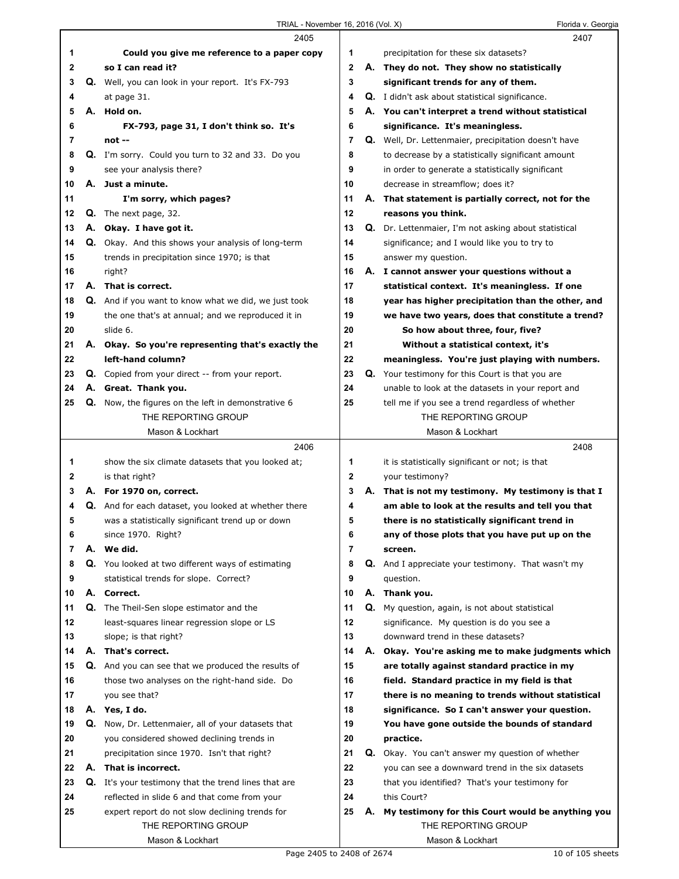**2405**

1 Could you give me reference to a paper copy
2 so I can read it?
3 Q. Well, you can look in your report. It's FX-793
4 at page 31.
5 A. Hold on.
6 FX-793, page 31, I don't think so. It's
7 not --
8 Q. I'm sorry. Could you turn to 32 and 33. Do you
9 see your analysis there?
10 A. Just a minute.
11 I'm sorry, which pages?
12 Q. The next page, 32.
13 A. Okay. I have got it.
14 Q. Okay. And this shows your analysis of long-term
15 trends in precipitation since 1970; is that
16 right?
17 A. That is correct.
18 Q. And if you want to know what we did, we just took
19 the one that's at annual; and we reproduced it in
20 slide 6.
21 A. Okay. So you're representing that's exactly the
22 left-hand column?
23 Q. Copied from your direct -- from your report.
24 A. Great. Thank you.
25 Q. Now, the figures on the left in demonstrative 6

**2406**

1 show the six climate datasets that you looked at;
2 is that right?
3 A. For 1970 on, correct.
4 Q. And for each dataset, you looked at whether there
5 was a statistically significant trend up or down
6 since 1970. Right?
7 A. We did.
8 Q. You looked at two different ways of estimating
9 statistical trends for slope. Correct?
10 A. Correct.
11 Q. The Theil-Sen slope estimator and the
12 least-squares linear regression slope or LS
13 slope; is that right?
14 A. That's correct.
15 Q. And you can see that we produced the results of
16 those two analyses on the right-hand side. Do
17 you see that?
18 A. Yes, I do.
19 Q. Now, Dr. Lettenmaier, all of your datasets that
20 you considered showed declining trends in
21 precipitation since 1970. Isn't that right?
22 A. That is incorrect.
23 Q. It's your testimony that the trend lines that are
24 reflected in slide 6 and that come from your
25 expert report do not slow declining trends for

**2407**

1 precipitation for these six datasets?
2 A. They do not. They show no statistically
3 significant trends for any of them.
4 Q. I didn't ask about statistical significance.
5 A. You can't interpret a trend without statistical
6 significance. It's meaningless.
7 Q. Well, Dr. Lettenmaier, precipitation doesn't have
8 to decrease by a statistically significant amount
9 in order to generate a statistically significant
10 decrease in streamflow; does it?
11 A. That statement is partially correct, not for the
12 reasons you think.
13 Q. Dr. Lettenmaier, I'm not asking about statistical
14 significance; and I would like you to try to
15 answer my question.
16 A. I cannot answer your questions without a
17 statistical context. It's meaningless. If one
18 year has higher precipitation than the other, and
19 we have two years, does that constitute a trend?
20 So how about three, four, five?
21 Without a statistical context, it's
22 meaningless. You're just playing with numbers.
23 Q. Your testimony for this Court is that you are
24 unable to look at the datasets in your report and
25 tell me if you see a trend regardless of whether

**2408**

1 it is statistically significant or not; is that
2 your testimony?
3 A. That is not my testimony. My testimony is that I
4 am able to look at the results and tell you that
5 there is no statistically significant trend in
6 any of those plots that you have put up on the
7 screen.
8 Q. And I appreciate your testimony. That wasn't my
9 question.
10 A. Thank you.
11 Q. My question, again, is not about statistical
12 significance. My question is do you see a
13 downward trend in these datasets?
14 A. Okay. You're asking me to make judgments which
15 are totally against standard practice in my
16 field. Standard practice in my field is that
17 there is no meaning to trends without statistical
18 significance. So I can't answer your question.
19 You have gone outside the bounds of standard
20 practice.
21 Q. Okay. You can't answer my question of whether
22 you can see a downward trend in the six datasets
23 that you identified? That's your testimony for
24 this Court?
25 A. My testimony for this Court would be anything you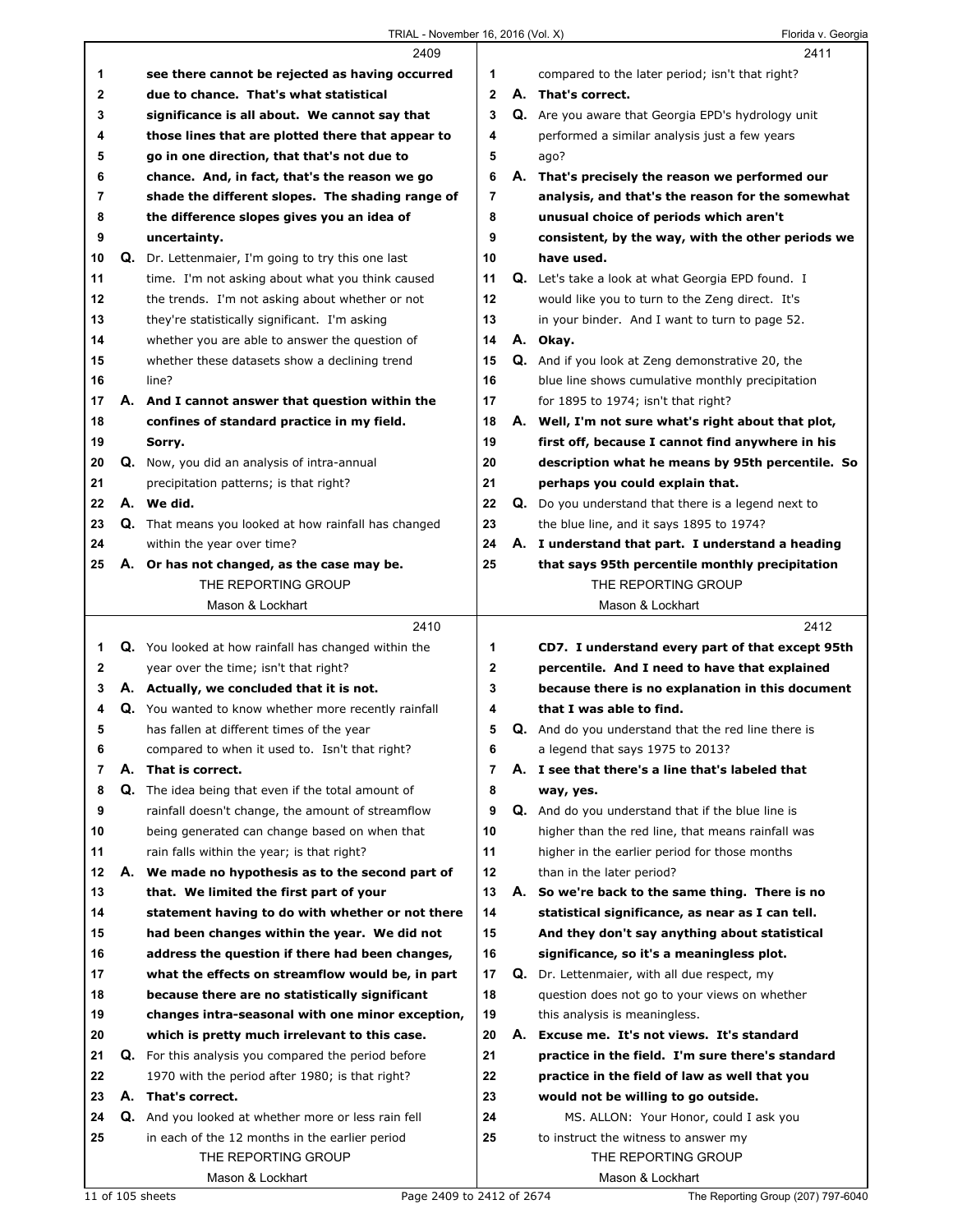2409

1 see there cannot be rejected as having occurred
2 due to chance. That's what statistical
3 significance is all about. We cannot say that
4 those lines that are plotted there that appear to
5 go in one direction, that that's not due to
6 chance. And, in fact, that's the reason we go
7 shade the different slopes. The shading range of
8 the difference slopes gives you an idea of
9 uncertainty.
10 Q. Dr. Lettenmaier, I'm going to try this one last
11 time. I'm not asking about what you think caused
12 the trends. I'm not asking about whether or not
13 they're statistically significant. I'm asking
14 whether you are able to answer the question of
15 whether these datasets show a declining trend
16 line?
17 A. And I cannot answer that question within the
18 confines of standard practice in my field.
19 Sorry.
20 Q. Now, you did an analysis of intra-annual
21 precipitation patterns; is that right?
22 A. We did.
23 Q. That means you looked at how rainfall has changed
24 within the year over time?
25 A. Or has not changed, as the case may be.

2410

1 Q. You looked at how rainfall has changed within the
2 year over the time; isn't that right?
3 A. Actually, we concluded that it is not.
4 Q. You wanted to know whether more recently rainfall
5 has fallen at different times of the year
6 compared to when it used to. Isn't that right?
7 A. That is correct.
8 Q. The idea being that even if the total amount of
9 rainfall doesn't change, the amount of streamflow
10 being generated can change based on when that
11 rain falls within the year; is that right?
12 A. We made no hypothesis as to the second part of
13 that. We limited the first part of your
14 statement having to do with whether or not there
15 had been changes within the year. We did not
16 address the question if there had been changes,
17 what the effects on streamflow would be, in part
18 because there are no statistically significant
19 changes intra-seasonal with one minor exception,
20 which is pretty much irrelevant to this case.
21 Q. For this analysis you compared the period before
22 1970 with the period after 1980; is that right?
23 A. That's correct.
24 Q. And you looked at whether more or less rain fell
25 in each of the 12 months in the earlier period

2411

1 compared to the later period; isn't that right?
2 A. That's correct.
3 Q. Are you aware that Georgia EPD's hydrology unit
4 performed a similar analysis just a few years
5 ago?
6 A. That's precisely the reason we performed our
7 analysis, and that's the reason for the somewhat
8 unusual choice of periods which aren't
9 consistent, by the way, with the other periods we
10 have used.
11 Q. Let's take a look at what Georgia EPD found. I
12 would like you to turn to the Zeng direct. It's
13 in your binder. And I want to turn to page 52.
14 A. Okay.
15 Q. And if you look at Zeng demonstrative 20, the
16 blue line shows cumulative monthly precipitation
17 for 1895 to 1974; isn't that right?
18 A. Well, I'm not sure what's right about that plot,
19 first off, because I cannot find anywhere in his
20 description what he means by 95th percentile. So
21 perhaps you could explain that.
22 Q. Do you understand that there is a legend next to
23 the blue line, and it says 1895 to 1974?
24 A. I understand that part. I understand a heading
25 that says 95th percentile monthly precipitation

2412

1 CD7. I understand every part of that except 95th
2 percentile. And I need to have that explained
3 because there is no explanation in this document
4 that I was able to find.
5 Q. And do you understand that the red line there is
6 a legend that says 1975 to 2013?
7 A. I see that there's a line that's labeled that
8 way, yes.
9 Q. And do you understand that if the blue line is
10 higher than the red line, that means rainfall was
11 higher in the earlier period for those months
12 than in the later period?
13 A. So we're back to the same thing. There is no
14 statistical significance, as near as I can tell.
15 And they don't say anything about statistical
16 significance, so it's a meaningless plot.
17 Q. Dr. Lettenmaier, with all due respect, my
18 question does not go to your views on whether
19 this analysis is meaningless.
20 A. Excuse me. It's not views. It's standard
21 practice in the field. I'm sure there's standard
22 practice in the field of law as well that you
23 would not be willing to go outside.
24 MS. ALLON: Your Honor, could I ask you
25 to instruct the witness to answer my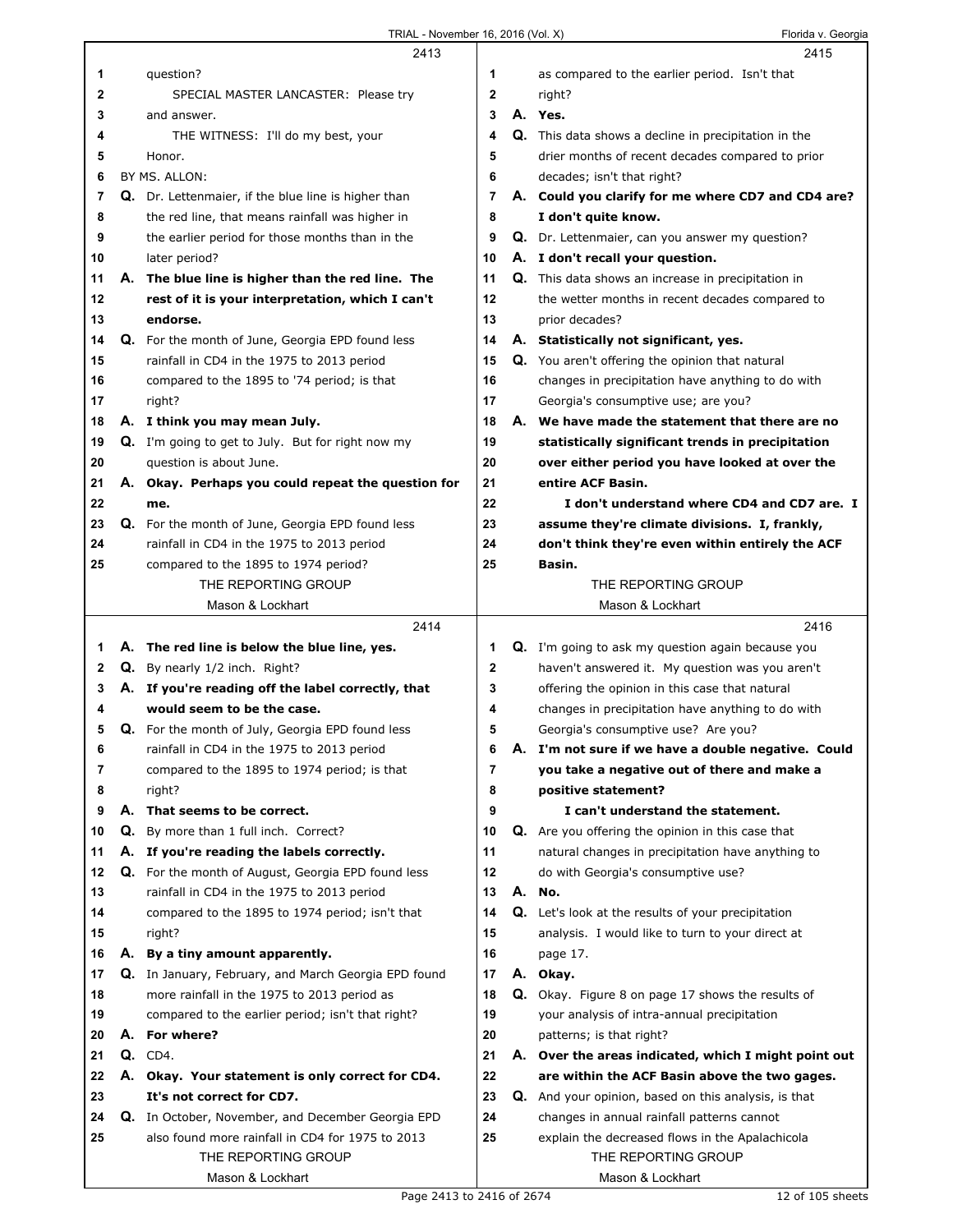2413

1 question?
2 SPECIAL MASTER LANCASTER: Please try
3 and answer.
4 THE WITNESS: I'll do my best, your
5 Honor.
6 BY MS. ALLON:
7 Q. Dr. Lettenmaier, if the blue line is higher than
8 the red line, that means rainfall was higher in
9 the earlier period for those months than in the
10 later period?
11 **A. The blue line is higher than the red line. The**
12 **rest of it is your interpretation, which I can't**
13 **endorse.**
14 Q. For the month of June, Georgia EPD found less
15 rainfall in CD4 in the 1975 to 2013 period
16 compared to the 1895 to '74 period; is that
17 right?
18 **A. I think you may mean July.**
19 Q. I'm going to get to July. But for right now my
20 question is about June.
21 **A. Okay. Perhaps you could repeat the question for**
22 **me.**
23 Q. For the month of June, Georgia EPD found less
24 rainfall in CD4 in the 1975 to 2013 period
25 compared to the 1895 to 1974 period?

2414

1 **A. The red line is below the blue line, yes.**
2 Q. By nearly 1/2 inch. Right?
3 **A. If you're reading off the label correctly, that**
4 **would seem to be the case.**
5 Q. For the month of July, Georgia EPD found less
6 rainfall in CD4 in the 1975 to 2013 period
7 compared to the 1895 to 1974 period; is that
8 right?
9 **A. That seems to be correct.**
10 Q. By more than 1 full inch. Correct?
11 **A. If you're reading the labels correctly.**
12 Q. For the month of August, Georgia EPD found less
13 rainfall in CD4 in the 1975 to 2013 period
14 compared to the 1895 to 1974 period; isn't that
15 right?
16 **A. By a tiny amount apparently.**
17 Q. In January, February, and March Georgia EPD found
18 more rainfall in the 1975 to 2013 period as
19 compared to the earlier period; isn't that right?
20 **A. For where?**
21 Q. CD4.
22 **A. Okay. Your statement is only correct for CD4.**
23 **It's not correct for CD7.**
24 Q. In October, November, and December Georgia EPD
25 also found more rainfall in CD4 for 1975 to 2013

2415

1 as compared to the earlier period. Isn't that
2 right?
3 **A. Yes.**
4 Q. This data shows a decline in precipitation in the
5 drier months of recent decades compared to prior
6 decades; isn't that right?
7 **A. Could you clarify for me where CD7 and CD4 are?**
8 **I don't quite know.**
9 Q. Dr. Lettenmaier, can you answer my question?
10 **A. I don't recall your question.**
11 Q. This data shows an increase in precipitation in
12 the wetter months in recent decades compared to
13 prior decades?
14 **A. Statistically not significant, yes.**
15 Q. You aren't offering the opinion that natural
16 changes in precipitation have anything to do with
17 Georgia's consumptive use; are you?
18 **A. We have made the statement that there are no**
19 **statistically significant trends in precipitation**
20 **over either period you have looked at over the**
21 **entire ACF Basin.**
22 **I don't understand where CD4 and CD7 are. I**
23 **assume they're climate divisions. I, frankly,**
24 **don't think they're even within entirely the ACF**
25 **Basin.**

2416

1 Q. I'm going to ask my question again because you
2 haven't answered it. My question was you aren't
3 offering the opinion in this case that natural
4 changes in precipitation have anything to do with
5 Georgia's consumptive use? Are you?
6 **A. I'm not sure if we have a double negative. Could**
7 **you take a negative out of there and make a**
8 **positive statement?**
9 **I can't understand the statement.**
10 Q. Are you offering the opinion in this case that
11 natural changes in precipitation have anything to
12 do with Georgia's consumptive use?
13 **A. No.**
14 Q. Let's look at the results of your precipitation
15 analysis. I would like to turn to your direct at
16 page 17.
17 **A. Okay.**
18 Q. Okay. Figure 8 on page 17 shows the results of
19 your analysis of intra-annual precipitation
20 patterns; is that right?
21 **A. Over the areas indicated, which I might point out**
22 **are within the ACF Basin above the two gages.**
23 Q. And your opinion, based on this analysis, is that
24 changes in annual rainfall patterns cannot
25 explain the decreased flows in the Apalachicola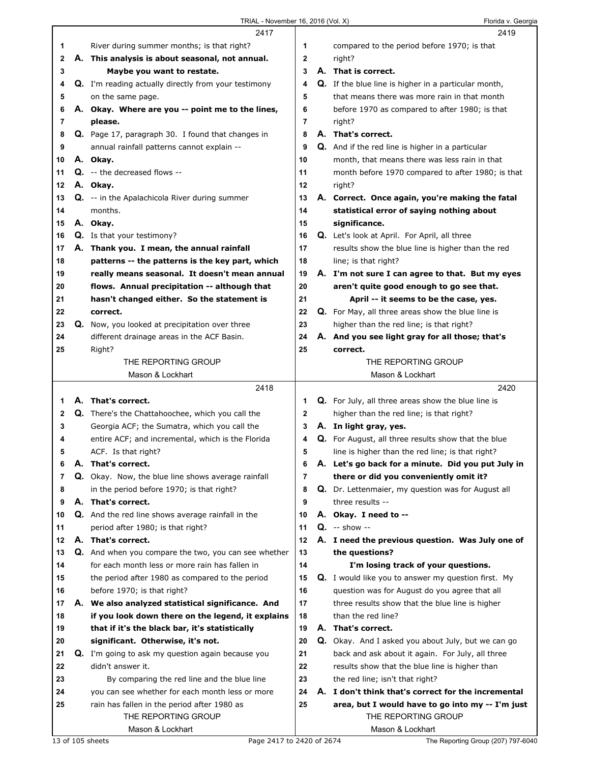2417

1 River during summer months; is that right?
2 **A. This analysis is about seasonal, not annual.**
3 **Maybe you want to restate.**
4 Q. I'm reading actually directly from your testimony
5 on the same page.
6 **A. Okay. Where are you -- point me to the lines,**
7 **please.**
8 Q. Page 17, paragraph 30. I found that changes in
9 annual rainfall patterns cannot explain --
10 **A. Okay.**
11 Q. -- the decreased flows --
12 **A. Okay.**
13 Q. -- in the Apalachicola River during summer
14 months.
15 **A. Okay.**
16 Q. Is that your testimony?
17 **A. Thank you. I mean, the annual rainfall**
18 **patterns -- the patterns is the key part, which**
19 **really means seasonal. It doesn't mean annual**
20 **flows. Annual precipitation -- although that**
21 **hasn't changed either. So the statement is**
22 **correct.**
23 Q. Now, you looked at precipitation over three
24 different drainage areas in the ACF Basin.
25 Right?

2418

1 **A. That's correct.**
2 Q. There's the Chattahoochee, which you call the
3 Georgia ACF; the Sumatra, which you call the
4 entire ACF; and incremental, which is the Florida
5 ACF. Is that right?
6 **A. That's correct.**
7 Q. Okay. Now, the blue line shows average rainfall
8 in the period before 1970; is that right?
9 **A. That's correct.**
10 Q. And the red line shows average rainfall in the
11 period after 1980; is that right?
12 **A. That's correct.**
13 Q. And when you compare the two, you can see whether
14 for each month less or more rain has fallen in
15 the period after 1980 as compared to the period
16 before 1970; is that right?
17 **A. We also analyzed statistical significance. And**
18 **if you look down there on the legend, it explains**
19 **that if it's the black bar, it's statistically**
20 **significant. Otherwise, it's not.**
21 Q. I'm going to ask my question again because you
22 didn't answer it.
23 By comparing the red line and the blue line
24 you can see whether for each month less or more
25 rain has fallen in the period after 1980 as

2419

1 compared to the period before 1970; is that
2 right?
3 **A. That is correct.**
4 Q. If the blue line is higher in a particular month,
5 that means there was more rain in that month
6 before 1970 as compared to after 1980; is that
7 right?
8 **A. That's correct.**
9 Q. And if the red line is higher in a particular
10 month, that means there was less rain in that
11 month before 1970 compared to after 1980; is that
12 right?
13 **A. Correct. Once again, you're making the fatal**
14 **statistical error of saying nothing about**
15 **significance.**
16 Q. Let's look at April. For April, all three
17 results show the blue line is higher than the red
18 line; is that right?
19 **A. I'm not sure I can agree to that. But my eyes**
20 **aren't quite good enough to go see that.**
21 **April -- it seems to be the case, yes.**
22 Q. For May, all three areas show the blue line is
23 higher than the red line; is that right?
24 **A. And you see light gray for all those; that's**
25 **correct.**

2420

1 Q. For July, all three areas show the blue line is
2 higher than the red line; is that right?
3 **A. In light gray, yes.**
4 Q. For August, all three results show that the blue
5 line is higher than the red line; is that right?
6 **A. Let's go back for a minute. Did you put July in**
7 **there or did you conveniently omit it?**
8 Q. Dr. Lettenmaier, my question was for August all
9 three results --
10 **A. Okay. I need to --**
11 Q. -- show --
12 **A. I need the previous question. Was July one of**
13 **the questions?**
14 **I'm losing track of your questions.**
15 Q. I would like you to answer my question first. My
16 question was for August do you agree that all
17 three results show that the blue line is higher
18 than the red line?
19 **A. That's correct.**
20 Q. Okay. And I asked you about July, but we can go
21 back and ask about it again. For July, all three
22 results show that the blue line is higher than
23 the red line; isn't that right?
24 **A. I don't think that's correct for the incremental**
25 **area, but I would have to go into my -- I'm just**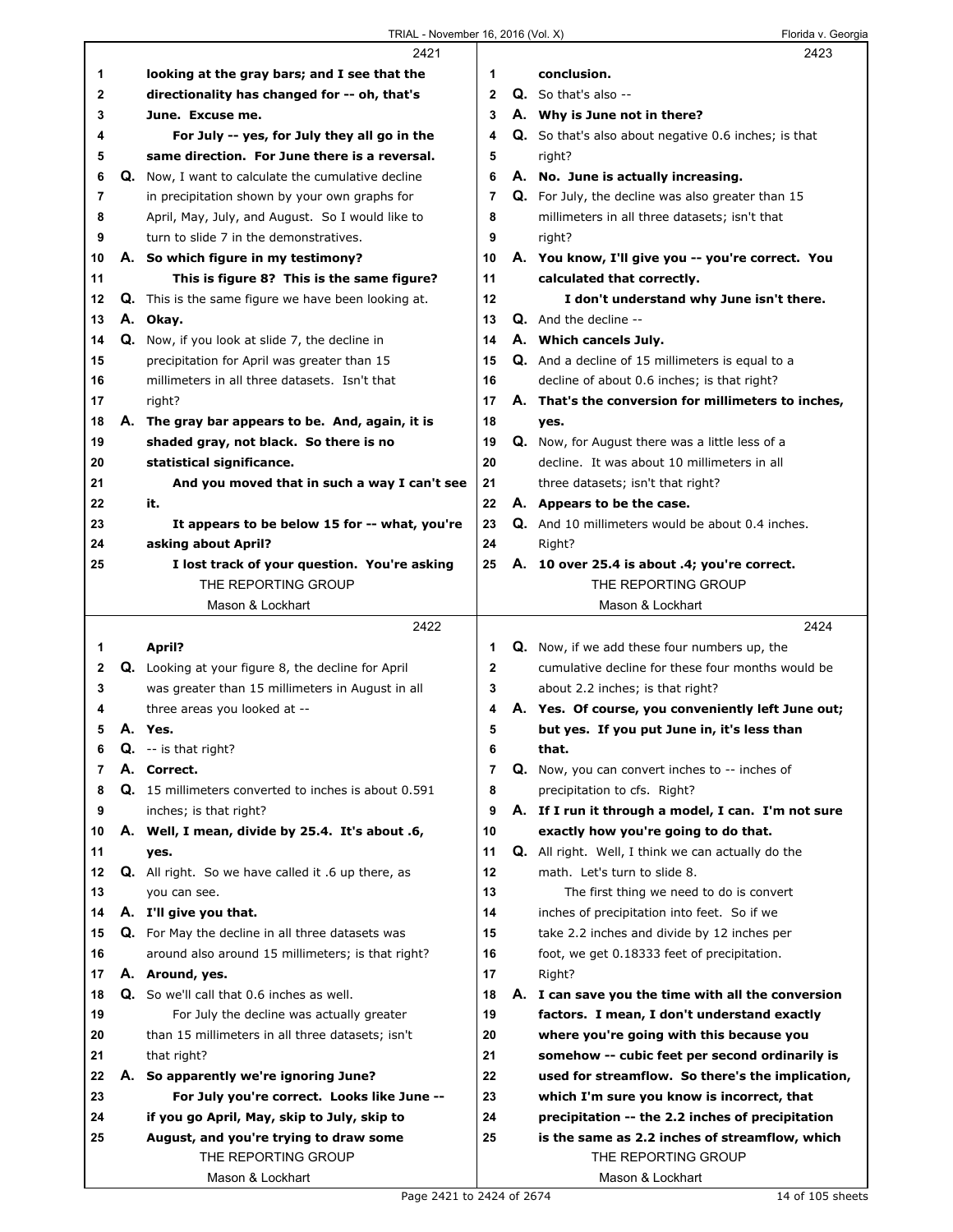**2421**

1 **looking at the gray bars; and I see that the**
2 **directionality has changed for -- oh, that's**
3 **June. Excuse me.**
4 **For July -- yes, for July they all go in the**
5 **same direction. For June there is a reversal.**
6 Q. Now, I want to calculate the cumulative decline
7 in precipitation shown by your own graphs for
8 April, May, July, and August. So I would like to
9 turn to slide 7 in the demonstratives.
10 A. **So which figure in my testimony?**
11 **This is figure 8? This is the same figure?**
12 Q. This is the same figure we have been looking at.
13 A. **Okay.**
14 Q. Now, if you look at slide 7, the decline in
15 precipitation for April was greater than 15
16 millimeters in all three datasets. Isn't that
17 right?
18 A. **The gray bar appears to be. And, again, it is**
19 **shaded gray, not black. So there is no**
20 **statistical significance.**
21 **And you moved that in such a way I can't see**
22 **it.**
23 **It appears to be below 15 for -- what, you're**
24 **asking about April?**
25 **I lost track of your question. You're asking**

**2422**

1 **April?**
2 Q. Looking at your figure 8, the decline for April
3 was greater than 15 millimeters in August in all
4 three areas you looked at --
5 A. **Yes.**
6 Q. -- is that right?
7 A. **Correct.**
8 Q. 15 millimeters converted to inches is about 0.591
9 inches; is that right?
10 A. **Well, I mean, divide by 25.4. It's about .6,**
11 **yes.**
12 Q. All right. So we have called it .6 up there, as
13 you can see.
14 A. **I'll give you that.**
15 Q. For May the decline in all three datasets was
16 around also around 15 millimeters; is that right?
17 A. **Around, yes.**
18 Q. So we'll call that 0.6 inches as well.
19 For July the decline was actually greater
20 than 15 millimeters in all three datasets; isn't
21 that right?
22 A. **So apparently we're ignoring June?**
23 **For July you're correct. Looks like June --**
24 **if you go April, May, skip to July, skip to**
25 **August, and you're trying to draw some**

**2423**

1 **conclusion.**
2 Q. So that's also --
3 A. **Why is June not in there?**
4 Q. So that's also about negative 0.6 inches; is that
5 right?
6 A. **No. June is actually increasing.**
7 Q. For July, the decline was also greater than 15
8 millimeters in all three datasets; isn't that
9 right?
10 A. **You know, I'll give you -- you're correct. You**
11 **calculated that correctly.**
12 **I don't understand why June isn't there.**
13 Q. And the decline --
14 A. **Which cancels July.**
15 Q. And a decline of 15 millimeters is equal to a
16 decline of about 0.6 inches; is that right?
17 A. **That's the conversion for millimeters to inches,**
18 **yes.**
19 Q. Now, for August there was a little less of a
20 decline. It was about 10 millimeters in all
21 three datasets; isn't that right?
22 A. **Appears to be the case.**
23 Q. And 10 millimeters would be about 0.4 inches.
24 Right?
25 A. **10 over 25.4 is about .4; you're correct.**

**2424**

1 Q. Now, if we add these four numbers up, the
2 cumulative decline for these four months would be
3 about 2.2 inches; is that right?
4 A. **Yes. Of course, you conveniently left June out;**
5 **but yes. If you put June in, it's less than**
6 **that.**
7 Q. Now, you can convert inches to -- inches of
8 precipitation to cfs. Right?
9 A. **If I run it through a model, I can. I'm not sure**
10 **exactly how you're going to do that.**
11 Q. All right. Well, I think we can actually do the
12 math. Let's turn to slide 8.
13 The first thing we need to do is convert
14 inches of precipitation into feet. So if we
15 take 2.2 inches and divide by 12 inches per
16 foot, we get 0.18333 feet of precipitation.
17 Right?
18 A. **I can save you the time with all the conversion**
19 **factors. I mean, I don't understand exactly**
20 **where you're going with this because you**
21 **somehow -- cubic feet per second ordinarily is**
22 **used for streamflow. So there's the implication,**
23 **which I'm sure you know is incorrect, that**
24 **precipitation -- the 2.2 inches of precipitation**
25 **is the same as 2.2 inches of streamflow, which**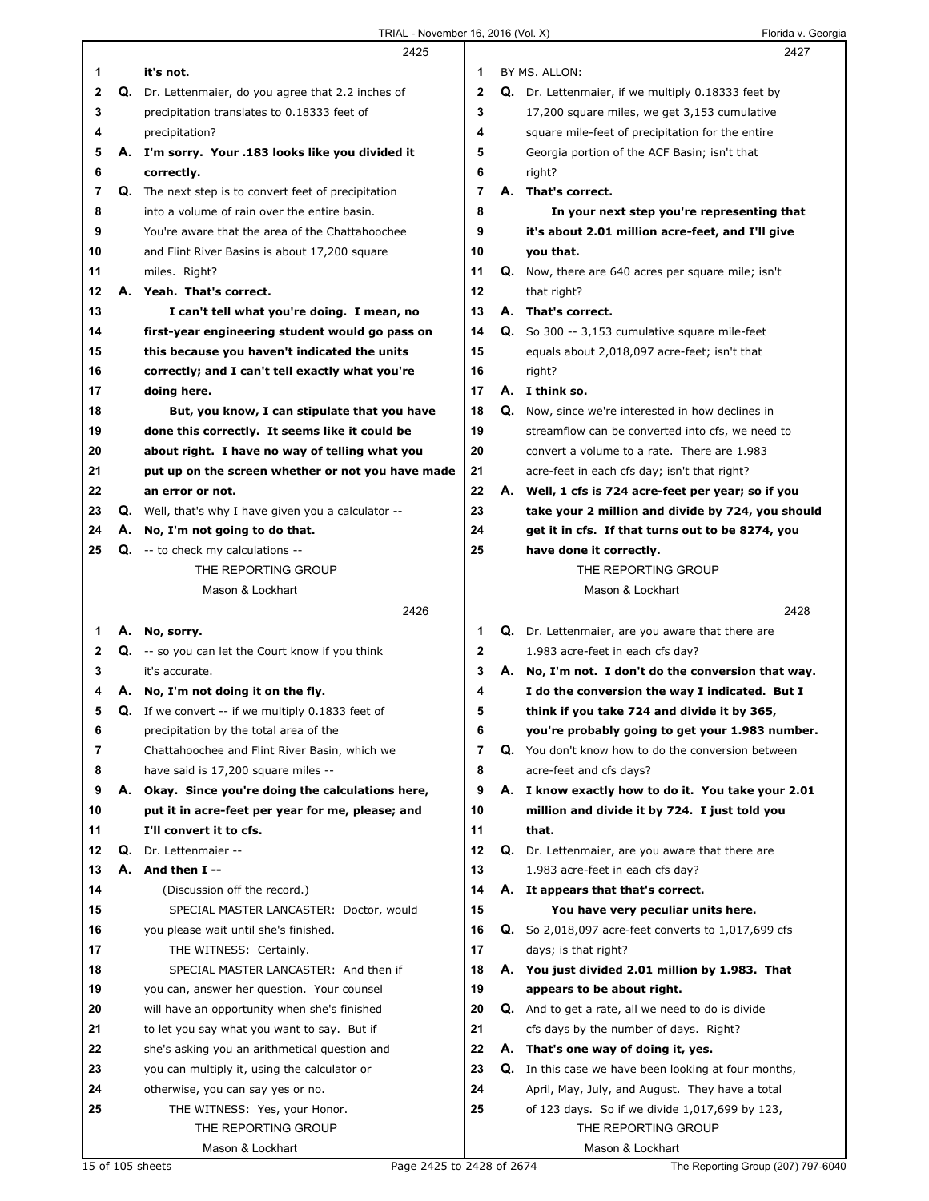**2425**

1 A. **it's not.**
2 Q. Dr. Lettenmaier, do you agree that 2.2 inches of
3 precipitation translates to 0.18333 feet of
4 precipitation?
5 A. **I'm sorry. Your .183 looks like you divided it**
6 **correctly.**
7 Q. The next step is to convert feet of precipitation
8 into a volume of rain over the entire basin.
9 You're aware that the area of the Chattahoochee
10 and Flint River Basins is about 17,200 square
11 miles. Right?
12 A. **Yeah. That's correct.**
13 **I can't tell what you're doing. I mean, no**
14 **first-year engineering student would go pass on**
15 **this because you haven't indicated the units**
16 **correctly; and I can't tell exactly what you're**
17 **doing here.**
18 **But, you know, I can stipulate that you have**
19 **done this correctly. It seems like it could be**
20 **about right. I have no way of telling what you**
21 **put up on the screen whether or not you have made**
22 **an error or not.**
23 Q. Well, that's why I have given you a calculator --
24 A. **No, I'm not going to do that.**
25 Q. -- to check my calculations --

**2426**

1 A. **No, sorry.**
2 Q. -- so you can let the Court know if you think
3 it's accurate.
4 A. **No, I'm not doing it on the fly.**
5 Q. If we convert -- if we multiply 0.1833 feet of
6 precipitation by the total area of the
7 Chattahoochee and Flint River Basin, which we
8 have said is 17,200 square miles --
9 A. **Okay. Since you're doing the calculations here,**
10 **put it in acre-feet per year for me, please; and**
11 **I'll convert it to cfs.**
12 Q. Dr. Lettenmaier --
13 A. **And then I --**
14 (Discussion off the record.)
15 SPECIAL MASTER LANCASTER: Doctor, would
16 you please wait until she's finished.
17 THE WITNESS: Certainly.
18 SPECIAL MASTER LANCASTER: And then if
19 you can, answer her question. Your counsel
20 will have an opportunity when she's finished
21 to let you say what you want to say. But if
22 she's asking you an arithmetical question and
23 you can multiply it, using the calculator or
24 otherwise, you can say yes or no.
25 THE WITNESS: Yes, your Honor.

**2427**

1 BY MS. ALLON:
2 Q. Dr. Lettenmaier, if we multiply 0.18333 feet by
3 17,200 square miles, we get 3,153 cumulative
4 square mile-feet of precipitation for the entire
5 Georgia portion of the ACF Basin; isn't that
6 right?
7 A. **That's correct.**
8 **In your next step you're representing that**
9 **it's about 2.01 million acre-feet, and I'll give**
10 **you that.**
11 Q. Now, there are 640 acres per square mile; isn't
12 that right?
13 A. **That's correct.**
14 Q. So 300 -- 3,153 cumulative square mile-feet
15 equals about 2,018,097 acre-feet; isn't that
16 right?
17 A. **I think so.**
18 Q. Now, since we're interested in how declines in
19 streamflow can be converted into cfs, we need to
20 convert a volume to a rate. There are 1.983
21 acre-feet in each cfs day; isn't that right?
22 A. **Well, 1 cfs is 724 acre-feet per year; so if you**
23 **take your 2 million and divide by 724, you should**
24 **get it in cfs. If that turns out to be 8274, you**
25 **have done it correctly.**

**2428**

1 Q. Dr. Lettenmaier, are you aware that there are
2 1.983 acre-feet in each cfs day?
3 A. **No, I'm not. I don't do the conversion that way.**
4 **I do the conversion the way I indicated. But I**
5 **think if you take 724 and divide it by 365,**
6 **you're probably going to get your 1.983 number.**
7 Q. You don't know how to do the conversion between
8 acre-feet and cfs days?
9 A. **I know exactly how to do it. You take your 2.01**
10 **million and divide it by 724. I just told you**
11 **that.**
12 Q. Dr. Lettenmaier, are you aware that there are
13 1.983 acre-feet in each cfs day?
14 A. **It appears that that's correct.**
15 **You have very peculiar units here.**
16 Q. So 2,018,097 acre-feet converts to 1,017,699 cfs
17 days; is that right?
18 A. **You just divided 2.01 million by 1.983. That**
19 **appears to be about right.**
20 Q. And to get a rate, all we need to do is divide
21 cfs days by the number of days. Right?
22 A. **That's one way of doing it, yes.**
23 Q. In this case we have been looking at four months,
24 April, May, July, and August. They have a total
25 of 123 days. So if we divide 1,017,699 by 123,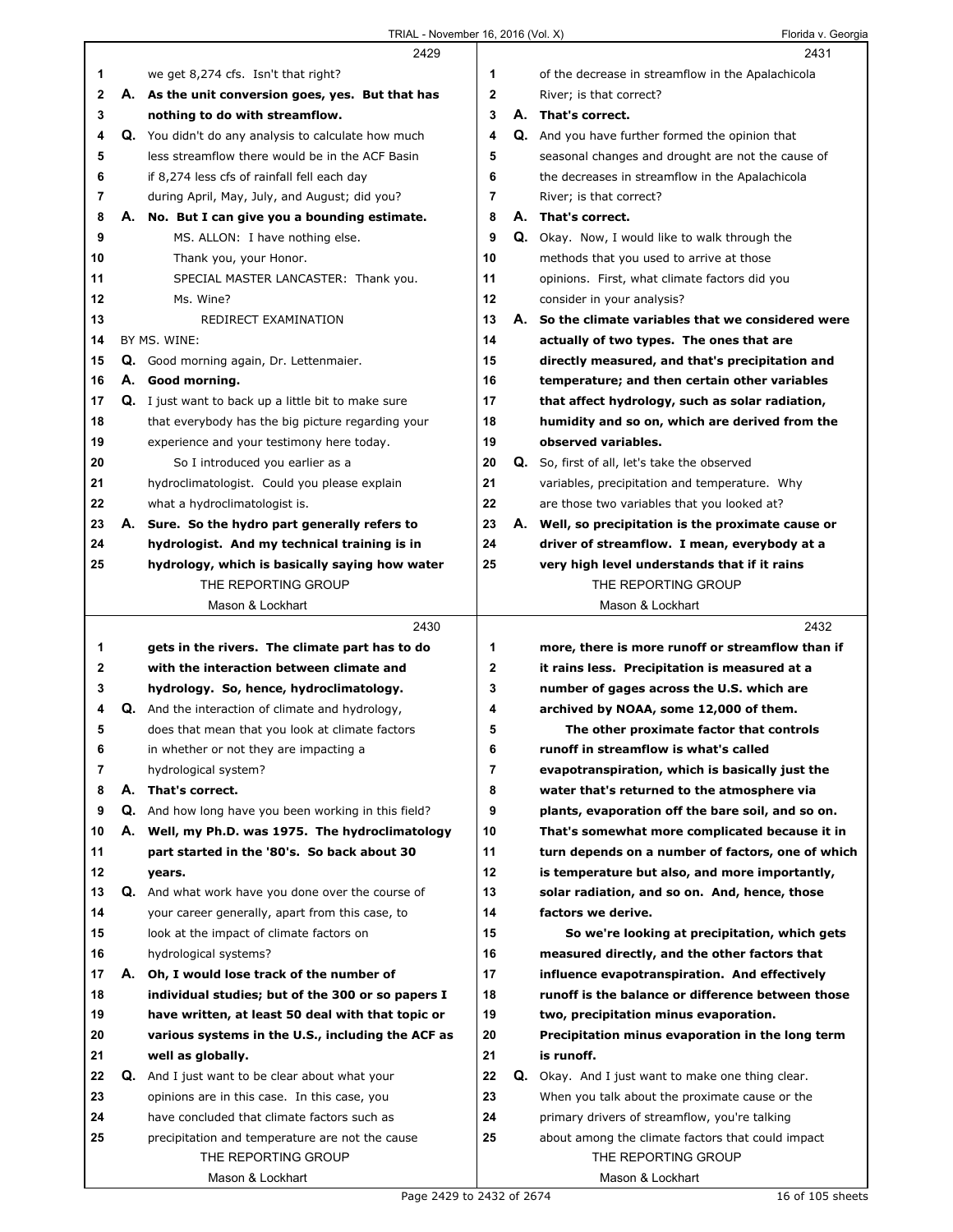2429

1 we get 8,274 cfs. Isn't that right?

2 A. **As the unit conversion goes, yes. But that has**

3 **nothing to do with streamflow.**

4 Q. You didn't do any analysis to calculate how much

5 less streamflow there would be in the ACF Basin

6 if 8,274 less cfs of rainfall fell each day

7 during April, May, July, and August; did you?

8 A. **No. But I can give you a bounding estimate.**

9 MS. ALLON: I have nothing else.

10 Thank you, your Honor.

11 SPECIAL MASTER LANCASTER: Thank you.

12 Ms. Wine?

13 REDIRECT EXAMINATION

14 BY MS. WINE:

15 Q. Good morning again, Dr. Lettenmaier.

16 A. **Good morning.**

17 Q. I just want to back up a little bit to make sure

18 that everybody has the big picture regarding your

19 experience and your testimony here today.

20 So I introduced you earlier as a

21 hydroclimatologist. Could you please explain

22 what a hydroclimatologist is.

23 A. **Sure. So the hydro part generally refers to**

24 **hydrologist. And my technical training is in**

25 **hydrology, which is basically saying how water**

2430

1 **gets in the rivers. The climate part has to do**

2 **with the interaction between climate and**

3 **hydrology. So, hence, hydroclimatology.**

4 Q. And the interaction of climate and hydrology,

5 does that mean that you look at climate factors

6 in whether or not they are impacting a

7 hydrological system?

8 A. **That's correct.**

9 Q. And how long have you been working in this field?

10 A. **Well, my Ph.D. was 1975. The hydroclimatology**

11 **part started in the '80's. So back about 30**

12 **years.**

13 Q. And what work have you done over the course of

14 your career generally, apart from this case, to

15 look at the impact of climate factors on

16 hydrological systems?

17 A. **Oh, I would lose track of the number of**

18 **individual studies; but of the 300 or so papers I**

19 **have written, at least 50 deal with that topic or**

20 **various systems in the U.S., including the ACF as**

21 **well as globally.**

22 Q. And I just want to be clear about what your

23 opinions are in this case. In this case, you

24 have concluded that climate factors such as

25 precipitation and temperature are not the cause

2431

1 of the decrease in streamflow in the Apalachicola

2 River; is that correct?

3 A. **That's correct.**

4 Q. And you have further formed the opinion that

5 seasonal changes and drought are not the cause of

6 the decreases in streamflow in the Apalachicola

7 River; is that correct?

8 A. **That's correct.**

9 Q. Okay. Now, I would like to walk through the

10 methods that you used to arrive at those

11 opinions. First, what climate factors did you

12 consider in your analysis?

13 A. **So the climate variables that we considered were**

14 **actually of two types. The ones that are**

15 **directly measured, and that's precipitation and**

16 **temperature; and then certain other variables**

17 **that affect hydrology, such as solar radiation,**

18 **humidity and so on, which are derived from the**

19 **observed variables.**

20 Q. So, first of all, let's take the observed

21 variables, precipitation and temperature. Why

22 are those two variables that you looked at?

23 A. **Well, so precipitation is the proximate cause or**

24 **driver of streamflow. I mean, everybody at a**

25 **very high level understands that if it rains**

2432

1 **more, there is more runoff or streamflow than if**

2 **it rains less. Precipitation is measured at a**

3 **number of gages across the U.S. which are**

4 **archived by NOAA, some 12,000 of them.**

5 **The other proximate factor that controls**

6 **runoff in streamflow is what's called**

7 **evapotranspiration, which is basically just the**

8 **water that's returned to the atmosphere via**

9 **plants, evaporation off the bare soil, and so on.**

10 **That's somewhat more complicated because it in**

11 **turn depends on a number of factors, one of which**

12 **is temperature but also, and more importantly,**

13 **solar radiation, and so on. And, hence, those**

14 **factors we derive.**

15 **So we're looking at precipitation, which gets**

16 **measured directly, and the other factors that**

17 **influence evapotranspiration. And effectively**

18 **runoff is the balance or difference between those**

19 **two, precipitation minus evaporation.**

20 **Precipitation minus evaporation in the long term**

21 **is runoff.**

22 Q. Okay. And I just want to make one thing clear.

23 When you talk about the proximate cause or the

24 primary drivers of streamflow, you're talking

25 about among the climate factors that could impact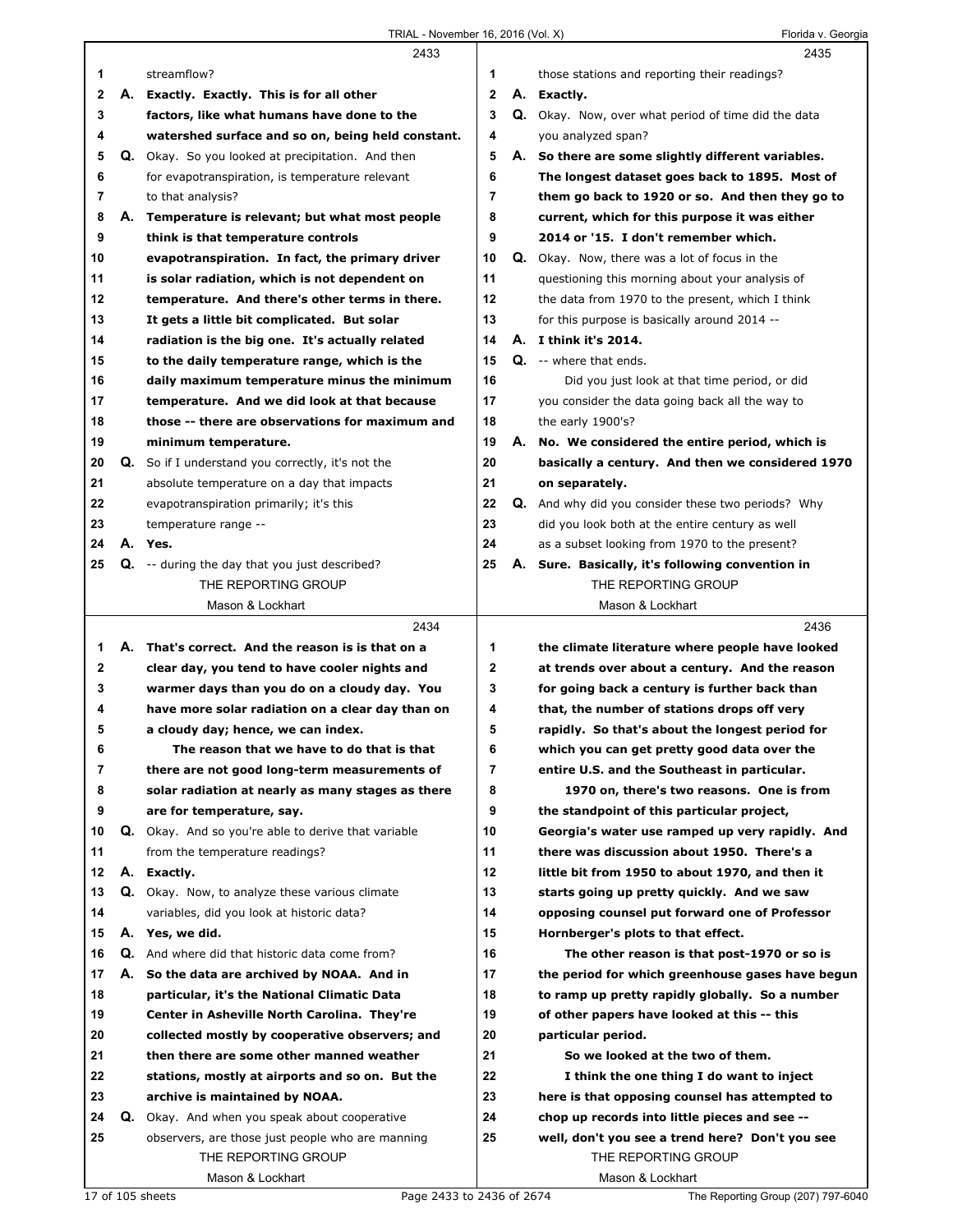2433

1 streamflow?

2 A. **Exactly. Exactly. This is for all other**
3 **factors, like what humans have done to the**
4 **watershed surface and so on, being held constant.**

5 Q. Okay. So you looked at precipitation. And then
6 for evapotranspiration, is temperature relevant
7 to that analysis?

8 A. **Temperature is relevant; but what most people**
9 **think is that temperature controls**
10 **evapotranspiration. In fact, the primary driver**
11 **is solar radiation, which is not dependent on**
12 **temperature. And there's other terms in there.**
13 **It gets a little bit complicated. But solar**
14 **radiation is the big one. It's actually related**
15 **to the daily temperature range, which is the**
16 **daily maximum temperature minus the minimum**
17 **temperature. And we did look at that because**
18 **those -- there are observations for maximum and**
19 **minimum temperature.**

20 Q. So if I understand you correctly, it's not the
21 absolute temperature on a day that impacts
22 evapotranspiration primarily; it's this
23 temperature range --

24 A. **Yes.**

25 Q. -- during the day that you just described?

2434

1 A. **That's correct. And the reason is is that on a**
2 **clear day, you tend to have cooler nights and**
3 **warmer days than you do on a cloudy day. You**
4 **have more solar radiation on a clear day than on**
5 **a cloudy day; hence, we can index.**
6 **The reason that we have to do that is that**
7 **there are not good long-term measurements of**
8 **solar radiation at nearly as many stages as there**
9 **are for temperature, say.**

10 Q. Okay. And so you're able to derive that variable
11 from the temperature readings?

12 A. **Exactly.**

13 Q. Okay. Now, to analyze these various climate
14 variables, did you look at historic data?

15 A. **Yes, we did.**

16 Q. And where did that historic data come from?

17 A. **So the data are archived by NOAA. And in**
18 **particular, it's the National Climatic Data**
19 **Center in Asheville North Carolina. They're**
20 **collected mostly by cooperative observers; and**
21 **then there are some other manned weather**
22 **stations, mostly at airports and so on. But the**
23 **archive is maintained by NOAA.**

24 Q. Okay. And when you speak about cooperative
25 observers, are those just people who are manning

2435

1 those stations and reporting their readings?

2 A. **Exactly.**

3 Q. Okay. Now, over what period of time did the data
4 you analyzed span?

5 A. **So there are some slightly different variables.**
6 **The longest dataset goes back to 1895. Most of**
7 **them go back to 1920 or so. And then they go to**
8 **current, which for this purpose it was either**
9 **2014 or '15. I don't remember which.**

10 Q. Okay. Now, there was a lot of focus in the
11 questioning this morning about your analysis of
12 the data from 1970 to the present, which I think
13 for this purpose is basically around 2014 --

14 A. **I think it's 2014.**

15 Q. -- where that ends.
16 Did you just look at that time period, or did
17 you consider the data going back all the way to
18 the early 1900's?

19 A. **No. We considered the entire period, which is**
20 **basically a century. And then we considered 1970**
21 **on separately.**

22 Q. And why did you consider these two periods? Why
23 did you look both at the entire century as well
24 as a subset looking from 1970 to the present?

25 A. **Sure. Basically, it's following convention in**

2436

1 **the climate literature where people have looked**
2 **at trends over about a century. And the reason**
3 **for going back a century is further back than**
4 **that, the number of stations drops off very**
5 **rapidly. So that's about the longest period for**
6 **which you can get pretty good data over the**
7 **entire U.S. and the Southeast in particular.**
8 **1970 on, there's two reasons. One is from**
9 **the standpoint of this particular project,**
10 **Georgia's water use ramped up very rapidly. And**
11 **there was discussion about 1950. There's a**
12 **little bit from 1950 to about 1970, and then it**
13 **starts going up pretty quickly. And we saw**
14 **opposing counsel put forward one of Professor**
15 **Hornberger's plots to that effect.**
16 **The other reason is that post-1970 or so is**
17 **the period for which greenhouse gases have begun**
18 **to ramp up pretty rapidly globally. So a number**
19 **of other papers have looked at this -- this**
20 **particular period.**
21 **So we looked at the two of them.**
22 **I think the one thing I do want to inject**
23 **here is that opposing counsel has attempted to**
24 **chop up records into little pieces and see --**
25 **well, don't you see a trend here? Don't you see**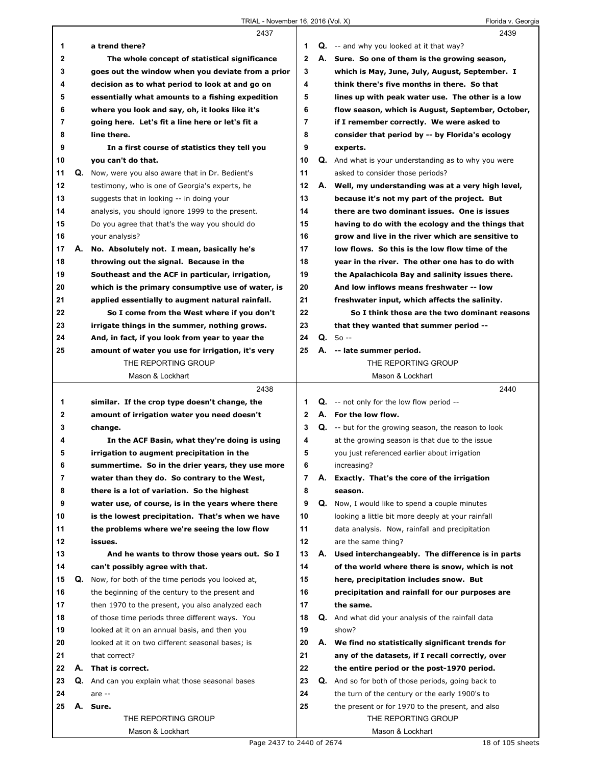2437

1 a trend there?

2 The whole concept of statistical significance
3 goes out the window when you deviate from a prior
4 decision as to what period to look at and go on
5 essentially what amounts to a fishing expedition
6 where you look and say, oh, it looks like it's
7 going here. Let's fit a line here or let's fit a
8 line there.

9 In a first course of statistics they tell you
10 you can't do that.

11 Q. Now, were you also aware that in Dr. Bedient's
12 testimony, who is one of Georgia's experts, he
13 suggests that in looking -- in doing your
14 analysis, you should ignore 1999 to the present.
15 Do you agree that that's the way you should do
16 your analysis?

17 A. No. Absolutely not. I mean, basically he's
18 throwing out the signal. Because in the
19 Southeast and the ACF in particular, irrigation,
20 which is the primary consumptive use of water, is
21 applied essentially to augment natural rainfall.

22 So I come from the West where if you don't
23 irrigate things in the summer, nothing grows.
24 And, in fact, if you look from year to year the
25 amount of water you use for irrigation, it's very

2438

1 similar. If the crop type doesn't change, the
2 amount of irrigation water you need doesn't
3 change.

4 In the ACF Basin, what they're doing is using
5 irrigation to augment precipitation in the
6 summertime. So in the drier years, they use more
7 water than they do. So contrary to the West,
8 there is a lot of variation. So the highest
9 water use, of course, is in the years where there
10 is the lowest precipitation. That's when we have
11 the problems where we're seeing the low flow
12 issues.

13 And he wants to throw those years out. So I
14 can't possibly agree with that.

15 Q. Now, for both of the time periods you looked at,
16 the beginning of the century to the present and
17 then 1970 to the present, you also analyzed each
18 of those time periods three different ways. You
19 looked at it on an annual basis, and then you
20 looked at it on two different seasonal bases; is
21 that correct?

22 A. That is correct.

23 Q. And can you explain what those seasonal bases
24 are --

25 A. Sure.

2439

1 Q. -- and why you looked at it that way?

2 A. Sure. So one of them is the growing season,
3 which is May, June, July, August, September. I
4 think there's five months in there. So that
5 lines up with peak water use. The other is a low
6 flow season, which is August, September, October,
7 if I remember correctly. We were asked to
8 consider that period by -- by Florida's ecology
9 experts.

10 Q. And what is your understanding as to why you were
11 asked to consider those periods?

12 A. Well, my understanding was at a very high level,
13 because it's not my part of the project. But
14 there are two dominant issues. One is issues
15 having to do with the ecology and the things that
16 grow and live in the river which are sensitive to
17 low flows. So this is the low flow time of the
18 year in the river. The other one has to do with
19 the Apalachicola Bay and salinity issues there.
20 And low inflows means freshwater -- low
21 freshwater input, which affects the salinity.

22 So I think those are the two dominant reasons
23 that they wanted that summer period --

24 Q. So --

25 A. -- late summer period.

2440

1 Q. -- not only for the low flow period --

2 A. For the low flow.

3 Q. -- but for the growing season, the reason to look
4 at the growing season is that due to the issue
5 you just referenced earlier about irrigation
6 increasing?

7 A. Exactly. That's the core of the irrigation
8 season.

9 Q. Now, I would like to spend a couple minutes
10 looking a little bit more deeply at your rainfall
11 data analysis. Now, rainfall and precipitation
12 are the same thing?

13 A. Used interchangeably. The difference is in parts
14 of the world where there is snow, which is not
15 here, precipitation includes snow. But
16 precipitation and rainfall for our purposes are
17 the same.

18 Q. And what did your analysis of the rainfall data
19 show?

20 A. We find no statistically significant trends for
21 any of the datasets, if I recall correctly, over
22 the entire period or the post-1970 period.

23 Q. And so for both of those periods, going back to
24 the turn of the century or the early 1900's to
25 the present or for 1970 to the present, and also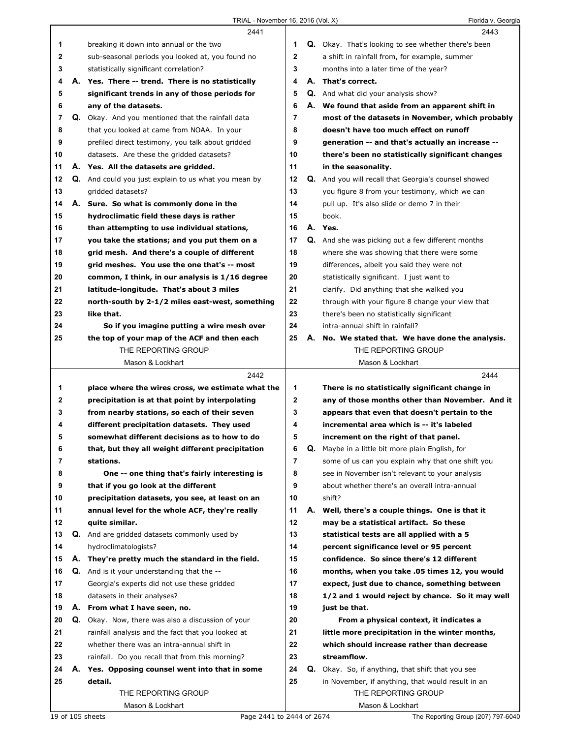2441

1 breaking it down into annual or the two
2 sub-seasonal periods you looked at, you found no
3 statistically significant correlation?
4 A. **Yes. There -- trend. There is no statistically**
5 **significant trends in any of those periods for**
6 **any of the datasets.**
7 Q. Okay. And you mentioned that the rainfall data
8 that you looked at came from NOAA. In your
9 prefiled direct testimony, you talk about gridded
10 datasets. Are these the gridded datasets?
11 A. **Yes. All the datasets are gridded.**
12 Q. And could you just explain to us what you mean by
13 gridded datasets?
14 A. **Sure. So what is commonly done in the**
15 **hydroclimatic field these days is rather**
16 **than attempting to use individual stations,**
17 **you take the stations; and you put them on a**
18 **grid mesh. And there's a couple of different**
19 **grid meshes. You use the one that's -- most**
20 **common, I think, in our analysis is 1/16 degree**
21 **latitude-longitude. That's about 3 miles**
22 **north-south by 2-1/2 miles east-west, something**
23 **like that.**
24 **So if you imagine putting a wire mesh over**
25 **the top of your map of the ACF and then each**

2442

1 **place where the wires cross, we estimate what the**
2 **precipitation is at that point by interpolating**
3 **from nearby stations, so each of their seven**
4 **different precipitation datasets. They used**
5 **somewhat different decisions as to how to do**
6 **that, but they all weight different precipitation**
7 **stations.**
8 **One -- one thing that's fairly interesting is**
9 **that if you go look at the different**
10 **precipitation datasets, you see, at least on an**
11 **annual level for the whole ACF, they're really**
12 **quite similar.**
13 Q. And are gridded datasets commonly used by
14 hydroclimatologists?
15 A. **They're pretty much the standard in the field.**
16 Q. And is it your understanding that the --
17 Georgia's experts did not use these gridded
18 datasets in their analyses?
19 A. **From what I have seen, no.**
20 Q. Okay. Now, there was also a discussion of your
21 rainfall analysis and the fact that you looked at
22 whether there was an intra-annual shift in
23 rainfall. Do you recall that from this morning?
24 A. **Yes. Opposing counsel went into that in some**
25 **detail.**

2443

1 Q. Okay. That's looking to see whether there's been
2 a shift in rainfall from, for example, summer
3 months into a later time of the year?
4 A. **That's correct.**
5 Q. And what did your analysis show?
6 A. **We found that aside from an apparent shift in**
7 **most of the datasets in November, which probably**
8 **doesn't have too much effect on runoff**
9 **generation -- and that's actually an increase --**
10 **there's been no statistically significant changes**
11 **in the seasonality.**
12 Q. And you will recall that Georgia's counsel showed
13 you figure 8 from your testimony, which we can
14 pull up. It's also slide or demo 7 in their
15 book.
16 A. **Yes.**
17 Q. And she was picking out a few different months
18 where she was showing that there were some
19 differences, albeit you said they were not
20 statistically significant. I just want to
21 clarify. Did anything that she walked you
22 through with your figure 8 change your view that
23 there's been no statistically significant
24 intra-annual shift in rainfall?
25 A. **No. We stated that. We have done the analysis.**

2444

1 **There is no statistically significant change in**
2 **any of those months other than November. And it**
3 **appears that even that doesn't pertain to the**
4 **incremental area which is -- it's labeled**
5 **increment on the right of that panel.**
6 Q. Maybe in a little bit more plain English, for
7 some of us can you explain why that one shift you
8 see in November isn't relevant to your analysis
9 about whether there's an overall intra-annual
10 shift?
11 A. **Well, there's a couple things. One is that it**
12 **may be a statistical artifact. So these**
13 **statistical tests are all applied with a 5**
14 **percent significance level or 95 percent**
15 **confidence. So since there's 12 different**
16 **months, when you take .05 times 12, you would**
17 **expect, just due to chance, something between**
18 **1/2 and 1 would reject by chance. So it may well**
19 **just be that.**
20 **From a physical context, it indicates a**
21 **little more precipitation in the winter months,**
22 **which should increase rather than decrease**
23 **streamflow.**
24 Q. Okay. So, if anything, that shift that you see
25 in November, if anything, that would result in an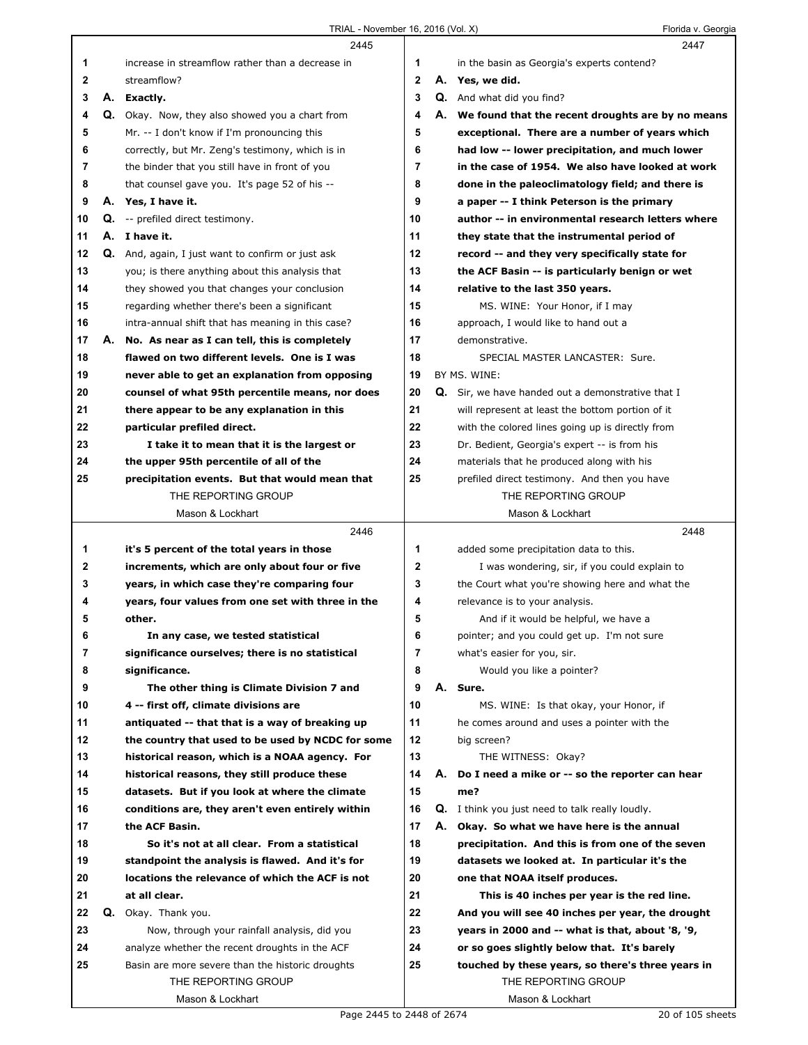**2445**

1 increase in streamflow rather than a decrease in
2 streamflow?
3 A. **Exactly.**
4 Q. Okay. Now, they also showed you a chart from
5 Mr. -- I don't know if I'm pronouncing this
6 correctly, but Mr. Zeng's testimony, which is in
7 the binder that you still have in front of you
8 that counsel gave you. It's page 52 of his --
9 A. **Yes, I have it.**
10 Q. -- prefiled direct testimony.
11 A. **I have it.**
12 Q. And, again, I just want to confirm or just ask
13 you; is there anything about this analysis that
14 they showed you that changes your conclusion
15 regarding whether there's been a significant
16 intra-annual shift that has meaning in this case?
17 A. **No. As near as I can tell, this is completely**
18 **flawed on two different levels. One is I was**
19 **never able to get an explanation from opposing**
20 **counsel of what 95th percentile means, nor does**
21 **there appear to be any explanation in this**
22 **particular prefiled direct.**
23 **I take it to mean that it is the largest or**
24 **the upper 95th percentile of all of the**
25 **precipitation events. But that would mean that**

**2446**

1 **it's 5 percent of the total years in those**
2 **increments, which are only about four or five**
3 **years, in which case they're comparing four**
4 **years, four values from one set with three in the**
5 **other.**
6 **In any case, we tested statistical**
7 **significance ourselves; there is no statistical**
8 **significance.**
9 **The other thing is Climate Division 7 and**
10 **4 -- first off, climate divisions are**
11 **antiquated -- that that is a way of breaking up**
12 **the country that used to be used by NCDC for some**
13 **historical reason, which is a NOAA agency. For**
14 **historical reasons, they still produce these**
15 **datasets. But if you look at where the climate**
16 **conditions are, they aren't even entirely within**
17 **the ACF Basin.**
18 **So it's not at all clear. From a statistical**
19 **standpoint the analysis is flawed. And it's for**
20 **locations the relevance of which the ACF is not**
21 **at all clear.**
22 Q. Okay. Thank you.
23 Now, through your rainfall analysis, did you
24 analyze whether the recent droughts in the ACF
25 Basin are more severe than the historic droughts

**2447**

1 in the basin as Georgia's experts contend?
2 A. **Yes, we did.**
3 Q. And what did you find?
4 A. **We found that the recent droughts are by no means**
5 **exceptional. There are a number of years which**
6 **had low -- lower precipitation, and much lower**
7 **in the case of 1954. We also have looked at work**
8 **done in the paleoclimatology field; and there is**
9 **a paper -- I think Peterson is the primary**
10 **author -- in environmental research letters where**
11 **they state that the instrumental period of**
12 **record -- and they very specifically state for**
13 **the ACF Basin -- is particularly benign or wet**
14 **relative to the last 350 years.**
15 MS. WINE: Your Honor, if I may
16 approach, I would like to hand out a
17 demonstrative.
18 SPECIAL MASTER LANCASTER: Sure.
19 BY MS. WINE:
20 Q. Sir, we have handed out a demonstrative that I
21 will represent at least the bottom portion of it
22 with the colored lines going up is directly from
23 Dr. Bedient, Georgia's expert -- is from his
24 materials that he produced along with his
25 prefiled direct testimony. And then you have

**2448**

1 added some precipitation data to this.
2 I was wondering, sir, if you could explain to
3 the Court what you're showing here and what the
4 relevance is to your analysis.
5 And if it would be helpful, we have a
6 pointer; and you could get up. I'm not sure
7 what's easier for you, sir.
8 Would you like a pointer?
9 A. **Sure.**
10 MS. WINE: Is that okay, your Honor, if
11 he comes around and uses a pointer with the
12 big screen?
13 THE WITNESS: Okay?
14 A. **Do I need a mike or -- so the reporter can hear**
15 **me?**
16 Q. I think you just need to talk really loudly.
17 A. **Okay. So what we have here is the annual**
18 **precipitation. And this is from one of the seven**
19 **datasets we looked at. In particular it's the**
20 **one that NOAA itself produces.**
21 **This is 40 inches per year is the red line.**
22 **And you will see 40 inches per year, the drought**
23 **years in 2000 and -- what is that, about '8, '9,**
24 **or so goes slightly below that. It's barely**
25 **touched by these years, so there's three years in**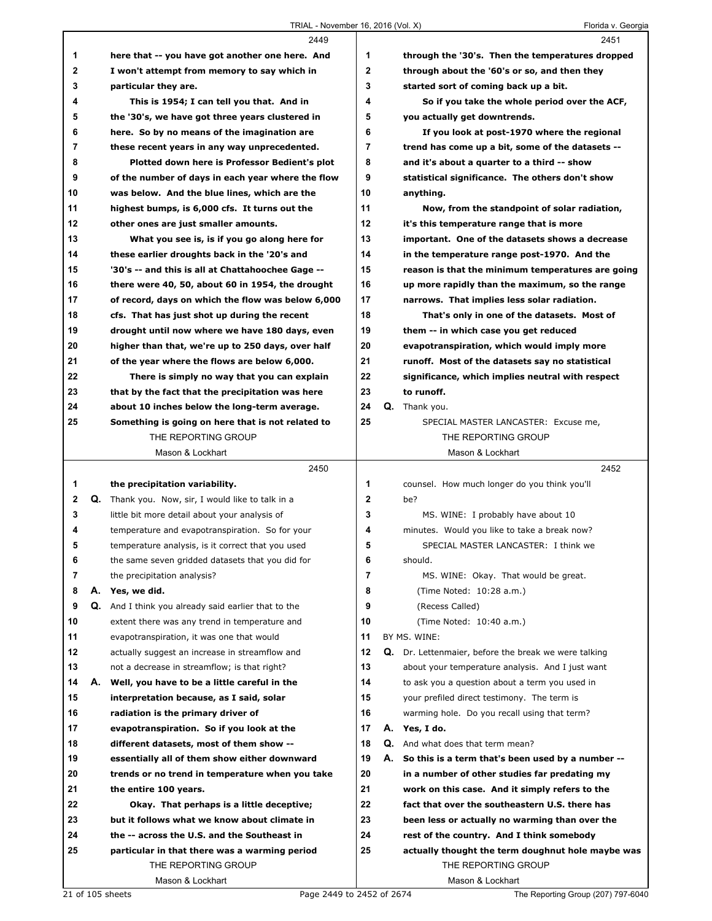**2449**

1 here that -- you have got another one here. And
2 I won't attempt from memory to say which in
3 particular they are.
4 This is 1954; I can tell you that. And in
5 the '30's, we have got three years clustered in
6 here. So by no means of the imagination are
7 these recent years in any way unprecedented.
8 Plotted down here is Professor Bedient's plot
9 of the number of days in each year where the flow
10 was below. And the blue lines, which are the
11 highest bumps, is 6,000 cfs. It turns out the
12 other ones are just smaller amounts.
13 What you see is, is if you go along here for
14 these earlier droughts back in the '20's and
15 '30's -- and this is all at Chattahoochee Gage --
16 there were 40, 50, about 60 in 1954, the drought
17 of record, days on which the flow was below 6,000
18 cfs. That has just shot up during the recent
19 drought until now where we have 180 days, even
20 higher than that, we're up to 250 days, over half
21 of the year where the flows are below 6,000.
22 There is simply no way that you can explain
23 that by the fact that the precipitation was here
24 about 10 inches below the long-term average.
25 Something is going on here that is not related to

**2450**

1 the precipitation variability.
2 Q. Thank you. Now, sir, I would like to talk in a
3 little bit more detail about your analysis of
4 temperature and evapotranspiration. So for your
5 temperature analysis, is it correct that you used
6 the same seven gridded datasets that you did for
7 the precipitation analysis?
8 A. Yes, we did.
9 Q. And I think you already said earlier that to the
10 extent there was any trend in temperature and
11 evapotranspiration, it was one that would
12 actually suggest an increase in streamflow and
13 not a decrease in streamflow; is that right?
14 A. Well, you have to be a little careful in the
15 interpretation because, as I said, solar
16 radiation is the primary driver of
17 evapotranspiration. So if you look at the
18 different datasets, most of them show --
19 essentially all of them show either downward
20 trends or no trend in temperature when you take
21 the entire 100 years.
22 Okay. That perhaps is a little deceptive;
23 but it follows what we know about climate in
24 the -- across the U.S. and the Southeast in
25 particular in that there was a warming period

**2451**

1 through the '30's. Then the temperatures dropped
2 through about the '60's or so, and then they
3 started sort of coming back up a bit.
4 So if you take the whole period over the ACF,
5 you actually get downtrends.
6 If you look at post-1970 where the regional
7 trend has come up a bit, some of the datasets --
8 and it's about a quarter to a third -- show
9 statistical significance. The others don't show
10 anything.
11 Now, from the standpoint of solar radiation,
12 it's this temperature range that is more
13 important. One of the datasets shows a decrease
14 in the temperature range post-1970. And the
15 reason is that the minimum temperatures are going
16 up more rapidly than the maximum, so the range
17 narrows. That implies less solar radiation.
18 That's only in one of the datasets. Most of
19 them -- in which case you get reduced
20 evapotranspiration, which would imply more
21 runoff. Most of the datasets say no statistical
22 significance, which implies neutral with respect
23 to runoff.
24 Q. Thank you.
25 SPECIAL MASTER LANCASTER: Excuse me,

**2452**

1 counsel. How much longer do you think you'll
2 be?
3 MS. WINE: I probably have about 10
4 minutes. Would you like to take a break now?
5 SPECIAL MASTER LANCASTER: I think we
6 should.
7 MS. WINE: Okay. That would be great.
8 (Time Noted: 10:28 a.m.)
9 (Recess Called)
10 (Time Noted: 10:40 a.m.)
11 BY MS. WINE:
12 Q. Dr. Lettenmaier, before the break we were talking
13 about your temperature analysis. And I just want
14 to ask you a question about a term you used in
15 your prefiled direct testimony. The term is
16 warming hole. Do you recall using that term?
17 A. Yes, I do.
18 Q. And what does that term mean?
19 A. So this is a term that's been used by a number --
20 in a number of other studies far predating my
21 work on this case. And it simply refers to the
22 fact that over the southeastern U.S. there has
23 been less or actually no warming than over the
24 rest of the country. And I think somebody
25 actually thought the term doughnut hole maybe was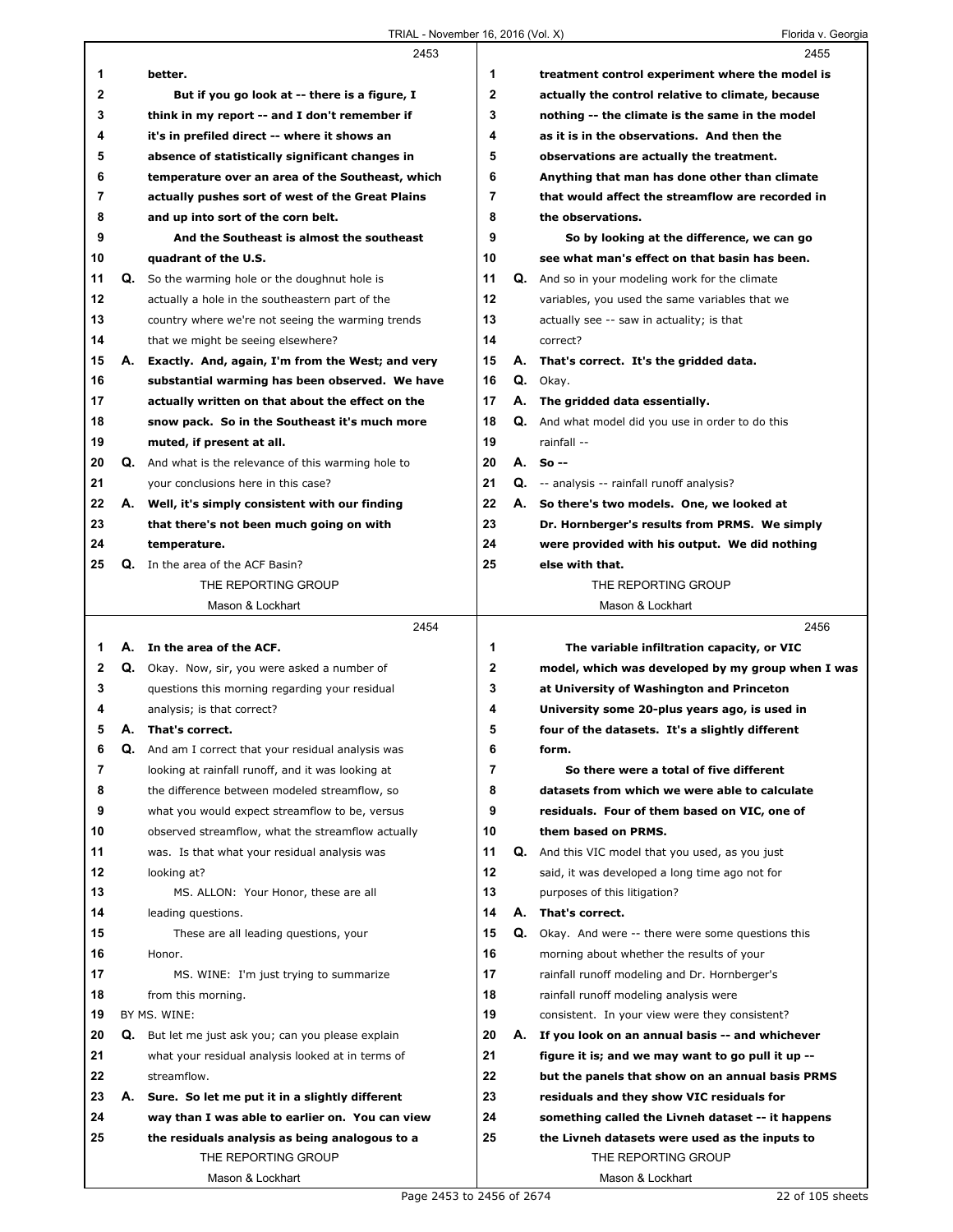**2453**

1 better.

2 But if you go look at -- there is a figure, I

3 think in my report -- and I don't remember if

4 it's in prefiled direct -- where it shows an

5 absence of statistically significant changes in

6 temperature over an area of the Southeast, which

7 actually pushes sort of west of the Great Plains

8 and up into sort of the corn belt.

9 And the Southeast is almost the southeast

10 quadrant of the U.S.

11 Q. So the warming hole or the doughnut hole is

12 actually a hole in the southeastern part of the

13 country where we're not seeing the warming trends

14 that we might be seeing elsewhere?

15 A. Exactly. And, again, I'm from the West; and very

16 substantial warming has been observed. We have

17 actually written on that about the effect on the

18 snow pack. So in the Southeast it's much more

19 muted, if present at all.

20 Q. And what is the relevance of this warming hole to

21 your conclusions here in this case?

22 A. Well, it's simply consistent with our finding

23 that there's not been much going on with

24 temperature.

25 Q. In the area of the ACF Basin?

**2454**

1 A. In the area of the ACF.

2 Q. Okay. Now, sir, you were asked a number of

3 questions this morning regarding your residual

4 analysis; is that correct?

5 A. That's correct.

6 Q. And am I correct that your residual analysis was

7 looking at rainfall runoff, and it was looking at

8 the difference between modeled streamflow, so

9 what you would expect streamflow to be, versus

10 observed streamflow, what the streamflow actually

11 was. Is that what your residual analysis was

12 looking at?

13 MS. ALLON: Your Honor, these are all

14 leading questions.

15 These are all leading questions, your

16 Honor.

17 MS. WINE: I'm just trying to summarize

18 from this morning.

19 BY MS. WINE:

20 Q. But let me just ask you; can you please explain

21 what your residual analysis looked at in terms of

22 streamflow.

23 A. Sure. So let me put it in a slightly different

24 way than I was able to earlier on. You can view

25 the residuals analysis as being analogous to a

**2455**

1 treatment control experiment where the model is

2 actually the control relative to climate, because

3 nothing -- the climate is the same in the model

4 as it is in the observations. And then the

5 observations are actually the treatment.

6 Anything that man has done other than climate

7 that would affect the streamflow are recorded in

8 the observations.

9 So by looking at the difference, we can go

10 see what man's effect on that basin has been.

11 Q. And so in your modeling work for the climate

12 variables, you used the same variables that we

13 actually see -- saw in actuality; is that

14 correct?

15 A. That's correct. It's the gridded data.

16 Q. Okay.

17 A. The gridded data essentially.

18 Q. And what model did you use in order to do this

19 rainfall --

20 A. So --

21 Q. -- analysis -- rainfall runoff analysis?

22 A. So there's two models. One, we looked at

23 Dr. Hornberger's results from PRMS. We simply

24 were provided with his output. We did nothing

25 else with that.

**2456**

1 The variable infiltration capacity, or VIC

2 model, which was developed by my group when I was

3 at University of Washington and Princeton

4 University some 20-plus years ago, is used in

5 four of the datasets. It's a slightly different

6 form.

7 So there were a total of five different

8 datasets from which we were able to calculate

9 residuals. Four of them based on VIC, one of

10 them based on PRMS.

11 Q. And this VIC model that you used, as you just

12 said, it was developed a long time ago not for

13 purposes of this litigation?

14 A. That's correct.

15 Q. Okay. And were -- there were some questions this

16 morning about whether the results of your

17 rainfall runoff modeling and Dr. Hornberger's

18 rainfall runoff modeling analysis were

19 consistent. In your view were they consistent?

20 A. If you look on an annual basis -- and whichever

21 figure it is; and we may want to go pull it up --

22 but the panels that show on an annual basis PRMS

23 residuals and they show VIC residuals for

24 something called the Livneh dataset -- it happens

25 the Livneh datasets were used as the inputs to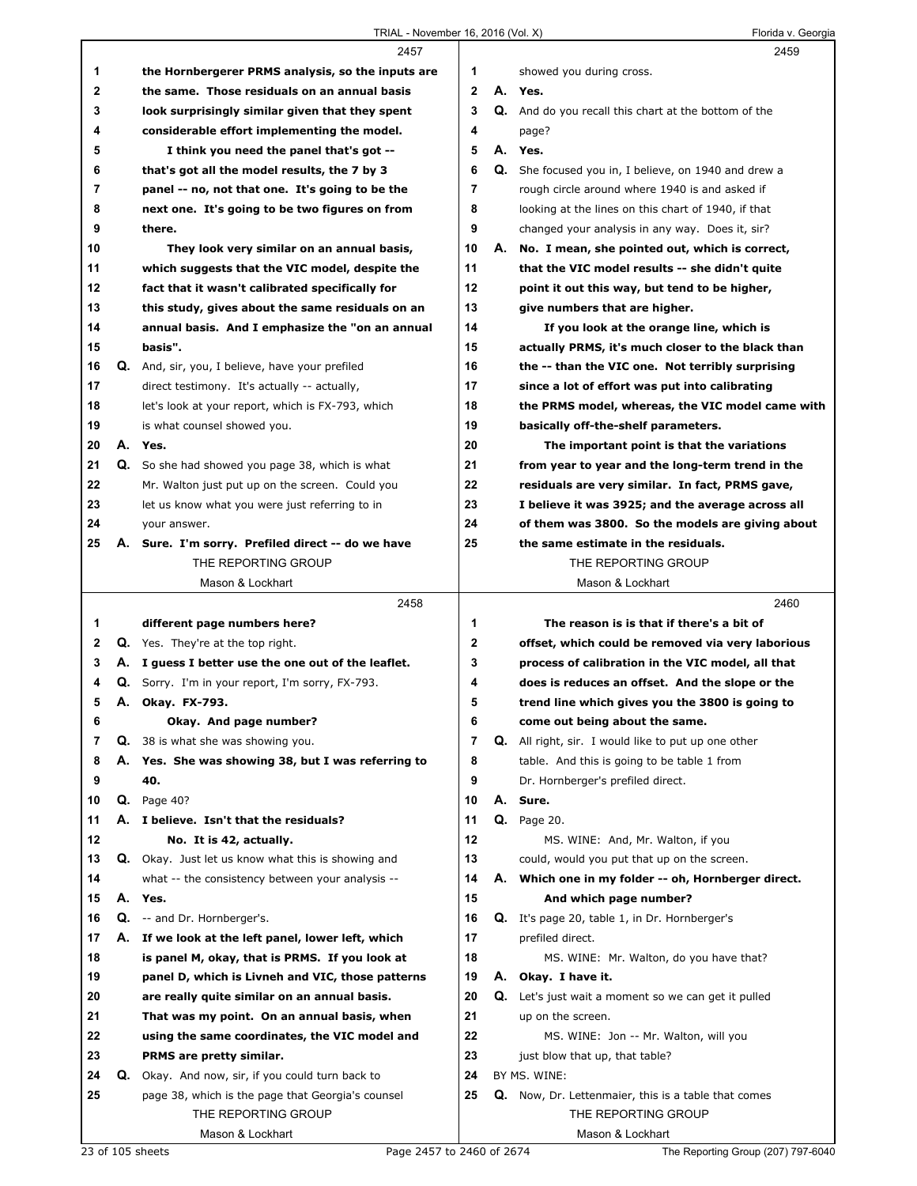**2457**

1 **the Hornbergerer PRMS analysis, so the inputs are**
2 **the same. Those residuals on an annual basis**
3 **look surprisingly similar given that they spent**
4 **considerable effort implementing the model.**
5 **I think you need the panel that's got --**
6 **that's got all the model results, the 7 by 3**
7 **panel -- no, not that one. It's going to be the**
8 **next one. It's going to be two figures on from**
9 **there.**
10 **They look very similar on an annual basis,**
11 **which suggests that the VIC model, despite the**
12 **fact that it wasn't calibrated specifically for**
13 **this study, gives about the same residuals on an**
14 **annual basis. And I emphasize the "on an annual**
15 **basis".**
16 **Q.** And, sir, you, I believe, have your prefiled
17 direct testimony. It's actually -- actually,
18 let's look at your report, which is FX-793, which
19 is what counsel showed you.
20 **A. Yes.**
21 **Q.** So she had showed you page 38, which is what
22 Mr. Walton just put up on the screen. Could you
23 let us know what you were just referring to in
24 your answer.
25 **A. Sure. I'm sorry. Prefiled direct -- do we have**

**2458**

1 **different page numbers here?**
2 **Q.** Yes. They're at the top right.
3 **A. I guess I better use the one out of the leaflet.**
4 **Q.** Sorry. I'm in your report, I'm sorry, FX-793.
5 **A. Okay. FX-793.**
6 **Okay. And page number?**
7 **Q.** 38 is what she was showing you.
8 **A. Yes. She was showing 38, but I was referring to**
9 **40.**
10 **Q.** Page 40?
11 **A. I believe. Isn't that the residuals?**
12 **No. It is 42, actually.**
13 **Q.** Okay. Just let us know what this is showing and
14 what -- the consistency between your analysis --
15 **A. Yes.**
16 **Q.** -- and Dr. Hornberger's.
17 **A. If we look at the left panel, lower left, which**
18 **is panel M, okay, that is PRMS. If you look at**
19 **panel D, which is Livneh and VIC, those patterns**
20 **are really quite similar on an annual basis.**
21 **That was my point. On an annual basis, when**
22 **using the same coordinates, the VIC model and**
23 **PRMS are pretty similar.**
24 **Q.** Okay. And now, sir, if you could turn back to
25 page 38, which is the page that Georgia's counsel

**2459**

1 showed you during cross.
2 **A. Yes.**
3 **Q.** And do you recall this chart at the bottom of the
4 page?
5 **A. Yes.**
6 **Q.** She focused you in, I believe, on 1940 and drew a
7 rough circle around where 1940 is and asked if
8 looking at the lines on this chart of 1940, if that
9 changed your analysis in any way. Does it, sir?
10 **A. No. I mean, she pointed out, which is correct,**
11 **that the VIC model results -- she didn't quite**
12 **point it out this way, but tend to be higher,**
13 **give numbers that are higher.**
14 **If you look at the orange line, which is**
15 **actually PRMS, it's much closer to the black than**
16 **the -- than the VIC one. Not terribly surprising**
17 **since a lot of effort was put into calibrating**
18 **the PRMS model, whereas, the VIC model came with**
19 **basically off-the-shelf parameters.**
20 **The important point is that the variations**
21 **from year to year and the long-term trend in the**
22 **residuals are very similar. In fact, PRMS gave,**
23 **I believe it was 3925; and the average across all**
24 **of them was 3800. So the models are giving about**
25 **the same estimate in the residuals.**

**2460**

1 **The reason is is that if there's a bit of**
2 **offset, which could be removed via very laborious**
3 **process of calibration in the VIC model, all that**
4 **does is reduces an offset. And the slope or the**
5 **trend line which gives you the 3800 is going to**
6 **come out being about the same.**
7 **Q.** All right, sir. I would like to put up one other
8 table. And this is going to be table 1 from
9 Dr. Hornberger's prefiled direct.
10 **A. Sure.**
11 **Q.** Page 20.
12 MS. WINE: And, Mr. Walton, if you
13 could, would you put that up on the screen.
14 **A. Which one in my folder -- oh, Hornberger direct.**
15 **And which page number?**
16 **Q.** It's page 20, table 1, in Dr. Hornberger's
17 prefiled direct.
18 MS. WINE: Mr. Walton, do you have that?
19 **A. Okay. I have it.**
20 **Q.** Let's just wait a moment so we can get it pulled
21 up on the screen.
22 MS. WINE: Jon -- Mr. Walton, will you
23 just blow that up, that table?
24 BY MS. WINE:
25 **Q.** Now, Dr. Lettenmaier, this is a table that comes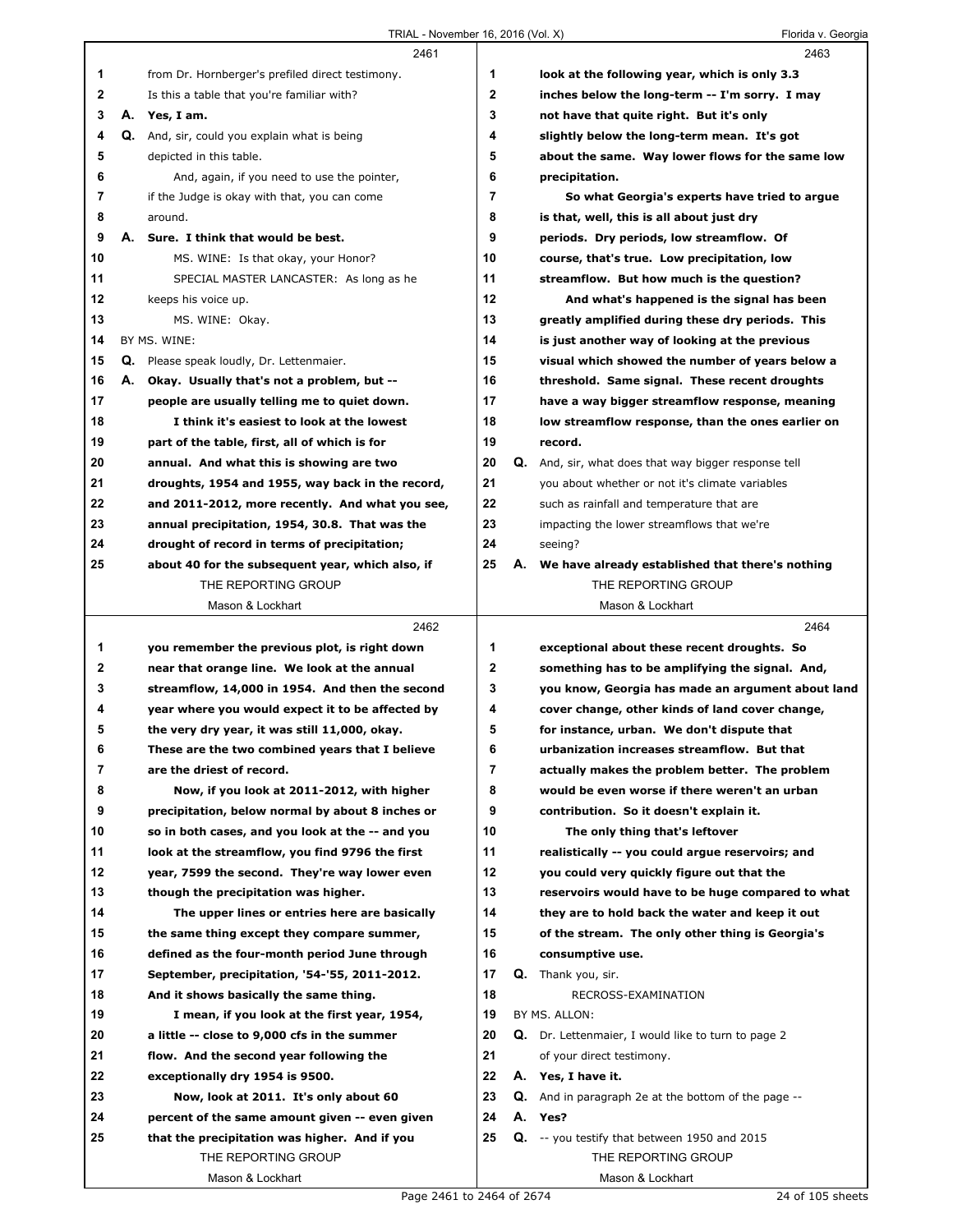**2461**

1 from Dr. Hornberger's prefiled direct testimony.
2 Is this a table that you're familiar with?
3 **A. Yes, I am.**
4 **Q.** And, sir, could you explain what is being
5 depicted in this table.
6 And, again, if you need to use the pointer,
7 if the Judge is okay with that, you can come
8 around.
9 **A. Sure. I think that would be best.**
10 MS. WINE: Is that okay, your Honor?
11 SPECIAL MASTER LANCASTER: As long as he
12 keeps his voice up.
13 MS. WINE: Okay.
14 BY MS. WINE:
15 **Q.** Please speak loudly, Dr. Lettenmaier.
16 **A. Okay. Usually that's not a problem, but --**
17 **people are usually telling me to quiet down.**
18 **I think it's easiest to look at the lowest**
19 **part of the table, first, all of which is for**
20 **annual. And what this is showing are two**
21 **droughts, 1954 and 1955, way back in the record,**
22 **and 2011-2012, more recently. And what you see,**
23 **annual precipitation, 1954, 30.8. That was the**
24 **drought of record in terms of precipitation;**
25 **about 40 for the subsequent year, which also, if**

**2462**

1 **you remember the previous plot, is right down**
2 **near that orange line. We look at the annual**
3 **streamflow, 14,000 in 1954. And then the second**
4 **year where you would expect it to be affected by**
5 **the very dry year, it was still 11,000, okay.**
6 **These are the two combined years that I believe**
7 **are the driest of record.**
8 **Now, if you look at 2011-2012, with higher**
9 **precipitation, below normal by about 8 inches or**
10 **so in both cases, and you look at the -- and you**
11 **look at the streamflow, you find 9796 the first**
12 **year, 7599 the second. They're way lower even**
13 **though the precipitation was higher.**
14 **The upper lines or entries here are basically**
15 **the same thing except they compare summer,**
16 **defined as the four-month period June through**
17 **September, precipitation, '54-'55, 2011-2012.**
18 **And it shows basically the same thing.**
19 **I mean, if you look at the first year, 1954,**
20 **a little -- close to 9,000 cfs in the summer**
21 **flow. And the second year following the**
22 **exceptionally dry 1954 is 9500.**
23 **Now, look at 2011. It's only about 60**
24 **percent of the same amount given -- even given**
25 **that the precipitation was higher. And if you**

**2463**

1 **look at the following year, which is only 3.3**
2 **inches below the long-term -- I'm sorry. I may**
3 **not have that quite right. But it's only**
4 **slightly below the long-term mean. It's got**
5 **about the same. Way lower flows for the same low**
6 **precipitation.**
7 **So what Georgia's experts have tried to argue**
8 **is that, well, this is all about just dry**
9 **periods. Dry periods, low streamflow. Of**
10 **course, that's true. Low precipitation, low**
11 **streamflow. But how much is the question?**
12 **And what's happened is the signal has been**
13 **greatly amplified during these dry periods. This**
14 **is just another way of looking at the previous**
15 **visual which showed the number of years below a**
16 **threshold. Same signal. These recent droughts**
17 **have a way bigger streamflow response, meaning**
18 **low streamflow response, than the ones earlier on**
19 **record.**
20 **Q.** And, sir, what does that way bigger response tell
21 you about whether or not it's climate variables
22 such as rainfall and temperature that are
23 impacting the lower streamflows that we're
24 seeing?
25 **A. We have already established that there's nothing**

**2464**

1 **exceptional about these recent droughts. So**
2 **something has to be amplifying the signal. And,**
3 **you know, Georgia has made an argument about land**
4 **cover change, other kinds of land cover change,**
5 **for instance, urban. We don't dispute that**
6 **urbanization increases streamflow. But that**
7 **actually makes the problem better. The problem**
8 **would be even worse if there weren't an urban**
9 **contribution. So it doesn't explain it.**
10 **The only thing that's leftover**
11 **realistically -- you could argue reservoirs; and**
12 **you could very quickly figure out that the**
13 **reservoirs would have to be huge compared to what**
14 **they are to hold back the water and keep it out**
15 **of the stream. The only other thing is Georgia's**
16 **consumptive use.**
17 **Q.** Thank you, sir.
18 RECROSS-EXAMINATION
19 BY MS. ALLON:
20 **Q.** Dr. Lettenmaier, I would like to turn to page 2
21 of your direct testimony.
22 **A. Yes, I have it.**
23 **Q.** And in paragraph 2e at the bottom of the page --
24 **A. Yes?**
25 **Q.** -- you testify that between 1950 and 2015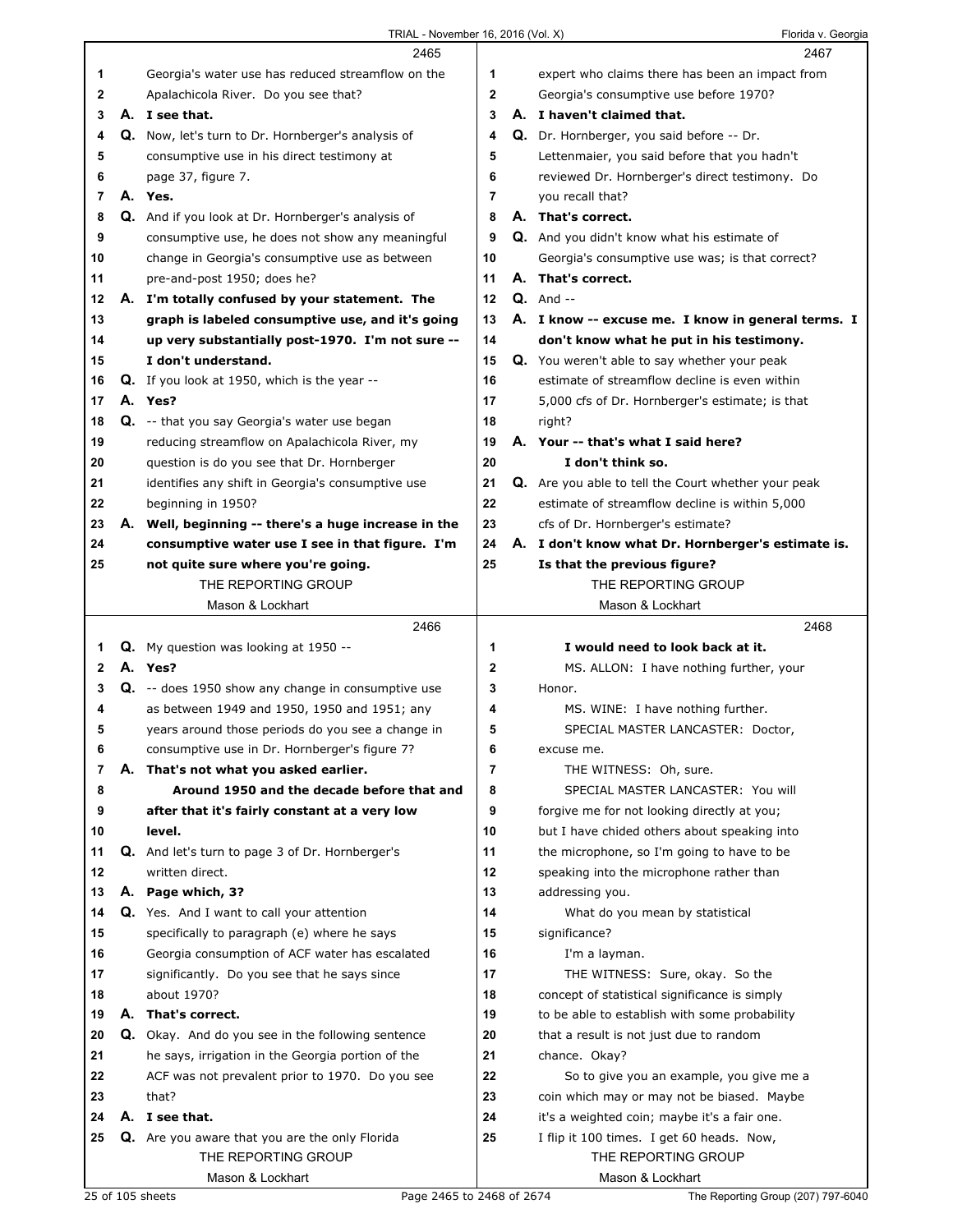**2465**

1 Georgia's water use has reduced streamflow on the
2 Apalachicola River. Do you see that?
3 **A. I see that.**
4 **Q.** Now, let's turn to Dr. Hornberger's analysis of
5 consumptive use in his direct testimony at
6 page 37, figure 7.
7 **A. Yes.**
8 **Q.** And if you look at Dr. Hornberger's analysis of
9 consumptive use, he does not show any meaningful
10 change in Georgia's consumptive use as between
11 pre-and-post 1950; does he?
12 **A. I'm totally confused by your statement. The**
13 **graph is labeled consumptive use, and it's going**
14 **up very substantially post-1970. I'm not sure --**
15 **I don't understand.**
16 **Q.** If you look at 1950, which is the year --
17 **A. Yes?**
18 **Q.** -- that you say Georgia's water use began
19 reducing streamflow on Apalachicola River, my
20 question is do you see that Dr. Hornberger
21 identifies any shift in Georgia's consumptive use
22 beginning in 1950?
23 **A. Well, beginning -- there's a huge increase in the**
24 **consumptive water use I see in that figure. I'm**
25 **not quite sure where you're going.**

**2466**

1 **Q.** My question was looking at 1950 --
2 **A. Yes?**
3 **Q.** -- does 1950 show any change in consumptive use
4 as between 1949 and 1950, 1950 and 1951; any
5 years around those periods do you see a change in
6 consumptive use in Dr. Hornberger's figure 7?
7 **A. That's not what you asked earlier.**
8 **Around 1950 and the decade before that and**
9 **after that it's fairly constant at a very low**
10 **level.**
11 **Q.** And let's turn to page 3 of Dr. Hornberger's
12 written direct.
13 **A. Page which, 3?**
14 **Q.** Yes. And I want to call your attention
15 specifically to paragraph (e) where he says
16 Georgia consumption of ACF water has escalated
17 significantly. Do you see that he says since
18 about 1970?
19 **A. That's correct.**
20 **Q.** Okay. And do you see in the following sentence
21 he says, irrigation in the Georgia portion of the
22 ACF was not prevalent prior to 1970. Do you see
23 that?
24 **A. I see that.**
25 **Q.** Are you aware that you are the only Florida

**2467**

1 expert who claims there has been an impact from
2 Georgia's consumptive use before 1970?
3 **A. I haven't claimed that.**
4 **Q.** Dr. Hornberger, you said before -- Dr.
5 Lettenmaier, you said before that you hadn't
6 reviewed Dr. Hornberger's direct testimony. Do
7 you recall that?
8 **A. That's correct.**
9 **Q.** And you didn't know what his estimate of
10 Georgia's consumptive use was; is that correct?
11 **A. That's correct.**
12 **Q.** And --
13 **A. I know -- excuse me. I know in general terms. I**
14 **don't know what he put in his testimony.**
15 **Q.** You weren't able to say whether your peak
16 estimate of streamflow decline is even within
17 5,000 cfs of Dr. Hornberger's estimate; is that
18 right?
19 **A. Your -- that's what I said here?**
20 **I don't think so.**
21 **Q.** Are you able to tell the Court whether your peak
22 estimate of streamflow decline is within 5,000
23 cfs of Dr. Hornberger's estimate?
24 **A. I don't know what Dr. Hornberger's estimate is.**
25 **Is that the previous figure?**

**2468**

1 **I would need to look back at it.**
2 MS. ALLON: I have nothing further, your
3 Honor.
4 MS. WINE: I have nothing further.
5 SPECIAL MASTER LANCASTER: Doctor,
6 excuse me.
7 THE WITNESS: Oh, sure.
8 SPECIAL MASTER LANCASTER: You will
9 forgive me for not looking directly at you;
10 but I have chided others about speaking into
11 the microphone, so I'm going to have to be
12 speaking into the microphone rather than
13 addressing you.
14 What do you mean by statistical
15 significance?
16 I'm a layman.
17 THE WITNESS: Sure, okay. So the
18 concept of statistical significance is simply
19 to be able to establish with some probability
20 that a result is not just due to random
21 chance. Okay?
22 So to give you an example, you give me a
23 coin which may or may not be biased. Maybe
24 it's a weighted coin; maybe it's a fair one.
25 I flip it 100 times. I get 60 heads. Now,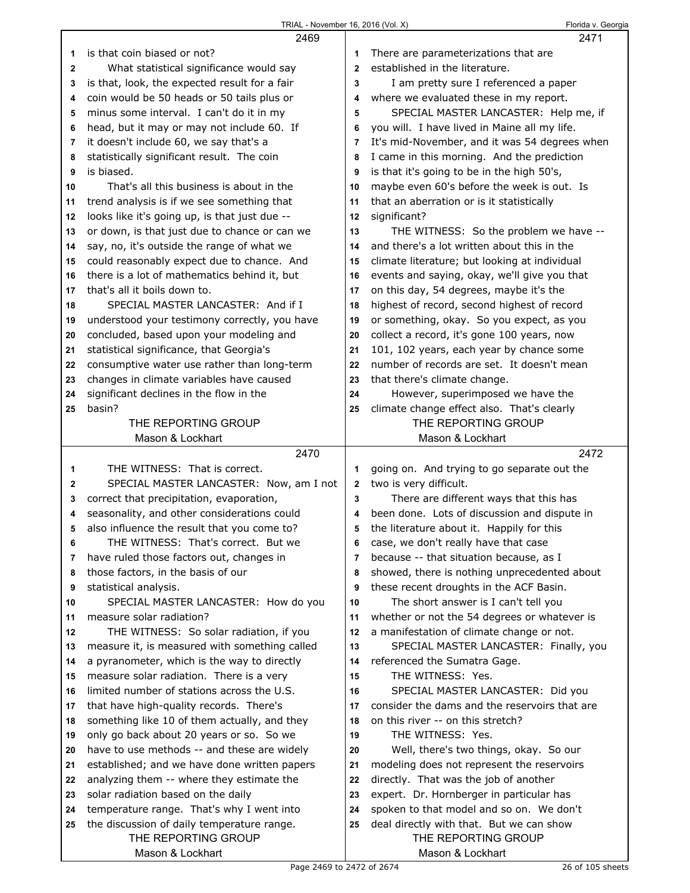2469

is that coin biased or not?

What statistical significance would say is that, look, the expected result for a fair coin would be 50 heads or 50 tails plus or minus some interval. I can't do it in my head, but it may or may not include 60. If it doesn't include 60, we say that's a statistically significant result. The coin is biased.

That's all this business is about in the trend analysis is if we see something that looks like it's going up, is that just due -- or down, is that just due to chance or can we say, no, it's outside the range of what we could reasonably expect due to chance. And there is a lot of mathematics behind it, but that's all it boils down to.

SPECIAL MASTER LANCASTER: And if I understood your testimony correctly, you have concluded, based upon your modeling and statistical significance, that Georgia's consumptive water use rather than long-term changes in climate variables have caused significant declines in the flow in the basin?

2470

THE WITNESS: That is correct.

SPECIAL MASTER LANCASTER: Now, am I not correct that precipitation, evaporation, seasonality, and other considerations could also influence the result that you come to?

THE WITNESS: That's correct. But we have ruled those factors out, changes in those factors, in the basis of our statistical analysis.

SPECIAL MASTER LANCASTER: How do you measure solar radiation?

THE WITNESS: So solar radiation, if you measure it, is measured with something called a pyranometer, which is the way to directly measure solar radiation. There is a very limited number of stations across the U.S. that have high-quality records. There's something like 10 of them actually, and they only go back about 20 years or so. So we have to use methods -- and these are widely established; and we have done written papers analyzing them -- where they estimate the solar radiation based on the daily temperature range. That's why I went into the discussion of daily temperature range.

2471

There are parameterizations that are established in the literature.

I am pretty sure I referenced a paper where we evaluated these in my report.

SPECIAL MASTER LANCASTER: Help me, if you will. I have lived in Maine all my life. It's mid-November, and it was 54 degrees when I came in this morning. And the prediction is that it's going to be in the high 50's, maybe even 60's before the week is out. Is that an aberration or is it statistically significant?

THE WITNESS: So the problem we have -- and there's a lot written about this in the climate literature; but looking at individual events and saying, okay, we'll give you that on this day, 54 degrees, maybe it's the highest of record, second highest of record or something, okay. So you expect, as you collect a record, it's gone 100 years, now 101, 102 years, each year by chance some number of records are set. It doesn't mean that there's climate change.

However, superimposed we have the climate change effect also. That's clearly

2472

going on. And trying to go separate out the two is very difficult.

There are different ways that this has been done. Lots of discussion and dispute in the literature about it. Happily for this case, we don't really have that case because -- that situation because, as I showed, there is nothing unprecedented about these recent droughts in the ACF Basin.

The short answer is I can't tell you whether or not the 54 degrees or whatever is a manifestation of climate change or not.

SPECIAL MASTER LANCASTER: Finally, you referenced the Sumatra Gage.

THE WITNESS: Yes.

SPECIAL MASTER LANCASTER: Did you consider the dams and the reservoirs that are on this river -- on this stretch?

THE WITNESS: Yes.

Well, there's two things, okay. So our modeling does not represent the reservoirs directly. That was the job of another expert. Dr. Hornberger in particular has spoken to that model and so on. We don't deal directly with that. But we can show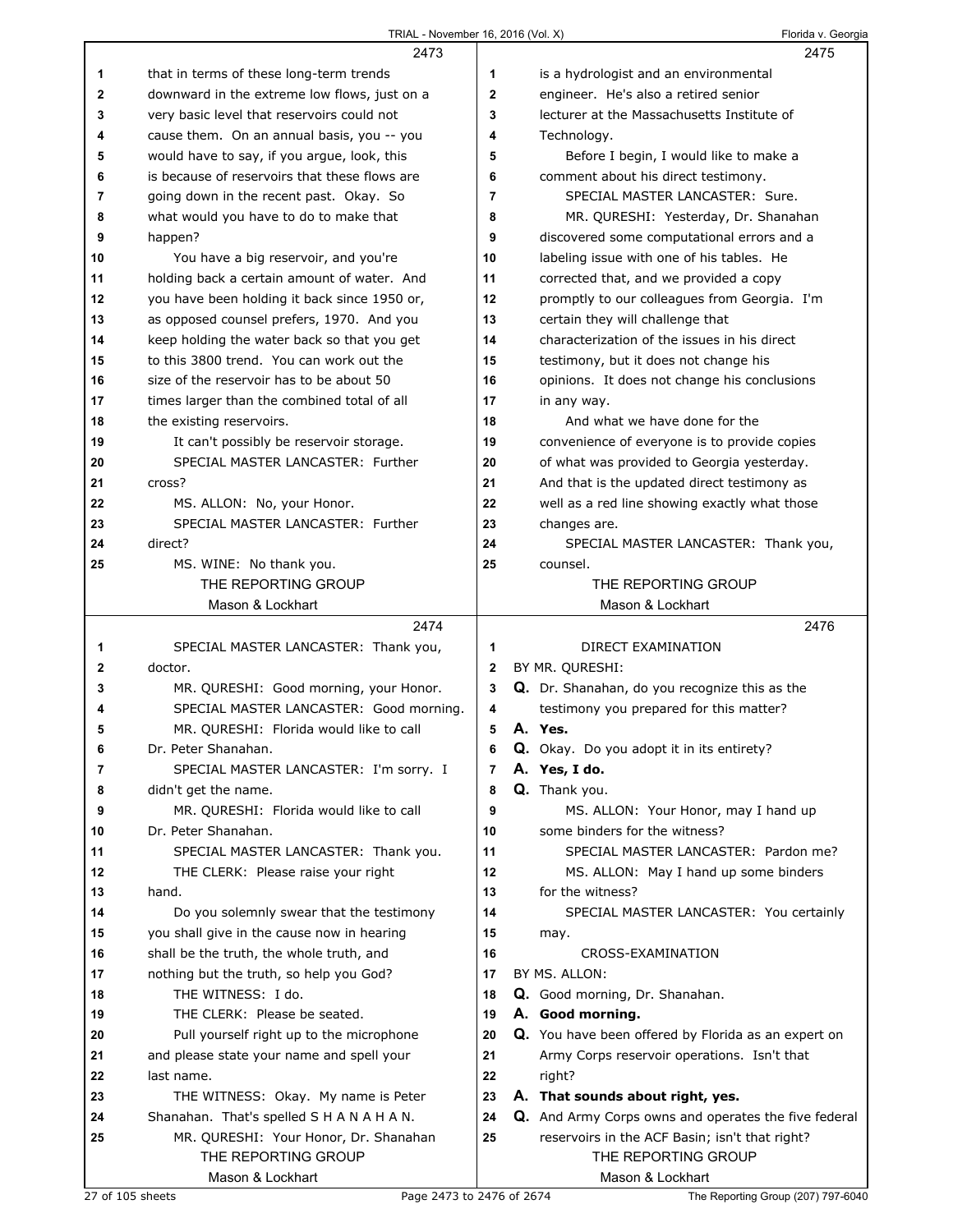**2473**

1 that in terms of these long-term trends
2 downward in the extreme low flows, just on a
3 very basic level that reservoirs could not
4 cause them. On an annual basis, you -- you
5 would have to say, if you argue, look, this
6 is because of reservoirs that these flows are
7 going down in the recent past. Okay. So
8 what would you have to do to make that
9 happen?
10 You have a big reservoir, and you're
11 holding back a certain amount of water. And
12 you have been holding it back since 1950 or,
13 as opposed counsel prefers, 1970. And you
14 keep holding the water back so that you get
15 to this 3800 trend. You can work out the
16 size of the reservoir has to be about 50
17 times larger than the combined total of all
18 the existing reservoirs.
19 It can't possibly be reservoir storage.
20 SPECIAL MASTER LANCASTER: Further
21 cross?
22 MS. ALLON: No, your Honor.
23 SPECIAL MASTER LANCASTER: Further
24 direct?
25 MS. WINE: No thank you.

**2474**

1 SPECIAL MASTER LANCASTER: Thank you,
2 doctor.
3 MR. QURESHI: Good morning, your Honor.
4 SPECIAL MASTER LANCASTER: Good morning.
5 MR. QURESHI: Florida would like to call
6 Dr. Peter Shanahan.
7 SPECIAL MASTER LANCASTER: I'm sorry. I
8 didn't get the name.
9 MR. QURESHI: Florida would like to call
10 Dr. Peter Shanahan.
11 SPECIAL MASTER LANCASTER: Thank you.
12 THE CLERK: Please raise your right
13 hand.
14 Do you solemnly swear that the testimony
15 you shall give in the cause now in hearing
16 shall be the truth, the whole truth, and
17 nothing but the truth, so help you God?
18 THE WITNESS: I do.
19 THE CLERK: Please be seated.
20 Pull yourself right up to the microphone
21 and please state your name and spell your
22 last name.
23 THE WITNESS: Okay. My name is Peter
24 Shanahan. That's spelled S H A N A H A N.
25 MR. QURESHI: Your Honor, Dr. Shanahan

**2475**

1 is a hydrologist and an environmental
2 engineer. He's also a retired senior
3 lecturer at the Massachusetts Institute of
4 Technology.
5 Before I begin, I would like to make a
6 comment about his direct testimony.
7 SPECIAL MASTER LANCASTER: Sure.
8 MR. QURESHI: Yesterday, Dr. Shanahan
9 discovered some computational errors and a
10 labeling issue with one of his tables. He
11 corrected that, and we provided a copy
12 promptly to our colleagues from Georgia. I'm
13 certain they will challenge that
14 characterization of the issues in his direct
15 testimony, but it does not change his
16 opinions. It does not change his conclusions
17 in any way.
18 And what we have done for the
19 convenience of everyone is to provide copies
20 of what was provided to Georgia yesterday.
21 And that is the updated direct testimony as
22 well as a red line showing exactly what those
23 changes are.
24 SPECIAL MASTER LANCASTER: Thank you,
25 counsel.

**2476**

1 DIRECT EXAMINATION
2 BY MR. QURESHI:
3 **Q.** Dr. Shanahan, do you recognize this as the
4 testimony you prepared for this matter?
5 **A. Yes.**
6 **Q.** Okay. Do you adopt it in its entirety?
7 **A. Yes, I do.**
8 **Q.** Thank you.
9 MS. ALLON: Your Honor, may I hand up
10 some binders for the witness?
11 SPECIAL MASTER LANCASTER: Pardon me?
12 MS. ALLON: May I hand up some binders
13 for the witness?
14 SPECIAL MASTER LANCASTER: You certainly
15 may.
16 CROSS-EXAMINATION
17 BY MS. ALLON:
18 **Q.** Good morning, Dr. Shanahan.
19 **A. Good morning.**
20 **Q.** You have been offered by Florida as an expert on
21 Army Corps reservoir operations. Isn't that
22 right?
23 **A. That sounds about right, yes.**
24 **Q.** And Army Corps owns and operates the five federal
25 reservoirs in the ACF Basin; isn't that right?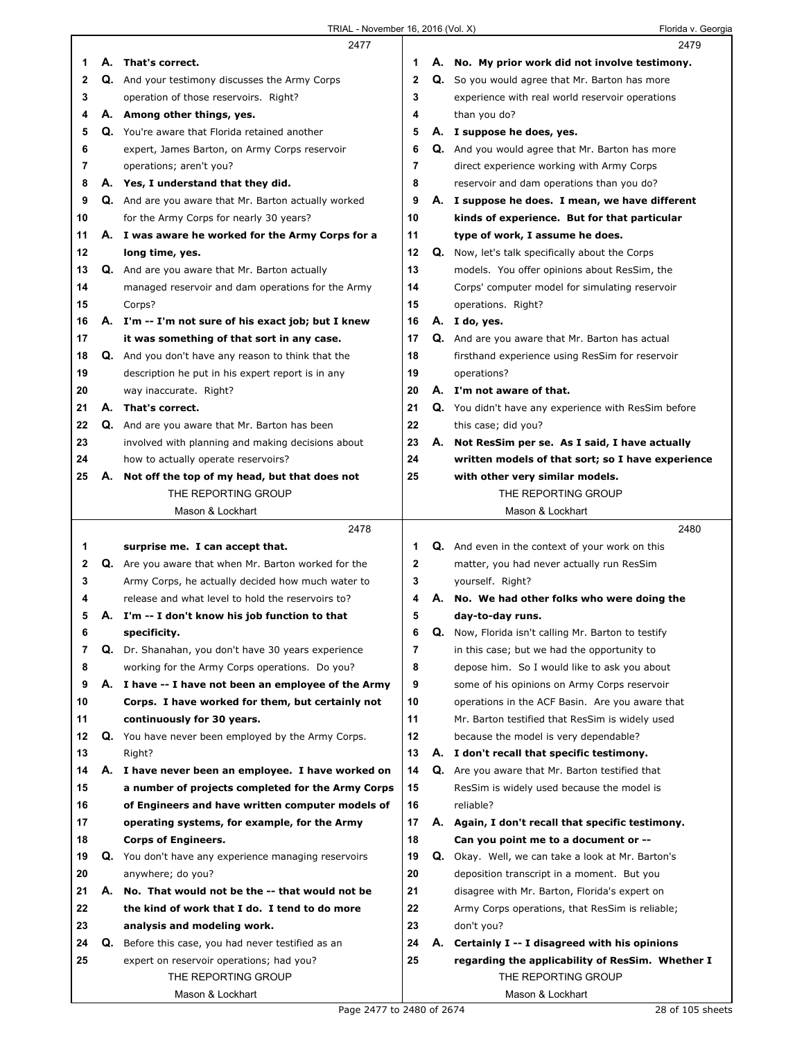2477

A. **That's correct.**

Q. And your testimony discusses the Army Corps operation of those reservoirs. Right?

A. **Among other things, yes.**

Q. You're aware that Florida retained another expert, James Barton, on Army Corps reservoir operations; aren't you?

A. **Yes, I understand that they did.**

Q. And are you aware that Mr. Barton actually worked for the Army Corps for nearly 30 years?

A. **I was aware he worked for the Army Corps for a long time, yes.**

Q. And are you aware that Mr. Barton actually managed reservoir and dam operations for the Army Corps?

A. **I'm -- I'm not sure of his exact job; but I knew it was something of that sort in any case.**

Q. And you don't have any reason to think that the description he put in his expert report is in any way inaccurate. Right?

A. **That's correct.**

Q. And are you aware that Mr. Barton has been involved with planning and making decisions about how to actually operate reservoirs?

A. **Not off the top of my head, but that does not**

2478

**surprise me. I can accept that.**

Q. Are you aware that when Mr. Barton worked for the Army Corps, he actually decided how much water to release and what level to hold the reservoirs to?

A. **I'm -- I don't know his job function to that specificity.**

Q. Dr. Shanahan, you don't have 30 years experience working for the Army Corps operations. Do you?

A. **I have -- I have not been an employee of the Army Corps. I have worked for them, but certainly not continuously for 30 years.**

Q. You have never been employed by the Army Corps. Right?

A. **I have never been an employee. I have worked on a number of projects completed for the Army Corps of Engineers and have written computer models of operating systems, for example, for the Army Corps of Engineers.**

Q. You don't have any experience managing reservoirs anywhere; do you?

A. **No. That would not be the -- that would not be the kind of work that I do. I tend to do more analysis and modeling work.**

Q. Before this case, you had never testified as an expert on reservoir operations; had you?

2479

A. **No. My prior work did not involve testimony.**

Q. So you would agree that Mr. Barton has more experience with real world reservoir operations than you do?

A. **I suppose he does, yes.**

Q. And you would agree that Mr. Barton has more direct experience working with Army Corps reservoir and dam operations than you do?

A. **I suppose he does. I mean, we have different kinds of experience. But for that particular type of work, I assume he does.**

Q. Now, let's talk specifically about the Corps models. You offer opinions about ResSim, the Corps' computer model for simulating reservoir operations. Right?

A. **I do, yes.**

Q. And are you aware that Mr. Barton has actual firsthand experience using ResSim for reservoir operations?

A. **I'm not aware of that.**

Q. You didn't have any experience with ResSim before this case; did you?

A. **Not ResSim per se. As I said, I have actually written models of that sort; so I have experience with other very similar models.**

2480

Q. And even in the context of your work on this matter, you had never actually run ResSim yourself. Right?

A. **No. We had other folks who were doing the day-to-day runs.**

Q. Now, Florida isn't calling Mr. Barton to testify in this case; but we had the opportunity to depose him. So I would like to ask you about some of his opinions on Army Corps reservoir operations in the ACF Basin. Are you aware that Mr. Barton testified that ResSim is widely used because the model is very dependable?

A. **I don't recall that specific testimony.**

Q. Are you aware that Mr. Barton testified that ResSim is widely used because the model is reliable?

A. **Again, I don't recall that specific testimony. Can you point me to a document or --**

Q. Okay. Well, we can take a look at Mr. Barton's deposition transcript in a moment. But you disagree with Mr. Barton, Florida's expert on Army Corps operations, that ResSim is reliable; don't you?

A. **Certainly I -- I disagreed with his opinions regarding the applicability of ResSim. Whether I**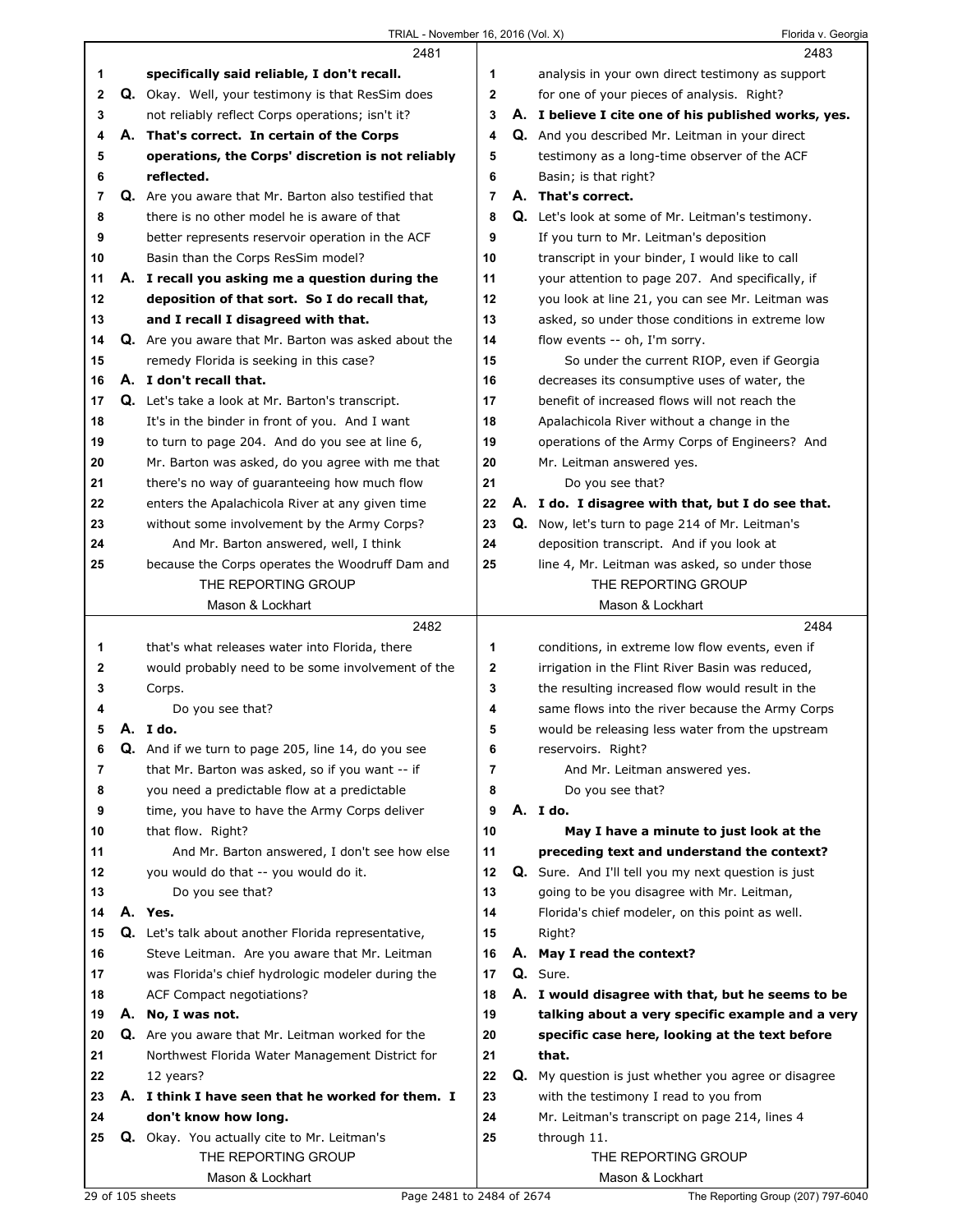2481

1 **specifically said reliable, I don't recall.**
2 Q. Okay. Well, your testimony is that ResSim does
3 not reliably reflect Corps operations; isn't it?
4 A. **That's correct. In certain of the Corps**
5 **operations, the Corps' discretion is not reliably**
6 **reflected.**
7 Q. Are you aware that Mr. Barton also testified that
8 there is no other model he is aware of that
9 better represents reservoir operation in the ACF
10 Basin than the Corps ResSim model?
11 A. **I recall you asking me a question during the**
12 **deposition of that sort. So I do recall that,**
13 **and I recall I disagreed with that.**
14 Q. Are you aware that Mr. Barton was asked about the
15 remedy Florida is seeking in this case?
16 A. **I don't recall that.**
17 Q. Let's take a look at Mr. Barton's transcript.
18 It's in the binder in front of you. And I want
19 to turn to page 204. And do you see at line 6,
20 Mr. Barton was asked, do you agree with me that
21 there's no way of guaranteeing how much flow
22 enters the Apalachicola River at any given time
23 without some involvement by the Army Corps?
24 And Mr. Barton answered, well, I think
25 because the Corps operates the Woodruff Dam and

2482

1 that's what releases water into Florida, there
2 would probably need to be some involvement of the
3 Corps.
4 Do you see that?
5 A. **I do.**
6 Q. And if we turn to page 205, line 14, do you see
7 that Mr. Barton was asked, so if you want -- if
8 you need a predictable flow at a predictable
9 time, you have to have the Army Corps deliver
10 that flow. Right?
11 And Mr. Barton answered, I don't see how else
12 you would do that -- you would do it.
13 Do you see that?
14 A. **Yes.**
15 Q. Let's talk about another Florida representative,
16 Steve Leitman. Are you aware that Mr. Leitman
17 was Florida's chief hydrologic modeler during the
18 ACF Compact negotiations?
19 A. **No, I was not.**
20 Q. Are you aware that Mr. Leitman worked for the
21 Northwest Florida Water Management District for
22 12 years?
23 A. **I think I have seen that he worked for them. I**
24 **don't know how long.**
25 Q. Okay. You actually cite to Mr. Leitman's

2483

1 analysis in your own direct testimony as support
2 for one of your pieces of analysis. Right?
3 A. **I believe I cite one of his published works, yes.**
4 Q. And you described Mr. Leitman in your direct
5 testimony as a long-time observer of the ACF
6 Basin; is that right?
7 A. **That's correct.**
8 Q. Let's look at some of Mr. Leitman's testimony.
9 If you turn to Mr. Leitman's deposition
10 transcript in your binder, I would like to call
11 your attention to page 207. And specifically, if
12 you look at line 21, you can see Mr. Leitman was
13 asked, so under those conditions in extreme low
14 flow events -- oh, I'm sorry.
15 So under the current RIOP, even if Georgia
16 decreases its consumptive uses of water, the
17 benefit of increased flows will not reach the
18 Apalachicola River without a change in the
19 operations of the Army Corps of Engineers? And
20 Mr. Leitman answered yes.
21 Do you see that?
22 A. **I do. I disagree with that, but I do see that.**
23 Q. Now, let's turn to page 214 of Mr. Leitman's
24 deposition transcript. And if you look at
25 line 4, Mr. Leitman was asked, so under those

2484

1 conditions, in extreme low flow events, even if
2 irrigation in the Flint River Basin was reduced,
3 the resulting increased flow would result in the
4 same flows into the river because the Army Corps
5 would be releasing less water from the upstream
6 reservoirs. Right?
7 And Mr. Leitman answered yes.
8 Do you see that?
9 A. **I do.**
10 **May I have a minute to just look at the**
11 **preceding text and understand the context?**
12 Q. Sure. And I'll tell you my next question is just
13 going to be you disagree with Mr. Leitman,
14 Florida's chief modeler, on this point as well.
15 Right?
16 A. **May I read the context?**
17 Q. Sure.
18 A. **I would disagree with that, but he seems to be**
19 **talking about a very specific example and a very**
20 **specific case here, looking at the text before**
21 **that.**
22 Q. My question is just whether you agree or disagree
23 with the testimony I read to you from
24 Mr. Leitman's transcript on page 214, lines 4
25 through 11.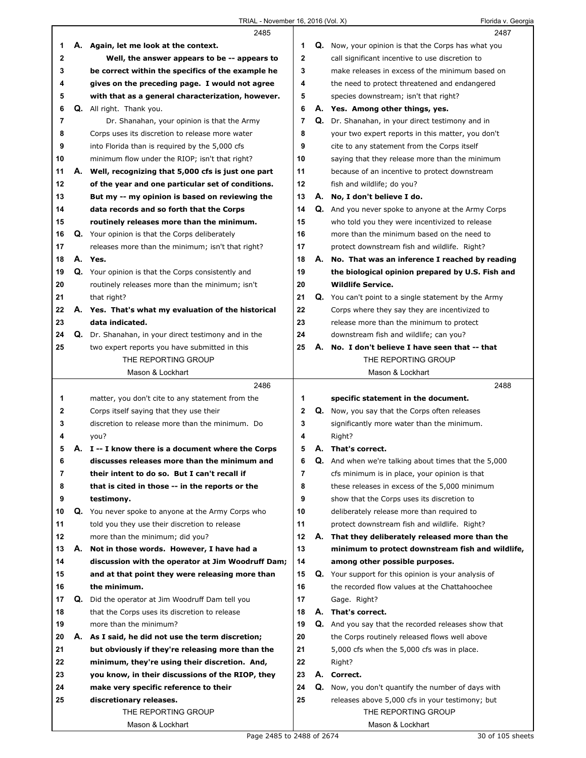2485

1 A. **Again, let me look at the context.**
2 **Well, the answer appears to be -- appears to**
3 **be correct within the specifics of the example he**
4 **gives on the preceding page. I would not agree**
5 **with that as a general characterization, however.**
6 Q. All right. Thank you.
7 Dr. Shanahan, your opinion is that the Army
8 Corps uses its discretion to release more water
9 into Florida than is required by the 5,000 cfs
10 minimum flow under the RIOP; isn't that right?
11 A. **Well, recognizing that 5,000 cfs is just one part**
12 **of the year and one particular set of conditions.**
13 **But my -- my opinion is based on reviewing the**
14 **data records and so forth that the Corps**
15 **routinely releases more than the minimum.**
16 Q. Your opinion is that the Corps deliberately
17 releases more than the minimum; isn't that right?
18 A. **Yes.**
19 Q. Your opinion is that the Corps consistently and
20 routinely releases more than the minimum; isn't
21 that right?
22 A. **Yes. That's what my evaluation of the historical**
23 **data indicated.**
24 Q. Dr. Shanahan, in your direct testimony and in the
25 two expert reports you have submitted in this

2486

1 matter, you don't cite to any statement from the
2 Corps itself saying that they use their
3 discretion to release more than the minimum. Do
4 you?
5 A. **I -- I know there is a document where the Corps**
6 **discusses releases more than the minimum and**
7 **their intent to do so. But I can't recall if**
8 **that is cited in those -- in the reports or the**
9 **testimony.**
10 Q. You never spoke to anyone at the Army Corps who
11 told you they use their discretion to release
12 more than the minimum; did you?
13 A. **Not in those words. However, I have had a**
14 **discussion with the operator at Jim Woodruff Dam;**
15 **and at that point they were releasing more than**
16 **the minimum.**
17 Q. Did the operator at Jim Woodruff Dam tell you
18 that the Corps uses its discretion to release
19 more than the minimum?
20 A. **As I said, he did not use the term discretion;**
21 **but obviously if they're releasing more than the**
22 **minimum, they're using their discretion. And,**
23 **you know, in their discussions of the RIOP, they**
24 **make very specific reference to their**
25 **discretionary releases.**

2487

1 Q. Now, your opinion is that the Corps has what you
2 call significant incentive to use discretion to
3 make releases in excess of the minimum based on
4 the need to protect threatened and endangered
5 species downstream; isn't that right?
6 A. **Yes. Among other things, yes.**
7 Q. Dr. Shanahan, in your direct testimony and in
8 your two expert reports in this matter, you don't
9 cite to any statement from the Corps itself
10 saying that they release more than the minimum
11 because of an incentive to protect downstream
12 fish and wildlife; do you?
13 A. **No, I don't believe I do.**
14 Q. And you never spoke to anyone at the Army Corps
15 who told you they were incentivized to release
16 more than the minimum based on the need to
17 protect downstream fish and wildlife. Right?
18 A. **No. That was an inference I reached by reading**
19 **the biological opinion prepared by U.S. Fish and**
20 **Wildlife Service.**
21 Q. You can't point to a single statement by the Army
22 Corps where they say they are incentivized to
23 release more than the minimum to protect
24 downstream fish and wildlife; can you?
25 A. **No. I don't believe I have seen that -- that**

2488

1 **specific statement in the document.**
2 Q. Now, you say that the Corps often releases
3 significantly more water than the minimum.
4 Right?
5 A. **That's correct.**
6 Q. And when we're talking about times that the 5,000
7 cfs minimum is in place, your opinion is that
8 these releases in excess of the 5,000 minimum
9 show that the Corps uses its discretion to
10 deliberately release more than required to
11 protect downstream fish and wildlife. Right?
12 A. **That they deliberately released more than the**
13 **minimum to protect downstream fish and wildlife,**
14 **among other possible purposes.**
15 Q. Your support for this opinion is your analysis of
16 the recorded flow values at the Chattahoochee
17 Gage. Right?
18 A. **That's correct.**
19 Q. And you say that the recorded releases show that
20 the Corps routinely released flows well above
21 5,000 cfs when the 5,000 cfs was in place.
22 Right?
23 A. **Correct.**
24 Q. Now, you don't quantify the number of days with
25 releases above 5,000 cfs in your testimony; but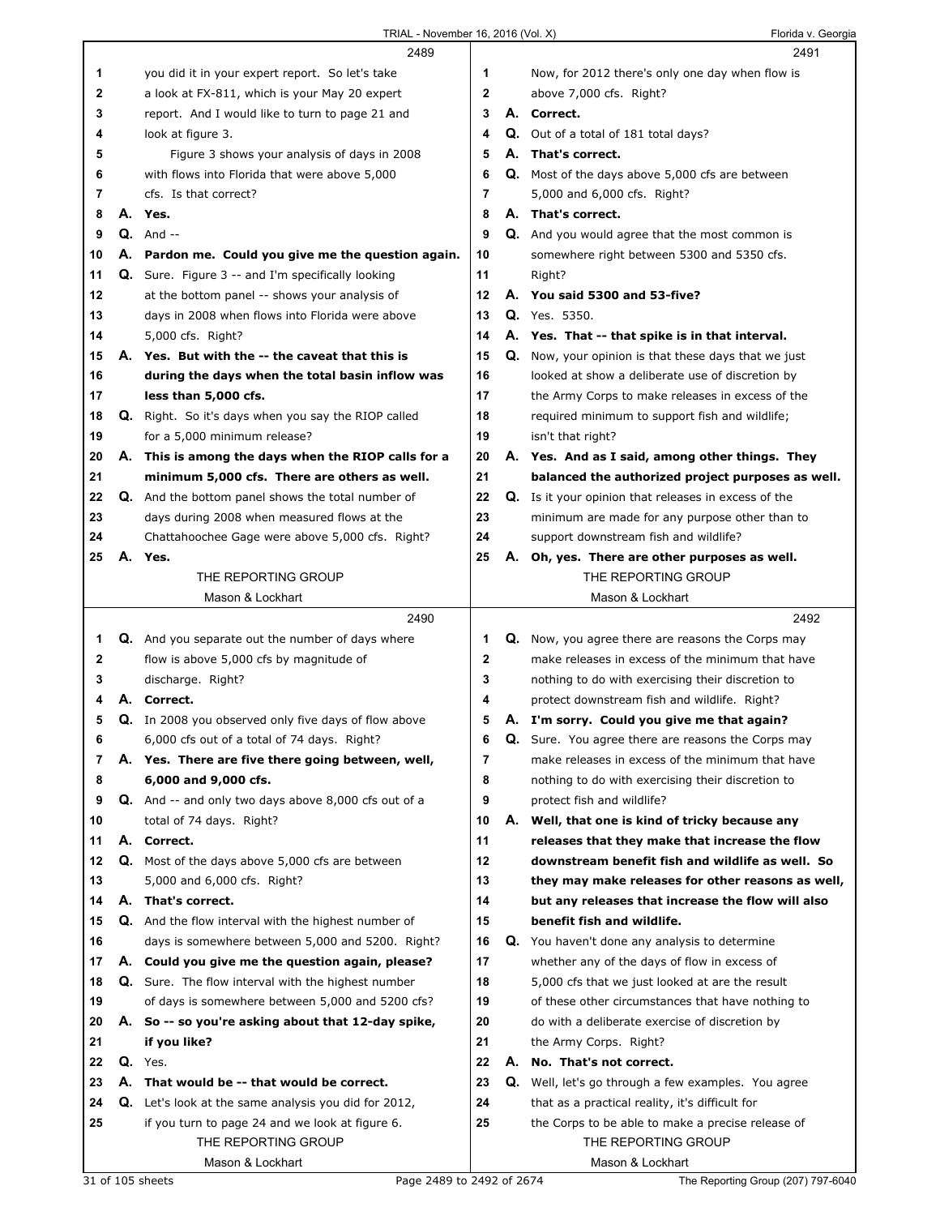2489

1 you did it in your expert report. So let's take
2 a look at FX-811, which is your May 20 expert
3 report. And I would like to turn to page 21 and
4 look at figure 3.
5 Figure 3 shows your analysis of days in 2008
6 with flows into Florida that were above 5,000
7 cfs. Is that correct?
8 **A. Yes.**
9 **Q.** And --
10 **A. Pardon me. Could you give me the question again.**
11 **Q.** Sure. Figure 3 -- and I'm specifically looking
12 at the bottom panel -- shows your analysis of
13 days in 2008 when flows into Florida were above
14 5,000 cfs. Right?
15 **A. Yes. But with the -- the caveat that this is**
16 **during the days when the total basin inflow was**
17 **less than 5,000 cfs.**
18 **Q.** Right. So it's days when you say the RIOP called
19 for a 5,000 minimum release?
20 **A. This is among the days when the RIOP calls for a**
21 **minimum 5,000 cfs. There are others as well.**
22 **Q.** And the bottom panel shows the total number of
23 days during 2008 when measured flows at the
24 Chattahoochee Gage were above 5,000 cfs. Right?
25 **A. Yes.**

2490

1 **Q.** And you separate out the number of days where
2 flow is above 5,000 cfs by magnitude of
3 discharge. Right?
4 **A. Correct.**
5 **Q.** In 2008 you observed only five days of flow above
6 6,000 cfs out of a total of 74 days. Right?
7 **A. Yes. There are five there going between, well,**
8 **6,000 and 9,000 cfs.**
9 **Q.** And -- and only two days above 8,000 cfs out of a
10 total of 74 days. Right?
11 **A. Correct.**
12 **Q.** Most of the days above 5,000 cfs are between
13 5,000 and 6,000 cfs. Right?
14 **A. That's correct.**
15 **Q.** And the flow interval with the highest number of
16 days is somewhere between 5,000 and 5200. Right?
17 **A. Could you give me the question again, please?**
18 **Q.** Sure. The flow interval with the highest number
19 of days is somewhere between 5,000 and 5200 cfs?
20 **A. So -- so you're asking about that 12-day spike,**
21 **if you like?**
22 **Q.** Yes.
23 **A. That would be -- that would be correct.**
24 **Q.** Let's look at the same analysis you did for 2012,
25 if you turn to page 24 and we look at figure 6.

2491

1 Now, for 2012 there's only one day when flow is
2 above 7,000 cfs. Right?
3 **A. Correct.**
4 **Q.** Out of a total of 181 total days?
5 **A. That's correct.**
6 **Q.** Most of the days above 5,000 cfs are between
7 5,000 and 6,000 cfs. Right?
8 **A. That's correct.**
9 **Q.** And you would agree that the most common is
10 somewhere right between 5300 and 5350 cfs.
11 Right?
12 **A. You said 5300 and 53-five?**
13 **Q.** Yes. 5350.
14 **A. Yes. That -- that spike is in that interval.**
15 **Q.** Now, your opinion is that these days that we just
16 looked at show a deliberate use of discretion by
17 the Army Corps to make releases in excess of the
18 required minimum to support fish and wildlife;
19 isn't that right?
20 **A. Yes. And as I said, among other things. They**
21 **balanced the authorized project purposes as well.**
22 **Q.** Is it your opinion that releases in excess of the
23 minimum are made for any purpose other than to
24 support downstream fish and wildlife?
25 **A. Oh, yes. There are other purposes as well.**

2492

1 **Q.** Now, you agree there are reasons the Corps may
2 make releases in excess of the minimum that have
3 nothing to do with exercising their discretion to
4 protect downstream fish and wildlife. Right?
5 **A. I'm sorry. Could you give me that again?**
6 **Q.** Sure. You agree there are reasons the Corps may
7 make releases in excess of the minimum that have
8 nothing to do with exercising their discretion to
9 protect fish and wildlife?
10 **A. Well, that one is kind of tricky because any**
11 **releases that they make that increase the flow**
12 **downstream benefit fish and wildlife as well. So**
13 **they may make releases for other reasons as well,**
14 **but any releases that increase the flow will also**
15 **benefit fish and wildlife.**
16 **Q.** You haven't done any analysis to determine
17 whether any of the days of flow in excess of
18 5,000 cfs that we just looked at are the result
19 of these other circumstances that have nothing to
20 do with a deliberate exercise of discretion by
21 the Army Corps. Right?
22 **A. No. That's not correct.**
23 **Q.** Well, let's go through a few examples. You agree
24 that as a practical reality, it's difficult for
25 the Corps to be able to make a precise release of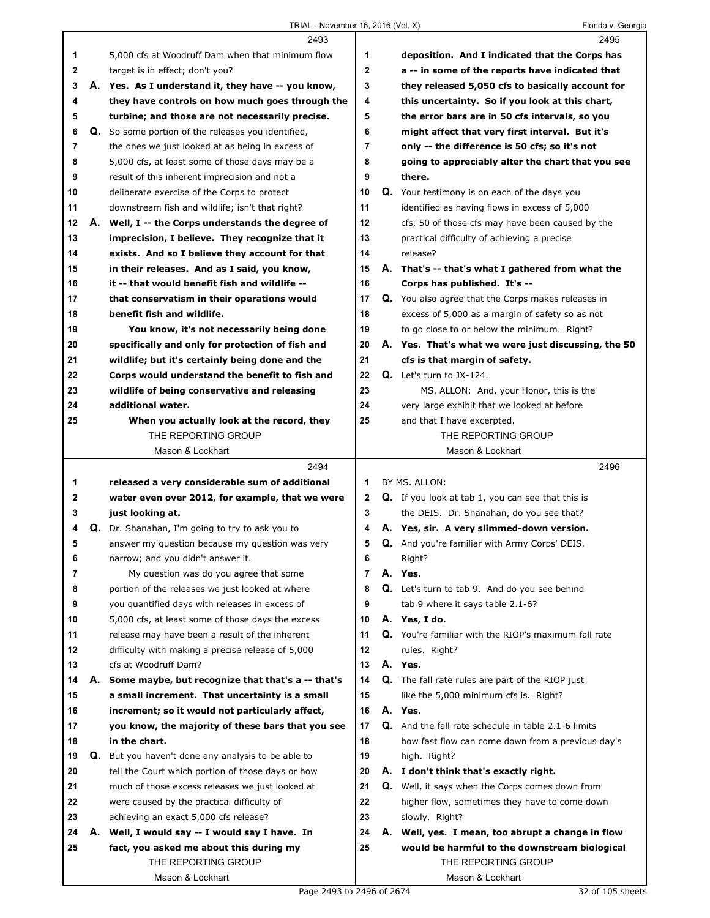**2493**

1 5,000 cfs at Woodruff Dam when that minimum flow
2 target is in effect; don't you?
3 A. **Yes. As I understand it, they have -- you know,**
4 **they have controls on how much goes through the**
5 **turbine; and those are not necessarily precise.**
6 Q. So some portion of the releases you identified,
7 the ones we just looked at as being in excess of
8 5,000 cfs, at least some of those days may be a
9 result of this inherent imprecision and not a
10 deliberate exercise of the Corps to protect
11 downstream fish and wildlife; isn't that right?
12 A. **Well, I -- the Corps understands the degree of**
13 **imprecision, I believe. They recognize that it**
14 **exists. And so I believe they account for that**
15 **in their releases. And as I said, you know,**
16 **it -- that would benefit fish and wildlife --**
17 **that conservatism in their operations would**
18 **benefit fish and wildlife.**
19 **You know, it's not necessarily being done**
20 **specifically and only for protection of fish and**
21 **wildlife; but it's certainly being done and the**
22 **Corps would understand the benefit to fish and**
23 **wildlife of being conservative and releasing**
24 **additional water.**
25 **When you actually look at the record, they**

**2494**

1 **released a very considerable sum of additional**
2 **water even over 2012, for example, that we were**
3 **just looking at.**
4 Q. Dr. Shanahan, I'm going to try to ask you to
5 answer my question because my question was very
6 narrow; and you didn't answer it.
7 My question was do you agree that some
8 portion of the releases we just looked at where
9 you quantified days with releases in excess of
10 5,000 cfs, at least some of those days the excess
11 release may have been a result of the inherent
12 difficulty with making a precise release of 5,000
13 cfs at Woodruff Dam?
14 A. **Some maybe, but recognize that that's a -- that's**
15 **a small increment. That uncertainty is a small**
16 **increment; so it would not particularly affect,**
17 **you know, the majority of these bars that you see**
18 **in the chart.**
19 Q. But you haven't done any analysis to be able to
20 tell the Court which portion of those days or how
21 much of those excess releases we just looked at
22 were caused by the practical difficulty of
23 achieving an exact 5,000 cfs release?
24 A. **Well, I would say -- I would say I have. In**
25 **fact, you asked me about this during my**

**2495**

1 **deposition. And I indicated that the Corps has**
2 **a -- in some of the reports have indicated that**
3 **they released 5,050 cfs to basically account for**
4 **this uncertainty. So if you look at this chart,**
5 **the error bars are in 50 cfs intervals, so you**
6 **might affect that very first interval. But it's**
7 **only -- the difference is 50 cfs; so it's not**
8 **going to appreciably alter the chart that you see**
9 **there.**
10 Q. Your testimony is on each of the days you
11 identified as having flows in excess of 5,000
12 cfs, 50 of those cfs may have been caused by the
13 practical difficulty of achieving a precise
14 release?
15 A. **That's -- that's what I gathered from what the**
16 **Corps has published. It's --**
17 Q. You also agree that the Corps makes releases in
18 excess of 5,000 as a margin of safety so as not
19 to go close to or below the minimum. Right?
20 A. **Yes. That's what we were just discussing, the 50**
21 **cfs is that margin of safety.**
22 Q. Let's turn to JX-124.
23 MS. ALLON: And, your Honor, this is the
24 very large exhibit that we looked at before
25 and that I have excerpted.

**2496**

1 BY MS. ALLON:
2 Q. If you look at tab 1, you can see that this is
3 the DEIS. Dr. Shanahan, do you see that?
4 A. **Yes, sir. A very slimmed-down version.**
5 Q. And you're familiar with Army Corps' DEIS.
6 Right?
7 A. **Yes.**
8 Q. Let's turn to tab 9. And do you see behind
9 tab 9 where it says table 2.1-6?
10 A. **Yes, I do.**
11 Q. You're familiar with the RIOP's maximum fall rate
12 rules. Right?
13 A. **Yes.**
14 Q. The fall rate rules are part of the RIOP just
15 like the 5,000 minimum cfs is. Right?
16 A. **Yes.**
17 Q. And the fall rate schedule in table 2.1-6 limits
18 how fast flow can come down from a previous day's
19 high. Right?
20 A. **I don't think that's exactly right.**
21 Q. Well, it says when the Corps comes down from
22 higher flow, sometimes they have to come down
23 slowly. Right?
24 A. **Well, yes. I mean, too abrupt a change in flow**
25 **would be harmful to the downstream biological**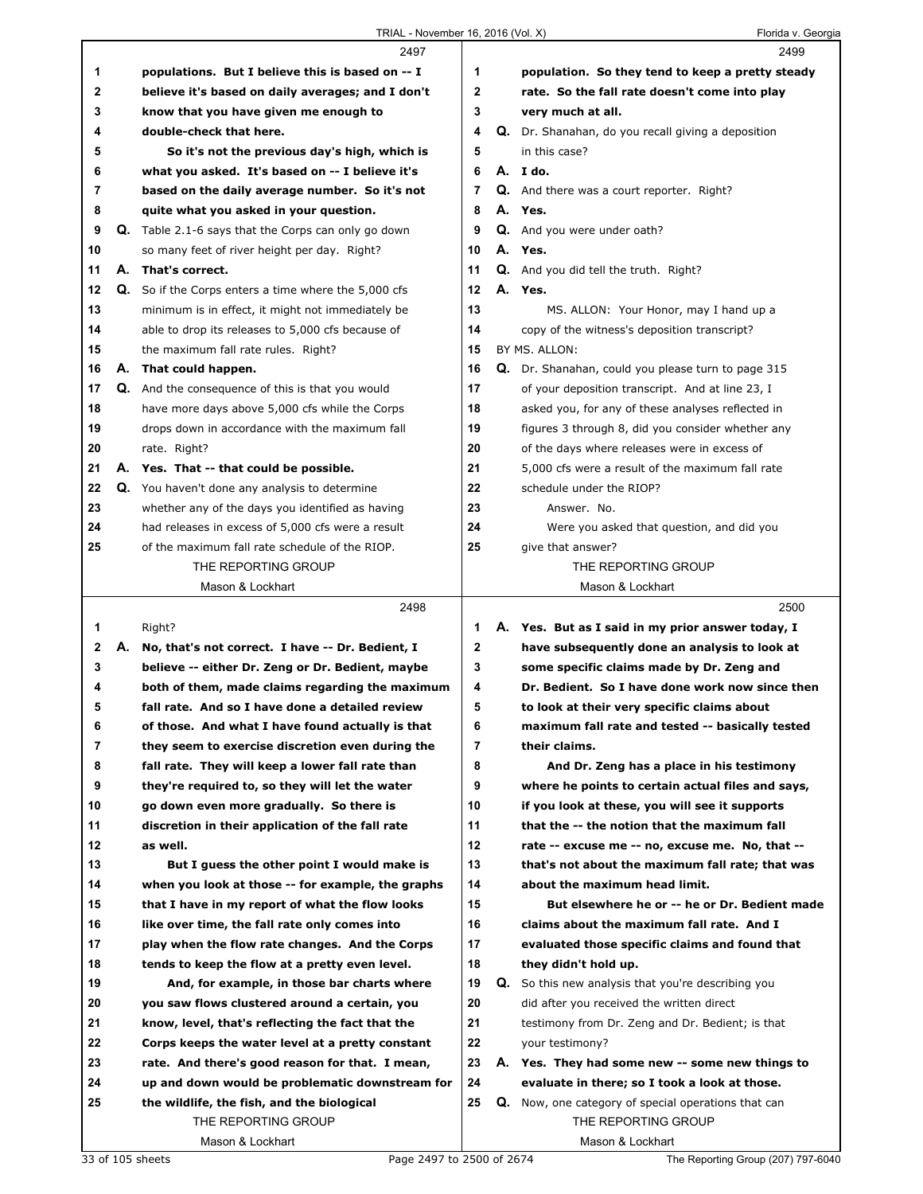**2497**

1 populations. But I believe this is based on -- I believe it's based on daily averages; and I don't know that you have given me enough to double-check that here.

So it's not the previous day's high, which is what you asked. It's based on -- I believe it's based on the daily average number. So it's not quite what you asked in your question.

Q. Table 2.1-6 says that the Corps can only go down so many feet of river height per day. Right?

A. That's correct.

Q. So if the Corps enters a time where the 5,000 cfs minimum is in effect, it might not immediately be able to drop its releases to 5,000 cfs because of the maximum fall rate rules. Right?

A. That could happen.

Q. And the consequence of this is that you would have more days above 5,000 cfs while the Corps drops down in accordance with the maximum fall rate. Right?

A. Yes. That -- that could be possible.

Q. You haven't done any analysis to determine whether any of the days you identified as having had releases in excess of 5,000 cfs were a result of the maximum fall rate schedule of the RIOP.

**2498**

Right?

A. No, that's not correct. I have -- Dr. Bedient, I believe -- either Dr. Zeng or Dr. Bedient, maybe both of them, made claims regarding the maximum fall rate. And so I have done a detailed review of those. And what I have found actually is that they seem to exercise discretion even during the fall rate. They will keep a lower fall rate than they're required to, so they will let the water go down even more gradually. So there is discretion in their application of the fall rate as well.

But I guess the other point I would make is when you look at those -- for example, the graphs that I have in my report of what the flow looks like over time, the fall rate only comes into play when the flow rate changes. And the Corps tends to keep the flow at a pretty even level.

And, for example, in those bar charts where you saw flows clustered around a certain, you know, level, that's reflecting the fact that the Corps keeps the water level at a pretty constant rate. And there's good reason for that. I mean, up and down would be problematic downstream for the wildlife, the fish, and the biological

**2499**

population. So they tend to keep a pretty steady rate. So the fall rate doesn't come into play very much at all.

Q. Dr. Shanahan, do you recall giving a deposition in this case?

A. I do.

Q. And there was a court reporter. Right?

A. Yes.

Q. And you were under oath?

A. Yes.

Q. And you did tell the truth. Right?

A. Yes.

MS. ALLON: Your Honor, may I hand up a copy of the witness's deposition transcript?

BY MS. ALLON:

Q. Dr. Shanahan, could you please turn to page 315 of your deposition transcript. And at line 23, I asked you, for any of these analyses reflected in figures 3 through 8, did you consider whether any of the days where releases were in excess of 5,000 cfs were a result of the maximum fall rate schedule under the RIOP?

Answer. No.

Were you asked that question, and did you give that answer?

**2500**

A. Yes. But as I said in my prior answer today, I have subsequently done an analysis to look at some specific claims made by Dr. Zeng and Dr. Bedient. So I have done work now since then to look at their very specific claims about maximum fall rate and tested -- basically tested their claims.

And Dr. Zeng has a place in his testimony where he points to certain actual files and says, if you look at these, you will see it supports that the -- the notion that the maximum fall rate -- excuse me -- no, excuse me. No, that -- that's not about the maximum fall rate; that was about the maximum head limit.

But elsewhere he or -- he or Dr. Bedient made claims about the maximum fall rate. And I evaluated those specific claims and found that they didn't hold up.

Q. So this new analysis that you're describing you did after you received the written direct testimony from Dr. Zeng and Dr. Bedient; is that your testimony?

A. Yes. They had some new -- some new things to evaluate in there; so I took a look at those.

Q. Now, one category of special operations that can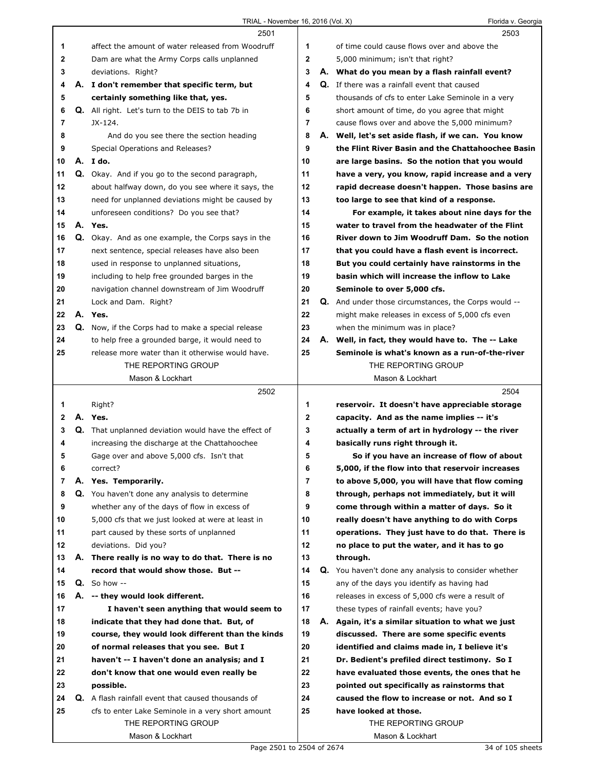2501

1 affect the amount of water released from Woodruff
2 Dam are what the Army Corps calls unplanned
3 deviations. Right?
4 A. **I don't remember that specific term, but**
5 **certainly something like that, yes.**
6 Q. All right. Let's turn to the DEIS to tab 7b in
7 JX-124.
8 And do you see there the section heading
9 Special Operations and Releases?
10 A. **I do.**
11 Q. Okay. And if you go to the second paragraph,
12 about halfway down, do you see where it says, the
13 need for unplanned deviations might be caused by
14 unforeseen conditions? Do you see that?
15 A. **Yes.**
16 Q. Okay. And as one example, the Corps says in the
17 next sentence, special releases have also been
18 used in response to unplanned situations,
19 including to help free grounded barges in the
20 navigation channel downstream of Jim Woodruff
21 Lock and Dam. Right?
22 A. **Yes.**
23 Q. Now, if the Corps had to make a special release
24 to help free a grounded barge, it would need to
25 release more water than it otherwise would have.

THE REPORTING GROUP
Mason & Lockhart

2502

1 Right?
2 A. **Yes.**
3 Q. That unplanned deviation would have the effect of
4 increasing the discharge at the Chattahoochee
5 Gage over and above 5,000 cfs. Isn't that
6 correct?
7 A. **Yes. Temporarily.**
8 Q. You haven't done any analysis to determine
9 whether any of the days of flow in excess of
10 5,000 cfs that we just looked at were at least in
11 part caused by these sorts of unplanned
12 deviations. Did you?
13 A. **There really is no way to do that. There is no**
14 **record that would show those. But --**
15 Q. So how --
16 A. **-- they would look different.**
17 **I haven't seen anything that would seem to**
18 **indicate that they had done that. But, of**
19 **course, they would look different than the kinds**
20 **of normal releases that you see. But I**
21 **haven't -- I haven't done an analysis; and I**
22 **don't know that one would even really be**
23 **possible.**
24 Q. A flash rainfall event that caused thousands of
25 cfs to enter Lake Seminole in a very short amount

THE REPORTING GROUP
Mason & Lockhart

2503

1 of time could cause flows over and above the
2 5,000 minimum; isn't that right?
3 A. **What do you mean by a flash rainfall event?**
4 Q. If there was a rainfall event that caused
5 thousands of cfs to enter Lake Seminole in a very
6 short amount of time, do you agree that might
7 cause flows over and above the 5,000 minimum?
8 A. **Well, let's set aside flash, if we can. You know**
9 **the Flint River Basin and the Chattahoochee Basin**
10 **are large basins. So the notion that you would**
11 **have a very, you know, rapid increase and a very**
12 **rapid decrease doesn't happen. Those basins are**
13 **too large to see that kind of a response.**
14 **For example, it takes about nine days for the**
15 **water to travel from the headwater of the Flint**
16 **River down to Jim Woodruff Dam. So the notion**
17 **that you could have a flash event is incorrect.**
18 **But you could certainly have rainstorms in the**
19 **basin which will increase the inflow to Lake**
20 **Seminole to over 5,000 cfs.**
21 Q. And under those circumstances, the Corps would --
22 might make releases in excess of 5,000 cfs even
23 when the minimum was in place?
24 A. **Well, in fact, they would have to. The -- Lake**
25 **Seminole is what's known as a run-of-the-river**

THE REPORTING GROUP
Mason & Lockhart

2504

1 **reservoir. It doesn't have appreciable storage**
2 **capacity. And as the name implies -- it's**
3 **actually a term of art in hydrology -- the river**
4 **basically runs right through it.**
5 **So if you have an increase of flow of about**
6 **5,000, if the flow into that reservoir increases**
7 **to above 5,000, you will have that flow coming**
8 **through, perhaps not immediately, but it will**
9 **come through within a matter of days. So it**
10 **really doesn't have anything to do with Corps**
11 **operations. They just have to do that. There is**
12 **no place to put the water, and it has to go**
13 **through.**
14 Q. You haven't done any analysis to consider whether
15 any of the days you identify as having had
16 releases in excess of 5,000 cfs were a result of
17 these types of rainfall events; have you?
18 A. **Again, it's a similar situation to what we just**
19 **discussed. There are some specific events**
20 **identified and claims made in, I believe it's**
21 **Dr. Bedient's prefiled direct testimony. So I**
22 **have evaluated those events, the ones that he**
23 **pointed out specifically as rainstorms that**
24 **caused the flow to increase or not. And so I**
25 **have looked at those.**

THE REPORTING GROUP
Mason & Lockhart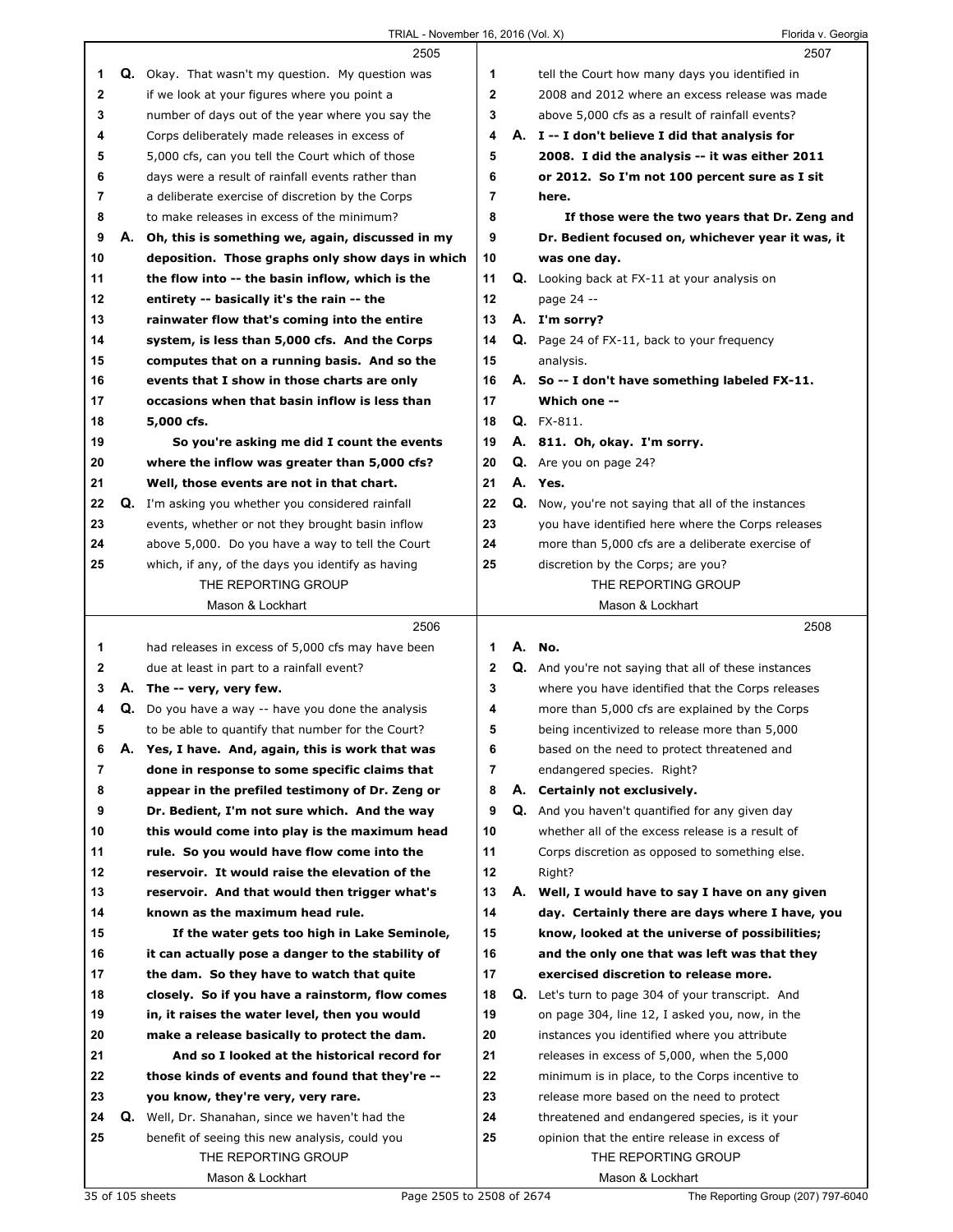**2505**

1 **Q.** Okay. That wasn't my question. My question was
2 if we look at your figures where you point a
3 number of days out of the year where you say the
4 Corps deliberately made releases in excess of
5 5,000 cfs, can you tell the Court which of those
6 days were a result of rainfall events rather than
7 a deliberate exercise of discretion by the Corps
8 to make releases in excess of the minimum?
9 **A. Oh, this is something we, again, discussed in my**
10 **deposition. Those graphs only show days in which**
11 **the flow into -- the basin inflow, which is the**
12 **entirety -- basically it's the rain -- the**
13 **rainwater flow that's coming into the entire**
14 **system, is less than 5,000 cfs. And the Corps**
15 **computes that on a running basis. And so the**
16 **events that I show in those charts are only**
17 **occasions when that basin inflow is less than**
18 **5,000 cfs.**
19 **So you're asking me did I count the events**
20 **where the inflow was greater than 5,000 cfs?**
21 **Well, those events are not in that chart.**
22 **Q.** I'm asking you whether you considered rainfall
23 events, whether or not they brought basin inflow
24 above 5,000. Do you have a way to tell the Court
25 which, if any, of the days you identify as having

**2506**

1 had releases in excess of 5,000 cfs may have been
2 due at least in part to a rainfall event?
3 **A. The -- very, very few.**
4 **Q.** Do you have a way -- have you done the analysis
5 to be able to quantify that number for the Court?
6 **A. Yes, I have. And, again, this is work that was**
7 **done in response to some specific claims that**
8 **appear in the prefiled testimony of Dr. Zeng or**
9 **Dr. Bedient, I'm not sure which. And the way**
10 **this would come into play is the maximum head**
11 **rule. So you would have flow come into the**
12 **reservoir. It would raise the elevation of the**
13 **reservoir. And that would then trigger what's**
14 **known as the maximum head rule.**
15 **If the water gets too high in Lake Seminole,**
16 **it can actually pose a danger to the stability of**
17 **the dam. So they have to watch that quite**
18 **closely. So if you have a rainstorm, flow comes**
19 **in, it raises the water level, then you would**
20 **make a release basically to protect the dam.**
21 **And so I looked at the historical record for**
22 **those kinds of events and found that they're --**
23 **you know, they're very, very rare.**
24 **Q.** Well, Dr. Shanahan, since we haven't had the
25 benefit of seeing this new analysis, could you

**2507**

1 tell the Court how many days you identified in
2 2008 and 2012 where an excess release was made
3 above 5,000 cfs as a result of rainfall events?
4 **A. I -- I don't believe I did that analysis for**
5 **2008. I did the analysis -- it was either 2011**
6 **or 2012. So I'm not 100 percent sure as I sit**
7 **here.**
8 **If those were the two years that Dr. Zeng and**
9 **Dr. Bedient focused on, whichever year it was, it**
10 **was one day.**
11 **Q.** Looking back at FX-11 at your analysis on
12 page 24 --
13 **A. I'm sorry?**
14 **Q.** Page 24 of FX-11, back to your frequency
15 analysis.
16 **A. So -- I don't have something labeled FX-11.**
17 **Which one --**
18 **Q.** FX-811.
19 **A. 811. Oh, okay. I'm sorry.**
20 **Q.** Are you on page 24?
21 **A. Yes.**
22 **Q.** Now, you're not saying that all of the instances
23 you have identified here where the Corps releases
24 more than 5,000 cfs are a deliberate exercise of
25 discretion by the Corps; are you?

**2508**

1 **A. No.**
2 **Q.** And you're not saying that all of these instances
3 where you have identified that the Corps releases
4 more than 5,000 cfs are explained by the Corps
5 being incentivized to release more than 5,000
6 based on the need to protect threatened and
7 endangered species. Right?
8 **A. Certainly not exclusively.**
9 **Q.** And you haven't quantified for any given day
10 whether all of the excess release is a result of
11 Corps discretion as opposed to something else.
12 Right?
13 **A. Well, I would have to say I have on any given**
14 **day. Certainly there are days where I have, you**
15 **know, looked at the universe of possibilities;**
16 **and the only one that was left was that they**
17 **exercised discretion to release more.**
18 **Q.** Let's turn to page 304 of your transcript. And
19 on page 304, line 12, I asked you, now, in the
20 instances you identified where you attribute
21 releases in excess of 5,000, when the 5,000
22 minimum is in place, to the Corps incentive to
23 release more based on the need to protect
24 threatened and endangered species, is it your
25 opinion that the entire release in excess of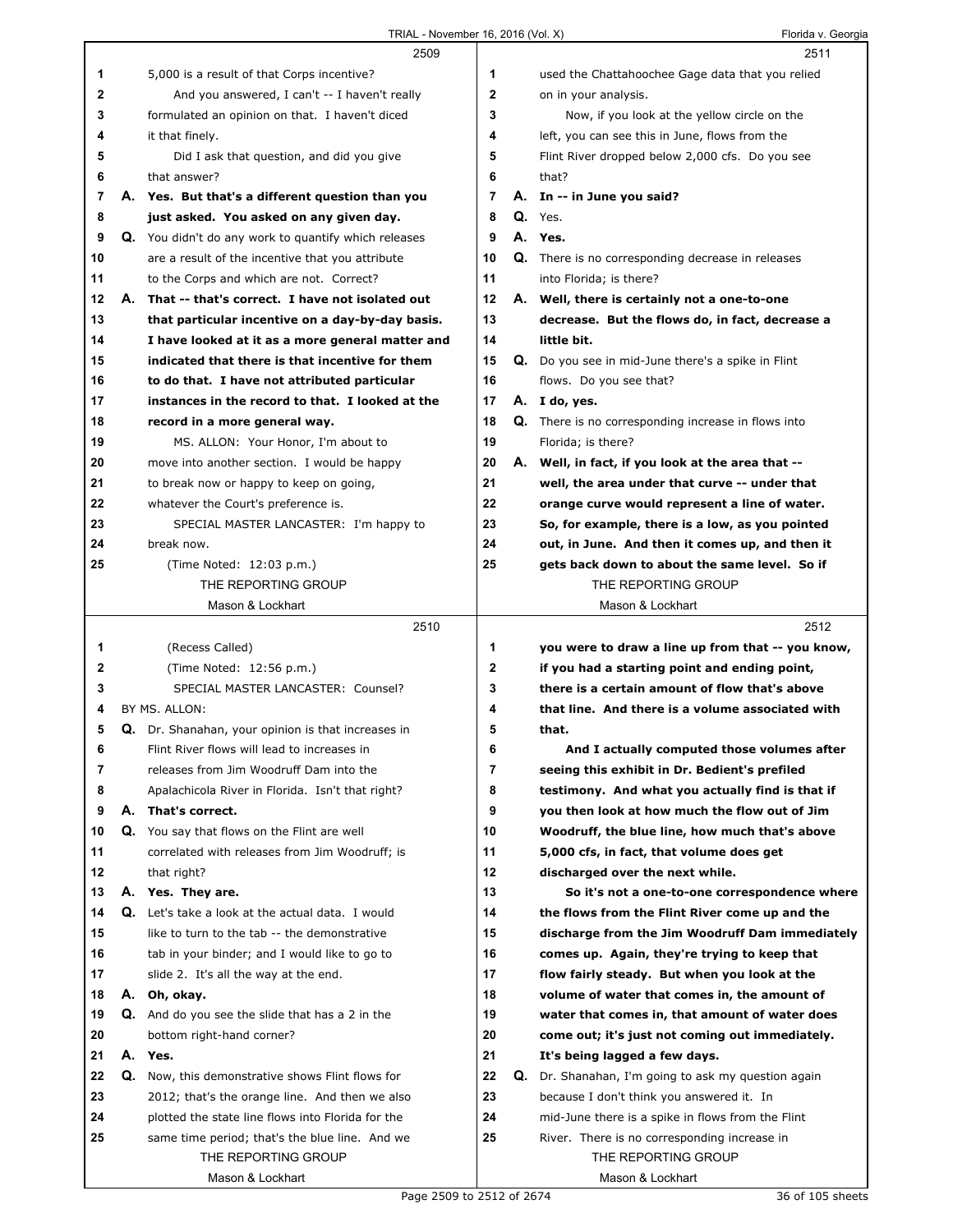5,000 is a result of that Corps incentive?

And you answered, I can't -- I haven't really formulated an opinion on that. I haven't diced it that finely.

Did I ask that question, and did you give that answer?

**A. Yes. But that's a different question than you just asked. You asked on any given day.**

**Q.** You didn't do any work to quantify which releases are a result of the incentive that you attribute to the Corps and which are not. Correct?

**A. That -- that's correct. I have not isolated out that particular incentive on a day-by-day basis. I have looked at it as a more general matter and indicated that there is that incentive for them to do that. I have not attributed particular instances in the record to that. I looked at the record in a more general way.**

MS. ALLON: Your Honor, I'm about to move into another section. I would be happy to break now or happy to keep on going, whatever the Court's preference is.

SPECIAL MASTER LANCASTER: I'm happy to break now.

(Time Noted: 12:03 p.m.)

(Recess Called)

(Time Noted: 12:56 p.m.)

SPECIAL MASTER LANCASTER: Counsel?

BY MS. ALLON:

**Q.** Dr. Shanahan, your opinion is that increases in Flint River flows will lead to increases in releases from Jim Woodruff Dam into the Apalachicola River in Florida. Isn't that right?

**A. That's correct.**

**Q.** You say that flows on the Flint are well correlated with releases from Jim Woodruff; is that right?

**A. Yes. They are.**

**Q.** Let's take a look at the actual data. I would like to turn to the tab -- the demonstrative tab in your binder; and I would like to go to slide 2. It's all the way at the end.

**A. Oh, okay.**

**Q.** And do you see the slide that has a 2 in the bottom right-hand corner?

**A. Yes.**

**Q.** Now, this demonstrative shows Flint flows for 2012; that's the orange line. And then we also plotted the state line flows into Florida for the same time period; that's the blue line. And we used the Chattahoochee Gage data that you relied on in your analysis.

Now, if you look at the yellow circle on the left, you can see this in June, flows from the Flint River dropped below 2,000 cfs. Do you see that?

**A. In -- in June you said?**

**Q.** Yes.

**A. Yes.**

**Q.** There is no corresponding decrease in releases into Florida; is there?

**A. Well, there is certainly not a one-to-one decrease. But the flows do, in fact, decrease a little bit.**

**Q.** Do you see in mid-June there's a spike in Flint flows. Do you see that?

**A. I do, yes.**

**Q.** There is no corresponding increase in flows into Florida; is there?

**A. Well, in fact, if you look at the area that -- well, the area under that curve -- under that orange curve would represent a line of water. So, for example, there is a low, as you pointed out, in June. And then it comes up, and then it gets back down to about the same level. So if you were to draw a line up from that -- you know, if you had a starting point and ending point, there is a certain amount of flow that's above that line. And there is a volume associated with that.**

**And I actually computed those volumes after seeing this exhibit in Dr. Bedient's prefiled testimony. And what you actually find is that if you then look at how much the flow out of Jim Woodruff, the blue line, how much that's above 5,000 cfs, in fact, that volume does get discharged over the next while.**

**So it's not a one-to-one correspondence where the flows from the Flint River come up and the discharge from the Jim Woodruff Dam immediately comes up. Again, they're trying to keep that flow fairly steady. But when you look at the volume of water that comes in, the amount of water that comes in, that amount of water does come out; it's just not coming out immediately. It's being lagged a few days.**

**Q.** Dr. Shanahan, I'm going to ask my question again because I don't think you answered it. In mid-June there is a spike in flows from the Flint River. There is no corresponding increase in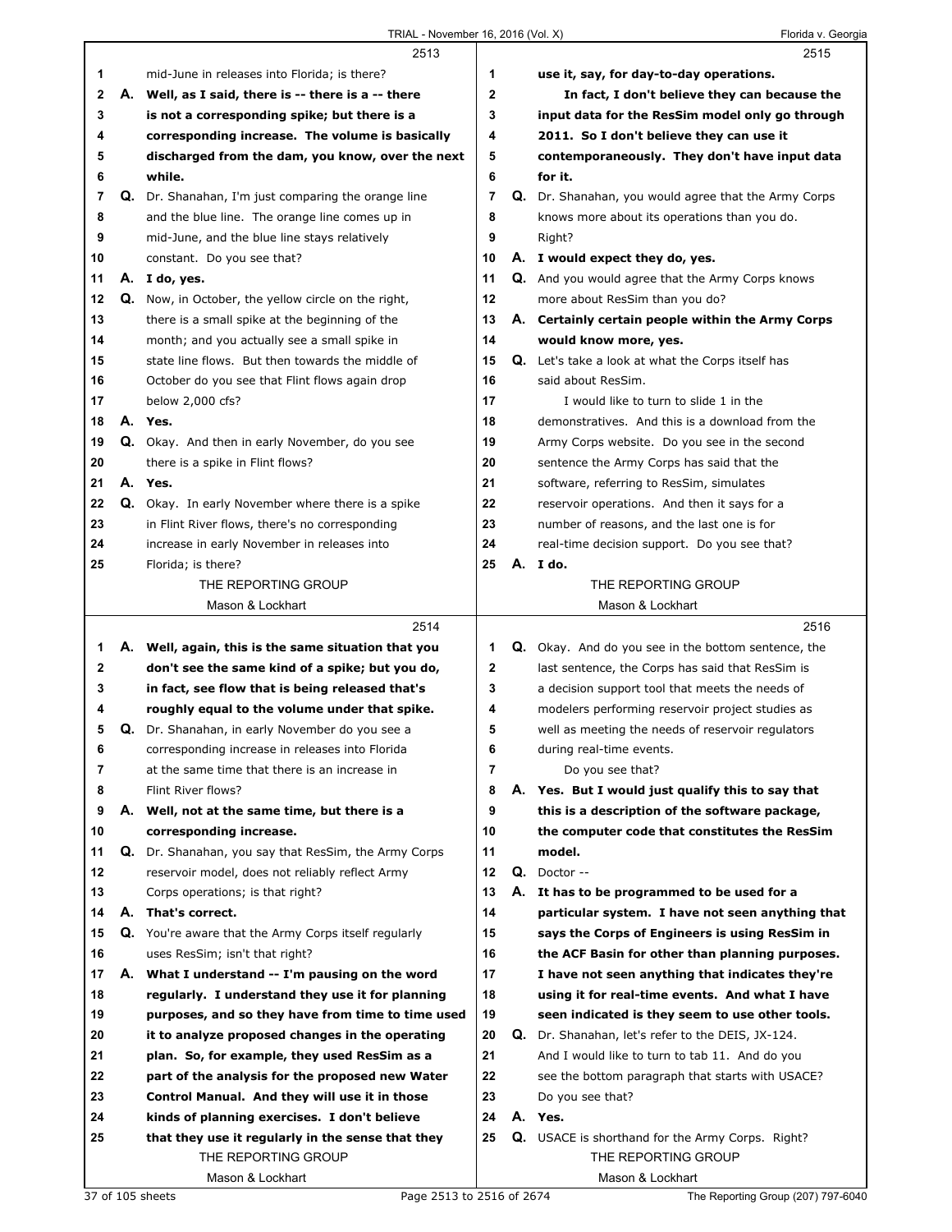## 2513

1 mid-June in releases into Florida; is there?

2 **A. Well, as I said, there is -- there is a -- there**

3 **is not a corresponding spike; but there is a**

4 **corresponding increase. The volume is basically**

5 **discharged from the dam, you know, over the next**

6 **while.**

7 **Q.** Dr. Shanahan, I'm just comparing the orange line

8 and the blue line. The orange line comes up in

9 mid-June, and the blue line stays relatively

10 constant. Do you see that?

11 **A. I do, yes.**

12 **Q.** Now, in October, the yellow circle on the right,

13 there is a small spike at the beginning of the

14 month; and you actually see a small spike in

15 state line flows. But then towards the middle of

16 October do you see that Flint flows again drop

17 below 2,000 cfs?

18 **A. Yes.**

19 **Q.** Okay. And then in early November, do you see

20 there is a spike in Flint flows?

21 **A. Yes.**

22 **Q.** Okay. In early November where there is a spike

23 in Flint River flows, there's no corresponding

24 increase in early November in releases into

25 Florida; is there?

## 2514

1 **A. Well, again, this is the same situation that you**

2 **don't see the same kind of a spike; but you do,**

3 **in fact, see flow that is being released that's**

4 **roughly equal to the volume under that spike.**

5 **Q.** Dr. Shanahan, in early November do you see a

6 corresponding increase in releases into Florida

7 at the same time that there is an increase in

8 Flint River flows?

9 **A. Well, not at the same time, but there is a**

10 **corresponding increase.**

11 **Q.** Dr. Shanahan, you say that ResSim, the Army Corps

12 reservoir model, does not reliably reflect Army

13 Corps operations; is that right?

14 **A. That's correct.**

15 **Q.** You're aware that the Army Corps itself regularly

16 uses ResSim; isn't that right?

17 **A. What I understand -- I'm pausing on the word**

18 **regularly. I understand they use it for planning**

19 **purposes, and so they have from time to time used**

20 **it to analyze proposed changes in the operating**

21 **plan. So, for example, they used ResSim as a**

22 **part of the analysis for the proposed new Water**

23 **Control Manual. And they will use it in those**

24 **kinds of planning exercises. I don't believe**

25 **that they use it regularly in the sense that they**

## 2515

1 **use it, say, for day-to-day operations.**

2 **In fact, I don't believe they can because the**

3 **input data for the ResSim model only go through**

4 **2011. So I don't believe they can use it**

5 **contemporaneously. They don't have input data**

6 **for it.**

7 **Q.** Dr. Shanahan, you would agree that the Army Corps

8 knows more about its operations than you do.

9 Right?

10 **A. I would expect they do, yes.**

11 **Q.** And you would agree that the Army Corps knows

12 more about ResSim than you do?

13 **A. Certainly certain people within the Army Corps**

14 **would know more, yes.**

15 **Q.** Let's take a look at what the Corps itself has

16 said about ResSim.

17 I would like to turn to slide 1 in the

18 demonstratives. And this is a download from the

19 Army Corps website. Do you see in the second

20 sentence the Army Corps has said that the

21 software, referring to ResSim, simulates

22 reservoir operations. And then it says for a

23 number of reasons, and the last one is for

24 real-time decision support. Do you see that?

25 **A. I do.**

## 2516

1 **Q.** Okay. And do you see in the bottom sentence, the

2 last sentence, the Corps has said that ResSim is

3 a decision support tool that meets the needs of

4 modelers performing reservoir project studies as

5 well as meeting the needs of reservoir regulators

6 during real-time events.

7 Do you see that?

8 **A. Yes. But I would just qualify this to say that**

9 **this is a description of the software package,**

10 **the computer code that constitutes the ResSim**

11 **model.**

12 **Q.** Doctor --

13 **A. It has to be programmed to be used for a**

14 **particular system. I have not seen anything that**

15 **says the Corps of Engineers is using ResSim in**

16 **the ACF Basin for other than planning purposes.**

17 **I have not seen anything that indicates they're**

18 **using it for real-time events. And what I have**

19 **seen indicated is they seem to use other tools.**

20 **Q.** Dr. Shanahan, let's refer to the DEIS, JX-124.

21 And I would like to turn to tab 11. And do you

22 see the bottom paragraph that starts with USACE?

23 Do you see that?

24 **A. Yes.**

25 **Q.** USACE is shorthand for the Army Corps. Right?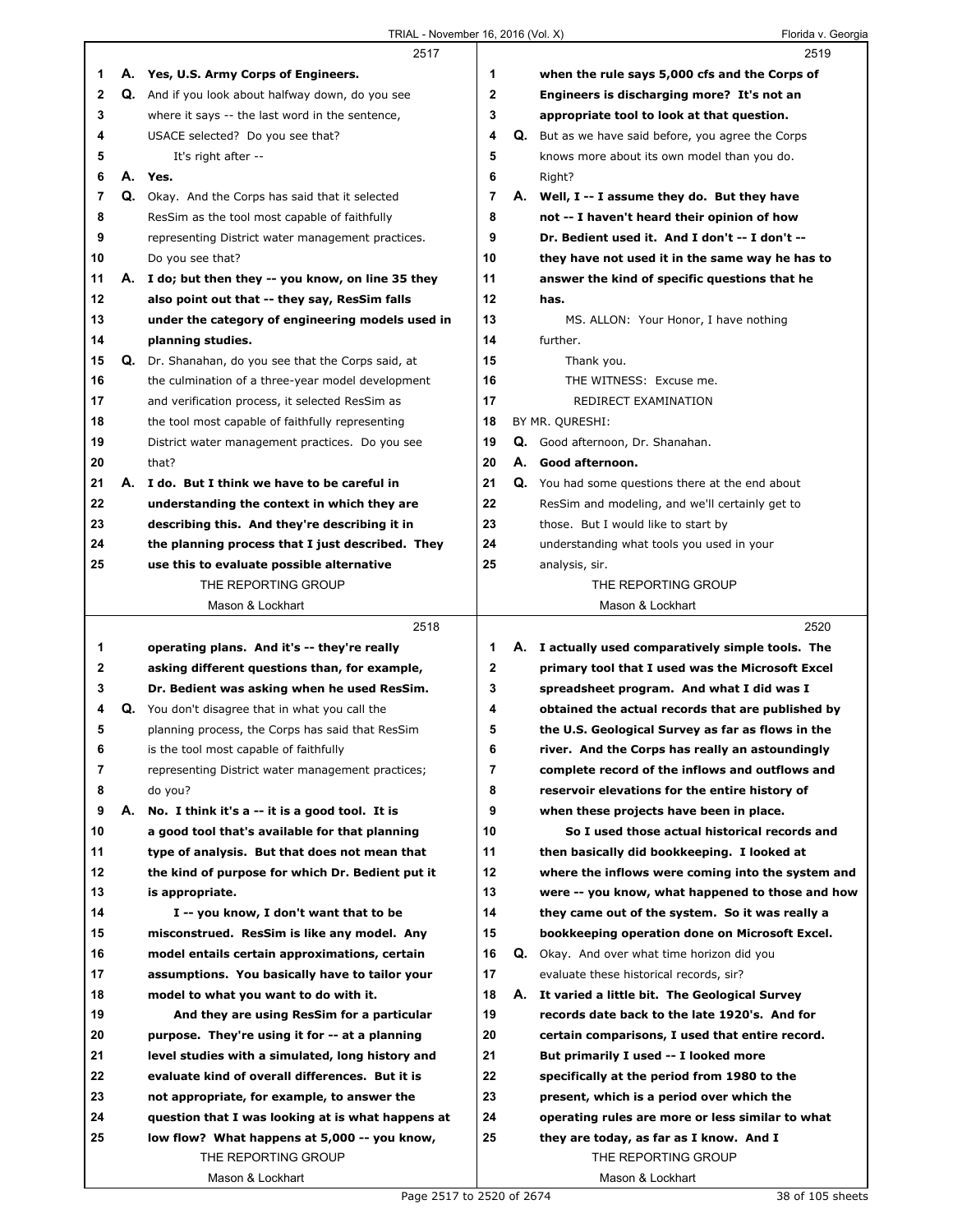2517

A. Yes, U.S. Army Corps of Engineers.

Q. And if you look about halfway down, do you see where it says -- the last word in the sentence, USACE selected? Do you see that?

It's right after --

A. Yes.

Q. Okay. And the Corps has said that it selected ResSim as the tool most capable of faithfully representing District water management practices. Do you see that?

A. I do; but then they -- you know, on line 35 they also point out that -- they say, ResSim falls under the category of engineering models used in planning studies.

Q. Dr. Shanahan, do you see that the Corps said, at the culmination of a three-year model development and verification process, it selected ResSim as the tool most capable of faithfully representing District water management practices. Do you see that?

A. I do. But I think we have to be careful in understanding the context in which they are describing this. And they're describing it in the planning process that I just described. They use this to evaluate possible alternative operating plans. And it's -- they're really asking different questions than, for example, Dr. Bedient was asking when he used ResSim.

Q. You don't disagree that in what you call the planning process, the Corps has said that ResSim is the tool most capable of faithfully representing District water management practices; do you?

A. No. I think it's a -- it is a good tool. It is a good tool that's available for that planning type of analysis. But that does not mean that the kind of purpose for which Dr. Bedient put it is appropriate.

I -- you know, I don't want that to be misconstrued. ResSim is like any model. Any model entails certain approximations, certain assumptions. You basically have to tailor your model to what you want to do with it.

And they are using ResSim for a particular purpose. They're using it for -- at a planning level studies with a simulated, long history and evaluate kind of overall differences. But it is not appropriate, for example, to answer the question that I was looking at is what happens at low flow? What happens at 5,000 -- you know, when the rule says 5,000 cfs and the Corps of Engineers is discharging more? It's not an appropriate tool to look at that question.

Q. But as we have said before, you agree the Corps knows more about its own model than you do. Right?

A. Well, I -- I assume they do. But they have not -- I haven't heard their opinion of how Dr. Bedient used it. And I don't -- I don't -- they have not used it in the same way he has to answer the kind of specific questions that he has.

MS. ALLON: Your Honor, I have nothing further.

Thank you.

THE WITNESS: Excuse me.

REDIRECT EXAMINATION

BY MR. QURESHI:

Q. Good afternoon, Dr. Shanahan.

A. Good afternoon.

Q. You had some questions there at the end about ResSim and modeling, and we'll certainly get to those. But I would like to start by understanding what tools you used in your analysis, sir.

A. I actually used comparatively simple tools. The primary tool that I used was the Microsoft Excel spreadsheet program. And what I did was I obtained the actual records that are published by the U.S. Geological Survey as far as flows in the river. And the Corps has really an astoundingly complete record of the inflows and outflows and reservoir elevations for the entire history of when these projects have been in place.

So I used those actual historical records and then basically did bookkeeping. I looked at where the inflows were coming into the system and were -- you know, what happened to those and how they came out of the system. So it was really a bookkeeping operation done on Microsoft Excel.

Q. Okay. And over what time horizon did you evaluate these historical records, sir?

A. It varied a little bit. The Geological Survey records date back to the late 1920's. And for certain comparisons, I used that entire record. But primarily I used -- I looked more specifically at the period from 1980 to the present, which is a period over which the operating rules are more or less similar to what they are today, as far as I know. And I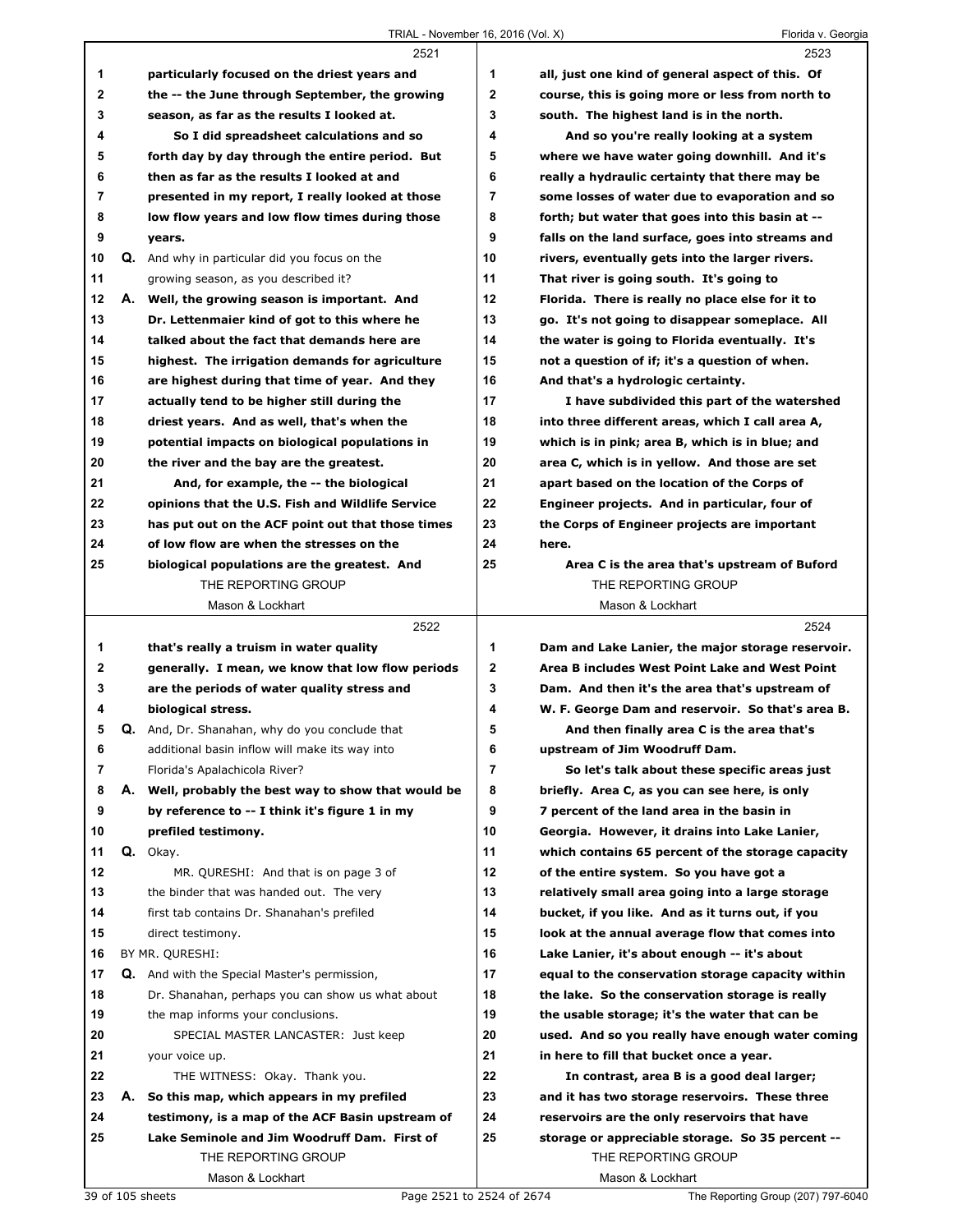2521

particularly focused on the driest years and the -- the June through September, the growing season, as far as the results I looked at.

So I did spreadsheet calculations and so forth day by day through the entire period. But then as far as the results I looked at and presented in my report, I really looked at those low flow years and low flow times during those years.

**Q.** And why in particular did you focus on the growing season, as you described it?

**A.** Well, the growing season is important. And Dr. Lettenmaier kind of got to this where he talked about the fact that demands here are highest. The irrigation demands for agriculture are highest during that time of year. And they actually tend to be higher still during the driest years. And as well, that's when the potential impacts on biological populations in the river and the bay are the greatest.

And, for example, the -- the biological opinions that the U.S. Fish and Wildlife Service has put out on the ACF point out that those times of low flow are when the stresses on the biological populations are the greatest. And

2522

that's really a truism in water quality generally. I mean, we know that low flow periods are the periods of water quality stress and biological stress.

**Q.** And, Dr. Shanahan, why do you conclude that additional basin inflow will make its way into Florida's Apalachicola River?

**A.** Well, probably the best way to show that would be by reference to -- I think it's figure 1 in my prefiled testimony.

**Q.** Okay.

MR. QURESHI: And that is on page 3 of the binder that was handed out. The very first tab contains Dr. Shanahan's prefiled direct testimony.

BY MR. QURESHI:

**Q.** And with the Special Master's permission, Dr. Shanahan, perhaps you can show us what about the map informs your conclusions.

SPECIAL MASTER LANCASTER: Just keep your voice up.

THE WITNESS: Okay. Thank you.

**A.** So this map, which appears in my prefiled testimony, is a map of the ACF Basin upstream of Lake Seminole and Jim Woodruff Dam. First of

2523

all, just one kind of general aspect of this. Of course, this is going more or less from north to south. The highest land is in the north.

And so you're really looking at a system where we have water going downhill. And it's really a hydraulic certainty that there may be some losses of water due to evaporation and so forth; but water that goes into this basin at -- falls on the land surface, goes into streams and rivers, eventually gets into the larger rivers. That river is going south. It's going to Florida. There is really no place else for it to go. It's not going to disappear someplace. All the water is going to Florida eventually. It's not a question of if; it's a question of when. And that's a hydrologic certainty.

I have subdivided this part of the watershed into three different areas, which I call area A, which is in pink; area B, which is in blue; and area C, which is in yellow. And those are set apart based on the location of the Corps of Engineer projects. And in particular, four of the Corps of Engineer projects are important here.

Area C is the area that's upstream of Buford

2524

Dam and Lake Lanier, the major storage reservoir. Area B includes West Point Lake and West Point Dam. And then it's the area that's upstream of W. F. George Dam and reservoir. So that's area B.

And then finally area C is the area that's upstream of Jim Woodruff Dam.

So let's talk about these specific areas just briefly. Area C, as you can see here, is only 7 percent of the land area in the basin in Georgia. However, it drains into Lake Lanier, which contains 65 percent of the storage capacity of the entire system. So you have got a relatively small area going into a large storage bucket, if you like. And as it turns out, if you look at the annual average flow that comes into Lake Lanier, it's about enough -- it's about equal to the conservation storage capacity within the lake. So the conservation storage is really the usable storage; it's the water that can be used. And so you really have enough water coming in here to fill that bucket once a year.

In contrast, area B is a good deal larger; and it has two storage reservoirs. These three reservoirs are the only reservoirs that have storage or appreciable storage. So 35 percent --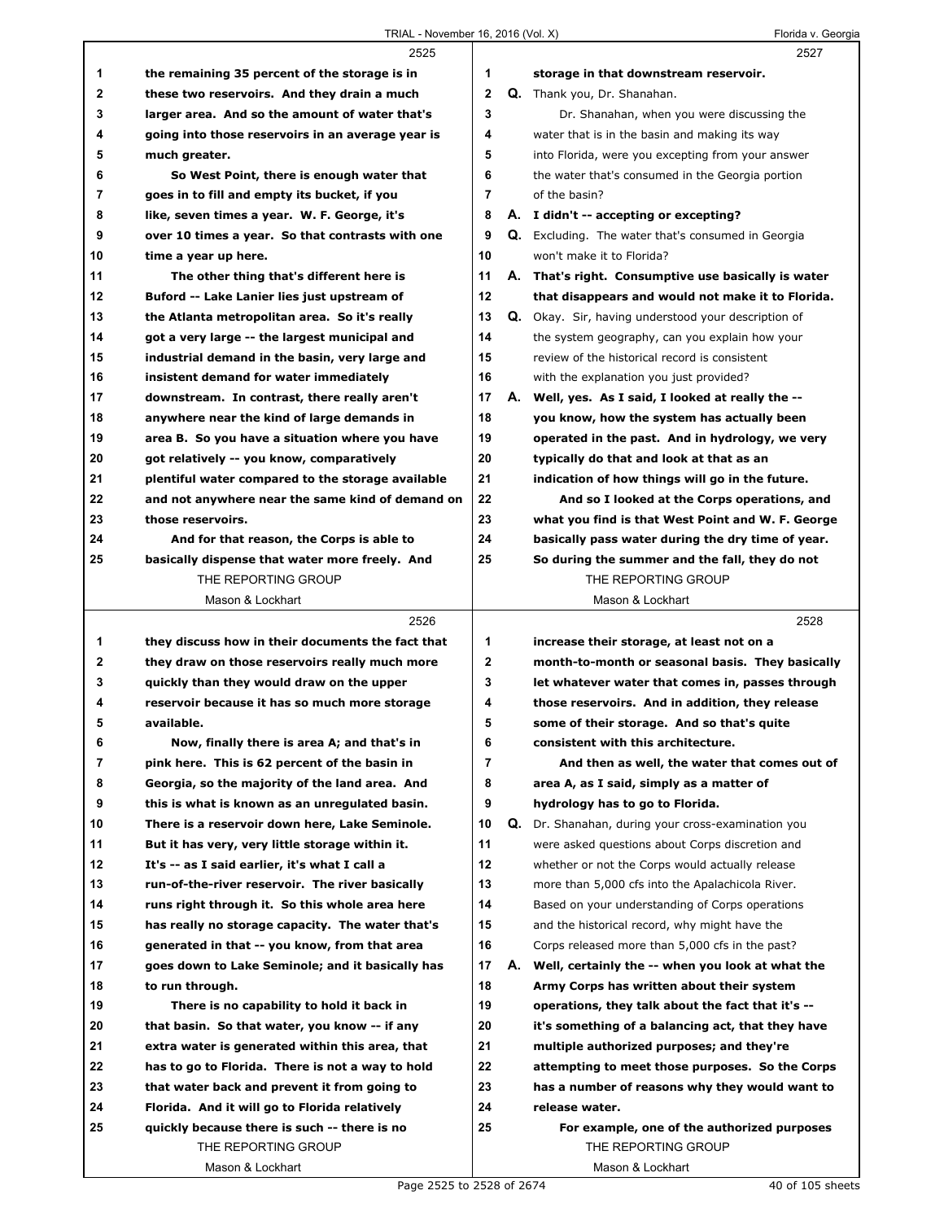2525

1 the remaining 35 percent of the storage is in
2 these two reservoirs. And they drain a much
3 larger area. And so the amount of water that's
4 going into those reservoirs in an average year is
5 much greater.
6 So West Point, there is enough water that
7 goes in to fill and empty its bucket, if you
8 like, seven times a year. W. F. George, it's
9 over 10 times a year. So that contrasts with one
10 time a year up here.
11 The other thing that's different here is
12 Buford -- Lake Lanier lies just upstream of
13 the Atlanta metropolitan area. So it's really
14 got a very large -- the largest municipal and
15 industrial demand in the basin, very large and
16 insistent demand for water immediately
17 downstream. In contrast, there really aren't
18 anywhere near the kind of large demands in
19 area B. So you have a situation where you have
20 got relatively -- you know, comparatively
21 plentiful water compared to the storage available
22 and not anywhere near the same kind of demand on
23 those reservoirs.
24 And for that reason, the Corps is able to
25 basically dispense that water more freely. And

2526

1 they discuss how in their documents the fact that
2 they draw on those reservoirs really much more
3 quickly than they would draw on the upper
4 reservoir because it has so much more storage
5 available.
6 Now, finally there is area A; and that's in
7 pink here. This is 62 percent of the basin in
8 Georgia, so the majority of the land area. And
9 this is what is known as an unregulated basin.
10 There is a reservoir down here, Lake Seminole.
11 But it has very, very little storage within it.
12 It's -- as I said earlier, it's what I call a
13 run-of-the-river reservoir. The river basically
14 runs right through it. So this whole area here
15 has really no storage capacity. The water that's
16 generated in that -- you know, from that area
17 goes down to Lake Seminole; and it basically has
18 to run through.
19 There is no capability to hold it back in
20 that basin. So that water, you know -- if any
21 extra water is generated within this area, that
22 has to go to Florida. There is not a way to hold
23 that water back and prevent it from going to
24 Florida. And it will go to Florida relatively
25 quickly because there is such -- there is no

2527

1 storage in that downstream reservoir.
2 Q. Thank you, Dr. Shanahan.
3 Dr. Shanahan, when you were discussing the
4 water that is in the basin and making its way
5 into Florida, were you excepting from your answer
6 the water that's consumed in the Georgia portion
7 of the basin?
8 A. I didn't -- accepting or excepting?
9 Q. Excluding. The water that's consumed in Georgia
10 won't make it to Florida?
11 A. That's right. Consumptive use basically is water
12 that disappears and would not make it to Florida.
13 Q. Okay. Sir, having understood your description of
14 the system geography, can you explain how your
15 review of the historical record is consistent
16 with the explanation you just provided?
17 A. Well, yes. As I said, I looked at really the --
18 you know, how the system has actually been
19 operated in the past. And in hydrology, we very
20 typically do that and look at that as an
21 indication of how things will go in the future.
22 And so I looked at the Corps operations, and
23 what you find is that West Point and W. F. George
24 basically pass water during the dry time of year.
25 So during the summer and the fall, they do not

2528

1 increase their storage, at least not on a
2 month-to-month or seasonal basis. They basically
3 let whatever water that comes in, passes through
4 those reservoirs. And in addition, they release
5 some of their storage. And so that's quite
6 consistent with this architecture.
7 And then as well, the water that comes out of
8 area A, as I said, simply as a matter of
9 hydrology has to go to Florida.
10 Q. Dr. Shanahan, during your cross-examination you
11 were asked questions about Corps discretion and
12 whether or not the Corps would actually release
13 more than 5,000 cfs into the Apalachicola River.
14 Based on your understanding of Corps operations
15 and the historical record, why might have the
16 Corps released more than 5,000 cfs in the past?
17 A. Well, certainly the -- when you look at what the
18 Army Corps has written about their system
19 operations, they talk about the fact that it's --
20 it's something of a balancing act, that they have
21 multiple authorized purposes; and they're
22 attempting to meet those purposes. So the Corps
23 has a number of reasons why they would want to
24 release water.
25 For example, one of the authorized purposes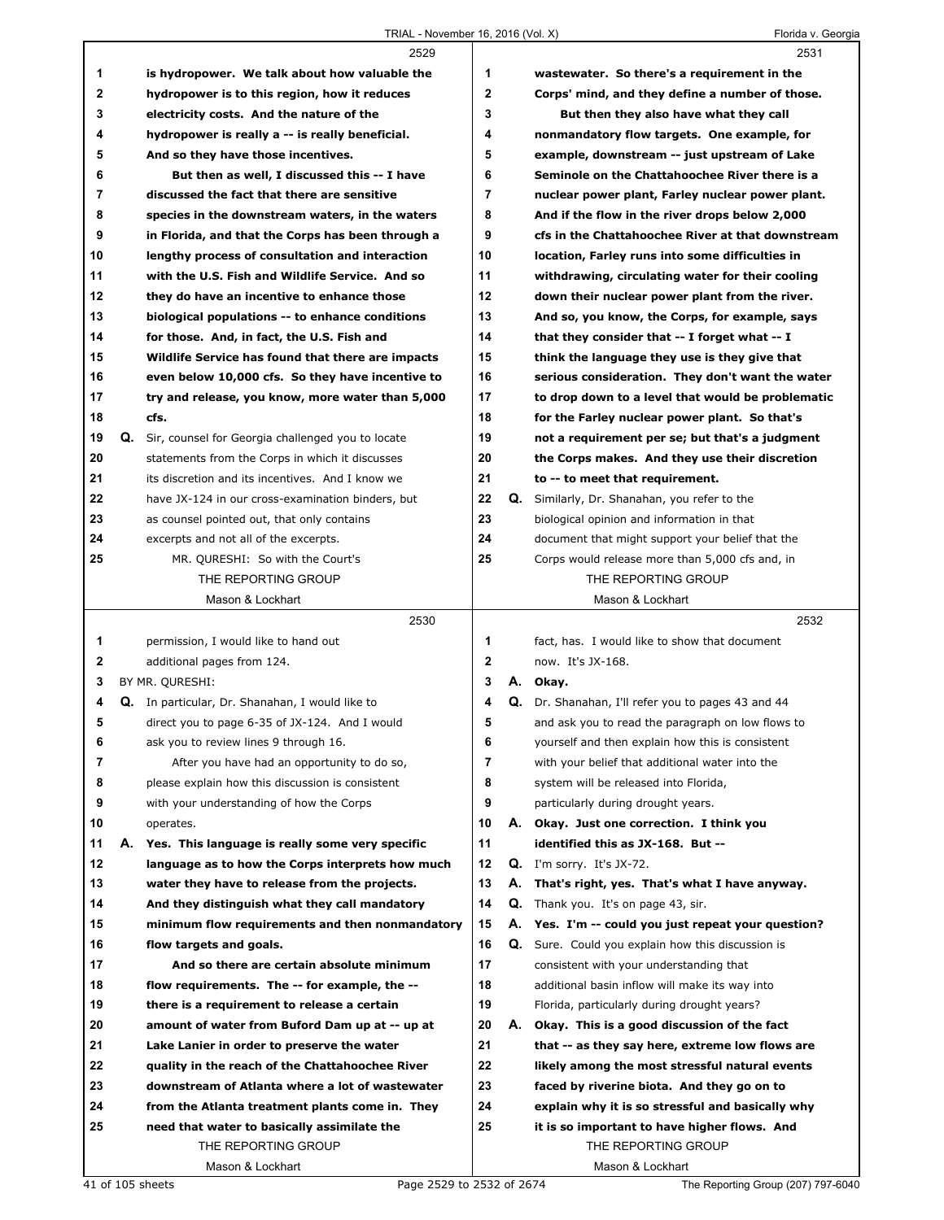2529

1 is hydropower. We talk about how valuable the
2 hydropower is to this region, how it reduces
3 electricity costs. And the nature of the
4 hydropower is really a -- is really beneficial.
5 And so they have those incentives.
6 But then as well, I discussed this -- I have
7 discussed the fact that there are sensitive
8 species in the downstream waters, in the waters
9 in Florida, and that the Corps has been through a
10 lengthy process of consultation and interaction
11 with the U.S. Fish and Wildlife Service. And so
12 they do have an incentive to enhance those
13 biological populations -- to enhance conditions
14 for those. And, in fact, the U.S. Fish and
15 Wildlife Service has found that there are impacts
16 even below 10,000 cfs. So they have incentive to
17 try and release, you know, more water than 5,000
18 cfs.
19 Q. Sir, counsel for Georgia challenged you to locate
20 statements from the Corps in which it discusses
21 its discretion and its incentives. And I know we
22 have JX-124 in our cross-examination binders, but
23 as counsel pointed out, that only contains
24 excerpts and not all of the excerpts.
25 MR. QURESHI: So with the Court's

2530

1 permission, I would like to hand out
2 additional pages from 124.
3 BY MR. QURESHI:
4 Q. In particular, Dr. Shanahan, I would like to
5 direct you to page 6-35 of JX-124. And I would
6 ask you to review lines 9 through 16.
7 After you have had an opportunity to do so,
8 please explain how this discussion is consistent
9 with your understanding of how the Corps
10 operates.
11 A. Yes. This language is really some very specific
12 language as to how the Corps interprets how much
13 water they have to release from the projects.
14 And they distinguish what they call mandatory
15 minimum flow requirements and then nonmandatory
16 flow targets and goals.
17 And so there are certain absolute minimum
18 flow requirements. The -- for example, the --
19 there is a requirement to release a certain
20 amount of water from Buford Dam up at -- up at
21 Lake Lanier in order to preserve the water
22 quality in the reach of the Chattahoochee River
23 downstream of Atlanta where a lot of wastewater
24 from the Atlanta treatment plants come in. They
25 need that water to basically assimilate the

2531

1 wastewater. So there's a requirement in the
2 Corps' mind, and they define a number of those.
3 But then they also have what they call
4 nonmandatory flow targets. One example, for
5 example, downstream -- just upstream of Lake
6 Seminole on the Chattahoochee River there is a
7 nuclear power plant, Farley nuclear power plant.
8 And if the flow in the river drops below 2,000
9 cfs in the Chattahoochee River at that downstream
10 location, Farley runs into some difficulties in
11 withdrawing, circulating water for their cooling
12 down their nuclear power plant from the river.
13 And so, you know, the Corps, for example, says
14 that they consider that -- I forget what -- I
15 think the language they use is they give that
16 serious consideration. They don't want the water
17 to drop down to a level that would be problematic
18 for the Farley nuclear power plant. So that's
19 not a requirement per se; but that's a judgment
20 the Corps makes. And they use their discretion
21 to -- to meet that requirement.
22 Q. Similarly, Dr. Shanahan, you refer to the
23 biological opinion and information in that
24 document that might support your belief that the
25 Corps would release more than 5,000 cfs and, in

2532

1 fact, has. I would like to show that document
2 now. It's JX-168.
3 A. Okay.
4 Q. Dr. Shanahan, I'll refer you to pages 43 and 44
5 and ask you to read the paragraph on low flows to
6 yourself and then explain how this is consistent
7 with your belief that additional water into the
8 system will be released into Florida,
9 particularly during drought years.
10 A. Okay. Just one correction. I think you
11 identified this as JX-168. But --
12 Q. I'm sorry. It's JX-72.
13 A. That's right, yes. That's what I have anyway.
14 Q. Thank you. It's on page 43, sir.
15 A. Yes. I'm -- could you just repeat your question?
16 Q. Sure. Could you explain how this discussion is
17 consistent with your understanding that
18 additional basin inflow will make its way into
19 Florida, particularly during drought years?
20 A. Okay. This is a good discussion of the fact
21 that -- as they say here, extreme low flows are
22 likely among the most stressful natural events
23 faced by riverine biota. And they go on to
24 explain why it is so stressful and basically why
25 it is so important to have higher flows. And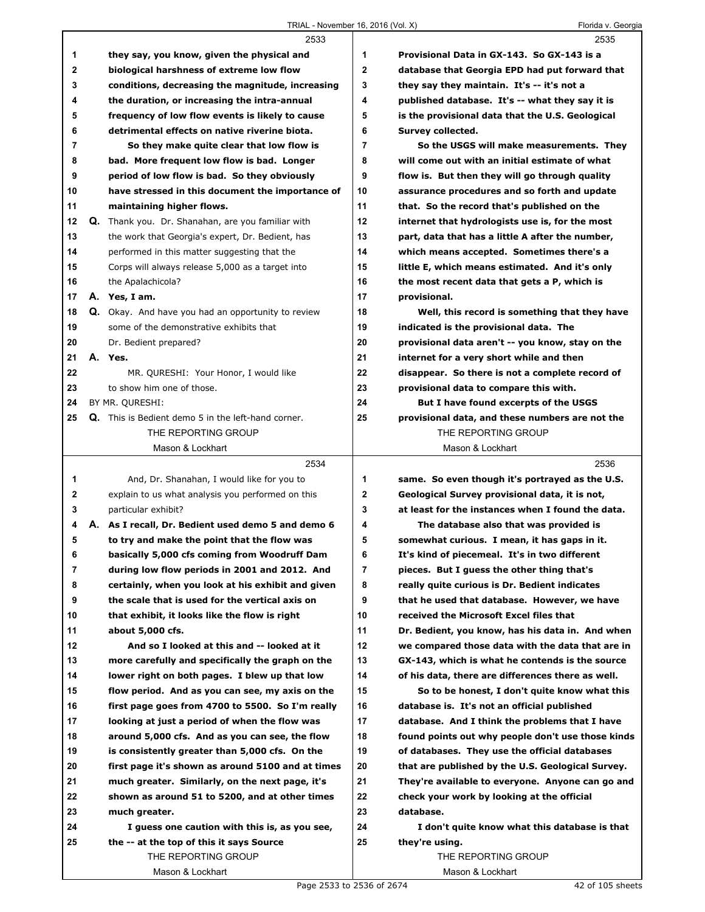2533

1 they say, you know, given the physical and
2 biological harshness of extreme low flow
3 conditions, decreasing the magnitude, increasing
4 the duration, or increasing the intra-annual
5 frequency of low flow events is likely to cause
6 detrimental effects on native riverine biota.
7 So they make quite clear that low flow is
8 bad. More frequent low flow is bad. Longer
9 period of low flow is bad. So they obviously
10 have stressed in this document the importance of
11 maintaining higher flows.
12 Q. Thank you. Dr. Shanahan, are you familiar with
13 the work that Georgia's expert, Dr. Bedient, has
14 performed in this matter suggesting that the
15 Corps will always release 5,000 as a target into
16 the Apalachicola?
17 A. Yes, I am.
18 Q. Okay. And have you had an opportunity to review
19 some of the demonstrative exhibits that
20 Dr. Bedient prepared?
21 A. Yes.
22 MR. QURESHI: Your Honor, I would like
23 to show him one of those.
24 BY MR. QURESHI:
25 Q. This is Bedient demo 5 in the left-hand corner.

2534

1 And, Dr. Shanahan, I would like for you to
2 explain to us what analysis you performed on this
3 particular exhibit?
4 A. As I recall, Dr. Bedient used demo 5 and demo 6
5 to try and make the point that the flow was
6 basically 5,000 cfs coming from Woodruff Dam
7 during low flow periods in 2001 and 2012. And
8 certainly, when you look at his exhibit and given
9 the scale that is used for the vertical axis on
10 that exhibit, it looks like the flow is right
11 about 5,000 cfs.
12 And so I looked at this and -- looked at it
13 more carefully and specifically the graph on the
14 lower right on both pages. I blew up that low
15 flow period. And as you can see, my axis on the
16 first page goes from 4700 to 5500. So I'm really
17 looking at just a period of when the flow was
18 around 5,000 cfs. And as you can see, the flow
19 is consistently greater than 5,000 cfs. On the
20 first page it's shown as around 5100 and at times
21 much greater. Similarly, on the next page, it's
22 shown as around 51 to 5200, and at other times
23 much greater.
24 I guess one caution with this is, as you see,
25 the -- at the top of this it says Source

2535

1 Provisional Data in GX-143. So GX-143 is a
2 database that Georgia EPD had put forward that
3 they say they maintain. It's -- it's not a
4 published database. It's -- what they say it is
5 is the provisional data that the U.S. Geological
6 Survey collected.
7 So the USGS will make measurements. They
8 will come out with an initial estimate of what
9 flow is. But then they will go through quality
10 assurance procedures and so forth and update
11 that. So the record that's published on the
12 internet that hydrologists use is, for the most
13 part, data that has a little A after the number,
14 which means accepted. Sometimes there's a
15 little E, which means estimated. And it's only
16 the most recent data that gets a P, which is
17 provisional.
18 Well, this record is something that they have
19 indicated is the provisional data. The
20 provisional data aren't -- you know, stay on the
21 internet for a very short while and then
22 disappear. So there is not a complete record of
23 provisional data to compare this with.
24 But I have found excerpts of the USGS
25 provisional data, and these numbers are not the

2536

1 same. So even though it's portrayed as the U.S.
2 Geological Survey provisional data, it is not,
3 at least for the instances when I found the data.
4 The database also that was provided is
5 somewhat curious. I mean, it has gaps in it.
6 It's kind of piecemeal. It's in two different
7 pieces. But I guess the other thing that's
8 really quite curious is Dr. Bedient indicates
9 that he used that database. However, we have
10 received the Microsoft Excel files that
11 Dr. Bedient, you know, has his data in. And when
12 we compared those data with the data that are in
13 GX-143, which is what he contends is the source
14 of his data, there are differences there as well.
15 So to be honest, I don't quite know what this
16 database is. It's not an official published
17 database. And I think the problems that I have
18 found points out why people don't use those kinds
19 of databases. They use the official databases
20 that are published by the U.S. Geological Survey.
21 They're available to everyone. Anyone can go and
22 check your work by looking at the official
23 database.
24 I don't quite know what this database is that
25 they're using.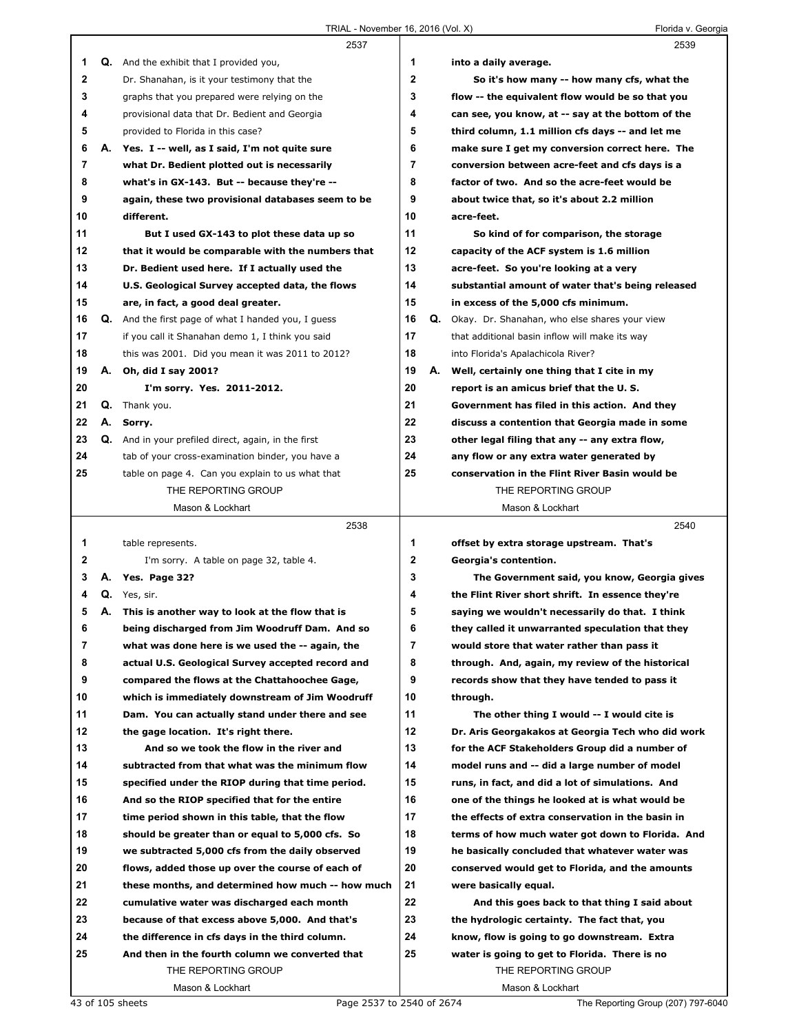**2537**

1 Q. And the exhibit that I provided you,
2 Dr. Shanahan, is it your testimony that the
3 graphs that you prepared were relying on the
4 provisional data that Dr. Bedient and Georgia
5 provided to Florida in this case?
6 A. **Yes. I -- well, as I said, I'm not quite sure**
7 **what Dr. Bedient plotted out is necessarily**
8 **what's in GX-143. But -- because they're --**
9 **again, these two provisional databases seem to be**
10 **different.**
11 **But I used GX-143 to plot these data up so**
12 **that it would be comparable with the numbers that**
13 **Dr. Bedient used here. If I actually used the**
14 **U.S. Geological Survey accepted data, the flows**
15 **are, in fact, a good deal greater.**
16 Q. And the first page of what I handed you, I guess
17 if you call it Shanahan demo 1, I think you said
18 this was 2001. Did you mean it was 2011 to 2012?
19 A. **Oh, did I say 2001?**
20 **I'm sorry. Yes. 2011-2012.**
21 Q. Thank you.
22 A. **Sorry.**
23 Q. And in your prefiled direct, again, in the first
24 tab of your cross-examination binder, you have a
25 table on page 4. Can you explain to us what that

**2538**

1 table represents.
2 I'm sorry. A table on page 32, table 4.
3 A. **Yes. Page 32?**
4 Q. Yes, sir.
5 A. **This is another way to look at the flow that is**
6 **being discharged from Jim Woodruff Dam. And so**
7 **what was done here is we used the -- again, the**
8 **actual U.S. Geological Survey accepted record and**
9 **compared the flows at the Chattahoochee Gage,**
10 **which is immediately downstream of Jim Woodruff**
11 **Dam. You can actually stand under there and see**
12 **the gage location. It's right there.**
13 **And so we took the flow in the river and**
14 **subtracted from that what was the minimum flow**
15 **specified under the RIOP during that time period.**
16 **And so the RIOP specified that for the entire**
17 **time period shown in this table, that the flow**
18 **should be greater than or equal to 5,000 cfs. So**
19 **we subtracted 5,000 cfs from the daily observed**
20 **flows, added those up over the course of each of**
21 **these months, and determined how much -- how much**
22 **cumulative water was discharged each month**
23 **because of that excess above 5,000. And that's**
24 **the difference in cfs days in the third column.**
25 **And then in the fourth column we converted that**

**2539**

1 **into a daily average.**
2 **So it's how many -- how many cfs, what the**
3 **flow -- the equivalent flow would be so that you**
4 **can see, you know, at -- say at the bottom of the**
5 **third column, 1.1 million cfs days -- and let me**
6 **make sure I get my conversion correct here. The**
7 **conversion between acre-feet and cfs days is a**
8 **factor of two. And so the acre-feet would be**
9 **about twice that, so it's about 2.2 million**
10 **acre-feet.**
11 **So kind of for comparison, the storage**
12 **capacity of the ACF system is 1.6 million**
13 **acre-feet. So you're looking at a very**
14 **substantial amount of water that's being released**
15 **in excess of the 5,000 cfs minimum.**
16 Q. Okay. Dr. Shanahan, who else shares your view
17 that additional basin inflow will make its way
18 into Florida's Apalachicola River?
19 A. **Well, certainly one thing that I cite in my**
20 **report is an amicus brief that the U. S.**
21 **Government has filed in this action. And they**
22 **discuss a contention that Georgia made in some**
23 **other legal filing that any -- any extra flow,**
24 **any flow or any extra water generated by**
25 **conservation in the Flint River Basin would be**

**2540**

1 **offset by extra storage upstream. That's**
2 **Georgia's contention.**
3 **The Government said, you know, Georgia gives**
4 **the Flint River short shrift. In essence they're**
5 **saying we wouldn't necessarily do that. I think**
6 **they called it unwarranted speculation that they**
7 **would store that water rather than pass it**
8 **through. And, again, my review of the historical**
9 **records show that they have tended to pass it**
10 **through.**
11 **The other thing I would -- I would cite is**
12 **Dr. Aris Georgakakos at Georgia Tech who did work**
13 **for the ACF Stakeholders Group did a number of**
14 **model runs and -- did a large number of model**
15 **runs, in fact, and did a lot of simulations. And**
16 **one of the things he looked at is what would be**
17 **the effects of extra conservation in the basin in**
18 **terms of how much water got down to Florida. And**
19 **he basically concluded that whatever water was**
20 **conserved would get to Florida, and the amounts**
21 **were basically equal.**
22 **And this goes back to that thing I said about**
23 **the hydrologic certainty. The fact that, you**
24 **know, flow is going to go downstream. Extra**
25 **water is going to get to Florida. There is no**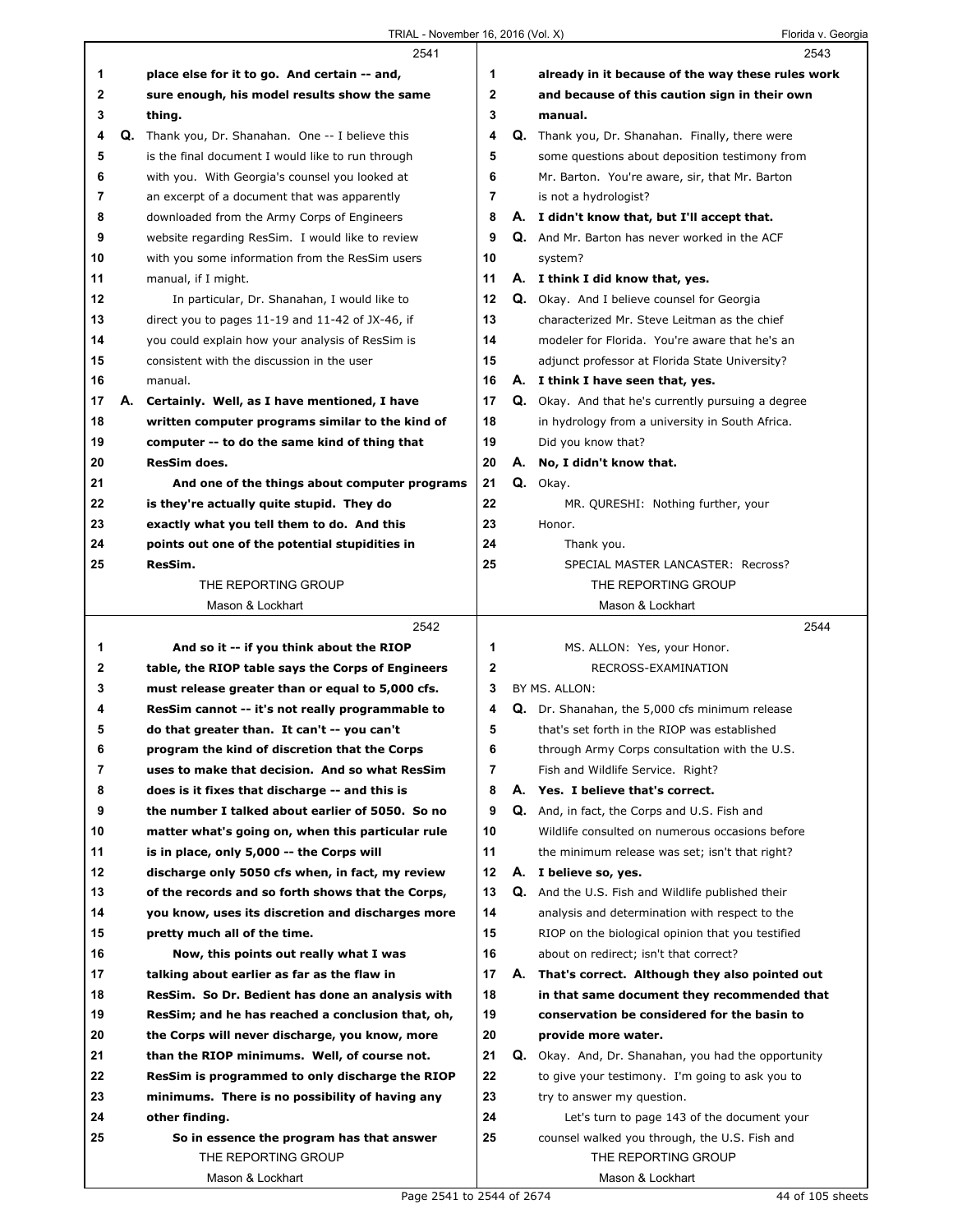**2541**

place else for it to go. And certain -- and, sure enough, his model results show the same thing.

Q. Thank you, Dr. Shanahan. One -- I believe this is the final document I would like to run through with you. With Georgia's counsel you looked at an excerpt of a document that was apparently downloaded from the Army Corps of Engineers website regarding ResSim. I would like to review with you some information from the ResSim users manual, if I might.

In particular, Dr. Shanahan, I would like to direct you to pages 11-19 and 11-42 of JX-46, if you could explain how your analysis of ResSim is consistent with the discussion in the user manual.

A. **Certainly. Well, as I have mentioned, I have written computer programs similar to the kind of computer -- to do the same kind of thing that ResSim does.**

**And one of the things about computer programs is they're actually quite stupid. They do exactly what you tell them to do. And this points out one of the potential stupidities in ResSim.**

**2542**

**And so it -- if you think about the RIOP table, the RIOP table says the Corps of Engineers must release greater than or equal to 5,000 cfs. ResSim cannot -- it's not really programmable to do that greater than. It can't -- you can't program the kind of discretion that the Corps uses to make that decision. And so what ResSim does is it fixes that discharge -- and this is the number I talked about earlier of 5050. So no matter what's going on, when this particular rule is in place, only 5,000 -- the Corps will discharge only 5050 cfs when, in fact, my review of the records and so forth shows that the Corps, you know, uses its discretion and discharges more pretty much all of the time.**

**Now, this points out really what I was talking about earlier as far as the flaw in ResSim. So Dr. Bedient has done an analysis with ResSim; and he has reached a conclusion that, oh, the Corps will never discharge, you know, more than the RIOP minimums. Well, of course not. ResSim is programmed to only discharge the RIOP minimums. There is no possibility of having any other finding.**

**So in essence the program has that answer**

**2543**

**already in it because of the way these rules work and because of this caution sign in their own manual.**

Q. Thank you, Dr. Shanahan. Finally, there were some questions about deposition testimony from Mr. Barton. You're aware, sir, that Mr. Barton is not a hydrologist?

A. **I didn't know that, but I'll accept that.**

Q. And Mr. Barton has never worked in the ACF system?

A. **I think I did know that, yes.**

Q. Okay. And I believe counsel for Georgia characterized Mr. Steve Leitman as the chief modeler for Florida. You're aware that he's an adjunct professor at Florida State University?

A. **I think I have seen that, yes.**

Q. Okay. And that he's currently pursuing a degree in hydrology from a university in South Africa. Did you know that?

A. **No, I didn't know that.**

Q. Okay.

MR. QURESHI: Nothing further, your Honor.

Thank you.

SPECIAL MASTER LANCASTER: Recross?

**2544**

MS. ALLON: Yes, your Honor.

RECROSS-EXAMINATION

BY MS. ALLON:

Q. Dr. Shanahan, the 5,000 cfs minimum release that's set forth in the RIOP was established through Army Corps consultation with the U.S. Fish and Wildlife Service. Right?

A. **Yes. I believe that's correct.**

Q. And, in fact, the Corps and U.S. Fish and Wildlife consulted on numerous occasions before the minimum release was set; isn't that right?

A. **I believe so, yes.**

Q. And the U.S. Fish and Wildlife published their analysis and determination with respect to the RIOP on the biological opinion that you testified about on redirect; isn't that correct?

A. **That's correct. Although they also pointed out in that same document they recommended that conservation be considered for the basin to provide more water.**

Q. Okay. And, Dr. Shanahan, you had the opportunity to give your testimony. I'm going to ask you to try to answer my question.

Let's turn to page 143 of the document your counsel walked you through, the U.S. Fish and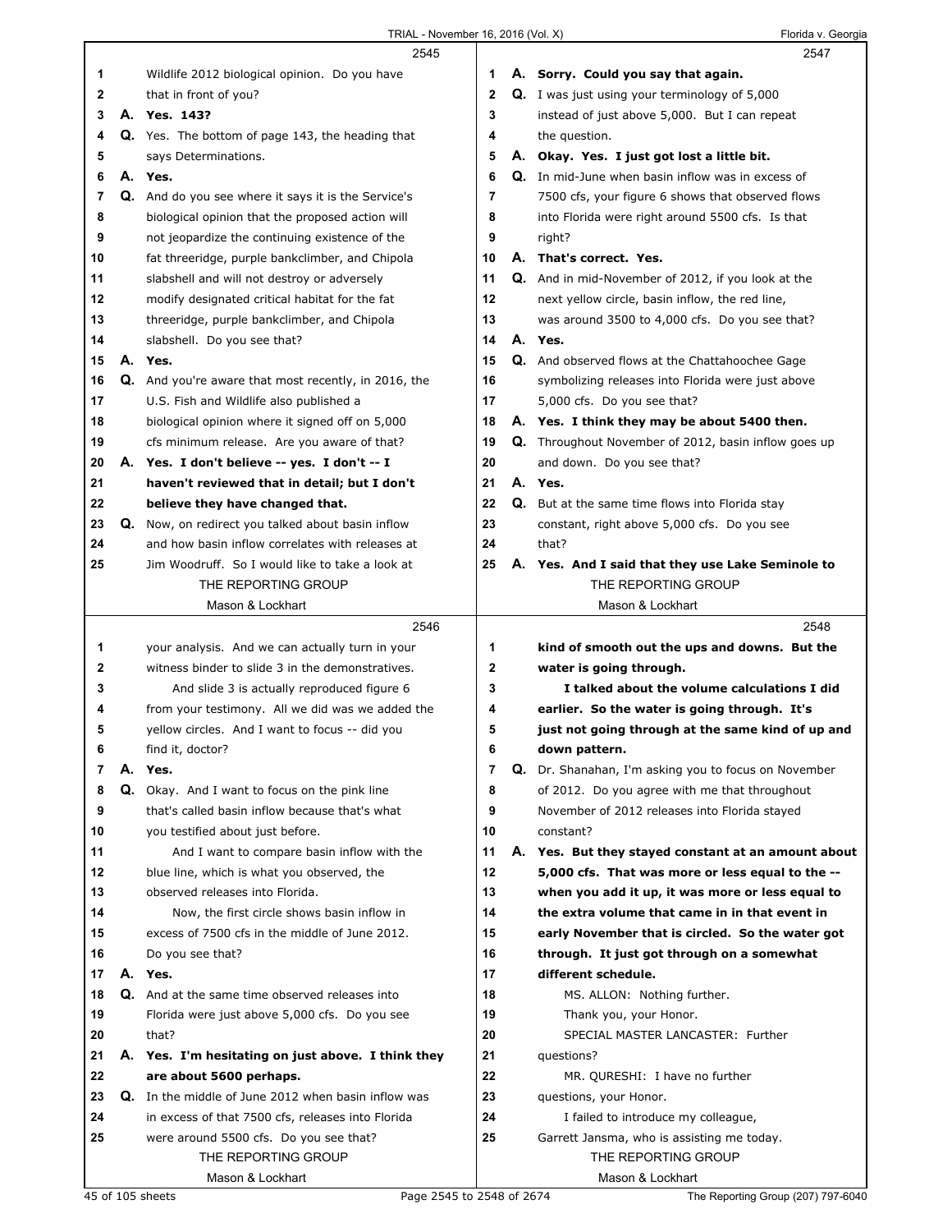Wildlife 2012 biological opinion. Do you have that in front of you?

**A. Yes. 143?**

Q. Yes. The bottom of page 143, the heading that says Determinations.

**A. Yes.**

Q. And do you see where it says it is the Service's biological opinion that the proposed action will not jeopardize the continuing existence of the fat threeridge, purple bankclimber, and Chipola slabshell and will not destroy or adversely modify designated critical habitat for the fat threeridge, purple bankclimber, and Chipola slabshell. Do you see that?

**A. Yes.**

Q. And you're aware that most recently, in 2016, the U.S. Fish and Wildlife also published a biological opinion where it signed off on 5,000 cfs minimum release. Are you aware of that?

**A. Yes. I don't believe -- yes. I don't -- I haven't reviewed that in detail; but I don't believe they have changed that.**

Q. Now, on redirect you talked about basin inflow and how basin inflow correlates with releases at Jim Woodruff. So I would like to take a look at your analysis. And we can actually turn in your witness binder to slide 3 in the demonstratives.

And slide 3 is actually reproduced figure 6 from your testimony. All we did was we added the yellow circles. And I want to focus -- did you find it, doctor?

**A. Yes.**

Q. Okay. And I want to focus on the pink line that's called basin inflow because that's what you testified about just before.

And I want to compare basin inflow with the blue line, which is what you observed, the observed releases into Florida.

Now, the first circle shows basin inflow in excess of 7500 cfs in the middle of June 2012. Do you see that?

**A. Yes.**

Q. And at the same time observed releases into Florida were just above 5,000 cfs. Do you see that?

**A. Yes. I'm hesitating on just above. I think they are about 5600 perhaps.**

Q. In the middle of June 2012 when basin inflow was in excess of that 7500 cfs, releases into Florida were around 5500 cfs. Do you see that?

**A. Sorry. Could you say that again.**

Q. I was just using your terminology of 5,000 instead of just above 5,000. But I can repeat the question.

**A. Okay. Yes. I just got lost a little bit.**

Q. In mid-June when basin inflow was in excess of 7500 cfs, your figure 6 shows that observed flows into Florida were right around 5500 cfs. Is that right?

**A. That's correct. Yes.**

Q. And in mid-November of 2012, if you look at the next yellow circle, basin inflow, the red line, was around 3500 to 4,000 cfs. Do you see that?

**A. Yes.**

Q. And observed flows at the Chattahoochee Gage symbolizing releases into Florida were just above 5,000 cfs. Do you see that?

**A. Yes. I think they may be about 5400 then.**

Q. Throughout November of 2012, basin inflow goes up and down. Do you see that?

**A. Yes.**

Q. But at the same time flows into Florida stay constant, right above 5,000 cfs. Do you see that?

**A. Yes. And I said that they use Lake Seminole to kind of smooth out the ups and downs. But the water is going through.**

**I talked about the volume calculations I did earlier. So the water is going through. It's just not going through at the same kind of up and down pattern.**

Q. Dr. Shanahan, I'm asking you to focus on November of 2012. Do you agree with me that throughout November of 2012 releases into Florida stayed constant?

**A. Yes. But they stayed constant at an amount about 5,000 cfs. That was more or less equal to the -- when you add it up, it was more or less equal to the extra volume that came in in that event in early November that is circled. So the water got through. It just got through on a somewhat different schedule.**

MS. ALLON: Nothing further.

Thank you, your Honor.

SPECIAL MASTER LANCASTER: Further questions?

MR. QURESHI: I have no further questions, your Honor.

I failed to introduce my colleague, Garrett Jansma, who is assisting me today.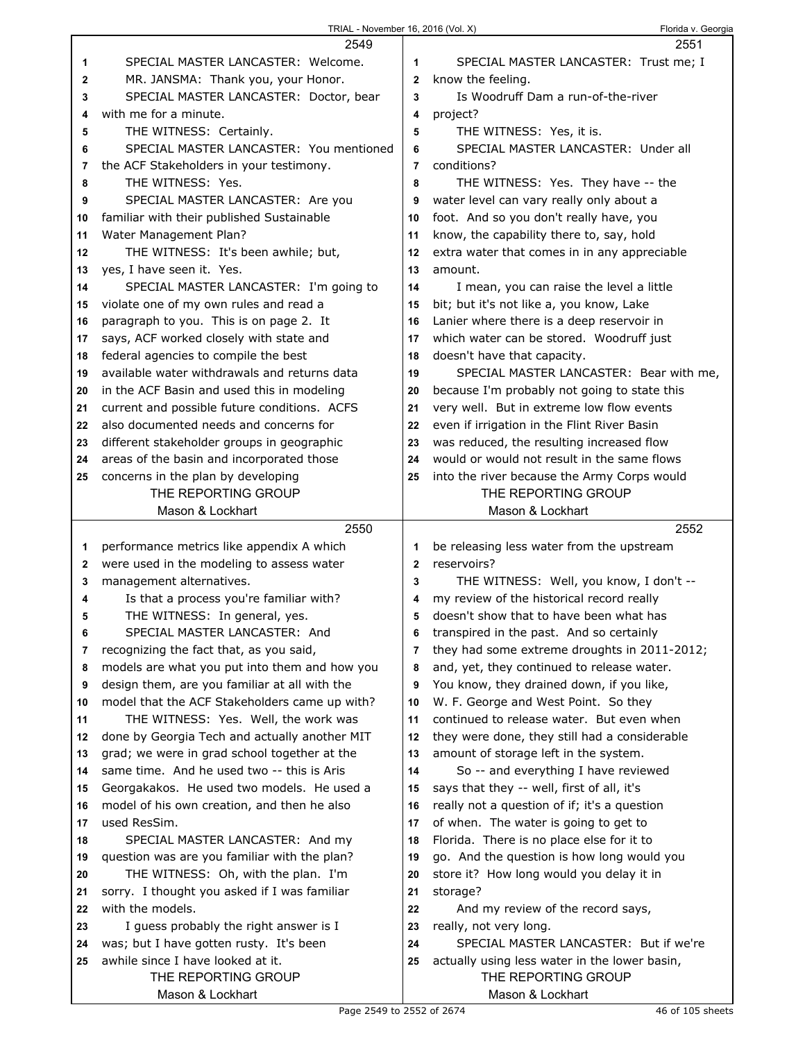SPECIAL MASTER LANCASTER: Welcome.

MR. JANSMA: Thank you, your Honor.

SPECIAL MASTER LANCASTER: Doctor, bear with me for a minute.

THE WITNESS: Certainly.

SPECIAL MASTER LANCASTER: You mentioned the ACF Stakeholders in your testimony.

THE WITNESS: Yes.

SPECIAL MASTER LANCASTER: Are you familiar with their published Sustainable Water Management Plan?

THE WITNESS: It's been awhile; but, yes, I have seen it. Yes.

SPECIAL MASTER LANCASTER: I'm going to violate one of my own rules and read a paragraph to you. This is on page 2. It says, ACF worked closely with state and federal agencies to compile the best available water withdrawals and returns data in the ACF Basin and used this in modeling current and possible future conditions. ACFS also documented needs and concerns for different stakeholder groups in geographic areas of the basin and incorporated those concerns in the plan by developing performance metrics like appendix A which were used in the modeling to assess water management alternatives.

Is that a process you're familiar with?

THE WITNESS: In general, yes.

SPECIAL MASTER LANCASTER: And recognizing the fact that, as you said, models are what you put into them and how you design them, are you familiar at all with the model that the ACF Stakeholders came up with?

THE WITNESS: Yes. Well, the work was done by Georgia Tech and actually another MIT grad; we were in grad school together at the same time. And he used two -- this is Aris Georgakakos. He used two models. He used a model of his own creation, and then he also used ResSim.

SPECIAL MASTER LANCASTER: And my question was are you familiar with the plan?

THE WITNESS: Oh, with the plan. I'm sorry. I thought you asked if I was familiar with the models.

I guess probably the right answer is I was; but I have gotten rusty. It's been awhile since I have looked at it.

SPECIAL MASTER LANCASTER: Trust me; I know the feeling.

Is Woodruff Dam a run-of-the-river project?

THE WITNESS: Yes, it is.

SPECIAL MASTER LANCASTER: Under all conditions?

THE WITNESS: Yes. They have -- the water level can vary really only about a foot. And so you don't really have, you know, the capability there to, say, hold extra water that comes in in any appreciable amount.

I mean, you can raise the level a little bit; but it's not like a, you know, Lake Lanier where there is a deep reservoir in which water can be stored. Woodruff just doesn't have that capacity.

SPECIAL MASTER LANCASTER: Bear with me, because I'm probably not going to state this very well. But in extreme low flow events even if irrigation in the Flint River Basin was reduced, the resulting increased flow would or would not result in the same flows into the river because the Army Corps would be releasing less water from the upstream reservoirs?

THE WITNESS: Well, you know, I don't -- my review of the historical record really doesn't show that to have been what has transpired in the past. And so certainly they had some extreme droughts in 2011-2012; and, yet, they continued to release water. You know, they drained down, if you like, W. F. George and West Point. So they continued to release water. But even when they were done, they still had a considerable amount of storage left in the system.

So -- and everything I have reviewed says that they -- well, first of all, it's really not a question of if; it's a question of when. The water is going to get to Florida. There is no place else for it to go. And the question is how long would you store it? How long would you delay it in storage?

And my review of the record says, really, not very long.

SPECIAL MASTER LANCASTER: But if we're actually using less water in the lower basin,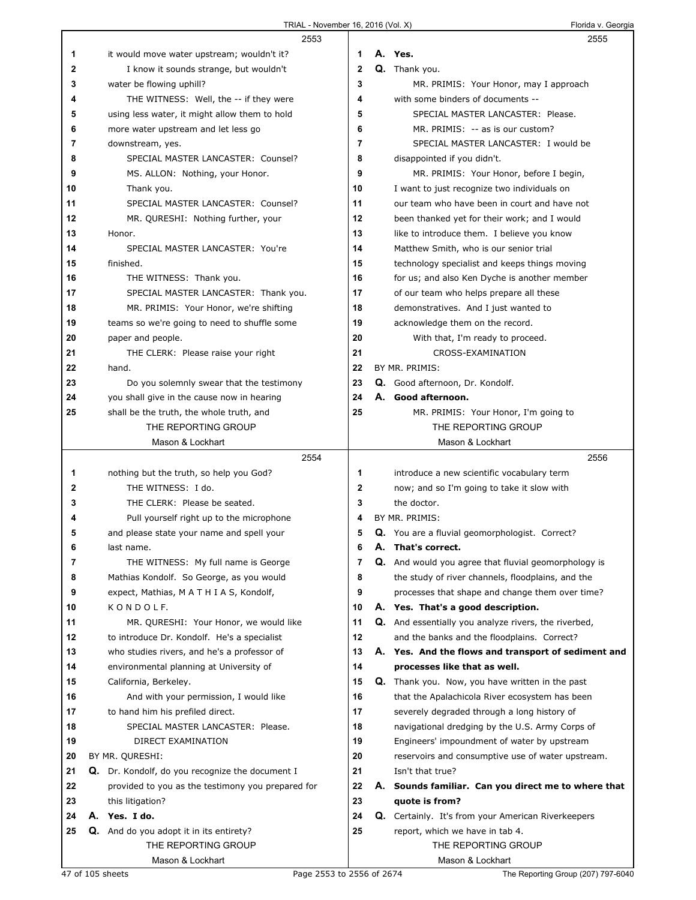**2553**

1 it would move water upstream; wouldn't it?
2 I know it sounds strange, but wouldn't
3 water be flowing uphill?
4 THE WITNESS: Well, the -- if they were
5 using less water, it might allow them to hold
6 more water upstream and let less go
7 downstream, yes.
8 SPECIAL MASTER LANCASTER: Counsel?
9 MS. ALLON: Nothing, your Honor.
10 Thank you.
11 SPECIAL MASTER LANCASTER: Counsel?
12 MR. QURESHI: Nothing further, your
13 Honor.
14 SPECIAL MASTER LANCASTER: You're
15 finished.
16 THE WITNESS: Thank you.
17 SPECIAL MASTER LANCASTER: Thank you.
18 MR. PRIMIS: Your Honor, we're shifting
19 teams so we're going to need to shuffle some
20 paper and people.
21 THE CLERK: Please raise your right
22 hand.
23 Do you solemnly swear that the testimony
24 you shall give in the cause now in hearing
25 shall be the truth, the whole truth, and

**2554**

1 nothing but the truth, so help you God?
2 THE WITNESS: I do.
3 THE CLERK: Please be seated.
4 Pull yourself right up to the microphone
5 and please state your name and spell your
6 last name.
7 THE WITNESS: My full name is George
8 Mathias Kondolf. So George, as you would
9 expect, Mathias, M A T H I A S, Kondolf,
10 K O N D O L F.
11 MR. QURESHI: Your Honor, we would like
12 to introduce Dr. Kondolf. He's a specialist
13 who studies rivers, and he's a professor of
14 environmental planning at University of
15 California, Berkeley.
16 And with your permission, I would like
17 to hand him his prefiled direct.
18 SPECIAL MASTER LANCASTER: Please.
19 DIRECT EXAMINATION
20 BY MR. QURESHI:
21 **Q.** Dr. Kondolf, do you recognize the document I
22 provided to you as the testimony you prepared for
23 this litigation?
24 **A. Yes. I do.**
25 **Q.** And do you adopt it in its entirety?

**2555**

1 **A. Yes.**
2 **Q.** Thank you.
3 MR. PRIMIS: Your Honor, may I approach
4 with some binders of documents --
5 SPECIAL MASTER LANCASTER: Please.
6 MR. PRIMIS: -- as is our custom?
7 SPECIAL MASTER LANCASTER: I would be
8 disappointed if you didn't.
9 MR. PRIMIS: Your Honor, before I begin,
10 I want to just recognize two individuals on
11 our team who have been in court and have not
12 been thanked yet for their work; and I would
13 like to introduce them. I believe you know
14 Matthew Smith, who is our senior trial
15 technology specialist and keeps things moving
16 for us; and also Ken Dyche is another member
17 of our team who helps prepare all these
18 demonstratives. And I just wanted to
19 acknowledge them on the record.
20 With that, I'm ready to proceed.
21 CROSS-EXAMINATION
22 BY MR. PRIMIS:
23 **Q.** Good afternoon, Dr. Kondolf.
24 **A. Good afternoon.**
25 MR. PRIMIS: Your Honor, I'm going to

**2556**

1 introduce a new scientific vocabulary term
2 now; and so I'm going to take it slow with
3 the doctor.
4 BY MR. PRIMIS:
5 **Q.** You are a fluvial geomorphologist. Correct?
6 **A. That's correct.**
7 **Q.** And would you agree that fluvial geomorphology is
8 the study of river channels, floodplains, and the
9 processes that shape and change them over time?
10 **A. Yes. That's a good description.**
11 **Q.** And essentially you analyze rivers, the riverbed,
12 and the banks and the floodplains. Correct?
13 **A. Yes. And the flows and transport of sediment and**
14 **processes like that as well.**
15 **Q.** Thank you. Now, you have written in the past
16 that the Apalachicola River ecosystem has been
17 severely degraded through a long history of
18 navigational dredging by the U.S. Army Corps of
19 Engineers' impoundment of water by upstream
20 reservoirs and consumptive use of water upstream.
21 Isn't that true?
22 **A. Sounds familiar. Can you direct me to where that**
23 **quote is from?**
24 **Q.** Certainly. It's from your American Riverkeepers
25 report, which we have in tab 4.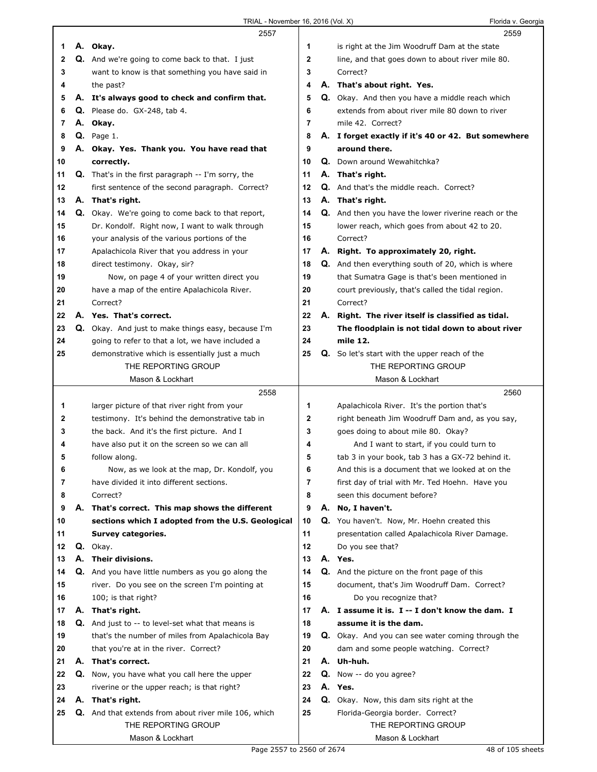**2557**

1 A. **Okay.**
2 Q. And we're going to come back to that. I just
3 want to know is that something you have said in
4 the past?
5 A. **It's always good to check and confirm that.**
6 Q. Please do. GX-248, tab 4.
7 A. **Okay.**
8 Q. Page 1.
9 A. **Okay. Yes. Thank you. You have read that**
10 **correctly.**
11 Q. That's in the first paragraph -- I'm sorry, the
12 first sentence of the second paragraph. Correct?
13 A. **That's right.**
14 Q. Okay. We're going to come back to that report,
15 Dr. Kondolf. Right now, I want to walk through
16 your analysis of the various portions of the
17 Apalachicola River that you address in your
18 direct testimony. Okay, sir?
19 Now, on page 4 of your written direct you
20 have a map of the entire Apalachicola River.
21 Correct?
22 A. **Yes. That's correct.**
23 Q. Okay. And just to make things easy, because I'm
24 going to refer to that a lot, we have included a
25 demonstrative which is essentially just a much

**2558**

1 larger picture of that river right from your
2 testimony. It's behind the demonstrative tab in
3 the back. And it's the first picture. And I
4 have also put it on the screen so we can all
5 follow along.
6 Now, as we look at the map, Dr. Kondolf, you
7 have divided it into different sections.
8 Correct?
9 A. **That's correct. This map shows the different**
10 **sections which I adopted from the U.S. Geological**
11 **Survey categories.**
12 Q. Okay.
13 A. **Their divisions.**
14 Q. And you have little numbers as you go along the
15 river. Do you see on the screen I'm pointing at
16 100; is that right?
17 A. **That's right.**
18 Q. And just to -- to level-set what that means is
19 that's the number of miles from Apalachicola Bay
20 that you're at in the river. Correct?
21 A. **That's correct.**
22 Q. Now, you have what you call here the upper
23 riverine or the upper reach; is that right?
24 A. **That's right.**
25 Q. And that extends from about river mile 106, which

**2559**

1 is right at the Jim Woodruff Dam at the state
2 line, and that goes down to about river mile 80.
3 Correct?
4 A. **That's about right. Yes.**
5 Q. Okay. And then you have a middle reach which
6 extends from about river mile 80 down to river
7 mile 42. Correct?
8 A. **I forget exactly if it's 40 or 42. But somewhere**
9 **around there.**
10 Q. Down around Wewahitchka?
11 A. **That's right.**
12 Q. And that's the middle reach. Correct?
13 A. **That's right.**
14 Q. And then you have the lower riverine reach or the
15 lower reach, which goes from about 42 to 20.
16 Correct?
17 A. **Right. To approximately 20, right.**
18 Q. And then everything south of 20, which is where
19 that Sumatra Gage is that's been mentioned in
20 court previously, that's called the tidal region.
21 Correct?
22 A. **Right. The river itself is classified as tidal.**
23 **The floodplain is not tidal down to about river**
24 **mile 12.**
25 Q. So let's start with the upper reach of the

**2560**

1 Apalachicola River. It's the portion that's
2 right beneath Jim Woodruff Dam and, as you say,
3 goes doing to about mile 80. Okay?
4 And I want to start, if you could turn to
5 tab 3 in your book, tab 3 has a GX-72 behind it.
6 And this is a document that we looked at on the
7 first day of trial with Mr. Ted Hoehn. Have you
8 seen this document before?
9 A. **No, I haven't.**
10 Q. You haven't. Now, Mr. Hoehn created this
11 presentation called Apalachicola River Damage.
12 Do you see that?
13 A. **Yes.**
14 Q. And the picture on the front page of this
15 document, that's Jim Woodruff Dam. Correct?
16 Do you recognize that?
17 A. **I assume it is. I -- I don't know the dam. I**
18 **assume it is the dam.**
19 Q. Okay. And you can see water coming through the
20 dam and some people watching. Correct?
21 A. **Uh-huh.**
22 Q. Now -- do you agree?
23 A. **Yes.**
24 Q. Okay. Now, this dam sits right at the
25 Florida-Georgia border. Correct?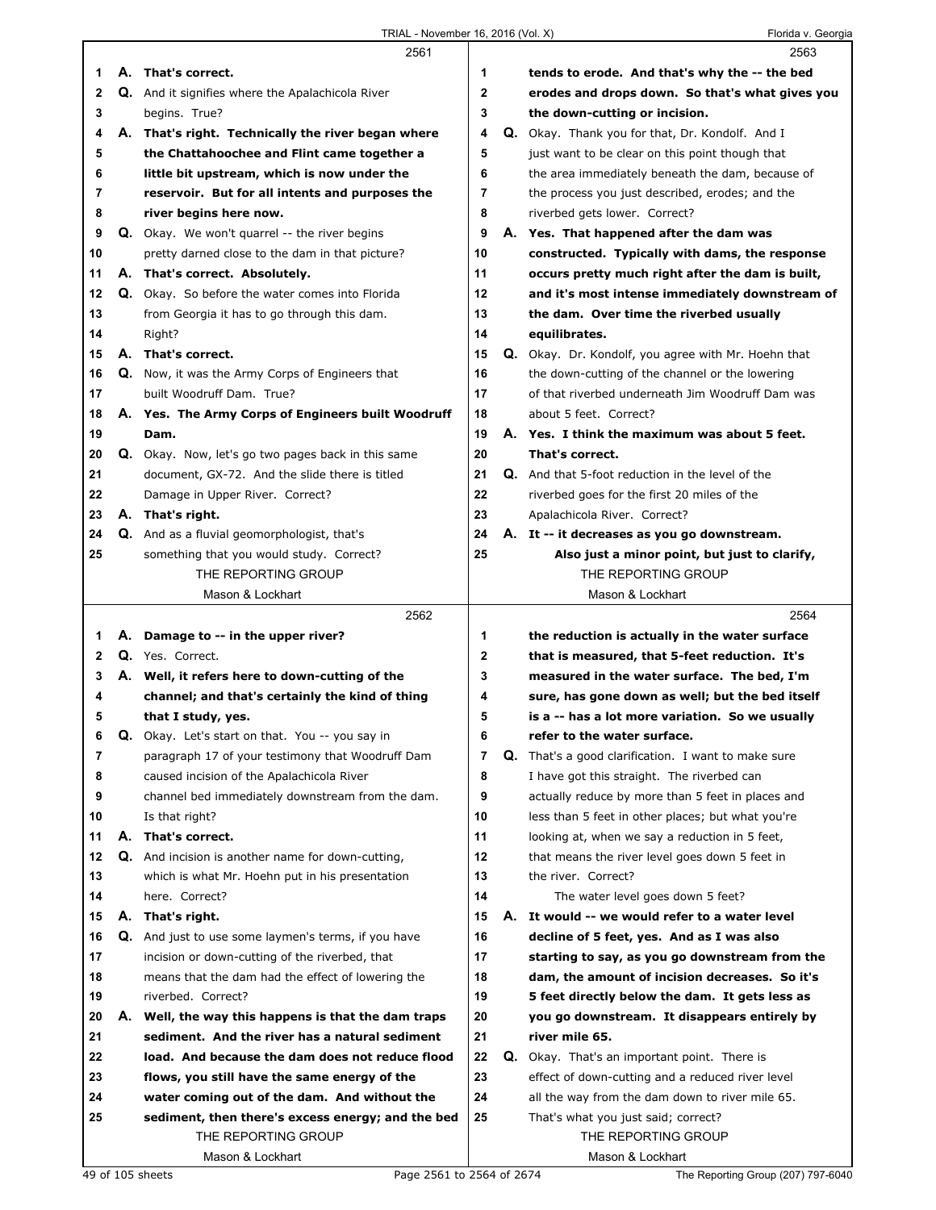**2561**

1 A. **That's correct.**
2 Q. And it signifies where the Apalachicola River
3 begins. True?
4 A. **That's right. Technically the river began where**
5 **the Chattahoochee and Flint came together a**
6 **little bit upstream, which is now under the**
7 **reservoir. But for all intents and purposes the**
8 **river begins here now.**
9 Q. Okay. We won't quarrel -- the river begins
10 pretty darned close to the dam in that picture?
11 A. **That's correct. Absolutely.**
12 Q. Okay. So before the water comes into Florida
13 from Georgia it has to go through this dam.
14 Right?
15 A. **That's correct.**
16 Q. Now, it was the Army Corps of Engineers that
17 built Woodruff Dam. True?
18 A. **Yes. The Army Corps of Engineers built Woodruff**
19 **Dam.**
20 Q. Okay. Now, let's go two pages back in this same
21 document, GX-72. And the slide there is titled
22 Damage in Upper River. Correct?
23 A. **That's right.**
24 Q. And as a fluvial geomorphologist, that's
25 something that you would study. Correct?

**2562**

1 A. **Damage to -- in the upper river?**
2 Q. Yes. Correct.
3 A. **Well, it refers here to down-cutting of the**
4 **channel; and that's certainly the kind of thing**
5 **that I study, yes.**
6 Q. Okay. Let's start on that. You -- you say in
7 paragraph 17 of your testimony that Woodruff Dam
8 caused incision of the Apalachicola River
9 channel bed immediately downstream from the dam.
10 Is that right?
11 A. **That's correct.**
12 Q. And incision is another name for down-cutting,
13 which is what Mr. Hoehn put in his presentation
14 here. Correct?
15 A. **That's right.**
16 Q. And just to use some laymen's terms, if you have
17 incision or down-cutting of the riverbed, that
18 means that the dam had the effect of lowering the
19 riverbed. Correct?
20 A. **Well, the way this happens is that the dam traps**
21 **sediment. And the river has a natural sediment**
22 **load. And because the dam does not reduce flood**
23 **flows, you still have the same energy of the**
24 **water coming out of the dam. And without the**
25 **sediment, then there's excess energy; and the bed**

**2563**

1 **tends to erode. And that's why the -- the bed**
2 **erodes and drops down. So that's what gives you**
3 **the down-cutting or incision.**
4 Q. Okay. Thank you for that, Dr. Kondolf. And I
5 just want to be clear on this point though that
6 the area immediately beneath the dam, because of
7 the process you just described, erodes; and the
8 riverbed gets lower. Correct?
9 A. **Yes. That happened after the dam was**
10 **constructed. Typically with dams, the response**
11 **occurs pretty much right after the dam is built,**
12 **and it's most intense immediately downstream of**
13 **the dam. Over time the riverbed usually**
14 **equilibrates.**
15 Q. Okay. Dr. Kondolf, you agree with Mr. Hoehn that
16 the down-cutting of the channel or the lowering
17 of that riverbed underneath Jim Woodruff Dam was
18 about 5 feet. Correct?
19 A. **Yes. I think the maximum was about 5 feet.**
20 **That's correct.**
21 Q. And that 5-foot reduction in the level of the
22 riverbed goes for the first 20 miles of the
23 Apalachicola River. Correct?
24 A. **It -- it decreases as you go downstream.**
25 **Also just a minor point, but just to clarify,**

**2564**

1 **the reduction is actually in the water surface**
2 **that is measured, that 5-feet reduction. It's**
3 **measured in the water surface. The bed, I'm**
4 **sure, has gone down as well; but the bed itself**
5 **is a -- has a lot more variation. So we usually**
6 **refer to the water surface.**
7 Q. That's a good clarification. I want to make sure
8 I have got this straight. The riverbed can
9 actually reduce by more than 5 feet in places and
10 less than 5 feet in other places; but what you're
11 looking at, when we say a reduction in 5 feet,
12 that means the river level goes down 5 feet in
13 the river. Correct?
14 The water level goes down 5 feet?
15 A. **It would -- we would refer to a water level**
16 **decline of 5 feet, yes. And as I was also**
17 **starting to say, as you go downstream from the**
18 **dam, the amount of incision decreases. So it's**
19 **5 feet directly below the dam. It gets less as**
20 **you go downstream. It disappears entirely by**
21 **river mile 65.**
22 Q. Okay. That's an important point. There is
23 effect of down-cutting and a reduced river level
24 all the way from the dam down to river mile 65.
25 That's what you just said; correct?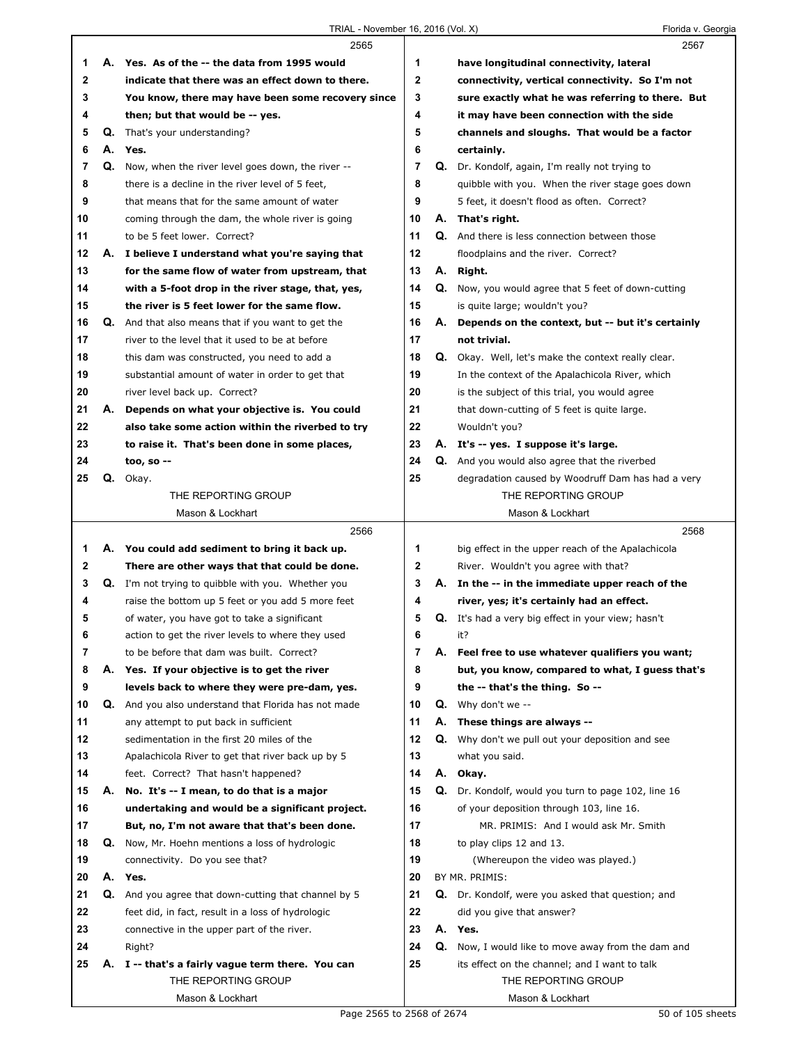2565

1 A. **Yes. As of the -- the data from 1995 would**
2 **indicate that there was an effect down to there.**
3 **You know, there may have been some recovery since**
4 **then; but that would be -- yes.**
5 Q. That's your understanding?
6 A. **Yes.**
7 Q. Now, when the river level goes down, the river --
8 there is a decline in the river level of 5 feet,
9 that means that for the same amount of water
10 coming through the dam, the whole river is going
11 to be 5 feet lower. Correct?
12 A. **I believe I understand what you're saying that**
13 **for the same flow of water from upstream, that**
14 **with a 5-foot drop in the river stage, that, yes,**
15 **the river is 5 feet lower for the same flow.**
16 Q. And that also means that if you want to get the
17 river to the level that it used to be at before
18 this dam was constructed, you need to add a
19 substantial amount of water in order to get that
20 river level back up. Correct?
21 A. **Depends on what your objective is. You could**
22 **also take some action within the riverbed to try**
23 **to raise it. That's been done in some places,**
24 **too, so --**
25 Q. Okay.

2566

1 A. **You could add sediment to bring it back up.**
2 **There are other ways that that could be done.**
3 Q. I'm not trying to quibble with you. Whether you
4 raise the bottom up 5 feet or you add 5 more feet
5 of water, you have got to take a significant
6 action to get the river levels to where they used
7 to be before that dam was built. Correct?
8 A. **Yes. If your objective is to get the river**
9 **levels back to where they were pre-dam, yes.**
10 Q. And you also understand that Florida has not made
11 any attempt to put back in sufficient
12 sedimentation in the first 20 miles of the
13 Apalachicola River to get that river back up by 5
14 feet. Correct? That hasn't happened?
15 A. **No. It's -- I mean, to do that is a major**
16 **undertaking and would be a significant project.**
17 **But, no, I'm not aware that that's been done.**
18 Q. Now, Mr. Hoehn mentions a loss of hydrologic
19 connectivity. Do you see that?
20 A. **Yes.**
21 Q. And you agree that down-cutting that channel by 5
22 feet did, in fact, result in a loss of hydrologic
23 connective in the upper part of the river.
24 Right?
25 A. **I -- that's a fairly vague term there. You can**

2567

1 **have longitudinal connectivity, lateral**
2 **connectivity, vertical connectivity. So I'm not**
3 **sure exactly what he was referring to there. But**
4 **it may have been connection with the side**
5 **channels and sloughs. That would be a factor**
6 **certainly.**
7 Q. Dr. Kondolf, again, I'm really not trying to
8 quibble with you. When the river stage goes down
9 5 feet, it doesn't flood as often. Correct?
10 A. **That's right.**
11 Q. And there is less connection between those
12 floodplains and the river. Correct?
13 A. **Right.**
14 Q. Now, you would agree that 5 feet of down-cutting
15 is quite large; wouldn't you?
16 A. **Depends on the context, but -- but it's certainly**
17 **not trivial.**
18 Q. Okay. Well, let's make the context really clear.
19 In the context of the Apalachicola River, which
20 is the subject of this trial, you would agree
21 that down-cutting of 5 feet is quite large.
22 Wouldn't you?
23 A. **It's -- yes. I suppose it's large.**
24 Q. And you would also agree that the riverbed
25 degradation caused by Woodruff Dam has had a very

2568

1 big effect in the upper reach of the Apalachicola
2 River. Wouldn't you agree with that?
3 A. **In the -- in the immediate upper reach of the**
4 **river, yes; it's certainly had an effect.**
5 Q. It's had a very big effect in your view; hasn't
6 it?
7 A. **Feel free to use whatever qualifiers you want;**
8 **but, you know, compared to what, I guess that's**
9 **the -- that's the thing. So --**
10 Q. Why don't we --
11 A. **These things are always --**
12 Q. Why don't we pull out your deposition and see
13 what you said.
14 A. **Okay.**
15 Q. Dr. Kondolf, would you turn to page 102, line 16
16 of your deposition through 103, line 16.
17 MR. PRIMIS: And I would ask Mr. Smith
18 to play clips 12 and 13.
19 (Whereupon the video was played.)
20 BY MR. PRIMIS:
21 Q. Dr. Kondolf, were you asked that question; and
22 did you give that answer?
23 A. **Yes.**
24 Q. Now, I would like to move away from the dam and
25 its effect on the channel; and I want to talk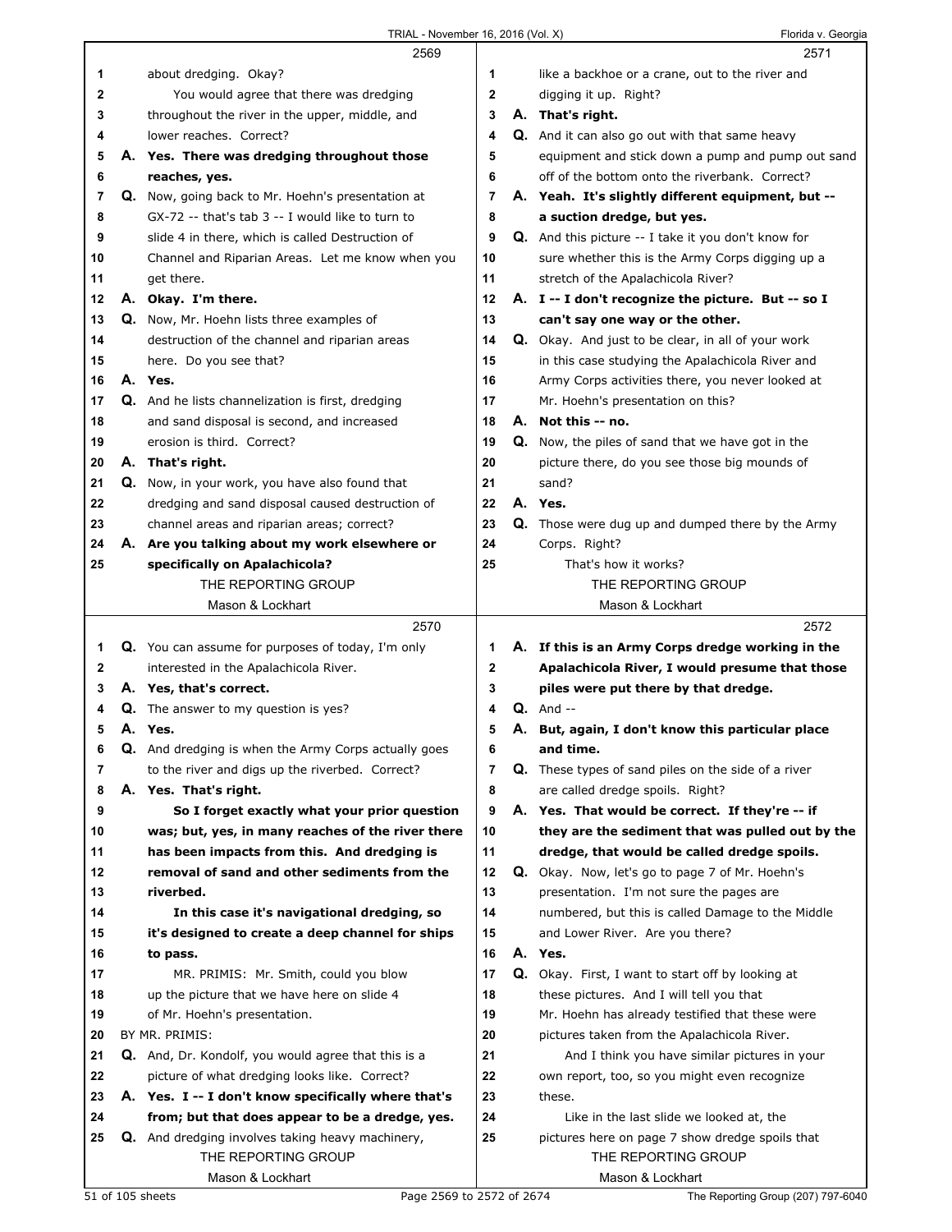about dredging. Okay?

You would agree that there was dredging throughout the river in the upper, middle, and lower reaches. Correct?

**A. Yes. There was dredging throughout those reaches, yes.**

Q. Now, going back to Mr. Hoehn's presentation at GX-72 -- that's tab 3 -- I would like to turn to slide 4 in there, which is called Destruction of Channel and Riparian Areas. Let me know when you get there.

**A. Okay. I'm there.**

Q. Now, Mr. Hoehn lists three examples of destruction of the channel and riparian areas here. Do you see that?

**A. Yes.**

Q. And he lists channelization is first, dredging and sand disposal is second, and increased erosion is third. Correct?

**A. That's right.**

Q. Now, in your work, you have also found that dredging and sand disposal caused destruction of channel areas and riparian areas; correct?

**A. Are you talking about my work elsewhere or specifically on Apalachicola?**

Q. You can assume for purposes of today, I'm only interested in the Apalachicola River.

**A. Yes, that's correct.**

Q. The answer to my question is yes?

**A. Yes.**

Q. And dredging is when the Army Corps actually goes to the river and digs up the riverbed. Correct?

**A. Yes. That's right.**

**So I forget exactly what your prior question was; but, yes, in many reaches of the river there has been impacts from this. And dredging is removal of sand and other sediments from the riverbed.**

**In this case it's navigational dredging, so it's designed to create a deep channel for ships to pass.**

MR. PRIMIS: Mr. Smith, could you blow up the picture that we have here on slide 4 of Mr. Hoehn's presentation.

BY MR. PRIMIS:

Q. And, Dr. Kondolf, you would agree that this is a picture of what dredging looks like. Correct?

**A. Yes. I -- I don't know specifically where that's from; but that does appear to be a dredge, yes.**

Q. And dredging involves taking heavy machinery, like a backhoe or a crane, out to the river and digging it up. Right?

**A. That's right.**

Q. And it can also go out with that same heavy equipment and stick down a pump and pump out sand off of the bottom onto the riverbank. Correct?

**A. Yeah. It's slightly different equipment, but -- a suction dredge, but yes.**

Q. And this picture -- I take it you don't know for sure whether this is the Army Corps digging up a stretch of the Apalachicola River?

**A. I -- I don't recognize the picture. But -- so I can't say one way or the other.**

Q. Okay. And just to be clear, in all of your work in this case studying the Apalachicola River and Army Corps activities there, you never looked at Mr. Hoehn's presentation on this?

**A. Not this -- no.**

Q. Now, the piles of sand that we have got in the picture there, do you see those big mounds of sand?

**A. Yes.**

Q. Those were dug up and dumped there by the Army Corps. Right?

That's how it works?

**A. If this is an Army Corps dredge working in the Apalachicola River, I would presume that those piles were put there by that dredge.**

Q. And --

**A. But, again, I don't know this particular place and time.**

Q. These types of sand piles on the side of a river are called dredge spoils. Right?

**A. Yes. That would be correct. If they're -- if they are the sediment that was pulled out by the dredge, that would be called dredge spoils.**

Q. Okay. Now, let's go to page 7 of Mr. Hoehn's presentation. I'm not sure the pages are numbered, but this is called Damage to the Middle and Lower River. Are you there?

**A. Yes.**

Q. Okay. First, I want to start off by looking at these pictures. And I will tell you that Mr. Hoehn has already testified that these were pictures taken from the Apalachicola River.

And I think you have similar pictures in your own report, too, so you might even recognize these.

Like in the last slide we looked at, the pictures here on page 7 show dredge spoils that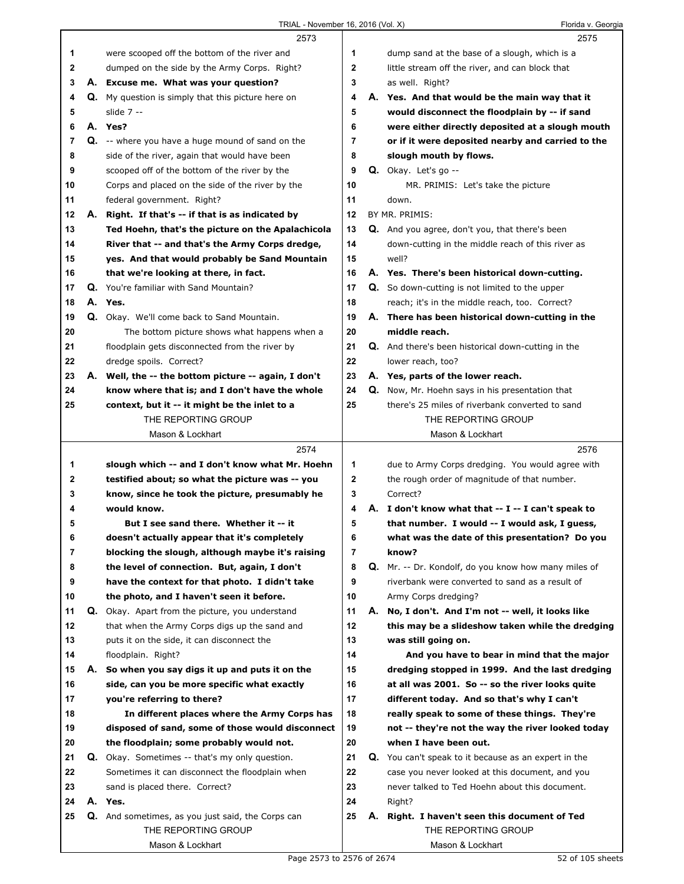**2573**

were scooped off the bottom of the river and dumped on the side by the Army Corps. Right?

**A. Excuse me. What was your question?**

Q. My question is simply that this picture here on slide 7 --

**A. Yes?**

Q. -- where you have a huge mound of sand on the side of the river, again that would have been scooped off of the bottom of the river by the Corps and placed on the side of the river by the federal government. Right?

**A. Right. If that's -- if that is as indicated by Ted Hoehn, that's the picture on the Apalachicola River that -- and that's the Army Corps dredge, yes. And that would probably be Sand Mountain that we're looking at there, in fact.**

Q. You're familiar with Sand Mountain?

**A. Yes.**

Q. Okay. We'll come back to Sand Mountain.

The bottom picture shows what happens when a floodplain gets disconnected from the river by dredge spoils. Correct?

**A. Well, the -- the bottom picture -- again, I don't know where that is; and I don't have the whole context, but it -- it might be the inlet to a**

**2574**

**slough which -- and I don't know what Mr. Hoehn testified about; so what the picture was -- you know, since he took the picture, presumably he would know.**

**But I see sand there. Whether it -- it doesn't actually appear that it's completely blocking the slough, although maybe it's raising the level of connection. But, again, I don't have the context for that photo. I didn't take the photo, and I haven't seen it before.**

Q. Okay. Apart from the picture, you understand that when the Army Corps digs up the sand and puts it on the side, it can disconnect the floodplain. Right?

**A. So when you say digs it up and puts it on the side, can you be more specific what exactly you're referring to there?**

**In different places where the Army Corps has disposed of sand, some of those would disconnect the floodplain; some probably would not.**

Q. Okay. Sometimes -- that's my only question. Sometimes it can disconnect the floodplain when sand is placed there. Correct?

**A. Yes.**

Q. And sometimes, as you just said, the Corps can

**2575**

dump sand at the base of a slough, which is a little stream off the river, and can block that as well. Right?

**A. Yes. And that would be the main way that it would disconnect the floodplain by -- if sand were either directly deposited at a slough mouth or if it were deposited nearby and carried to the slough mouth by flows.**

Q. Okay. Let's go --

MR. PRIMIS: Let's take the picture down.

BY MR. PRIMIS:

Q. And you agree, don't you, that there's been down-cutting in the middle reach of this river as well?

**A. Yes. There's been historical down-cutting.**

Q. So down-cutting is not limited to the upper reach; it's in the middle reach, too. Correct?

**A. There has been historical down-cutting in the middle reach.**

Q. And there's been historical down-cutting in the lower reach, too?

**A. Yes, parts of the lower reach.**

Q. Now, Mr. Hoehn says in his presentation that there's 25 miles of riverbank converted to sand

**2576**

due to Army Corps dredging. You would agree with the rough order of magnitude of that number. Correct?

**A. I don't know what that -- I -- I can't speak to that number. I would -- I would ask, I guess, what was the date of this presentation? Do you know?**

Q. Mr. -- Dr. Kondolf, do you know how many miles of riverbank were converted to sand as a result of Army Corps dredging?

**A. No, I don't. And I'm not -- well, it looks like this may be a slideshow taken while the dredging was still going on.**

**And you have to bear in mind that the major dredging stopped in 1999. And the last dredging at all was 2001. So -- so the river looks quite different today. And so that's why I can't really speak to some of these things. They're not -- they're not the way the river looked today when I have been out.**

Q. You can't speak to it because as an expert in the case you never looked at this document, and you never talked to Ted Hoehn about this document. Right?

**A. Right. I haven't seen this document of Ted**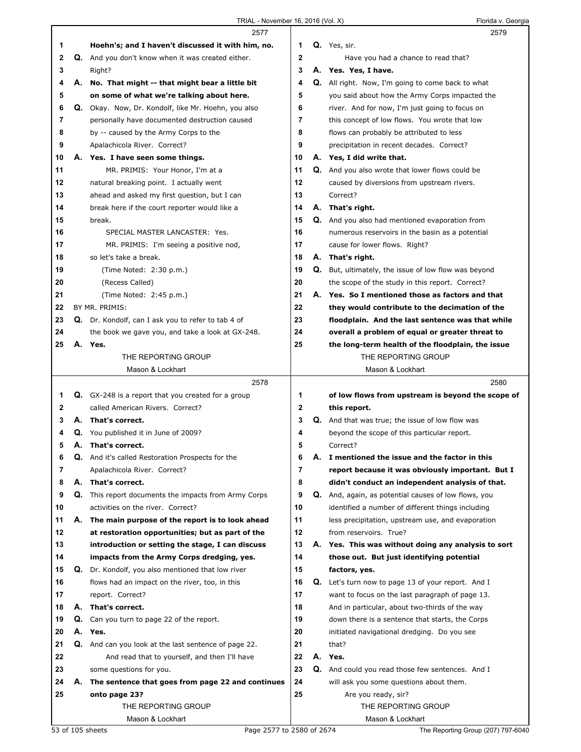2577

1 Hoehn's; and I haven't discussed it with him, no.
2 Q. And you don't know when it was created either.
3 Right?
4 A. No. That might -- that might bear a little bit
5 on some of what we're talking about here.
6 Q. Okay. Now, Dr. Kondolf, like Mr. Hoehn, you also
7 personally have documented destruction caused
8 by -- caused by the Army Corps to the
9 Apalachicola River. Correct?
10 A. Yes. I have seen some things.
11 MR. PRIMIS: Your Honor, I'm at a
12 natural breaking point. I actually went
13 ahead and asked my first question, but I can
14 break here if the court reporter would like a
15 break.
16 SPECIAL MASTER LANCASTER: Yes.
17 MR. PRIMIS: I'm seeing a positive nod,
18 so let's take a break.
19 (Time Noted: 2:30 p.m.)
20 (Recess Called)
21 (Time Noted: 2:45 p.m.)
22 BY MR. PRIMIS:
23 Q. Dr. Kondolf, can I ask you to refer to tab 4 of
24 the book we gave you, and take a look at GX-248.
25 A. Yes.

2578

1 Q. GX-248 is a report that you created for a group
2 called American Rivers. Correct?
3 A. That's correct.
4 Q. You published it in June of 2009?
5 A. That's correct.
6 Q. And it's called Restoration Prospects for the
7 Apalachicola River. Correct?
8 A. That's correct.
9 Q. This report documents the impacts from Army Corps
10 activities on the river. Correct?
11 A. The main purpose of the report is to look ahead
12 at restoration opportunities; but as part of the
13 introduction or setting the stage, I can discuss
14 impacts from the Army Corps dredging, yes.
15 Q. Dr. Kondolf, you also mentioned that low river
16 flows had an impact on the river, too, in this
17 report. Correct?
18 A. That's correct.
19 Q. Can you turn to page 22 of the report.
20 A. Yes.
21 Q. And can you look at the last sentence of page 22.
22 And read that to yourself, and then I'll have
23 some questions for you.
24 A. The sentence that goes from page 22 and continues
25 onto page 23?

2579

1 Q. Yes, sir.
2 Have you had a chance to read that?
3 A. Yes. Yes, I have.
4 Q. All right. Now, I'm going to come back to what
5 you said about how the Army Corps impacted the
6 river. And for now, I'm just going to focus on
7 this concept of low flows. You wrote that low
8 flows can probably be attributed to less
9 precipitation in recent decades. Correct?
10 A. Yes, I did write that.
11 Q. And you also wrote that lower flows could be
12 caused by diversions from upstream rivers.
13 Correct?
14 A. That's right.
15 Q. And you also had mentioned evaporation from
16 numerous reservoirs in the basin as a potential
17 cause for lower flows. Right?
18 A. That's right.
19 Q. But, ultimately, the issue of low flow was beyond
20 the scope of the study in this report. Correct?
21 A. Yes. So I mentioned those as factors and that
22 they would contribute to the decimation of the
23 floodplain. And the last sentence was that while
24 overall a problem of equal or greater threat to
25 the long-term health of the floodplain, the issue

2580

1 of low flows from upstream is beyond the scope of
2 this report.
3 Q. And that was true; the issue of low flow was
4 beyond the scope of this particular report.
5 Correct?
6 A. I mentioned the issue and the factor in this
7 report because it was obviously important. But I
8 didn't conduct an independent analysis of that.
9 Q. And, again, as potential causes of low flows, you
10 identified a number of different things including
11 less precipitation, upstream use, and evaporation
12 from reservoirs. True?
13 A. Yes. This was without doing any analysis to sort
14 those out. But just identifying potential
15 factors, yes.
16 Q. Let's turn now to page 13 of your report. And I
17 want to focus on the last paragraph of page 13.
18 And in particular, about two-thirds of the way
19 down there is a sentence that starts, the Corps
20 initiated navigational dredging. Do you see
21 that?
22 A. Yes.
23 Q. And could you read those few sentences. And I
24 will ask you some questions about them.
25 Are you ready, sir?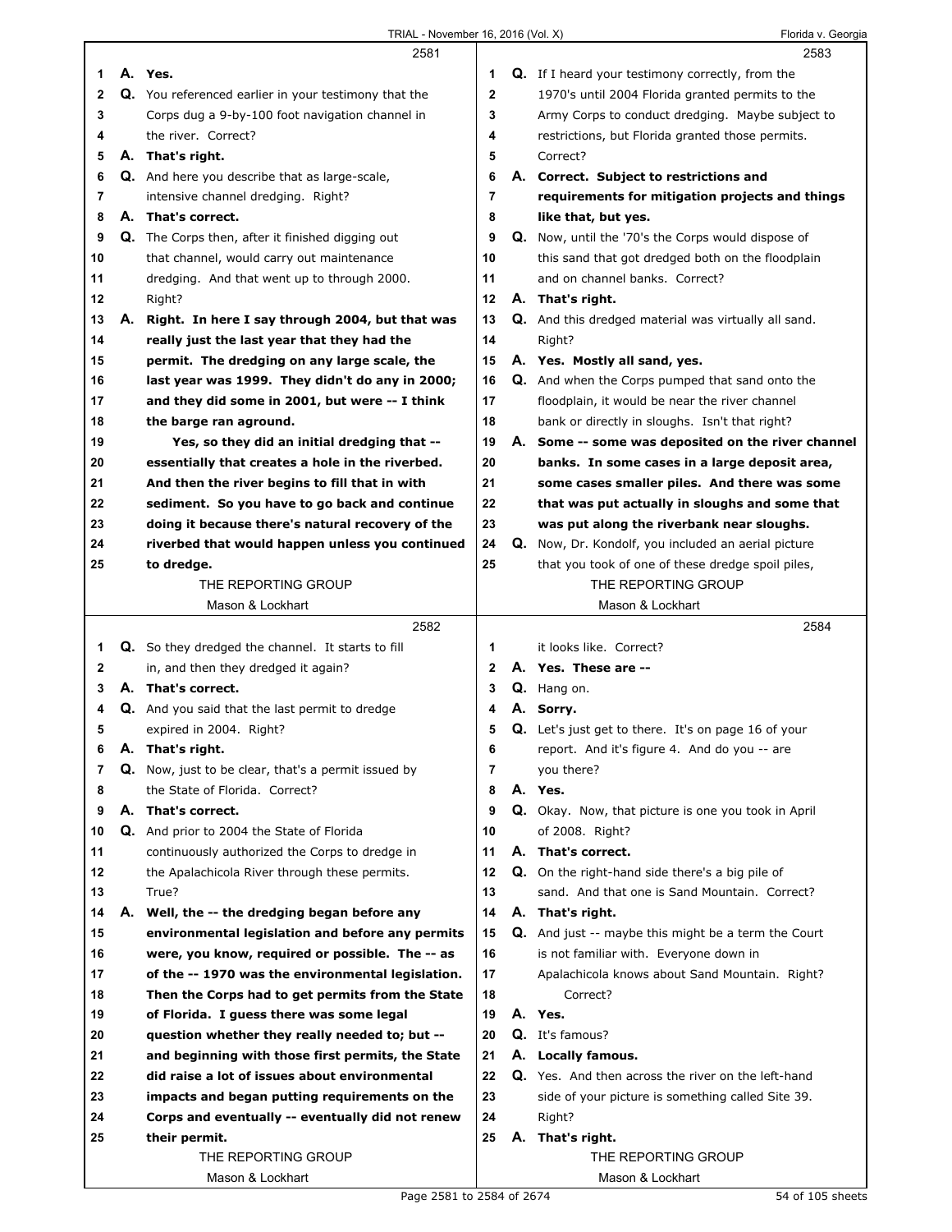2581

1 A. Yes.
2 Q. You referenced earlier in your testimony that the
3 Corps dug a 9-by-100 foot navigation channel in
4 the river. Correct?
5 A. That's right.
6 Q. And here you describe that as large-scale,
7 intensive channel dredging. Right?
8 A. That's correct.
9 Q. The Corps then, after it finished digging out
10 that channel, would carry out maintenance
11 dredging. And that went up to through 2000.
12 Right?
13 A. Right. In here I say through 2004, but that was
14 really just the last year that they had the
15 permit. The dredging on any large scale, the
16 last year was 1999. They didn't do any in 2000;
17 and they did some in 2001, but were -- I think
18 the barge ran aground.
19 Yes, so they did an initial dredging that --
20 essentially that creates a hole in the riverbed.
21 And then the river begins to fill that in with
22 sediment. So you have to go back and continue
23 doing it because there's natural recovery of the
24 riverbed that would happen unless you continued
25 to dredge.

2582

1 Q. So they dredged the channel. It starts to fill
2 in, and then they dredged it again?
3 A. That's correct.
4 Q. And you said that the last permit to dredge
5 expired in 2004. Right?
6 A. That's right.
7 Q. Now, just to be clear, that's a permit issued by
8 the State of Florida. Correct?
9 A. That's correct.
10 Q. And prior to 2004 the State of Florida
11 continuously authorized the Corps to dredge in
12 the Apalachicola River through these permits.
13 True?
14 A. Well, the -- the dredging began before any
15 environmental legislation and before any permits
16 were, you know, required or possible. The -- as
17 of the -- 1970 was the environmental legislation.
18 Then the Corps had to get permits from the State
19 of Florida. I guess there was some legal
20 question whether they really needed to; but --
21 and beginning with those first permits, the State
22 did raise a lot of issues about environmental
23 impacts and began putting requirements on the
24 Corps and eventually -- eventually did not renew
25 their permit.

2583

1 Q. If I heard your testimony correctly, from the
2 1970's until 2004 Florida granted permits to the
3 Army Corps to conduct dredging. Maybe subject to
4 restrictions, but Florida granted those permits.
5 Correct?
6 A. Correct. Subject to restrictions and
7 requirements for mitigation projects and things
8 like that, but yes.
9 Q. Now, until the '70's the Corps would dispose of
10 this sand that got dredged both on the floodplain
11 and on channel banks. Correct?
12 A. That's right.
13 Q. And this dredged material was virtually all sand.
14 Right?
15 A. Yes. Mostly all sand, yes.
16 Q. And when the Corps pumped that sand onto the
17 floodplain, it would be near the river channel
18 bank or directly in sloughs. Isn't that right?
19 A. Some -- some was deposited on the river channel
20 banks. In some cases in a large deposit area,
21 some cases smaller piles. And there was some
22 that was put actually in sloughs and some that
23 was put along the riverbank near sloughs.
24 Q. Now, Dr. Kondolf, you included an aerial picture
25 that you took of one of these dredge spoil piles,

2584

1 it looks like. Correct?
2 A. Yes. These are --
3 Q. Hang on.
4 A. Sorry.
5 Q. Let's just get to there. It's on page 16 of your
6 report. And it's figure 4. And do you -- are
7 you there?
8 A. Yes.
9 Q. Okay. Now, that picture is one you took in April
10 of 2008. Right?
11 A. That's correct.
12 Q. On the right-hand side there's a big pile of
13 sand. And that one is Sand Mountain. Correct?
14 A. That's right.
15 Q. And just -- maybe this might be a term the Court
16 is not familiar with. Everyone down in
17 Apalachicola knows about Sand Mountain. Right?
18 Correct?
19 A. Yes.
20 Q. It's famous?
21 A. Locally famous.
22 Q. Yes. And then across the river on the left-hand
23 side of your picture is something called Site 39.
24 Right?
25 A. That's right.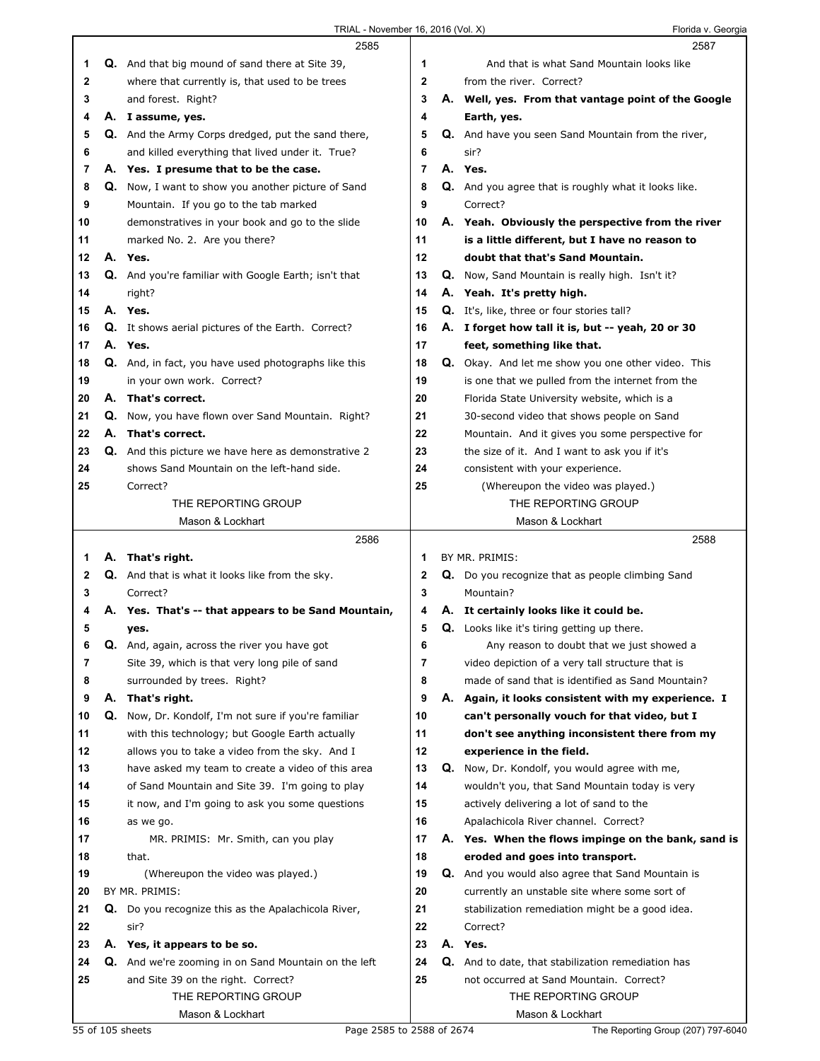2585

1 Q. And that big mound of sand there at Site 39,
2 where that currently is, that used to be trees
3 and forest. Right?
4 A. **I assume, yes.**
5 Q. And the Army Corps dredged, put the sand there,
6 and killed everything that lived under it. True?
7 A. **Yes. I presume that to be the case.**
8 Q. Now, I want to show you another picture of Sand
9 Mountain. If you go to the tab marked
10 demonstratives in your book and go to the slide
11 marked No. 2. Are you there?
12 A. **Yes.**
13 Q. And you're familiar with Google Earth; isn't that
14 right?
15 A. **Yes.**
16 Q. It shows aerial pictures of the Earth. Correct?
17 A. **Yes.**
18 Q. And, in fact, you have used photographs like this
19 in your own work. Correct?
20 A. **That's correct.**
21 Q. Now, you have flown over Sand Mountain. Right?
22 A. **That's correct.**
23 Q. And this picture we have here as demonstrative 2
24 shows Sand Mountain on the left-hand side.
25 Correct?

2586

1 A. **That's right.**
2 Q. And that is what it looks like from the sky.
3 Correct?
4 A. **Yes. That's -- that appears to be Sand Mountain,**
5 **yes.**
6 Q. And, again, across the river you have got
7 Site 39, which is that very long pile of sand
8 surrounded by trees. Right?
9 A. **That's right.**
10 Q. Now, Dr. Kondolf, I'm not sure if you're familiar
11 with this technology; but Google Earth actually
12 allows you to take a video from the sky. And I
13 have asked my team to create a video of this area
14 of Sand Mountain and Site 39. I'm going to play
15 it now, and I'm going to ask you some questions
16 as we go.
17 MR. PRIMIS: Mr. Smith, can you play
18 that.
19 (Whereupon the video was played.)
20 BY MR. PRIMIS:
21 Q. Do you recognize this as the Apalachicola River,
22 sir?
23 A. **Yes, it appears to be so.**
24 Q. And we're zooming in on Sand Mountain on the left
25 and Site 39 on the right. Correct?

2587

1 And that is what Sand Mountain looks like
2 from the river. Correct?
3 A. **Well, yes. From that vantage point of the Google**
4 **Earth, yes.**
5 Q. And have you seen Sand Mountain from the river,
6 sir?
7 A. **Yes.**
8 Q. And you agree that is roughly what it looks like.
9 Correct?
10 A. **Yeah. Obviously the perspective from the river**
11 **is a little different, but I have no reason to**
12 **doubt that that's Sand Mountain.**
13 Q. Now, Sand Mountain is really high. Isn't it?
14 A. **Yeah. It's pretty high.**
15 Q. It's, like, three or four stories tall?
16 A. **I forget how tall it is, but -- yeah, 20 or 30**
17 **feet, something like that.**
18 Q. Okay. And let me show you one other video. This
19 is one that we pulled from the internet from the
20 Florida State University website, which is a
21 30-second video that shows people on Sand
22 Mountain. And it gives you some perspective for
23 the size of it. And I want to ask you if it's
24 consistent with your experience.
25 (Whereupon the video was played.)

2588

1 BY MR. PRIMIS:
2 Q. Do you recognize that as people climbing Sand
3 Mountain?
4 A. **It certainly looks like it could be.**
5 Q. Looks like it's tiring getting up there.
6 Any reason to doubt that we just showed a
7 video depiction of a very tall structure that is
8 made of sand that is identified as Sand Mountain?
9 A. **Again, it looks consistent with my experience. I**
10 **can't personally vouch for that video, but I**
11 **don't see anything inconsistent there from my**
12 **experience in the field.**
13 Q. Now, Dr. Kondolf, you would agree with me,
14 wouldn't you, that Sand Mountain today is very
15 actively delivering a lot of sand to the
16 Apalachicola River channel. Correct?
17 A. **Yes. When the flows impinge on the bank, sand is**
18 **eroded and goes into transport.**
19 Q. And you would also agree that Sand Mountain is
20 currently an unstable site where some sort of
21 stabilization remediation might be a good idea.
22 Correct?
23 A. **Yes.**
24 Q. And to date, that stabilization remediation has
25 not occurred at Sand Mountain. Correct?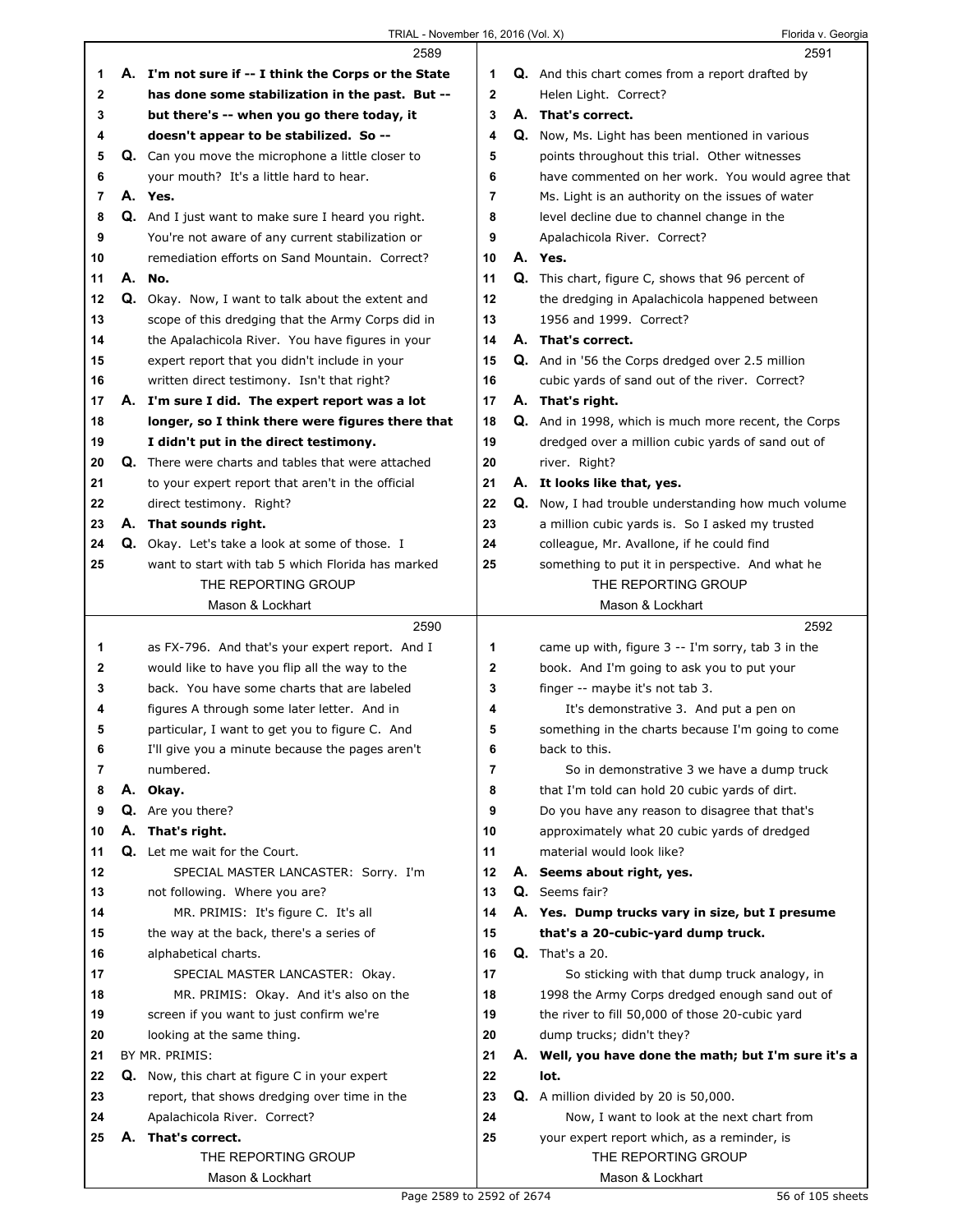**A. I'm not sure if -- I think the Corps or the State has done some stabilization in the past. But -- but there's -- when you go there today, it doesn't appear to be stabilized. So --**

**Q.** Can you move the microphone a little closer to your mouth? It's a little hard to hear.

**A. Yes.**

**Q.** And I just want to make sure I heard you right. You're not aware of any current stabilization or remediation efforts on Sand Mountain. Correct?

**A. No.**

**Q.** Okay. Now, I want to talk about the extent and scope of this dredging that the Army Corps did in the Apalachicola River. You have figures in your expert report that you didn't include in your written direct testimony. Isn't that right?

**A. I'm sure I did. The expert report was a lot longer, so I think there were figures there that I didn't put in the direct testimony.**

**Q.** There were charts and tables that were attached to your expert report that aren't in the official direct testimony. Right?

**A. That sounds right.**

**Q.** Okay. Let's take a look at some of those. I want to start with tab 5 which Florida has marked as FX-796. And that's your expert report. And I would like to have you flip all the way to the back. You have some charts that are labeled figures A through some later letter. And in particular, I want to get you to figure C. And I'll give you a minute because the pages aren't numbered.

**A. Okay.**

**Q.** Are you there?

**A. That's right.**

**Q.** Let me wait for the Court.

SPECIAL MASTER LANCASTER: Sorry. I'm not following. Where you are?

MR. PRIMIS: It's figure C. It's all the way at the back, there's a series of alphabetical charts.

SPECIAL MASTER LANCASTER: Okay.

MR. PRIMIS: Okay. And it's also on the screen if you want to just confirm we're looking at the same thing.

BY MR. PRIMIS:

**Q.** Now, this chart at figure C in your expert report, that shows dredging over time in the Apalachicola River. Correct?

**A. That's correct.**

**Q.** And this chart comes from a report drafted by Helen Light. Correct?

**A. That's correct.**

**Q.** Now, Ms. Light has been mentioned in various points throughout this trial. Other witnesses have commented on her work. You would agree that Ms. Light is an authority on the issues of water level decline due to channel change in the Apalachicola River. Correct?

**A. Yes.**

**Q.** This chart, figure C, shows that 96 percent of the dredging in Apalachicola happened between 1956 and 1999. Correct?

**A. That's correct.**

**Q.** And in '56 the Corps dredged over 2.5 million cubic yards of sand out of the river. Correct?

**A. That's right.**

**Q.** And in 1998, which is much more recent, the Corps dredged over a million cubic yards of sand out of river. Right?

**A. It looks like that, yes.**

**Q.** Now, I had trouble understanding how much volume a million cubic yards is. So I asked my trusted colleague, Mr. Avallone, if he could find something to put it in perspective. And what he came up with, figure 3 -- I'm sorry, tab 3 in the book. And I'm going to ask you to put your finger -- maybe it's not tab 3.

It's demonstrative 3. And put a pen on something in the charts because I'm going to come back to this.

So in demonstrative 3 we have a dump truck that I'm told can hold 20 cubic yards of dirt. Do you have any reason to disagree that that's approximately what 20 cubic yards of dredged material would look like?

**A. Seems about right, yes.**

**Q.** Seems fair?

**A. Yes. Dump trucks vary in size, but I presume that's a 20-cubic-yard dump truck.**

**Q.** That's a 20.

So sticking with that dump truck analogy, in 1998 the Army Corps dredged enough sand out of the river to fill 50,000 of those 20-cubic yard dump trucks; didn't they?

**A. Well, you have done the math; but I'm sure it's a lot.**

**Q.** A million divided by 20 is 50,000.

Now, I want to look at the next chart from your expert report which, as a reminder, is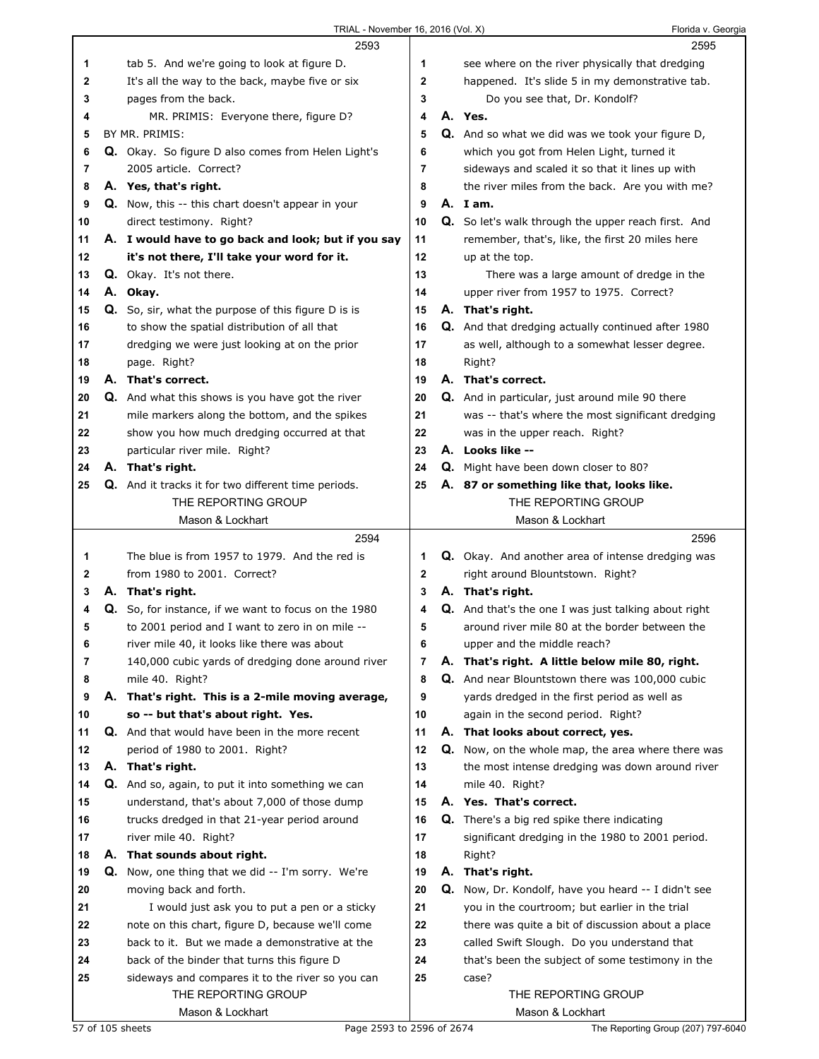**2593**

1 tab 5. And we're going to look at figure D.
2 It's all the way to the back, maybe five or six
3 pages from the back.
4 MR. PRIMIS: Everyone there, figure D?
5 BY MR. PRIMIS:
6 **Q.** Okay. So figure D also comes from Helen Light's
7 2005 article. Correct?
8 **A. Yes, that's right.**
9 **Q.** Now, this -- this chart doesn't appear in your
10 direct testimony. Right?
11 **A. I would have to go back and look; but if you say**
12 **it's not there, I'll take your word for it.**
13 **Q.** Okay. It's not there.
14 **A. Okay.**
15 **Q.** So, sir, what the purpose of this figure D is is
16 to show the spatial distribution of all that
17 dredging we were just looking at on the prior
18 page. Right?
19 **A. That's correct.**
20 **Q.** And what this shows is you have got the river
21 mile markers along the bottom, and the spikes
22 show you how much dredging occurred at that
23 particular river mile. Right?
24 **A. That's right.**
25 **Q.** And it tracks it for two different time periods.

**2594**

1 The blue is from 1957 to 1979. And the red is
2 from 1980 to 2001. Correct?
3 **A. That's right.**
4 **Q.** So, for instance, if we want to focus on the 1980
5 to 2001 period and I want to zero in on mile --
6 river mile 40, it looks like there was about
7 140,000 cubic yards of dredging done around river
8 mile 40. Right?
9 **A. That's right. This is a 2-mile moving average,**
10 **so -- but that's about right. Yes.**
11 **Q.** And that would have been in the more recent
12 period of 1980 to 2001. Right?
13 **A. That's right.**
14 **Q.** And so, again, to put it into something we can
15 understand, that's about 7,000 of those dump
16 trucks dredged in that 21-year period around
17 river mile 40. Right?
18 **A. That sounds about right.**
19 **Q.** Now, one thing that we did -- I'm sorry. We're
20 moving back and forth.
21 I would just ask you to put a pen or a sticky
22 note on this chart, figure D, because we'll come
23 back to it. But we made a demonstrative at the
24 back of the binder that turns this figure D
25 sideways and compares it to the river so you can

**2595**

1 see where on the river physically that dredging
2 happened. It's slide 5 in my demonstrative tab.
3 Do you see that, Dr. Kondolf?
4 **A. Yes.**
5 **Q.** And so what we did was we took your figure D,
6 which you got from Helen Light, turned it
7 sideways and scaled it so that it lines up with
8 the river miles from the back. Are you with me?
9 **A. I am.**
10 **Q.** So let's walk through the upper reach first. And
11 remember, that's, like, the first 20 miles here
12 up at the top.
13 There was a large amount of dredge in the
14 upper river from 1957 to 1975. Correct?
15 **A. That's right.**
16 **Q.** And that dredging actually continued after 1980
17 as well, although to a somewhat lesser degree.
18 Right?
19 **A. That's correct.**
20 **Q.** And in particular, just around mile 90 there
21 was -- that's where the most significant dredging
22 was in the upper reach. Right?
23 **A. Looks like --**
24 **Q.** Might have been down closer to 80?
25 **A. 87 or something like that, looks like.**

**2596**

1 **Q.** Okay. And another area of intense dredging was
2 right around Blountstown. Right?
3 **A. That's right.**
4 **Q.** And that's the one I was just talking about right
5 around river mile 80 at the border between the
6 upper and the middle reach?
7 **A. That's right. A little below mile 80, right.**
8 **Q.** And near Blountstown there was 100,000 cubic
9 yards dredged in the first period as well as
10 again in the second period. Right?
11 **A. That looks about correct, yes.**
12 **Q.** Now, on the whole map, the area where there was
13 the most intense dredging was down around river
14 mile 40. Right?
15 **A. Yes. That's correct.**
16 **Q.** There's a big red spike there indicating
17 significant dredging in the 1980 to 2001 period.
18 Right?
19 **A. That's right.**
20 **Q.** Now, Dr. Kondolf, have you heard -- I didn't see
21 you in the courtroom; but earlier in the trial
22 there was quite a bit of discussion about a place
23 called Swift Slough. Do you understand that
24 that's been the subject of some testimony in the
25 case?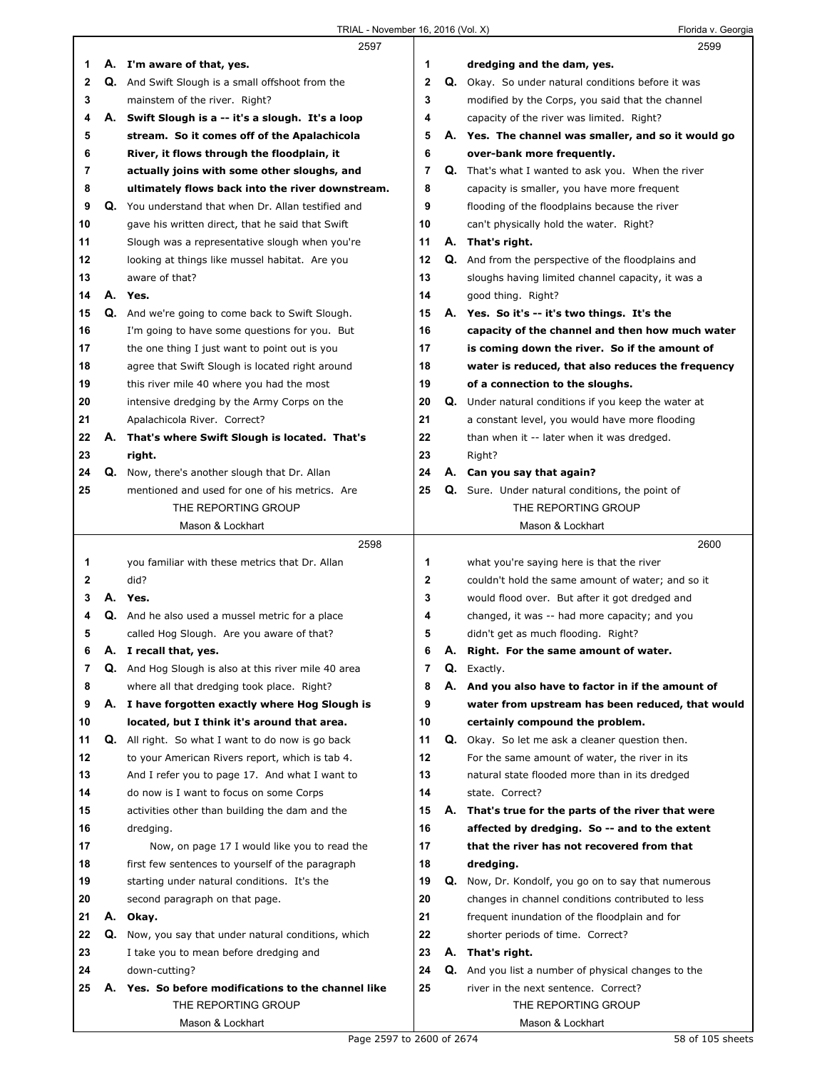**2597**

1 A. **I'm aware of that, yes.**

2 Q. And Swift Slough is a small offshoot from the

3 mainstem of the river. Right?

4 A. **Swift Slough is a -- it's a slough. It's a loop**

5 **stream. So it comes off of the Apalachicola**

6 **River, it flows through the floodplain, it**

7 **actually joins with some other sloughs, and**

8 **ultimately flows back into the river downstream.**

9 Q. You understand that when Dr. Allan testified and

10 gave his written direct, that he said that Swift

11 Slough was a representative slough when you're

12 looking at things like mussel habitat. Are you

13 aware of that?

14 A. **Yes.**

15 Q. And we're going to come back to Swift Slough.

16 I'm going to have some questions for you. But

17 the one thing I just want to point out is you

18 agree that Swift Slough is located right around

19 this river mile 40 where you had the most

20 intensive dredging by the Army Corps on the

21 Apalachicola River. Correct?

22 A. **That's where Swift Slough is located. That's**

23 **right.**

24 Q. Now, there's another slough that Dr. Allan

25 mentioned and used for one of his metrics. Are

**2598**

1 you familiar with these metrics that Dr. Allan

2 did?

3 A. **Yes.**

4 Q. And he also used a mussel metric for a place

5 called Hog Slough. Are you aware of that?

6 A. **I recall that, yes.**

7 Q. And Hog Slough is also at this river mile 40 area

8 where all that dredging took place. Right?

9 A. **I have forgotten exactly where Hog Slough is**

10 **located, but I think it's around that area.**

11 Q. All right. So what I want to do now is go back

12 to your American Rivers report, which is tab 4.

13 And I refer you to page 17. And what I want to

14 do now is I want to focus on some Corps

15 activities other than building the dam and the

16 dredging.

17 Now, on page 17 I would like you to read the

18 first few sentences to yourself of the paragraph

19 starting under natural conditions. It's the

20 second paragraph on that page.

21 A. **Okay.**

22 Q. Now, you say that under natural conditions, which

23 I take you to mean before dredging and

24 down-cutting?

25 A. **Yes. So before modifications to the channel like**

**2599**

1 **dredging and the dam, yes.**

2 Q. Okay. So under natural conditions before it was

3 modified by the Corps, you said that the channel

4 capacity of the river was limited. Right?

5 A. **Yes. The channel was smaller, and so it would go**

6 **over-bank more frequently.**

7 Q. That's what I wanted to ask you. When the river

8 capacity is smaller, you have more frequent

9 flooding of the floodplains because the river

10 can't physically hold the water. Right?

11 A. **That's right.**

12 Q. And from the perspective of the floodplains and

13 sloughs having limited channel capacity, it was a

14 good thing. Right?

15 A. **Yes. So it's -- it's two things. It's the**

16 **capacity of the channel and then how much water**

17 **is coming down the river. So if the amount of**

18 **water is reduced, that also reduces the frequency**

19 **of a connection to the sloughs.**

20 Q. Under natural conditions if you keep the water at

21 a constant level, you would have more flooding

22 than when it -- later when it was dredged.

23 Right?

24 A. **Can you say that again?**

25 Q. Sure. Under natural conditions, the point of

**2600**

1 what you're saying here is that the river

2 couldn't hold the same amount of water; and so it

3 would flood over. But after it got dredged and

4 changed, it was -- had more capacity; and you

5 didn't get as much flooding. Right?

6 A. **Right. For the same amount of water.**

7 Q. Exactly.

8 A. **And you also have to factor in if the amount of**

9 **water from upstream has been reduced, that would**

10 **certainly compound the problem.**

11 Q. Okay. So let me ask a cleaner question then.

12 For the same amount of water, the river in its

13 natural state flooded more than in its dredged

14 state. Correct?

15 A. **That's true for the parts of the river that were**

16 **affected by dredging. So -- and to the extent**

17 **that the river has not recovered from that**

18 **dredging.**

19 Q. Now, Dr. Kondolf, you go on to say that numerous

20 changes in channel conditions contributed to less

21 frequent inundation of the floodplain and for

22 shorter periods of time. Correct?

23 A. **That's right.**

24 Q. And you list a number of physical changes to the

25 river in the next sentence. Correct?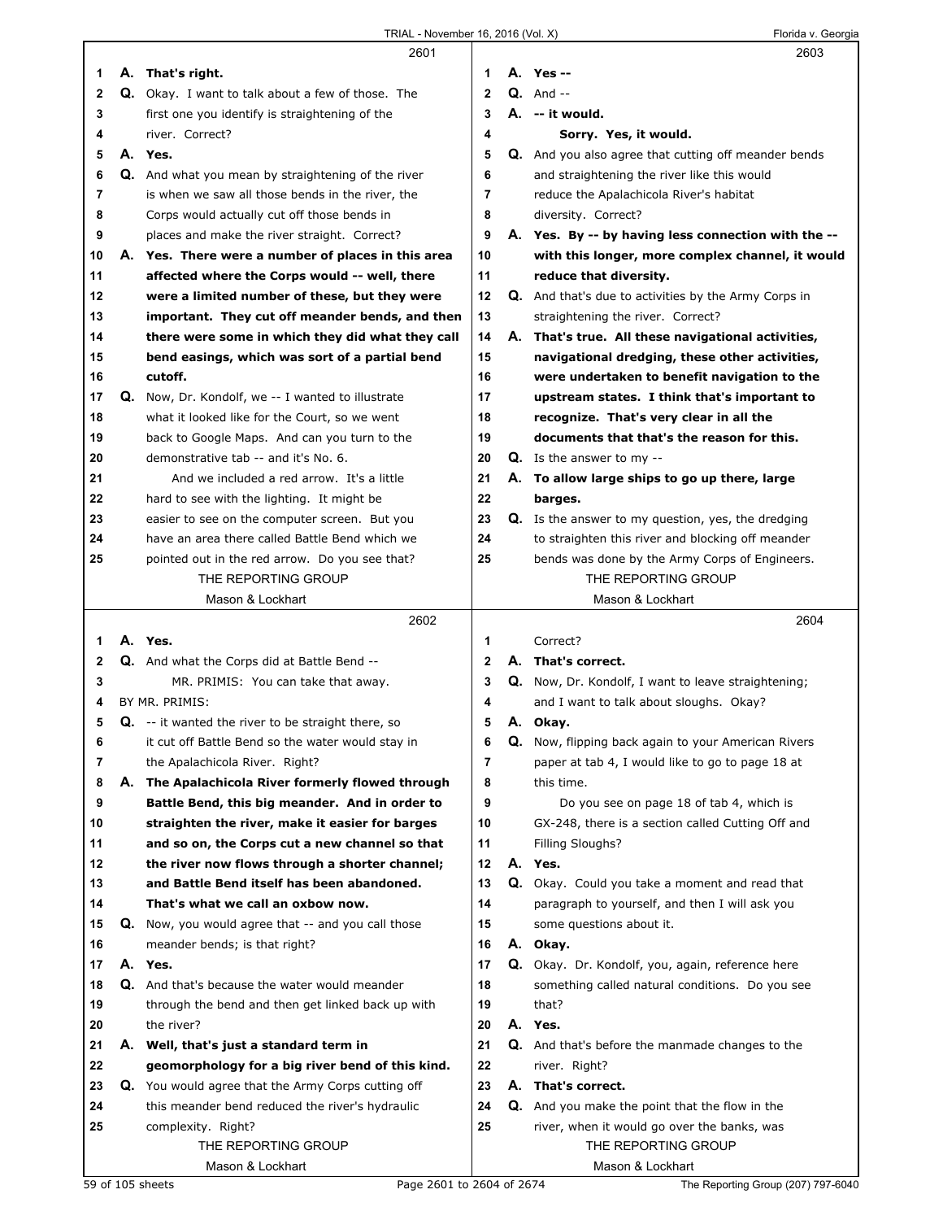2601

1 A. That's right.
2 Q. Okay. I want to talk about a few of those. The
3 first one you identify is straightening of the
4 river. Correct?
5 A. Yes.
6 Q. And what you mean by straightening of the river
7 is when we saw all those bends in the river, the
8 Corps would actually cut off those bends in
9 places and make the river straight. Correct?
10 A. Yes. There were a number of places in this area
11 affected where the Corps would -- well, there
12 were a limited number of these, but they were
13 important. They cut off meander bends, and then
14 there were some in which they did what they call
15 bend easings, which was sort of a partial bend
16 cutoff.
17 Q. Now, Dr. Kondolf, we -- I wanted to illustrate
18 what it looked like for the Court, so we went
19 back to Google Maps. And can you turn to the
20 demonstrative tab -- and it's No. 6.
21 And we included a red arrow. It's a little
22 hard to see with the lighting. It might be
23 easier to see on the computer screen. But you
24 have an area there called Battle Bend which we
25 pointed out in the red arrow. Do you see that?

2602

1 A. Yes.
2 Q. And what the Corps did at Battle Bend --
3 MR. PRIMIS: You can take that away.
4 BY MR. PRIMIS:
5 Q. -- it wanted the river to be straight there, so
6 it cut off Battle Bend so the water would stay in
7 the Apalachicola River. Right?
8 A. The Apalachicola River formerly flowed through
9 Battle Bend, this big meander. And in order to
10 straighten the river, make it easier for barges
11 and so on, the Corps cut a new channel so that
12 the river now flows through a shorter channel;
13 and Battle Bend itself has been abandoned.
14 That's what we call an oxbow now.
15 Q. Now, you would agree that -- and you call those
16 meander bends; is that right?
17 A. Yes.
18 Q. And that's because the water would meander
19 through the bend and then get linked back up with
20 the river?
21 A. Well, that's just a standard term in
22 geomorphology for a big river bend of this kind.
23 Q. You would agree that the Army Corps cutting off
24 this meander bend reduced the river's hydraulic
25 complexity. Right?

2603

1 A. Yes --
2 Q. And --
3 A. -- it would.
4 Sorry. Yes, it would.
5 Q. And you also agree that cutting off meander bends
6 and straightening the river like this would
7 reduce the Apalachicola River's habitat
8 diversity. Correct?
9 A. Yes. By -- by having less connection with the --
10 with this longer, more complex channel, it would
11 reduce that diversity.
12 Q. And that's due to activities by the Army Corps in
13 straightening the river. Correct?
14 A. That's true. All these navigational activities,
15 navigational dredging, these other activities,
16 were undertaken to benefit navigation to the
17 upstream states. I think that's important to
18 recognize. That's very clear in all the
19 documents that that's the reason for this.
20 Q. Is the answer to my --
21 A. To allow large ships to go up there, large
22 barges.
23 Q. Is the answer to my question, yes, the dredging
24 to straighten this river and blocking off meander
25 bends was done by the Army Corps of Engineers.

2604

1 Correct?
2 A. That's correct.
3 Q. Now, Dr. Kondolf, I want to leave straightening;
4 and I want to talk about sloughs. Okay?
5 A. Okay.
6 Q. Now, flipping back again to your American Rivers
7 paper at tab 4, I would like to go to page 18 at
8 this time.
9 Do you see on page 18 of tab 4, which is
10 GX-248, there is a section called Cutting Off and
11 Filling Sloughs?
12 A. Yes.
13 Q. Okay. Could you take a moment and read that
14 paragraph to yourself, and then I will ask you
15 some questions about it.
16 A. Okay.
17 Q. Okay. Dr. Kondolf, you, again, reference here
18 something called natural conditions. Do you see
19 that?
20 A. Yes.
21 Q. And that's before the manmade changes to the
22 river. Right?
23 A. That's correct.
24 Q. And you make the point that the flow in the
25 river, when it would go over the banks, was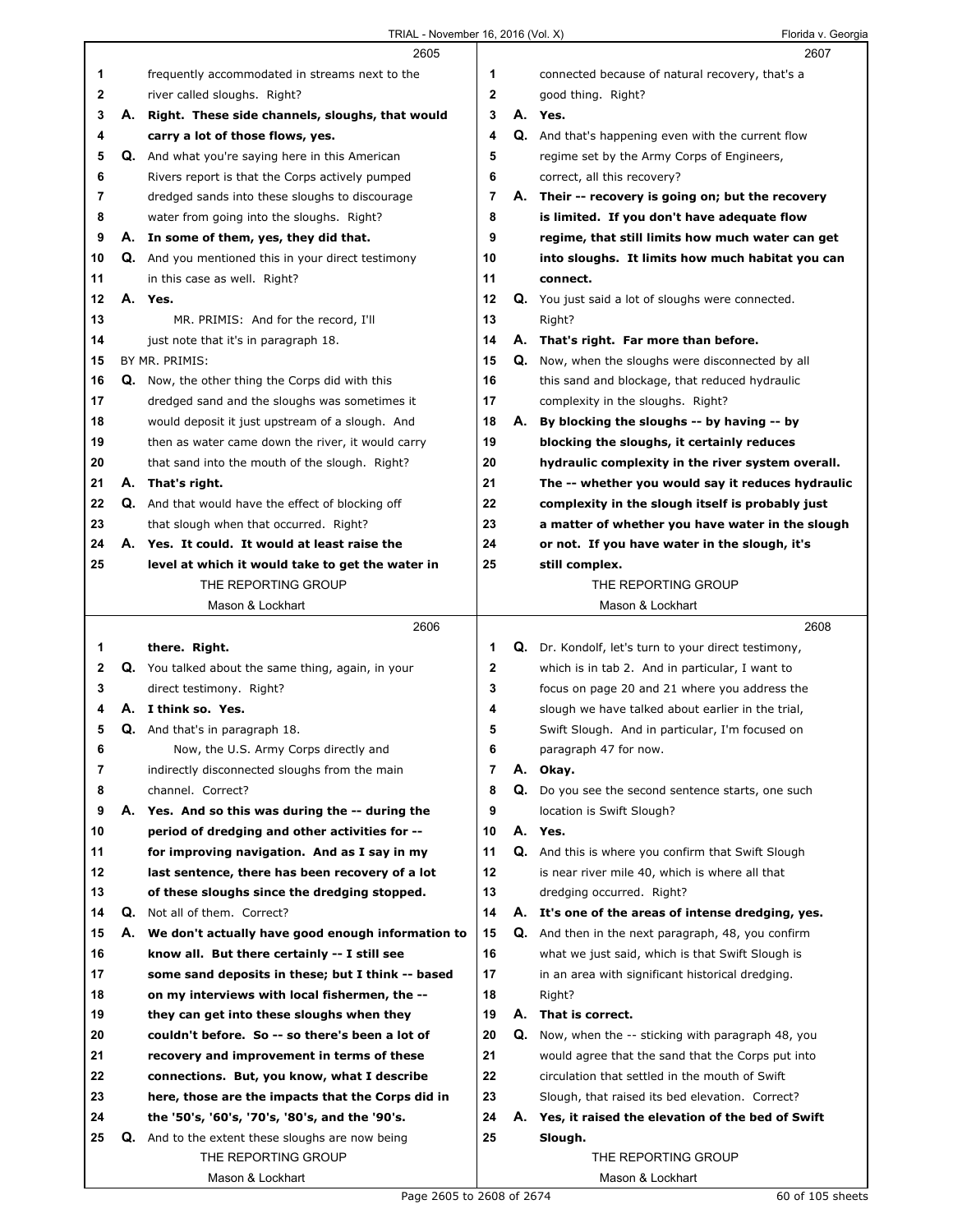**2605**

1 frequently accommodated in streams next to the
2 river called sloughs. Right?
3 **A. Right. These side channels, sloughs, that would**
4 **carry a lot of those flows, yes.**
5 Q. And what you're saying here in this American
6 Rivers report is that the Corps actively pumped
7 dredged sands into these sloughs to discourage
8 water from going into the sloughs. Right?
9 **A. In some of them, yes, they did that.**
10 Q. And you mentioned this in your direct testimony
11 in this case as well. Right?
12 **A. Yes.**
13 MR. PRIMIS: And for the record, I'll
14 just note that it's in paragraph 18.
15 BY MR. PRIMIS:
16 Q. Now, the other thing the Corps did with this
17 dredged sand and the sloughs was sometimes it
18 would deposit it just upstream of a slough. And
19 then as water came down the river, it would carry
20 that sand into the mouth of the slough. Right?
21 **A. That's right.**
22 Q. And that would have the effect of blocking off
23 that slough when that occurred. Right?
24 **A. Yes. It could. It would at least raise the**
25 **level at which it would take to get the water in**

**2606**

1 **there. Right.**
2 Q. You talked about the same thing, again, in your
3 direct testimony. Right?
4 **A. I think so. Yes.**
5 Q. And that's in paragraph 18.
6 Now, the U.S. Army Corps directly and
7 indirectly disconnected sloughs from the main
8 channel. Correct?
9 **A. Yes. And so this was during the -- during the**
10 **period of dredging and other activities for --**
11 **for improving navigation. And as I say in my**
12 **last sentence, there has been recovery of a lot**
13 **of these sloughs since the dredging stopped.**
14 Q. Not all of them. Correct?
15 **A. We don't actually have good enough information to**
16 **know all. But there certainly -- I still see**
17 **some sand deposits in these; but I think -- based**
18 **on my interviews with local fishermen, the --**
19 **they can get into these sloughs when they**
20 **couldn't before. So -- so there's been a lot of**
21 **recovery and improvement in terms of these**
22 **connections. But, you know, what I describe**
23 **here, those are the impacts that the Corps did in**
24 **the '50's, '60's, '70's, '80's, and the '90s.**
25 Q. And to the extent these sloughs are now being

**2607**

1 connected because of natural recovery, that's a
2 good thing. Right?
3 **A. Yes.**
4 Q. And that's happening even with the current flow
5 regime set by the Army Corps of Engineers,
6 correct, all this recovery?
7 **A. Their -- recovery is going on; but the recovery**
8 **is limited. If you don't have adequate flow**
9 **regime, that still limits how much water can get**
10 **into sloughs. It limits how much habitat you can**
11 **connect.**
12 Q. You just said a lot of sloughs were connected.
13 Right?
14 **A. That's right. Far more than before.**
15 Q. Now, when the sloughs were disconnected by all
16 this sand and blockage, that reduced hydraulic
17 complexity in the sloughs. Right?
18 **A. By blocking the sloughs -- by having -- by**
19 **blocking the sloughs, it certainly reduces**
20 **hydraulic complexity in the river system overall.**
21 **The -- whether you would say it reduces hydraulic**
22 **complexity in the slough itself is probably just**
23 **a matter of whether you have water in the slough**
24 **or not. If you have water in the slough, it's**
25 **still complex.**

**2608**

1 Q. Dr. Kondolf, let's turn to your direct testimony,
2 which is in tab 2. And in particular, I want to
3 focus on page 20 and 21 where you address the
4 slough we have talked about earlier in the trial,
5 Swift Slough. And in particular, I'm focused on
6 paragraph 47 for now.
7 **A. Okay.**
8 Q. Do you see the second sentence starts, one such
9 location is Swift Slough?
10 **A. Yes.**
11 Q. And this is where you confirm that Swift Slough
12 is near river mile 40, which is where all that
13 dredging occurred. Right?
14 **A. It's one of the areas of intense dredging, yes.**
15 Q. And then in the next paragraph, 48, you confirm
16 what we just said, which is that Swift Slough is
17 in an area with significant historical dredging.
18 Right?
19 **A. That is correct.**
20 Q. Now, when the -- sticking with paragraph 48, you
21 would agree that the sand that the Corps put into
22 circulation that settled in the mouth of Swift
23 Slough, that raised its bed elevation. Correct?
24 **A. Yes, it raised the elevation of the bed of Swift**
25 **Slough.**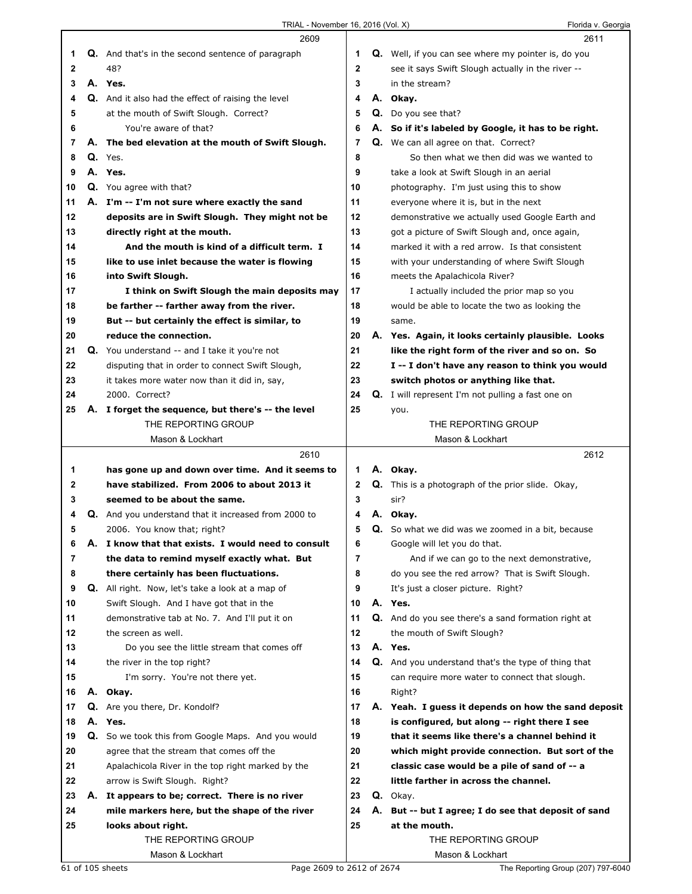2609

1 **Q.** And that's in the second sentence of paragraph
2 48?
3 **A. Yes.**
4 **Q.** And it also had the effect of raising the level
5 at the mouth of Swift Slough. Correct?
6 You're aware of that?
7 **A. The bed elevation at the mouth of Swift Slough.**
8 **Q.** Yes.
9 **A. Yes.**
10 **Q.** You agree with that?
11 **A. I'm -- I'm not sure where exactly the sand**
12 **deposits are in Swift Slough. They might not be**
13 **directly right at the mouth.**
14 **And the mouth is kind of a difficult term. I**
15 **like to use inlet because the water is flowing**
16 **into Swift Slough.**
17 **I think on Swift Slough the main deposits may**
18 **be farther -- farther away from the river.**
19 **But -- but certainly the effect is similar, to**
20 **reduce the connection.**
21 **Q.** You understand -- and I take it you're not
22 disputing that in order to connect Swift Slough,
23 it takes more water now than it did in, say,
24 2000. Correct?
25 **A. I forget the sequence, but there's -- the level**

2610

1 **has gone up and down over time. And it seems to**
2 **have stabilized. From 2006 to about 2013 it**
3 **seemed to be about the same.**
4 **Q.** And you understand that it increased from 2000 to
5 2006. You know that; right?
6 **A. I know that that exists. I would need to consult**
7 **the data to remind myself exactly what. But**
8 **there certainly has been fluctuations.**
9 **Q.** All right. Now, let's take a look at a map of
10 Swift Slough. And I have got that in the
11 demonstrative tab at No. 7. And I'll put it on
12 the screen as well.
13 Do you see the little stream that comes off
14 the river in the top right?
15 I'm sorry. You're not there yet.
16 **A. Okay.**
17 **Q.** Are you there, Dr. Kondolf?
18 **A. Yes.**
19 **Q.** So we took this from Google Maps. And you would
20 agree that the stream that comes off the
21 Apalachicola River in the top right marked by the
22 arrow is Swift Slough. Right?
23 **A. It appears to be; correct. There is no river**
24 **mile markers here, but the shape of the river**
25 **looks about right.**

2611

1 **Q.** Well, if you can see where my pointer is, do you
2 see it says Swift Slough actually in the river --
3 in the stream?
4 **A. Okay.**
5 **Q.** Do you see that?
6 **A. So if it's labeled by Google, it has to be right.**
7 **Q.** We can all agree on that. Correct?
8 So then what we then did was we wanted to
9 take a look at Swift Slough in an aerial
10 photography. I'm just using this to show
11 everyone where it is, but in the next
12 demonstrative we actually used Google Earth and
13 got a picture of Swift Slough and, once again,
14 marked it with a red arrow. Is that consistent
15 with your understanding of where Swift Slough
16 meets the Apalachicola River?
17 I actually included the prior map so you
18 would be able to locate the two as looking the
19 same.
20 **A. Yes. Again, it looks certainly plausible. Looks**
21 **like the right form of the river and so on. So**
22 **I -- I don't have any reason to think you would**
23 **switch photos or anything like that.**
24 **Q.** I will represent I'm not pulling a fast one on
25 you.

2612

1 **A. Okay.**
2 **Q.** This is a photograph of the prior slide. Okay,
3 sir?
4 **A. Okay.**
5 **Q.** So what we did was we zoomed in a bit, because
6 Google will let you do that.
7 And if we can go to the next demonstrative,
8 do you see the red arrow? That is Swift Slough.
9 It's just a closer picture. Right?
10 **A. Yes.**
11 **Q.** And do you see there's a sand formation right at
12 the mouth of Swift Slough?
13 **A. Yes.**
14 **Q.** And you understand that's the type of thing that
15 can require more water to connect that slough.
16 Right?
17 **A. Yeah. I guess it depends on how the sand deposit**
18 **is configured, but along -- right there I see**
19 **that it seems like there's a channel behind it**
20 **which might provide connection. But sort of the**
21 **classic case would be a pile of sand of -- a**
22 **little farther in across the channel.**
23 **Q.** Okay.
24 **A. But -- but I agree; I do see that deposit of sand**
25 **at the mouth.**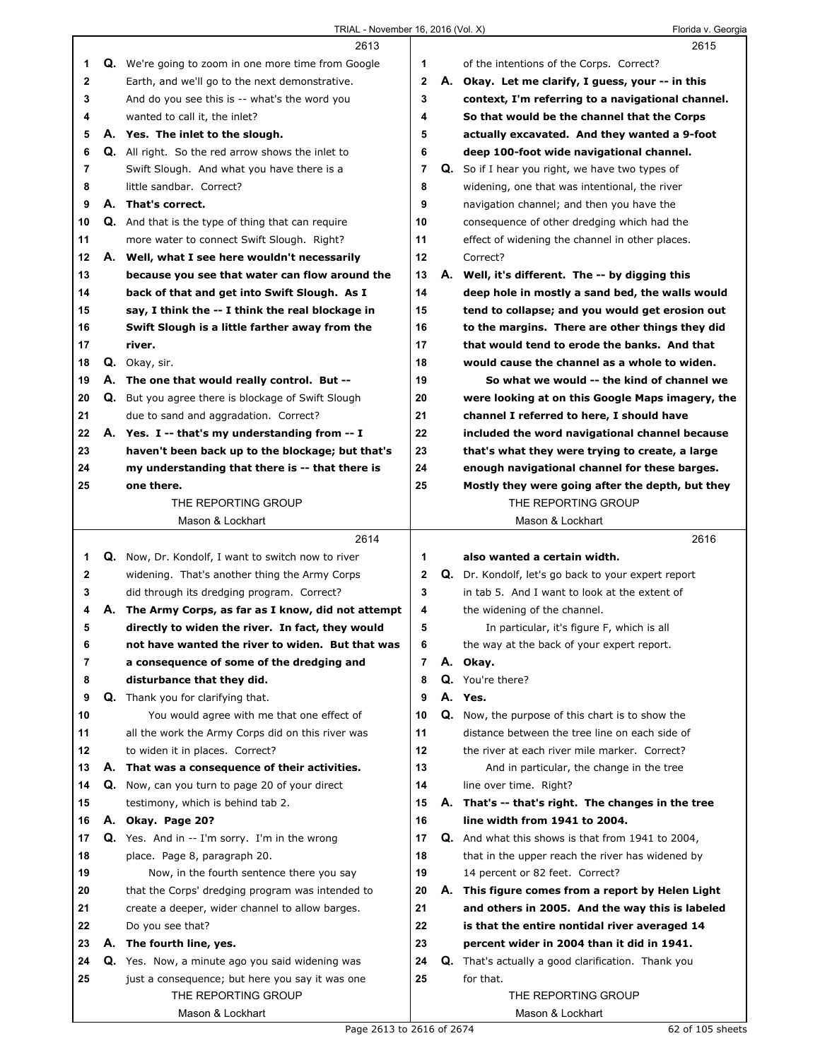**2613**

1 Q. We're going to zoom in one more time from Google
2 Earth, and we'll go to the next demonstrative.
3 And do you see this is -- what's the word you
4 wanted to call it, the inlet?
5 A. **Yes. The inlet to the slough.**
6 Q. All right. So the red arrow shows the inlet to
7 Swift Slough. And what you have there is a
8 little sandbar. Correct?
9 A. **That's correct.**
10 Q. And that is the type of thing that can require
11 more water to connect Swift Slough. Right?
12 A. **Well, what I see here wouldn't necessarily**
13 **because you see that water can flow around the**
14 **back of that and get into Swift Slough. As I**
15 **say, I think the -- I think the real blockage in**
16 **Swift Slough is a little farther away from the**
17 **river.**
18 Q. Okay, sir.
19 A. **The one that would really control. But --**
20 Q. But you agree there is blockage of Swift Slough
21 due to sand and aggradation. Correct?
22 A. **Yes. I -- that's my understanding from -- I**
23 **haven't been back up to the blockage; but that's**
24 **my understanding that there is -- that there is**
25 **one there.**

**2614**

1 Q. Now, Dr. Kondolf, I want to switch now to river
2 widening. That's another thing the Army Corps
3 did through its dredging program. Correct?
4 A. **The Army Corps, as far as I know, did not attempt**
5 **directly to widen the river. In fact, they would**
6 **not have wanted the river to widen. But that was**
7 **a consequence of some of the dredging and**
8 **disturbance that they did.**
9 Q. Thank you for clarifying that.
10 You would agree with me that one effect of
11 all the work the Army Corps did on this river was
12 to widen it in places. Correct?
13 A. **That was a consequence of their activities.**
14 Q. Now, can you turn to page 20 of your direct
15 testimony, which is behind tab 2.
16 A. **Okay. Page 20?**
17 Q. Yes. And in -- I'm sorry. I'm in the wrong
18 place. Page 8, paragraph 20.
19 Now, in the fourth sentence there you say
20 that the Corps' dredging program was intended to
21 create a deeper, wider channel to allow barges.
22 Do you see that?
23 A. **The fourth line, yes.**
24 Q. Yes. Now, a minute ago you said widening was
25 just a consequence; but here you say it was one

**2615**

1 of the intentions of the Corps. Correct?
2 A. **Okay. Let me clarify, I guess, your -- in this**
3 **context, I'm referring to a navigational channel.**
4 **So that would be the channel that the Corps**
5 **actually excavated. And they wanted a 9-foot**
6 **deep 100-foot wide navigational channel.**
7 Q. So if I hear you right, we have two types of
8 widening, one that was intentional, the river
9 navigation channel; and then you have the
10 consequence of other dredging which had the
11 effect of widening the channel in other places.
12 Correct?
13 A. **Well, it's different. The -- by digging this**
14 **deep hole in mostly a sand bed, the walls would**
15 **tend to collapse; and you would get erosion out**
16 **to the margins. There are other things they did**
17 **that would tend to erode the banks. And that**
18 **would cause the channel as a whole to widen.**
19 **So what we would -- the kind of channel we**
20 **were looking at on this Google Maps imagery, the**
21 **channel I referred to here, I should have**
22 **included the word navigational channel because**
23 **that's what they were trying to create, a large**
24 **enough navigational channel for these barges.**
25 **Mostly they were going after the depth, but they**

**2616**

1 **also wanted a certain width.**
2 Q. Dr. Kondolf, let's go back to your expert report
3 in tab 5. And I want to look at the extent of
4 the widening of the channel.
5 In particular, it's figure F, which is all
6 the way at the back of your expert report.
7 A. **Okay.**
8 Q. You're there?
9 A. **Yes.**
10 Q. Now, the purpose of this chart is to show the
11 distance between the tree line on each side of
12 the river at each river mile marker. Correct?
13 And in particular, the change in the tree
14 line over time. Right?
15 A. **That's -- that's right. The changes in the tree**
16 **line width from 1941 to 2004.**
17 Q. And what this shows is that from 1941 to 2004,
18 that in the upper reach the river has widened by
19 14 percent or 82 feet. Correct?
20 A. **This figure comes from a report by Helen Light**
21 **and others in 2005. And the way this is labeled**
22 **is that the entire nontidal river averaged 14**
23 **percent wider in 2004 than it did in 1941.**
24 Q. That's actually a good clarification. Thank you
25 for that.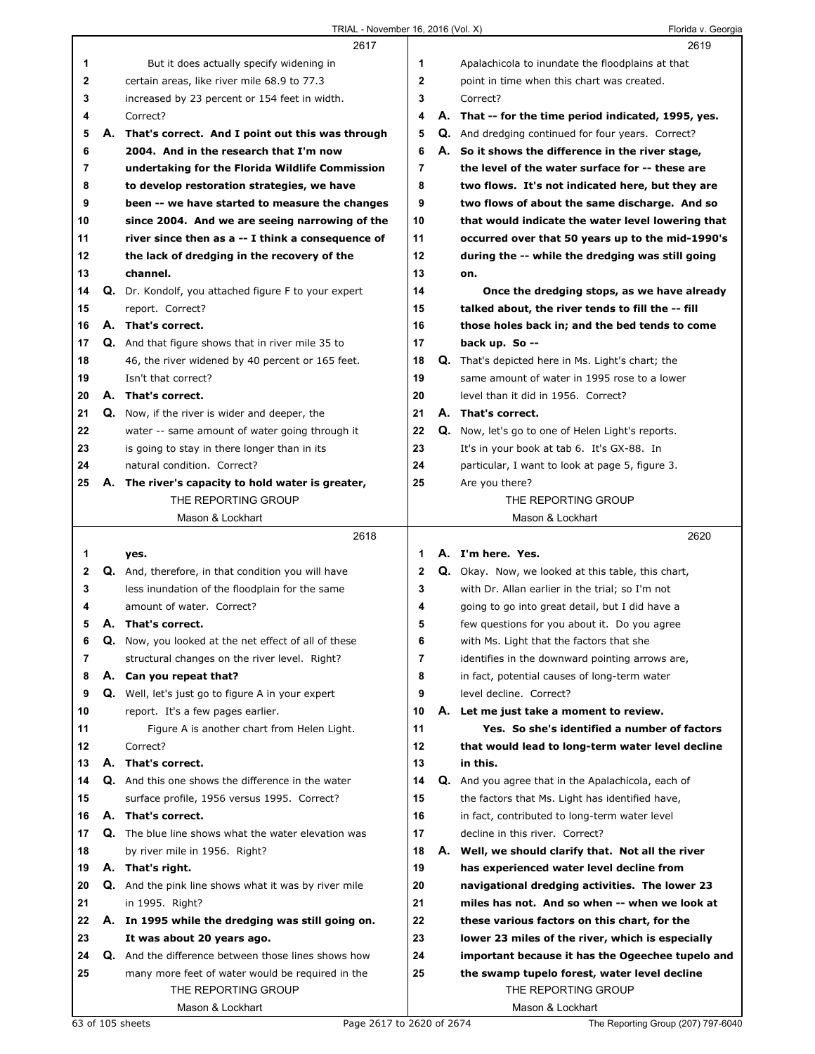**2617**

1 But it does actually specify widening in
2 certain areas, like river mile 68.9 to 77.3
3 increased by 23 percent or 154 feet in width.
4 Correct?
5 **A. That's correct. And I point out this was through**
6 **2004. And in the research that I'm now**
7 **undertaking for the Florida Wildlife Commission**
8 **to develop restoration strategies, we have**
9 **been -- we have started to measure the changes**
10 **since 2004. And we are seeing narrowing of the**
11 **river since then as a -- I think a consequence of**
12 **the lack of dredging in the recovery of the**
13 **channel.**
14 **Q.** Dr. Kondolf, you attached figure F to your expert
15 report. Correct?
16 **A. That's correct.**
17 **Q.** And that figure shows that in river mile 35 to
18 46, the river widened by 40 percent or 165 feet.
19 Isn't that correct?
20 **A. That's correct.**
21 **Q.** Now, if the river is wider and deeper, the
22 water -- same amount of water going through it
23 is going to stay in there longer than in its
24 natural condition. Correct?
25 **A. The river's capacity to hold water is greater,**

**2618**

1 **yes.**
2 **Q.** And, therefore, in that condition you will have
3 less inundation of the floodplain for the same
4 amount of water. Correct?
5 **A. That's correct.**
6 **Q.** Now, you looked at the net effect of all of these
7 structural changes on the river level. Right?
8 **A. Can you repeat that?**
9 **Q.** Well, let's just go to figure A in your expert
10 report. It's a few pages earlier.
11 Figure A is another chart from Helen Light.
12 Correct?
13 **A. That's correct.**
14 **Q.** And this one shows the difference in the water
15 surface profile, 1956 versus 1995. Correct?
16 **A. That's correct.**
17 **Q.** The blue line shows what the water elevation was
18 by river mile in 1956. Right?
19 **A. That's right.**
20 **Q.** And the pink line shows what it was by river mile
21 in 1995. Right?
22 **A. In 1995 while the dredging was still going on.**
23 **It was about 20 years ago.**
24 **Q.** And the difference between those lines shows how
25 many more feet of water would be required in the

**2619**

1 Apalachicola to inundate the floodplains at that
2 point in time when this chart was created.
3 Correct?
4 **A. That -- for the time period indicated, 1995, yes.**
5 **Q.** And dredging continued for four years. Correct?
6 **A. So it shows the difference in the river stage,**
7 **the level of the water surface for -- these are**
8 **two flows. It's not indicated here, but they are**
9 **two flows of about the same discharge. And so**
10 **that would indicate the water level lowering that**
11 **occurred over that 50 years up to the mid-1990's**
12 **during the -- while the dredging was still going**
13 **on.**
14 **Once the dredging stops, as we have already**
15 **talked about, the river tends to fill the -- fill**
16 **those holes back in; and the bed tends to come**
17 **back up. So --**
18 **Q.** That's depicted here in Ms. Light's chart; the
19 same amount of water in 1995 rose to a lower
20 level than it did in 1956. Correct?
21 **A. That's correct.**
22 **Q.** Now, let's go to one of Helen Light's reports.
23 It's in your book at tab 6. It's GX-88. In
24 particular, I want to look at page 5, figure 3.
25 Are you there?

**2620**

1 **A. I'm here. Yes.**
2 **Q.** Okay. Now, we looked at this table, this chart,
3 with Dr. Allan earlier in the trial; so I'm not
4 going to go into great detail, but I did have a
5 few questions for you about it. Do you agree
6 with Ms. Light that the factors that she
7 identifies in the downward pointing arrows are,
8 in fact, potential causes of long-term water
9 level decline. Correct?
10 **A. Let me just take a moment to review.**
11 **Yes. So she's identified a number of factors**
12 **that would lead to long-term water level decline**
13 **in this.**
14 **Q.** And you agree that in the Apalachicola, each of
15 the factors that Ms. Light has identified have,
16 in fact, contributed to long-term water level
17 decline in this river. Correct?
18 **A. Well, we should clarify that. Not all the river**
19 **has experienced water level decline from**
20 **navigational dredging activities. The lower 23**
21 **miles has not. And so when -- when we look at**
22 **these various factors on this chart, for the**
23 **lower 23 miles of the river, which is especially**
24 **important because it has the Ogeechee tupelo and**
25 **the swamp tupelo forest, water level decline**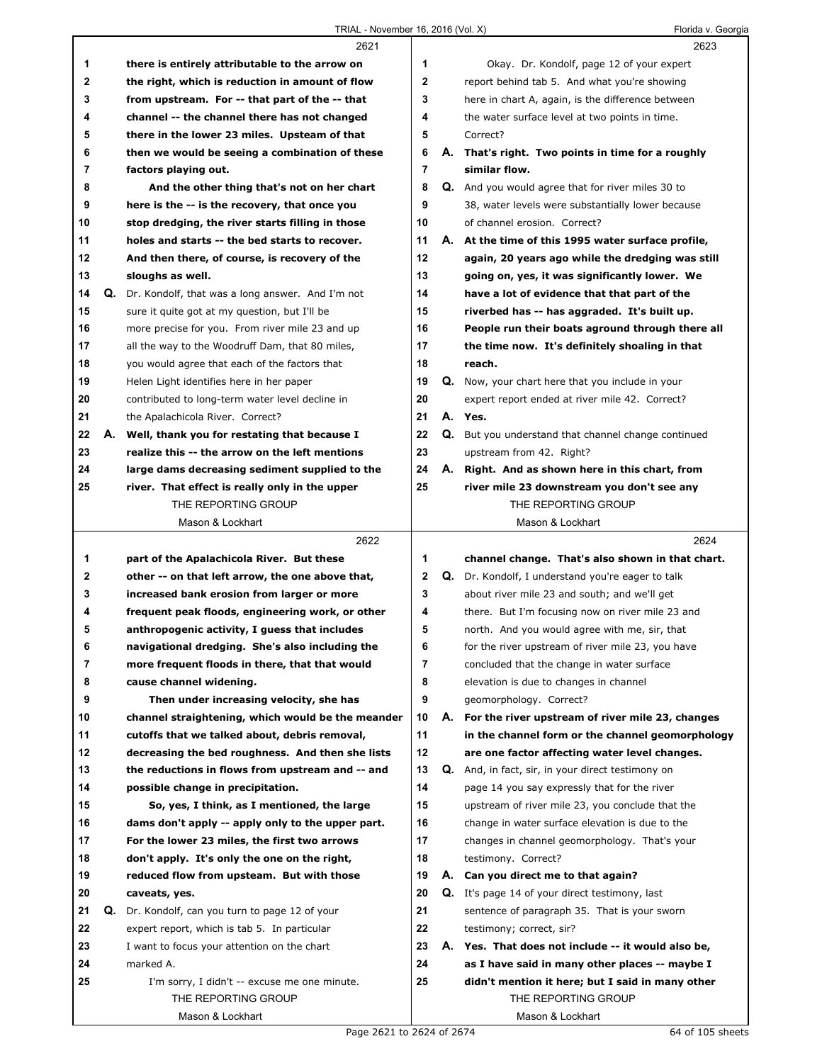**2621**

1 there is entirely attributable to the arrow on
2 the right, which is reduction in amount of flow
3 from upstream. For -- that part of the -- that
4 channel -- the channel there has not changed
5 there in the lower 23 miles. Upstream of that
6 then we would be seeing a combination of these
7 factors playing out.
8 And the other thing that's not on her chart
9 here is the -- is the recovery, that once you
10 stop dredging, the river starts filling in those
11 holes and starts -- the bed starts to recover.
12 And then there, of course, is recovery of the
13 sloughs as well.
14 Q. Dr. Kondolf, that was a long answer. And I'm not
15 sure it quite got at my question, but I'll be
16 more precise for you. From river mile 23 and up
17 all the way to the Woodruff Dam, that 80 miles,
18 you would agree that each of the factors that
19 Helen Light identifies here in her paper
20 contributed to long-term water level decline in
21 the Apalachicola River. Correct?
22 A. Well, thank you for restating that because I
23 realize this -- the arrow on the left mentions
24 large dams decreasing sediment supplied to the
25 river. That effect is really only in the upper

**2622**

1 part of the Apalachicola River. But these
2 other -- on that left arrow, the one above that,
3 increased bank erosion from larger or more
4 frequent peak floods, engineering work, or other
5 anthropogenic activity, I guess that includes
6 navigational dredging. She's also including the
7 more frequent floods in there, that that would
8 cause channel widening.
9 Then under increasing velocity, she has
10 channel straightening, which would be the meander
11 cutoffs that we talked about, debris removal,
12 decreasing the bed roughness. And then she lists
13 the reductions in flows from upstream and -- and
14 possible change in precipitation.
15 So, yes, I think, as I mentioned, the large
16 dams don't apply -- apply only to the upper part.
17 For the lower 23 miles, the first two arrows
18 don't apply. It's only the one on the right,
19 reduced flow from upsteam. But with those
20 caveats, yes.
21 Q. Dr. Kondolf, can you turn to page 12 of your
22 expert report, which is tab 5. In particular
23 I want to focus your attention on the chart
24 marked A.
25 I'm sorry, I didn't -- excuse me one minute.

**2623**

1 Okay. Dr. Kondolf, page 12 of your expert
2 report behind tab 5. And what you're showing
3 here in chart A, again, is the difference between
4 the water surface level at two points in time.
5 Correct?
6 A. That's right. Two points in time for a roughly
7 similar flow.
8 Q. And you would agree that for river miles 30 to
9 38, water levels were substantially lower because
10 of channel erosion. Correct?
11 A. At the time of this 1995 water surface profile,
12 again, 20 years ago while the dredging was still
13 going on, yes, it was significantly lower. We
14 have a lot of evidence that that part of the
15 riverbed has -- has aggraded. It's built up.
16 People run their boats aground through there all
17 the time now. It's definitely shoaling in that
18 reach.
19 Q. Now, your chart here that you include in your
20 expert report ended at river mile 42. Correct?
21 A. Yes.
22 Q. But you understand that channel change continued
23 upstream from 42. Right?
24 A. Right. And as shown here in this chart, from
25 river mile 23 downstream you don't see any

**2624**

1 channel change. That's also shown in that chart.
2 Q. Dr. Kondolf, I understand you're eager to talk
3 about river mile 23 and south; and we'll get
4 there. But I'm focusing now on river mile 23 and
5 north. And you would agree with me, sir, that
6 for the river upstream of river mile 23, you have
7 concluded that the change in water surface
8 elevation is due to changes in channel
9 geomorphology. Correct?
10 A. For the river upstream of river mile 23, changes
11 in the channel form or the channel geomorphology
12 are one factor affecting water level changes.
13 Q. And, in fact, sir, in your direct testimony on
14 page 14 you say expressly that for the river
15 upstream of river mile 23, you conclude that the
16 change in water surface elevation is due to the
17 changes in channel geomorphology. That's your
18 testimony. Correct?
19 A. Can you direct me to that again?
20 Q. It's page 14 of your direct testimony, last
21 sentence of paragraph 35. That is your sworn
22 testimony; correct, sir?
23 A. Yes. That does not include -- it would also be,
24 as I have said in many other places -- maybe I
25 didn't mention it here; but I said in many other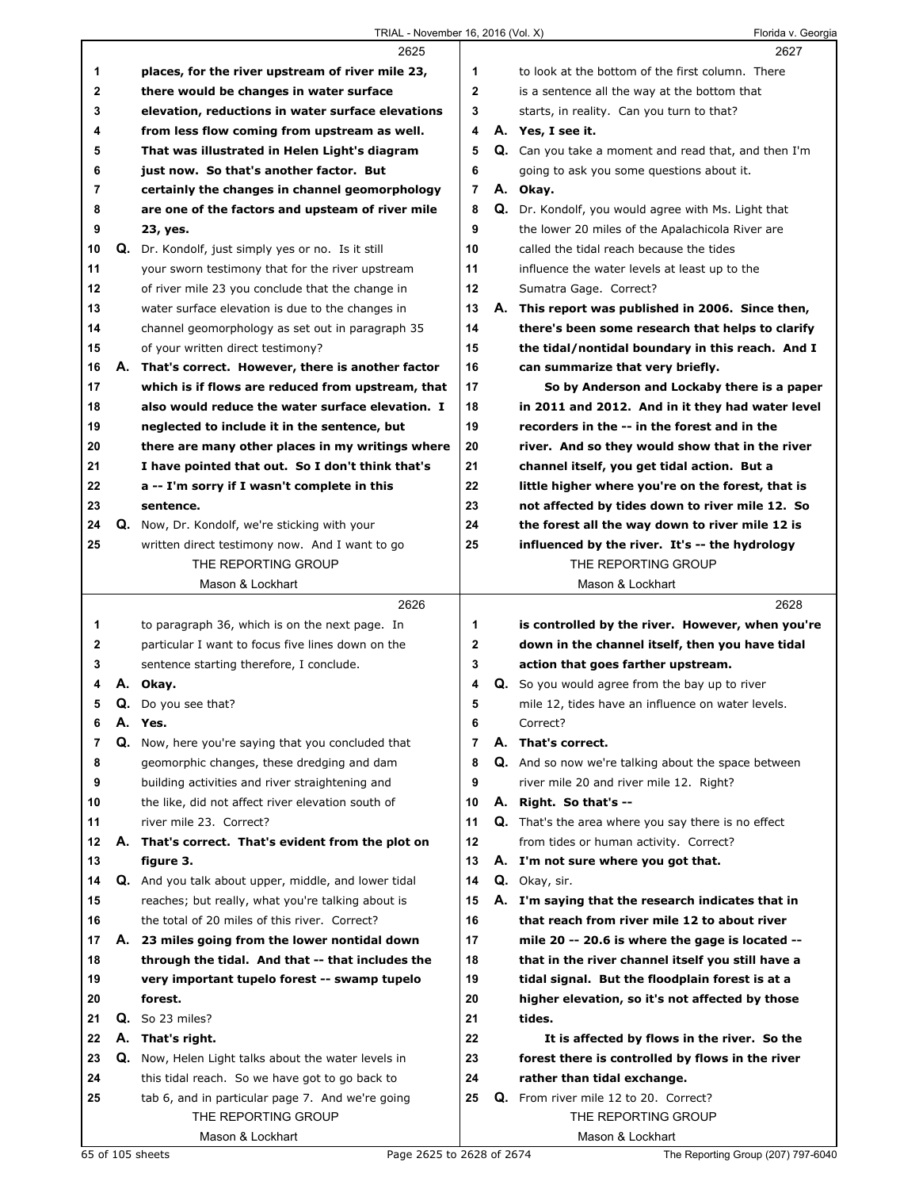places, for the river upstream of river mile 23, there would be changes in water surface elevation, reductions in water surface elevations from less flow coming from upstream as well. That was illustrated in Helen Light's diagram just now. So that's another factor. But certainly the changes in channel geomorphology are one of the factors and upsteam of river mile 23, yes.

**Q.** Dr. Kondolf, just simply yes or no. Is it still your sworn testimony that for the river upstream of river mile 23 you conclude that the change in water surface elevation is due to the changes in channel geomorphology as set out in paragraph 35 of your written direct testimony?

**A.** **That's correct. However, there is another factor which is if flows are reduced from upstream, that also would reduce the water surface elevation. I neglected to include it in the sentence, but there are many other places in my writings where I have pointed that out. So I don't think that's a -- I'm sorry if I wasn't complete in this sentence.**

**Q.** Now, Dr. Kondolf, we're sticking with your written direct testimony now. And I want to go to paragraph 36, which is on the next page. In particular I want to focus five lines down on the sentence starting therefore, I conclude.

**A.** **Okay.**

**Q.** Do you see that?

**A.** **Yes.**

**Q.** Now, here you're saying that you concluded that geomorphic changes, these dredging and dam building activities and river straightening and the like, did not affect river elevation south of river mile 23. Correct?

**A.** **That's correct. That's evident from the plot on figure 3.**

**Q.** And you talk about upper, middle, and lower tidal reaches; but really, what you're talking about is the total of 20 miles of this river. Correct?

**A.** **23 miles going from the lower nontidal down through the tidal. And that -- that includes the very important tupelo forest -- swamp tupelo forest.**

**Q.** So 23 miles?

**A.** **That's right.**

**Q.** Now, Helen Light talks about the water levels in this tidal reach. So we have got to go back to tab 6, and in particular page 7. And we're going to look at the bottom of the first column. There is a sentence all the way at the bottom that starts, in reality. Can you turn to that?

**A.** **Yes, I see it.**

**Q.** Can you take a moment and read that, and then I'm going to ask you some questions about it.

**A.** **Okay.**

**Q.** Dr. Kondolf, you would agree with Ms. Light that the lower 20 miles of the Apalachicola River are called the tidal reach because the tides influence the water levels at least up to the Sumatra Gage. Correct?

**A.** **This report was published in 2006. Since then, there's been some research that helps to clarify the tidal/nontidal boundary in this reach. And I can summarize that very briefly.**

**So by Anderson and Lockaby there is a paper in 2011 and 2012. And in it they had water level recorders in the -- in the forest and in the river. And so they would show that in the river channel itself, you get tidal action. But a little higher where you're on the forest, that is not affected by tides down to river mile 12. So the forest all the way down to river mile 12 is influenced by the river. It's -- the hydrology is controlled by the river. However, when you're down in the channel itself, then you have tidal action that goes farther upstream.**

**Q.** So you would agree from the bay up to river mile 12, tides have an influence on water levels. Correct?

**A.** **That's correct.**

**Q.** And so now we're talking about the space between river mile 20 and river mile 12. Right?

**A.** **Right. So that's --**

**Q.** That's the area where you say there is no effect from tides or human activity. Correct?

**A.** **I'm not sure where you got that.**

**Q.** Okay, sir.

**A.** **I'm saying that the research indicates that in that reach from river mile 12 to about river mile 20 -- 20.6 is where the gage is located -- that in the river channel itself you still have a tidal signal. But the floodplain forest is at a higher elevation, so it's not affected by those tides.**

**It is affected by flows in the river. So the forest there is controlled by flows in the river rather than tidal exchange.**

**Q.** From river mile 12 to 20. Correct?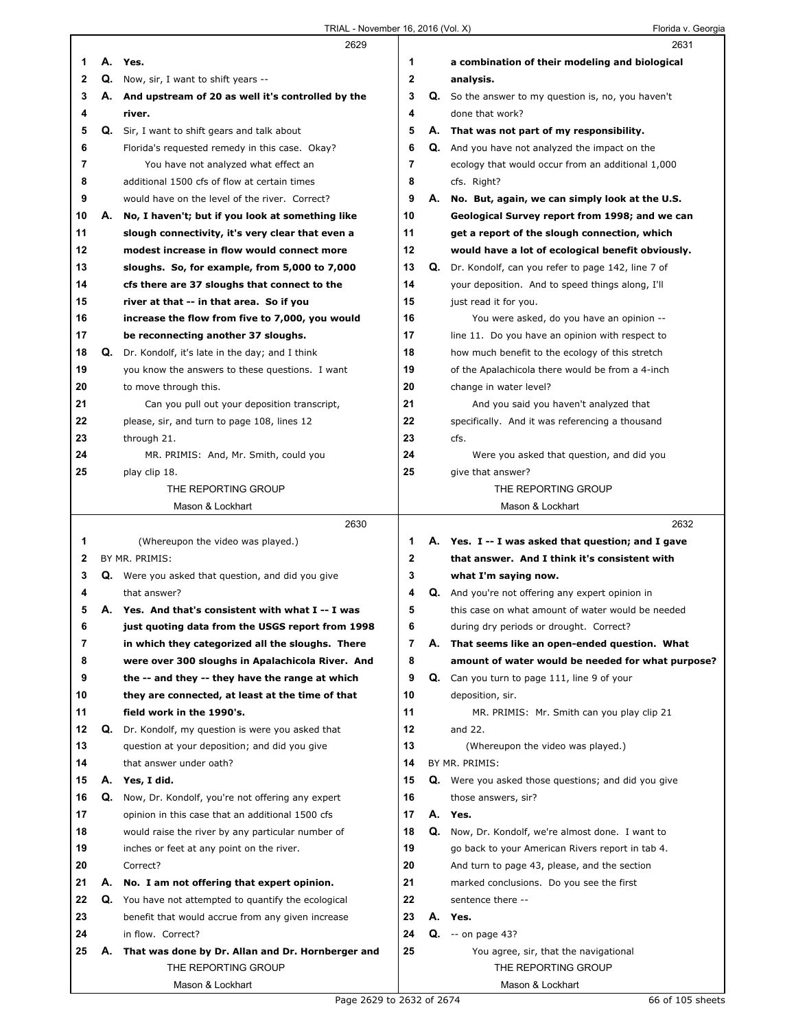**2629**

1 **A. Yes.**
2 Q. Now, sir, I want to shift years --
3 **A. And upstream of 20 as well it's controlled by the**
4 **river.**
5 Q. Sir, I want to shift gears and talk about
6 Florida's requested remedy in this case. Okay?
7 You have not analyzed what effect an
8 additional 1500 cfs of flow at certain times
9 would have on the level of the river. Correct?
10 **A. No, I haven't; but if you look at something like**
11 **slough connectivity, it's very clear that even a**
12 **modest increase in flow would connect more**
13 **sloughs. So, for example, from 5,000 to 7,000**
14 **cfs there are 37 sloughs that connect to the**
15 **river at that -- in that area. So if you**
16 **increase the flow from five to 7,000, you would**
17 **be reconnecting another 37 sloughs.**
18 Q. Dr. Kondolf, it's late in the day; and I think
19 you know the answers to these questions. I want
20 to move through this.
21 Can you pull out your deposition transcript,
22 please, sir, and turn to page 108, lines 12
23 through 21.
24 MR. PRIMIS: And, Mr. Smith, could you
25 play clip 18.

**2630**

1 (Whereupon the video was played.)
2 BY MR. PRIMIS:
3 Q. Were you asked that question, and did you give
4 that answer?
5 **A. Yes. And that's consistent with what I -- I was**
6 **just quoting data from the USGS report from 1998**
7 **in which they categorized all the sloughs. There**
8 **were over 300 sloughs in Apalachicola River. And**
9 **the -- and they -- they have the range at which**
10 **they are connected, at least at the time of that**
11 **field work in the 1990's.**
12 Q. Dr. Kondolf, my question is were you asked that
13 question at your deposition; and did you give
14 that answer under oath?
15 **A. Yes, I did.**
16 Q. Now, Dr. Kondolf, you're not offering any expert
17 opinion in this case that an additional 1500 cfs
18 would raise the river by any particular number of
19 inches or feet at any point on the river.
20 Correct?
21 **A. No. I am not offering that expert opinion.**
22 Q. You have not attempted to quantify the ecological
23 benefit that would accrue from any given increase
24 in flow. Correct?
25 **A. That was done by Dr. Allan and Dr. Hornberger and**

**2631**

1 **a combination of their modeling and biological**
2 **analysis.**
3 Q. So the answer to my question is, no, you haven't
4 done that work?
5 **A. That was not part of my responsibility.**
6 Q. And you have not analyzed the impact on the
7 ecology that would occur from an additional 1,000
8 cfs. Right?
9 **A. No. But, again, we can simply look at the U.S.**
10 **Geological Survey report from 1998; and we can**
11 **get a report of the slough connection, which**
12 **would have a lot of ecological benefit obviously.**
13 Q. Dr. Kondolf, can you refer to page 142, line 7 of
14 your deposition. And to speed things along, I'll
15 just read it for you.
16 You were asked, do you have an opinion --
17 line 11. Do you have an opinion with respect to
18 how much benefit to the ecology of this stretch
19 of the Apalachicola there would be from a 4-inch
20 change in water level?
21 And you said you haven't analyzed that
22 specifically. And it was referencing a thousand
23 cfs.
24 Were you asked that question, and did you
25 give that answer?

**2632**

1 **A. Yes. I -- I was asked that question; and I gave**
2 **that answer. And I think it's consistent with**
3 **what I'm saying now.**
4 Q. And you're not offering any expert opinion in
5 this case on what amount of water would be needed
6 during dry periods or drought. Correct?
7 **A. That seems like an open-ended question. What**
8 **amount of water would be needed for what purpose?**
9 Q. Can you turn to page 111, line 9 of your
10 deposition, sir.
11 MR. PRIMIS: Mr. Smith can you play clip 21
12 and 22.
13 (Whereupon the video was played.)
14 BY MR. PRIMIS:
15 Q. Were you asked those questions; and did you give
16 those answers, sir?
17 **A. Yes.**
18 Q. Now, Dr. Kondolf, we're almost done. I want to
19 go back to your American Rivers report in tab 4.
20 And turn to page 43, please, and the section
21 marked conclusions. Do you see the first
22 sentence there --
23 **A. Yes.**
24 Q. -- on page 43?
25 You agree, sir, that the navigational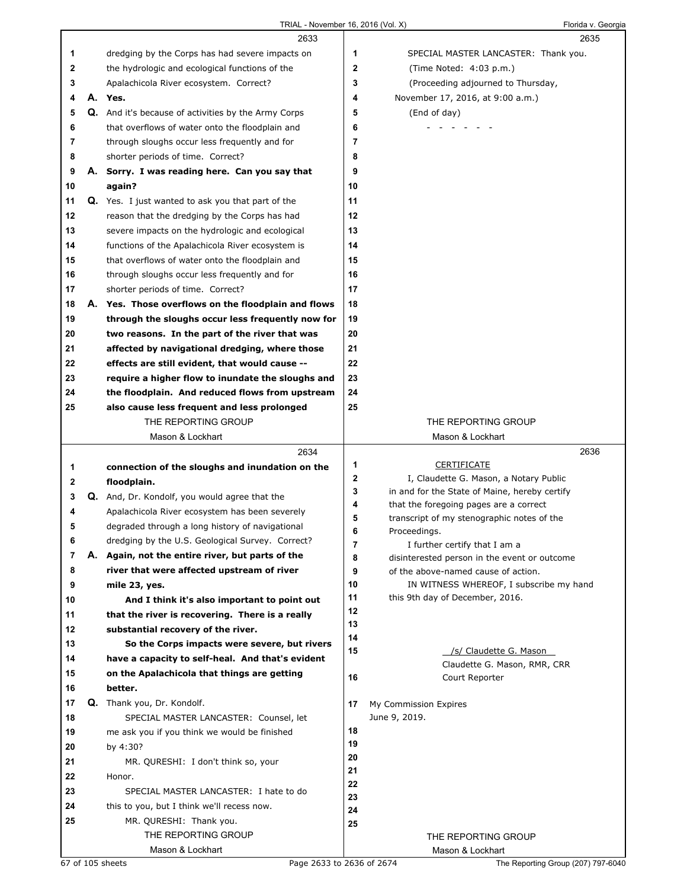2633

dredging by the Corps has had severe impacts on the hydrologic and ecological functions of the Apalachicola River ecosystem. Correct?

A. **Yes.**

Q. And it's because of activities by the Army Corps that overflows of water onto the floodplain and through sloughs occur less frequently and for shorter periods of time. Correct?

A. **Sorry. I was reading here. Can you say that again?**

Q. Yes. I just wanted to ask you that part of the reason that the dredging by the Corps has had severe impacts on the hydrologic and ecological functions of the Apalachicola River ecosystem is that overflows of water onto the floodplain and through sloughs occur less frequently and for shorter periods of time. Correct?

A. **Yes. Those overflows on the floodplain and flows through the sloughs occur less frequently now for two reasons. In the part of the river that was affected by navigational dredging, where those effects are still evident, that would cause -- require a higher flow to inundate the sloughs and the floodplain. And reduced flows from upstream also cause less frequent and less prolonged**

2634

**connection of the sloughs and inundation on the floodplain.**

Q. And, Dr. Kondolf, you would agree that the Apalachicola River ecosystem has been severely degraded through a long history of navigational dredging by the U.S. Geological Survey. Correct?

A. **Again, not the entire river, but parts of the river that were affected upstream of river mile 23, yes.**

**And I think it's also important to point out that the river is recovering. There is a really substantial recovery of the river.**

**So the Corps impacts were severe, but rivers have a capacity to self-heal. And that's evident on the Apalachicola that things are getting better.**

Q. Thank you, Dr. Kondolf.

SPECIAL MASTER LANCASTER: Counsel, let me ask you if you think we would be finished by 4:30?

MR. QURESHI: I don't think so, your Honor.

SPECIAL MASTER LANCASTER: I hate to do this to you, but I think we'll recess now.

MR. QURESHI: Thank you.

2635

SPECIAL MASTER LANCASTER: Thank you.

(Time Noted: 4:03 p.m.)

(Proceeding adjourned to Thursday, November 17, 2016, at 9:00 a.m.)

(End of day)

\- - - - - - -

2636

CERTIFICATE

I, Claudette G. Mason, a Notary Public in and for the State of Maine, hereby certify that the foregoing pages are a correct transcript of my stenographic notes of the Proceedings.

I further certify that I am a disinterested person in the event or outcome of the above-named cause of action.

IN WITNESS WHEREOF, I subscribe my hand this 9th day of December, 2016.

/s/ Claudette G. Mason
Claudette G. Mason, RMR, CRR
Court Reporter

My Commission Expires
June 9, 2019.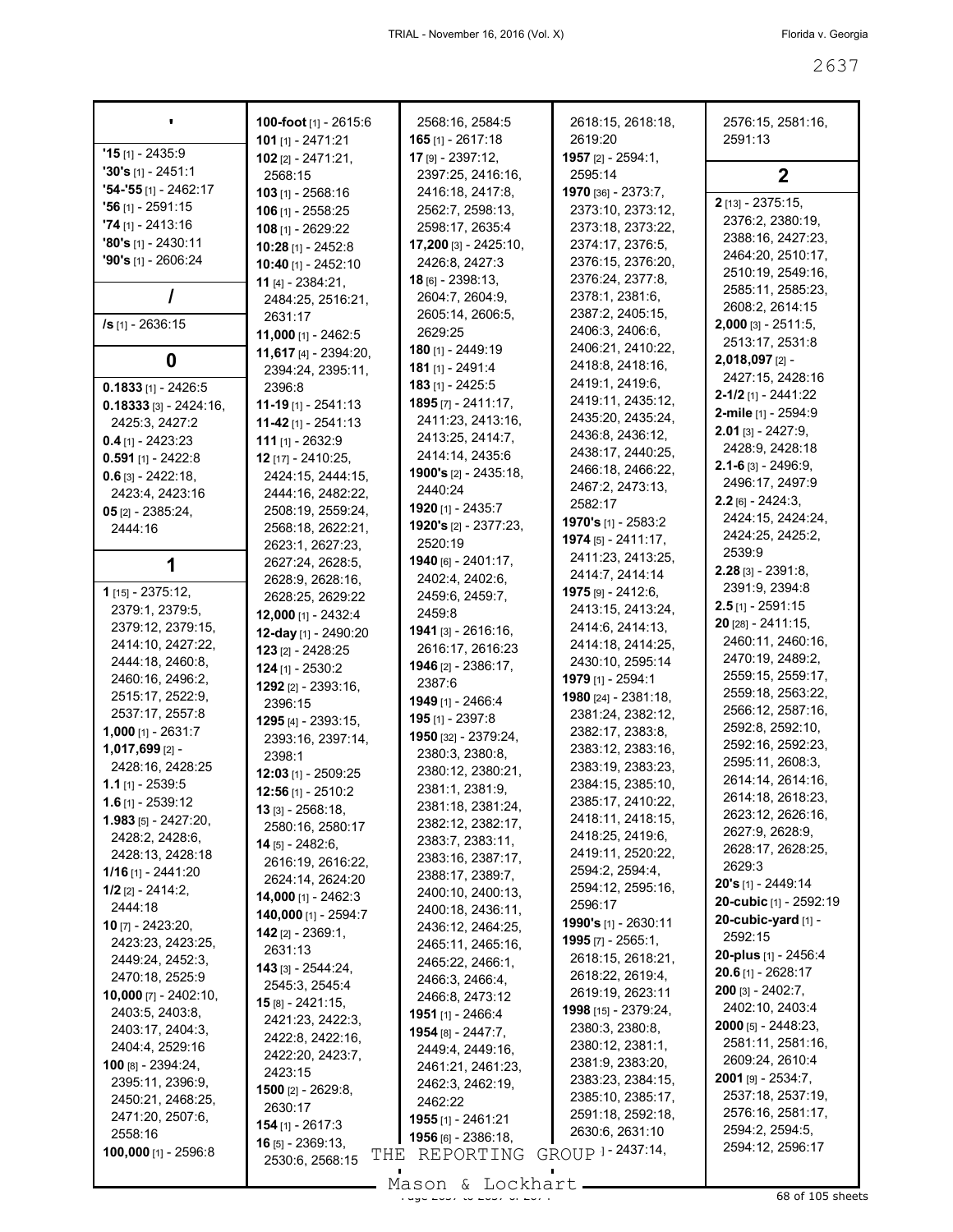## '

**'15** [1] - 2435:9
**'30's** [1] - 2451:1
**'54-'55** [1] - 2462:17
**'56** [1] - 2591:15
**'74** [1] - 2413:16
**'80's** [1] - 2430:11
**'90's** [1] - 2606:24

## /

**/s** [1] - 2636:15

## 0

**0.1833** [1] - 2426:5
**0.18333** [3] - 2424:16, 2425:3, 2427:2
**0.4** [1] - 2423:23
**0.591** [1] - 2422:8
**0.6** [3] - 2422:18, 2423:4, 2423:16
**05** [2] - 2385:24, 2444:16

## 1

**1** [15] - 2375:12, 2379:1, 2379:5, 2379:12, 2379:15, 2414:10, 2427:22, 2444:18, 2460:8, 2460:16, 2496:2, 2515:17, 2522:9, 2537:17, 2557:8
**1,000** [1] - 2631:7
**1,017,699** [2] - 2428:16, 2428:25
**1.1** [1] - 2539:5
**1.6** [1] - 2539:12
**1.983** [5] - 2427:20, 2428:2, 2428:6, 2428:13, 2428:18
**1/16** [1] - 2441:20
**1/2** [2] - 2414:2, 2444:18
**10** [7] - 2423:20, 2423:23, 2423:25, 2449:24, 2452:3, 2470:18, 2525:9
**10,000** [7] - 2402:10, 2403:5, 2403:8, 2403:17, 2404:3, 2404:4, 2529:16
**100** [8] - 2394:24, 2395:11, 2396:9, 2450:21, 2468:25, 2471:20, 2507:6, 2558:16
**100,000** [1] - 2596:8
**100-foot** [1] - 2615:6
**101** [1] - 2471:21
**102** [2] - 2471:21, 2568:15
**103** [1] - 2568:16
**106** [1] - 2558:25
**108** [1] - 2629:22
**10:28** [1] - 2452:8
**10:40** [1] - 2452:10
**11** [4] - 2384:21, 2484:25, 2516:21, 2631:17
**11,000** [1] - 2462:5
**11,617** [4] - 2394:20, 2394:24, 2395:11, 2396:8
**11-19** [1] - 2541:13
**11-42** [1] - 2541:13
**111** [1] - 2632:9
**12** [17] - 2410:25, 2424:15, 2444:15, 2444:16, 2482:22, 2508:19, 2559:24, 2568:18, 2622:21, 2623:1, 2627:23, 2627:24, 2628:5, 2628:9, 2628:16, 2628:25, 2629:22
**12,000** [1] - 2432:4
**12-day** [1] - 2490:20
**123** [2] - 2428:25
**124** [1] - 2530:2
**1292** [2] - 2393:16, 2396:15
**1295** [4] - 2393:15, 2393:16, 2397:14, 2398:1
**12:03** [1] - 2509:25
**12:56** [1] - 2510:2
**13** [3] - 2568:18, 2580:16, 2580:17
**14** [5] - 2482:6, 2616:19, 2616:22, 2624:14, 2624:20
**14,000** [1] - 2462:3
**140,000** [1] - 2594:7
**142** [2] - 2369:1, 2631:13
**143** [3] - 2544:24, 2545:3, 2545:4
**15** [8] - 2421:15, 2421:23, 2422:3, 2422:8, 2422:16, 2422:20, 2423:7, 2423:15
**1500** [2] - 2629:8, 2630:17
**154** [1] - 2617:3
**16** [5] - 2369:13, 2530:6, 2568:15, 2568:16, 2584:5
**165** [1] - 2617:18
**17** [9] - 2397:12, 2397:25, 2416:16, 2416:18, 2417:8, 2562:7, 2598:13, 2598:17, 2635:4
**17,200** [3] - 2425:10, 2426:8, 2427:3
**18** [6] - 2398:13, 2604:7, 2604:9, 2605:14, 2606:5, 2629:25
**180** [1] - 2449:19
**181** [1] - 2491:4
**183** [1] - 2425:5
**1895** [7] - 2411:17, 2411:23, 2413:16, 2413:25, 2414:7, 2414:14, 2435:6
**1900's** [2] - 2435:18, 2440:24
**1920** [1] - 2435:7
**1920's** [2] - 2377:23, 2520:19
**1940** [6] - 2401:17, 2402:4, 2402:6, 2459:6, 2459:7, 2459:8
**1941** [3] - 2616:16, 2616:17, 2616:23
**1946** [2] - 2386:17, 2387:6
**1949** [1] - 2466:4
**195** [1] - 2397:8
**1950** [32] - 2379:24, 2380:3, 2380:8, 2380:12, 2380:21, 2381:1, 2381:9, 2381:18, 2381:24, 2382:12, 2382:17, 2383:7, 2383:11, 2383:16, 2387:17, 2388:17, 2389:7, 2400:10, 2400:13, 2400:18, 2436:11, 2436:12, 2464:25, 2465:11, 2465:16, 2465:22, 2466:1, 2466:3, 2466:4, 2466:8, 2473:12
**1951** [1] - 2466:4
**1954** [8] - 2447:7, 2449:4, 2449:16, 2461:21, 2461:23, 2462:3, 2462:19, 2462:22
**1955** [1] - 2461:21
**1956** [6] - 2386:18, 2618:15, 2618:18, 2619:20
**1957** [2] - 2594:1, 2595:14
**1970** [36] - 2373:7, 2373:10, 2373:12, 2373:18, 2373:22, 2374:17, 2376:5, 2376:15, 2376:20, 2376:24, 2377:8, 2378:1, 2381:6, 2387:2, 2405:15, 2406:3, 2406:6, 2406:21, 2410:22, 2418:8, 2418:16, 2419:1, 2419:6, 2419:11, 2435:12, 2435:20, 2435:24, 2436:8, 2436:12, 2438:17, 2440:25, 2466:18, 2466:22, 2467:2, 2473:13, 2582:17
**1970's** [1] - 2583:2
**1974** [5] - 2411:17, 2411:23, 2413:25, 2414:7, 2414:14
**1975** [9] - 2412:6, 2413:15, 2413:24, 2414:6, 2414:13, 2414:18, 2414:25, 2430:10, 2595:14
**1979** [1] - 2594:1
**1980** [24] - 2381:18, 2381:24, 2382:12, 2382:17, 2383:8, 2383:12, 2383:16, 2383:19, 2383:23, 2384:15, 2385:10, 2385:17, 2410:22, 2418:11, 2418:15, 2418:25, 2419:6, 2419:11, 2520:22, 2594:2, 2594:4, 2594:12, 2595:16, 2596:17
**1990's** [1] - 2630:11
**1995** [7] - 2565:1, 2618:15, 2618:21, 2618:22, 2619:4, 2619:19, 2623:11
**1998** [15] - 2379:24, 2380:3, 2380:8, 2380:12, 2381:1, 2381:9, 2383:20, 2383:23, 2384:15, 2385:10, 2385:17, 2591:18, 2592:18, 2630:6, 2631:10
**1** - 2437:14, 2576:15, 2581:16, 2591:13

## 2

**2** [13] - 2375:15, 2376:2, 2380:19, 2388:16, 2427:23, 2464:20, 2510:17, 2510:19, 2549:16, 2585:11, 2585:23, 2608:2, 2614:15
**2,000** [3] - 2511:5, 2513:17, 2531:8
**2,018,097** [2] - 2427:15, 2428:16
**2-1/2** [1] - 2441:22
**2-mile** [1] - 2594:9
**2.01** [3] - 2427:9, 2428:9, 2428:18
**2.1-6** [3] - 2496:9, 2496:17, 2497:9
**2.2** [6] - 2424:3, 2424:15, 2424:24, 2424:25, 2425:2, 2539:9
**2.28** [3] - 2391:8, 2391:9, 2394:8
**2.5** [1] - 2591:15
**20** [28] - 2411:15, 2460:11, 2460:16, 2470:19, 2489:2, 2559:15, 2559:17, 2559:18, 2563:22, 2566:12, 2587:16, 2592:8, 2592:10, 2592:16, 2592:23, 2595:11, 2608:3, 2614:14, 2614:16, 2614:18, 2618:23, 2623:12, 2626:16, 2627:9, 2628:9, 2628:17, 2628:25, 2629:3
**20's** [1] - 2449:14
**20-cubic** [1] - 2592:19
**20-cubic-yard** [1] - 2592:15
**20-plus** [1] - 2456:4
**20.6** [1] - 2628:17
**200** [3] - 2402:7, 2402:10, 2403:4
**2000** [5] - 2448:23, 2581:11, 2581:16, 2609:24, 2610:4
**2001** [9] - 2534:7, 2537:18, 2537:19, 2576:16, 2581:17, 2594:2, 2594:5, 2594:12, 2596:17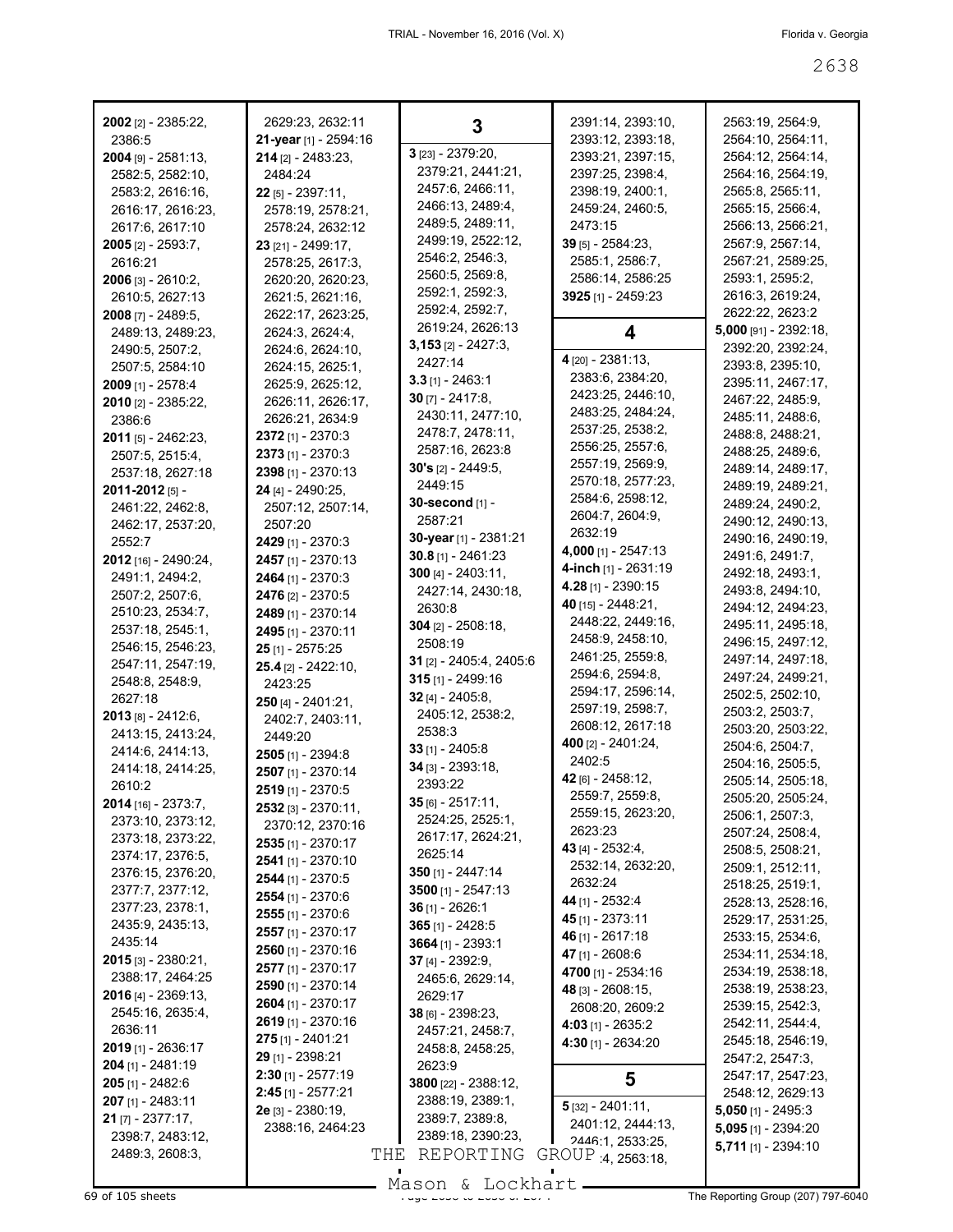**2002** [2] - 2385:22, 2386:5
**2004** [9] - 2581:13, 2582:5, 2582:10, 2583:2, 2616:16, 2616:17, 2616:23, 2617:6, 2617:10
**2005** [2] - 2593:7, 2616:21
**2006** [3] - 2610:2, 2610:5, 2627:13
**2008** [7] - 2489:5, 2489:13, 2489:23, 2490:5, 2507:2, 2507:5, 2584:10
**2009** [1] - 2578:4
**2010** [2] - 2385:22, 2386:6
**2011** [5] - 2462:23, 2507:5, 2515:4, 2537:18, 2627:18
**2011-2012** [5] - 2461:22, 2462:8, 2462:17, 2537:20, 2552:7
**2012** [16] - 2490:24, 2491:1, 2494:2, 2507:2, 2507:6, 2510:23, 2534:7, 2537:18, 2545:1, 2546:15, 2546:23, 2547:11, 2547:19, 2548:8, 2548:9, 2627:18
**2013** [8] - 2412:6, 2413:15, 2413:24, 2414:6, 2414:13, 2414:18, 2414:25, 2610:2
**2014** [16] - 2373:7, 2373:10, 2373:12, 2373:18, 2373:22, 2374:17, 2376:5, 2376:15, 2376:20, 2377:7, 2377:12, 2377:23, 2378:1, 2435:9, 2435:13, 2435:14
**2015** [3] - 2380:21, 2388:17, 2464:25
**2016** [4] - 2369:13, 2545:16, 2635:4, 2636:11
**2019** [1] - 2636:17
**204** [1] - 2481:19
**205** [1] - 2482:6
**207** [1] - 2483:11
**21** [7] - 2377:17, 2398:7, 2483:12, 2489:3, 2608:3, 2629:23, 2632:11
**21-year** [1] - 2594:16
**214** [2] - 2483:23, 2484:24
**22** [5] - 2397:11, 2578:19, 2578:21, 2578:24, 2632:12
**23** [21] - 2499:17, 2578:25, 2617:3, 2620:20, 2620:23, 2621:5, 2621:16, 2622:17, 2623:25, 2624:3, 2624:4, 2624:6, 2624:10, 2624:15, 2625:1, 2625:9, 2625:12, 2626:11, 2626:17, 2626:21, 2634:9
**2372** [1] - 2370:3
**2373** [1] - 2370:3
**2398** [1] - 2370:13
**24** [4] - 2490:25, 2507:12, 2507:14, 2507:20
**2429** [1] - 2370:3
**2457** [1] - 2370:13
**2464** [1] - 2370:3
**2476** [2] - 2370:5
**2489** [1] - 2370:14
**2495** [1] - 2370:11
**25** [1] - 2575:25
**25.4** [2] - 2422:10, 2423:25
**250** [4] - 2401:21, 2402:7, 2403:11, 2449:20
**2505** [1] - 2394:8
**2507** [1] - 2370:14
**2519** [1] - 2370:5
**2532** [3] - 2370:11, 2370:12, 2370:16
**2535** [1] - 2370:17
**2541** [1] - 2370:10
**2544** [1] - 2370:5
**2554** [1] - 2370:6
**2555** [1] - 2370:6
**2557** [1] - 2370:17
**2560** [1] - 2370:16
**2577** [1] - 2370:17
**2590** [1] - 2370:14
**2604** [1] - 2370:17
**2619** [1] - 2370:16
**275** [1] - 2401:21
**29** [1] - 2398:21
**2:30** [1] - 2577:19
**2:45** [1] - 2577:21
**2e** [3] - 2380:19, 2388:16, 2464:23

## 3

**3** [23] - 2379:20, 2379:21, 2441:21, 2457:6, 2466:11, 2466:13, 2489:4, 2489:5, 2489:11, 2499:19, 2522:12, 2546:2, 2546:3, 2560:5, 2569:8, 2592:1, 2592:3, 2592:4, 2592:7, 2619:24, 2626:13
**3,153** [2] - 2427:3, 2427:14
**3.3** [1] - 2463:1
**30** [7] - 2417:8, 2430:11, 2477:10, 2478:7, 2478:11, 2587:16, 2623:8
**30's** [2] - 2449:5, 2449:15
**30-second** [1] - 2587:21
**30-year** [1] - 2381:21
**30.8** [1] - 2461:23
**300** [4] - 2403:11, 2427:14, 2430:18, 2630:8
**304** [2] - 2508:18, 2508:19
**31** [2] - 2405:4, 2405:6
**315** [1] - 2499:16
**32** [4] - 2405:8, 2405:12, 2538:2, 2538:3
**33** [1] - 2405:8
**34** [3] - 2393:18, 2393:22
**35** [6] - 2517:11, 2524:25, 2525:1, 2617:17, 2624:21, 2625:14
**350** [1] - 2447:14
**3500** [1] - 2547:13
**36** [1] - 2626:1
**365** [1] - 2428:5
**3664** [1] - 2393:1
**37** [4] - 2392:9, 2465:6, 2629:14, 2629:17
**38** [6] - 2398:23, 2457:21, 2458:7, 2458:8, 2458:25, 2623:9
**3800** [22] - 2388:12, 2388:19, 2389:1, 2389:7, 2389:8, 2389:18, 2390:23, 2391:14, 2393:10, 2393:12, 2393:18, 2393:21, 2397:15, 2397:25, 2398:4, 2398:19, 2400:1, 2459:24, 2460:5, 2473:15
**39** [5] - 2584:23, 2585:1, 2586:7, 2586:14, 2586:25
**3925** [1] - 2459:23

## 4

**4** [20] - 2381:13, 2383:6, 2384:20, 2423:25, 2446:10, 2483:25, 2484:24, 2537:25, 2538:2, 2556:25, 2557:6, 2557:19, 2569:9, 2570:18, 2577:23, 2584:6, 2598:12, 2604:7, 2604:9, 2632:19
**4,000** [1] - 2547:13
**4-inch** [1] - 2631:19
**4.28** [1] - 2390:15
**40** [15] - 2448:21, 2448:22, 2449:16, 2458:9, 2458:10, 2461:25, 2559:8, 2594:6, 2594:8, 2594:17, 2596:14, 2597:19, 2598:7, 2608:12, 2617:18
**400** [2] - 2401:24, 2402:5
**42** [6] - 2458:12, 2559:7, 2559:8, 2559:15, 2623:20, 2623:23
**43** [4] - 2532:4, 2532:14, 2632:20, 2632:24
**44** [1] - 2532:4
**45** [1] - 2373:11
**46** [1] - 2617:18
**47** [1] - 2608:6
**4700** [1] - 2534:16
**48** [3] - 2608:15, 2608:20, 2609:2
**4:03** [1] - 2635:2
**4:30** [1] - 2634:20

## 5

**5** [32] - 2401:11, 2401:12, 2444:13, 2446:1, 2533:25, 2563:4, 2563:18, 2563:19, 2564:9, 2564:10, 2564:11, 2564:12, 2564:14, 2564:16, 2564:19, 2565:8, 2565:11, 2565:15, 2566:4, 2566:13, 2566:21, 2567:9, 2567:14, 2567:21, 2589:25, 2593:1, 2595:2, 2616:3, 2619:24, 2622:22, 2623:2
**5,000** [91] - 2392:18, 2392:20, 2392:24, 2393:8, 2395:10, 2395:11, 2467:17, 2467:22, 2485:9, 2485:11, 2488:6, 2488:8, 2488:21, 2488:25, 2489:6, 2489:14, 2489:17, 2489:19, 2489:21, 2489:24, 2490:2, 2490:12, 2490:13, 2490:16, 2490:19, 2491:6, 2491:7, 2492:18, 2493:1, 2493:8, 2494:10, 2494:12, 2494:23, 2495:11, 2495:18, 2496:15, 2497:12, 2497:14, 2497:18, 2497:24, 2499:21, 2502:5, 2502:10, 2503:2, 2503:7, 2503:20, 2503:22, 2504:6, 2504:7, 2504:16, 2505:5, 2505:14, 2505:18, 2505:20, 2505:24, 2506:1, 2507:3, 2507:24, 2508:4, 2508:5, 2508:21, 2509:1, 2512:11, 2518:25, 2519:1, 2528:13, 2528:16, 2529:17, 2531:25, 2533:15, 2534:6, 2534:11, 2534:18, 2534:19, 2538:18, 2538:19, 2538:23, 2539:15, 2542:3, 2542:11, 2544:4, 2545:18, 2546:19, 2547:2, 2547:3, 2547:17, 2547:23, 2548:12, 2629:13
**5,050** [1] - 2495:3
**5,095** [1] - 2394:20
**5,711** [1] - 2394:10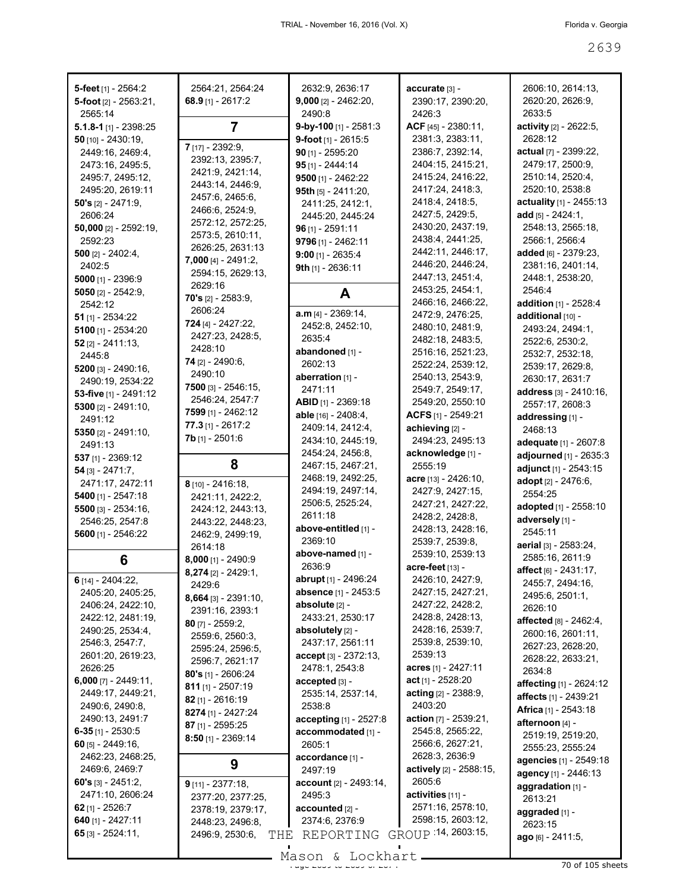**5-feet** [1] - 2564:2
**5-foot** [2] - 2563:21, 2565:14
**5.1.8-1** [1] - 2398:25
**50** [10] - 2430:19, 2449:16, 2469:4, 2473:16, 2495:5, 2495:7, 2495:12, 2495:20, 2619:11
**50's** [2] - 2471:9, 2606:24
**50,000** [2] - 2592:19, 2592:23
**500** [2] - 2402:4, 2402:5
**5000** [1] - 2396:9
**5050** [2] - 2542:9, 2542:12
**51** [1] - 2534:22
**5100** [1] - 2534:20
**52** [2] - 2411:13, 2445:8
**5200** [3] - 2490:16, 2490:19, 2534:22
**53-five** [1] - 2491:12
**5300** [2] - 2491:10, 2491:12
**5350** [2] - 2491:10, 2491:13
**537** [1] - 2369:12
**54** [3] - 2471:7, 2471:17, 2472:11
**5400** [1] - 2547:18
**5500** [3] - 2534:16, 2546:25, 2547:8
**5600** [1] - 2546:22

## 6

**6** [14] - 2404:22, 2405:20, 2405:25, 2406:24, 2422:10, 2422:12, 2481:19, 2490:25, 2534:4, 2546:3, 2547:7, 2601:20, 2619:23, 2626:25
**6,000** [7] - 2449:11, 2449:17, 2449:21, 2490:6, 2490:8, 2490:13, 2491:7
**6-35** [1] - 2530:5
**60** [5] - 2449:16, 2462:23, 2468:25, 2469:6, 2469:7
**60's** [3] - 2451:2, 2471:10, 2606:24
**62** [1] - 2526:7
**640** [1] - 2427:11
**65** [3] - 2524:11, 2564:21, 2564:24
**68.9** [1] - 2617:2

## 7

**7** [17] - 2392:9, 2392:13, 2395:7, 2421:9, 2421:14, 2443:14, 2446:9, 2457:6, 2465:6, 2466:6, 2524:9, 2572:12, 2572:25, 2573:5, 2610:11, 2626:25, 2631:13
**7,000** [4] - 2491:2, 2594:15, 2629:13, 2629:16
**70's** [2] - 2583:9, 2606:24
**724** [4] - 2427:22, 2427:23, 2428:5, 2428:10
**74** [2] - 2490:6, 2490:10
**7500** [3] - 2546:15, 2546:24, 2547:7
**7599** [1] - 2462:12
**77.3** [1] - 2617:2
**7b** [1] - 2501:6

## 8

**8** [10] - 2416:18, 2421:11, 2422:2, 2424:12, 2443:13, 2443:22, 2448:23, 2462:9, 2499:19, 2614:18
**8,000** [1] - 2490:9
**8,274** [2] - 2429:1, 2429:6
**8,664** [3] - 2391:10, 2391:16, 2393:1
**80** [7] - 2559:2, 2559:6, 2560:3, 2595:24, 2596:5, 2596:7, 2621:17
**80's** [1] - 2606:24
**811** [1] - 2507:19
**82** [1] - 2616:19
**8274** [1] - 2427:24
**87** [1] - 2595:25
**8:50** [1] - 2369:14

## 9

**9** [11] - 2377:18, 2377:20, 2377:25, 2378:19, 2379:17, 2448:23, 2496:8, 2496:9, 2530:6, 2632:9, 2636:17
**9,000** [2] - 2462:20, 2490:8
**9-by-100** [1] - 2581:3
**9-foot** [1] - 2615:5
**90** [1] - 2595:20
**95** [1] - 2444:14
**9500** [1] - 2462:22
**95th** [5] - 2411:20, 2411:25, 2412:1, 2445:20, 2445:24
**96** [1] - 2591:11
**9796** [1] - 2462:11
**9:00** [1] - 2635:4
**9th** [1] - 2636:11

## A

**a.m** [4] - 2369:14, 2452:8, 2452:10, 2635:4
**abandoned** [1] - 2602:13
**aberration** [1] - 2471:11
**ABID** [1] - 2369:18
**able** [16] - 2408:4, 2409:14, 2412:4, 2434:10, 2445:19, 2454:24, 2456:8, 2467:15, 2467:21, 2468:19, 2492:25, 2494:19, 2497:14, 2506:5, 2525:24, 2611:18
**above-entitled** [1] - 2369:10
**above-named** [1] - 2636:9
**abrupt** [1] - 2496:24
**absence** [1] - 2453:5
**absolute** [2] - 2433:21, 2530:17
**absolutely** [2] - 2437:17, 2561:11
**accept** [3] - 2372:13, 2478:1, 2543:8
**accepted** [3] - 2535:14, 2537:14, 2538:8
**accepting** [1] - 2527:8
**accommodated** [1] - 2605:1
**accordance** [1] - 2497:19
**account** [2] - 2493:14, 2495:3
**accounted** [2] - 2374:6, 2376:9
**accurate** [3] - 2390:17, 2390:20, 2426:3
**ACF** [45] - 2380:11, 2381:3, 2383:11, 2386:7, 2392:14, 2404:15, 2415:21, 2415:24, 2416:22, 2417:24, 2418:3, 2418:4, 2418:5, 2427:5, 2429:5, 2430:20, 2437:19, 2438:4, 2441:25, 2442:11, 2446:17, 2446:20, 2446:24, 2447:13, 2451:4, 2453:25, 2454:1, 2466:16, 2466:22, 2472:9, 2476:25, 2480:10, 2481:9, 2482:18, 2483:5, 2516:16, 2521:23, 2522:24, 2539:12, 2540:13, 2543:9, 2549:7, 2549:17, 2549:20, 2550:10
**ACFS** [1] - 2549:21
**achieving** [2] - 2494:23, 2495:13
**acknowledge** [1] - 2555:19
**acre** [13] - 2426:10, 2427:9, 2427:15, 2427:21, 2427:22, 2428:2, 2428:8, 2428:13, 2428:16, 2539:7, 2539:8, 2539:10, 2539:13
**acre-feet** [13] - 2426:10, 2427:9, 2427:15, 2427:21, 2427:22, 2428:2, 2428:8, 2428:13, 2428:16, 2539:7, 2539:8, 2539:10, 2539:13
**acres** [1] - 2427:11
**act** [1] - 2528:20
**acting** [2] - 2388:9, 2403:20
**action** [7] - 2539:21, 2545:8, 2565:22, 2566:6, 2627:21, 2628:3, 2636:9
**actively** [2] - 2588:15, 2605:6
**activities** [11] - 2571:16, 2578:10, 2598:15, 2603:12, 2603:14, 2603:15, 2606:10, 2614:13, 2620:20, 2626:9, 2633:5
**activity** [2] - 2622:5, 2628:12
**actual** [7] - 2399:22, 2479:17, 2500:9, 2510:14, 2520:4, 2520:10, 2538:6
**actuality** [1] - 2455:13
**add** [5] - 2424:1, 2548:13, 2565:18, 2566:1, 2566:4
**added** [6] - 2379:23, 2381:16, 2401:14, 2448:1, 2538:20, 2546:4
**addition** [1] - 2528:4
**additional** [10] - 2493:24, 2494:1, 2522:6, 2530:2, 2532:7, 2532:18, 2539:17, 2629:8, 2630:17, 2631:7
**address** [3] - 2410:16, 2557:17, 2608:3
**addressing** [1] - 2468:13
**adequate** [1] - 2607:8
**adjourned** [1] - 2635:3
**adjunct** [1] - 2543:15
**adopt** [2] - 2476:6, 2554:25
**adopted** [1] - 2558:10
**adversely** [1] - 2545:11
**aerial** [3] - 2583:24, 2585:16, 2611:9
**affect** [6] - 2431:17, 2455:7, 2494:16, 2495:6, 2501:1, 2626:10
**affected** [8] - 2462:4, 2600:16, 2601:11, 2627:23, 2628:20, 2628:22, 2633:21, 2634:8
**affecting** [1] - 2624:12
**affects** [1] - 2439:21
**Africa** [1] - 2543:18
**afternoon** [4] - 2519:19, 2519:20, 2555:23, 2555:24
**agencies** [1] - 2549:18
**agency** [1] - 2446:13
**aggradation** [1] - 2613:21
**aggraded** [1] - 2623:15
**ago** [6] - 2411:5,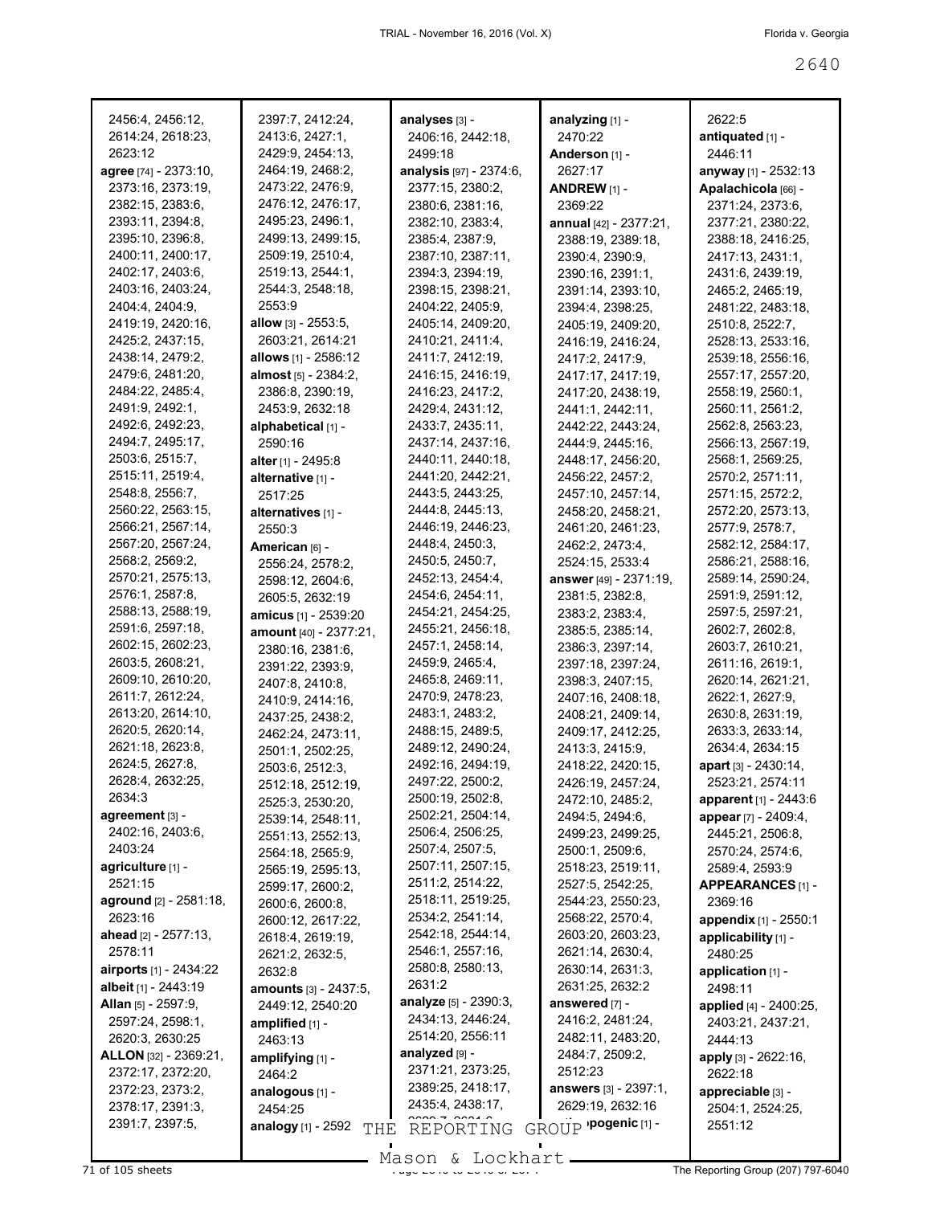2456:4, 2456:12, 2614:24, 2618:23, 2623:12
**agree** [74] - 2373:10, 2373:16, 2373:19, 2382:15, 2383:6, 2393:11, 2394:8, 2395:10, 2396:8, 2400:11, 2400:17, 2402:17, 2403:6, 2403:16, 2403:24, 2404:4, 2404:9, 2419:19, 2420:16, 2425:2, 2437:15, 2438:14, 2479:2, 2479:6, 2481:20, 2484:22, 2485:4, 2491:9, 2492:1, 2492:6, 2492:23, 2494:7, 2495:17, 2503:6, 2515:7, 2515:11, 2519:4, 2548:8, 2556:7, 2560:22, 2563:15, 2566:21, 2567:14, 2567:20, 2567:24, 2568:2, 2569:2, 2570:21, 2575:13, 2576:1, 2587:8, 2588:13, 2588:19, 2591:6, 2597:18, 2602:15, 2602:23, 2603:5, 2608:21, 2609:10, 2610:20, 2611:7, 2612:24, 2613:20, 2614:10, 2620:5, 2620:14, 2621:18, 2623:8, 2624:5, 2627:8, 2628:4, 2632:25, 2634:3
**agreement** [3] - 2402:16, 2403:6, 2403:24
**agriculture** [1] - 2521:15
**aground** [2] - 2581:18, 2623:16
**ahead** [2] - 2577:13, 2578:11
**airports** [1] - 2434:22
**albeit** [1] - 2443:19
**Allan** [5] - 2597:9, 2597:24, 2598:1, 2620:3, 2630:25
**ALLON** [32] - 2369:21, 2372:17, 2372:20, 2372:23, 2373:2, 2378:17, 2391:3, 2391:7, 2397:5, 2397:7, 2412:24, 2413:6, 2427:1, 2429:9, 2454:13, 2464:19, 2468:2, 2473:22, 2476:9, 2476:12, 2476:17, 2495:23, 2496:1, 2499:13, 2499:15, 2509:19, 2510:4, 2519:13, 2544:1, 2544:3, 2548:18, 2553:9
**allow** [3] - 2553:5, 2603:21, 2614:21
**allows** [1] - 2586:12
**almost** [5] - 2384:2, 2386:8, 2390:19, 2453:9, 2632:18
**alphabetical** [1] - 2590:16
**alter** [1] - 2495:8
**alternative** [1] - 2517:25
**alternatives** [1] - 2550:3
**American** [6] - 2556:24, 2578:2, 2598:12, 2604:6, 2605:5, 2632:19
**amicus** [1] - 2539:20
**amount** [40] - 2377:21, 2380:16, 2381:6, 2391:22, 2393:9, 2407:8, 2410:8, 2410:9, 2414:16, 2437:25, 2438:2, 2462:24, 2473:11, 2501:1, 2502:25, 2503:6, 2512:3, 2512:18, 2512:19, 2525:3, 2530:20, 2539:14, 2548:11, 2551:13, 2552:13, 2564:18, 2565:9, 2565:19, 2595:13, 2599:17, 2600:2, 2600:6, 2600:8, 2600:12, 2617:22, 2618:4, 2619:19, 2621:2, 2632:5, 2632:8
**amounts** [3] - 2437:5, 2449:12, 2540:20
**amplified** [1] - 2463:13
**amplifying** [1] - 2464:2
**analogous** [1] - 2454:25
**analogy** [1] - 2592
**analyses** [3] - 2406:16, 2442:18, 2499:18
**analysis** [97] - 2374:6, 2377:15, 2380:2, 2380:6, 2381:16, 2382:10, 2383:4, 2385:4, 2387:9, 2387:10, 2387:11, 2394:3, 2394:19, 2398:15, 2398:21, 2404:22, 2405:9, 2405:14, 2409:20, 2410:21, 2411:4, 2411:7, 2412:19, 2416:15, 2416:19, 2416:23, 2417:2, 2429:4, 2431:12, 2433:7, 2435:11, 2437:14, 2437:16, 2440:11, 2440:18, 2441:20, 2442:21, 2443:5, 2443:25, 2444:8, 2445:13, 2446:19, 2446:23, 2448:4, 2450:3, 2450:5, 2450:7, 2452:13, 2454:4, 2454:6, 2454:11, 2454:21, 2454:25, 2455:21, 2456:18, 2457:1, 2458:14, 2459:9, 2465:4, 2465:8, 2469:11, 2470:9, 2478:23, 2483:1, 2483:2, 2488:15, 2489:5, 2489:12, 2490:24, 2492:16, 2494:19, 2497:22, 2500:2, 2500:19, 2502:8, 2502:21, 2504:14, 2506:4, 2506:25, 2507:4, 2507:5, 2507:11, 2507:15, 2511:2, 2514:22, 2518:11, 2519:25, 2534:2, 2541:14, 2542:18, 2544:14, 2546:1, 2557:16, 2580:8, 2580:13, 2631:2
**analyze** [5] - 2390:3, 2434:13, 2446:24, 2514:20, 2556:11
**analyzed** [9] - 2371:21, 2373:25, 2389:25, 2418:17, 2435:4, 2438:17,
**analyzing** [1] - 2470:22
**Anderson** [1] - 2627:17
**ANDREW** [1] - 2369:22
**annual** [42] - 2377:21, 2388:19, 2389:18, 2390:4, 2390:9, 2390:16, 2391:1, 2391:14, 2393:10, 2394:4, 2398:25, 2405:19, 2409:20, 2416:19, 2416:24, 2417:2, 2417:9, 2417:17, 2417:19, 2417:20, 2438:19, 2441:1, 2442:11, 2442:22, 2443:24, 2444:9, 2445:16, 2448:17, 2456:20, 2456:22, 2457:2, 2457:10, 2457:14, 2458:20, 2458:21, 2461:20, 2461:23, 2462:2, 2473:4, 2524:15, 2533:4
**answer** [49] - 2371:19, 2381:5, 2382:8, 2383:2, 2383:4, 2385:5, 2385:14, 2386:3, 2397:14, 2397:18, 2397:24, 2398:3, 2407:15, 2407:16, 2408:18, 2408:21, 2409:14, 2409:17, 2412:25, 2413:3, 2415:9, 2418:22, 2420:15, 2426:19, 2457:24, 2472:10, 2485:2, 2494:5, 2494:6, 2499:23, 2499:25, 2500:1, 2509:6, 2518:23, 2519:11, 2527:5, 2542:25, 2544:23, 2550:23, 2568:22, 2570:4, 2603:20, 2603:23, 2621:14, 2630:4, 2630:14, 2631:3, 2631:25, 2632:2
**answered** [7] - 2416:2, 2481:24, 2482:11, 2483:20, 2484:7, 2509:2, 2512:23
**answers** [3] - 2397:1, 2629:19, 2632:16
**...pogenic** [1] -
2622:5
**antiquated** [1] - 2446:11
**anyway** [1] - 2532:13
**Apalachicola** [66] - 2371:24, 2373:6, 2377:21, 2380:22, 2388:18, 2416:25, 2417:13, 2431:1, 2431:6, 2439:19, 2465:2, 2465:19, 2481:22, 2483:18, 2510:8, 2522:7, 2528:13, 2533:16, 2539:18, 2556:16, 2557:17, 2557:20, 2558:19, 2560:1, 2560:11, 2561:2, 2562:8, 2563:23, 2566:13, 2567:19, 2568:1, 2569:25, 2570:2, 2571:11, 2571:15, 2572:2, 2572:20, 2573:13, 2577:9, 2578:7, 2582:12, 2584:17, 2586:21, 2588:16, 2589:14, 2590:24, 2591:9, 2591:12, 2597:5, 2597:21, 2602:7, 2602:8, 2603:7, 2610:21, 2611:16, 2619:1, 2620:14, 2621:21, 2622:1, 2627:9, 2630:8, 2631:19, 2633:3, 2633:14, 2634:4, 2634:15
**apart** [3] - 2430:14, 2523:21, 2574:11
**apparent** [1] - 2443:6
**appear** [7] - 2409:4, 2445:21, 2506:8, 2570:24, 2574:6, 2589:4, 2593:9
**APPEARANCES** [1] - 2369:16
**appendix** [1] - 2550:1
**applicability** [1] - 2480:25
**application** [1] - 2498:11
**applied** [4] - 2400:25, 2403:21, 2437:21, 2444:13
**apply** [3] - 2622:16, 2622:18
**appreciable** [3] - 2504:1, 2524:25, 2551:12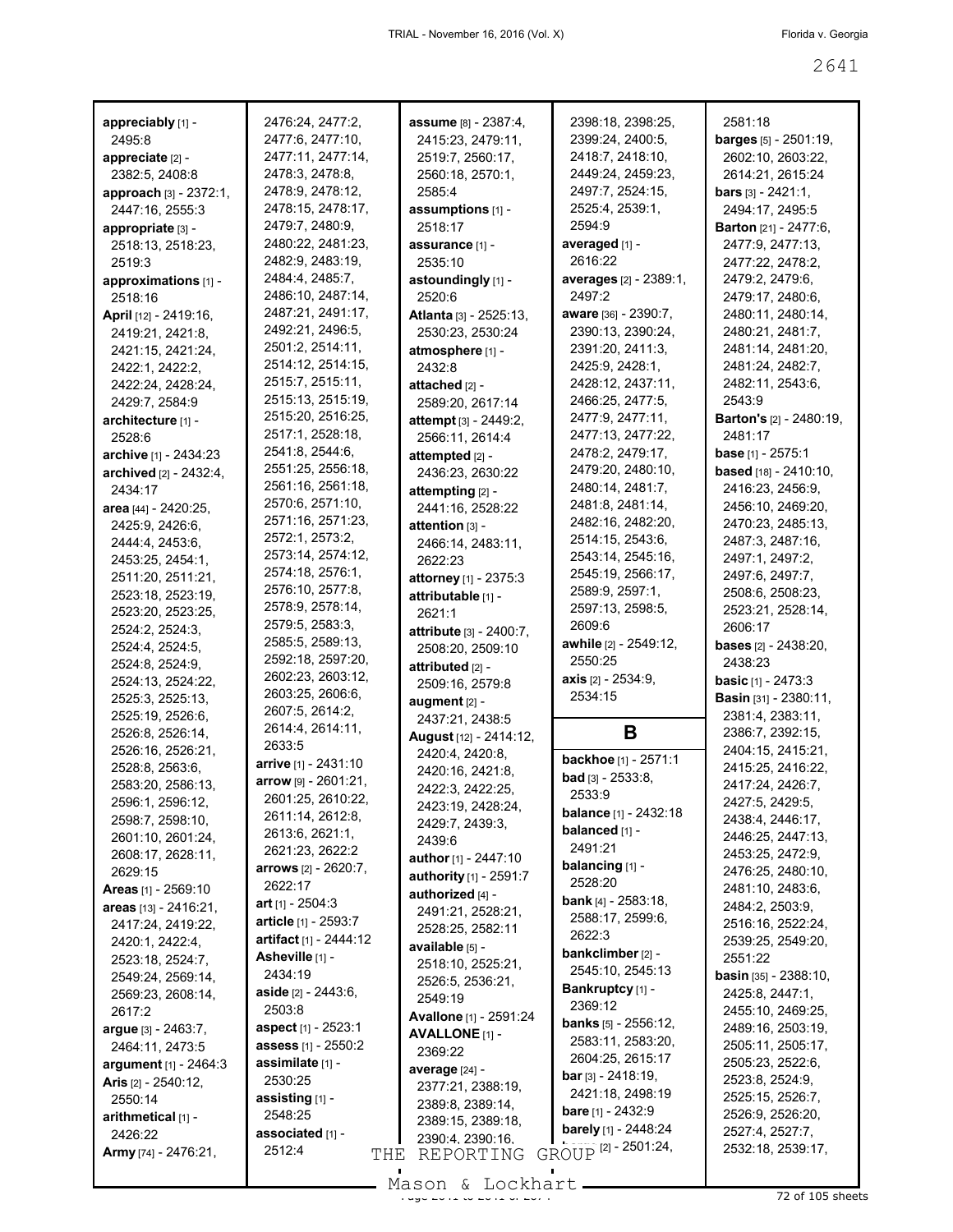**appreciably** [1] - 2495:8
**appreciate** [2] - 2382:5, 2408:8
**approach** [3] - 2372:1, 2447:16, 2555:3
**appropriate** [3] - 2518:13, 2518:23, 2519:3
**approximations** [1] - 2518:16
**April** [12] - 2419:16, 2419:21, 2421:8, 2421:15, 2421:24, 2422:1, 2422:2, 2422:24, 2428:24, 2429:7, 2584:9
**architecture** [1] - 2528:6
**archive** [1] - 2434:23
**archived** [2] - 2432:4, 2434:17
**area** [44] - 2420:25, 2425:9, 2426:6, 2444:4, 2453:6, 2453:25, 2454:1, 2511:20, 2511:21, 2523:18, 2523:19, 2523:20, 2523:25, 2524:2, 2524:3, 2524:4, 2524:5, 2524:8, 2524:9, 2524:13, 2524:22, 2525:3, 2525:13, 2525:19, 2526:6, 2526:8, 2526:14, 2526:16, 2526:21, 2528:8, 2563:6, 2583:20, 2586:13, 2596:1, 2596:12, 2598:7, 2598:10, 2601:10, 2601:24, 2608:17, 2628:11, 2629:15
**Areas** [1] - 2569:10
**areas** [13] - 2416:21, 2417:24, 2419:22, 2420:1, 2422:4, 2523:18, 2524:7, 2549:24, 2569:14, 2569:23, 2608:14, 2617:2
**argue** [3] - 2463:7, 2464:11, 2473:5
**argument** [1] - 2464:3
**Aris** [2] - 2540:12, 2550:14
**arithmetical** [1] - 2426:22
**Army** [74] - 2476:21, 2476:24, 2477:2, 2477:6, 2477:10, 2477:11, 2477:14, 2478:3, 2478:8, 2478:9, 2478:12, 2478:15, 2478:17, 2479:7, 2480:9, 2480:22, 2481:23, 2482:9, 2483:19, 2484:4, 2485:7, 2486:10, 2487:14, 2487:21, 2491:17, 2492:21, 2496:5, 2501:2, 2514:11, 2514:12, 2514:15, 2515:7, 2515:11, 2515:13, 2515:19, 2515:20, 2516:25, 2517:1, 2528:18, 2541:8, 2544:6, 2551:25, 2556:18, 2561:16, 2561:18, 2570:6, 2571:10, 2571:16, 2571:23, 2572:1, 2573:2, 2573:14, 2574:12, 2574:18, 2576:1, 2576:10, 2577:8, 2578:9, 2578:14, 2579:5, 2583:3, 2585:5, 2589:13, 2592:18, 2597:20, 2602:23, 2603:12, 2603:25, 2606:6, 2607:5, 2614:2, 2614:4, 2614:11, 2633:5
**arrive** [1] - 2431:10
**arrow** [9] - 2601:21, 2601:25, 2610:22, 2611:14, 2612:8, 2613:6, 2621:1, 2621:23, 2622:2
**arrows** [2] - 2620:7, 2622:17
**art** [1] - 2504:3
**article** [1] - 2593:7
**artifact** [1] - 2444:12
**Asheville** [1] - 2434:19
**aside** [2] - 2443:6, 2503:8
**aspect** [1] - 2523:1
**assess** [1] - 2550:2
**assimilate** [1] - 2530:25
**assisting** [1] - 2548:25
**associated** [1] - 2512:4
**assume** [8] - 2387:4, 2415:23, 2479:11, 2519:7, 2560:17, 2560:18, 2570:1, 2585:4
**assumptions** [1] - 2518:17
**assurance** [1] - 2535:10
**astoundingly** [1] - 2520:6
**Atlanta** [3] - 2525:13, 2530:23, 2530:24
**atmosphere** [1] - 2432:8
**attached** [2] - 2589:20, 2617:14
**attempt** [3] - 2449:2, 2566:11, 2614:4
**attempted** [2] - 2436:23, 2630:22
**attempting** [2] - 2441:16, 2528:22
**attention** [3] - 2466:14, 2483:11, 2622:23
**attorney** [1] - 2375:3
**attributable** [1] - 2621:1
**attribute** [3] - 2400:7, 2508:20, 2509:10
**attributed** [2] - 2509:16, 2579:8
**augment** [2] - 2437:21, 2438:5
**August** [12] - 2414:12, 2420:4, 2420:8, 2420:16, 2421:8, 2422:3, 2422:25, 2423:19, 2428:24, 2429:7, 2439:3, 2439:6
**author** [1] - 2447:10
**authority** [1] - 2591:7
**authorized** [4] - 2491:21, 2528:21, 2528:25, 2582:11
**available** [5] - 2518:10, 2525:21, 2526:5, 2536:21, 2549:19
**Avallone** [1] - 2591:24
**AVALLONE** [1] - 2369:22
**average** [24] - 2377:21, 2388:19, 2389:8, 2389:14, 2389:15, 2389:18, 2390:4, 2390:16, 2398:18, 2398:25, 2399:24, 2400:5, 2418:7, 2418:10, 2449:24, 2459:23, 2497:7, 2524:15, 2525:4, 2539:1, 2594:9
**averaged** [1] - 2616:22
**averages** [2] - 2389:1, 2497:2
**aware** [36] - 2390:7, 2390:13, 2390:24, 2391:20, 2411:3, 2425:9, 2428:1, 2428:12, 2437:11, 2466:25, 2477:5, 2477:9, 2477:11, 2477:13, 2477:22, 2478:2, 2479:17, 2479:20, 2480:10, 2480:14, 2481:7, 2481:8, 2481:14, 2482:16, 2482:20, 2514:15, 2543:6, 2543:14, 2545:16, 2545:19, 2566:17, 2589:9, 2597:1, 2597:13, 2598:5, 2609:6
**awhile** [2] - 2549:12, 2550:25
**axis** [2] - 2534:9, 2534:15

## B

**backhoe** [1] - 2571:1
**bad** [3] - 2533:8, 2533:9
**balance** [1] - 2432:18
**balanced** [1] - 2491:21
**balancing** [1] - 2528:20
**bank** [4] - 2583:18, 2588:17, 2599:6, 2622:3
**bankclimber** [2] - 2545:10, 2545:13
**Bankruptcy** [1] - 2369:12
**banks** [5] - 2556:12, 2583:11, 2583:20, 2604:25, 2615:17
**bar** [3] - 2418:19, 2421:18, 2498:19
**bare** [1] - 2432:9
**barely** [1] - 2448:24
**barge** [2] - 2501:24, 2581:18
**barges** [5] - 2501:19, 2602:10, 2603:22, 2614:21, 2615:24
**bars** [3] - 2421:1, 2494:17, 2495:5
**Barton** [21] - 2477:6, 2477:9, 2477:13, 2477:22, 2478:2, 2479:2, 2479:6, 2479:17, 2480:6, 2480:11, 2480:14, 2480:21, 2481:7, 2481:14, 2481:20, 2481:24, 2482:7, 2482:11, 2543:6, 2543:9
**Barton's** [2] - 2480:19, 2481:17
**base** [1] - 2575:1
**based** [18] - 2410:10, 2416:23, 2456:9, 2456:10, 2469:20, 2470:23, 2485:13, 2487:3, 2487:16, 2497:1, 2497:2, 2497:6, 2497:7, 2508:6, 2508:23, 2523:21, 2528:14, 2606:17
**bases** [2] - 2438:20, 2438:23
**basic** [1] - 2473:3
**Basin** [31] - 2380:11, 2381:4, 2383:11, 2386:7, 2392:15, 2404:15, 2415:21, 2415:25, 2416:22, 2417:24, 2426:7, 2427:5, 2429:5, 2438:4, 2446:17, 2446:25, 2447:13, 2453:25, 2472:9, 2476:25, 2480:10, 2481:10, 2483:6, 2484:2, 2503:9, 2516:16, 2522:24, 2539:25, 2549:20, 2551:22
**basin** [35] - 2388:10, 2425:8, 2447:1, 2455:10, 2469:25, 2489:16, 2503:19, 2505:11, 2505:17, 2505:23, 2522:6, 2523:8, 2524:9, 2525:15, 2526:7, 2526:9, 2526:20, 2527:4, 2527:7, 2532:18, 2539:17,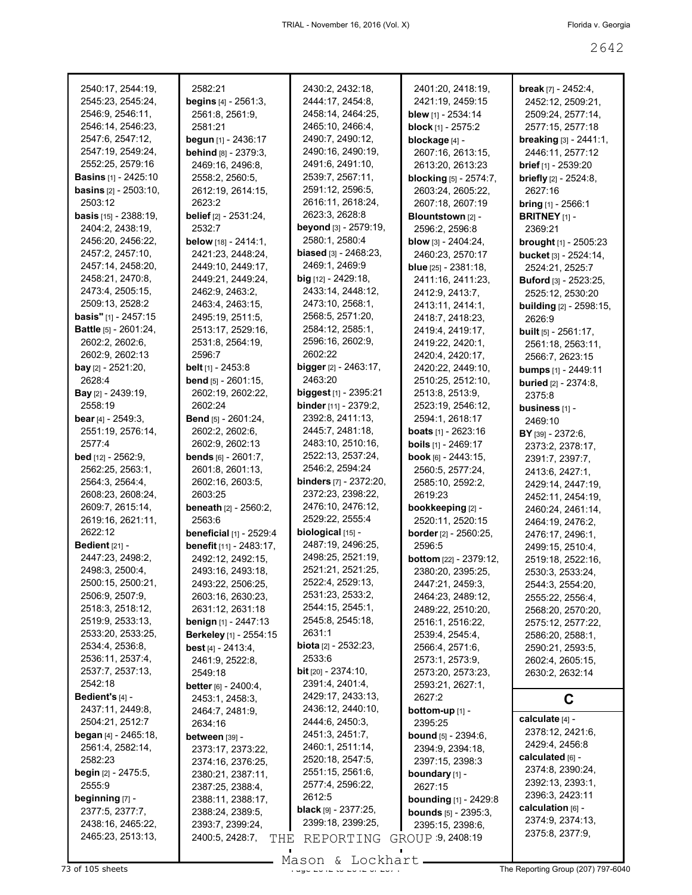2540:17, 2544:19, 2545:23, 2545:24, 2546:9, 2546:11, 2546:14, 2546:23, 2547:6, 2547:12, 2547:19, 2549:24, 2552:25, 2579:16
**Basins** [1] - 2425:10
**basins** [2] - 2503:10, 2503:12
**basis** [15] - 2388:19, 2404:2, 2438:19, 2456:20, 2456:22, 2457:2, 2457:10, 2457:14, 2458:20, 2458:21, 2470:8, 2473:4, 2505:15, 2509:13, 2528:2
**basis"** [1] - 2457:15
**Battle** [5] - 2601:24, 2602:2, 2602:6, 2602:9, 2602:13
**bay** [2] - 2521:20, 2628:4
**Bay** [2] - 2439:19, 2558:19
**bear** [4] - 2549:3, 2551:19, 2576:14, 2577:4
**bed** [12] - 2562:9, 2562:25, 2563:1, 2564:3, 2564:4, 2608:23, 2608:24, 2609:7, 2615:14, 2619:16, 2621:11, 2622:12
**Bedient** [21] - 2447:23, 2498:2, 2498:3, 2500:4, 2500:15, 2500:21, 2506:9, 2507:9, 2518:3, 2518:12, 2519:9, 2533:13, 2533:20, 2533:25, 2534:4, 2536:8, 2536:11, 2537:4, 2537:7, 2537:13, 2542:18
**Bedient's** [4] - 2437:11, 2449:8, 2504:21, 2512:7
**began** [4] - 2465:18, 2561:4, 2582:14, 2582:23
**begin** [2] - 2475:5, 2555:9
**beginning** [7] - 2377:5, 2377:7, 2438:16, 2465:22, 2465:23, 2513:13, 2582:21
**begins** [4] - 2561:3, 2561:8, 2561:9, 2581:21
**begun** [1] - 2436:17
**behind** [8] - 2379:3, 2469:16, 2496:8, 2558:2, 2560:5, 2612:19, 2614:15, 2623:2
**belief** [2] - 2531:24, 2532:7
**below** [18] - 2414:1, 2421:23, 2448:24, 2449:10, 2449:17, 2449:21, 2449:24, 2462:9, 2463:2, 2463:4, 2463:15, 2495:19, 2511:5, 2513:17, 2529:16, 2531:8, 2564:19, 2596:7
**belt** [1] - 2453:8
**bend** [5] - 2601:15, 2602:19, 2602:22, 2602:24
**Bend** [5] - 2601:24, 2602:2, 2602:6, 2602:9, 2602:13
**bends** [6] - 2601:7, 2601:8, 2601:13, 2602:16, 2603:5, 2603:25
**beneath** [2] - 2560:2, 2563:6
**beneficial** [1] - 2529:4
**benefit** [11] - 2483:17, 2492:12, 2492:15, 2493:16, 2493:18, 2493:22, 2506:25, 2603:16, 2630:23, 2631:12, 2631:18
**benign** [1] - 2447:13
**Berkeley** [1] - 2554:15
**best** [4] - 2413:4, 2461:9, 2522:8, 2549:18
**better** [6] - 2400:4, 2453:1, 2458:3, 2464:7, 2481:9, 2634:16
**between** [39] - 2373:17, 2373:22, 2374:16, 2376:25, 2380:21, 2387:11, 2387:25, 2388:4, 2388:11, 2388:17, 2388:24, 2389:5, 2393:7, 2399:24, 2400:5, 2428:7, 2430:2, 2432:18, 2444:17, 2454:8, 2458:14, 2464:25, 2465:10, 2466:4, 2490:7, 2490:12, 2490:16, 2490:19, 2491:6, 2491:10, 2539:7, 2567:11, 2591:12, 2596:5, 2616:11, 2618:24, 2623:3, 2628:8
**beyond** [3] - 2579:19, 2580:1, 2580:4
**biased** [3] - 2468:23, 2469:1, 2469:9
**big** [12] - 2429:18, 2433:14, 2448:12, 2473:10, 2568:1, 2568:5, 2571:20, 2584:12, 2585:1, 2596:16, 2602:9, 2602:22
**bigger** [2] - 2463:17, 2463:20
**biggest** [1] - 2395:21
**binder** [11] - 2379:2, 2392:8, 2411:13, 2445:7, 2481:18, 2483:10, 2510:16, 2522:13, 2537:24, 2546:2, 2594:24
**binders** [7] - 2372:20, 2372:23, 2398:22, 2476:10, 2476:12, 2529:22, 2555:4
**biological** [15] - 2487:19, 2496:25, 2498:25, 2521:19, 2521:21, 2521:25, 2522:4, 2529:13, 2531:23, 2533:2, 2544:15, 2545:1, 2545:8, 2545:18, 2631:1
**biota** [2] - 2532:23, 2533:6
**bit** [20] - 2374:10, 2391:4, 2401:4, 2429:17, 2433:13, 2436:12, 2440:10, 2444:6, 2450:3, 2451:3, 2451:7, 2460:1, 2511:14, 2520:18, 2547:5, 2551:15, 2561:6, 2577:4, 2596:22, 2612:5
**black** [9] - 2377:25, 2399:18, 2399:25, 2401:20, 2418:19, 2421:19, 2459:15
**blew** [1] - 2534:14
**block** [1] - 2575:2
**blockage** [4] - 2607:16, 2613:15, 2613:20, 2613:23
**blocking** [5] - 2574:7, 2603:24, 2605:22, 2607:18, 2607:19
**Blountstown** [2] - 2596:2, 2596:8
**blow** [3] - 2404:24, 2460:23, 2570:17
**blue** [25] - 2381:18, 2411:16, 2411:23, 2412:9, 2413:7, 2413:11, 2414:1, 2418:7, 2418:23, 2419:4, 2419:17, 2419:22, 2420:1, 2420:4, 2420:17, 2420:22, 2449:10, 2510:25, 2512:10, 2513:8, 2513:9, 2523:19, 2546:12, 2594:1, 2618:17
**boats** [1] - 2623:16
**boils** [1] - 2469:17
**book** [6] - 2443:15, 2560:5, 2577:24, 2585:10, 2592:2, 2619:23
**bookkeeping** [2] - 2520:11, 2520:15
**border** [2] - 2560:25, 2596:5
**bottom** [22] - 2379:12, 2380:20, 2395:25, 2447:21, 2459:3, 2464:23, 2489:12, 2489:22, 2510:20, 2516:1, 2516:22, 2539:4, 2545:4, 2566:4, 2571:6, 2573:1, 2573:9, 2573:20, 2573:23, 2593:21, 2627:1, 2627:2
**bottom-up** [1] - 2395:25
**bound** [5] - 2394:6, 2394:9, 2394:18, 2397:15, 2398:3
**boundary** [1] - 2627:15
**bounding** [1] - 2429:8
**bounds** [5] - 2395:3, 2395:15, 2398:6, 2408:9, 2408:19
**break** [7] - 2452:4, 2452:12, 2509:21, 2509:24, 2577:14, 2577:15, 2577:18
**breaking** [3] - 2441:1, 2446:11, 2577:12
**brief** [1] - 2539:20
**briefly** [2] - 2524:8, 2627:16
**bring** [1] - 2566:1
**BRITNEY** [1] - 2369:21
**brought** [1] - 2505:23
**bucket** [3] - 2524:14, 2524:21, 2525:7
**Buford** [3] - 2523:25, 2525:12, 2530:20
**building** [2] - 2598:15, 2626:9
**built** [5] - 2561:17, 2561:18, 2563:11, 2566:7, 2623:15
**bumps** [1] - 2449:11
**buried** [2] - 2374:8, 2375:8
**business** [1] - 2469:10
**BY** [39] - 2372:6, 2373:2, 2378:17, 2391:7, 2397:7, 2413:6, 2427:1, 2429:14, 2447:19, 2452:11, 2454:19, 2460:24, 2461:14, 2464:19, 2476:2, 2476:17, 2496:1, 2499:15, 2510:4, 2519:18, 2522:16, 2530:3, 2533:24, 2544:3, 2554:20, 2555:22, 2556:4, 2568:20, 2570:20, 2575:12, 2577:22, 2586:20, 2588:1, 2590:21, 2593:5, 2602:4, 2605:15, 2630:2, 2632:14

## C

**calculate** [4] - 2378:12, 2421:6, 2429:4, 2456:8
**calculated** [6] - 2374:8, 2390:24, 2392:13, 2393:1, 2396:3, 2423:11
**calculation** [6] - 2374:9, 2374:13, 2375:8, 2377:9,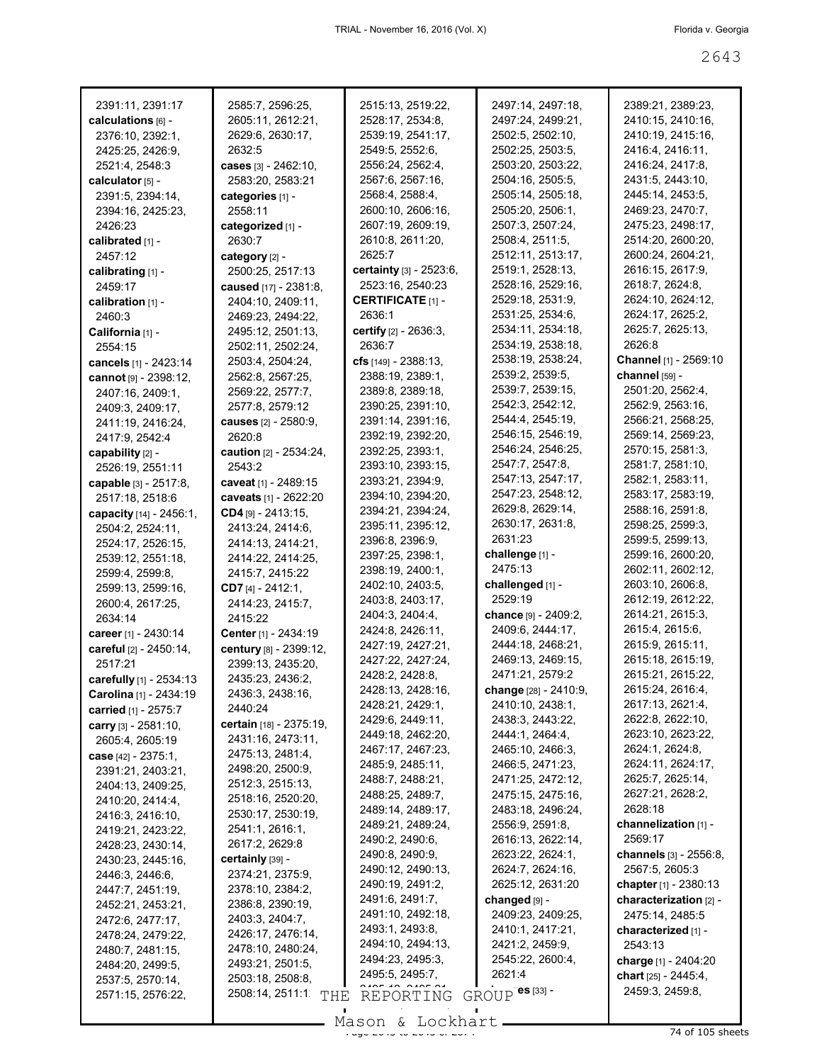2391:11, 2391:17
**calculations** [6] - 2376:10, 2392:1, 2425:25, 2426:9, 2521:4, 2548:3
**calculator** [5] - 2391:5, 2394:14, 2394:16, 2425:23, 2426:23
**calibrated** [1] - 2457:12
**calibrating** [1] - 2459:17
**calibration** [1] - 2460:3
**California** [1] - 2554:15
**cancels** [1] - 2423:14
**cannot** [9] - 2398:12, 2407:16, 2409:1, 2409:3, 2409:17, 2411:19, 2416:24, 2417:9, 2542:4
**capability** [2] - 2526:19, 2551:11
**capable** [3] - 2517:8, 2517:18, 2518:6
**capacity** [14] - 2456:1, 2504:2, 2524:11, 2524:17, 2526:15, 2539:12, 2551:18, 2599:4, 2599:8, 2599:13, 2599:16, 2600:4, 2617:25, 2634:14
**career** [1] - 2430:14
**careful** [2] - 2450:14, 2517:21
**carefully** [1] - 2534:13
**Carolina** [1] - 2434:19
**carried** [1] - 2575:7
**carry** [3] - 2581:10, 2605:4, 2605:19
**case** [42] - 2375:1, 2391:21, 2403:21, 2404:13, 2409:25, 2410:20, 2414:4, 2416:3, 2416:10, 2419:21, 2423:22, 2428:23, 2430:14, 2430:23, 2445:16, 2446:3, 2446:6, 2447:7, 2451:19, 2452:21, 2453:21, 2472:6, 2477:17, 2478:24, 2479:22, 2480:7, 2481:15, 2484:20, 2499:5, 2537:5, 2570:14, 2571:15, 2576:22, 2585:7, 2596:25, 2605:11, 2612:21, 2629:6, 2630:17, 2632:5
**cases** [3] - 2462:10, 2583:20, 2583:21
**categories** [1] - 2558:11
**categorized** [1] - 2630:7
**category** [2] - 2500:25, 2517:13
**caused** [17] - 2381:8, 2404:10, 2409:11, 2469:23, 2494:22, 2495:12, 2501:13, 2502:11, 2502:24, 2503:4, 2504:24, 2562:8, 2567:25, 2569:22, 2577:7, 2577:8, 2579:12
**causes** [2] - 2580:9, 2620:8
**caution** [2] - 2534:24, 2543:2
**caveat** [1] - 2489:15
**caveats** [1] - 2622:20
**CD4** [9] - 2413:15, 2413:24, 2414:6, 2414:13, 2414:21, 2414:22, 2414:25, 2415:7, 2415:22
**CD7** [4] - 2412:1, 2414:23, 2415:7, 2415:22
**Center** [1] - 2434:19
**century** [8] - 2399:12, 2399:13, 2435:20, 2435:23, 2436:2, 2436:3, 2438:16, 2440:24
**certain** [18] - 2375:19, 2431:16, 2473:11, 2475:13, 2481:4, 2498:20, 2500:9, 2512:3, 2515:13, 2518:16, 2520:20, 2530:17, 2530:19, 2541:1, 2616:1, 2617:2, 2629:8
**certainly** [39] - 2374:21, 2375:9, 2378:10, 2384:2, 2386:8, 2390:19, 2403:3, 2404:7, 2426:17, 2476:14, 2478:10, 2480:24, 2493:21, 2501:5, 2503:18, 2508:8, 2508:14, 2511:1, 2515:13, 2519:22, 2528:17, 2534:8, 2539:19, 2541:17, 2549:5, 2552:6, 2556:24, 2562:4, 2567:6, 2567:16, 2568:4, 2588:4, 2600:10, 2606:16, 2607:19, 2609:19, 2610:8, 2611:20, 2625:7
**certainty** [3] - 2523:6, 2523:16, 2540:23
**CERTIFICATE** [1] - 2636:1
**certify** [2] - 2636:3, 2636:7
**cfs** [149] - 2388:13, 2388:19, 2389:1, 2389:8, 2389:18, 2390:25, 2391:10, 2391:14, 2391:16, 2392:19, 2392:20, 2392:25, 2393:1, 2393:10, 2393:15, 2393:21, 2394:9, 2394:10, 2394:20, 2394:21, 2394:24, 2395:11, 2395:12, 2396:8, 2396:9, 2397:25, 2398:1, 2398:19, 2400:1, 2402:10, 2403:5, 2403:8, 2403:17, 2404:3, 2404:4, 2424:8, 2426:11, 2427:19, 2427:21, 2427:22, 2427:24, 2428:2, 2428:8, 2428:13, 2428:16, 2428:21, 2429:1, 2429:6, 2449:11, 2449:18, 2462:20, 2467:17, 2467:23, 2485:9, 2485:11, 2488:7, 2488:21, 2488:25, 2489:7, 2489:14, 2489:17, 2489:21, 2489:24, 2490:2, 2490:6, 2490:8, 2490:9, 2490:12, 2490:13, 2490:19, 2491:2, 2491:6, 2491:7, 2491:10, 2492:18, 2493:1, 2493:8, 2494:10, 2494:13, 2494:23, 2495:3, 2495:5, 2495:7, 2495:13, 2495:21, 2497:14, 2497:18, 2497:24, 2499:21, 2502:5, 2502:10, 2502:25, 2503:5, 2503:20, 2503:22, 2504:16, 2505:5, 2505:14, 2505:18, 2505:20, 2506:1, 2507:3, 2507:24, 2508:4, 2511:5, 2512:11, 2513:17, 2519:1, 2528:13, 2528:16, 2529:16, 2529:18, 2531:9, 2531:25, 2534:6, 2534:11, 2534:18, 2534:19, 2538:18, 2538:19, 2538:24, 2539:2, 2539:5, 2539:7, 2539:15, 2542:3, 2542:12, 2544:4, 2545:19, 2546:15, 2546:19, 2546:24, 2546:25, 2547:7, 2547:8, 2547:13, 2547:17, 2547:23, 2548:12, 2629:8, 2629:14, 2630:17, 2631:8, 2631:23
**challenge** [1] - 2475:13
**challenged** [1] - 2529:19
**chance** [9] - 2409:2, 2409:6, 2444:17, 2444:18, 2468:21, 2469:13, 2469:15, 2471:21, 2579:2
**change** [28] - 2410:9, 2410:10, 2438:1, 2438:3, 2443:22, 2444:1, 2464:4, 2465:10, 2466:3, 2466:5, 2471:23, 2471:25, 2472:12, 2475:15, 2475:16, 2483:18, 2496:24, 2556:9, 2591:8, 2616:13, 2622:14, 2623:22, 2624:1, 2624:7, 2624:16, 2625:12, 2631:20
**changed** [9] - 2409:23, 2409:25, 2410:1, 2417:21, 2421:2, 2459:9, 2545:22, 2600:4, 2621:4
**changes** [33] - 2389:21, 2389:23, 2410:15, 2410:16, 2410:19, 2415:16, 2416:4, 2416:11, 2416:24, 2417:8, 2431:5, 2443:10, 2445:14, 2453:5, 2469:23, 2470:7, 2475:23, 2498:17, 2514:20, 2600:20, 2600:24, 2604:21, 2616:15, 2617:9, 2618:7, 2624:8, 2624:10, 2624:12, 2624:17, 2625:2, 2625:7, 2625:13, 2626:8
**Channel** [1] - 2569:10
**channel** [59] - 2501:20, 2562:4, 2562:9, 2563:16, 2566:21, 2568:25, 2569:14, 2569:23, 2570:15, 2581:3, 2581:7, 2581:10, 2582:1, 2583:11, 2583:17, 2583:19, 2588:16, 2591:8, 2598:25, 2599:3, 2599:5, 2599:13, 2599:16, 2600:20, 2602:11, 2602:12, 2603:10, 2606:8, 2612:19, 2612:22, 2614:21, 2615:3, 2615:4, 2615:6, 2615:9, 2615:11, 2615:18, 2615:19, 2615:21, 2615:22, 2615:24, 2616:4, 2617:13, 2621:4, 2622:8, 2622:10, 2623:10, 2623:22, 2624:1, 2624:8, 2624:11, 2624:17, 2625:7, 2625:14, 2627:21, 2628:2, 2628:18
**channelization** [1] - 2569:17
**channels** [3] - 2556:8, 2567:5, 2605:3
**chapter** [1] - 2380:13
**characterization** [2] - 2475:14, 2485:5
**characterized** [1] - 2543:13
**charge** [1] - 2404:20
**chart** [25] - 2445:4, 2459:3, 2459:8,

THE REPORTING GROUP
Mason & Lockhart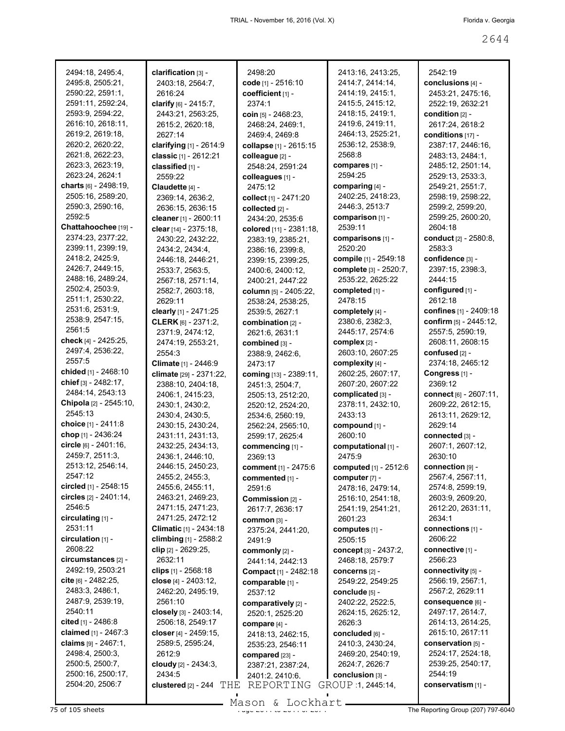2494:18, 2495:4, 2495:8, 2505:21, 2590:22, 2591:1, 2591:11, 2592:24, 2593:9, 2594:22, 2616:10, 2618:11, 2619:2, 2619:18, 2620:2, 2620:22, 2621:8, 2622:23, 2623:3, 2623:19, 2623:24, 2624:1

**charts** [6] - 2498:19, 2505:16, 2589:20, 2590:3, 2590:16, 2592:5

**Chattahoochee** [19] - 2374:23, 2377:22, 2399:11, 2399:19, 2418:2, 2425:9, 2426:7, 2449:15, 2488:16, 2489:24, 2502:4, 2503:9, 2511:1, 2530:22, 2531:6, 2531:9, 2538:9, 2547:15, 2561:5

**check** [4] - 2425:25, 2497:4, 2536:22, 2557:5

**chided** [1] - 2468:10

**chief** [3] - 2482:17, 2484:14, 2543:13

**Chipola** [2] - 2545:10, 2545:13

**choice** [1] - 2411:8

**chop** [1] - 2436:24

**circle** [6] - 2401:16, 2459:7, 2511:3, 2513:12, 2546:14, 2547:12

**circled** [1] - 2548:15

**circles** [2] - 2401:14, 2546:5

**circulating** [1] - 2531:11

**circulation** [1] - 2608:22

**circumstances** [2] - 2492:19, 2503:21

**cite** [6] - 2482:25, 2483:3, 2486:1, 2487:9, 2539:19, 2540:11

**cited** [1] - 2486:8

**claimed** [1] - 2467:3

**claims** [9] - 2467:1, 2498:4, 2500:3, 2500:5, 2500:7, 2500:16, 2500:17, 2504:20, 2506:7

**clarification** [3] - 2403:18, 2564:7, 2616:24

**clarify** [6] - 2415:7, 2443:21, 2563:25, 2615:2, 2620:18, 2627:14

**clarifying** [1] - 2614:9

**classic** [1] - 2612:21

**classified** [1] - 2559:22

**Claudette** [4] - 2369:14, 2636:2, 2636:15, 2636:15

**cleaner** [1] - 2600:11

**clear** [14] - 2375:18, 2430:22, 2432:22, 2434:2, 2434:4, 2446:18, 2446:21, 2533:7, 2563:5, 2567:18, 2571:14, 2582:7, 2603:18, 2629:11

**clearly** [1] - 2471:25

**CLERK** [6] - 2371:2, 2371:9, 2474:12, 2474:19, 2553:21, 2554:3

**Climate** [1] - 2446:9

**climate** [29] - 2371:22, 2388:10, 2404:18, 2406:1, 2415:23, 2430:1, 2430:2, 2430:4, 2430:5, 2430:15, 2430:24, 2431:11, 2431:13, 2432:25, 2434:13, 2436:1, 2446:10, 2446:15, 2450:23, 2455:2, 2455:3, 2455:6, 2455:11, 2463:21, 2469:23, 2471:15, 2471:23, 2471:25, 2472:12

**Climatic** [1] - 2434:18

**climbing** [1] - 2588:2

**clip** [2] - 2629:25, 2632:11

**clips** [1] - 2568:18

**close** [4] - 2403:12, 2462:20, 2495:19, 2561:10

**closely** [3] - 2403:14, 2506:18, 2549:17

**closer** [4] - 2459:15, 2589:5, 2595:24, 2612:9

**cloudy** [2] - 2434:3, 2434:5

**clustered** [2] - 244

2498:20

**code** [1] - 2516:10

**coefficient** [1] - 2374:1

**coin** [5] - 2468:23, 2468:24, 2469:1, 2469:4, 2469:8

**collapse** [1] - 2615:15

**colleague** [2] - 2548:24, 2591:24

**colleagues** [1] - 2475:12

**collect** [1] - 2471:20

**collected** [2] - 2434:20, 2535:6

**colored** [11] - 2381:18, 2383:19, 2385:21, 2386:16, 2399:8, 2399:15, 2399:25, 2400:6, 2400:12, 2400:21, 2447:22

**column** [5] - 2405:22, 2538:24, 2538:25, 2539:5, 2627:1

**combination** [2] - 2621:6, 2631:1

**combined** [3] - 2388:9, 2462:6, 2473:17

**coming** [13] - 2389:11, 2451:3, 2504:7, 2505:13, 2512:20, 2520:12, 2524:20, 2534:6, 2560:19, 2562:24, 2565:10, 2599:17, 2625:4

**commencing** [1] - 2369:13

**comment** [1] - 2475:6

**commented** [1] - 2591:6

**Commission** [2] - 2617:7, 2636:17

**common** [3] - 2375:24, 2441:20, 2491:9

**commonly** [2] - 2441:14, 2442:13

**Compact** [1] - 2482:18

**comparable** [1] - 2537:12

**comparatively** [2] - 2520:1, 2525:20

**compare** [4] - 2418:13, 2462:15, 2535:23, 2546:11

**compared** [23] - 2387:21, 2387:24, 2401:2, 2410:6,

2413:16, 2413:25, 2414:7, 2414:14, 2414:19, 2415:1, 2415:5, 2415:12, 2418:15, 2419:1, 2419:6, 2419:11, 2464:13, 2525:21, 2536:12, 2538:9, 2568:8

**compares** [1] - 2594:25

**comparing** [4] - 2402:25, 2418:23, 2446:3, 2513:7

**comparison** [1] - 2539:11

**comparisons** [1] - 2520:20

**compile** [1] - 2549:18

**complete** [3] - 2520:7, 2535:22, 2625:22

**completed** [1] - 2478:15

**completely** [4] - 2380:6, 2382:3, 2445:17, 2574:6

**complex** [2] - 2603:10, 2607:25

**complexity** [4] - 2602:25, 2607:17, 2607:20, 2607:22

**complicated** [3] - 2378:11, 2432:10, 2433:13

**compound** [1] - 2600:10

**computational** [1] - 2475:9

**computed** [1] - 2512:6

**computer** [7] - 2478:16, 2479:14, 2516:10, 2541:18, 2541:19, 2541:21, 2601:23

**computes** [1] - 2505:15

**concept** [3] - 2437:2, 2468:18, 2579:7

**concerns** [2] - 2549:22, 2549:25

**conclude** [5] - 2402:22, 2522:5, 2624:15, 2625:12, 2626:3

**concluded** [6] - 2410:3, 2430:24, 2469:20, 2540:19, 2624:7, 2626:7

**conclusion** [3] - 2445:14,

2542:19

**conclusions** [4] - 2453:21, 2475:16, 2522:19, 2632:21

**condition** [2] - 2617:24, 2618:2

**conditions** [17] - 2387:17, 2446:16, 2483:13, 2484:1, 2485:12, 2501:14, 2529:13, 2533:3, 2549:21, 2551:7, 2598:19, 2598:22, 2599:2, 2599:20, 2599:25, 2600:20, 2604:18

**conduct** [2] - 2580:8, 2583:3

**confidence** [3] - 2397:15, 2398:3, 2444:15

**configured** [1] - 2612:18

**confines** [1] - 2409:18

**confirm** [5] - 2445:12, 2557:5, 2590:19, 2608:11, 2608:15

**confused** [2] - 2374:18, 2465:12

**Congress** [1] - 2369:12

**connect** [6] - 2607:11, 2609:22, 2612:15, 2613:11, 2629:12, 2629:14

**connected** [3] - 2607:1, 2607:12, 2630:10

**connection** [9] - 2567:4, 2567:11, 2574:8, 2599:19, 2603:9, 2609:20, 2612:20, 2631:11, 2634:1

**connections** [1] - 2606:22

**connective** [1] - 2566:23

**connectivity** [5] - 2566:19, 2567:1, 2567:2, 2629:11

**consequence** [6] - 2497:17, 2614:7, 2614:13, 2614:25, 2615:10, 2617:11

**conservation** [5] - 2524:17, 2524:18, 2539:25, 2540:17, 2544:19

**conservatism** [1] -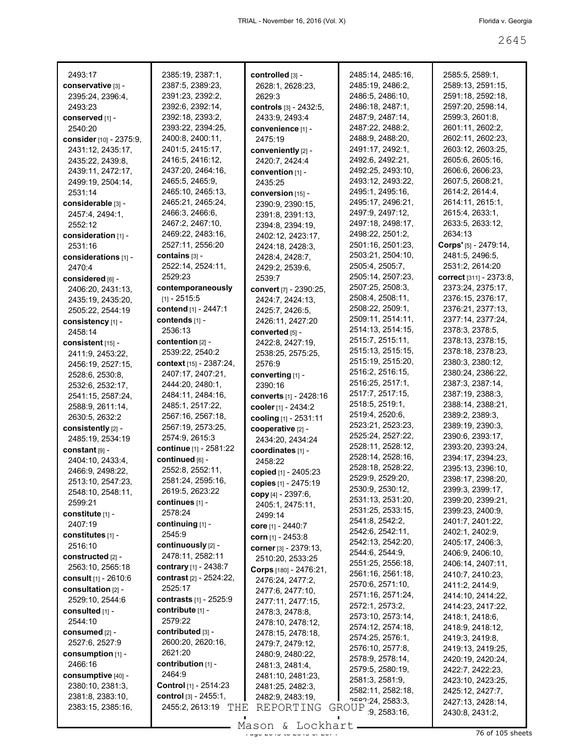2493:17
**conservative** [3] - 2395:24, 2396:4, 2493:23
**conserved** [1] - 2540:20
**consider** [10] - 2375:9, 2431:12, 2435:17, 2435:22, 2439:8, 2439:11, 2472:17, 2499:19, 2504:14, 2531:14
**considerable** [3] - 2457:4, 2494:1, 2552:12
**consideration** [1] - 2531:16
**considerations** [1] - 2470:4
**considered** [6] - 2406:20, 2431:13, 2435:19, 2435:20, 2505:22, 2544:19
**consistency** [1] - 2458:14
**consistent** [15] - 2411:9, 2453:22, 2456:19, 2527:15, 2528:6, 2530:8, 2532:6, 2532:17, 2541:15, 2587:24, 2588:9, 2611:14, 2630:5, 2632:2
**consistently** [2] - 2485:19, 2534:19
**constant** [9] - 2404:10, 2433:4, 2466:9, 2498:22, 2513:10, 2547:23, 2548:10, 2548:11, 2599:21
**constitute** [1] - 2407:19
**constitutes** [1] - 2516:10
**constructed** [2] - 2563:10, 2565:18
**consult** [1] - 2610:6
**consultation** [2] - 2529:10, 2544:6
**consulted** [1] - 2544:10
**consumed** [2] - 2527:6, 2527:9
**consumption** [1] - 2466:16
**consumptive** [40] - 2380:10, 2381:3, 2381:8, 2383:10, 2383:15, 2385:16, 2385:19, 2387:1, 2387:5, 2389:23, 2391:23, 2392:2, 2392:6, 2392:14, 2392:18, 2393:2, 2393:22, 2394:25, 2400:8, 2400:11, 2401:5, 2415:17, 2416:5, 2416:12, 2437:20, 2464:16, 2465:5, 2465:9, 2465:10, 2465:13, 2465:21, 2465:24, 2466:3, 2466:6, 2467:2, 2467:10, 2469:22, 2483:16, 2527:11, 2556:20
**contains** [3] - 2522:14, 2524:11, 2529:23
**contemporaneously** [1] - 2515:5
**contend** [1] - 2447:1
**contends** [1] - 2536:13
**contention** [2] - 2539:22, 2540:2
**context** [15] - 2387:24, 2407:17, 2407:21, 2444:20, 2480:1, 2484:11, 2484:16, 2485:1, 2517:22, 2567:16, 2567:18, 2567:19, 2573:25, 2574:9, 2615:3
**continue** [1] - 2581:22
**continued** [6] - 2552:8, 2552:11, 2581:24, 2595:16, 2619:5, 2623:22
**continues** [1] - 2578:24
**continuing** [1] - 2545:9
**continuously** [2] - 2478:11, 2582:11
**contrary** [1] - 2438:7
**contrast** [2] - 2524:22, 2525:17
**contrasts** [1] - 2525:9
**contribute** [1] - 2579:22
**contributed** [3] - 2600:20, 2620:16, 2621:20
**contribution** [1] - 2464:9
**Control** [1] - 2514:23
**control** [3] - 2455:1, 2455:2, 2613:19
**controlled** [3] - 2628:1, 2628:23, 2629:3
**controls** [3] - 2432:5, 2433:9, 2493:4
**convenience** [1] - 2475:19
**conveniently** [2] - 2420:7, 2424:4
**convention** [1] - 2435:25
**conversion** [15] - 2390:9, 2390:15, 2391:8, 2391:13, 2394:8, 2394:19, 2402:12, 2423:17, 2424:18, 2428:3, 2428:4, 2428:7, 2429:2, 2539:6, 2539:7
**convert** [7] - 2390:25, 2424:7, 2424:13, 2425:7, 2426:5, 2426:11, 2427:20
**converted** [5] - 2422:8, 2427:19, 2538:25, 2575:25, 2576:9
**converting** [1] - 2390:16
**converts** [1] - 2428:16
**cooler** [1] - 2434:2
**cooling** [1] - 2531:11
**cooperative** [2] - 2434:20, 2434:24
**coordinates** [1] - 2458:22
**copied** [1] - 2405:23
**copies** [1] - 2475:19
**copy** [4] - 2397:6, 2405:1, 2475:11, 2499:14
**core** [1] - 2440:7
**corn** [1] - 2453:8
**corner** [3] - 2379:13, 2510:20, 2533:25
**Corps** [180] - 2476:21, 2476:24, 2477:2, 2477:6, 2477:10, 2477:11, 2477:15, 2478:3, 2478:8, 2478:10, 2478:12, 2478:15, 2478:18, 2479:7, 2479:12, 2480:9, 2480:22, 2481:3, 2481:4, 2481:10, 2481:23, 2481:25, 2482:3, 2482:9, 2483:19, 2485:14, 2485:16, 2485:19, 2486:2, 2486:5, 2486:10, 2486:18, 2487:1, 2487:9, 2487:14, 2487:22, 2488:2, 2488:9, 2488:20, 2491:17, 2492:1, 2492:6, 2492:21, 2492:25, 2493:10, 2493:12, 2493:22, 2495:1, 2495:16, 2495:17, 2496:21, 2497:9, 2497:12, 2497:18, 2498:17, 2498:22, 2501:2, 2501:16, 2501:23, 2503:21, 2504:10, 2505:4, 2505:7, 2505:14, 2507:23, 2507:25, 2508:3, 2508:4, 2508:11, 2508:22, 2509:1, 2509:11, 2514:11, 2514:13, 2514:15, 2515:7, 2515:11, 2515:13, 2515:15, 2515:19, 2515:20, 2516:2, 2516:15, 2516:25, 2517:1, 2517:7, 2517:15, 2518:5, 2519:1, 2519:4, 2520:6, 2523:21, 2523:23, 2525:24, 2527:22, 2528:11, 2528:12, 2528:14, 2528:16, 2528:18, 2528:22, 2529:9, 2529:20, 2530:9, 2530:12, 2531:13, 2531:20, 2531:25, 2533:15, 2541:8, 2542:2, 2542:6, 2542:11, 2542:13, 2542:20, 2544:6, 2544:9, 2551:25, 2556:18, 2561:16, 2561:18, 2570:6, 2571:10, 2571:16, 2571:24, 2572:1, 2573:2, 2573:10, 2573:14, 2574:12, 2574:18, 2574:25, 2576:1, 2576:10, 2577:8, 2578:9, 2578:14, 2579:5, 2580:19, 2581:3, 2581:9, 2582:11, 2582:18, 2582:24, 2583:3, 2583:9, 2583:16, 2585:5, 2589:1, 2589:13, 2591:15, 2591:18, 2592:18, 2597:20, 2598:14, 2599:3, 2601:8, 2601:11, 2602:2, 2602:11, 2602:23, 2603:12, 2603:25, 2605:6, 2605:16, 2606:6, 2606:23, 2607:5, 2608:21, 2614:2, 2614:4, 2614:11, 2615:1, 2615:4, 2633:1, 2633:5, 2633:12, 2634:13
**Corps'** [5] - 2479:14, 2481:5, 2496:5, 2531:2, 2614:20
**correct** [311] - 2373:8, 2373:24, 2375:17, 2376:15, 2376:17, 2376:21, 2377:13, 2377:14, 2377:24, 2378:3, 2378:5, 2378:13, 2378:15, 2378:18, 2378:23, 2380:3, 2380:12, 2380:24, 2386:22, 2387:3, 2387:14, 2387:19, 2388:3, 2388:14, 2388:21, 2389:2, 2389:3, 2389:19, 2390:3, 2390:6, 2393:17, 2393:20, 2393:24, 2394:17, 2394:23, 2395:13, 2396:10, 2398:17, 2398:20, 2399:3, 2399:17, 2399:20, 2399:21, 2399:23, 2400:9, 2401:7, 2401:22, 2402:1, 2402:9, 2405:17, 2406:3, 2406:9, 2406:10, 2406:14, 2407:11, 2410:7, 2410:23, 2411:2, 2414:9, 2414:10, 2414:22, 2414:23, 2417:22, 2418:1, 2418:6, 2418:9, 2418:12, 2419:3, 2419:8, 2419:13, 2419:25, 2420:19, 2420:24, 2422:7, 2422:23, 2423:10, 2423:25, 2425:12, 2427:7, 2427:13, 2428:14, 2430:8, 2431:2,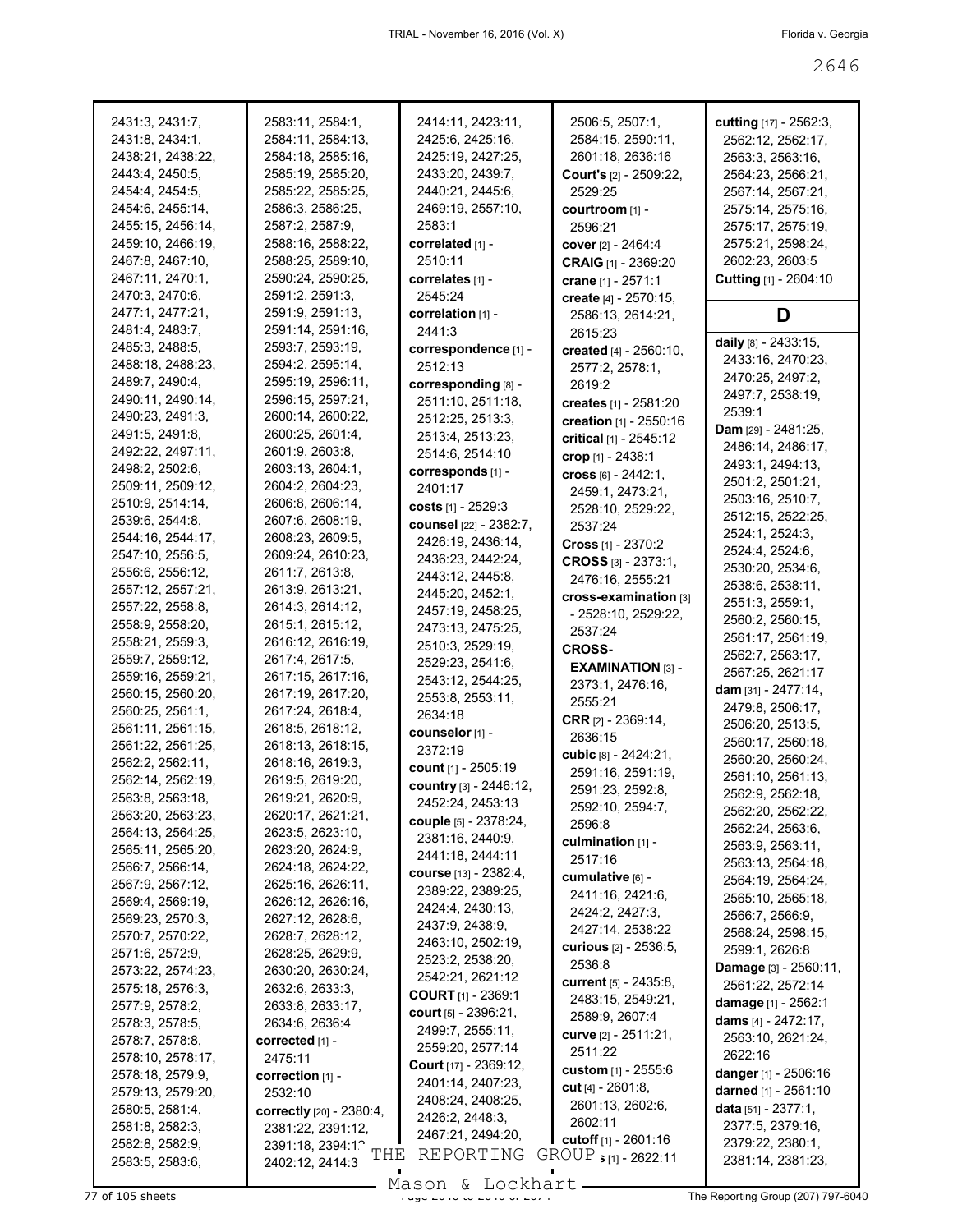2431:3, 2431:7, 2431:8, 2434:1, 2438:21, 2438:22, 2443:4, 2450:5, 2454:4, 2454:5, 2454:6, 2455:14, 2455:15, 2456:14, 2459:10, 2466:19, 2467:8, 2467:10, 2467:11, 2470:1, 2470:3, 2470:6, 2477:1, 2477:21, 2481:4, 2483:7, 2485:3, 2488:5, 2488:18, 2488:23, 2489:7, 2490:4, 2490:11, 2490:14, 2490:23, 2491:3, 2491:5, 2491:8, 2492:22, 2497:11, 2498:2, 2502:6, 2509:11, 2509:12, 2510:9, 2514:14, 2539:6, 2544:8, 2544:16, 2544:17, 2547:10, 2556:5, 2556:6, 2556:12, 2557:12, 2557:21, 2557:22, 2558:8, 2558:9, 2558:20, 2558:21, 2559:3, 2559:7, 2559:12, 2559:16, 2559:21, 2560:15, 2560:20, 2560:25, 2561:1, 2561:11, 2561:15, 2561:22, 2561:25, 2562:2, 2562:11, 2562:14, 2562:19, 2563:8, 2563:18, 2563:20, 2563:23, 2564:13, 2564:25, 2565:11, 2565:20, 2566:7, 2566:14, 2567:9, 2567:12, 2569:4, 2569:19, 2569:23, 2570:3, 2570:7, 2570:22, 2571:6, 2572:9, 2573:22, 2574:23, 2575:18, 2576:3, 2577:9, 2578:2, 2578:3, 2578:5, 2578:7, 2578:8, 2578:10, 2578:17, 2578:18, 2579:9, 2579:13, 2579:20, 2580:5, 2581:4, 2581:8, 2582:3, 2582:8, 2582:9, 2583:5, 2583:6, 2583:11, 2584:1, 2584:11, 2584:13, 2584:18, 2585:16, 2585:19, 2585:20, 2585:22, 2585:25, 2586:3, 2586:25, 2587:2, 2587:9, 2588:16, 2588:22, 2588:25, 2589:10, 2590:24, 2590:25, 2591:2, 2591:3, 2591:9, 2591:13, 2591:14, 2591:16, 2593:7, 2593:19, 2594:2, 2595:14, 2595:19, 2596:11, 2596:15, 2597:21, 2600:14, 2600:22, 2600:25, 2601:4, 2601:9, 2603:8, 2603:13, 2604:1, 2604:2, 2604:23, 2606:8, 2606:14, 2607:6, 2608:19, 2608:23, 2609:5, 2609:24, 2610:23, 2611:7, 2613:8, 2613:9, 2613:21, 2614:3, 2614:12, 2615:1, 2615:12, 2616:12, 2616:19, 2617:4, 2617:5, 2617:15, 2617:16, 2617:19, 2617:20, 2617:24, 2618:4, 2618:5, 2618:12, 2618:13, 2618:15, 2618:16, 2619:3, 2619:5, 2619:20, 2619:21, 2620:9, 2620:17, 2621:21, 2623:5, 2623:10, 2623:20, 2624:9, 2624:18, 2624:22, 2625:16, 2626:11, 2626:12, 2626:16, 2627:12, 2628:6, 2628:7, 2628:12, 2628:25, 2629:9, 2630:20, 2630:24, 2632:6, 2633:3, 2633:8, 2633:17, 2634:6, 2636:4

**corrected** [1] - 2475:11
**correction** [1] - 2532:10
**correctly** [20] - 2380:4, 2381:22, 2391:12, 2391:18, 2394:1?, 2402:12, 2414:3, 2414:11, 2423:11, 2425:6, 2425:16, 2425:19, 2427:25, 2433:20, 2439:7, 2440:21, 2445:6, 2469:19, 2557:10, 2583:1
**correlated** [1] - 2510:11
**correlates** [1] - 2545:24
**correlation** [1] - 2441:3
**correspondence** [1] - 2512:13
**corresponding** [8] - 2511:10, 2511:18, 2512:25, 2513:3, 2513:4, 2513:23, 2514:6, 2514:10
**corresponds** [1] - 2401:17
**costs** [1] - 2529:3
**counsel** [22] - 2382:7, 2426:19, 2436:14, 2436:23, 2442:24, 2443:12, 2445:8, 2445:20, 2452:1, 2457:19, 2458:25, 2473:13, 2475:25, 2510:3, 2529:19, 2529:23, 2541:6, 2543:12, 2544:25, 2553:8, 2553:11, 2634:18
**counselor** [1] - 2372:19
**count** [1] - 2505:19
**country** [3] - 2446:12, 2452:24, 2453:13
**couple** [5] - 2378:24, 2381:16, 2440:9, 2441:18, 2444:11
**course** [13] - 2382:4, 2389:22, 2389:25, 2424:4, 2430:13, 2437:9, 2438:9, 2463:10, 2502:19, 2523:2, 2538:20, 2542:21, 2621:12
**COURT** [1] - 2369:1
**court** [5] - 2396:21, 2499:7, 2555:11, 2559:20, 2577:14
**Court** [17] - 2369:12, 2401:14, 2407:23, 2408:24, 2408:25, 2426:2, 2448:3, 2467:21, 2494:20, 2506:5, 2507:1, 2584:15, 2590:11, 2601:18, 2636:16
**Court's** [2] - 2509:22, 2529:25
**courtroom** [1] - 2596:21
**cover** [2] - 2464:4
**CRAIG** [1] - 2369:20
**crane** [1] - 2571:1
**create** [4] - 2570:15, 2586:13, 2614:21, 2615:23
**created** [4] - 2560:10, 2577:2, 2578:1, 2619:2
**creates** [1] - 2581:20
**creation** [1] - 2550:16
**critical** [1] - 2545:12
**crop** [1] - 2438:1
**cross** [6] - 2442:1, 2459:1, 2473:21, 2528:10, 2529:22, 2537:24
**Cross** [1] - 2370:2
**CROSS** [3] - 2373:1, 2476:16, 2555:21
**cross-examination** [3] - 2528:10, 2529:22, 2537:24
**CROSS-EXAMINATION** [3] - 2373:1, 2476:16, 2555:21
**CRR** [2] - 2369:14, 2636:15
**cubic** [8] - 2424:21, 2591:16, 2591:19, 2591:23, 2592:8, 2592:10, 2594:7, 2596:8
**culmination** [1] - 2517:16
**cumulative** [6] - 2411:16, 2421:6, 2424:2, 2427:3, 2427:14, 2538:22
**curious** [2] - 2536:5, 2536:8
**current** [5] - 2435:8, 2483:15, 2549:21, 2589:9, 2607:4
**curve** [2] - 2511:21, 2511:22
**custom** [1] - 2555:6
**cut** [4] - 2601:8, 2601:13, 2602:6, 2602:11
**cutoff** [1] - 2601:16
**?s** [1] - 2622:11
**cutting** [17] - 2562:3, 2562:12, 2562:17, 2563:3, 2563:16, 2564:23, 2566:21, 2567:14, 2567:21, 2575:14, 2575:16, 2575:17, 2575:19, 2575:21, 2598:24, 2602:23, 2603:5
**Cutting** [1] - 2604:10

## D

**daily** [8] - 2433:15, 2433:16, 2470:23, 2470:25, 2497:2, 2497:7, 2538:19, 2539:1
**Dam** [29] - 2481:25, 2486:14, 2486:17, 2493:1, 2494:13, 2501:2, 2501:21, 2503:16, 2510:7, 2512:15, 2522:25, 2524:1, 2524:3, 2524:4, 2524:6, 2530:20, 2534:6, 2538:6, 2538:11, 2551:3, 2559:1, 2560:2, 2560:15, 2561:17, 2561:19, 2562:7, 2563:17, 2567:25, 2621:17
**dam** [31] - 2477:14, 2479:8, 2506:17, 2506:20, 2513:5, 2560:17, 2560:18, 2560:20, 2560:24, 2561:10, 2561:13, 2562:9, 2562:18, 2562:20, 2562:22, 2562:24, 2563:6, 2563:9, 2563:11, 2563:13, 2564:18, 2564:19, 2564:24, 2565:10, 2565:18, 2566:7, 2566:9, 2568:24, 2598:15, 2599:1, 2626:8
**Damage** [3] - 2560:11, 2561:22, 2572:14
**damage** [1] - 2562:1
**dams** [4] - 2472:17, 2563:10, 2621:24, 2622:16
**danger** [1] - 2506:16
**darned** [1] - 2561:10
**data** [51] - 2377:1, 2377:5, 2379:16, 2379:22, 2380:1, 2381:14, 2381:23,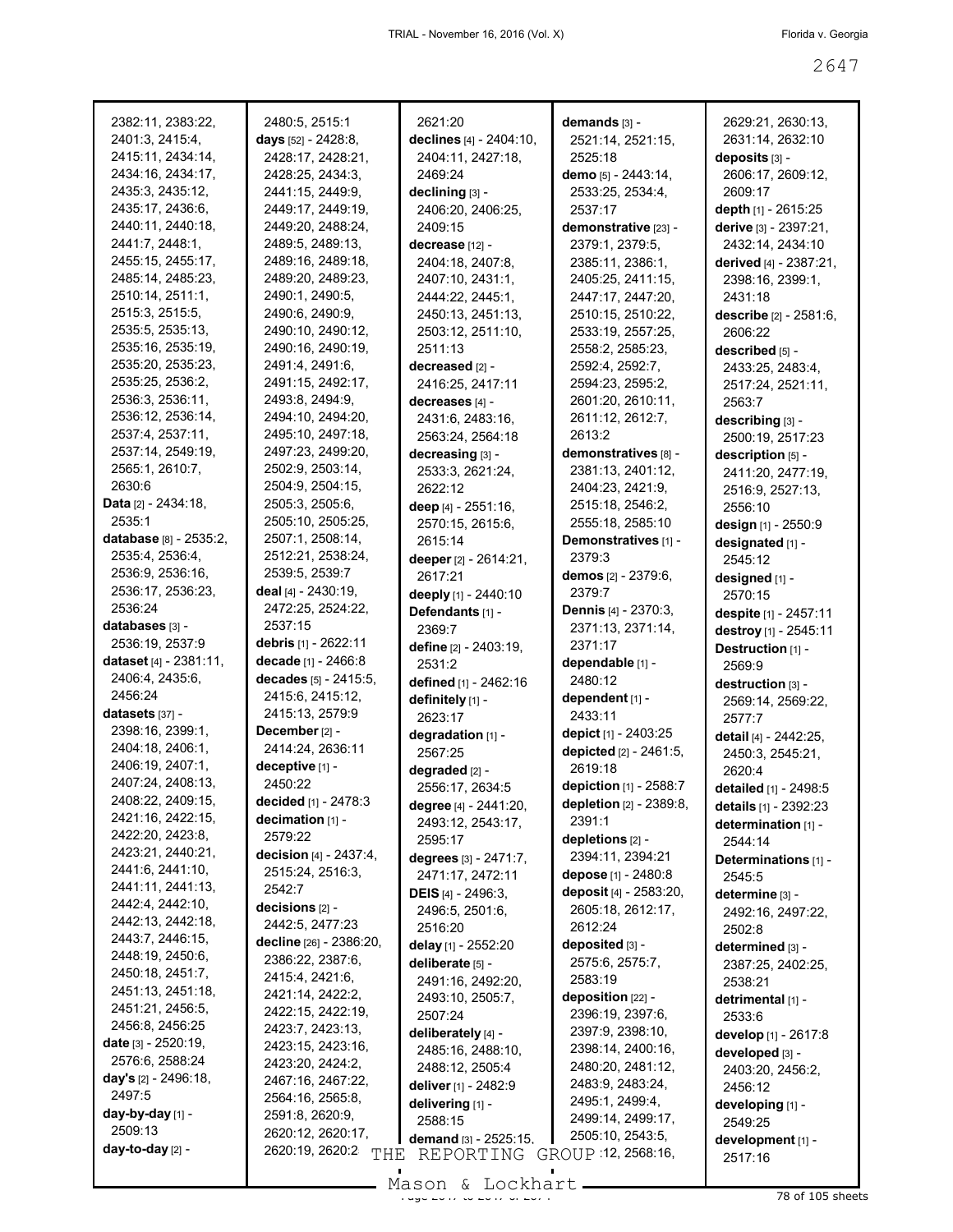2382:11, 2383:22, 2401:3, 2415:4, 2415:11, 2434:14, 2434:16, 2434:17, 2435:3, 2435:12, 2435:17, 2436:6, 2440:11, 2440:18, 2441:7, 2448:1, 2455:15, 2455:17, 2485:14, 2485:23, 2510:14, 2511:1, 2515:3, 2515:5, 2535:5, 2535:13, 2535:16, 2535:19, 2535:20, 2535:23, 2535:25, 2536:2, 2536:3, 2536:11, 2536:12, 2536:14, 2537:4, 2537:11, 2537:14, 2549:19, 2565:1, 2610:7, 2630:6

**Data** [2] - 2434:18, 2535:1

**database** [8] - 2535:2, 2535:4, 2536:4, 2536:9, 2536:16, 2536:17, 2536:23, 2536:24

**databases** [3] - 2536:19, 2537:9

**dataset** [4] - 2381:11, 2406:4, 2435:6, 2456:24

**datasets** [37] - 2398:16, 2399:1, 2404:18, 2406:1, 2406:19, 2407:1, 2407:24, 2408:13, 2408:22, 2409:15, 2421:16, 2422:15, 2422:20, 2423:8, 2423:21, 2440:21, 2441:6, 2441:10, 2441:11, 2441:13, 2442:4, 2442:10, 2442:13, 2442:18, 2443:7, 2446:15, 2448:19, 2450:6, 2450:18, 2451:7, 2451:13, 2451:18, 2451:21, 2456:5, 2456:8, 2456:25

**date** [3] - 2520:19, 2576:6, 2588:24

**day's** [2] - 2496:18, 2497:5

**day-by-day** [1] - 2509:13

**day-to-day** [2] - 2480:5, 2515:1

**days** [52] - 2428:8, 2428:17, 2428:21, 2428:25, 2434:3, 2441:15, 2449:9, 2449:17, 2449:19, 2449:20, 2488:24, 2489:5, 2489:13, 2489:16, 2489:18, 2489:20, 2489:23, 2490:1, 2490:5, 2490:6, 2490:9, 2490:10, 2490:12, 2490:16, 2490:19, 2491:4, 2491:6, 2491:15, 2492:17, 2493:8, 2494:9, 2494:10, 2494:20, 2495:10, 2497:18, 2497:23, 2499:20, 2502:9, 2503:14, 2504:9, 2504:15, 2505:3, 2505:6, 2505:10, 2505:25, 2507:1, 2508:14, 2512:21, 2538:24, 2539:5, 2539:7

**deal** [4] - 2430:19, 2472:25, 2524:22, 2537:15

**debris** [1] - 2622:11

**decade** [1] - 2466:8

**decades** [5] - 2415:5, 2415:6, 2415:12, 2415:13, 2579:9

**December** [2] - 2414:24, 2636:11

**deceptive** [1] - 2450:22

**decided** [1] - 2478:3

**decimation** [1] - 2579:22

**decision** [4] - 2437:4, 2515:24, 2516:3, 2542:7

**decisions** [2] - 2442:5, 2477:23

**decline** [26] - 2386:20, 2386:22, 2387:6, 2415:4, 2421:6, 2421:14, 2422:2, 2422:15, 2422:19, 2423:7, 2423:13, 2423:15, 2423:16, 2423:20, 2424:2, 2467:16, 2467:22, 2564:16, 2565:8, 2591:8, 2620:9, 2620:12, 2620:17, 2620:19, 2620:2, 2621:20

**declines** [4] - 2404:10, 2404:11, 2427:18, 2469:24

**declining** [3] - 2406:20, 2406:25, 2409:15

**decrease** [12] - 2404:18, 2407:8, 2407:10, 2431:1, 2444:22, 2445:1, 2450:13, 2451:13, 2503:12, 2511:10, 2511:13

**decreased** [2] - 2416:25, 2417:11

**decreases** [4] - 2431:6, 2483:16, 2563:24, 2564:18

**decreasing** [3] - 2533:3, 2621:24, 2622:12

**deep** [4] - 2551:16, 2570:15, 2615:6, 2615:14

**deeper** [2] - 2614:21, 2617:21

**deeply** [1] - 2440:10

**Defendants** [1] - 2369:7

**define** [2] - 2403:19, 2531:2

**defined** [1] - 2462:16

**definitely** [1] - 2623:17

**degradation** [1] - 2567:25

**degraded** [2] - 2556:17, 2634:5

**degree** [4] - 2441:20, 2493:12, 2543:17, 2595:17

**degrees** [3] - 2471:7, 2471:17, 2472:11

**DEIS** [4] - 2496:3, 2496:5, 2501:6, 2516:20

**delay** [1] - 2552:20

**deliberate** [5] - 2491:16, 2492:20, 2493:10, 2505:7, 2507:24

**deliberately** [4] - 2485:16, 2488:10, 2488:12, 2505:4

**deliver** [1] - 2482:9

**delivering** [1] - 2588:15

**demand** [3] - 2525:15, 2629:21, 2630:13, 2631:14, 2632:10

**demands** [3] - 2521:14, 2521:15, 2525:18

**demo** [5] - 2443:14, 2533:25, 2534:4, 2537:17

**demonstrative** [23] - 2379:1, 2379:5, 2385:11, 2386:1, 2405:25, 2411:15, 2447:17, 2447:20, 2510:15, 2510:22, 2533:19, 2557:25, 2558:2, 2585:23, 2592:4, 2592:7, 2594:23, 2595:2, 2601:20, 2610:11, 2611:12, 2612:7, 2613:2

**demonstratives** [8] - 2381:13, 2401:12, 2404:23, 2421:9, 2515:18, 2546:2, 2555:18, 2585:10

**Demonstratives** [1] - 2379:3

**demos** [2] - 2379:6, 2379:7

**Dennis** [4] - 2370:3, 2371:13, 2371:14, 2371:17

**dependable** [1] - 2480:12

**dependent** [1] - 2433:11

**depict** [1] - 2403:25

**depicted** [2] - 2461:5, 2619:18

**depiction** [1] - 2588:7

**depletion** [2] - 2389:8, 2391:1

**depletions** [2] - 2394:21, 2394:21

**depose** [1] - 2480:8

**deposit** [4] - 2583:20, 2605:18, 2612:17, 2612:24

**deposited** [3] - 2575:6, 2575:7, 2583:19

**deposition** [22] - 2396:19, 2397:6, 2397:9, 2398:10, 2398:14, 2400:16, 2480:20, 2481:12, 2483:9, 2483:24, 2495:1, 2499:4, 2499:14, 2499:17, 2505:10, 2543:5, 2568:12, 2568:16,

**deposits** [3] - 2606:17, 2609:12, 2609:17

**depth** [1] - 2615:25

**derive** [3] - 2397:21, 2432:14, 2434:10

**derived** [4] - 2387:21, 2398:16, 2399:1, 2431:18

**describe** [2] - 2581:6, 2606:22

**described** [5] - 2433:25, 2483:4, 2517:24, 2521:11, 2563:7

**describing** [3] - 2500:19, 2517:23

**description** [5] - 2411:20, 2477:19, 2516:9, 2527:13, 2556:10

**design** [1] - 2550:9

**designated** [1] - 2545:12

**designed** [1] - 2570:15

**despite** [1] - 2457:11

**destroy** [1] - 2545:11

**Destruction** [1] - 2569:9

**destruction** [3] - 2569:14, 2569:22, 2577:7

**detail** [4] - 2442:25, 2450:3, 2545:21, 2620:4

**detailed** [1] - 2498:5

**details** [1] - 2392:23

**determination** [1] - 2544:14

**Determinations** [1] - 2545:5

**determine** [3] - 2492:16, 2497:22, 2502:8

**determined** [3] - 2387:25, 2402:25, 2538:21

**detrimental** [1] - 2533:6

**develop** [1] - 2617:8

**developed** [3] - 2403:20, 2456:2, 2456:12

**developing** [1] - 2549:25

**development** [1] - 2517:16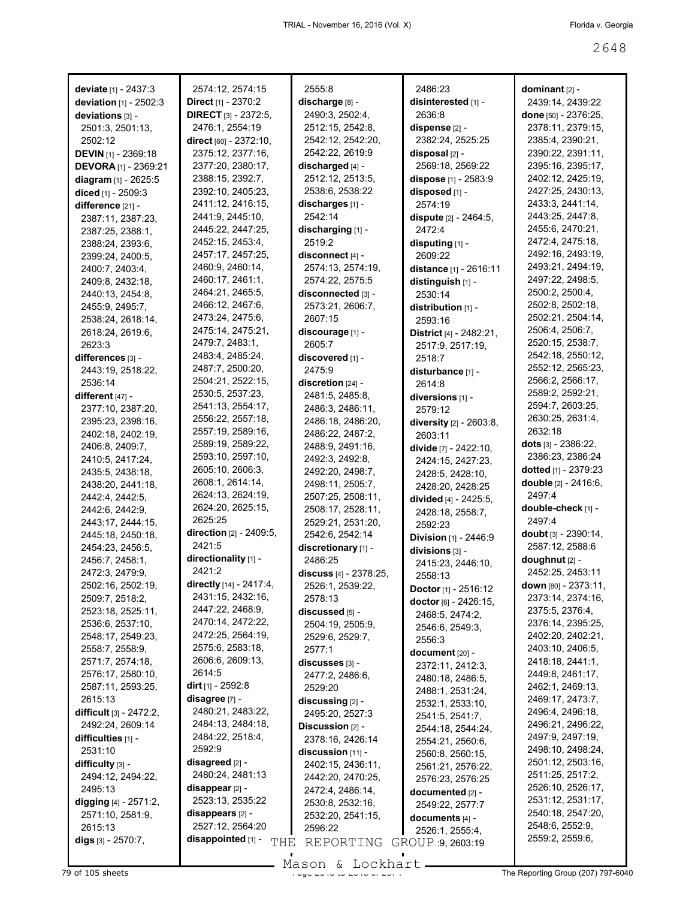**deviate** [1] - 2437:3
**deviation** [1] - 2502:3
**deviations** [3] - 2501:3, 2501:13, 2502:12
**DEVIN** [1] - 2369:18
**DEVORA** [1] - 2369:21
**diagram** [1] - 2625:5
**diced** [1] - 2509:3
**difference** [21] - 2387:11, 2387:23, 2387:25, 2388:1, 2388:24, 2393:6, 2399:24, 2400:5, 2400:7, 2403:4, 2409:8, 2432:18, 2440:13, 2454:8, 2455:9, 2495:7, 2538:24, 2618:14, 2618:24, 2619:6, 2623:3
**differences** [3] - 2443:19, 2518:22, 2536:14
**different** [47] - 2377:10, 2387:20, 2395:23, 2398:16, 2402:18, 2402:19, 2406:8, 2409:7, 2410:5, 2417:24, 2435:5, 2438:18, 2438:20, 2441:18, 2442:4, 2442:5, 2442:6, 2442:9, 2443:17, 2444:15, 2445:18, 2450:18, 2454:23, 2456:5, 2456:7, 2458:1, 2472:3, 2479:9, 2502:16, 2502:19, 2509:7, 2518:2, 2523:18, 2525:11, 2536:6, 2537:10, 2548:17, 2549:23, 2558:7, 2558:9, 2571:7, 2574:18, 2576:17, 2580:10, 2587:11, 2593:25, 2615:13
**difficult** [3] - 2472:2, 2492:24, 2609:14
**difficulties** [1] - 2531:10
**difficulty** [3] - 2494:12, 2494:22, 2495:13
**digging** [4] - 2571:2, 2571:10, 2581:9, 2615:13
**digs** [3] - 2570:7, 2574:12, 2574:15
**Direct** [1] - 2370:2
**DIRECT** [3] - 2372:5, 2476:1, 2554:19
**direct** [60] - 2372:10, 2375:12, 2377:16, 2377:20, 2380:17, 2388:15, 2392:7, 2392:10, 2405:23, 2411:12, 2416:15, 2441:9, 2445:10, 2445:22, 2447:25, 2452:15, 2453:4, 2457:17, 2457:25, 2460:9, 2460:14, 2460:17, 2461:1, 2464:21, 2465:5, 2466:12, 2467:6, 2473:24, 2475:6, 2475:14, 2475:21, 2479:7, 2483:1, 2483:4, 2485:24, 2487:7, 2500:20, 2504:21, 2522:15, 2530:5, 2537:23, 2541:13, 2554:17, 2556:22, 2557:18, 2557:19, 2589:16, 2589:19, 2589:22, 2593:10, 2597:10, 2605:10, 2606:3, 2608:1, 2614:14, 2624:13, 2624:19, 2624:20, 2625:15, 2625:25
**direction** [2] - 2409:5, 2421:5
**directionality** [1] - 2421:2
**directly** [14] - 2417:4, 2431:15, 2432:16, 2447:22, 2468:9, 2470:14, 2472:22, 2472:25, 2564:19, 2575:6, 2583:18, 2606:6, 2609:13, 2614:5
**dirt** [1] - 2592:8
**disagree** [7] - 2480:21, 2483:22, 2484:13, 2484:18, 2484:22, 2518:4, 2592:9
**disagreed** [2] - 2480:24, 2481:13
**disappear** [2] - 2523:13, 2535:22
**disappears** [2] - 2527:12, 2564:20
**disappointed** [1] - 2555:8
**discharge** [8] - 2490:3, 2502:4, 2512:15, 2542:8, 2542:12, 2542:20, 2542:22, 2619:9
**discharged** [4] - 2512:12, 2513:5, 2538:6, 2538:22
**discharges** [1] - 2542:14
**discharging** [1] - 2519:2
**disconnect** [4] - 2574:13, 2574:19, 2574:22, 2575:5
**disconnected** [3] - 2573:21, 2606:7, 2607:15
**discourage** [1] - 2605:7
**discovered** [1] - 2475:9
**discretion** [24] - 2481:5, 2485:8, 2486:3, 2486:11, 2486:18, 2486:20, 2486:22, 2487:2, 2488:9, 2491:16, 2492:3, 2492:8, 2492:20, 2498:7, 2498:11, 2505:7, 2507:25, 2508:11, 2508:17, 2528:11, 2529:21, 2531:20, 2542:6, 2542:14
**discretionary** [1] - 2486:25
**discuss** [4] - 2378:25, 2526:1, 2539:22, 2578:13
**discussed** [5] - 2504:19, 2505:9, 2529:6, 2529:7, 2577:1
**discusses** [3] - 2477:2, 2486:6, 2529:20
**discussing** [2] - 2495:20, 2527:3
**Discussion** [2] - 2378:16, 2426:14
**discussion** [11] - 2402:15, 2436:11, 2442:20, 2470:25, 2472:4, 2486:14, 2530:8, 2532:16, 2532:20, 2541:15, 2596:22
**disinterested** [1] - 2486:23, 2636:8
**dispense** [2] - 2382:24, 2525:25
**disposal** [2] - 2569:18, 2569:22
**dispose** [1] - 2583:9
**disposed** [1] - 2574:19
**dispute** [2] - 2464:5, 2472:4
**disputing** [1] - 2609:22
**distance** [1] - 2616:11
**distinguish** [1] - 2530:14
**distribution** [1] - 2593:16
**District** [4] - 2482:21, 2517:9, 2517:19, 2518:7
**disturbance** [1] - 2614:8
**diversions** [1] - 2579:12
**diversity** [2] - 2603:8, 2603:11
**divide** [7] - 2422:10, 2424:15, 2427:23, 2428:5, 2428:10, 2428:20, 2428:25
**divided** [4] - 2425:5, 2428:18, 2558:7, 2592:23
**Division** [1] - 2446:9
**divisions** [3] - 2415:23, 2446:10, 2558:13
**Doctor** [1] - 2516:12
**doctor** [6] - 2426:15, 2468:5, 2474:2, 2546:6, 2549:3, 2556:3
**document** [20] - 2372:11, 2412:3, 2480:18, 2486:5, 2488:1, 2531:24, 2532:1, 2533:10, 2541:5, 2541:7, 2544:18, 2544:24, 2554:21, 2560:6, 2560:8, 2560:15, 2561:21, 2576:22, 2576:23, 2576:25
**documented** [2] - 2549:22, 2577:7
**documents** [4] - 2526:1, 2555:4, 2603:19
**dominant** [2] - 2439:14, 2439:22
**done** [50] - 2376:25, 2378:11, 2379:15, 2385:4, 2390:21, 2390:22, 2391:11, 2395:16, 2395:17, 2402:12, 2425:19, 2427:25, 2430:13, 2433:3, 2441:14, 2443:25, 2447:8, 2455:6, 2470:21, 2472:4, 2475:18, 2492:16, 2493:19, 2493:21, 2494:19, 2497:22, 2498:5, 2500:2, 2500:4, 2502:8, 2502:18, 2502:21, 2504:14, 2506:4, 2506:7, 2520:15, 2538:7, 2542:18, 2550:12, 2552:12, 2565:23, 2566:2, 2566:17, 2589:2, 2592:21, 2594:7, 2603:25, 2630:25, 2631:4, 2632:18
**dots** [3] - 2386:22, 2386:23, 2386:24
**dotted** [1] - 2379:23
**double** [2] - 2416:6, 2497:4
**double-check** [1] - 2497:4
**doubt** [3] - 2390:14, 2587:12, 2588:6
**doughnut** [2] - 2452:25, 2453:11
**down** [80] - 2373:11, 2373:14, 2374:16, 2375:5, 2376:4, 2376:14, 2395:25, 2402:20, 2402:21, 2403:10, 2406:5, 2418:18, 2441:1, 2449:8, 2461:17, 2462:1, 2469:13, 2469:17, 2473:7, 2496:4, 2496:18, 2496:21, 2496:22, 2497:9, 2497:19, 2498:10, 2498:24, 2501:12, 2503:16, 2511:25, 2517:2, 2526:10, 2526:17, 2531:12, 2531:17, 2540:18, 2547:20, 2548:6, 2552:9, 2559:2, 2559:6,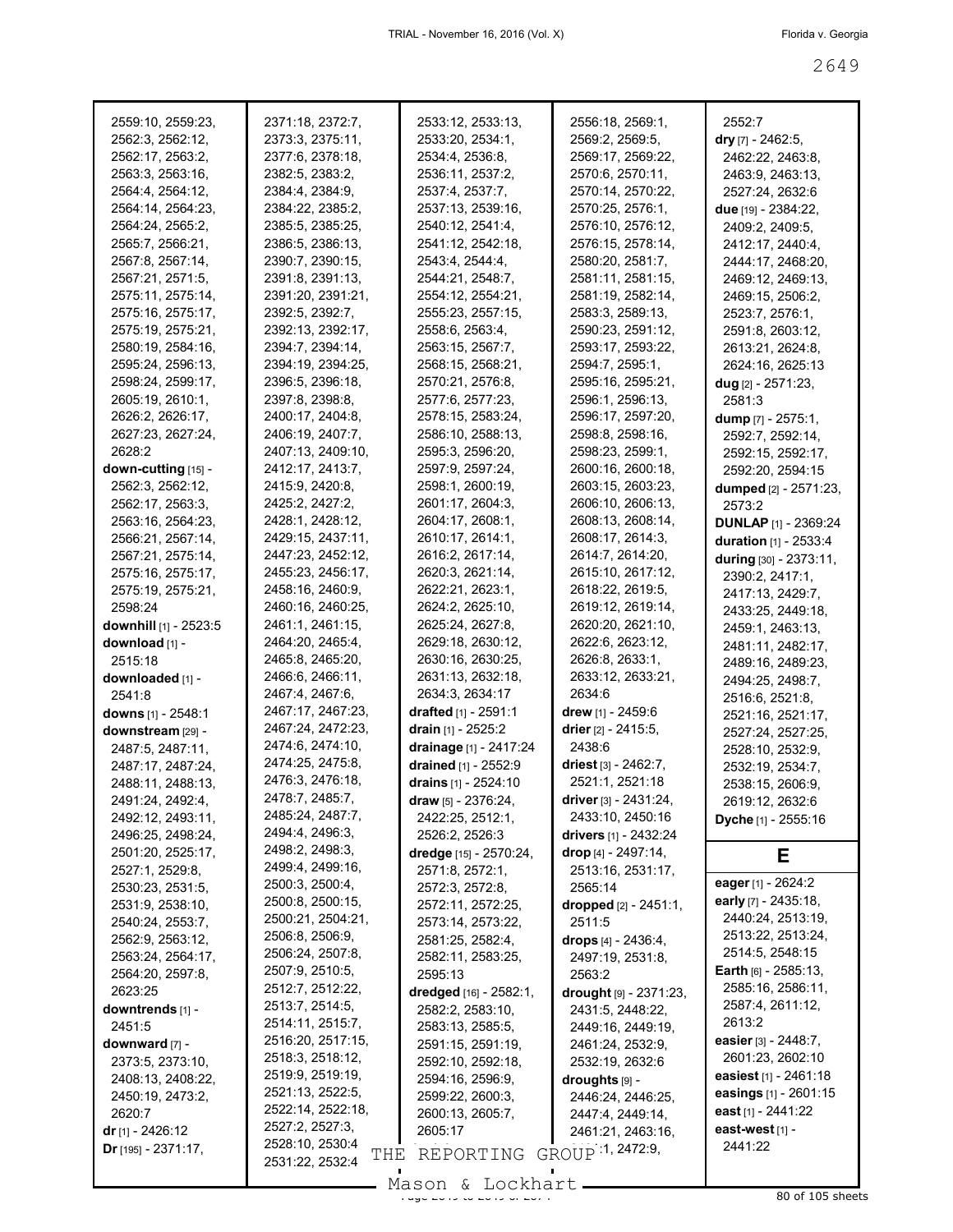2559:10, 2559:23, 2562:3, 2562:12, 2562:17, 2563:2, 2563:3, 2563:16, 2564:4, 2564:12, 2564:14, 2564:23, 2564:24, 2565:2, 2565:7, 2566:21, 2567:8, 2567:14, 2567:21, 2571:5, 2575:11, 2575:14, 2575:16, 2575:17, 2575:19, 2575:21, 2580:19, 2584:16, 2595:24, 2596:13, 2598:24, 2599:17, 2605:19, 2610:1, 2626:2, 2626:17, 2627:23, 2627:24, 2628:2

**down-cutting** [15] - 2562:3, 2562:12, 2562:17, 2563:3, 2563:16, 2564:23, 2566:21, 2567:14, 2567:21, 2575:14, 2575:16, 2575:17, 2575:19, 2575:21, 2598:24

**downhill** [1] - 2523:5

**download** [1] - 2515:18

**downloaded** [1] - 2541:8

**downs** [1] - 2548:1

**downstream** [29] - 2487:5, 2487:11, 2487:17, 2487:24, 2488:11, 2488:13, 2491:24, 2492:4, 2492:12, 2493:11, 2496:25, 2498:24, 2501:20, 2525:17, 2527:1, 2529:8, 2530:23, 2531:5, 2531:9, 2538:10, 2540:24, 2553:7, 2562:9, 2563:12, 2563:24, 2564:17, 2564:20, 2597:8, 2623:25

**downtrends** [1] - 2451:5

**downward** [7] - 2373:5, 2373:10, 2408:13, 2408:22, 2450:19, 2473:2, 2620:7

**dr** [1] - 2426:12

**Dr** [195] - 2371:17, 2371:18, 2372:7, 2373:3, 2375:11, 2377:6, 2378:18, 2382:5, 2383:2, 2384:4, 2384:9, 2384:22, 2385:2, 2385:5, 2385:25, 2386:5, 2386:13, 2390:7, 2390:15, 2391:8, 2391:13, 2391:20, 2391:21, 2392:5, 2392:7, 2392:13, 2392:17, 2394:7, 2394:14, 2394:19, 2394:25, 2396:5, 2396:18, 2397:8, 2398:8, 2400:17, 2404:8, 2406:19, 2407:7, 2407:13, 2409:10, 2412:17, 2413:7, 2415:9, 2420:8, 2425:2, 2427:2, 2428:1, 2428:12, 2429:15, 2437:11, 2447:23, 2452:12, 2455:23, 2456:17, 2458:16, 2460:9, 2460:16, 2460:25, 2461:1, 2461:15, 2464:20, 2465:4, 2465:8, 2465:20, 2466:6, 2466:11, 2467:4, 2467:6, 2467:17, 2467:23, 2467:24, 2472:23, 2474:6, 2474:10, 2474:25, 2475:8, 2476:3, 2476:18, 2478:7, 2485:7, 2485:24, 2487:7, 2494:4, 2496:3, 2498:2, 2498:3, 2499:4, 2499:16, 2500:3, 2500:4, 2500:8, 2500:15, 2500:21, 2504:21, 2506:8, 2506:9, 2506:24, 2507:8, 2507:9, 2510:5, 2512:7, 2512:22, 2513:7, 2514:5, 2514:11, 2515:7, 2516:20, 2517:15, 2518:3, 2518:12, 2519:9, 2519:19, 2521:13, 2522:5, 2522:14, 2522:18, 2527:2, 2527:3, 2528:10, 2530:4, 2531:22, 2532:4, 2533:12, 2533:13, 2533:20, 2534:1, 2534:4, 2536:8, 2536:11, 2537:2, 2537:4, 2537:7, 2537:13, 2539:16, 2540:12, 2541:4, 2541:12, 2542:18, 2543:4, 2544:4, 2544:21, 2548:7, 2554:12, 2554:21, 2555:23, 2557:15, 2558:6, 2563:4, 2563:15, 2567:7, 2568:15, 2568:21, 2570:21, 2576:8, 2577:6, 2577:23, 2578:15, 2583:24, 2586:10, 2588:13, 2595:3, 2596:20, 2597:9, 2597:24, 2598:1, 2600:19, 2601:17, 2604:3, 2604:17, 2608:1, 2610:17, 2614:1, 2616:2, 2617:14, 2620:3, 2621:14, 2622:21, 2623:1, 2624:2, 2625:10, 2625:24, 2627:8, 2629:18, 2630:12, 2630:16, 2630:25, 2631:13, 2632:18, 2633:4, 2634:17

**drafted** [1] - 2591:1

**drain** [1] - 2525:2

**drainage** [1] - 2417:24

**drained** [1] - 2552:9

**drains** [1] - 2524:10

**draw** [5] - 2376:24, 2422:25, 2512:1, 2526:2, 2526:3

**dredge** [15] - 2570:24, 2571:8, 2572:1, 2572:3, 2572:8, 2572:11, 2572:25, 2573:14, 2573:22, 2581:25, 2582:4, 2582:11, 2583:25, 2595:13

**dredged** [16] - 2582:1, 2582:2, 2583:10, 2583:13, 2585:5, 2591:15, 2591:19, 2592:10, 2592:18, 2594:16, 2596:9, 2599:22, 2600:3, 2600:13, 2605:7, 2605:17, 2556:18, 2569:1, 2569:2, 2569:5, 2569:17, 2569:22, 2570:6, 2570:11, 2570:14, 2570:22, 2570:25, 2576:1, 2576:10, 2576:12, 2576:15, 2578:14, 2580:20, 2581:7, 2581:11, 2581:15, 2581:19, 2582:14, 2583:3, 2589:13, 2590:23, 2591:12, 2593:17, 2593:22, 2594:7, 2595:1, 2595:16, 2595:21, 2596:1, 2596:13, 2596:17, 2597:20, 2598:8, 2598:16, 2598:23, 2599:1, 2600:16, 2600:18, 2603:15, 2603:23, 2606:10, 2606:13, 2608:13, 2608:14, 2608:17, 2614:3, 2614:7, 2614:20, 2615:10, 2617:12, 2618:22, 2619:5, 2619:12, 2619:14, 2620:20, 2621:10, 2622:6, 2623:12, 2626:8, 2633:1, 2633:12, 2633:21, 2634:6

**drew** [1] - 2459:6

**drier** [2] - 2415:5, 2438:6

**driest** [3] - 2462:7, 2521:1, 2521:18

**driver** [3] - 2431:24, 2433:10, 2450:16

**drivers** [1] - 2432:24

**drop** [4] - 2497:14, 2513:16, 2531:17, 2565:14

**dropped** [2] - 2451:1, 2511:5

**drops** [4] - 2436:4, 2497:19, 2531:8, 2563:2

**drought** [9] - 2371:23, 2431:5, 2448:22, 2449:16, 2449:19, 2461:24, 2532:9, 2532:19, 2632:6

**droughts** [9] - 2446:24, 2446:25, 2447:4, 2449:14, 2461:21, 2463:16, ...:1, 2472:9, 2552:7

**dry** [7] - 2462:5, 2462:22, 2463:8, 2463:9, 2463:13, 2527:24, 2632:6

**due** [19] - 2384:22, 2409:2, 2409:5, 2412:17, 2440:4, 2444:17, 2468:20, 2469:12, 2469:13, 2469:15, 2506:2, 2523:7, 2576:1, 2591:8, 2603:12, 2613:21, 2624:8, 2624:16, 2625:13

**dug** [2] - 2571:23, 2581:3

**dump** [7] - 2575:1, 2592:7, 2592:14, 2592:15, 2592:17, 2592:20, 2594:15

**dumped** [2] - 2571:23, 2573:2

**DUNLAP** [1] - 2369:24

**duration** [1] - 2533:4

**during** [30] - 2373:11, 2390:2, 2417:1, 2417:13, 2429:7, 2433:25, 2449:18, 2459:1, 2463:13, 2481:11, 2482:17, 2489:16, 2489:23, 2494:25, 2498:7, 2516:6, 2521:8, 2521:16, 2521:17, 2527:24, 2527:25, 2528:10, 2532:9, 2532:19, 2534:7, 2538:15, 2606:9, 2619:12, 2632:6

**Dyche** [1] - 2555:16

## E

**eager** [1] - 2624:2

**early** [7] - 2435:18, 2440:24, 2513:19, 2513:22, 2513:24, 2514:5, 2548:15

**Earth** [6] - 2585:13, 2585:16, 2586:11, 2587:4, 2611:12, 2613:2

**easier** [3] - 2448:7, 2601:23, 2602:10

**easiest** [1] - 2461:18

**easings** [1] - 2601:15

**east** [1] - 2441:22

**east-west** [1] - 2441:22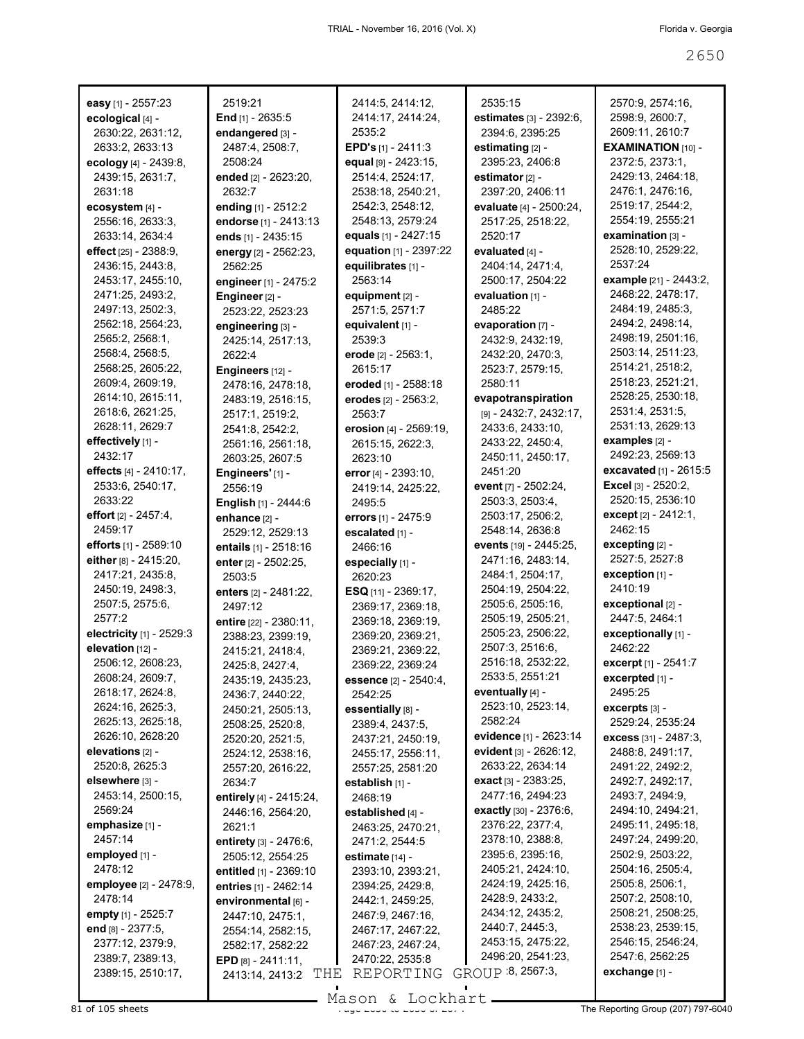**easy** [1] - 2557:23
**ecological** [4] - 2630:22, 2631:12, 2633:2, 2633:13
**ecology** [4] - 2439:8, 2439:15, 2631:7, 2631:18
**ecosystem** [4] - 2556:16, 2633:3, 2633:14, 2634:4
**effect** [25] - 2388:9, 2436:15, 2443:8, 2453:17, 2455:10, 2471:25, 2493:2, 2497:13, 2502:3, 2562:18, 2564:23, 2565:2, 2568:1, 2568:4, 2568:5, 2568:25, 2605:22, 2609:4, 2609:19, 2614:10, 2615:11, 2618:6, 2621:25, 2628:11, 2629:7
**effectively** [1] - 2432:17
**effects** [4] - 2410:17, 2533:6, 2540:17, 2633:22
**effort** [2] - 2457:4, 2459:17
**efforts** [1] - 2589:10
**either** [8] - 2415:20, 2417:21, 2435:8, 2450:19, 2498:3, 2507:5, 2575:6, 2577:2
**electricity** [1] - 2529:3
**elevation** [12] - 2506:12, 2608:23, 2608:24, 2609:7, 2618:17, 2624:8, 2624:16, 2625:3, 2625:13, 2625:18, 2626:10, 2628:20
**elevations** [2] - 2520:8, 2625:3
**elsewhere** [3] - 2453:14, 2500:15, 2569:24
**emphasize** [1] - 2457:14
**employed** [1] - 2478:12
**employee** [2] - 2478:9, 2478:14
**empty** [1] - 2525:7
**end** [8] - 2377:5, 2377:12, 2379:9, 2389:7, 2389:13, 2389:15, 2510:17, 2519:21
**End** [1] - 2635:5
**endangered** [3] - 2487:4, 2508:7, 2508:24
**ended** [2] - 2623:20, 2632:7
**ending** [1] - 2512:2
**endorse** [1] - 2413:13
**ends** [1] - 2435:15
**energy** [2] - 2562:23, 2562:25
**engineer** [1] - 2475:2
**Engineer** [2] - 2523:22, 2523:23
**engineering** [3] - 2425:14, 2517:13, 2622:4
**Engineers** [12] - 2478:16, 2478:18, 2483:19, 2516:15, 2517:1, 2519:2, 2541:8, 2542:2, 2561:16, 2561:18, 2603:25, 2607:5
**Engineers'** [1] - 2556:19
**English** [1] - 2444:6
**enhance** [2] - 2529:12, 2529:13
**entails** [1] - 2518:16
**enter** [2] - 2502:25, 2503:5
**enters** [2] - 2481:22, 2497:12
**entire** [22] - 2380:11, 2388:23, 2399:19, 2415:21, 2418:4, 2425:8, 2427:4, 2435:19, 2435:23, 2436:7, 2440:22, 2450:21, 2505:13, 2508:25, 2520:8, 2520:20, 2521:5, 2524:12, 2538:16, 2557:20, 2616:22, 2634:7
**entirely** [4] - 2415:24, 2446:16, 2564:20, 2621:1
**entirety** [3] - 2476:6, 2505:12, 2554:25
**entitled** [1] - 2369:10
**entries** [1] - 2462:14
**environmental** [6] - 2447:10, 2475:1, 2554:14, 2582:15, 2582:17, 2582:22
**EPD** [8] - 2411:11, 2413:14, 2413:2 ... 2414:5, 2414:12, 2414:17, 2414:24, 2535:2
**EPD's** [1] - 2411:3
**equal** [9] - 2423:15, 2514:4, 2524:17, 2538:18, 2540:21, 2542:3, 2548:12, 2548:13, 2579:24
**equals** [1] - 2427:15
**equation** [1] - 2397:22
**equilibrates** [1] - 2563:14
**equipment** [2] - 2571:5, 2571:7
**equivalent** [1] - 2539:3
**erode** [2] - 2563:1, 2615:17
**eroded** [1] - 2588:18
**erodes** [2] - 2563:2, 2563:7
**erosion** [4] - 2569:19, 2615:15, 2622:3, 2623:10
**error** [4] - 2393:10, 2419:14, 2425:22, 2495:5
**errors** [1] - 2475:9
**escalated** [1] - 2466:16
**especially** [1] - 2620:23
**ESQ** [11] - 2369:17, 2369:18, 2369:18, 2369:19, 2369:20, 2369:21, 2369:21, 2369:22, 2369:22, 2369:24
**essence** [2] - 2540:4, 2542:25
**essentially** [8] - 2389:4, 2437:5, 2437:21, 2450:19, 2455:17, 2556:11, 2557:25, 2581:20
**establish** [1] - 2468:19
**established** [4] - 2463:25, 2470:21, 2471:2, 2544:5
**estimate** [14] - 2393:10, 2393:21, 2394:25, 2429:8, 2442:1, 2459:25, 2467:9, 2467:16, 2467:17, 2467:22, 2467:23, 2467:24, 2470:22, 2535:8, 2535:15
**estimates** [3] - 2392:6, 2394:6, 2395:25
**estimating** [2] - 2395:23, 2406:8
**estimator** [2] - 2397:20, 2406:11
**evaluate** [4] - 2500:24, 2517:25, 2518:22, 2520:17
**evaluated** [4] - 2404:14, 2471:4, 2500:17, 2504:22
**evaluation** [1] - 2485:22
**evaporation** [7] - 2432:9, 2432:19, 2432:20, 2470:3, 2523:7, 2579:15, 2580:11
**evapotranspiration** [9] - 2432:7, 2432:17, 2433:6, 2433:10, 2433:22, 2450:4, 2450:11, 2450:17, 2451:20
**event** [7] - 2502:24, 2503:3, 2503:4, 2503:17, 2506:2, 2548:14, 2636:8
**events** [19] - 2445:25, 2471:16, 2483:14, 2484:1, 2504:17, 2504:19, 2504:22, 2505:6, 2505:16, 2505:19, 2505:21, 2505:23, 2506:22, 2507:3, 2516:6, 2516:18, 2532:22, 2533:5, 2551:21
**eventually** [4] - 2523:10, 2523:14, 2582:24
**evidence** [1] - 2623:14
**evident** [3] - 2626:12, 2633:22, 2634:14
**exact** [3] - 2383:25, 2477:16, 2494:23
**exactly** [30] - 2376:6, 2376:22, 2377:4, 2378:10, 2388:8, 2395:6, 2395:16, 2405:21, 2424:10, 2424:19, 2425:16, 2428:9, 2433:2, 2434:12, 2435:2, 2440:7, 2445:3, 2453:15, 2475:22, 2496:20, 2541:23, ...:8, 2567:3, 2570:9, 2574:16, 2598:9, 2600:7, 2609:11, 2610:7
**EXAMINATION** [10] - 2372:5, 2373:1, 2429:13, 2464:18, 2476:1, 2476:16, 2519:17, 2544:2, 2554:19, 2555:21
**examination** [3] - 2528:10, 2529:22, 2537:24
**example** [21] - 2443:2, 2468:22, 2478:17, 2484:19, 2485:3, 2494:2, 2498:14, 2498:19, 2501:16, 2503:14, 2511:23, 2514:21, 2518:2, 2518:23, 2521:21, 2528:25, 2530:18, 2531:4, 2531:5, 2531:13, 2629:13
**examples** [2] - 2492:23, 2569:13
**excavated** [1] - 2615:5
**Excel** [3] - 2520:2, 2520:15, 2536:10
**except** [2] - 2412:1, 2462:15
**excepting** [2] - 2527:5, 2527:8
**exception** [1] - 2410:19
**exceptional** [2] - 2447:5, 2464:1
**exceptionally** [1] - 2462:22
**excerpt** [1] - 2541:7
**excerpted** [1] - 2495:25
**excerpts** [3] - 2529:24, 2535:24
**excess** [31] - 2487:3, 2488:8, 2491:17, 2491:22, 2492:2, 2492:7, 2492:17, 2493:7, 2494:9, 2494:10, 2494:21, 2495:11, 2495:18, 2497:24, 2499:20, 2502:9, 2503:22, 2504:16, 2505:4, 2505:8, 2506:1, 2507:2, 2508:10, 2508:21, 2508:25, 2538:23, 2539:15, 2546:15, 2546:24, 2547:6, 2562:25
**exchange** [1] -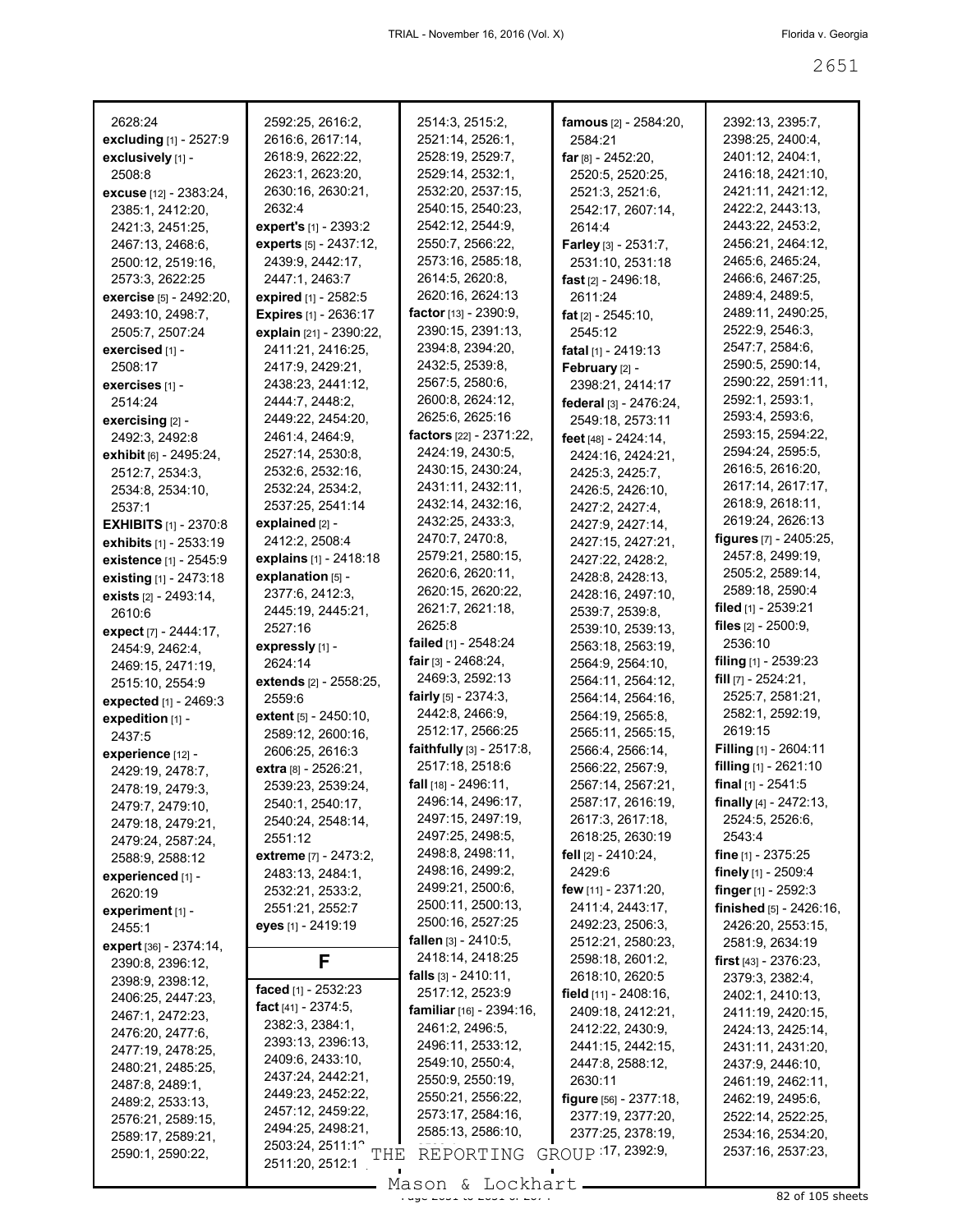2628:24
**excluding** [1] - 2527:9
**exclusively** [1] - 2508:8
**excuse** [12] - 2383:24, 2385:1, 2412:20, 2421:3, 2451:25, 2467:13, 2468:6, 2500:12, 2519:16, 2573:3, 2622:25
**exercise** [5] - 2492:20, 2493:10, 2498:7, 2505:7, 2507:24
**exercised** [1] - 2508:17
**exercises** [1] - 2514:24
**exercising** [2] - 2492:3, 2492:8
**exhibit** [6] - 2495:24, 2512:7, 2534:3, 2534:8, 2534:10, 2537:1
**EXHIBITS** [1] - 2370:8
**exhibits** [1] - 2533:19
**existence** [1] - 2545:9
**existing** [1] - 2473:18
**exists** [2] - 2493:14, 2610:6
**expect** [7] - 2444:17, 2454:9, 2462:4, 2469:15, 2471:19, 2515:10, 2554:9
**expected** [1] - 2469:3
**expedition** [1] - 2437:5
**experience** [12] - 2429:19, 2478:7, 2478:19, 2479:3, 2479:7, 2479:10, 2479:18, 2479:21, 2479:24, 2587:24, 2588:9, 2588:12
**experienced** [1] - 2620:19
**experiment** [1] - 2455:1
**expert** [36] - 2374:14, 2390:8, 2396:12, 2398:9, 2398:12, 2406:25, 2447:23, 2467:1, 2472:23, 2476:20, 2477:6, 2477:19, 2478:25, 2480:21, 2485:25, 2487:8, 2489:1, 2489:2, 2533:13, 2576:21, 2589:15, 2589:17, 2589:21, 2590:1, 2590:22, 2592:25, 2616:2, 2616:6, 2617:14, 2618:9, 2622:22, 2623:1, 2623:20, 2630:16, 2630:21, 2632:4
**expert's** [1] - 2393:2
**experts** [5] - 2437:12, 2439:9, 2442:17, 2447:1, 2463:7
**expired** [1] - 2582:5
**Expires** [1] - 2636:17
**explain** [21] - 2390:22, 2411:21, 2416:25, 2417:9, 2429:21, 2438:23, 2441:12, 2444:7, 2448:2, 2449:22, 2454:20, 2461:4, 2464:9, 2527:14, 2530:8, 2532:6, 2532:16, 2532:24, 2534:2, 2537:25, 2541:14
**explained** [2] - 2412:2, 2508:4
**explains** [1] - 2418:18
**explanation** [5] - 2377:6, 2412:3, 2445:19, 2445:21, 2527:16
**expressly** [1] - 2624:14
**extends** [2] - 2558:25, 2559:6
**extent** [5] - 2450:10, 2589:12, 2600:16, 2606:25, 2616:3
**extra** [8] - 2526:21, 2539:23, 2539:24, 2540:1, 2540:17, 2540:24, 2548:14, 2551:12
**extreme** [7] - 2473:2, 2483:13, 2484:1, 2532:21, 2533:2, 2551:21, 2552:7
**eyes** [1] - 2419:19

## F

**faced** [1] - 2532:23
**fact** [41] - 2374:5, 2382:3, 2384:1, 2393:13, 2396:13, 2409:6, 2433:10, 2437:24, 2442:21, 2449:23, 2452:22, 2457:12, 2459:22, 2494:25, 2498:21, 2503:24, 2511:1?, 2511:20, 2512:1?, 2514:3, 2515:2, 2521:14, 2526:1, 2528:19, 2529:7, 2529:14, 2532:1, 2532:20, 2537:15, 2540:15, 2540:23, 2542:12, 2544:9, 2550:7, 2566:22, 2573:16, 2585:18, 2614:5, 2620:8, 2620:16, 2624:13
**factor** [13] - 2390:9, 2390:15, 2391:13, 2394:8, 2394:20, 2432:5, 2539:8, 2567:5, 2580:6, 2600:8, 2624:12, 2625:6, 2625:16
**factors** [22] - 2371:22, 2424:19, 2430:5, 2430:15, 2430:24, 2431:11, 2432:11, 2432:14, 2432:16, 2432:25, 2433:3, 2470:7, 2470:8, 2579:21, 2580:15, 2620:6, 2620:11, 2620:15, 2620:22, 2621:7, 2621:18, 2625:8
**failed** [1] - 2548:24
**fair** [3] - 2468:24, 2469:3, 2592:13
**fairly** [5] - 2374:3, 2442:8, 2466:9, 2512:17, 2566:25
**faithfully** [3] - 2517:8, 2517:18, 2518:6
**fall** [18] - 2496:11, 2496:14, 2496:17, 2497:15, 2497:19, 2497:25, 2498:5, 2498:8, 2498:11, 2498:16, 2499:2, 2499:21, 2500:6, 2500:11, 2500:13, 2500:16, 2527:25
**fallen** [3] - 2410:5, 2418:14, 2418:25
**falls** [3] - 2410:11, 2517:12, 2523:9
**familiar** [16] - 2394:16, 2461:2, 2496:5, 2496:11, 2533:12, 2549:10, 2550:4, 2550:9, 2550:19, 2550:21, 2556:22, 2573:17, 2584:16, 2585:13, 2586:10, ...
**famous** [2] - 2584:20, 2584:21
**far** [8] - 2452:20, 2520:5, 2520:25, 2521:3, 2521:6, 2542:17, 2607:14, 2614:4
**Farley** [3] - 2531:7, 2531:10, 2531:18
**fast** [2] - 2496:18, 2611:24
**fat** [2] - 2545:10, 2545:12
**fatal** [1] - 2419:13
**February** [2] - 2398:21, 2414:17
**federal** [3] - 2476:24, 2549:18, 2573:11
**feet** [48] - 2424:14, 2424:16, 2424:21, 2425:3, 2425:7, 2426:5, 2426:10, 2427:2, 2427:4, 2427:9, 2427:14, 2427:15, 2427:21, 2427:22, 2428:2, 2428:8, 2428:13, 2428:16, 2497:10, 2539:7, 2539:8, 2539:10, 2539:13, 2563:18, 2563:19, 2564:9, 2564:10, 2564:11, 2564:12, 2564:14, 2564:16, 2564:19, 2565:8, 2565:11, 2565:15, 2566:4, 2566:14, 2566:22, 2567:9, 2567:14, 2567:21, 2587:17, 2616:19, 2617:3, 2617:18, 2618:25, 2630:19
**fell** [2] - 2410:24, 2429:6
**few** [11] - 2371:20, 2411:4, 2443:17, 2492:23, 2506:3, 2512:21, 2580:23, 2598:18, 2601:2, 2618:10, 2620:5
**field** [11] - 2408:16, 2409:18, 2412:21, 2412:22, 2430:9, 2441:15, 2442:15, 2447:8, 2588:12, 2630:11
**figure** [56] - 2377:18, 2377:19, 2377:20, 2377:25, 2378:19, ...:17, 2392:9, 2392:13, 2395:7, 2398:25, 2400:4, 2401:12, 2404:1, 2416:18, 2421:10, 2421:11, 2421:12, 2422:2, 2443:13, 2443:22, 2453:2, 2456:21, 2464:12, 2465:6, 2465:24, 2466:6, 2467:25, 2489:4, 2489:5, 2489:11, 2490:25, 2522:9, 2546:3, 2547:7, 2584:6, 2590:5, 2590:14, 2590:22, 2591:11, 2592:1, 2593:1, 2593:4, 2593:6, 2593:15, 2594:22, 2594:24, 2595:5, 2616:5, 2616:20, 2617:14, 2617:17, 2618:9, 2618:11, 2619:24, 2626:13
**figures** [7] - 2405:25, 2457:8, 2499:19, 2505:2, 2589:14, 2589:18, 2590:4
**filed** [1] - 2539:21
**files** [2] - 2500:9, 2536:10
**filing** [1] - 2539:23
**fill** [7] - 2524:21, 2525:7, 2581:21, 2582:1, 2592:19, 2619:15
**Filling** [1] - 2604:11
**filling** [1] - 2621:10
**final** [1] - 2541:5
**finally** [4] - 2472:13, 2524:5, 2526:6, 2543:4
**fine** [1] - 2375:25
**finely** [1] - 2509:4
**finger** [1] - 2592:3
**finished** [5] - 2426:16, 2426:20, 2553:15, 2581:9, 2634:19
**first** [43] - 2376:23, 2379:3, 2382:4, 2402:1, 2410:13, 2411:19, 2420:15, 2424:13, 2425:14, 2431:11, 2431:20, 2437:9, 2446:10, 2461:19, 2462:11, 2462:19, 2495:6, 2522:14, 2522:25, 2534:16, 2534:20, 2537:16, 2537:23,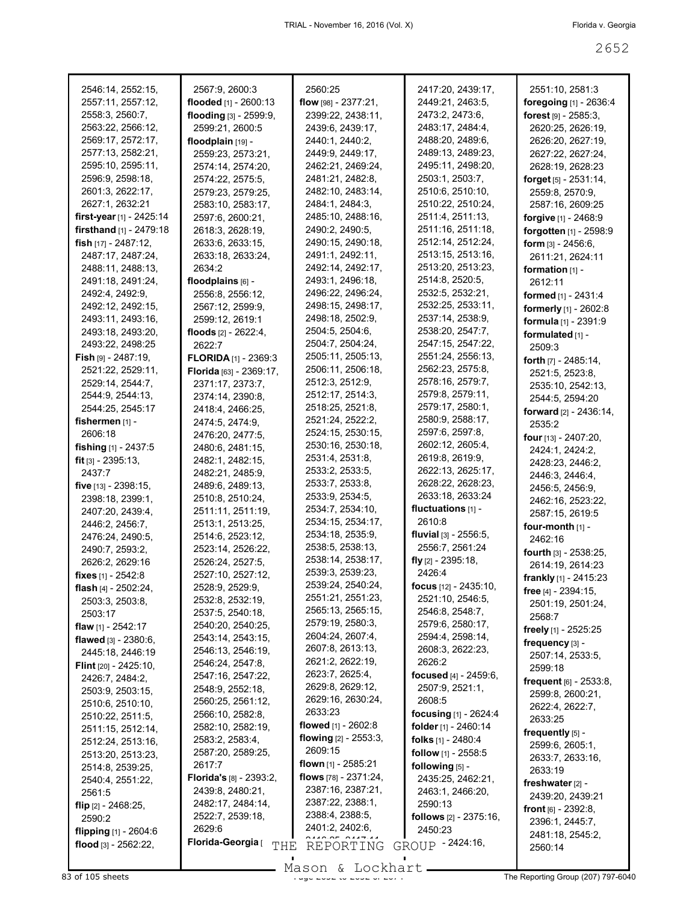2546:14, 2552:15, 2557:11, 2557:12, 2558:3, 2560:7, 2563:22, 2566:12, 2569:17, 2572:17, 2577:13, 2582:21, 2595:10, 2595:11, 2596:9, 2598:18, 2601:3, 2622:17, 2627:1, 2632:21

**first-year** [1] - 2425:14

**firsthand** [1] - 2479:18

**fish** [17] - 2487:12, 2487:17, 2487:24, 2488:11, 2488:13, 2491:18, 2491:24, 2492:4, 2492:9, 2492:12, 2492:15, 2493:11, 2493:16, 2493:18, 2493:20, 2493:22, 2498:25

**Fish** [9] - 2487:19, 2521:22, 2529:11, 2529:14, 2544:7, 2544:9, 2544:13, 2544:25, 2545:17

**fishermen** [1] - 2606:18

**fishing** [1] - 2437:5

**fit** [3] - 2395:13, 2437:7

**five** [13] - 2398:15, 2398:18, 2399:1, 2407:20, 2439:4, 2446:2, 2456:7, 2476:24, 2490:5, 2490:7, 2593:2, 2626:2, 2629:16

**fixes** [1] - 2542:8

**flash** [4] - 2502:24, 2503:3, 2503:8, 2503:17

**flaw** [1] - 2542:17

**flawed** [3] - 2380:6, 2445:18, 2446:19

**Flint** [20] - 2425:10, 2426:7, 2484:2, 2503:9, 2503:15, 2510:6, 2510:10, 2510:22, 2511:5, 2511:15, 2512:14, 2512:24, 2513:16, 2513:20, 2513:23, 2514:8, 2539:25, 2540:4, 2551:22, 2561:5

**flip** [2] - 2468:25, 2590:2

**flipping** [1] - 2604:6

**flood** [3] - 2562:22, 2567:9, 2600:3

**flooded** [1] - 2600:13

**flooding** [3] - 2599:9, 2599:21, 2600:5

**floodplain** [19] - 2559:23, 2573:21, 2574:14, 2574:20, 2574:22, 2575:5, 2579:23, 2579:25, 2583:10, 2583:17, 2597:6, 2600:21, 2618:3, 2628:19, 2633:6, 2633:15, 2633:18, 2633:24, 2634:2

**floodplains** [6] - 2556:8, 2556:12, 2567:12, 2599:9, 2599:12, 2619:1

**floods** [2] - 2622:4, 2622:7

**FLORIDA** [1] - 2369:3

**Florida** [63] - 2369:17, 2371:17, 2373:7, 2374:14, 2390:8, 2418:4, 2466:25, 2474:5, 2474:9, 2476:20, 2477:5, 2480:6, 2481:15, 2482:1, 2482:15, 2482:21, 2485:9, 2489:6, 2489:13, 2510:8, 2510:24, 2511:11, 2511:19, 2513:1, 2513:25, 2514:6, 2523:12, 2523:14, 2526:22, 2526:24, 2527:5, 2527:10, 2527:12, 2528:9, 2529:9, 2532:8, 2532:19, 2537:5, 2540:18, 2540:20, 2540:25, 2543:14, 2543:15, 2546:13, 2546:19, 2546:24, 2547:8, 2547:16, 2547:22, 2548:9, 2552:18, 2560:25, 2561:12, 2566:10, 2582:8, 2582:10, 2582:19, 2583:2, 2583:4, 2587:20, 2589:25, 2617:7

**Florida's** [8] - 2393:2, 2439:8, 2480:21, 2482:17, 2484:14, 2522:7, 2539:18, 2629:6

**Florida-Georgia** [ ... 2560:25

**flow** [98] - 2377:21, 2399:22, 2438:11, 2439:6, 2439:17, 2440:1, 2440:2, 2449:9, 2449:17, 2462:21, 2469:24, 2481:21, 2482:8, 2482:10, 2483:14, 2484:1, 2484:3, 2485:10, 2488:16, 2490:2, 2490:5, 2490:15, 2490:18, 2491:1, 2492:11, 2492:14, 2492:17, 2493:1, 2496:18, 2496:22, 2496:24, 2498:15, 2498:17, 2498:18, 2502:9, 2504:5, 2504:6, 2504:7, 2504:24, 2505:11, 2505:13, 2506:11, 2506:18, 2512:3, 2512:9, 2512:17, 2514:3, 2518:25, 2521:8, 2521:24, 2522:2, 2524:15, 2530:15, 2530:16, 2530:18, 2531:4, 2531:8, 2533:2, 2533:5, 2533:7, 2533:8, 2533:9, 2534:5, 2534:7, 2534:10, 2534:15, 2534:17, 2534:18, 2535:9, 2538:5, 2538:13, 2538:14, 2538:17, 2539:3, 2539:23, 2539:24, 2540:24, 2551:21, 2551:23, 2565:13, 2565:15, 2579:19, 2580:3, 2604:24, 2607:4, 2607:8, 2613:13, 2621:2, 2622:19, 2623:7, 2625:4, 2629:8, 2629:12, 2629:16, 2630:24, 2633:23

**flowed** [1] - 2602:8

**flowing** [2] - 2553:3, 2609:15

**flown** [1] - 2585:21

**flows** [78] - 2371:24, 2387:16, 2387:21, 2387:22, 2388:1, 2388:4, 2388:5, 2401:2, 2402:6, ... 2417:20, 2439:17, 2449:21, 2463:5, 2473:2, 2473:6, 2483:17, 2484:4, 2488:20, 2489:6, 2489:13, 2489:23, 2495:11, 2498:20, 2503:1, 2503:7, 2510:6, 2510:10, 2510:22, 2510:24, 2511:4, 2511:13, 2511:16, 2511:18, 2512:14, 2512:24, 2513:15, 2513:16, 2513:20, 2513:23, 2514:8, 2520:5, 2532:5, 2532:21, 2532:25, 2533:11, 2537:14, 2538:9, 2538:20, 2547:7, 2547:15, 2547:22, 2551:24, 2556:13, 2562:23, 2575:8, 2578:16, 2579:7, 2579:8, 2579:11, 2579:17, 2580:1, 2580:9, 2588:17, 2597:6, 2597:8, 2602:12, 2605:4, 2619:8, 2619:9, 2622:13, 2625:17, 2628:22, 2628:23, 2633:18, 2633:24

**fluctuations** [1] - 2610:8

**fluvial** [3] - 2556:5, 2556:7, 2561:24

**fly** [2] - 2395:18, 2426:4

**focus** [12] - 2435:10, 2521:10, 2546:5, 2546:8, 2548:7, 2579:6, 2580:17, 2594:4, 2598:14, 2608:3, 2622:23, 2626:2

**focused** [4] - 2459:6, 2507:9, 2521:1, 2608:5

**focusing** [1] - 2624:4

**folder** [1] - 2460:14

**folks** [1] - 2480:4

**follow** [1] - 2558:5

**following** [5] - 2435:25, 2462:21, 2463:1, 2466:20, 2590:13

**follows** [2] - 2375:16, 2450:23

... - 2424:16, 2551:10, 2581:3

**foregoing** [1] - 2636:4

**forest** [9] - 2585:3, 2620:25, 2626:19, 2626:20, 2627:19, 2627:22, 2627:24, 2628:19, 2628:23

**forget** [5] - 2531:14, 2559:8, 2570:9, 2587:16, 2609:25

**forgive** [1] - 2468:9

**forgotten** [1] - 2598:9

**form** [3] - 2456:6, 2611:21, 2624:11

**formation** [1] - 2612:11

**formed** [1] - 2431:4

**formerly** [1] - 2602:8

**formula** [1] - 2391:9

**formulated** [1] - 2509:3

**forth** [7] - 2485:14, 2521:5, 2523:8, 2535:10, 2542:13, 2544:5, 2594:20

**forward** [2] - 2436:14, 2535:2

**four** [13] - 2407:20, 2424:1, 2424:2, 2428:23, 2446:2, 2446:3, 2446:4, 2456:5, 2456:9, 2462:16, 2523:22, 2587:15, 2619:5

**four-month** [1] - 2462:16

**fourth** [3] - 2538:25, 2614:19, 2614:23

**frankly** [1] - 2415:23

**free** [4] - 2394:15, 2501:19, 2501:24, 2568:7

**freely** [1] - 2525:25

**frequency** [3] - 2507:14, 2533:5, 2599:18

**frequent** [6] - 2533:8, 2599:8, 2600:21, 2622:4, 2622:7, 2633:25

**frequently** [5] - 2599:6, 2605:1, 2633:7, 2633:16, 2633:19

**freshwater** [2] - 2439:20, 2439:21

**front** [6] - 2392:8, 2396:1, 2445:7, 2481:18, 2545:2, 2560:14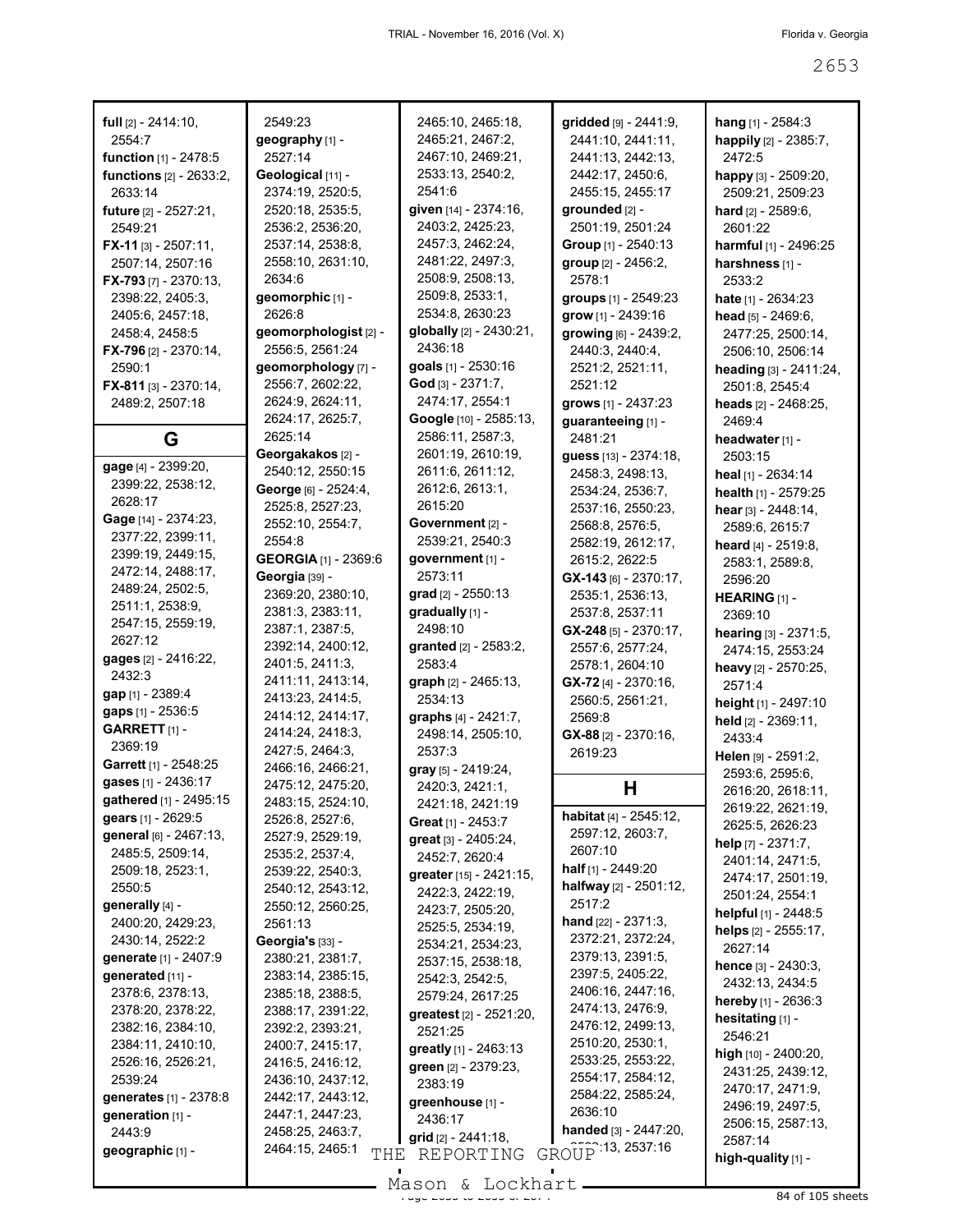**full** [2] - 2414:10, 2554:7
**function** [1] - 2478:5
**functions** [2] - 2633:2, 2633:14
**future** [2] - 2527:21, 2549:21
**FX-11** [3] - 2507:11, 2507:14, 2507:16
**FX-793** [7] - 2370:13, 2398:22, 2405:3, 2405:6, 2457:18, 2458:4, 2458:5
**FX-796** [2] - 2370:14, 2590:1
**FX-811** [3] - 2370:14, 2489:2, 2507:18

## G

**gage** [4] - 2399:20, 2399:22, 2538:12, 2628:17
**Gage** [14] - 2374:23, 2377:22, 2399:11, 2399:19, 2449:15, 2472:14, 2488:17, 2489:24, 2502:5, 2511:1, 2538:9, 2547:15, 2559:19, 2627:12
**gages** [2] - 2416:22, 2432:3
**gap** [1] - 2389:4
**gaps** [1] - 2536:5
**GARRETT** [1] - 2369:19
**Garrett** [1] - 2548:25
**gases** [1] - 2436:17
**gathered** [1] - 2495:15
**gears** [1] - 2629:5
**general** [6] - 2467:13, 2485:5, 2509:14, 2509:18, 2523:1, 2550:5
**generally** [4] - 2400:20, 2429:23, 2430:14, 2522:2
**generate** [1] - 2407:9
**generated** [11] - 2378:6, 2378:13, 2378:20, 2378:22, 2382:16, 2384:10, 2384:11, 2410:10, 2526:16, 2526:21, 2539:24
**generates** [1] - 2378:8
**generation** [1] - 2443:9
**geographic** [1] - 2549:23
**geography** [1] - 2527:14
**Geological** [11] - 2374:19, 2520:5, 2520:18, 2535:5, 2536:2, 2536:20, 2537:14, 2538:8, 2558:10, 2631:10, 2634:6
**geomorphic** [1] - 2626:8
**geomorphologist** [2] - 2556:5, 2561:24
**geomorphology** [7] - 2556:7, 2602:22, 2624:9, 2624:11, 2624:17, 2625:7, 2625:14
**Georgakakos** [2] - 2540:12, 2550:15
**George** [6] - 2524:4, 2525:8, 2527:23, 2552:10, 2554:7, 2554:8
**GEORGIA** [1] - 2369:6
**Georgia** [39] - 2369:20, 2380:10, 2381:3, 2383:11, 2387:1, 2387:5, 2392:14, 2400:12, 2401:5, 2411:3, 2411:11, 2413:14, 2413:23, 2414:5, 2414:12, 2414:17, 2414:24, 2418:3, 2427:5, 2464:3, 2466:16, 2466:21, 2475:12, 2475:20, 2483:15, 2524:10, 2526:8, 2527:6, 2527:9, 2529:19, 2535:2, 2537:4, 2539:22, 2540:3, 2540:12, 2543:12, 2550:12, 2560:25, 2561:13
**Georgia's** [33] - 2380:21, 2381:7, 2383:14, 2385:15, 2385:18, 2388:5, 2388:17, 2391:22, 2392:2, 2393:21, 2400:7, 2415:17, 2416:5, 2416:12, 2436:10, 2437:12, 2442:17, 2443:12, 2447:1, 2447:23, 2458:25, 2463:7, 2464:15, 2465:1, 2465:10, 2465:18, 2465:21, 2467:2, 2467:10, 2469:21, 2533:13, 2540:2, 2541:6
**given** [14] - 2374:16, 2403:2, 2425:23, 2457:3, 2462:24, 2481:22, 2497:3, 2508:9, 2508:13, 2509:8, 2533:1, 2534:8, 2630:23
**globally** [2] - 2430:21, 2436:18
**goals** [1] - 2530:16
**God** [3] - 2371:7, 2474:17, 2554:1
**Google** [10] - 2585:13, 2586:11, 2587:3, 2601:19, 2610:19, 2611:6, 2611:12, 2612:6, 2613:1, 2615:20
**Government** [2] - 2539:21, 2540:3
**government** [1] - 2573:11
**grad** [2] - 2550:13
**gradually** [1] - 2498:10
**granted** [2] - 2583:2, 2583:4
**graph** [2] - 2465:13, 2534:13
**graphs** [4] - 2421:7, 2498:14, 2505:10, 2537:3
**gray** [5] - 2419:24, 2420:3, 2421:1, 2421:18, 2421:19
**Great** [1] - 2453:7
**great** [3] - 2405:24, 2452:7, 2620:4
**greater** [15] - 2421:15, 2422:3, 2422:19, 2423:7, 2505:20, 2525:5, 2534:19, 2534:21, 2534:23, 2537:15, 2538:18, 2542:3, 2542:5, 2579:24, 2617:25
**greatest** [2] - 2521:20, 2521:25
**greatly** [1] - 2463:13
**green** [2] - 2379:23, 2383:19
**greenhouse** [1] - 2436:17
**grid** [2] - 2441:18, 2533:13
**gridded** [9] - 2441:9, 2441:10, 2441:11, 2441:13, 2442:13, 2442:17, 2450:6, 2455:15, 2455:17
**grounded** [2] - 2501:19, 2501:24
**Group** [1] - 2540:13
**group** [2] - 2456:2, 2578:1
**groups** [1] - 2549:23
**grow** [1] - 2439:16
**growing** [6] - 2439:2, 2440:3, 2440:4, 2521:2, 2521:11, 2521:12
**grows** [1] - 2437:23
**guaranteeing** [1] - 2481:21
**guess** [13] - 2374:18, 2458:3, 2498:13, 2534:24, 2536:7, 2537:16, 2550:23, 2568:8, 2576:5, 2582:19, 2612:17, 2615:2, 2622:5
**GX-143** [6] - 2370:17, 2535:1, 2536:13, 2537:8, 2537:11
**GX-248** [5] - 2370:17, 2557:6, 2577:24, 2578:1, 2604:10
**GX-72** [4] - 2370:16, 2560:5, 2561:21, 2569:8
**GX-88** [2] - 2370:16, 2619:23

## H

**habitat** [4] - 2545:12, 2597:12, 2603:7, 2607:10
**half** [1] - 2449:20
**halfway** [2] - 2501:12, 2517:2
**hand** [22] - 2371:3, 2372:21, 2372:24, 2379:13, 2391:5, 2397:5, 2405:22, 2406:16, 2447:16, 2474:13, 2476:9, 2476:12, 2499:13, 2510:20, 2530:1, 2533:25, 2553:22, 2554:17, 2584:12, 2584:22, 2585:24, 2636:10
**handed** [3] - 2447:20, 2533:13, 2537:16
**hang** [1] - 2584:3
**happily** [2] - 2385:7, 2472:5
**happy** [3] - 2509:20, 2509:21, 2509:23
**hard** [2] - 2589:6, 2601:22
**harmful** [1] - 2496:25
**harshness** [1] - 2533:2
**hate** [1] - 2634:23
**head** [5] - 2469:6, 2477:25, 2500:14, 2506:10, 2506:14
**heading** [3] - 2411:24, 2501:8, 2545:4
**heads** [2] - 2468:25, 2469:4
**headwater** [1] - 2503:15
**heal** [1] - 2634:14
**health** [1] - 2579:25
**hear** [3] - 2448:14, 2589:6, 2615:7
**heard** [4] - 2519:8, 2583:1, 2589:8, 2596:20
**HEARING** [1] - 2369:10
**hearing** [3] - 2371:5, 2474:15, 2553:24
**heavy** [2] - 2570:25, 2571:4
**height** [1] - 2497:10
**held** [2] - 2369:11, 2433:4
**Helen** [9] - 2591:2, 2593:6, 2595:6, 2616:20, 2618:11, 2619:22, 2621:19, 2625:5, 2626:23
**help** [7] - 2371:7, 2401:14, 2471:5, 2474:17, 2501:19, 2501:24, 2554:1
**helpful** [1] - 2448:5
**helps** [2] - 2555:17, 2627:14
**hence** [3] - 2430:3, 2432:13, 2434:5
**hereby** [1] - 2636:3
**hesitating** [1] - 2546:21
**high** [10] - 2400:20, 2431:25, 2439:12, 2470:17, 2471:9, 2496:19, 2497:5, 2506:15, 2587:13, 2587:14
**high-quality** [1] -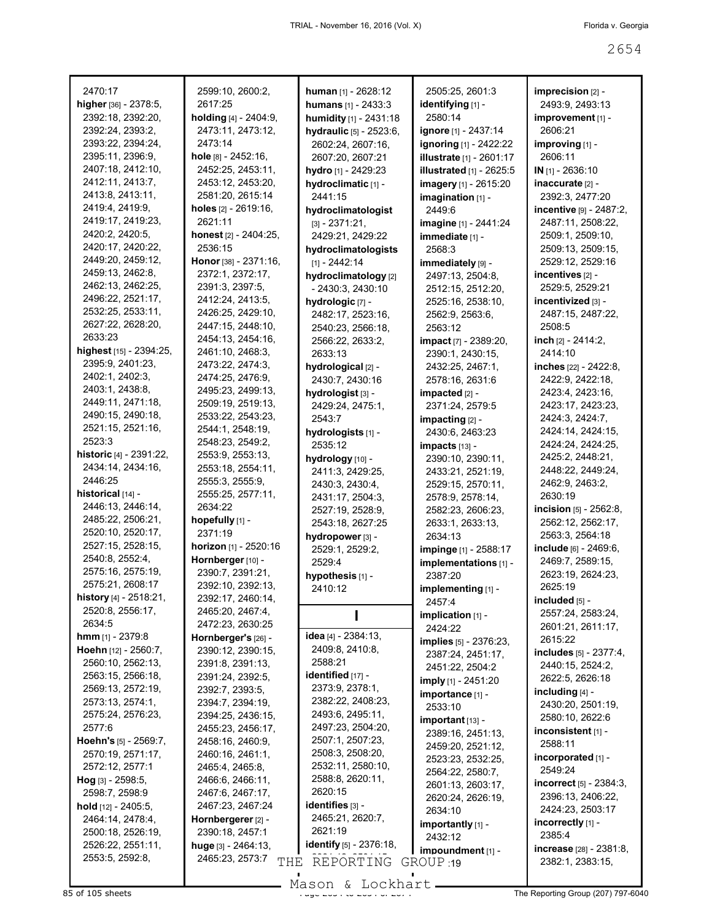2470:17
**higher** [36] - 2378:5, 2392:18, 2392:20, 2392:24, 2393:2, 2393:22, 2394:24, 2395:11, 2396:9, 2407:18, 2412:10, 2412:11, 2413:7, 2413:8, 2413:11, 2419:4, 2419:9, 2419:17, 2419:23, 2420:2, 2420:5, 2420:17, 2420:22, 2449:20, 2459:12, 2459:13, 2462:8, 2462:13, 2462:25, 2496:22, 2521:17, 2532:25, 2533:11, 2627:22, 2628:20, 2633:23
**highest** [15] - 2394:25, 2395:9, 2401:23, 2402:1, 2402:3, 2403:1, 2438:8, 2449:11, 2471:18, 2490:15, 2490:18, 2521:15, 2521:16, 2523:3
**historic** [4] - 2391:22, 2434:14, 2434:16, 2446:25
**historical** [14] - 2446:13, 2446:14, 2485:22, 2506:21, 2520:10, 2520:17, 2527:15, 2528:15, 2540:8, 2552:4, 2575:16, 2575:19, 2575:21, 2608:17
**history** [4] - 2518:21, 2520:8, 2556:17, 2634:5
**hmm** [1] - 2379:8
**Hoehn** [12] - 2560:7, 2560:10, 2562:13, 2563:15, 2566:18, 2569:13, 2572:19, 2573:13, 2574:1, 2575:24, 2576:23, 2577:6
**Hoehn's** [5] - 2569:7, 2570:19, 2571:17, 2572:12, 2577:1
**Hog** [3] - 2598:5, 2598:7, 2598:9
**hold** [12] - 2405:5, 2464:14, 2478:4, 2500:18, 2526:19, 2526:22, 2551:11, 2553:5, 2592:8, 2599:10, 2600:2, 2617:25
**holding** [4] - 2404:9, 2473:11, 2473:12, 2473:14
**hole** [8] - 2452:16, 2452:25, 2453:11, 2453:12, 2453:20, 2581:20, 2615:14
**holes** [2] - 2619:16, 2621:11
**honest** [2] - 2404:25, 2536:15
**Honor** [38] - 2371:16, 2372:1, 2372:17, 2391:3, 2397:5, 2412:24, 2413:5, 2426:25, 2429:10, 2447:15, 2448:10, 2454:13, 2454:16, 2461:10, 2468:3, 2473:22, 2474:3, 2474:25, 2476:9, 2495:23, 2499:13, 2509:19, 2519:13, 2533:22, 2543:23, 2544:1, 2548:19, 2548:23, 2549:2, 2553:9, 2553:13, 2553:18, 2554:11, 2555:3, 2555:9, 2555:25, 2577:11, 2634:22
**hopefully** [1] - 2371:19
**horizon** [1] - 2520:16
**Hornberger** [10] - 2390:7, 2391:21, 2392:10, 2392:13, 2392:17, 2460:14, 2465:20, 2467:4, 2472:23, 2630:25
**Hornberger's** [26] - 2390:12, 2390:15, 2391:8, 2391:13, 2391:24, 2392:5, 2392:7, 2393:5, 2394:7, 2394:19, 2394:25, 2436:15, 2455:23, 2456:17, 2458:16, 2460:9, 2460:16, 2461:1, 2465:4, 2465:8, 2466:6, 2466:11, 2467:6, 2467:17, 2467:23, 2467:24
**Hornbergerer** [2] - 2390:18, 2457:1
**huge** [3] - 2464:13, 2465:23, 2573:7
**human** [1] - 2628:12
**humans** [1] - 2433:3
**humidity** [1] - 2431:18
**hydraulic** [5] - 2523:6, 2602:24, 2607:16, 2607:20, 2607:21
**hydro** [1] - 2429:23
**hydroclimatic** [1] - 2441:15
**hydroclimatologist** [3] - 2371:21, 2429:21, 2429:22
**hydroclimatologists** [1] - 2442:14
**hydroclimatology** [2] - 2430:3, 2430:10
**hydrologic** [7] - 2482:17, 2523:16, 2540:23, 2566:18, 2566:22, 2633:2, 2633:13
**hydrological** [2] - 2430:7, 2430:16
**hydrologist** [3] - 2429:24, 2475:1, 2543:7
**hydrologists** [1] - 2535:12
**hydrology** [10] - 2411:3, 2429:25, 2430:3, 2430:4, 2431:17, 2504:3, 2527:19, 2528:9, 2543:18, 2627:25
**hydropower** [3] - 2529:1, 2529:2, 2529:4
**hypothesis** [1] - 2410:12

## I

**idea** [4] - 2384:13, 2409:8, 2410:8, 2588:21
**identified** [17] - 2373:9, 2378:1, 2382:22, 2408:23, 2493:6, 2495:11, 2497:23, 2504:20, 2507:1, 2507:23, 2508:3, 2508:20, 2532:11, 2580:10, 2588:8, 2620:11, 2620:15
**identifies** [3] - 2465:21, 2620:7, 2621:19
**identify** [5] - 2376:18, 2505:25, 2601:3
**identifying** [1] - 2580:14
**ignore** [1] - 2437:14
**ignoring** [1] - 2422:22
**illustrate** [1] - 2601:17
**illustrated** [1] - 2625:5
**imagery** [1] - 2615:20
**imagination** [1] - 2449:6
**imagine** [1] - 2441:24
**immediate** [1] - 2568:3
**immediately** [9] - 2497:13, 2504:8, 2512:15, 2512:20, 2525:16, 2538:10, 2562:9, 2563:6, 2563:12
**impact** [7] - 2389:20, 2390:1, 2430:15, 2432:25, 2467:1, 2578:16, 2631:6
**impacted** [2] - 2371:24, 2579:5
**impacting** [2] - 2430:6, 2463:23
**impacts** [13] - 2390:10, 2390:11, 2433:21, 2521:19, 2529:15, 2570:11, 2578:9, 2578:14, 2582:23, 2606:23, 2633:1, 2633:13, 2634:13
**impinge** [1] - 2588:17
**implementations** [1] - 2387:20
**implementing** [1] - 2457:4
**implication** [1] - 2424:22
**implies** [5] - 2376:23, 2387:24, 2451:17, 2451:22, 2504:2
**imply** [1] - 2451:20
**importance** [1] - 2533:10
**important** [13] - 2389:16, 2451:13, 2459:20, 2521:12, 2523:23, 2532:25, 2564:22, 2580:7, 2601:13, 2603:17, 2620:24, 2626:19, 2634:10
**importantly** [1] - 2432:12
**impoundment** [1] - ...:19
**imprecision** [2] - 2493:9, 2493:13
**improvement** [1] - 2606:21
**improving** [1] - 2606:11
**IN** [1] - 2636:10
**inaccurate** [2] - 2392:3, 2477:20
**incentive** [9] - 2487:2, 2487:11, 2508:22, 2509:1, 2509:10, 2509:13, 2509:15, 2529:12, 2529:16
**incentives** [2] - 2529:5, 2529:21
**incentivized** [3] - 2487:15, 2487:22, 2508:5
**inch** [2] - 2414:2, 2414:10
**inches** [22] - 2422:8, 2422:9, 2422:18, 2423:4, 2423:16, 2423:17, 2423:23, 2424:3, 2424:7, 2424:14, 2424:15, 2424:24, 2424:25, 2425:2, 2448:21, 2448:22, 2449:24, 2462:9, 2463:2, 2630:19
**incision** [5] - 2562:8, 2562:12, 2562:17, 2563:3, 2564:18
**include** [6] - 2469:6, 2469:7, 2589:15, 2623:19, 2624:23, 2625:19
**included** [5] - 2557:24, 2583:24, 2601:21, 2611:17, 2615:22
**includes** [5] - 2377:4, 2440:15, 2524:2, 2622:5, 2626:18
**including** [4] - 2430:20, 2501:19, 2580:10, 2622:6
**inconsistent** [1] - 2588:11
**incorporated** [1] - 2549:24
**incorrect** [5] - 2384:3, 2396:13, 2406:22, 2424:23, 2503:17
**incorrectly** [1] - 2385:4
**increase** [28] - 2381:8, 2382:1, 2383:15,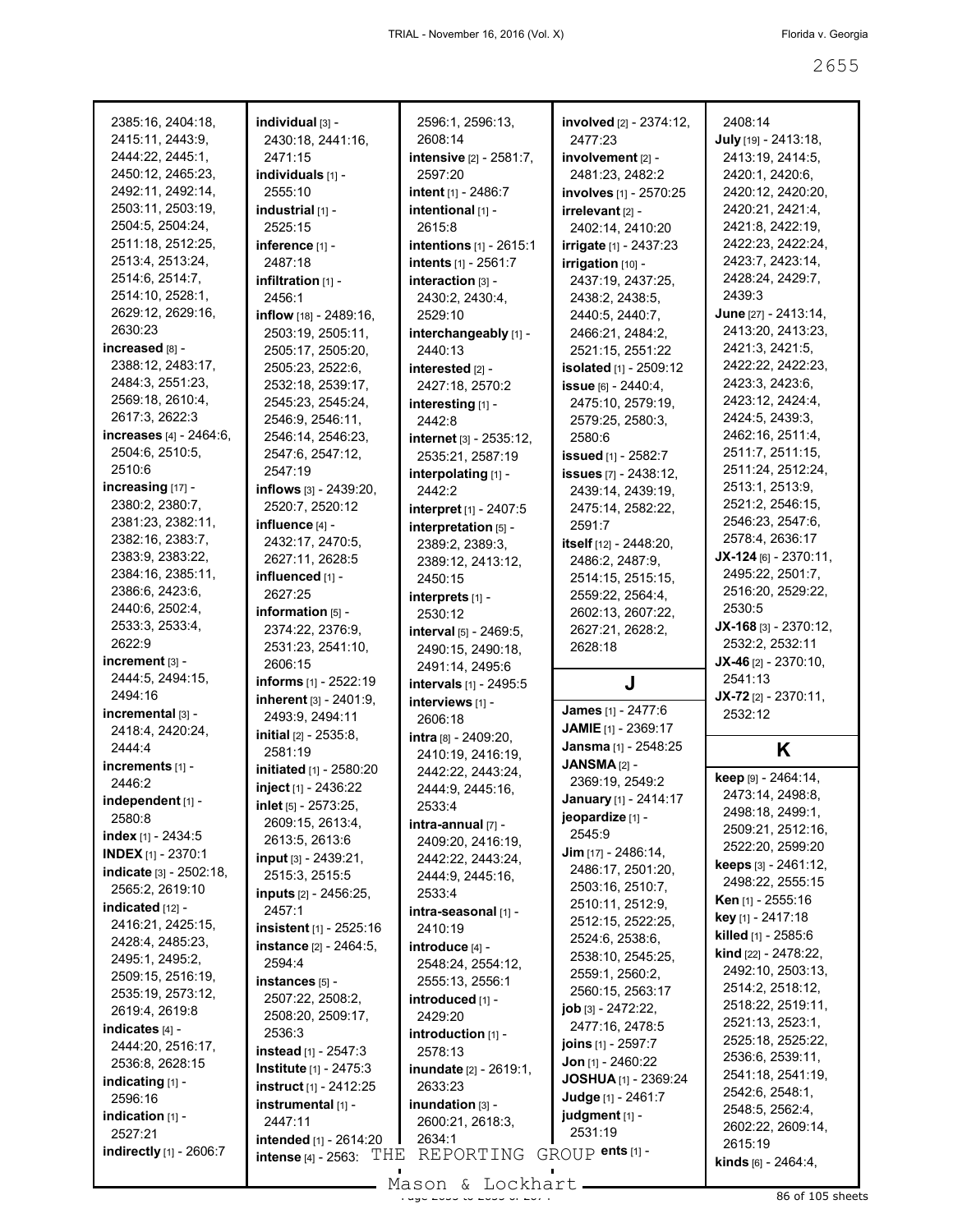2385:16, 2404:18, 2415:11, 2443:9, 2444:22, 2445:1, 2450:12, 2465:23, 2492:11, 2492:14, 2503:11, 2503:19, 2504:5, 2504:24, 2511:18, 2512:25, 2513:4, 2513:24, 2514:6, 2514:7, 2514:10, 2528:1, 2629:12, 2629:16, 2630:23

**increased** [8] - 2388:12, 2483:17, 2484:3, 2551:23, 2569:18, 2610:4, 2617:3, 2622:3

**increases** [4] - 2464:6, 2504:6, 2510:5, 2510:6

**increasing** [17] - 2380:2, 2380:7, 2381:23, 2382:11, 2382:16, 2383:7, 2383:9, 2383:22, 2384:16, 2385:11, 2386:6, 2423:6, 2440:6, 2502:4, 2533:3, 2533:4, 2622:9

**increment** [3] - 2444:5, 2494:15, 2494:16

**incremental** [3] - 2418:4, 2420:24, 2444:4

**increments** [1] - 2446:2

**independent** [1] - 2580:8

**index** [1] - 2434:5

**INDEX** [1] - 2370:1

**indicate** [3] - 2502:18, 2565:2, 2619:10

**indicated** [12] - 2416:21, 2425:15, 2428:4, 2485:23, 2495:1, 2495:2, 2509:15, 2516:19, 2535:19, 2573:12, 2619:4, 2619:8

**indicates** [4] - 2444:20, 2516:17, 2536:8, 2628:15

**indicating** [1] - 2596:16

**indication** [1] - 2527:21

**indirectly** [1] - 2606:7

**individual** [3] - 2430:18, 2441:16, 2471:15

**individuals** [1] - 2555:10

**industrial** [1] - 2525:15

**inference** [1] - 2487:18

**infiltration** [1] - 2456:1

**inflow** [18] - 2489:16, 2503:19, 2505:11, 2505:17, 2505:20, 2505:23, 2522:6, 2532:18, 2539:17, 2545:23, 2545:24, 2546:9, 2546:11, 2546:14, 2546:23, 2547:6, 2547:12, 2547:19

**inflows** [3] - 2439:20, 2520:7, 2520:12

**influence** [4] - 2432:17, 2470:5, 2627:11, 2628:5

**influenced** [1] - 2627:25

**information** [5] - 2374:22, 2376:9, 2531:23, 2541:10, 2606:15

**informs** [1] - 2522:19

**inherent** [3] - 2401:9, 2493:9, 2494:11

**initial** [2] - 2535:8, 2581:19

**initiated** [1] - 2580:20

**inject** [1] - 2436:22

**inlet** [5] - 2573:25, 2609:15, 2613:4, 2613:5, 2613:6

**input** [3] - 2439:21, 2515:3, 2515:5

**inputs** [2] - 2456:25, 2457:1

**insistent** [1] - 2525:16

**instance** [2] - 2464:5, 2594:4

**instances** [5] - 2507:22, 2508:2, 2508:20, 2509:17, 2536:3

**instead** [1] - 2547:3

**Institute** [1] - 2475:3

**instruct** [1] - 2412:25

**instrumental** [1] - 2447:11

**intended** [1] - 2614:20

**intense** [4] - 2563:

2596:1, 2596:13, 2608:14

**intensive** [2] - 2581:7, 2597:20

**intent** [1] - 2486:7

**intentional** [1] - 2615:8

**intentions** [1] - 2615:1

**intents** [1] - 2561:7

**interaction** [3] - 2430:2, 2430:4, 2529:10

**interchangeably** [1] - 2440:13

**interested** [2] - 2427:18, 2570:2

**interesting** [1] - 2442:8

**internet** [3] - 2535:12, 2535:21, 2587:19

**interpolating** [1] - 2442:2

**interpret** [1] - 2407:5

**interpretation** [5] - 2389:2, 2389:3, 2389:12, 2413:12, 2450:15

**interprets** [1] - 2530:12

**interval** [5] - 2469:5, 2490:15, 2490:18, 2491:14, 2495:6

**intervals** [1] - 2495:5

**interviews** [1] - 2606:18

**intra** [8] - 2409:20, 2410:19, 2416:19, 2442:22, 2443:24, 2444:9, 2445:16, 2533:4

**intra-annual** [7] - 2409:20, 2416:19, 2442:22, 2443:24, 2444:9, 2445:16, 2533:4

**intra-seasonal** [1] - 2410:19

**introduce** [4] - 2548:24, 2554:12, 2555:13, 2556:1

**introduced** [1] - 2429:20

**introduction** [1] - 2578:13

**inundate** [2] - 2619:1, 2633:23

**inundation** [3] - 2600:21, 2618:3, 2634:1

**involved** [2] - 2374:12, 2477:23

**involvement** [2] - 2481:23, 2482:2

**involves** [1] - 2570:25

**irrelevant** [2] - 2402:14, 2410:20

**irrigate** [1] - 2437:23

**irrigation** [10] - 2437:19, 2437:25, 2438:2, 2438:5, 2440:5, 2440:7, 2466:21, 2484:2, 2521:15, 2551:22

**isolated** [1] - 2509:12

**issue** [6] - 2440:4, 2475:10, 2579:19, 2579:25, 2580:3, 2580:6

**issued** [1] - 2582:7

**issues** [7] - 2438:12, 2439:14, 2439:19, 2475:14, 2582:22, 2591:7

**itself** [12] - 2448:20, 2486:2, 2487:9, 2514:15, 2515:15, 2559:22, 2564:4, 2602:13, 2607:22, 2627:21, 2628:2, 2628:18

## J

**James** [1] - 2477:6

**JAMIE** [1] - 2369:17

**Jansma** [1] - 2548:25

**JANSMA** [2] - 2369:19, 2549:2

**January** [1] - 2414:17

**jeopardize** [1] - 2545:9

**Jim** [17] - 2486:14, 2486:17, 2501:20, 2503:16, 2510:7, 2510:11, 2512:9, 2512:15, 2522:25, 2524:6, 2538:6, 2538:10, 2545:25, 2559:1, 2560:2, 2560:15, 2563:17

**job** [3] - 2472:22, 2477:16, 2478:5

**joins** [1] - 2597:7

**Jon** [1] - 2460:22

**JOSHUA** [1] - 2369:24

**Judge** [1] - 2461:7

**judgment** [1] - 2531:19

**...ents** [1] -

2408:14

**July** [19] - 2413:18, 2413:19, 2414:5, 2420:1, 2420:6, 2420:12, 2420:20, 2420:21, 2421:4, 2421:8, 2422:19, 2422:23, 2422:24, 2423:7, 2423:14, 2428:24, 2429:7, 2439:3

**June** [27] - 2413:14, 2413:20, 2413:23, 2421:3, 2421:5, 2422:22, 2422:23, 2423:3, 2423:6, 2423:12, 2424:4, 2424:5, 2439:3, 2462:16, 2511:4, 2511:7, 2511:15, 2511:24, 2512:24, 2513:1, 2513:9, 2521:2, 2546:15, 2546:23, 2547:6, 2578:4, 2636:17

**JX-124** [6] - 2370:11, 2495:22, 2501:7, 2516:20, 2529:22, 2530:5

**JX-168** [3] - 2370:12, 2532:2, 2532:11

**JX-46** [2] - 2370:10, 2541:13

**JX-72** [2] - 2370:11, 2532:12

## K

**keep** [9] - 2464:14, 2473:14, 2498:8, 2498:18, 2499:1, 2509:21, 2512:16, 2522:20, 2599:20

**keeps** [3] - 2461:12, 2498:22, 2555:15

**Ken** [1] - 2555:16

**key** [1] - 2417:18

**killed** [1] - 2585:6

**kind** [22] - 2478:22, 2492:10, 2503:13, 2514:2, 2518:12, 2518:22, 2519:11, 2521:13, 2523:1, 2525:18, 2525:22, 2536:6, 2539:11, 2541:18, 2541:19, 2542:6, 2548:1, 2548:5, 2562:4, 2602:22, 2609:14, 2615:19

**kinds** [6] - 2464:4,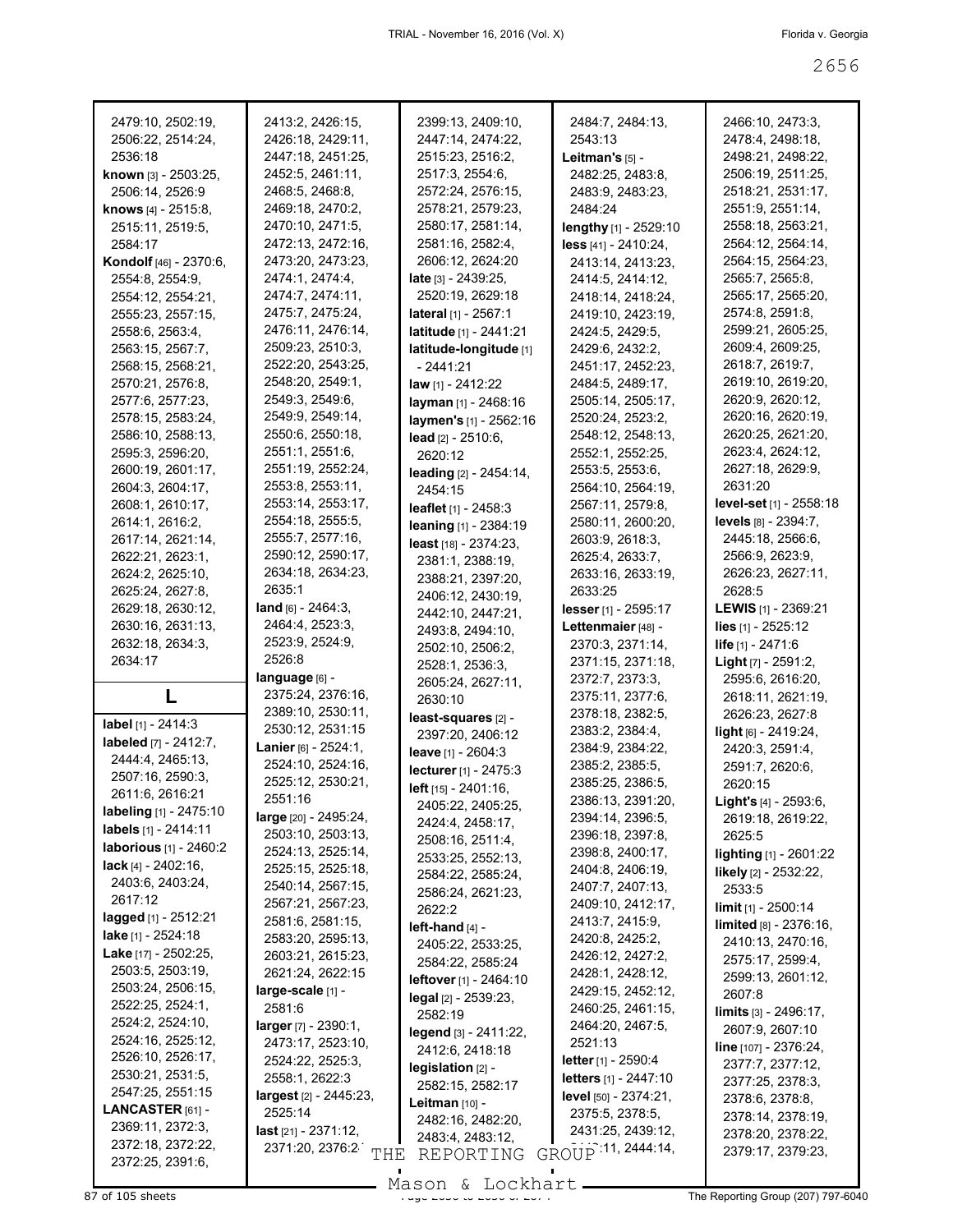2479:10, 2502:19, 2506:22, 2514:24, 2536:18
**known** [3] - 2503:25, 2506:14, 2526:9
**knows** [4] - 2515:8, 2515:11, 2519:5, 2584:17
**Kondolf** [46] - 2370:6, 2554:8, 2554:9, 2554:12, 2554:21, 2555:23, 2557:15, 2558:6, 2563:4, 2563:15, 2567:7, 2568:15, 2568:21, 2570:21, 2576:8, 2577:6, 2577:23, 2578:15, 2583:24, 2586:10, 2588:13, 2595:3, 2596:20, 2600:19, 2601:17, 2604:3, 2604:17, 2608:1, 2610:17, 2614:1, 2616:2, 2617:14, 2621:14, 2622:21, 2623:1, 2624:2, 2625:10, 2625:24, 2627:8, 2629:18, 2630:12, 2630:16, 2631:13, 2632:18, 2634:3, 2634:17

## L

**label** [1] - 2414:3
**labeled** [7] - 2412:7, 2444:4, 2465:13, 2507:16, 2590:3, 2611:6, 2616:21
**labeling** [1] - 2475:10
**labels** [1] - 2414:11
**laborious** [1] - 2460:2
**lack** [4] - 2402:16, 2403:6, 2403:24, 2617:12
**lagged** [1] - 2512:21
**lake** [1] - 2524:18
**Lake** [17] - 2502:25, 2503:5, 2503:19, 2503:24, 2506:15, 2522:25, 2524:1, 2524:2, 2524:10, 2524:16, 2525:12, 2526:10, 2526:17, 2530:21, 2531:5, 2547:25, 2551:15
**LANCASTER** [61] - 2369:11, 2372:3, 2372:18, 2372:22, 2372:25, 2391:6, 2413:2, 2426:15, 2426:18, 2429:11, 2447:18, 2451:25, 2452:5, 2461:11, 2468:5, 2468:8, 2469:18, 2470:2, 2470:10, 2471:5, 2472:13, 2472:16, 2473:20, 2473:23, 2474:1, 2474:4, 2474:7, 2474:11, 2475:7, 2475:24, 2476:11, 2476:14, 2509:23, 2510:3, 2522:20, 2543:25, 2548:20, 2549:1, 2549:3, 2549:6, 2549:9, 2549:14, 2550:6, 2550:18, 2551:1, 2551:6, 2551:19, 2552:24, 2553:8, 2553:11, 2553:14, 2553:17, 2554:18, 2555:5, 2555:7, 2577:16, 2590:12, 2590:17, 2634:18, 2634:23, 2635:1
**land** [6] - 2464:3, 2464:4, 2523:3, 2523:9, 2524:9, 2526:8
**language** [6] - 2375:24, 2376:16, 2389:10, 2530:11, 2530:12, 2531:15
**Lanier** [6] - 2524:1, 2524:10, 2524:16, 2525:12, 2530:21, 2551:16
**large** [20] - 2495:24, 2503:10, 2503:13, 2524:13, 2525:14, 2525:15, 2525:18, 2540:14, 2567:15, 2567:21, 2567:23, 2581:6, 2581:15, 2583:20, 2595:13, 2603:21, 2615:23, 2621:24, 2622:15
**large-scale** [1] - 2581:6
**larger** [7] - 2390:1, 2473:17, 2523:10, 2524:22, 2525:3, 2558:1, 2622:3
**largest** [2] - 2445:23, 2525:14
**last** [21] - 2371:12, 2371:20, 2376:2...
2399:13, 2409:10, 2447:14, 2474:22, 2515:23, 2516:2, 2517:3, 2554:6, 2572:24, 2576:15, 2578:21, 2579:23, 2580:17, 2581:14, 2581:16, 2582:4, 2606:12, 2624:20
**late** [3] - 2439:25, 2520:19, 2629:18
**lateral** [1] - 2567:1
**latitude** [1] - 2441:21
**latitude-longitude** [1] - 2441:21
**law** [1] - 2412:22
**layman** [1] - 2468:16
**laymen's** [1] - 2562:16
**lead** [2] - 2510:6, 2620:12
**leading** [2] - 2454:14, 2454:15
**leaflet** [1] - 2458:3
**leaning** [1] - 2384:19
**least** [18] - 2374:23, 2381:1, 2388:19, 2388:21, 2397:20, 2406:12, 2430:19, 2442:10, 2447:21, 2493:8, 2494:10, 2502:10, 2506:2, 2528:1, 2536:3, 2605:24, 2627:11, 2630:10
**least-squares** [2] - 2397:20, 2406:12
**leave** [1] - 2604:3
**lecturer** [1] - 2475:3
**left** [15] - 2401:16, 2405:22, 2405:25, 2424:4, 2458:17, 2508:16, 2511:4, 2533:25, 2552:13, 2584:22, 2585:24, 2586:24, 2621:23, 2622:2
**left-hand** [4] - 2405:22, 2533:25, 2584:22, 2585:24
**leftover** [1] - 2464:10
**legal** [2] - 2539:23, 2582:19
**legend** [3] - 2411:22, 2412:6, 2418:18
**legislation** [2] - 2582:15, 2582:17
**Leitman** [10] - 2482:16, 2482:20, 2483:4, 2483:12, 2484:7, 2484:13, 2543:13
**Leitman's** [5] - 2482:25, 2483:8, 2483:9, 2483:23, 2484:24
**lengthy** [1] - 2529:10
**less** [41] - 2410:24, 2413:14, 2413:23, 2414:5, 2414:12, 2418:14, 2418:24, 2419:10, 2423:19, 2424:5, 2429:5, 2429:6, 2432:2, 2451:17, 2452:23, 2484:5, 2489:17, 2505:14, 2505:17, 2520:24, 2523:2, 2548:12, 2548:13, 2552:1, 2552:25, 2553:5, 2553:6, 2564:10, 2564:19, 2567:11, 2579:8, 2580:11, 2600:20, 2603:9, 2618:3, 2625:4, 2633:7, 2633:16, 2633:19, 2633:25
**lesser** [1] - 2595:17
**Lettenmaier** [48] - 2370:3, 2371:14, 2371:15, 2371:18, 2372:7, 2373:3, 2375:11, 2377:6, 2378:18, 2382:5, 2383:2, 2384:4, 2384:9, 2384:22, 2385:2, 2385:5, 2385:25, 2386:5, 2386:13, 2391:20, 2394:14, 2396:5, 2396:18, 2397:8, 2398:8, 2400:17, 2404:8, 2406:19, 2407:7, 2407:13, 2409:10, 2412:17, 2413:7, 2415:9, 2420:8, 2425:2, 2426:12, 2427:2, 2428:1, 2428:12, 2429:15, 2452:12, 2460:25, 2461:15, 2464:20, 2467:5, 2521:13
**letter** [1] - 2590:4
**letters** [1] - 2447:10
**level** [50] - 2374:21, 2375:5, 2378:5, 2431:25, 2439:12, ...:11, 2444:14, 2466:10, 2473:3, 2478:4, 2498:18, 2498:21, 2498:22, 2506:19, 2511:25, 2518:21, 2531:17, 2551:9, 2551:14, 2558:18, 2563:21, 2564:12, 2564:14, 2564:15, 2564:23, 2565:7, 2565:8, 2565:17, 2565:20, 2574:8, 2591:8, 2599:21, 2605:25, 2609:4, 2609:25, 2618:7, 2619:7, 2619:10, 2619:20, 2620:9, 2620:12, 2620:16, 2620:19, 2620:25, 2621:20, 2623:4, 2624:12, 2627:18, 2629:9, 2631:20
**level-set** [1] - 2558:18
**levels** [8] - 2394:7, 2445:18, 2566:6, 2566:9, 2623:9, 2626:23, 2627:11, 2628:5
**LEWIS** [1] - 2369:21
**lies** [1] - 2525:12
**life** [1] - 2471:6
**Light** [7] - 2591:2, 2595:6, 2616:20, 2618:11, 2621:19, 2626:23, 2627:8
**light** [6] - 2419:24, 2420:3, 2591:4, 2591:7, 2620:6, 2620:15
**Light's** [4] - 2593:6, 2619:18, 2619:22, 2625:5
**lighting** [1] - 2601:22
**likely** [2] - 2532:22, 2533:5
**limit** [1] - 2500:14
**limited** [8] - 2376:16, 2410:13, 2470:16, 2575:17, 2599:4, 2599:13, 2601:12, 2607:8
**limits** [3] - 2496:17, 2607:9, 2607:10
**line** [107] - 2376:24, 2377:7, 2377:12, 2377:25, 2378:3, 2378:6, 2378:8, 2378:14, 2378:19, 2378:20, 2378:22, 2379:17, 2379:23,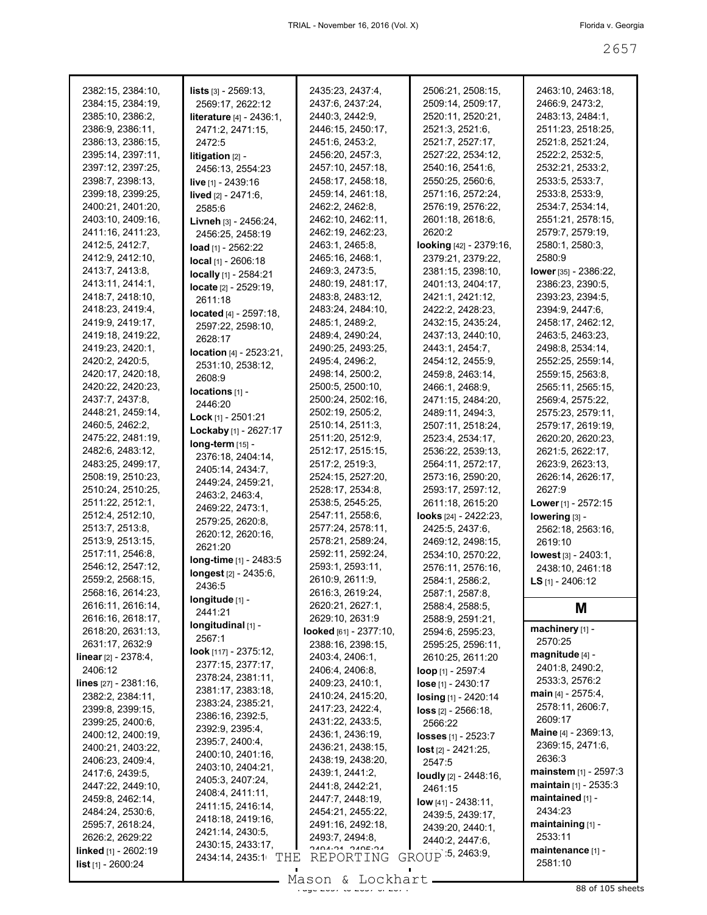2382:15, 2384:10, 2384:15, 2384:19, 2385:10, 2386:2, 2386:9, 2386:11, 2386:13, 2386:15, 2395:14, 2397:11, 2397:12, 2397:25, 2398:7, 2398:13, 2399:18, 2399:25, 2400:21, 2401:20, 2403:10, 2409:16, 2411:16, 2411:23, 2412:5, 2412:7, 2412:9, 2412:10, 2413:7, 2413:8, 2413:11, 2414:1, 2418:7, 2418:10, 2418:23, 2419:4, 2419:9, 2419:17, 2419:18, 2419:22, 2419:23, 2420:1, 2420:2, 2420:5, 2420:17, 2420:18, 2420:22, 2420:23, 2437:7, 2437:8, 2448:21, 2459:14, 2460:5, 2462:2, 2475:22, 2481:19, 2482:6, 2483:12, 2483:25, 2499:17, 2508:19, 2510:23, 2510:24, 2510:25, 2511:22, 2512:1, 2512:4, 2512:10, 2513:7, 2513:8, 2513:9, 2513:15, 2517:11, 2546:8, 2546:12, 2547:12, 2559:2, 2568:15, 2568:16, 2614:23, 2616:11, 2616:14, 2616:16, 2618:17, 2618:20, 2631:13, 2631:17, 2632:9

**linear** [2] - 2378:4, 2406:12

**lines** [27] - 2381:16, 2382:2, 2384:11, 2399:8, 2399:15, 2399:25, 2400:6, 2400:12, 2400:19, 2400:21, 2403:22, 2406:23, 2409:4, 2417:6, 2439:5, 2447:22, 2449:10, 2459:8, 2462:14, 2484:24, 2530:6, 2595:7, 2618:24, 2626:2, 2629:22

**linked** [1] - 2602:19

**list** [1] - 2600:24

**lists** [3] - 2569:13, 2569:17, 2622:12

**literature** [4] - 2436:1, 2471:2, 2471:15, 2472:5

**litigation** [2] - 2456:13, 2554:23

**live** [1] - 2439:16

**lived** [2] - 2471:6, 2585:6

**Livneh** [3] - 2456:24, 2456:25, 2458:19

**load** [1] - 2562:22

**local** [1] - 2606:18

**locally** [1] - 2584:21

**locate** [2] - 2529:19, 2611:18

**located** [4] - 2597:18, 2597:22, 2598:10, 2628:17

**location** [4] - 2523:21, 2531:10, 2538:12, 2608:9

**locations** [1] - 2446:20

**Lock** [1] - 2501:21

**Lockaby** [1] - 2627:17

**long-term** [15] - 2376:18, 2404:14, 2405:14, 2434:7, 2449:24, 2459:21, 2463:2, 2463:4, 2469:22, 2473:1, 2579:25, 2620:8, 2620:12, 2620:16, 2621:20

**long-time** [1] - 2483:5

**longest** [2] - 2435:6, 2436:5

**longitude** [1] - 2441:21

**longitudinal** [1] - 2567:1

**look** [117] - 2375:12, 2377:15, 2377:17, 2378:24, 2381:11, 2381:17, 2383:18, 2383:24, 2385:21, 2386:16, 2392:5, 2392:9, 2395:4, 2395:7, 2400:4, 2400:10, 2401:16, 2403:10, 2404:21, 2405:3, 2407:24, 2408:4, 2411:11, 2411:15, 2416:14, 2418:18, 2419:16, 2421:14, 2430:5, 2430:15, 2433:17, 2434:14, 2435:1(...)

2435:23, 2437:4, 2437:6, 2437:24, 2440:3, 2442:9, 2446:15, 2450:17, 2451:6, 2453:2, 2456:20, 2457:3, 2457:10, 2457:18, 2458:17, 2458:18, 2459:14, 2461:18, 2462:2, 2462:8, 2462:10, 2462:11, 2462:19, 2462:23, 2463:1, 2465:8, 2465:16, 2468:1, 2469:3, 2473:5, 2480:19, 2481:17, 2483:8, 2483:12, 2483:24, 2484:10, 2485:1, 2489:2, 2489:4, 2490:24, 2490:25, 2493:25, 2495:4, 2496:2, 2498:14, 2500:2, 2500:5, 2500:10, 2500:24, 2502:16, 2502:19, 2505:2, 2510:14, 2511:3, 2511:20, 2512:9, 2512:17, 2515:15, 2517:2, 2519:3, 2524:15, 2527:20, 2528:17, 2534:8, 2538:5, 2545:25, 2547:11, 2558:6, 2577:24, 2578:11, 2578:21, 2589:24, 2592:11, 2592:24, 2593:1, 2593:11, 2610:9, 2611:9, 2616:3, 2619:24, 2620:21, 2627:1, 2629:10, 2631:9

**looked** [61] - 2377:10, 2388:16, 2398:15, 2403:4, 2406:1, 2406:4, 2406:8, 2409:23, 2410:1, 2410:24, 2415:20, 2417:23, 2422:4, 2431:22, 2433:5, 2436:1, 2436:19, 2436:21, 2438:15, 2438:19, 2438:20, 2439:1, 2441:2, 2441:8, 2442:21, 2447:7, 2448:19, 2454:21, 2455:22, 2491:16, 2492:18, 2493:7, 2494:8, (...)

2506:21, 2508:15, 2509:14, 2509:17, 2520:11, 2520:21, 2521:3, 2521:6, 2521:7, 2527:17, 2527:22, 2534:12, 2540:16, 2541:6, 2550:25, 2560:6, 2571:16, 2572:24, 2576:19, 2576:22, 2601:18, 2618:6, 2620:2

**looking** [42] - 2379:16, 2379:21, 2379:22, 2381:15, 2398:10, 2401:13, 2404:17, 2421:1, 2421:12, 2422:2, 2428:23, 2432:15, 2435:24, 2437:13, 2440:10, 2443:1, 2454:7, 2454:12, 2455:9, 2459:8, 2463:14, 2466:1, 2468:9, 2471:15, 2484:20, 2489:11, 2494:3, 2507:11, 2518:24, 2523:4, 2534:17, 2536:22, 2539:13, 2564:11, 2572:17, 2573:16, 2590:20, 2593:17, 2597:12, 2611:18, 2615:20

**looks** [24] - 2422:23, 2425:5, 2437:6, 2469:12, 2498:15, 2534:10, 2570:22, 2576:11, 2576:16, 2584:1, 2586:2, 2587:1, 2587:8, 2588:4, 2588:5, 2588:9, 2591:21, 2594:6, 2595:23, 2595:25, 2596:11, 2610:25, 2611:20

**loop** [1] - 2597:4

**lose** [1] - 2430:17

**losing** [1] - 2420:14

**loss** [2] - 2566:18, 2566:22

**losses** [1] - 2523:7

**lost** [2] - 2421:25, 2547:5

**loudly** [2] - 2448:16, 2461:15

**low** [41] - 2438:11, 2439:5, 2439:17, 2439:20, 2440:1, 2440:2, 2447:6, (...):5, 2463:9,

2463:10, 2463:18, 2466:9, 2473:2, 2483:13, 2484:1, 2511:23, 2518:25, 2521:8, 2521:24, 2522:2, 2532:5, 2532:21, 2533:2, 2533:5, 2533:7, 2533:8, 2533:9, 2534:7, 2534:14, 2551:21, 2578:15, 2579:7, 2579:19, 2580:1, 2580:3, 2580:9

**lower** [35] - 2386:22, 2386:23, 2390:5, 2393:23, 2394:5, 2394:9, 2447:6, 2458:17, 2462:12, 2463:5, 2463:23, 2498:8, 2534:14, 2552:25, 2559:14, 2559:15, 2563:8, 2565:11, 2565:15, 2569:4, 2575:22, 2575:23, 2579:11, 2579:17, 2619:19, 2620:20, 2620:23, 2621:5, 2622:17, 2623:9, 2623:13, 2626:14, 2626:17, 2627:9

**Lower** [1] - 2572:15

**lowering** [3] - 2562:18, 2563:16, 2619:10

**lowest** [3] - 2403:1, 2438:10, 2461:18

**LS** [1] - 2406:12

## M

**machinery** [1] - 2570:25

**magnitude** [4] - 2401:8, 2490:2, 2533:3, 2576:2

**main** [4] - 2575:4, 2578:11, 2606:7, 2609:17

**Maine** [4] - 2369:13, 2369:15, 2471:6, 2636:3

**mainstem** [1] - 2597:3

**maintain** [1] - 2535:3

**maintained** [1] - 2434:23

**maintaining** [1] - 2533:11

**maintenance** [1] - 2581:10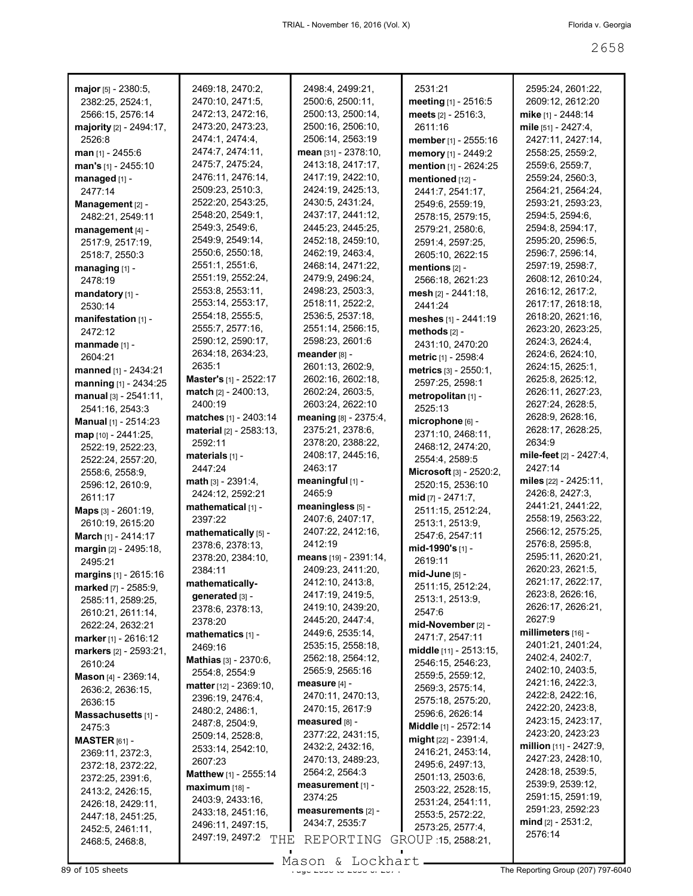**major** [5] - 2380:5, 2382:25, 2524:1, 2566:15, 2576:14
**majority** [2] - 2494:17, 2526:8
**man** [1] - 2455:6
**man's** [1] - 2455:10
**managed** [1] - 2477:14
**Management** [2] - 2482:21, 2549:11
**management** [4] - 2517:9, 2517:19, 2518:7, 2550:3
**managing** [1] - 2478:19
**mandatory** [1] - 2530:14
**manifestation** [1] - 2472:12
**manmade** [1] - 2604:21
**manned** [1] - 2434:21
**manning** [1] - 2434:25
**manual** [3] - 2541:11, 2541:16, 2543:3
**Manual** [1] - 2514:23
**map** [10] - 2441:25, 2522:19, 2522:23, 2522:24, 2557:20, 2558:6, 2558:9, 2596:12, 2610:9, 2611:17
**Maps** [3] - 2601:19, 2610:19, 2615:20
**March** [1] - 2414:17
**margin** [2] - 2495:18, 2495:21
**margins** [1] - 2615:16
**marked** [7] - 2585:9, 2585:11, 2589:25, 2610:21, 2611:14, 2622:24, 2632:21
**marker** [1] - 2616:12
**markers** [2] - 2593:21, 2610:24
**Mason** [4] - 2369:14, 2636:2, 2636:15, 2636:15
**Massachusetts** [1] - 2475:3
**MASTER** [61] - 2369:11, 2372:3, 2372:18, 2372:22, 2372:25, 2391:6, 2413:2, 2426:15, 2426:18, 2429:11, 2447:18, 2451:25, 2452:5, 2461:11, 2468:5, 2468:8, 2469:18, 2470:2, 2470:10, 2471:5, 2472:13, 2472:16, 2473:20, 2473:23, 2474:1, 2474:4, 2474:7, 2474:11, 2475:7, 2475:24, 2476:11, 2476:14, 2509:23, 2510:3, 2522:20, 2543:25, 2548:20, 2549:1, 2549:3, 2549:6, 2549:9, 2549:14, 2550:6, 2550:18, 2551:1, 2551:6, 2551:19, 2552:24, 2553:8, 2553:11, 2553:14, 2553:17, 2554:18, 2555:5, 2555:7, 2577:16, 2590:12, 2590:17, 2634:18, 2634:23, 2635:1
**Master's** [1] - 2522:17
**match** [2] - 2400:13, 2400:19
**matches** [1] - 2403:14
**material** [2] - 2583:13, 2592:11
**materials** [1] - 2447:24
**math** [3] - 2391:4, 2424:12, 2592:21
**mathematical** [1] - 2397:22
**mathematically** [5] - 2378:6, 2378:13, 2378:20, 2384:10, 2384:11
**mathematically-generated** [3] - 2378:6, 2378:13, 2378:20
**mathematics** [1] - 2469:16
**Mathias** [3] - 2370:6, 2554:8, 2554:9
**matter** [12] - 2369:10, 2396:19, 2476:4, 2480:2, 2486:1, 2487:8, 2504:9, 2509:14, 2528:8, 2533:14, 2542:10, 2607:23
**Matthew** [1] - 2555:14
**maximum** [18] - 2403:9, 2433:16, 2433:18, 2451:16, 2496:11, 2497:15, 2497:19, 2497:2, 2498:4, 2499:21, 2500:6, 2500:11, 2500:13, 2500:14, 2500:16, 2506:10, 2506:14, 2563:19
**mean** [31] - 2378:10, 2413:18, 2417:17, 2417:19, 2422:10, 2424:19, 2425:13, 2430:5, 2431:24, 2437:17, 2441:12, 2445:23, 2445:25, 2452:18, 2459:10, 2462:19, 2463:4, 2468:14, 2471:22, 2479:9, 2496:24, 2498:23, 2503:3, 2518:11, 2522:2, 2536:5, 2537:18, 2551:14, 2566:15, 2598:23, 2601:6
**meander** [8] - 2601:13, 2602:9, 2602:16, 2602:18, 2602:24, 2603:5, 2603:24, 2622:10
**meaning** [8] - 2375:4, 2375:21, 2378:6, 2378:20, 2388:22, 2408:17, 2445:16, 2463:17
**meaningful** [1] - 2465:9
**meaningless** [5] - 2407:6, 2407:17, 2407:22, 2412:16, 2412:19
**means** [19] - 2391:14, 2409:23, 2411:20, 2412:10, 2413:8, 2417:19, 2419:5, 2419:10, 2439:20, 2445:20, 2447:4, 2449:6, 2535:14, 2535:15, 2558:18, 2562:18, 2564:12, 2565:9, 2565:16
**measure** [4] - 2470:11, 2470:13, 2470:15, 2617:9
**measured** [8] - 2377:22, 2431:15, 2432:2, 2432:16, 2470:13, 2489:23, 2564:2, 2564:3
**measurement** [1] - 2374:25
**measurements** [2] - 2434:7, 2535:7
2531:21
**meeting** [1] - 2516:5
**meets** [2] - 2516:3, 2611:16
**member** [1] - 2555:16
**memory** [1] - 2449:2
**mention** [1] - 2624:25
**mentioned** [12] - 2441:7, 2541:17, 2549:6, 2559:19, 2578:15, 2579:15, 2579:21, 2580:6, 2591:4, 2597:25, 2605:10, 2622:15
**mentions** [2] - 2566:18, 2621:23
**mesh** [2] - 2441:18, 2441:24
**meshes** [1] - 2441:19
**methods** [2] - 2431:10, 2470:20
**metric** [1] - 2598:4
**metrics** [3] - 2550:1, 2597:25, 2598:1
**metropolitan** [1] - 2525:13
**microphone** [6] - 2371:10, 2468:11, 2468:12, 2474:20, 2554:4, 2589:5
**Microsoft** [3] - 2520:2, 2520:15, 2536:10
**mid** [7] - 2471:7, 2511:15, 2512:24, 2513:1, 2513:9, 2547:6, 2547:11
**mid-1990's** [1] - 2619:11
**mid-June** [5] - 2511:15, 2512:24, 2513:1, 2513:9, 2547:6
**mid-November** [2] - 2471:7, 2547:11
**middle** [11] - 2513:15, 2546:15, 2546:23, 2559:5, 2559:12, 2569:3, 2575:14, 2575:18, 2575:20, 2596:6, 2626:14
**Middle** [1] - 2572:14
**might** [22] - 2391:4, 2416:21, 2453:14, 2495:6, 2497:13, 2501:13, 2503:6, 2503:22, 2528:15, 2531:24, 2541:11, 2553:5, 2572:22, 2573:25, 2577:4, 2578:15, 2588:21, 2595:24, 2601:22, 2609:12, 2612:20
**mike** [1] - 2448:14
**mile** [51] - 2427:4, 2427:11, 2427:14, 2558:25, 2559:2, 2559:6, 2559:7, 2559:24, 2560:3, 2564:21, 2564:24, 2593:21, 2593:23, 2594:5, 2594:6, 2594:8, 2594:17, 2595:20, 2596:5, 2596:7, 2596:14, 2597:19, 2598:7, 2608:12, 2610:24, 2616:12, 2617:2, 2617:17, 2618:18, 2618:20, 2621:16, 2623:20, 2623:25, 2624:3, 2624:4, 2624:6, 2624:10, 2624:15, 2625:1, 2625:8, 2625:12, 2626:11, 2627:23, 2627:24, 2628:5, 2628:9, 2628:16, 2628:17, 2628:25, 2634:9
**mile-feet** [2] - 2427:4, 2427:14
**miles** [22] - 2425:11, 2426:8, 2427:3, 2441:21, 2441:22, 2558:19, 2563:22, 2566:12, 2575:25, 2576:8, 2595:8, 2595:11, 2620:21, 2620:23, 2621:5, 2621:17, 2622:17, 2623:8, 2626:16, 2626:17, 2626:21, 2627:9
**millimeters** [16] - 2401:21, 2401:24, 2402:4, 2402:7, 2402:10, 2403:5, 2421:16, 2422:3, 2422:8, 2422:16, 2422:20, 2423:8, 2423:15, 2423:17, 2423:20, 2423:23
**million** [11] - 2427:9, 2427:23, 2428:10, 2428:18, 2539:5, 2539:9, 2539:12, 2591:15, 2591:19, 2591:23, 2592:23
**mind** [2] - 2531:2, 2576:14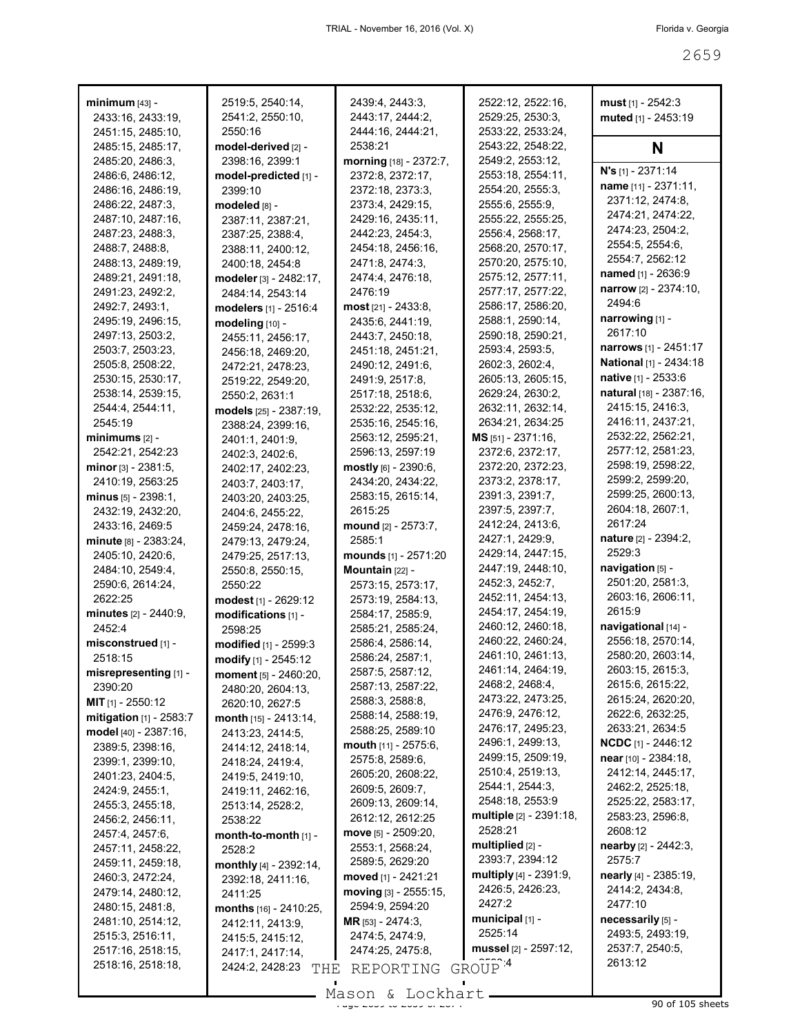**minimum** [43] - 2433:16, 2433:19, 2451:15, 2485:10, 2485:15, 2485:17, 2485:20, 2486:3, 2486:6, 2486:12, 2486:16, 2486:19, 2486:22, 2487:3, 2487:10, 2487:16, 2487:23, 2488:3, 2488:7, 2488:8, 2488:13, 2489:19, 2489:21, 2491:18, 2491:23, 2492:2, 2492:7, 2493:1, 2495:19, 2496:15, 2497:13, 2503:2, 2503:7, 2503:23, 2505:8, 2508:22, 2530:15, 2530:17, 2538:14, 2539:15, 2544:4, 2544:11, 2545:19
**minimums** [2] - 2542:21, 2542:23
**minor** [3] - 2381:5, 2410:19, 2563:25
**minus** [5] - 2398:1, 2432:19, 2432:20, 2433:16, 2469:5
**minute** [8] - 2383:24, 2405:10, 2420:6, 2484:10, 2549:4, 2590:6, 2614:24, 2622:25
**minutes** [2] - 2440:9, 2452:4
**misconstrued** [1] - 2518:15
**misrepresenting** [1] - 2390:20
**MIT** [1] - 2550:12
**mitigation** [1] - 2583:7
**model** [40] - 2387:16, 2389:5, 2398:16, 2399:1, 2399:10, 2401:23, 2404:5, 2424:9, 2455:1, 2455:3, 2455:18, 2456:2, 2456:11, 2457:4, 2457:6, 2457:11, 2458:22, 2459:11, 2459:18, 2460:3, 2472:24, 2479:14, 2480:12, 2480:15, 2481:8, 2481:10, 2514:12, 2515:3, 2516:11, 2517:16, 2518:15, 2518:16, 2518:18, 2519:5, 2540:14, 2541:2, 2550:10, 2550:16
**model-derived** [2] - 2398:16, 2399:1
**model-predicted** [1] - 2399:10
**modeled** [8] - 2387:11, 2387:21, 2387:25, 2388:4, 2388:11, 2400:12, 2400:18, 2454:8
**modeler** [3] - 2482:17, 2484:14, 2543:14
**modelers** [1] - 2516:4
**modeling** [10] - 2455:11, 2456:17, 2456:18, 2469:20, 2472:21, 2478:23, 2519:22, 2549:20, 2550:2, 2631:1
**models** [25] - 2387:19, 2388:24, 2399:16, 2401:1, 2401:9, 2402:3, 2402:6, 2402:17, 2402:23, 2403:7, 2403:17, 2403:20, 2403:25, 2404:6, 2455:22, 2459:24, 2478:16, 2479:13, 2479:24, 2479:25, 2517:13, 2550:8, 2550:15, 2550:22
**modest** [1] - 2629:12
**modifications** [1] - 2598:25
**modified** [1] - 2599:3
**modify** [1] - 2545:12
**moment** [5] - 2460:20, 2480:20, 2604:13, 2620:10, 2627:5
**month** [15] - 2413:14, 2413:23, 2414:5, 2414:12, 2418:14, 2418:24, 2419:4, 2419:5, 2419:10, 2419:11, 2462:16, 2513:14, 2528:2, 2538:22
**month-to-month** [1] - 2528:2
**monthly** [4] - 2392:14, 2392:18, 2411:16, 2411:25
**months** [16] - 2410:25, 2412:11, 2413:9, 2415:5, 2415:12, 2417:1, 2417:14, 2424:2, 2428:23, 2439:4, 2443:3, 2443:17, 2444:2, 2444:16, 2444:21, 2538:21
**morning** [18] - 2372:7, 2372:8, 2372:17, 2372:18, 2373:3, 2373:4, 2429:15, 2429:16, 2435:11, 2442:23, 2454:3, 2454:18, 2456:16, 2471:8, 2474:3, 2474:4, 2476:18, 2476:19
**most** [21] - 2433:8, 2435:6, 2441:19, 2443:7, 2450:18, 2451:18, 2451:21, 2490:12, 2491:6, 2491:9, 2517:8, 2517:18, 2518:6, 2532:22, 2535:12, 2535:16, 2545:16, 2563:12, 2595:21, 2596:13, 2597:19
**mostly** [6] - 2390:6, 2434:20, 2434:22, 2583:15, 2615:14, 2615:25
**mound** [2] - 2573:7, 2585:1
**mounds** [1] - 2571:20
**Mountain** [22] - 2573:15, 2573:17, 2573:19, 2584:13, 2584:17, 2585:9, 2585:21, 2585:24, 2586:4, 2586:14, 2586:24, 2587:1, 2587:5, 2587:12, 2587:13, 2587:22, 2588:3, 2588:8, 2588:14, 2588:19, 2588:25, 2589:10
**mouth** [11] - 2575:6, 2575:8, 2589:6, 2605:20, 2608:22, 2609:5, 2609:7, 2609:13, 2609:14, 2612:12, 2612:25
**move** [5] - 2509:20, 2553:1, 2568:24, 2589:5, 2629:20
**moved** [1] - 2421:21
**moving** [3] - 2555:15, 2594:9, 2594:20
**MR** [53] - 2474:3, 2474:5, 2474:9, 2474:25, 2475:8, 2522:12, 2522:16, 2529:25, 2530:3, 2533:22, 2533:24, 2543:22, 2548:22, 2549:2, 2553:12, 2553:18, 2554:11, 2554:20, 2555:3, 2555:6, 2555:9, 2555:22, 2555:25, 2556:4, 2568:17, 2568:20, 2570:17, 2570:20, 2575:10, 2575:12, 2577:11, 2577:17, 2577:22, 2586:17, 2586:20, 2588:1, 2590:14, 2590:18, 2590:21, 2593:4, 2593:5, 2602:3, 2602:4, 2605:13, 2605:15, 2629:24, 2630:2, 2632:11, 2632:14, 2634:21, 2634:25
**MS** [51] - 2371:16, 2372:6, 2372:17, 2372:20, 2372:23, 2373:2, 2378:17, 2391:3, 2391:7, 2397:5, 2397:7, 2412:24, 2413:6, 2427:1, 2429:9, 2429:14, 2447:15, 2447:19, 2448:10, 2452:3, 2452:7, 2452:11, 2454:13, 2454:17, 2454:19, 2460:12, 2460:18, 2460:22, 2460:24, 2461:10, 2461:13, 2461:14, 2464:19, 2468:2, 2468:4, 2473:22, 2473:25, 2476:9, 2476:12, 2476:17, 2495:23, 2496:1, 2499:13, 2499:15, 2509:19, 2510:4, 2519:13, 2544:1, 2544:3, 2548:18, 2553:9
**multiple** [2] - 2391:18, 2528:21
**multiplied** [2] - 2393:7, 2394:12
**multiply** [4] - 2391:9, 2426:5, 2426:23, 2427:2
**municipal** [1] - 2525:14
**mussel** [2] - 2597:12, 2598:4
**must** [1] - 2542:3
**muted** [1] - 2453:19

## N

**N's** [1] - 2371:14
**name** [11] - 2371:11, 2371:12, 2474:8, 2474:21, 2474:22, 2474:23, 2504:2, 2554:5, 2554:6, 2554:7, 2562:12
**named** [1] - 2636:9
**narrow** [2] - 2374:10, 2494:6
**narrowing** [1] - 2617:10
**narrows** [1] - 2451:17
**National** [1] - 2434:18
**native** [1] - 2533:6
**natural** [18] - 2387:16, 2415:15, 2416:3, 2416:11, 2437:21, 2532:22, 2562:21, 2577:12, 2581:23, 2598:19, 2598:22, 2599:2, 2599:20, 2599:25, 2600:13, 2604:18, 2607:1, 2617:24
**nature** [2] - 2394:2, 2529:3
**navigation** [5] - 2501:20, 2581:3, 2603:16, 2606:11, 2615:9
**navigational** [14] - 2556:18, 2570:14, 2580:20, 2603:14, 2603:15, 2615:3, 2615:6, 2615:22, 2615:24, 2620:20, 2622:6, 2632:25, 2633:21, 2634:5
**NCDC** [1] - 2446:12
**near** [10] - 2384:18, 2412:14, 2445:17, 2462:2, 2525:18, 2525:22, 2583:17, 2583:23, 2596:8, 2608:12
**nearby** [2] - 2442:3, 2575:7
**nearly** [4] - 2385:19, 2414:22, 2434:8, 2477:10
**necessarily** [5] - 2493:5, 2493:19, 2537:7, 2540:5, 2613:12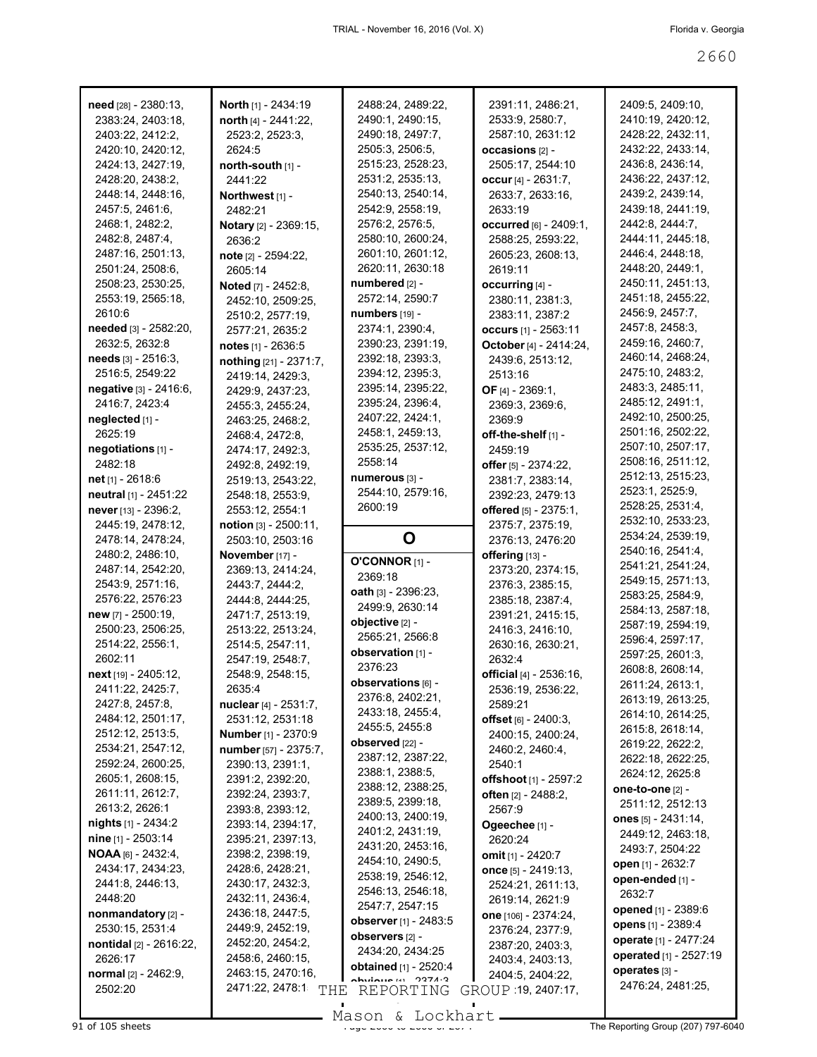**need** [28] - 2380:13, 2383:24, 2403:18, 2403:22, 2412:2, 2420:10, 2420:12, 2424:13, 2427:19, 2428:20, 2438:2, 2448:14, 2448:16, 2457:5, 2461:6, 2468:1, 2482:2, 2482:8, 2487:4, 2487:16, 2501:13, 2501:24, 2508:6, 2508:23, 2530:25, 2553:19, 2565:18, 2610:6
**needed** [3] - 2582:20, 2632:5, 2632:8
**needs** [3] - 2516:3, 2516:5, 2549:22
**negative** [3] - 2416:6, 2416:7, 2423:4
**neglected** [1] - 2625:19
**negotiations** [1] - 2482:18
**net** [1] - 2618:6
**neutral** [1] - 2451:22
**never** [13] - 2396:2, 2445:19, 2478:12, 2478:14, 2478:24, 2480:2, 2486:10, 2487:14, 2542:20, 2543:9, 2571:16, 2576:22, 2576:23
**new** [7] - 2500:19, 2500:23, 2506:25, 2514:22, 2556:1, 2602:11
**next** [19] - 2405:12, 2411:22, 2425:7, 2427:8, 2457:8, 2484:12, 2501:17, 2512:12, 2513:5, 2534:21, 2547:12, 2592:24, 2600:25, 2605:1, 2608:15, 2611:11, 2612:7, 2613:2, 2626:1
**nights** [1] - 2434:2
**nine** [1] - 2503:14
**NOAA** [6] - 2432:4, 2434:17, 2434:23, 2441:8, 2446:13, 2448:20
**nonmandatory** [2] - 2530:15, 2531:4
**nontidal** [2] - 2616:22, 2626:17
**normal** [2] - 2462:9, 2502:20
**North** [1] - 2434:19
**north** [4] - 2441:22, 2523:2, 2523:3, 2624:5
**north-south** [1] - 2441:22
**Northwest** [1] - 2482:21
**Notary** [2] - 2369:15, 2636:2
**note** [2] - 2594:22, 2605:14
**Noted** [7] - 2452:8, 2452:10, 2509:25, 2510:2, 2577:19, 2577:21, 2635:2
**notes** [1] - 2636:5
**nothing** [21] - 2371:7, 2419:14, 2429:3, 2429:9, 2437:23, 2455:3, 2455:24, 2463:25, 2468:2, 2468:4, 2472:8, 2474:17, 2492:3, 2492:8, 2492:19, 2519:13, 2543:22, 2548:18, 2553:9, 2553:12, 2554:1
**notion** [3] - 2500:11, 2503:10, 2503:16
**November** [17] - 2369:13, 2414:24, 2443:7, 2444:2, 2444:8, 2444:25, 2471:7, 2513:19, 2513:22, 2513:24, 2514:5, 2547:11, 2547:19, 2548:7, 2548:9, 2548:15, 2635:4
**nuclear** [4] - 2531:7, 2531:12, 2531:18
**Number** [1] - 2370:9
**number** [57] - 2375:7, 2390:13, 2391:1, 2391:2, 2392:20, 2392:24, 2393:7, 2393:8, 2393:12, 2393:14, 2394:17, 2395:21, 2397:13, 2398:2, 2398:19, 2428:6, 2428:21, 2430:17, 2432:3, 2432:11, 2436:4, 2436:18, 2447:5, 2449:9, 2452:19, 2452:20, 2454:2, 2458:6, 2460:15, 2463:15, 2470:16, 2471:22, 2478:1, 2488:24, 2489:22, 2490:1, 2490:15, 2490:18, 2497:7, 2505:3, 2506:5, 2515:23, 2528:23, 2531:2, 2535:13, 2540:13, 2540:14, 2542:9, 2558:19, 2576:2, 2576:5, 2580:10, 2600:24, 2601:10, 2601:12, 2620:11, 2630:18
**numbered** [2] - 2572:14, 2590:7
**numbers** [19] - 2374:1, 2390:4, 2390:23, 2391:19, 2392:18, 2393:3, 2394:12, 2395:3, 2395:14, 2395:22, 2395:24, 2396:4, 2407:22, 2424:1, 2458:1, 2459:13, 2535:25, 2537:12, 2558:14
**numerous** [3] - 2544:10, 2579:16, 2600:19

## O

**O'CONNOR** [1] - 2369:18
**oath** [3] - 2396:23, 2499:9, 2630:14
**objective** [2] - 2565:21, 2566:8
**observation** [1] - 2376:23
**observations** [6] - 2376:8, 2402:21, 2433:18, 2455:4, 2455:5, 2455:8
**observed** [22] - 2387:12, 2387:22, 2388:1, 2388:5, 2388:12, 2388:25, 2389:5, 2399:18, 2400:13, 2400:19, 2401:2, 2431:19, 2431:20, 2453:16, 2454:10, 2490:5, 2538:19, 2546:12, 2546:13, 2546:18, 2547:7, 2547:15
**observer** [1] - 2483:5
**observers** [2] - 2434:20, 2434:25
**obtained** [1] - 2520:4
**obvious** [1] - 2374:3
**obviously** - 2391:11, 2486:21, 2533:9, 2580:7, 2587:10, 2631:12
**occasions** [2] - 2505:17, 2544:10
**occur** [4] - 2631:7, 2633:7, 2633:16, 2633:19
**occurred** [6] - 2409:1, 2588:25, 2593:22, 2605:23, 2608:13, 2619:11
**occurring** [4] - 2380:11, 2381:3, 2383:11, 2387:2
**occurs** [1] - 2563:11
**October** [4] - 2414:24, 2439:6, 2513:12, 2513:16
**OF** [4] - 2369:1, 2369:3, 2369:6, 2369:9
**off-the-shelf** [1] - 2459:19
**offer** [5] - 2374:22, 2381:7, 2383:14, 2392:23, 2479:13
**offered** [5] - 2375:1, 2375:7, 2375:19, 2376:13, 2476:20
**offering** [13] - 2373:20, 2374:15, 2376:3, 2385:15, 2385:18, 2387:4, 2391:21, 2415:15, 2416:3, 2416:10, 2630:16, 2630:21, 2632:4
**official** [4] - 2536:16, 2536:19, 2536:22, 2589:21
**offset** [6] - 2400:3, 2400:15, 2400:24, 2460:2, 2460:4, 2540:1
**offshoot** [1] - 2597:2
**often** [2] - 2488:2, 2567:9
**Ogeechee** [1] - 2620:24
**omit** [1] - 2420:7
**once** [5] - 2419:13, 2524:21, 2611:13, 2619:14, 2621:9
**one** [106] - 2374:24, 2376:24, 2377:9, 2387:20, 2403:3, 2403:4, 2403:13, 2404:5, 2404:22, 2406:19, 2407:17, 2409:5, 2409:10, 2410:19, 2420:12, 2428:22, 2432:11, 2432:22, 2433:14, 2436:8, 2436:14, 2436:22, 2437:12, 2439:2, 2439:14, 2439:18, 2441:19, 2442:8, 2444:7, 2444:11, 2445:18, 2446:4, 2448:18, 2448:20, 2449:1, 2450:11, 2451:13, 2451:18, 2455:22, 2456:9, 2457:7, 2457:8, 2458:3, 2459:16, 2460:7, 2460:14, 2468:24, 2475:10, 2483:2, 2483:3, 2485:11, 2485:12, 2491:1, 2492:10, 2500:25, 2501:16, 2502:22, 2507:10, 2507:17, 2508:16, 2511:12, 2512:13, 2515:23, 2523:1, 2525:9, 2528:25, 2531:4, 2532:10, 2533:23, 2534:24, 2539:19, 2540:16, 2541:4, 2541:21, 2541:24, 2549:15, 2571:13, 2583:25, 2584:9, 2584:13, 2587:18, 2587:19, 2594:19, 2596:4, 2597:17, 2597:25, 2601:3, 2608:8, 2608:14, 2611:24, 2613:1, 2613:19, 2613:25, 2614:10, 2614:25, 2615:8, 2618:14, 2619:22, 2622:2, 2622:18, 2622:25, 2624:12, 2625:8
**one-to-one** [2] - 2511:12, 2512:13
**ones** [5] - 2431:14, 2449:12, 2463:18, 2493:7, 2504:22
**open** [1] - 2632:7
**open-ended** [1] - 2632:7
**opened** [1] - 2389:6
**opens** [1] - 2389:4
**operate** [1] - 2477:24
**operated** [1] - 2527:19
**operates** [3] - 2476:24, 2481:25,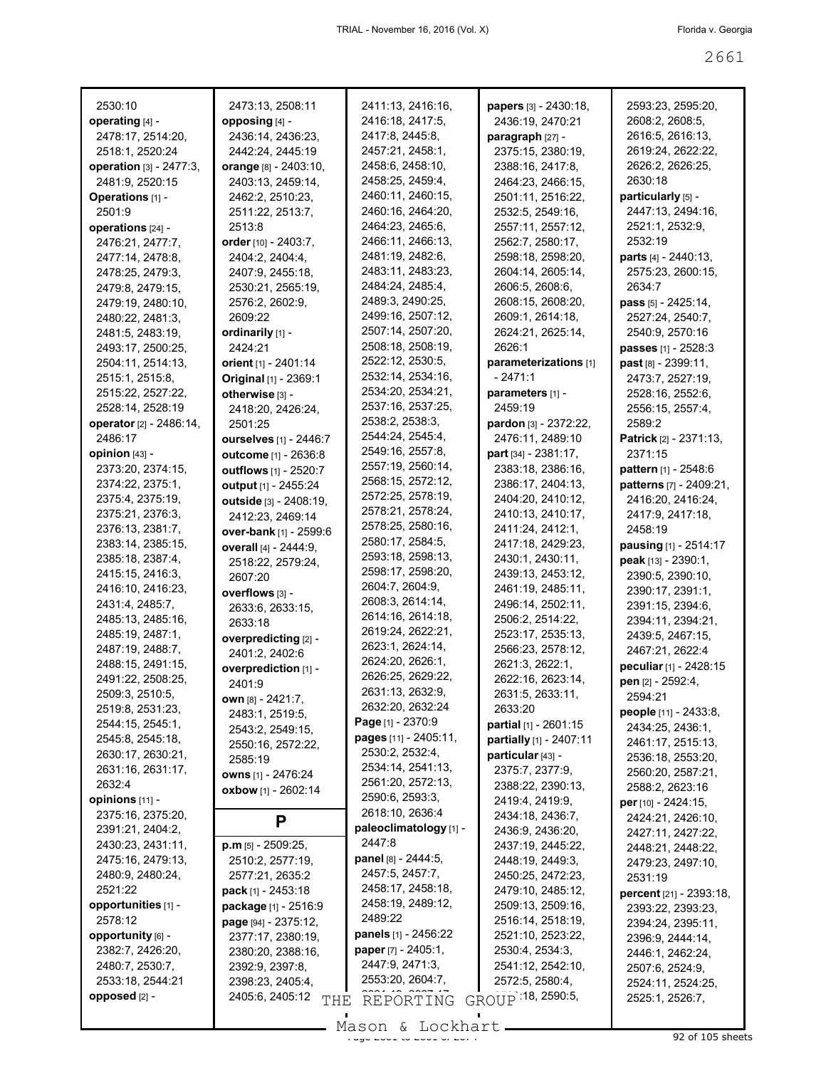2530:10
**operating** [4] - 2478:17, 2514:20, 2518:1, 2520:24
**operation** [3] - 2477:3, 2481:9, 2520:15
**Operations** [1] - 2501:9
**operations** [24] - 2476:21, 2477:7, 2477:14, 2478:8, 2478:25, 2479:3, 2479:8, 2479:15, 2479:19, 2480:10, 2480:22, 2481:3, 2481:5, 2483:19, 2493:17, 2500:25, 2504:11, 2514:13, 2515:1, 2515:8, 2515:22, 2527:22, 2528:14, 2528:19
**operator** [2] - 2486:14, 2486:17
**opinion** [43] - 2373:20, 2374:15, 2374:22, 2375:1, 2375:4, 2375:19, 2375:21, 2376:3, 2376:13, 2381:7, 2383:14, 2385:15, 2385:18, 2387:4, 2415:15, 2416:3, 2416:10, 2416:23, 2431:4, 2485:7, 2485:13, 2485:16, 2485:19, 2487:1, 2487:19, 2488:7, 2488:15, 2491:15, 2491:22, 2508:25, 2509:3, 2510:5, 2519:8, 2531:23, 2544:15, 2545:1, 2545:8, 2545:18, 2630:17, 2630:21, 2631:16, 2631:17, 2632:4
**opinions** [11] - 2375:16, 2375:20, 2391:21, 2404:2, 2430:23, 2431:11, 2475:16, 2479:13, 2480:9, 2480:24, 2521:22
**opportunities** [1] - 2578:12
**opportunity** [6] - 2382:7, 2426:20, 2480:7, 2530:7, 2533:18, 2544:21
**opposed** [2] - 2473:13, 2508:11
**opposing** [4] - 2436:14, 2436:23, 2442:24, 2445:19
**orange** [8] - 2403:10, 2403:13, 2459:14, 2462:2, 2510:23, 2511:22, 2513:7, 2513:8
**order** [10] - 2403:7, 2404:2, 2404:4, 2407:9, 2455:18, 2530:21, 2565:19, 2576:2, 2602:9, 2609:22
**ordinarily** [1] - 2424:21
**orient** [1] - 2401:14
**Original** [1] - 2369:1
**otherwise** [3] - 2418:20, 2426:24, 2501:25
**ourselves** [1] - 2446:7
**outcome** [1] - 2636:8
**outflows** [1] - 2520:7
**output** [1] - 2455:24
**outside** [3] - 2408:19, 2412:23, 2469:14
**over-bank** [1] - 2599:6
**overall** [4] - 2444:9, 2518:22, 2579:24, 2607:20
**overflows** [3] - 2633:6, 2633:15, 2633:18
**overpredicting** [2] - 2401:2, 2402:6
**overprediction** [1] - 2401:9
**own** [8] - 2421:7, 2483:1, 2519:5, 2543:2, 2549:15, 2550:16, 2572:22, 2585:19
**owns** [1] - 2476:24
**oxbow** [1] - 2602:14

## P

**p.m** [5] - 2509:25, 2510:2, 2577:19, 2577:21, 2635:2
**pack** [1] - 2453:18
**package** [1] - 2516:9
**page** [94] - 2375:12, 2377:17, 2380:19, 2380:20, 2388:16, 2392:9, 2397:8, 2398:23, 2405:4, 2405:6, 2405:12, 2411:13, 2416:16, 2416:18, 2417:5, 2417:8, 2445:8, 2457:21, 2458:1, 2458:6, 2458:10, 2458:25, 2459:4, 2460:11, 2460:15, 2460:16, 2464:20, 2464:23, 2465:6, 2466:11, 2466:13, 2481:19, 2482:6, 2483:11, 2483:23, 2484:24, 2485:4, 2489:3, 2490:25, 2499:16, 2507:12, 2507:14, 2507:20, 2508:18, 2508:19, 2522:12, 2530:5, 2532:14, 2534:16, 2534:20, 2534:21, 2537:16, 2537:25, 2538:2, 2538:3, 2544:24, 2545:4, 2549:16, 2557:8, 2557:19, 2560:14, 2568:15, 2572:12, 2572:25, 2578:19, 2578:21, 2578:24, 2578:25, 2580:16, 2580:17, 2584:5, 2593:18, 2598:13, 2598:17, 2598:20, 2604:7, 2604:9, 2608:3, 2614:14, 2614:16, 2614:18, 2619:24, 2622:21, 2623:1, 2624:14, 2624:20, 2626:1, 2626:25, 2629:22, 2631:13, 2632:9, 2632:20, 2632:24
**Page** [1] - 2370:9
**pages** [11] - 2405:11, 2530:2, 2532:4, 2534:14, 2541:13, 2561:20, 2572:13, 2590:6, 2593:3, 2618:10, 2636:4
**paleoclimatology** [1] - 2447:8
**panel** [8] - 2444:5, 2457:5, 2457:7, 2458:17, 2458:18, 2458:19, 2489:12, 2489:22
**panels** [1] - 2456:22
**paper** [7] - 2405:1, 2447:9, 2471:3, 2553:20, 2604:7,
**papers** [3] - 2430:18, 2436:19, 2470:21
**paragraph** [27] - 2375:15, 2380:19, 2388:16, 2417:8, 2464:23, 2466:15, 2501:11, 2516:22, 2532:5, 2549:16, 2557:11, 2557:12, 2562:7, 2580:17, 2598:18, 2598:20, 2604:14, 2605:14, 2606:5, 2608:6, 2608:15, 2608:20, 2609:1, 2614:18, 2624:21, 2625:14, 2626:1
**parameterizations** [1] - 2471:1
**parameters** [1] - 2459:19
**pardon** [3] - 2372:22, 2476:11, 2489:10
**part** [34] - 2381:17, 2383:18, 2386:16, 2386:17, 2404:13, 2404:20, 2410:12, 2410:13, 2410:17, 2411:24, 2412:1, 2417:18, 2429:23, 2430:1, 2430:11, 2439:13, 2453:12, 2461:19, 2485:11, 2496:14, 2502:11, 2506:2, 2514:22, 2523:17, 2535:13, 2566:23, 2578:12, 2621:3, 2622:1, 2622:16, 2623:14, 2631:5, 2633:11, 2633:20
**partial** [1] - 2601:15
**partially** [1] - 2407:11
**particular** [43] - 2375:7, 2377:9, 2388:22, 2390:13, 2419:4, 2419:9, 2434:18, 2436:7, 2436:9, 2436:20, 2437:19, 2445:22, 2448:19, 2449:3, 2450:25, 2472:23, 2479:10, 2485:12, 2509:13, 2509:16, 2516:14, 2518:19, 2521:10, 2523:22, 2530:4, 2534:3, 2541:12, 2542:10, 2572:5, 2580:4, 2590:18, 2590:5, 2593:23, 2595:20, 2608:2, 2608:5, 2616:5, 2616:13, 2619:24, 2622:22, 2626:2, 2626:25, 2630:18
**particularly** [5] - 2447:13, 2494:16, 2521:1, 2532:9, 2532:19
**parts** [4] - 2440:13, 2575:23, 2600:15, 2634:7
**pass** [5] - 2425:14, 2527:24, 2540:7, 2540:9, 2570:16
**passes** [1] - 2528:3
**past** [8] - 2399:11, 2473:7, 2527:19, 2528:16, 2552:6, 2556:15, 2557:4, 2589:2
**Patrick** [2] - 2371:13, 2371:15
**pattern** [1] - 2548:6
**patterns** [7] - 2409:21, 2416:20, 2416:24, 2417:9, 2417:18, 2458:19
**pausing** [1] - 2514:17
**peak** [13] - 2390:1, 2390:5, 2390:10, 2390:17, 2391:1, 2391:15, 2394:6, 2394:11, 2394:21, 2439:5, 2467:15, 2467:21, 2622:4
**peculiar** [1] - 2428:15
**pen** [2] - 2592:4, 2594:21
**people** [11] - 2433:8, 2434:25, 2436:1, 2461:17, 2515:13, 2536:18, 2553:20, 2560:20, 2587:21, 2588:2, 2623:16
**per** [10] - 2424:15, 2424:21, 2426:10, 2427:11, 2427:22, 2448:21, 2448:22, 2479:23, 2497:10, 2531:19
**percent** [21] - 2393:18, 2393:22, 2393:23, 2394:24, 2395:11, 2396:9, 2444:14, 2446:1, 2462:24, 2507:6, 2524:9, 2524:11, 2524:25, 2525:1, 2526:7,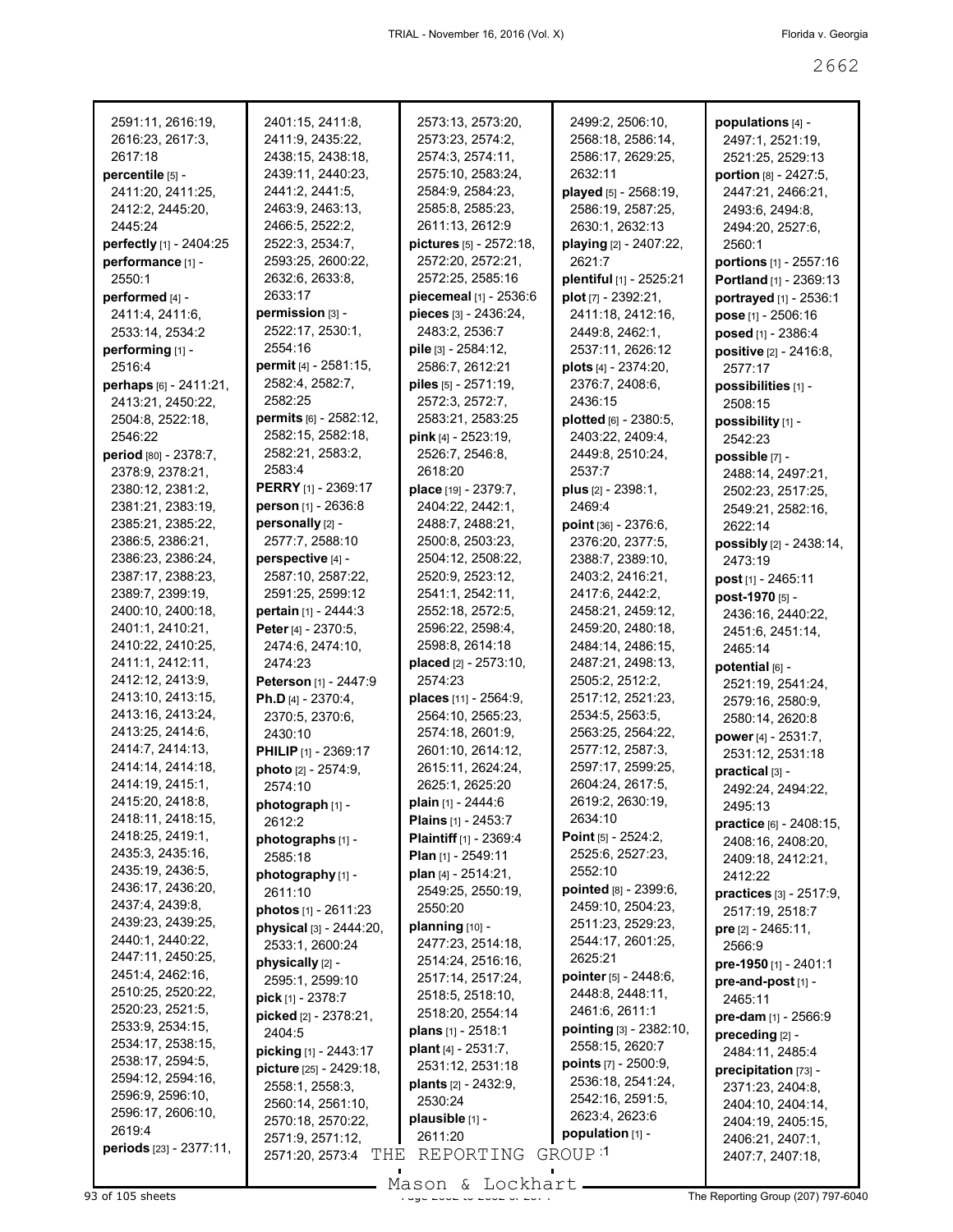2591:11, 2616:19, 2616:23, 2617:3, 2617:18
**percentile** [5] - 2411:20, 2411:25, 2412:2, 2445:20, 2445:24
**perfectly** [1] - 2404:25
**performance** [1] - 2550:1
**performed** [4] - 2411:4, 2411:6, 2533:14, 2534:2
**performing** [1] - 2516:4
**perhaps** [6] - 2411:21, 2413:21, 2450:22, 2504:8, 2522:18, 2546:22
**period** [80] - 2378:7, 2378:9, 2378:21, 2380:12, 2381:2, 2381:21, 2383:19, 2385:21, 2385:22, 2386:5, 2386:21, 2386:23, 2386:24, 2387:17, 2388:23, 2389:7, 2399:19, 2400:10, 2400:18, 2401:1, 2410:21, 2410:22, 2410:25, 2411:1, 2412:11, 2412:12, 2413:9, 2413:10, 2413:15, 2413:16, 2413:24, 2413:25, 2414:6, 2414:7, 2414:13, 2414:14, 2414:18, 2414:19, 2415:1, 2415:20, 2418:8, 2418:11, 2418:15, 2418:25, 2419:1, 2435:3, 2435:16, 2435:19, 2436:5, 2436:17, 2436:20, 2437:4, 2439:8, 2439:23, 2439:25, 2440:1, 2440:22, 2447:11, 2450:25, 2451:4, 2462:16, 2510:25, 2520:22, 2520:23, 2521:5, 2533:9, 2534:15, 2534:17, 2538:15, 2538:17, 2594:5, 2594:12, 2594:16, 2596:9, 2596:10, 2596:17, 2606:10, 2619:4
**periods** [23] - 2377:11, 2401:15, 2411:8, 2411:9, 2435:22, 2438:15, 2438:18, 2439:11, 2440:23, 2441:2, 2441:5, 2463:9, 2463:13, 2466:5, 2522:2, 2522:3, 2534:7, 2593:25, 2600:22, 2632:6, 2633:8, 2633:17
**permission** [3] - 2522:17, 2530:1, 2554:16
**permit** [4] - 2581:15, 2582:4, 2582:7, 2582:25
**permits** [6] - 2582:12, 2582:15, 2582:18, 2582:21, 2583:2, 2583:4
**PERRY** [1] - 2369:17
**person** [1] - 2636:8
**personally** [2] - 2577:7, 2588:10
**perspective** [4] - 2587:10, 2587:22, 2591:25, 2599:12
**pertain** [1] - 2444:3
**Peter** [4] - 2370:5, 2474:6, 2474:10, 2474:23
**Peterson** [1] - 2447:9
**Ph.D** [4] - 2370:4, 2370:5, 2370:6, 2430:10
**PHILIP** [1] - 2369:17
**photo** [2] - 2574:9, 2574:10
**photograph** [1] - 2612:2
**photographs** [1] - 2585:18
**photography** [1] - 2611:10
**photos** [1] - 2611:23
**physical** [3] - 2444:20, 2533:1, 2600:24
**physically** [2] - 2595:1, 2599:10
**pick** [1] - 2378:7
**picked** [2] - 2378:21, 2404:5
**picking** [1] - 2443:17
**picture** [25] - 2429:18, 2558:1, 2558:3, 2560:14, 2561:10, 2570:18, 2570:22, 2571:9, 2571:12, 2571:20, 2573:4, 2573:13, 2573:20, 2573:23, 2574:2, 2574:3, 2574:11, 2575:10, 2583:24, 2584:9, 2584:23, 2585:8, 2585:23, 2611:13, 2612:9
**pictures** [5] - 2572:18, 2572:20, 2572:21, 2572:25, 2585:16
**piecemeal** [1] - 2536:6
**pieces** [3] - 2436:24, 2483:2, 2536:7
**pile** [3] - 2584:12, 2586:7, 2612:21
**piles** [5] - 2571:19, 2572:3, 2572:7, 2583:21, 2583:25
**pink** [4] - 2523:19, 2526:7, 2546:8, 2618:20
**place** [19] - 2379:7, 2404:22, 2442:1, 2488:7, 2488:21, 2500:8, 2503:23, 2504:12, 2508:22, 2520:9, 2523:12, 2541:1, 2542:11, 2552:18, 2572:5, 2596:22, 2598:4, 2598:8, 2614:18
**placed** [2] - 2573:10, 2574:23
**places** [11] - 2564:9, 2564:10, 2565:23, 2574:18, 2601:9, 2601:10, 2614:12, 2615:11, 2624:24, 2625:1, 2625:20
**plain** [1] - 2444:6
**Plains** [1] - 2453:7
**Plaintiff** [1] - 2369:4
**Plan** [1] - 2549:11
**plan** [4] - 2514:21, 2549:25, 2550:19, 2550:20
**planning** [10] - 2477:23, 2514:18, 2514:24, 2516:16, 2517:14, 2517:24, 2518:5, 2518:10, 2518:20, 2554:14
**plans** [1] - 2518:1
**plant** [4] - 2531:7, 2531:12, 2531:18
**plants** [2] - 2432:9, 2530:24
**plausible** [1] - 2611:20
**played** [5] - 2568:19, 2586:19, 2587:25, 2630:1, 2632:13
**playing** [2] - 2407:22, 2621:7
**plentiful** [1] - 2525:21
**plot** [7] - 2392:21, 2411:18, 2412:16, 2449:8, 2462:1, 2537:11, 2626:12
**plots** [4] - 2374:20, 2376:7, 2408:6, 2436:15
**plotted** [6] - 2380:5, 2403:22, 2409:4, 2449:8, 2510:24, 2537:7
**plus** [2] - 2398:1, 2469:4
**point** [36] - 2376:6, 2376:20, 2377:5, 2388:7, 2389:10, 2403:2, 2416:21, 2417:6, 2442:2, 2458:21, 2459:12, 2459:20, 2480:18, 2484:14, 2486:15, 2487:21, 2498:13, 2505:2, 2512:2, 2517:12, 2521:23, 2534:5, 2563:5, 2563:25, 2564:22, 2577:12, 2587:3, 2597:17, 2599:25, 2604:24, 2617:5, 2619:2, 2630:19, 2634:10, 2499:2, 2506:10, 2568:18, 2586:14, 2586:17, 2629:25, 2632:11
**Point** [5] - 2524:2, 2525:6, 2527:23, 2552:10
**pointed** [8] - 2399:6, 2459:10, 2504:23, 2511:23, 2529:23, 2544:17, 2601:25, 2625:21
**pointer** [5] - 2448:6, 2448:8, 2448:11, 2461:6, 2611:1
**pointing** [3] - 2382:10, 2558:15, 2620:7
**points** [7] - 2500:9, 2536:18, 2541:24, 2542:16, 2591:5, 2623:4, 2623:6
**population** [1] - 2497:1
**populations** [4] - 2497:1, 2521:19, 2521:25, 2529:13
**portion** [8] - 2427:5, 2447:21, 2466:21, 2493:6, 2494:8, 2494:20, 2527:6, 2560:1
**portions** [1] - 2557:16
**Portland** [1] - 2369:13
**portrayed** [1] - 2536:1
**pose** [1] - 2506:16
**posed** [1] - 2386:4
**positive** [2] - 2416:8, 2577:17
**possibilities** [1] - 2508:15
**possibility** [1] - 2542:23
**possible** [7] - 2488:14, 2497:21, 2502:23, 2517:25, 2549:21, 2582:16, 2622:14
**possibly** [2] - 2438:14, 2473:19
**post** [1] - 2465:11
**post-1970** [5] - 2436:16, 2440:22, 2451:6, 2451:14, 2465:14
**potential** [6] - 2521:19, 2541:24, 2579:16, 2580:9, 2580:14, 2620:8
**power** [4] - 2531:7, 2531:12, 2531:18
**practical** [3] - 2492:24, 2494:22, 2495:13
**practice** [6] - 2408:15, 2408:16, 2408:20, 2409:18, 2412:21, 2412:22
**practices** [3] - 2517:9, 2517:19, 2518:7
**pre** [2] - 2465:11, 2566:9
**pre-1950** [1] - 2401:1
**pre-and-post** [1] - 2465:11
**pre-dam** [1] - 2566:9
**preceding** [2] - 2484:11, 2485:4
**precipitation** [73] - 2371:23, 2404:8, 2404:10, 2404:14, 2404:19, 2405:15, 2406:21, 2407:1, 2407:7, 2407:18,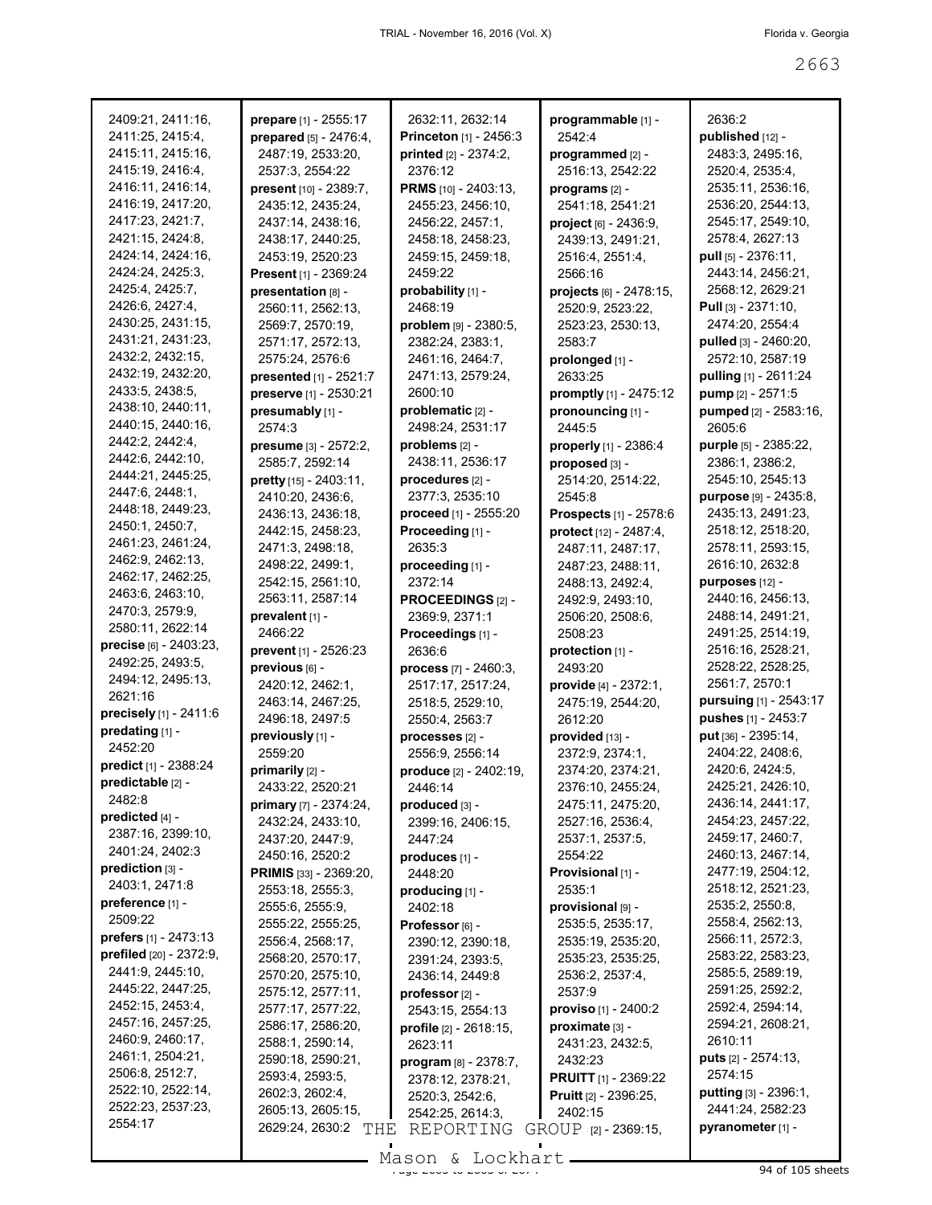2409:21, 2411:16, 2411:25, 2415:4, 2415:11, 2415:16, 2415:19, 2416:4, 2416:11, 2416:14, 2416:19, 2417:20, 2417:23, 2421:7, 2421:15, 2424:8, 2424:14, 2424:16, 2424:24, 2425:3, 2425:4, 2425:7, 2426:6, 2427:4, 2430:25, 2431:15, 2431:21, 2431:23, 2432:2, 2432:15, 2432:19, 2432:20, 2433:5, 2438:5, 2438:10, 2440:11, 2440:15, 2440:16, 2442:2, 2442:4, 2442:6, 2442:10, 2444:21, 2445:25, 2447:6, 2448:1, 2448:18, 2449:23, 2450:1, 2450:7, 2461:23, 2461:24, 2462:9, 2462:13, 2462:17, 2462:25, 2463:6, 2463:10, 2470:3, 2579:9, 2580:11, 2622:14

**precise** [6] - 2403:23, 2492:25, 2493:5, 2494:12, 2495:13, 2621:16

**precisely** [1] - 2411:6

**predating** [1] - 2452:20

**predict** [1] - 2388:24

**predictable** [2] - 2482:8

**predicted** [4] - 2387:16, 2399:10, 2401:24, 2402:3

**prediction** [3] - 2403:1, 2471:8

**preference** [1] - 2509:22

**prefers** [1] - 2473:13

**prefiled** [20] - 2372:9, 2441:9, 2445:10, 2445:22, 2447:25, 2452:15, 2453:4, 2457:16, 2457:25, 2460:9, 2460:17, 2461:1, 2504:21, 2506:8, 2512:7, 2522:10, 2522:14, 2522:23, 2537:23, 2554:17

**prepare** [1] - 2555:17

**prepared** [5] - 2476:4, 2487:19, 2533:20, 2537:3, 2554:22

**present** [10] - 2389:7, 2435:12, 2435:24, 2437:14, 2438:16, 2438:17, 2440:25, 2453:19, 2520:23

**Present** [1] - 2369:24

**presentation** [8] - 2560:11, 2562:13, 2569:7, 2570:19, 2571:17, 2572:13, 2575:24, 2576:6

**presented** [1] - 2521:7

**preserve** [1] - 2530:21

**presumably** [1] - 2574:3

**presume** [3] - 2572:2, 2585:7, 2592:14

**pretty** [15] - 2403:11, 2410:20, 2436:6, 2436:13, 2436:18, 2442:15, 2458:23, 2471:3, 2498:18, 2498:22, 2499:1, 2542:15, 2561:10, 2563:11, 2587:14

**prevalent** [1] - 2466:22

**prevent** [1] - 2526:23

**previous** [6] - 2420:12, 2462:1, 2463:14, 2467:25, 2496:18, 2497:5

**previously** [1] - 2559:20

**primarily** [2] - 2433:22, 2520:21

**primary** [7] - 2374:24, 2432:24, 2433:10, 2437:20, 2447:9, 2450:16, 2520:2

**PRIMIS** [33] - 2369:20, 2553:18, 2555:3, 2555:6, 2555:9, 2555:22, 2555:25, 2556:4, 2568:17, 2568:20, 2570:17, 2570:20, 2575:10, 2575:12, 2577:11, 2577:17, 2577:22, 2586:17, 2586:20, 2588:1, 2590:14, 2590:18, 2590:21, 2593:4, 2593:5, 2602:3, 2602:4, 2605:13, 2605:15, 2629:24, 2630:2, 2632:11, 2632:14

**Princeton** [1] - 2456:3

**printed** [2] - 2374:2, 2376:12

**PRMS** [10] - 2403:13, 2455:23, 2456:10, 2456:22, 2457:1, 2458:18, 2458:23, 2459:15, 2459:18, 2459:22

**probability** [1] - 2468:19

**problem** [9] - 2380:5, 2382:24, 2383:1, 2461:16, 2464:7, 2471:13, 2579:24, 2600:10

**problematic** [2] - 2498:24, 2531:17

**problems** [2] - 2438:11, 2536:17

**procedures** [2] - 2377:3, 2535:10

**proceed** [1] - 2555:20

**Proceeding** [1] - 2635:3

**proceeding** [1] - 2372:14

**PROCEEDINGS** [2] - 2369:9, 2371:1

**Proceedings** [1] - 2636:6

**process** [7] - 2460:3, 2517:17, 2517:24, 2518:5, 2529:10, 2550:4, 2563:7

**processes** [2] - 2556:9, 2556:14

**produce** [2] - 2402:19, 2446:14

**produced** [3] - 2399:16, 2406:15, 2447:24

**produces** [1] - 2448:20

**producing** [1] - 2402:18

**Professor** [6] - 2390:12, 2390:18, 2391:24, 2393:5, 2436:14, 2449:8

**professor** [2] - 2543:15, 2554:13

**profile** [2] - 2618:15, 2623:11

**program** [8] - 2378:7, 2378:12, 2378:21, 2520:3, 2542:6, 2542:25, 2614:3, 2636:2

**programmable** [1] - 2542:4

**programmed** [2] - 2516:13, 2542:22

**programs** [2] - 2541:18, 2541:21

**project** [6] - 2436:9, 2439:13, 2491:21, 2516:4, 2551:4, 2566:16

**projects** [6] - 2478:15, 2520:9, 2523:22, 2523:23, 2530:13, 2583:7

**prolonged** [1] - 2633:25

**promptly** [1] - 2475:12

**pronouncing** [1] - 2445:5

**properly** [1] - 2386:4

**proposed** [3] - 2514:20, 2514:22, 2545:8

**Prospects** [1] - 2578:6

**protect** [12] - 2487:4, 2487:11, 2487:17, 2487:23, 2488:11, 2488:13, 2492:4, 2492:9, 2493:10, 2506:20, 2508:6, 2508:23

**protection** [1] - 2493:20

**provide** [4] - 2372:1, 2475:19, 2544:20, 2612:20

**provided** [13] - 2372:9, 2374:1, 2374:21, 2374:21, 2376:10, 2455:24, 2475:11, 2475:20, 2527:16, 2536:4, 2537:1, 2537:5, 2554:22

**Provisional** [1] - 2535:1

**provisional** [9] - 2535:5, 2535:17, 2535:19, 2535:20, 2535:23, 2535:25, 2536:2, 2537:4, 2537:9

**proviso** [1] - 2400:2

**proximate** [3] - 2431:23, 2432:5, 2432:23

**PRUITT** [1] - 2369:22

**Pruitt** [2] - 2396:25, 2402:15

**PSC** [2] - 2369:15,

**published** [12] - 2483:3, 2495:16, 2520:4, 2535:4, 2535:11, 2536:16, 2536:20, 2544:13, 2545:17, 2549:10, 2578:4, 2627:13

**pull** [5] - 2376:11, 2443:14, 2456:21, 2568:12, 2629:21

**Pull** [3] - 2371:10, 2474:20, 2554:4

**pulled** [3] - 2460:20, 2572:10, 2587:19

**pulling** [1] - 2611:24

**pump** [2] - 2571:5

**pumped** [2] - 2583:16, 2605:6

**purple** [5] - 2385:22, 2386:1, 2386:2, 2545:10, 2545:13

**purpose** [9] - 2435:8, 2435:13, 2491:23, 2518:12, 2518:20, 2578:11, 2593:15, 2616:10, 2632:8

**purposes** [12] - 2440:16, 2456:13, 2488:14, 2491:21, 2491:25, 2514:19, 2516:16, 2528:21, 2528:22, 2528:25, 2561:7, 2570:1

**pursuing** [1] - 2543:17

**pushes** [1] - 2453:7

**put** [36] - 2395:14, 2404:22, 2408:6, 2420:6, 2424:5, 2425:21, 2426:10, 2436:14, 2441:17, 2454:23, 2457:22, 2459:17, 2460:7, 2460:13, 2467:14, 2477:19, 2504:12, 2518:12, 2521:23, 2535:2, 2550:8, 2558:4, 2562:13, 2566:11, 2572:3, 2583:22, 2583:23, 2585:5, 2589:19, 2591:25, 2592:2, 2592:4, 2594:14, 2594:21, 2608:21, 2610:11

**puts** [2] - 2574:13, 2574:15

**putting** [3] - 2396:1, 2441:24, 2582:23

**pyranometer** [1] -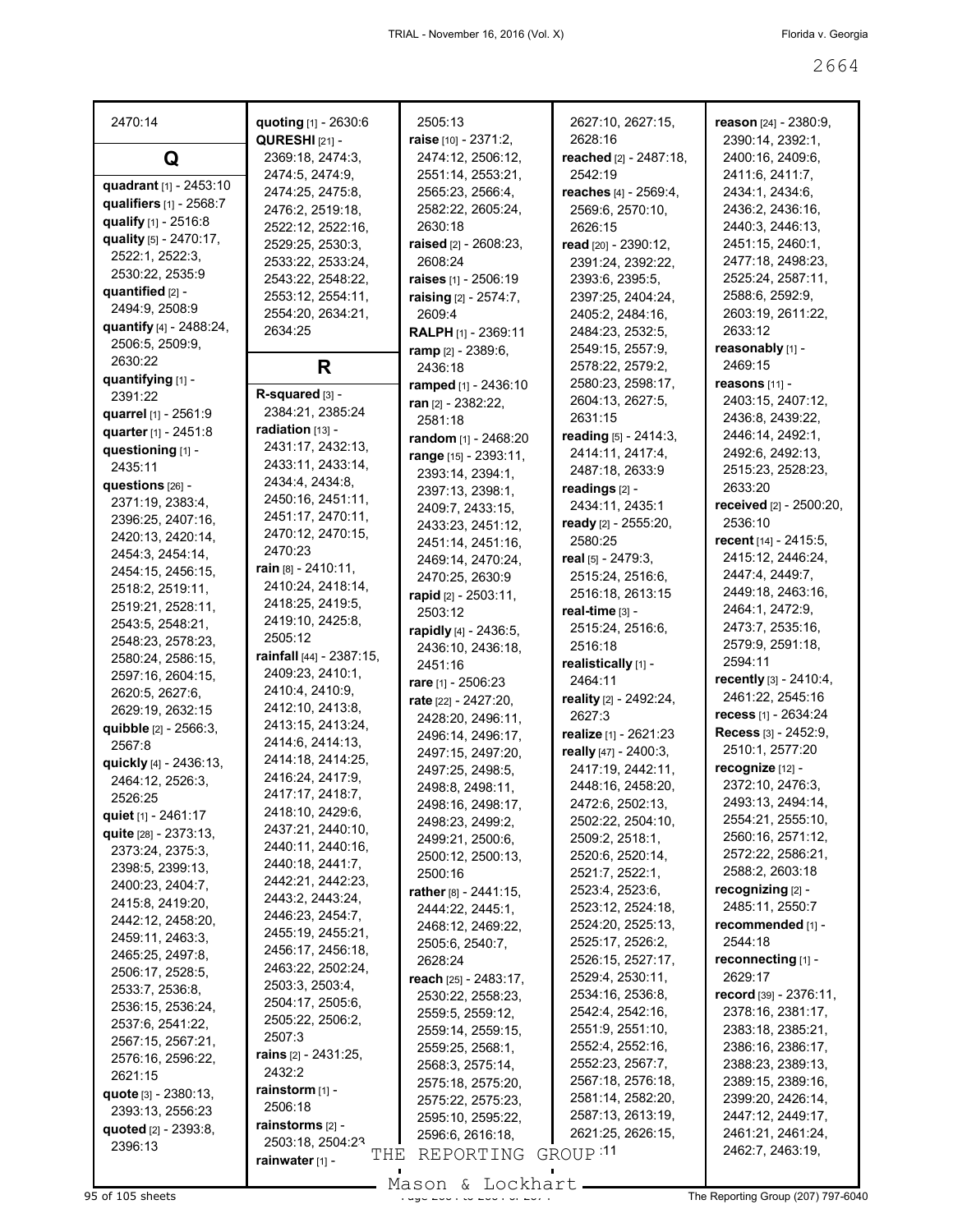2470:14

## Q

**quadrant** [1] - 2453:10
**qualifiers** [1] - 2568:7
**qualify** [1] - 2516:8
**quality** [5] - 2470:17, 2522:1, 2522:3, 2530:22, 2535:9
**quantified** [2] - 2494:9, 2508:9
**quantify** [4] - 2488:24, 2506:5, 2509:9, 2630:22
**quantifying** [1] - 2391:22
**quarrel** [1] - 2561:9
**quarter** [1] - 2451:8
**questioning** [1] - 2435:11
**questions** [26] - 2371:19, 2383:4, 2396:25, 2407:16, 2420:13, 2420:14, 2454:3, 2454:14, 2454:15, 2456:15, 2518:2, 2519:11, 2519:21, 2528:11, 2543:5, 2548:21, 2548:23, 2578:23, 2580:24, 2586:15, 2597:16, 2604:15, 2620:5, 2627:6, 2629:19, 2632:15
**quibble** [2] - 2566:3, 2567:8
**quickly** [4] - 2436:13, 2464:12, 2526:3, 2526:25
**quiet** [1] - 2461:17
**quite** [28] - 2373:13, 2373:24, 2375:3, 2398:5, 2399:13, 2400:23, 2404:7, 2415:8, 2419:20, 2442:12, 2458:20, 2459:11, 2463:3, 2465:25, 2497:8, 2506:17, 2528:5, 2533:7, 2536:8, 2536:15, 2536:24, 2537:6, 2541:22, 2567:15, 2567:21, 2576:16, 2596:22, 2621:15
**quote** [3] - 2380:13, 2393:13, 2556:23
**quoted** [2] - 2393:8, 2396:13
**quoting** [1] - 2630:6
**QURESHI** [21] - 2369:18, 2474:3, 2474:5, 2474:9, 2474:25, 2475:8, 2476:2, 2519:18, 2522:12, 2522:16, 2529:25, 2530:3, 2533:22, 2533:24, 2543:22, 2548:22, 2553:12, 2554:11, 2554:20, 2634:21, 2634:25

## R

**R-squared** [3] - 2384:21, 2385:24
**radiation** [13] - 2431:17, 2432:13, 2433:11, 2433:14, 2434:4, 2434:8, 2450:16, 2451:11, 2451:17, 2470:11, 2470:12, 2470:15, 2470:23
**rain** [8] - 2410:11, 2410:24, 2418:14, 2418:25, 2419:5, 2419:10, 2425:8, 2505:12
**rainfall** [44] - 2387:15, 2409:23, 2410:1, 2410:4, 2410:9, 2412:10, 2413:8, 2413:15, 2413:24, 2414:6, 2414:13, 2414:18, 2414:25, 2416:24, 2417:9, 2417:17, 2418:7, 2418:10, 2429:6, 2437:21, 2440:10, 2440:11, 2440:16, 2440:18, 2441:7, 2442:21, 2442:23, 2443:2, 2443:24, 2446:23, 2454:7, 2455:19, 2455:21, 2456:17, 2456:18, 2463:22, 2502:24, 2503:3, 2503:4, 2504:17, 2505:6, 2505:22, 2506:2, 2507:3
**rains** [2] - 2431:25, 2432:2
**rainstorm** [1] - 2506:18
**rainstorms** [2] - 2503:18, 2504:23
**rainwater** [1] - 2505:13
**raise** [10] - 2371:2, 2474:12, 2506:12, 2551:14, 2553:21, 2565:23, 2566:4, 2582:22, 2605:24, 2630:18
**raised** [2] - 2608:23, 2608:24
**raises** [1] - 2506:19
**raising** [2] - 2574:7, 2609:4
**RALPH** [1] - 2369:11
**ramp** [2] - 2389:6, 2436:18
**ramped** [1] - 2436:10
**ran** [2] - 2382:22, 2581:18
**random** [1] - 2468:20
**range** [15] - 2393:11, 2393:14, 2394:1, 2397:13, 2398:1, 2409:7, 2433:15, 2433:23, 2451:12, 2451:14, 2451:16, 2469:14, 2470:24, 2470:25, 2630:9
**rapid** [2] - 2503:11, 2503:12
**rapidly** [4] - 2436:5, 2436:10, 2436:18, 2451:16
**rare** [1] - 2506:23
**rate** [22] - 2427:20, 2428:20, 2496:11, 2496:14, 2496:17, 2497:15, 2497:20, 2497:25, 2498:5, 2498:8, 2498:11, 2498:16, 2498:17, 2498:23, 2499:2, 2499:21, 2500:6, 2500:12, 2500:13, 2500:16
**rather** [8] - 2441:15, 2444:22, 2445:1, 2468:12, 2469:22, 2505:6, 2540:7, 2628:24
**reach** [25] - 2483:17, 2530:22, 2558:23, 2559:5, 2559:12, 2559:14, 2559:15, 2559:25, 2568:1, 2568:3, 2575:14, 2575:18, 2575:20, 2575:22, 2575:23, 2595:10, 2595:22, 2596:6, 2616:18, 2627:10, 2627:15, 2628:16
**reached** [2] - 2487:18, 2542:19
**reaches** [4] - 2569:4, 2569:6, 2570:10, 2626:15
**read** [20] - 2390:12, 2391:24, 2392:22, 2393:6, 2395:5, 2397:25, 2404:24, 2405:2, 2484:16, 2484:23, 2532:5, 2549:15, 2557:9, 2578:22, 2579:2, 2580:23, 2598:17, 2604:13, 2627:5, 2631:15
**reading** [5] - 2414:3, 2414:11, 2417:4, 2487:18, 2633:9
**readings** [2] - 2434:11, 2435:1
**ready** [2] - 2555:20, 2580:25
**real** [5] - 2479:3, 2515:24, 2516:6, 2516:18, 2613:15
**real-time** [3] - 2515:24, 2516:6, 2516:18
**realistically** [1] - 2464:11
**reality** [2] - 2492:24, 2627:3
**realize** [1] - 2621:23
**really** [47] - 2400:3, 2417:19, 2442:11, 2448:16, 2458:20, 2472:6, 2502:13, 2502:22, 2504:10, 2509:2, 2518:1, 2520:6, 2520:14, 2521:7, 2522:1, 2523:4, 2523:6, 2523:12, 2524:18, 2524:20, 2525:13, 2525:17, 2526:2, 2526:15, 2527:17, 2529:4, 2530:11, 2534:16, 2536:8, 2542:4, 2542:16, 2551:9, 2551:10, 2552:4, 2552:16, 2552:23, 2567:7, 2567:18, 2576:18, 2581:14, 2582:20, 2587:13, 2613:19, 2621:25, 2626:15, 2630:11
**reason** [24] - 2380:9, 2390:14, 2392:1, 2400:16, 2409:6, 2411:6, 2411:7, 2434:1, 2434:6, 2436:2, 2436:16, 2440:3, 2446:13, 2451:15, 2460:1, 2477:18, 2498:23, 2525:24, 2587:11, 2588:6, 2592:9, 2603:19, 2611:22, 2633:12
**reasonably** [1] - 2469:15
**reasons** [11] - 2403:15, 2407:12, 2436:8, 2439:22, 2446:14, 2492:1, 2492:6, 2492:13, 2515:23, 2528:23, 2633:20
**received** [2] - 2500:20, 2536:10
**recent** [14] - 2415:5, 2415:12, 2446:24, 2447:4, 2449:7, 2449:18, 2463:16, 2464:1, 2472:9, 2473:7, 2535:16, 2579:9, 2591:18, 2594:11
**recently** [3] - 2410:4, 2461:22, 2545:16
**recess** [1] - 2634:24
**Recess** [3] - 2452:9, 2510:1, 2577:20
**recognize** [12] - 2372:10, 2476:3, 2493:13, 2494:14, 2554:21, 2555:10, 2560:16, 2571:12, 2572:22, 2586:21, 2588:2, 2603:18
**recognizing** [2] - 2485:11, 2550:7
**recommended** [1] - 2544:18
**reconnecting** [1] - 2629:17
**record** [39] - 2376:11, 2378:16, 2381:17, 2383:18, 2385:21, 2386:16, 2386:17, 2388:23, 2389:13, 2389:15, 2389:16, 2399:20, 2426:14, 2447:12, 2449:17, 2461:21, 2461:24, 2462:7, 2463:19,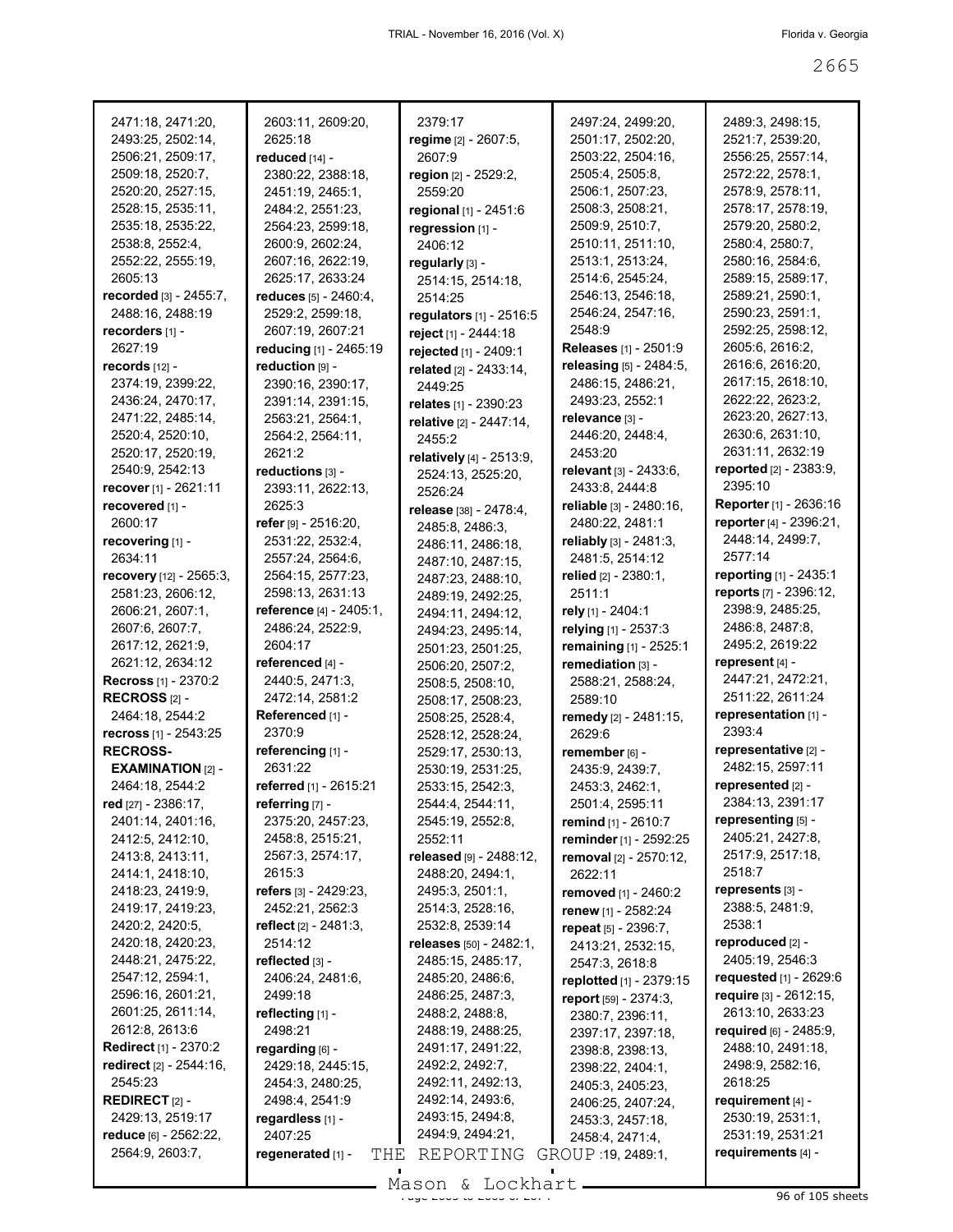2471:18, 2471:20, 2493:25, 2502:14, 2506:21, 2509:17, 2509:18, 2520:7, 2520:20, 2527:15, 2528:15, 2535:11, 2535:18, 2535:22, 2538:8, 2552:4, 2552:22, 2555:19, 2605:13

**recorded** [3] - 2455:7, 2488:16, 2488:19

**recorders** [1] - 2627:19

**records** [12] - 2374:19, 2399:22, 2436:24, 2470:17, 2471:22, 2485:14, 2520:4, 2520:10, 2520:17, 2520:19, 2540:9, 2542:13

**recover** [1] - 2621:11

**recovered** [1] - 2600:17

**recovering** [1] - 2634:11

**recovery** [12] - 2565:3, 2581:23, 2606:12, 2606:21, 2607:1, 2607:6, 2607:7, 2617:12, 2621:9, 2621:12, 2634:12

**Recross** [1] - 2370:2

**RECROSS** [2] - 2464:18, 2544:2

**recross** [1] - 2543:25

**RECROSS-EXAMINATION** [2] - 2464:18, 2544:2

**red** [27] - 2386:17, 2401:14, 2401:16, 2412:5, 2412:10, 2413:8, 2413:11, 2414:1, 2418:10, 2418:23, 2419:9, 2419:17, 2419:23, 2420:2, 2420:5, 2420:18, 2420:23, 2448:21, 2475:22, 2547:12, 2594:1, 2596:16, 2601:21, 2601:25, 2611:14, 2612:8, 2613:6

**Redirect** [1] - 2370:2

**redirect** [2] - 2544:16, 2545:23

**REDIRECT** [2] - 2429:13, 2519:17

**reduce** [6] - 2562:22, 2564:9, 2603:7, 2603:11, 2609:20, 2625:18

**reduced** [14] - 2380:22, 2388:18, 2451:19, 2465:1, 2484:2, 2551:23, 2564:23, 2599:18, 2600:9, 2602:24, 2607:16, 2622:19, 2625:17, 2633:24

**reduces** [5] - 2460:4, 2529:2, 2599:18, 2607:19, 2607:21

**reducing** [1] - 2465:19

**reduction** [9] - 2390:16, 2390:17, 2391:14, 2391:15, 2563:21, 2564:1, 2564:2, 2564:11, 2621:2

**reductions** [3] - 2393:11, 2622:13, 2625:3

**refer** [9] - 2516:20, 2531:22, 2532:4, 2557:24, 2564:6, 2564:15, 2577:23, 2598:13, 2631:13

**reference** [4] - 2405:1, 2486:24, 2522:9, 2604:17

**referenced** [4] - 2440:5, 2471:3, 2472:14, 2581:2

**Referenced** [1] - 2370:9

**referencing** [1] - 2631:22

**referred** [1] - 2615:21

**referring** [7] - 2375:20, 2457:23, 2458:8, 2515:21, 2567:3, 2574:17, 2615:3

**refers** [3] - 2429:23, 2452:21, 2562:3

**reflect** [2] - 2481:3, 2514:12

**reflected** [3] - 2406:24, 2481:6, 2499:18

**reflecting** [1] - 2498:21

**regarding** [6] - 2429:18, 2445:15, 2454:3, 2480:25, 2498:4, 2541:9

**regardless** [1] - 2407:25

**regenerated** [1] - 2379:17

**regime** [2] - 2607:5, 2607:9

**region** [2] - 2529:2, 2559:20

**regional** [1] - 2451:6

**regression** [1] - 2406:12

**regularly** [3] - 2514:15, 2514:18, 2514:25

**regulators** [1] - 2516:5

**reject** [1] - 2444:18

**rejected** [1] - 2409:1

**related** [2] - 2433:14, 2449:25

**relates** [1] - 2390:23

**relative** [2] - 2447:14, 2455:2

**relatively** [4] - 2513:9, 2524:13, 2525:20, 2526:24

**release** [38] - 2478:4, 2485:8, 2486:3, 2486:11, 2486:18, 2487:10, 2487:15, 2487:23, 2488:10, 2489:19, 2492:25, 2494:11, 2494:12, 2494:23, 2495:14, 2501:23, 2501:25, 2506:20, 2507:2, 2508:5, 2508:10, 2508:17, 2508:23, 2508:25, 2528:4, 2528:12, 2528:24, 2529:17, 2530:13, 2530:19, 2531:25, 2533:15, 2542:3, 2544:4, 2544:11, 2545:19, 2552:8, 2552:11

**released** [9] - 2488:12, 2488:20, 2494:1, 2495:3, 2501:1, 2514:3, 2528:16, 2532:8, 2539:14

**releases** [50] - 2482:1, 2485:15, 2485:17, 2485:20, 2486:6, 2486:25, 2487:3, 2488:2, 2488:8, 2488:19, 2488:25, 2491:17, 2491:22, 2492:2, 2492:7, 2492:11, 2492:13, 2492:14, 2493:6, 2493:15, 2494:8, 2494:9, 2494:21, 2497:24, 2499:20, 2501:17, 2502:20, 2503:22, 2504:16, 2505:4, 2505:8, 2506:1, 2507:23, 2508:3, 2508:21, 2509:9, 2510:7, 2510:11, 2511:10, 2513:1, 2513:24, 2514:6, 2545:24, 2546:13, 2546:18, 2546:24, 2547:16, 2548:9

**Releases** [1] - 2501:9

**releasing** [5] - 2484:5, 2486:15, 2486:21, 2493:23, 2552:1

**relevance** [3] - 2446:20, 2448:4, 2453:20

**relevant** [3] - 2433:6, 2433:8, 2444:8

**reliable** [3] - 2480:16, 2480:22, 2481:1

**reliably** [3] - 2481:3, 2481:5, 2514:12

**relied** [2] - 2380:1, 2511:1

**rely** [1] - 2404:1

**relying** [1] - 2537:3

**remaining** [1] - 2525:1

**remediation** [3] - 2588:21, 2588:24, 2589:10

**remedy** [2] - 2481:15, 2629:6

**remember** [6] - 2435:9, 2439:7, 2453:3, 2462:1, 2501:4, 2595:11

**remind** [1] - 2610:7

**reminder** [1] - 2592:25

**removal** [2] - 2570:12, 2622:11

**removed** [1] - 2460:2

**renew** [1] - 2582:24

**repeat** [5] - 2396:7, 2413:21, 2532:15, 2547:3, 2618:8

**replotted** [1] - 2379:15

**report** [59] - 2374:3, 2380:7, 2396:11, 2397:17, 2397:18, 2398:8, 2398:13, 2398:22, 2404:1, 2405:3, 2405:23, 2406:25, 2407:24, 2453:3, 2457:18, 2458:4, 2471:4, 2489:1, 2489:3, 2498:15, 2521:7, 2539:20, 2556:25, 2557:14, 2572:22, 2578:1, 2578:9, 2578:11, 2578:17, 2578:19, 2579:20, 2580:2, 2580:4, 2580:7, 2580:16, 2584:6, 2589:15, 2589:17, 2589:21, 2590:1, 2590:23, 2591:1, 2592:25, 2598:12, 2605:6, 2616:2, 2616:6, 2616:20, 2617:15, 2618:10, 2622:22, 2623:2, 2623:20, 2627:13, 2630:6, 2631:10, 2631:11, 2632:19

**reported** [2] - 2383:9, 2395:10

**Reporter** [1] - 2636:16

**reporter** [4] - 2396:21, 2448:14, 2499:7, 2577:14

**reporting** [1] - 2435:1

**reports** [7] - 2396:12, 2398:9, 2485:25, 2486:8, 2487:8, 2495:2, 2619:22

**represent** [4] - 2447:21, 2472:21, 2511:22, 2611:24

**representation** [1] - 2393:4

**representative** [2] - 2482:15, 2597:11

**represented** [2] - 2384:13, 2391:17

**representing** [5] - 2405:21, 2427:8, 2517:9, 2517:18, 2518:7

**represents** [3] - 2388:5, 2481:9, 2538:1

**reproduced** [2] - 2405:19, 2546:3

**requested** [1] - 2629:6

**require** [3] - 2612:15, 2613:10, 2633:23

**required** [6] - 2485:9, 2488:10, 2491:18, 2498:9, 2582:16, 2618:25

**requirement** [4] - 2530:19, 2531:1, 2531:19, 2531:21

**requirements** [4] -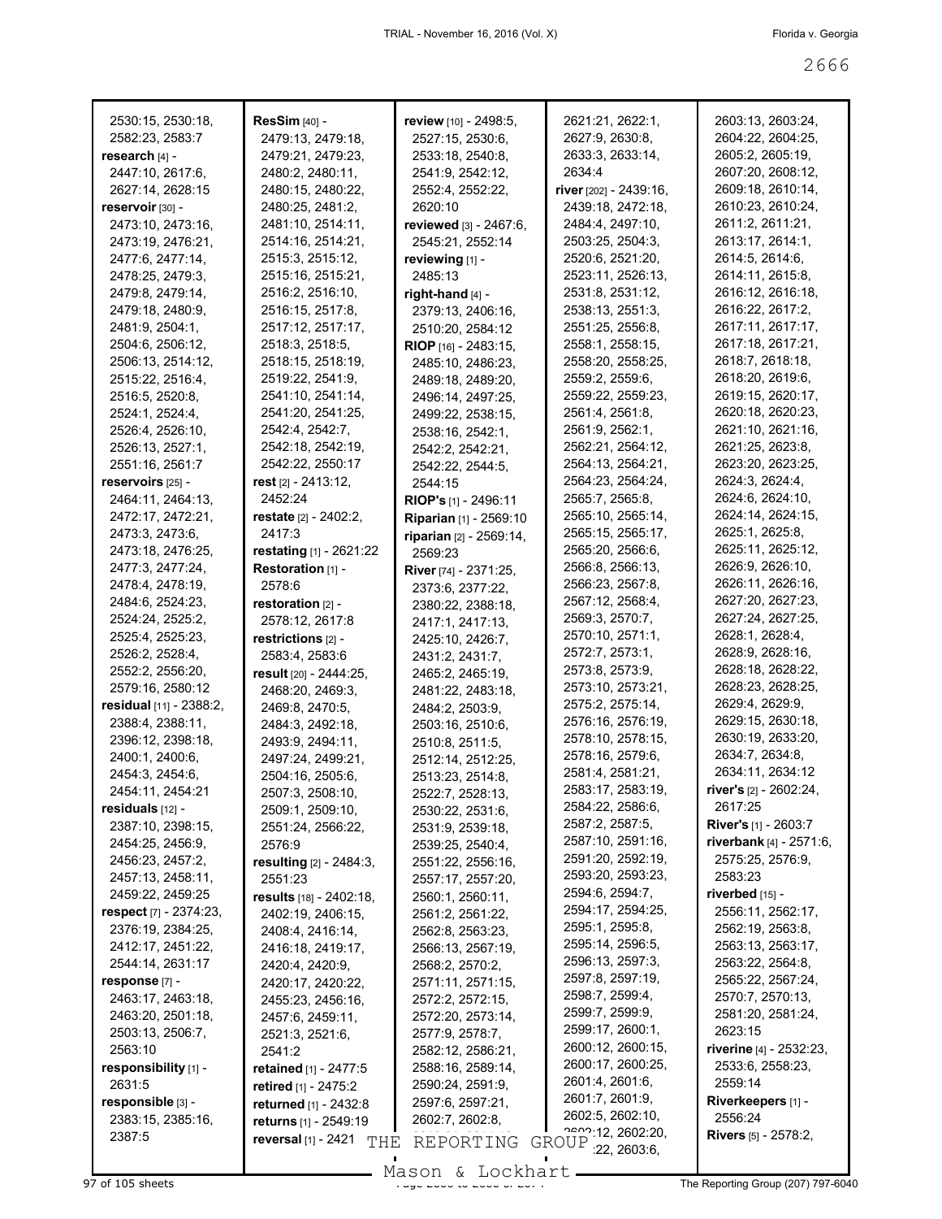2530:15, 2530:18, 2582:23, 2583:7
**research** [4] - 2447:10, 2617:6, 2627:14, 2628:15
**reservoir** [30] - 2473:10, 2473:16, 2473:19, 2476:21, 2477:6, 2477:14, 2478:25, 2479:3, 2479:8, 2479:14, 2479:18, 2480:9, 2481:9, 2504:1, 2504:6, 2506:12, 2506:13, 2514:12, 2515:22, 2516:4, 2516:5, 2520:8, 2524:1, 2524:4, 2526:4, 2526:10, 2526:13, 2527:1, 2551:16, 2561:7
**reservoirs** [25] - 2464:11, 2464:13, 2472:17, 2472:21, 2473:3, 2473:6, 2473:18, 2476:25, 2477:3, 2477:24, 2478:4, 2478:19, 2484:6, 2524:23, 2524:24, 2525:2, 2525:4, 2525:23, 2526:2, 2528:4, 2552:2, 2556:20, 2579:16, 2580:12
**residual** [11] - 2388:2, 2388:4, 2388:11, 2396:12, 2398:18, 2400:1, 2400:6, 2454:3, 2454:6, 2454:11, 2454:21
**residuals** [12] - 2387:10, 2398:15, 2454:25, 2456:9, 2456:23, 2457:2, 2457:13, 2458:11, 2459:22, 2459:25
**respect** [7] - 2374:23, 2376:19, 2384:25, 2412:17, 2451:22, 2544:14, 2631:17
**response** [7] - 2463:17, 2463:18, 2463:20, 2501:18, 2503:13, 2506:7, 2563:10
**responsibility** [1] - 2631:5
**responsible** [3] - 2383:15, 2385:16, 2387:5
**ResSim** [40] - 2479:13, 2479:18, 2479:21, 2479:23, 2480:2, 2480:11, 2480:15, 2480:22, 2480:25, 2481:2, 2481:10, 2514:11, 2514:16, 2514:21, 2515:3, 2515:12, 2515:16, 2515:21, 2516:2, 2516:10, 2516:15, 2517:8, 2517:12, 2517:17, 2518:3, 2518:5, 2518:15, 2518:19, 2519:22, 2541:9, 2541:10, 2541:14, 2541:20, 2541:25, 2542:4, 2542:7, 2542:18, 2542:19, 2542:22, 2550:17
**rest** [2] - 2413:12, 2452:24
**restate** [2] - 2402:2, 2417:3
**restating** [1] - 2621:22
**Restoration** [1] - 2578:6
**restoration** [2] - 2578:12, 2617:8
**restrictions** [2] - 2583:4, 2583:6
**result** [20] - 2444:25, 2468:20, 2469:3, 2469:8, 2470:5, 2484:3, 2492:18, 2493:9, 2494:11, 2497:24, 2499:21, 2504:16, 2505:6, 2507:3, 2508:10, 2509:1, 2509:10, 2551:24, 2566:22, 2576:9
**resulting** [2] - 2484:3, 2551:23
**results** [18] - 2402:18, 2402:19, 2406:15, 2408:4, 2416:14, 2416:18, 2419:17, 2420:4, 2420:9, 2420:17, 2420:22, 2455:23, 2456:16, 2457:6, 2459:11, 2521:3, 2521:6, 2541:2
**retained** [1] - 2477:5
**retired** [1] - 2475:2
**returned** [1] - 2432:8
**returns** [1] - 2549:19
**reversal** [1] - 2421
**review** [10] - 2498:5, 2527:15, 2530:6, 2533:18, 2540:8, 2541:9, 2542:12, 2552:4, 2552:22, 2620:10
**reviewed** [3] - 2467:6, 2545:21, 2552:14
**reviewing** [1] - 2485:13
**right-hand** [4] - 2379:13, 2406:16, 2510:20, 2584:12
**RIOP** [16] - 2483:15, 2485:10, 2486:23, 2489:18, 2489:20, 2496:14, 2497:25, 2499:22, 2538:15, 2538:16, 2542:1, 2542:2, 2542:21, 2542:22, 2544:5, 2544:15
**RIOP's** [1] - 2496:11
**Riparian** [1] - 2569:10
**riparian** [2] - 2569:14, 2569:23
**River** [74] - 2371:25, 2373:6, 2377:22, 2380:22, 2388:18, 2417:1, 2417:13, 2425:10, 2426:7, 2431:2, 2431:7, 2465:2, 2465:19, 2481:22, 2483:18, 2484:2, 2503:9, 2503:16, 2510:6, 2510:8, 2511:5, 2512:14, 2512:25, 2513:23, 2514:8, 2522:7, 2528:13, 2530:22, 2531:6, 2531:9, 2539:18, 2539:25, 2540:4, 2551:22, 2556:16, 2557:17, 2557:20, 2560:1, 2560:11, 2561:2, 2561:22, 2562:8, 2563:23, 2566:13, 2567:19, 2568:2, 2570:2, 2571:11, 2571:15, 2572:2, 2572:15, 2572:20, 2573:14, 2577:9, 2578:7, 2582:12, 2586:21, 2588:16, 2589:14, 2590:24, 2591:9, 2597:6, 2597:21, 2602:7, 2602:8,
2621:21, 2622:1, 2627:9, 2630:8, 2633:3, 2633:14, 2634:4
**river** [202] - 2439:16, 2439:18, 2472:18, 2484:4, 2497:10, 2503:25, 2504:3, 2520:6, 2521:20, 2523:11, 2526:13, 2531:8, 2531:12, 2538:13, 2551:3, 2551:25, 2556:8, 2558:1, 2558:15, 2558:20, 2558:25, 2559:2, 2559:6, 2559:22, 2559:23, 2561:4, 2561:8, 2561:9, 2562:1, 2562:21, 2564:12, 2564:13, 2564:21, 2564:23, 2564:24, 2565:7, 2565:8, 2565:10, 2565:14, 2565:15, 2565:17, 2565:20, 2566:6, 2566:8, 2566:13, 2566:23, 2567:8, 2567:12, 2568:4, 2569:3, 2570:7, 2570:10, 2571:1, 2572:7, 2573:1, 2573:8, 2573:9, 2573:10, 2573:21, 2575:2, 2575:14, 2576:16, 2576:19, 2578:10, 2578:15, 2578:16, 2579:6, 2581:4, 2581:21, 2583:17, 2583:19, 2584:22, 2586:6, 2587:2, 2587:5, 2587:10, 2591:16, 2591:20, 2592:19, 2593:20, 2593:23, 2594:6, 2594:7, 2594:17, 2594:25, 2595:1, 2595:8, 2595:14, 2596:5, 2596:13, 2597:3, 2597:8, 2597:19, 2598:7, 2599:4, 2599:7, 2599:9, 2599:17, 2600:1, 2600:12, 2600:15, 2600:17, 2600:25, 2601:4, 2601:6, 2601:7, 2601:9, 2602:5, 2602:10, 2602:12, 2602:20, 2602:22, 2603:6, 2603:13, 2603:24, 2604:22, 2604:25, 2605:2, 2605:19, 2607:20, 2608:12, 2609:18, 2610:14, 2610:23, 2610:24, 2611:2, 2611:21, 2613:17, 2614:1, 2614:5, 2614:6, 2614:11, 2615:8, 2616:12, 2616:18, 2616:22, 2617:2, 2617:11, 2617:17, 2617:18, 2617:21, 2618:7, 2618:18, 2618:20, 2619:6, 2619:15, 2620:17, 2620:18, 2620:23, 2621:10, 2621:16, 2621:25, 2623:8, 2623:20, 2623:25, 2624:3, 2624:4, 2624:6, 2624:10, 2624:14, 2624:15, 2625:1, 2625:8, 2625:11, 2625:12, 2626:9, 2626:10, 2626:11, 2626:16, 2627:20, 2627:23, 2627:24, 2627:25, 2628:1, 2628:4, 2628:9, 2628:16, 2628:18, 2628:22, 2628:23, 2628:25, 2629:4, 2629:9, 2629:15, 2630:18, 2630:19, 2633:20, 2634:7, 2634:8, 2634:11, 2634:12
**river's** [2] - 2602:24, 2617:25
**River's** [1] - 2603:7
**riverbank** [4] - 2571:6, 2575:25, 2576:9, 2583:23
**riverbed** [15] - 2556:11, 2562:17, 2562:19, 2563:8, 2563:13, 2563:17, 2563:22, 2564:8, 2565:22, 2567:24, 2570:7, 2570:13, 2581:20, 2581:24, 2623:15
**riverine** [4] - 2532:23, 2533:6, 2558:23, 2559:14
**Riverkeepers** [1] - 2556:24
**Rivers** [5] - 2578:2,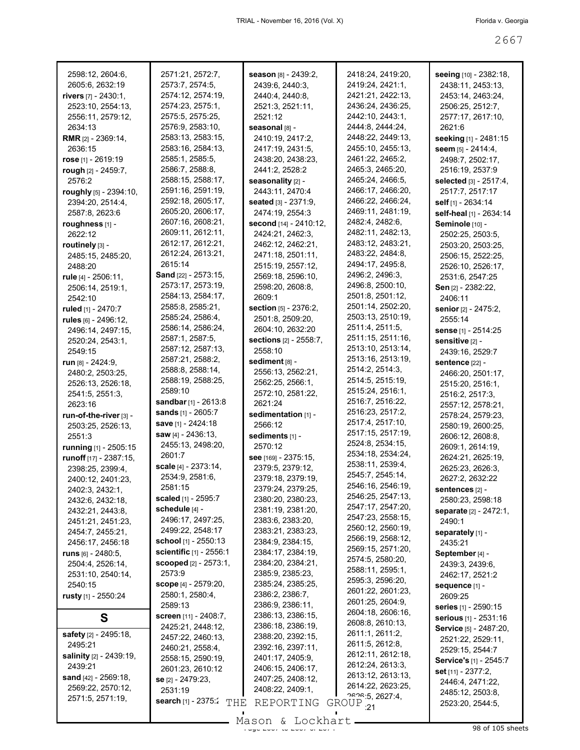2598:12, 2604:6, 2605:6, 2632:19
**rivers** [7] - 2430:1, 2523:10, 2554:13, 2556:11, 2579:12, 2634:13
**RMR** [2] - 2369:14, 2636:15
**rose** [1] - 2619:19
**rough** [2] - 2459:7, 2576:2
**roughly** [5] - 2394:10, 2394:20, 2514:4, 2587:8, 2623:6
**roughness** [1] - 2622:12
**routinely** [3] - 2485:15, 2485:20, 2488:20
**rule** [4] - 2506:11, 2506:14, 2519:1, 2542:10
**ruled** [1] - 2470:7
**rules** [6] - 2496:12, 2496:14, 2497:15, 2520:24, 2543:1, 2549:15
**run** [8] - 2424:9, 2480:2, 2503:25, 2526:13, 2526:18, 2541:5, 2551:3, 2623:16
**run-of-the-river** [3] - 2503:25, 2526:13, 2551:3
**running** [1] - 2505:15
**runoff** [17] - 2387:15, 2398:25, 2399:4, 2400:12, 2401:23, 2402:3, 2432:1, 2432:6, 2432:18, 2432:21, 2443:8, 2451:21, 2451:23, 2454:7, 2455:21, 2456:17, 2456:18
**runs** [6] - 2480:5, 2504:4, 2526:14, 2531:10, 2540:14, 2540:15
**rusty** [1] - 2550:24

## S

**safety** [2] - 2495:18, 2495:21
**salinity** [2] - 2439:19, 2439:21
**sand** [42] - 2569:18, 2569:22, 2570:12, 2571:5, 2571:19, 2571:21, 2572:7, 2573:7, 2574:5, 2574:12, 2574:19, 2574:23, 2575:1, 2575:5, 2575:25, 2576:9, 2583:10, 2583:13, 2583:15, 2583:16, 2584:13, 2585:1, 2585:5, 2586:7, 2588:8, 2588:15, 2588:17, 2591:16, 2591:19, 2592:18, 2605:17, 2605:20, 2606:17, 2607:16, 2608:21, 2609:11, 2612:11, 2612:17, 2612:21, 2612:24, 2613:21, 2615:14
**Sand** [22] - 2573:15, 2573:17, 2573:19, 2584:13, 2584:17, 2585:8, 2585:21, 2585:24, 2586:4, 2586:14, 2586:24, 2587:1, 2587:5, 2587:12, 2587:13, 2587:21, 2588:2, 2588:8, 2588:14, 2588:19, 2588:25, 2589:10
**sandbar** [1] - 2613:8
**sands** [1] - 2605:7
**save** [1] - 2424:18
**saw** [4] - 2436:13, 2455:13, 2498:20, 2601:7
**scale** [4] - 2373:14, 2534:9, 2581:6, 2581:15
**scaled** [1] - 2595:7
**schedule** [4] - 2496:17, 2497:25, 2499:22, 2548:17
**school** [1] - 2550:13
**scientific** [1] - 2556:1
**scooped** [2] - 2573:1, 2573:9
**scope** [4] - 2579:20, 2580:1, 2580:4, 2589:13
**screen** [11] - 2408:7, 2425:21, 2448:12, 2457:22, 2460:13, 2460:21, 2558:4, 2558:15, 2590:19, 2601:23, 2610:12
**se** [2] - 2479:23, 2531:19
**search** [1] - 2375:2
**season** [8] - 2439:2, 2439:6, 2440:3, 2440:4, 2440:8, 2521:3, 2521:11, 2521:12
**seasonal** [8] - 2410:19, 2417:2, 2417:19, 2431:5, 2438:20, 2438:23, 2441:2, 2528:2
**seasonality** [2] - 2443:11, 2470:4
**seated** [3] - 2371:9, 2474:19, 2554:3
**second** [14] - 2410:12, 2424:21, 2462:3, 2462:12, 2462:21, 2471:18, 2501:11, 2515:19, 2557:12, 2569:18, 2596:10, 2598:20, 2608:8, 2609:1
**section** [5] - 2376:2, 2501:8, 2509:20, 2604:10, 2632:20
**sections** [2] - 2558:7, 2558:10
**sediment** [8] - 2556:13, 2562:21, 2562:25, 2566:1, 2572:10, 2581:22, 2621:24
**sedimentation** [1] - 2566:12
**sediments** [1] - 2570:12
**see** [169] - 2375:15, 2379:5, 2379:12, 2379:18, 2379:19, 2379:24, 2379:25, 2380:20, 2380:23, 2381:19, 2381:20, 2383:6, 2383:20, 2383:21, 2383:23, 2384:9, 2384:15, 2384:17, 2384:19, 2384:20, 2384:21, 2385:9, 2385:23, 2385:24, 2385:25, 2386:2, 2386:7, 2386:9, 2386:11, 2386:13, 2386:15, 2386:18, 2386:19, 2388:20, 2392:15, 2392:16, 2397:11, 2401:17, 2405:9, 2406:15, 2406:17, 2407:25, 2408:12, 2408:22, 2409:1, 2418:24, 2419:20, 2419:24, 2421:1, 2421:21, 2422:13, 2436:24, 2436:25, 2442:10, 2443:1, 2444:8, 2444:24, 2448:22, 2449:13, 2455:10, 2455:13, 2461:22, 2465:2, 2465:3, 2465:20, 2465:24, 2466:5, 2466:17, 2466:20, 2466:22, 2466:24, 2469:11, 2481:19, 2482:4, 2482:6, 2482:11, 2482:13, 2483:12, 2483:21, 2483:22, 2484:8, 2494:17, 2495:8, 2496:2, 2496:3, 2496:8, 2500:10, 2501:8, 2501:12, 2501:14, 2502:20, 2503:13, 2510:19, 2511:4, 2511:5, 2511:15, 2511:16, 2513:10, 2513:14, 2513:16, 2513:19, 2514:2, 2514:3, 2514:5, 2515:19, 2515:24, 2516:1, 2516:7, 2516:22, 2516:23, 2517:2, 2517:4, 2517:10, 2517:15, 2517:19, 2524:8, 2534:15, 2534:18, 2534:24, 2538:11, 2539:4, 2545:7, 2545:14, 2546:16, 2546:19, 2546:25, 2547:13, 2547:17, 2547:20, 2547:23, 2558:15, 2560:12, 2560:19, 2566:19, 2568:12, 2569:15, 2571:20, 2574:5, 2580:20, 2588:11, 2595:1, 2595:3, 2596:20, 2601:22, 2601:23, 2601:25, 2604:9, 2604:18, 2606:16, 2608:8, 2610:13, 2611:1, 2611:2, 2611:5, 2612:8, 2612:11, 2612:18, 2612:24, 2613:3, 2613:12, 2613:13, 2614:22, 2623:25, 2626:5, 2627:4, 2627:21
**seeing** [10] - 2382:18, 2438:11, 2453:13, 2453:14, 2463:24, 2506:25, 2512:7, 2577:17, 2617:10, 2621:6
**seeking** [1] - 2481:15
**seem** [5] - 2414:4, 2498:7, 2502:17, 2516:19, 2537:9
**selected** [3] - 2517:4, 2517:7, 2517:17
**self** [1] - 2634:14
**self-heal** [1] - 2634:14
**Seminole** [10] - 2502:25, 2503:5, 2503:20, 2503:25, 2506:15, 2522:25, 2526:10, 2526:17, 2531:6, 2547:25
**Sen** [2] - 2382:22, 2406:11
**senior** [2] - 2475:2, 2555:14
**sense** [1] - 2514:25
**sensitive** [2] - 2439:16, 2529:7
**sentence** [22] - 2466:20, 2501:17, 2515:20, 2516:1, 2516:2, 2517:3, 2557:12, 2578:21, 2578:24, 2579:23, 2580:19, 2600:25, 2606:12, 2608:8, 2609:1, 2614:19, 2624:21, 2625:19, 2625:23, 2626:3, 2627:2, 2632:22
**sentences** [2] - 2580:23, 2598:18
**separate** [2] - 2472:1, 2490:1
**separately** [1] - 2435:21
**September** [4] - 2439:3, 2439:6, 2462:17, 2521:2
**sequence** [1] - 2609:25
**series** [1] - 2590:15
**serious** [1] - 2531:16
**Service** [5] - 2487:20, 2521:22, 2529:11, 2529:15, 2544:7
**Service's** [1] - 2545:7
**set** [11] - 2377:2, 2446:4, 2471:22, 2485:12, 2503:8, 2523:20, 2544:5,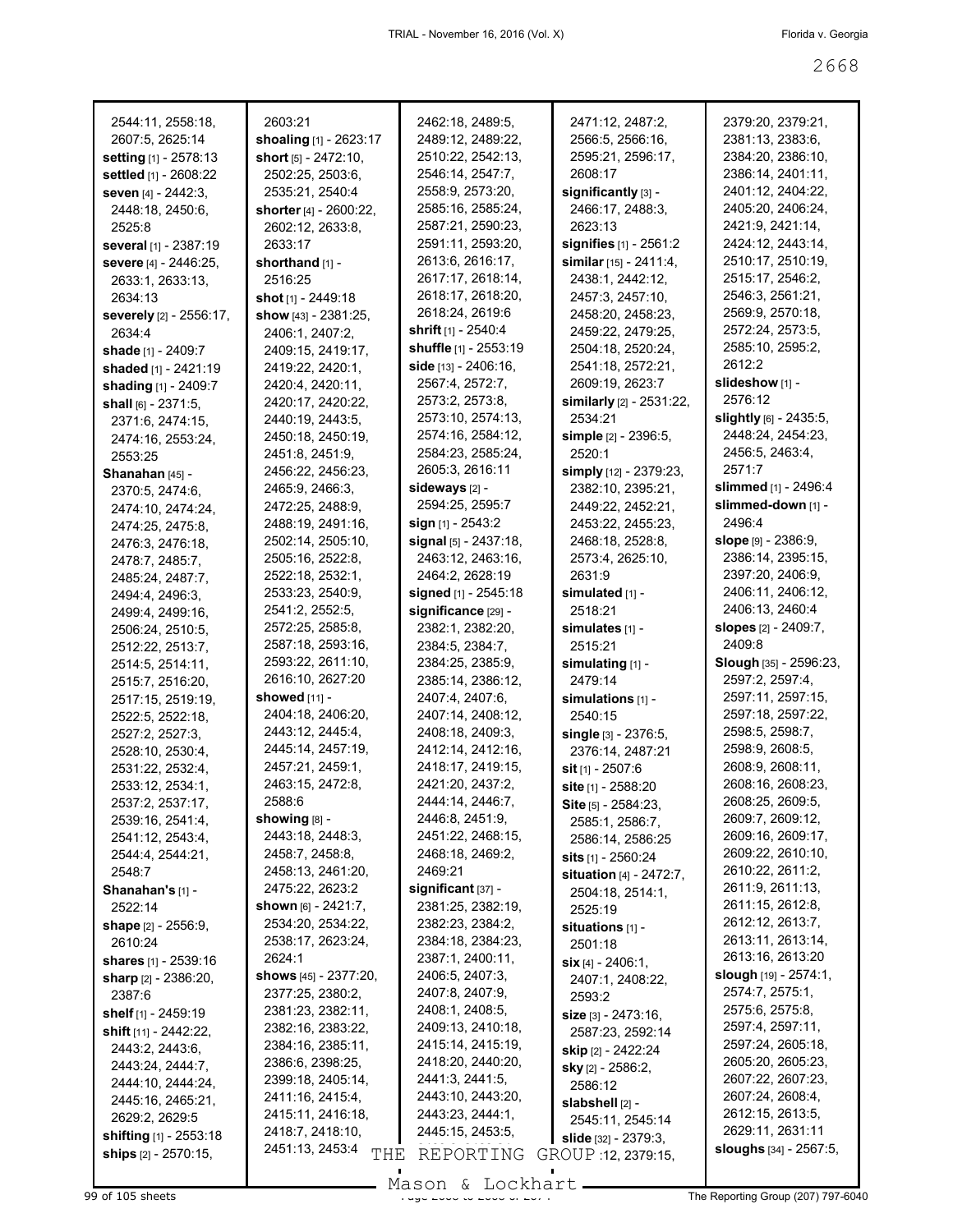2544:11, 2558:18, 2607:5, 2625:14
**setting** [1] - 2578:13
**settled** [1] - 2608:22
**seven** [4] - 2442:3, 2448:18, 2450:6, 2525:8
**several** [1] - 2387:19
**severe** [4] - 2446:25, 2633:1, 2633:13, 2634:13
**severely** [2] - 2556:17, 2634:4
**shade** [1] - 2409:7
**shaded** [1] - 2421:19
**shading** [1] - 2409:7
**shall** [6] - 2371:5, 2371:6, 2474:15, 2474:16, 2553:24, 2553:25
**Shanahan** [45] - 2370:5, 2474:6, 2474:10, 2474:24, 2474:25, 2475:8, 2476:3, 2476:18, 2478:7, 2485:7, 2485:24, 2487:7, 2494:4, 2496:3, 2499:4, 2499:16, 2506:24, 2510:5, 2512:22, 2513:7, 2514:5, 2514:11, 2515:7, 2516:20, 2517:15, 2519:19, 2522:5, 2522:18, 2527:2, 2527:3, 2528:10, 2530:4, 2531:22, 2532:4, 2533:12, 2534:1, 2537:2, 2537:17, 2539:16, 2541:4, 2541:12, 2543:4, 2544:4, 2544:21, 2548:7
**Shanahan's** [1] - 2522:14
**shape** [2] - 2556:9, 2610:24
**shares** [1] - 2539:16
**sharp** [2] - 2386:20, 2387:6
**shelf** [1] - 2459:19
**shift** [11] - 2442:22, 2443:2, 2443:6, 2443:24, 2444:7, 2444:10, 2444:24, 2445:16, 2465:21, 2629:2, 2629:5
**shifting** [1] - 2553:18
**ships** [2] - 2570:15, 2603:21
**shoaling** [1] - 2623:17
**short** [5] - 2472:10, 2502:25, 2503:6, 2535:21, 2540:4
**shorter** [4] - 2600:22, 2602:12, 2633:8, 2633:17
**shorthand** [1] - 2516:25
**shot** [1] - 2449:18
**show** [43] - 2381:25, 2406:1, 2407:2, 2409:15, 2419:17, 2419:22, 2420:1, 2420:4, 2420:11, 2420:17, 2420:22, 2440:19, 2443:5, 2450:18, 2450:19, 2451:8, 2451:9, 2456:22, 2456:23, 2465:9, 2466:3, 2472:25, 2488:9, 2488:19, 2491:16, 2502:14, 2505:10, 2505:16, 2522:8, 2522:18, 2532:1, 2533:23, 2540:9, 2541:2, 2552:5, 2572:25, 2585:8, 2587:18, 2593:16, 2593:22, 2611:10, 2616:10, 2627:20
**showed** [11] - 2404:18, 2406:20, 2443:12, 2445:4, 2445:14, 2457:19, 2457:21, 2459:1, 2463:15, 2472:8, 2588:6
**showing** [8] - 2443:18, 2448:3, 2458:7, 2458:8, 2458:13, 2461:20, 2475:22, 2623:2
**shown** [6] - 2421:7, 2534:20, 2534:22, 2538:17, 2623:24, 2624:1
**shows** [45] - 2377:20, 2377:25, 2380:2, 2381:23, 2382:11, 2382:16, 2383:22, 2384:16, 2385:11, 2386:6, 2398:25, 2399:18, 2405:14, 2411:16, 2415:4, 2415:11, 2416:18, 2418:7, 2418:10, 2451:13, 2453:4, 2462:18, 2489:5, 2489:12, 2489:22, 2510:22, 2542:13, 2546:14, 2547:7, 2558:9, 2573:20, 2585:16, 2585:24, 2587:21, 2590:23, 2591:11, 2593:20, 2613:6, 2616:17, 2617:17, 2618:14, 2618:17, 2618:20, 2618:24, 2619:6
**shrift** [1] - 2540:4
**shuffle** [1] - 2553:19
**side** [13] - 2406:16, 2567:4, 2572:7, 2573:2, 2573:8, 2573:10, 2574:13, 2574:16, 2584:12, 2584:23, 2585:24, 2605:3, 2616:11
**sideways** [2] - 2594:25, 2595:7
**sign** [1] - 2543:2
**signal** [5] - 2437:18, 2463:12, 2463:16, 2464:2, 2628:19
**signed** [1] - 2545:18
**significance** [29] - 2382:1, 2382:20, 2384:5, 2384:7, 2384:25, 2385:9, 2385:14, 2386:12, 2407:4, 2407:6, 2407:14, 2408:12, 2408:18, 2409:3, 2412:14, 2412:16, 2418:17, 2419:15, 2421:20, 2437:2, 2444:14, 2446:7, 2446:8, 2451:9, 2451:22, 2468:15, 2468:18, 2469:2, 2469:21
**significant** [37] - 2381:25, 2382:19, 2382:23, 2384:2, 2384:18, 2384:23, 2387:1, 2400:11, 2406:5, 2407:3, 2407:8, 2407:9, 2408:1, 2408:5, 2409:13, 2410:18, 2415:14, 2415:19, 2418:20, 2440:20, 2441:3, 2441:5, 2443:10, 2443:20, 2443:23, 2444:1, 2445:15, 2453:5, 2471:12, 2487:2, 2566:5, 2566:16, 2595:21, 2596:17, 2608:17
**significantly** [3] - 2466:17, 2488:3, 2623:13
**signifies** [1] - 2561:2
**similar** [15] - 2411:4, 2438:1, 2442:12, 2457:3, 2457:10, 2458:20, 2458:23, 2459:22, 2479:25, 2504:18, 2520:24, 2541:18, 2572:21, 2609:19, 2623:7
**similarly** [2] - 2531:22, 2534:21
**simple** [2] - 2396:5, 2520:1
**simply** [12] - 2379:23, 2382:10, 2395:21, 2449:22, 2452:21, 2453:22, 2455:23, 2468:18, 2528:8, 2573:4, 2625:10, 2631:9
**simulated** [1] - 2518:21
**simulates** [1] - 2515:21
**simulating** [1] - 2479:14
**simulations** [1] - 2540:15
**single** [3] - 2376:5, 2376:14, 2487:21
**sit** [1] - 2507:6
**site** [1] - 2588:20
**Site** [5] - 2584:23, 2585:1, 2586:7, 2586:14, 2586:25
**sits** [1] - 2560:24
**situation** [4] - 2472:7, 2504:18, 2514:1, 2525:19
**situations** [1] - 2501:18
**six** [4] - 2406:1, 2407:1, 2408:22, 2593:2
**size** [3] - 2473:16, 2587:23, 2592:14
**skip** [2] - 2422:24
**sky** [2] - 2586:2, 2586:12
**slabshell** [2] - 2545:11, 2545:14
**slide** [32] - 2379:3, 2379:12, 2379:15, 2379:20, 2379:21, 2381:13, 2383:6, 2384:20, 2386:10, 2386:14, 2401:11, 2401:12, 2404:22, 2405:20, 2406:24, 2421:9, 2421:14, 2424:12, 2443:14, 2510:17, 2510:19, 2515:17, 2546:2, 2546:3, 2561:21, 2569:9, 2570:18, 2572:24, 2573:5, 2585:10, 2595:2, 2612:2
**slideshow** [1] - 2576:12
**slightly** [6] - 2435:5, 2448:24, 2454:23, 2456:5, 2463:4, 2571:7
**slimmed** [1] - 2496:4
**slimmed-down** [1] - 2496:4
**slope** [9] - 2386:9, 2386:14, 2395:15, 2397:20, 2406:9, 2406:11, 2406:12, 2406:13, 2460:4
**slopes** [2] - 2409:7, 2409:8
**Slough** [35] - 2596:23, 2597:2, 2597:4, 2597:11, 2597:15, 2597:18, 2597:22, 2598:5, 2598:7, 2598:9, 2608:5, 2608:9, 2608:11, 2608:16, 2608:23, 2608:25, 2609:5, 2609:7, 2609:12, 2609:16, 2609:17, 2609:22, 2610:10, 2610:22, 2611:2, 2611:9, 2611:13, 2611:15, 2612:8, 2612:12, 2613:7, 2613:11, 2613:14, 2613:16, 2613:20
**slough** [19] - 2574:1, 2574:7, 2575:1, 2575:6, 2575:8, 2597:4, 2597:11, 2597:24, 2605:18, 2605:20, 2605:23, 2607:22, 2607:23, 2607:24, 2608:4, 2612:15, 2613:5, 2629:11, 2631:11
**sloughs** [34] - 2567:5,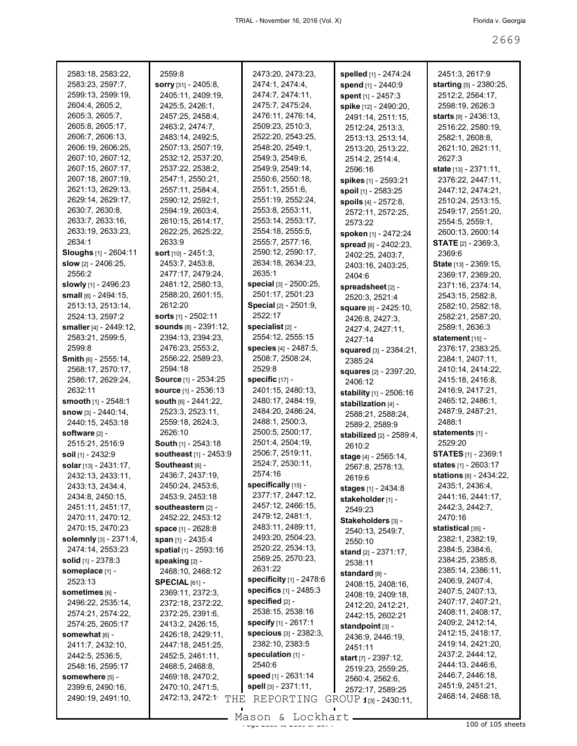2583:18, 2583:22, 2583:23, 2597:7, 2599:13, 2599:19, 2604:4, 2605:2, 2605:3, 2605:7, 2605:8, 2605:17, 2606:7, 2606:13, 2606:19, 2606:25, 2607:10, 2607:12, 2607:15, 2607:17, 2607:18, 2607:19, 2621:13, 2629:13, 2629:14, 2629:17, 2630:7, 2630:8, 2633:7, 2633:16, 2633:19, 2633:23, 2634:1

**Sloughs** [1] - 2604:11
**slow** [2] - 2406:25, 2556:2
**slowly** [1] - 2496:23
**small** [6] - 2494:15, 2513:13, 2513:14, 2524:13, 2597:2
**smaller** [4] - 2449:12, 2583:21, 2599:5, 2599:8
**Smith** [6] - 2555:14, 2568:17, 2570:17, 2586:17, 2629:24, 2632:11
**smooth** [1] - 2548:1
**snow** [3] - 2440:14, 2440:15, 2453:18
**software** [2] - 2515:21, 2516:9
**soil** [1] - 2432:9
**solar** [13] - 2431:17, 2432:13, 2433:11, 2433:13, 2434:4, 2434:8, 2450:15, 2451:11, 2451:17, 2470:11, 2470:12, 2470:15, 2470:23
**solemnly** [3] - 2371:4, 2474:14, 2553:23
**solid** [1] - 2378:3
**someplace** [1] - 2523:13
**sometimes** [6] - 2496:22, 2535:14, 2574:21, 2574:22, 2574:25, 2605:17
**somewhat** [6] - 2411:7, 2432:10, 2442:5, 2536:5, 2548:16, 2595:17
**somewhere** [5] - 2399:6, 2490:16, 2490:19, 2491:10, 2559:8
**sorry** [31] - 2405:8, 2405:11, 2409:19, 2425:5, 2426:1, 2457:25, 2458:4, 2463:2, 2474:7, 2483:14, 2492:5, 2507:13, 2507:19, 2532:12, 2537:20, 2537:22, 2538:2, 2547:1, 2550:21, 2557:11, 2584:4, 2590:12, 2592:1, 2594:19, 2603:4, 2610:15, 2614:17, 2622:25, 2625:22, 2633:9
**sort** [10] - 2451:3, 2453:7, 2453:8, 2477:17, 2479:24, 2481:12, 2580:13, 2588:20, 2601:15, 2612:20
**sorts** [1] - 2502:11
**sounds** [8] - 2391:12, 2394:13, 2394:23, 2476:23, 2553:2, 2556:22, 2589:23, 2594:18
**Source** [1] - 2534:25
**source** [1] - 2536:13
**south** [6] - 2441:22, 2523:3, 2523:11, 2559:18, 2624:3, 2626:10
**South** [1] - 2543:18
**southeast** [1] - 2453:9
**Southeast** [6] - 2436:7, 2437:19, 2450:24, 2453:6, 2453:9, 2453:18
**southeastern** [2] - 2452:22, 2453:12
**space** [1] - 2628:8
**span** [1] - 2435:4
**spatial** [1] - 2593:16
**speaking** [2] - 2468:10, 2468:12
**SPECIAL** [61] - 2369:11, 2372:3, 2372:18, 2372:22, 2372:25, 2391:6, 2413:2, 2426:15, 2426:18, 2429:11, 2447:18, 2451:25, 2452:5, 2461:11, 2468:5, 2468:8, 2469:18, 2470:2, 2470:10, 2471:5, 2472:13, 2472:1(?), 2473:20, 2473:23, 2474:1, 2474:4, 2474:7, 2474:11, 2475:7, 2475:24, 2476:11, 2476:14, 2509:23, 2510:3, 2522:20, 2543:25, 2548:20, 2549:1, 2549:3, 2549:6, 2549:9, 2549:14, 2550:6, 2550:18, 2551:1, 2551:6, 2551:19, 2552:24, 2553:8, 2553:11, 2553:14, 2553:17, 2554:18, 2555:5, 2555:7, 2577:16, 2590:12, 2590:17, 2634:18, 2634:23, 2635:1
**special** [3] - 2500:25, 2501:17, 2501:23
**Special** [2] - 2501:9, 2522:17
**specialist** [2] - 2554:12, 2555:15
**species** [4] - 2487:5, 2508:7, 2508:24, 2529:8
**specific** [17] - 2401:15, 2480:13, 2480:17, 2484:19, 2484:20, 2486:24, 2488:1, 2500:3, 2500:5, 2500:17, 2501:4, 2504:19, 2506:7, 2519:11, 2524:7, 2530:11, 2574:16
**specifically** [15] - 2377:17, 2447:12, 2457:12, 2466:15, 2479:12, 2481:1, 2483:11, 2489:11, 2493:20, 2504:23, 2520:22, 2534:13, 2569:25, 2570:23, 2631:22
**specificity** [1] - 2478:6
**specifics** [1] - 2485:3
**specified** [2] - 2538:15, 2538:16
**specify** [1] - 2617:1
**specious** [3] - 2382:3, 2382:10, 2383:5
**speculation** [1] - 2540:6
**speed** [1] - 2631:14
**spell** [3] - 2371:11, 2451:3, 2617:9
**spelled** [1] - 2474:24
**spend** [1] - 2440:9
**spent** [1] - 2457:3
**spike** [12] - 2490:20, 2491:14, 2511:15, 2512:24, 2513:3, 2513:13, 2513:14, 2513:20, 2513:22, 2514:2, 2514:4, 2596:16
**spikes** [1] - 2593:21
**spoil** [1] - 2583:25
**spoils** [4] - 2572:8, 2572:11, 2572:25, 2573:22
**spoken** [1] - 2472:24
**spread** [6] - 2402:23, 2402:25, 2403:7, 2403:16, 2403:25, 2404:6
**spreadsheet** [2] - 2520:3, 2521:4
**square** [6] - 2425:10, 2426:8, 2427:3, 2427:4, 2427:11, 2427:14
**squared** [3] - 2384:21, 2385:24
**squares** [2] - 2397:20, 2406:12
**stability** [1] - 2506:16
**stabilization** [4] - 2588:21, 2588:24, 2589:2, 2589:9
**stabilized** [2] - 2589:4, 2610:2
**stage** [4] - 2565:14, 2567:8, 2578:13, 2619:6
**stages** [1] - 2434:8
**stakeholder** [1] - 2549:23
**Stakeholders** [3] - 2540:13, 2549:7, 2550:10
**stand** [2] - 2371:17, 2538:11
**standard** [8] - 2408:15, 2408:16, 2408:19, 2409:18, 2412:20, 2412:21, 2442:15, 2602:21
**standpoint** [3] - 2436:9, 2446:19, 2451:11
**start** [7] - 2397:12, 2519:23, 2559:25, 2560:4, 2562:6, 2572:17, 2589:25
**started** [3] - 2430:11,
**starting** [5] - 2380:25, 2512:2, 2564:17, 2598:19, 2626:3
**starts** [9] - 2436:13, 2516:22, 2580:19, 2582:1, 2608:8, 2621:10, 2621:11, 2627:3
**state** [13] - 2371:11, 2376:22, 2447:11, 2447:12, 2474:21, 2510:24, 2513:15, 2549:17, 2551:20, 2554:5, 2559:1, 2600:13, 2600:14
**STATE** [2] - 2369:3, 2369:6
**State** [13] - 2369:15, 2369:17, 2369:20, 2371:16, 2374:14, 2543:15, 2582:8, 2582:10, 2582:18, 2582:21, 2587:20, 2589:1, 2636:3
**statement** [15] - 2376:17, 2383:25, 2384:1, 2407:11, 2410:14, 2414:22, 2415:18, 2416:8, 2416:9, 2417:21, 2465:12, 2486:1, 2487:9, 2487:21, 2488:1
**statements** [1] - 2529:20
**STATES** [1] - 2369:1
**states** [1] - 2603:17
**stations** [8] - 2434:22, 2435:1, 2436:4, 2441:16, 2441:17, 2442:3, 2442:7, 2470:16
**statistical** [35] - 2382:1, 2382:19, 2384:5, 2384:6, 2384:25, 2385:8, 2385:14, 2386:11, 2406:9, 2407:4, 2407:5, 2407:13, 2407:17, 2407:21, 2408:11, 2408:17, 2409:2, 2412:14, 2412:15, 2418:17, 2419:14, 2421:20, 2437:2, 2444:12, 2444:13, 2446:6, 2446:7, 2446:18, 2451:9, 2451:21, 2468:14, 2468:18,

THE REPORTING GROUP
Mason & Lockhart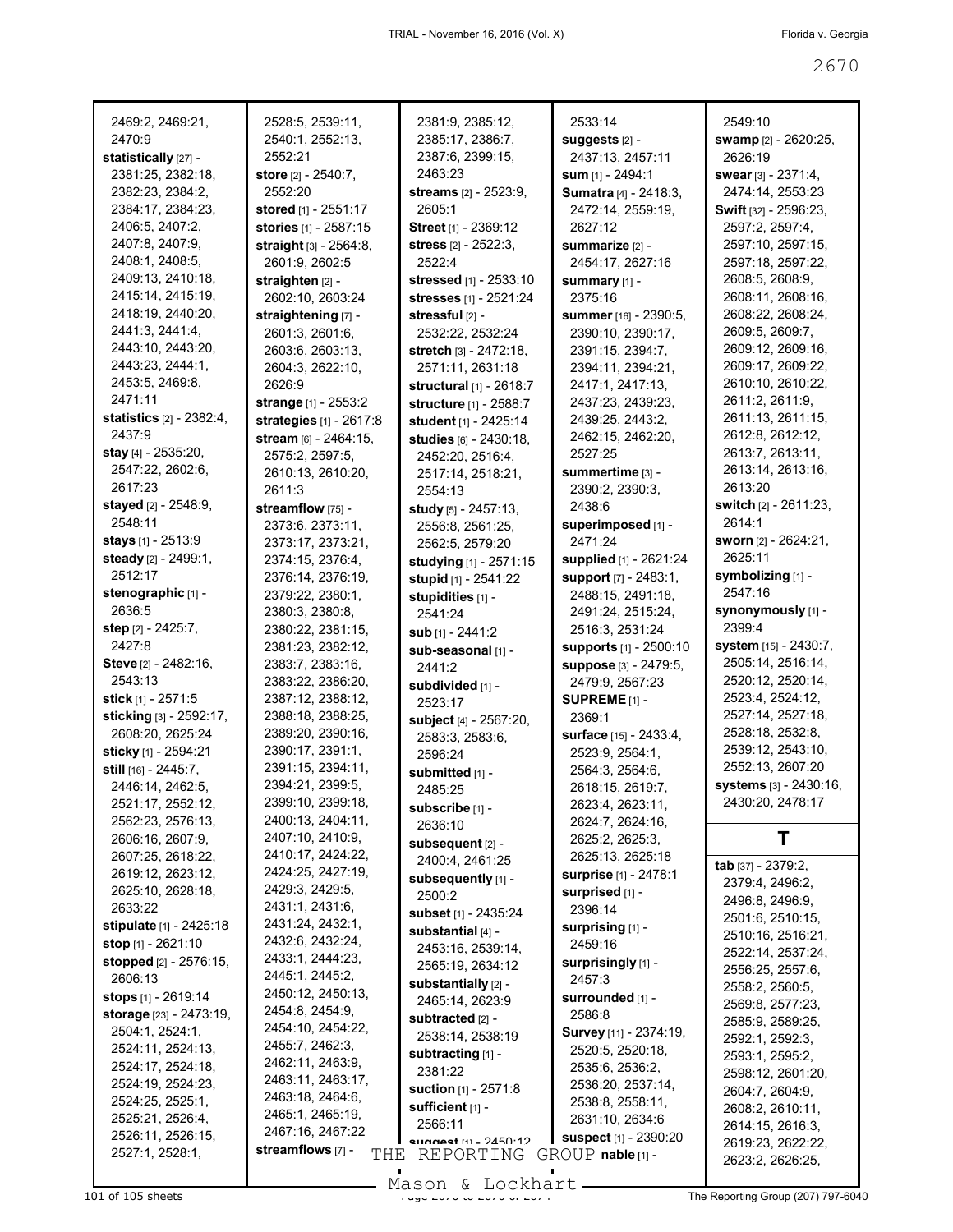2469:2, 2469:21, 2470:9
**statistically** [27] - 2381:25, 2382:18, 2382:23, 2384:2, 2384:17, 2384:23, 2406:5, 2407:2, 2407:8, 2407:9, 2408:1, 2408:5, 2409:13, 2410:18, 2415:14, 2415:19, 2418:19, 2440:20, 2441:3, 2441:4, 2443:10, 2443:20, 2443:23, 2444:1, 2453:5, 2469:8, 2471:11
**statistics** [2] - 2382:4, 2437:9
**stay** [4] - 2535:20, 2547:22, 2602:6, 2617:23
**stayed** [2] - 2548:9, 2548:11
**stays** [1] - 2513:9
**steady** [2] - 2499:1, 2512:17
**stenographic** [1] - 2636:5
**step** [2] - 2425:7, 2427:8
**Steve** [2] - 2482:16, 2543:13
**stick** [1] - 2571:5
**sticking** [3] - 2592:17, 2608:20, 2625:24
**sticky** [1] - 2594:21
**still** [16] - 2445:7, 2446:14, 2462:5, 2521:17, 2552:12, 2562:23, 2576:13, 2606:16, 2607:9, 2607:25, 2618:22, 2619:12, 2623:12, 2625:10, 2628:18, 2633:22
**stipulate** [1] - 2425:18
**stop** [1] - 2621:10
**stopped** [2] - 2576:15, 2606:13
**stops** [1] - 2619:14
**storage** [23] - 2473:19, 2504:1, 2524:1, 2524:11, 2524:13, 2524:17, 2524:18, 2524:19, 2524:23, 2524:25, 2525:1, 2525:21, 2526:4, 2526:11, 2526:15, 2527:1, 2528:1, 2528:5, 2539:11, 2540:1, 2552:13, 2552:21
**store** [2] - 2540:7, 2552:20
**stored** [1] - 2551:17
**stories** [1] - 2587:15
**straight** [3] - 2564:8, 2601:9, 2602:5
**straighten** [2] - 2602:10, 2603:24
**straightening** [7] - 2601:3, 2601:6, 2603:6, 2603:13, 2604:3, 2622:10, 2626:9
**strange** [1] - 2553:2
**strategies** [1] - 2617:8
**stream** [6] - 2464:15, 2575:2, 2597:5, 2610:13, 2610:20, 2611:3
**streamflow** [75] - 2373:6, 2373:11, 2373:17, 2373:21, 2374:15, 2376:4, 2376:14, 2376:19, 2379:22, 2380:1, 2380:3, 2380:8, 2380:22, 2381:15, 2381:23, 2382:12, 2383:7, 2383:16, 2383:22, 2386:20, 2387:12, 2388:12, 2388:18, 2388:25, 2389:20, 2390:16, 2390:17, 2391:1, 2391:15, 2394:11, 2394:21, 2399:5, 2399:10, 2399:18, 2400:13, 2404:11, 2407:10, 2410:9, 2410:17, 2422:21, 2424:25, 2427:19, 2429:3, 2429:5, 2431:1, 2431:6, 2431:24, 2432:1, 2432:6, 2432:24, 2433:1, 2444:23, 2445:1, 2445:2, 2450:12, 2450:13, 2454:8, 2454:9, 2454:10, 2454:22, 2455:7, 2462:3, 2462:11, 2463:9, 2463:11, 2463:17, 2463:18, 2464:6, 2465:1, 2465:19, 2467:16, 2467:22
**streamflows** [7] - 2381:9, 2385:12, 2385:17, 2386:7, 2387:6, 2399:15, 2463:23
**streams** [2] - 2523:9, 2605:1
**Street** [1] - 2369:12
**stress** [2] - 2522:3, 2522:4
**stressed** [1] - 2533:10
**stresses** [1] - 2521:24
**stressful** [2] - 2532:22, 2532:24
**stretch** [3] - 2472:18, 2571:11, 2631:18
**structural** [1] - 2618:7
**structure** [1] - 2588:7
**student** [1] - 2425:14
**studies** [6] - 2430:18, 2452:20, 2516:4, 2517:14, 2518:21, 2554:13
**study** [5] - 2457:13, 2556:8, 2561:25, 2562:5, 2579:20
**studying** [1] - 2571:15
**stupid** [1] - 2541:22
**stupidities** [1] - 2541:24
**sub** [1] - 2441:2
**sub-seasonal** [1] - 2441:2
**subdivided** [1] - 2523:17
**subject** [4] - 2567:20, 2583:3, 2583:6, 2596:24
**submitted** [1] - 2485:25
**subscribe** [1] - 2636:10
**subsequent** [2] - 2400:4, 2461:25
**subsequently** [1] - 2500:2
**subset** [1] - 2435:24
**substantial** [4] - 2453:16, 2539:14, 2565:19, 2634:12
**substantially** [2] - 2465:14, 2623:9
**subtracted** [2] - 2538:14, 2538:19
**subtracting** [1] - 2381:22
**suction** [1] - 2571:8
**sufficient** [1] - 2566:11
**suggest** [1] - 2450:12
2533:14
**suggests** [2] - 2437:13, 2457:11
**sum** [1] - 2494:1
**Sumatra** [4] - 2418:3, 2472:14, 2559:19, 2627:12
**summarize** [2] - 2454:17, 2627:16
**summary** [1] - 2375:16
**summer** [16] - 2390:5, 2390:10, 2390:17, 2391:15, 2394:7, 2394:11, 2394:21, 2417:1, 2417:13, 2437:23, 2439:23, 2439:25, 2443:2, 2462:15, 2462:20, 2527:25
**summertime** [3] - 2390:2, 2390:3, 2438:6
**superimposed** [1] - 2471:24
**supplied** [1] - 2621:24
**support** [7] - 2483:1, 2488:15, 2491:18, 2491:24, 2515:24, 2516:3, 2531:24
**supports** [1] - 2500:10
**suppose** [3] - 2479:5, 2479:9, 2567:23
**SUPREME** [1] - 2369:1
**surface** [15] - 2433:4, 2523:9, 2564:1, 2564:3, 2564:6, 2618:15, 2619:7, 2623:4, 2623:11, 2624:7, 2624:16, 2625:2, 2625:3, 2625:13, 2625:18
**surprise** [1] - 2478:1
**surprised** [1] - 2396:14
**surprising** [1] - 2459:16
**surprisingly** [1] - 2457:3
**surrounded** [1] - 2586:8
**Survey** [11] - 2374:19, 2520:5, 2520:18, 2535:6, 2536:2, 2536:20, 2537:14, 2538:8, 2558:11, 2631:10, 2634:6
**suspect** [1] - 2390:20
**sustainable** [1] -
2549:10
**swamp** [2] - 2620:25, 2626:19
**swear** [3] - 2371:4, 2474:14, 2553:23
**Swift** [32] - 2596:23, 2597:2, 2597:4, 2597:10, 2597:15, 2597:18, 2597:22, 2608:5, 2608:9, 2608:11, 2608:16, 2608:22, 2608:24, 2609:5, 2609:7, 2609:12, 2609:16, 2609:17, 2609:22, 2610:10, 2610:22, 2611:2, 2611:9, 2611:15, 2612:8, 2612:12, 2613:7, 2613:11, 2613:14, 2613:16, 2613:20
**switch** [2] - 2611:23, 2614:1
**sworn** [2] - 2624:21, 2625:11
**symbolizing** [1] - 2547:16
**synonymously** [1] - 2399:4
**system** [15] - 2430:7, 2505:14, 2516:14, 2520:12, 2520:14, 2523:4, 2524:12, 2527:14, 2527:18, 2528:18, 2532:8, 2539:12, 2543:10, 2552:13, 2607:20
**systems** [3] - 2430:16, 2430:20, 2478:17

## T

**tab** [37] - 2379:2, 2379:4, 2496:2, 2496:8, 2496:9, 2501:6, 2510:15, 2510:16, 2516:21, 2522:14, 2537:24, 2556:25, 2557:6, 2558:2, 2560:5, 2569:8, 2577:23, 2585:9, 2589:25, 2592:1, 2592:3, 2593:1, 2595:2, 2598:12, 2601:20, 2604:7, 2604:9, 2608:2, 2610:11, 2614:15, 2616:3, 2619:23, 2622:22, 2623:2, 2626:25,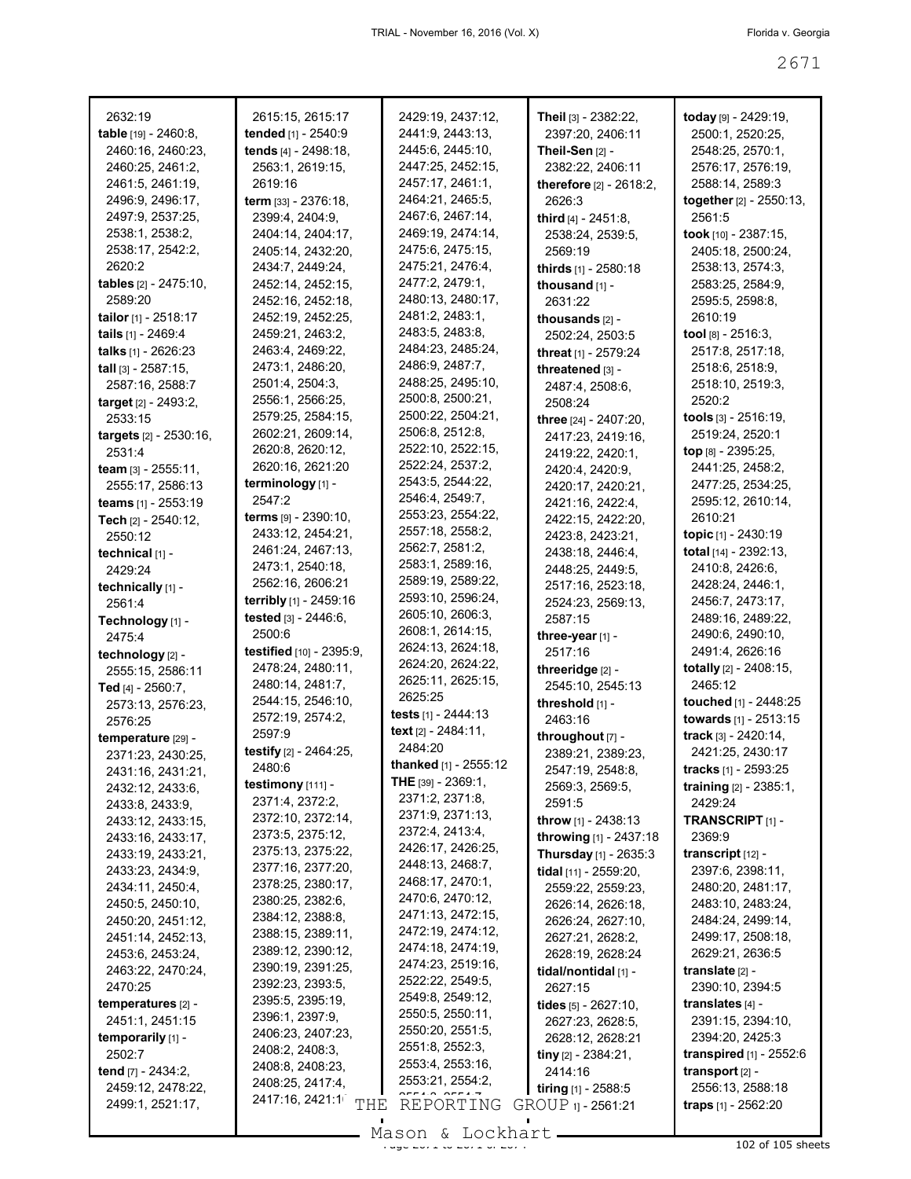2632:19
**table** [19] - 2460:8, 2460:16, 2460:23, 2460:25, 2461:2, 2461:5, 2461:19, 2496:9, 2496:17, 2497:9, 2537:25, 2538:1, 2538:2, 2538:17, 2542:2, 2620:2
**tables** [2] - 2475:10, 2589:20
**tailor** [1] - 2518:17
**tails** [1] - 2469:4
**talks** [1] - 2626:23
**tall** [3] - 2587:15, 2587:16, 2588:7
**target** [2] - 2493:2, 2533:15
**targets** [2] - 2530:16, 2531:4
**team** [3] - 2555:11, 2555:17, 2586:13
**teams** [1] - 2553:19
**Tech** [2] - 2540:12, 2550:12
**technical** [1] - 2429:24
**technically** [1] - 2561:4
**Technology** [1] - 2475:4
**technology** [2] - 2555:15, 2586:11
**Ted** [4] - 2560:7, 2573:13, 2576:23, 2576:25
**temperature** [29] - 2371:23, 2430:25, 2431:16, 2431:21, 2432:12, 2433:6, 2433:8, 2433:9, 2433:12, 2433:15, 2433:16, 2433:17, 2433:19, 2433:21, 2433:23, 2434:9, 2434:11, 2450:4, 2450:5, 2450:10, 2450:20, 2451:12, 2451:14, 2452:13, 2453:6, 2453:24, 2463:22, 2470:24, 2470:25
**temperatures** [2] - 2451:1, 2451:15
**temporarily** [1] - 2502:7
**tend** [7] - 2434:2, 2459:12, 2478:22, 2499:1, 2521:17, 2615:15, 2615:17
**tended** [1] - 2540:9
**tends** [4] - 2498:18, 2563:1, 2619:15, 2619:16
**term** [33] - 2376:18, 2399:4, 2404:9, 2404:14, 2404:17, 2405:14, 2432:20, 2434:7, 2449:24, 2452:14, 2452:15, 2452:16, 2452:18, 2452:19, 2452:25, 2459:21, 2463:2, 2463:4, 2469:22, 2473:1, 2486:20, 2501:4, 2504:3, 2556:1, 2566:25, 2579:25, 2584:15, 2602:21, 2609:14, 2620:8, 2620:12, 2620:16, 2621:20
**terminology** [1] - 2547:2
**terms** [9] - 2390:10, 2433:12, 2454:21, 2461:24, 2467:13, 2473:1, 2540:18, 2562:16, 2606:21
**terribly** [1] - 2459:16
**tested** [3] - 2446:6, 2500:6
**testified** [10] - 2395:9, 2478:24, 2480:11, 2480:14, 2481:7, 2544:15, 2546:10, 2572:19, 2574:2, 2597:9
**testify** [2] - 2464:25, 2480:6
**testimony** [111] - 2371:4, 2372:2, 2372:10, 2372:14, 2373:5, 2375:12, 2375:13, 2375:22, 2377:16, 2377:20, 2378:25, 2380:17, 2380:25, 2382:6, 2384:12, 2388:8, 2388:15, 2389:11, 2389:12, 2390:12, 2390:19, 2391:25, 2392:23, 2393:5, 2395:5, 2395:19, 2396:1, 2397:9, 2406:23, 2407:23, 2408:2, 2408:3, 2408:8, 2408:23, 2408:25, 2417:4, 2417:16, 2421:1?, 2429:19, 2437:12, 2441:9, 2443:13, 2445:6, 2445:10, 2447:25, 2452:15, 2457:17, 2461:1, 2464:21, 2465:5, 2467:6, 2467:14, 2469:19, 2474:14, 2475:6, 2475:15, 2475:21, 2476:4, 2477:2, 2479:1, 2480:13, 2480:17, 2481:2, 2483:1, 2483:5, 2483:8, 2484:23, 2485:24, 2486:9, 2487:7, 2488:25, 2495:10, 2500:8, 2500:21, 2500:22, 2504:21, 2506:8, 2512:8, 2522:10, 2522:15, 2522:24, 2537:2, 2543:5, 2544:22, 2546:4, 2549:7, 2553:23, 2554:22, 2557:18, 2558:2, 2562:7, 2581:2, 2583:1, 2589:16, 2589:19, 2589:22, 2593:10, 2596:24, 2605:10, 2606:3, 2608:1, 2614:15, 2624:13, 2624:18, 2624:20, 2624:22, 2625:11, 2625:15, 2625:25
**tests** [1] - 2444:13
**text** [2] - 2484:11, 2484:20
**thanked** [1] - 2555:12
**THE** [39] - 2369:1, 2371:2, 2371:8, 2371:9, 2371:13, 2372:4, 2413:4, 2426:17, 2426:25, 2448:13, 2468:7, 2468:17, 2470:1, 2470:6, 2470:12, 2471:13, 2472:15, 2472:19, 2474:12, 2474:18, 2474:19, 2474:23, 2519:16, 2522:22, 2549:5, 2549:8, 2549:12, 2550:5, 2550:11, 2550:20, 2551:5, 2551:8, 2552:3, 2553:4, 2553:16, 2553:21, 2554:2, ...
**Theil** [3] - 2382:22, 2397:20, 2406:11
**Theil-Sen** [2] - 2382:22, 2406:11
**therefore** [2] - 2618:2, 2626:3
**third** [4] - 2451:8, 2538:24, 2539:5, 2569:19
**thirds** [1] - 2580:18
**thousand** [1] - 2631:22
**thousands** [2] - 2502:24, 2503:5
**threat** [1] - 2579:24
**threatened** [3] - 2487:4, 2508:6, 2508:24
**three** [24] - 2407:20, 2417:23, 2419:16, 2419:22, 2420:1, 2420:4, 2420:9, 2420:17, 2420:21, 2421:16, 2422:4, 2422:15, 2422:20, 2423:8, 2423:21, 2438:18, 2446:4, 2448:25, 2449:5, 2517:16, 2523:18, 2524:23, 2569:13, 2587:15
**three-year** [1] - 2517:16
**threeridge** [2] - 2545:10, 2545:13
**threshold** [1] - 2463:16
**throughout** [7] - 2389:21, 2389:23, 2547:19, 2548:8, 2569:3, 2569:5, 2591:5
**throw** [1] - 2438:13
**throwing** [1] - 2437:18
**Thursday** [1] - 2635:3
**tidal** [11] - 2559:20, 2559:22, 2559:23, 2626:14, 2626:18, 2626:24, 2627:10, 2627:21, 2628:2, 2628:19, 2628:24
**tidal/nontidal** [1] - 2627:15
**tides** [5] - 2627:10, 2627:23, 2628:5, 2628:12, 2628:21
**tiny** [2] - 2384:21, 2414:16
**tiring** [1] - 2588:5
... [1] - 2561:21
**today** [9] - 2429:19, 2500:1, 2520:25, 2548:25, 2570:1, 2576:17, 2576:19, 2588:14, 2589:3
**together** [2] - 2550:13, 2561:5
**took** [10] - 2387:15, 2405:18, 2500:24, 2538:13, 2574:3, 2583:25, 2584:9, 2595:5, 2598:8, 2610:19
**tool** [8] - 2516:3, 2517:8, 2517:18, 2518:6, 2518:9, 2518:10, 2519:3, 2520:2
**tools** [3] - 2516:19, 2519:24, 2520:1
**top** [8] - 2395:25, 2441:25, 2458:2, 2477:25, 2534:25, 2595:12, 2610:14, 2610:21
**topic** [1] - 2430:19
**total** [14] - 2392:13, 2410:8, 2426:6, 2428:24, 2446:1, 2456:7, 2473:17, 2489:16, 2489:22, 2490:6, 2490:10, 2491:4, 2626:16
**totally** [2] - 2408:15, 2465:12
**touched** [1] - 2448:25
**towards** [1] - 2513:15
**track** [3] - 2420:14, 2421:25, 2430:17
**tracks** [1] - 2593:25
**training** [2] - 2385:1, 2429:24
**TRANSCRIPT** [1] - 2369:9
**transcript** [12] - 2397:6, 2398:11, 2480:20, 2481:17, 2483:10, 2483:24, 2484:24, 2499:14, 2499:17, 2508:18, 2629:21, 2636:5
**translate** [2] - 2390:10, 2394:5
**translates** [4] - 2391:15, 2394:10, 2394:20, 2425:3
**transpired** [1] - 2552:6
**transport** [2] - 2556:13, 2588:18
**traps** [1] - 2562:20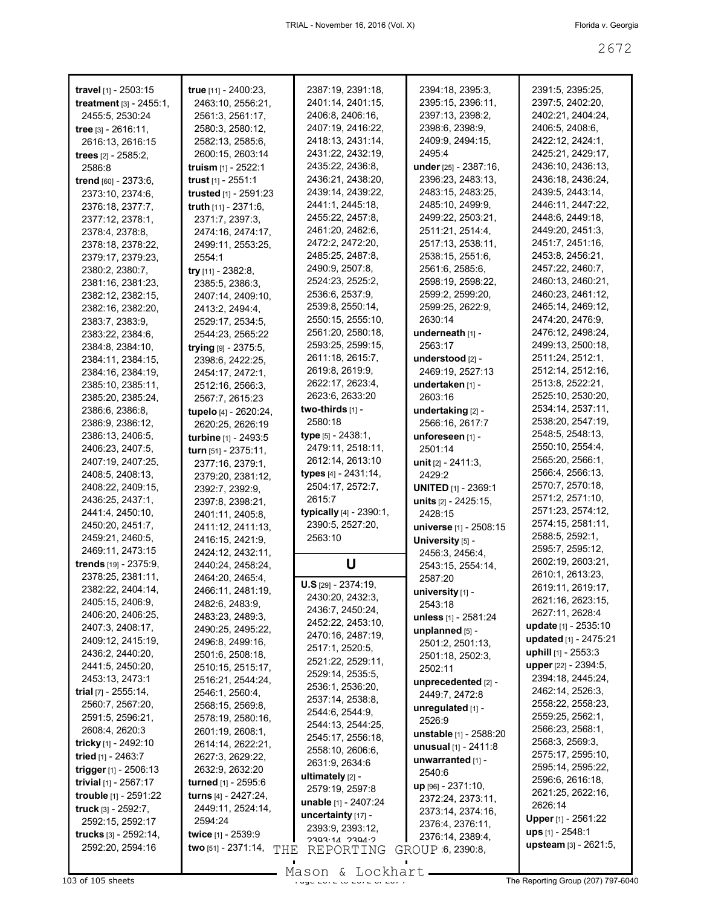**travel** [1] - 2503:15
**treatment** [3] - 2455:1, 2455:5, 2530:24
**tree** [3] - 2616:11, 2616:13, 2616:15
**trees** [2] - 2585:2, 2586:8
**trend** [60] - 2373:6, 2373:10, 2374:6, 2376:18, 2377:7, 2377:12, 2378:1, 2378:4, 2378:8, 2378:18, 2378:22, 2379:17, 2379:23, 2380:2, 2380:7, 2381:16, 2381:23, 2382:12, 2382:15, 2382:16, 2382:20, 2383:7, 2383:9, 2383:22, 2384:6, 2384:8, 2384:10, 2384:11, 2384:15, 2384:16, 2384:19, 2385:10, 2385:11, 2385:20, 2385:24, 2386:6, 2386:8, 2386:9, 2386:12, 2386:13, 2406:5, 2406:23, 2407:5, 2407:19, 2407:25, 2408:5, 2408:13, 2408:22, 2409:15, 2436:25, 2437:1, 2441:4, 2450:10, 2450:20, 2451:7, 2459:21, 2460:5, 2469:11, 2473:15
**trends** [19] - 2375:9, 2378:25, 2381:11, 2382:22, 2404:14, 2405:15, 2406:9, 2406:20, 2406:25, 2407:3, 2408:17, 2409:12, 2415:19, 2436:2, 2440:20, 2441:5, 2450:20, 2453:13, 2473:1
**trial** [7] - 2555:14, 2560:7, 2567:20, 2591:5, 2596:21, 2608:4, 2620:3
**tricky** [1] - 2492:10
**tried** [1] - 2463:7
**trigger** [1] - 2506:13
**trivial** [1] - 2567:17
**trouble** [1] - 2591:22
**truck** [3] - 2592:7, 2592:15, 2592:17
**trucks** [3] - 2592:14, 2592:20, 2594:16
**true** [11] - 2400:23, 2463:10, 2556:21, 2561:3, 2561:17, 2580:3, 2580:12, 2582:13, 2585:6, 2600:15, 2603:14
**truism** [1] - 2522:1
**trust** [1] - 2551:1
**trusted** [1] - 2591:23
**truth** [11] - 2371:6, 2371:7, 2397:3, 2474:16, 2474:17, 2499:11, 2553:25, 2554:1
**try** [11] - 2382:8, 2385:5, 2386:3, 2407:14, 2409:10, 2413:2, 2494:4, 2529:17, 2534:5, 2544:23, 2565:22
**trying** [9] - 2375:5, 2398:6, 2422:25, 2454:17, 2472:1, 2512:16, 2566:3, 2567:7, 2615:23
**tupelo** [4] - 2620:24, 2620:25, 2626:19
**turbine** [1] - 2493:5
**turn** [51] - 2375:11, 2377:16, 2379:1, 2379:20, 2381:12, 2392:7, 2392:9, 2397:8, 2398:21, 2401:11, 2405:8, 2411:12, 2411:13, 2416:15, 2421:9, 2424:12, 2432:11, 2440:24, 2458:24, 2464:20, 2465:4, 2466:11, 2481:19, 2482:6, 2483:9, 2483:23, 2489:3, 2490:25, 2495:22, 2496:8, 2499:16, 2501:6, 2508:18, 2510:15, 2515:17, 2516:21, 2544:24, 2546:1, 2560:4, 2568:15, 2569:8, 2578:19, 2580:16, 2601:19, 2608:1, 2614:14, 2622:21, 2627:3, 2629:22, 2632:9, 2632:20
**turned** [1] - 2595:6
**turns** [4] - 2427:24, 2449:11, 2524:14, 2594:24
**twice** [1] - 2539:9
**two** [51] - 2371:14, 2387:19, 2391:18, 2401:14, 2401:15, 2406:8, 2406:16, 2407:19, 2416:22, 2418:13, 2431:14, 2431:22, 2432:19, 2435:22, 2436:8, 2436:21, 2438:20, 2439:14, 2439:22, 2441:1, 2445:18, 2455:22, 2457:8, 2461:20, 2462:6, 2472:2, 2472:20, 2485:25, 2487:8, 2490:9, 2507:8, 2524:23, 2525:2, 2536:6, 2537:9, 2539:8, 2550:14, 2550:15, 2555:10, 2561:20, 2580:18, 2593:25, 2599:15, 2611:18, 2615:7, 2619:8, 2619:9, 2622:17, 2623:4, 2623:6, 2633:20
**two-thirds** [1] - 2580:18
**type** [5] - 2438:1, 2479:11, 2518:11, 2612:14, 2613:10
**types** [4] - 2431:14, 2504:17, 2572:7, 2615:7
**typically** [4] - 2390:1, 2390:5, 2527:20, 2563:10

## U

**U.S** [29] - 2374:19, 2430:20, 2432:3, 2436:7, 2450:24, 2452:22, 2453:10, 2470:16, 2487:19, 2517:1, 2520:5, 2521:22, 2529:11, 2529:14, 2535:5, 2536:1, 2536:20, 2537:14, 2538:8, 2544:6, 2544:9, 2544:13, 2544:25, 2545:17, 2556:18, 2558:10, 2606:6, 2631:9, 2634:6
**ultimately** [2] - 2579:19, 2597:8
**unable** [1] - 2407:24
**uncertainty** [17] - 2393:9, 2393:12, 2393:14, 2394:2, 2394:6, 2390:8, 2394:18, 2395:3, 2395:15, 2396:11, 2397:13, 2398:2, 2398:6, 2398:9, 2409:9, 2494:15, 2495:4
**under** [25] - 2387:16, 2396:23, 2483:13, 2483:15, 2483:25, 2485:10, 2499:9, 2499:22, 2503:21, 2511:21, 2514:4, 2517:13, 2538:11, 2538:15, 2551:6, 2561:6, 2585:6, 2598:19, 2598:22, 2599:2, 2599:20, 2599:25, 2622:9, 2630:14
**underneath** [1] - 2563:17
**understood** [2] - 2469:19, 2527:13
**undertaken** [1] - 2603:16
**undertaking** [2] - 2566:16, 2617:7
**unforeseen** [1] - 2501:14
**unit** [2] - 2411:3, 2429:2
**UNITED** [1] - 2369:1
**units** [2] - 2425:15, 2428:15
**universe** [1] - 2508:15
**University** [5] - 2456:3, 2456:4, 2543:15, 2554:14, 2587:20
**university** [1] - 2543:18
**unless** [1] - 2581:24
**unplanned** [5] - 2501:2, 2501:13, 2501:18, 2502:3, 2502:11
**unprecedented** [2] - 2449:7, 2472:8
**unregulated** [1] - 2526:9
**unstable** [1] - 2588:20
**unusual** [1] - 2411:8
**unwarranted** [1] - 2540:6
**up** [96] - 2371:10, 2372:24, 2373:11, 2373:14, 2374:16, 2376:4, 2376:11, 2376:14, 2389:4, 2391:5, 2395:25, 2397:5, 2402:20, 2402:21, 2404:24, 2406:5, 2408:6, 2422:12, 2424:1, 2425:21, 2429:17, 2436:10, 2436:13, 2436:18, 2436:24, 2439:5, 2443:14, 2446:11, 2447:22, 2448:6, 2449:18, 2449:20, 2451:3, 2451:7, 2451:16, 2453:8, 2456:21, 2457:22, 2460:7, 2460:13, 2460:21, 2460:23, 2461:12, 2465:14, 2469:12, 2474:20, 2476:9, 2476:12, 2498:24, 2499:13, 2500:18, 2511:24, 2512:1, 2512:14, 2512:16, 2513:8, 2522:21, 2525:10, 2530:20, 2534:14, 2537:11, 2538:20, 2547:19, 2548:5, 2548:13, 2550:10, 2554:4, 2565:20, 2566:1, 2566:4, 2566:13, 2570:7, 2570:18, 2571:2, 2571:10, 2571:23, 2574:12, 2574:15, 2581:11, 2588:5, 2592:1, 2595:7, 2595:12, 2602:19, 2603:21, 2610:1, 2613:23, 2619:11, 2619:17, 2621:16, 2623:15, 2627:11, 2628:4
**update** [1] - 2535:10
**updated** [1] - 2475:21
**uphill** [1] - 2553:3
**upper** [22] - 2394:5, 2394:18, 2445:24, 2462:14, 2526:3, 2558:22, 2558:23, 2559:25, 2562:1, 2566:23, 2568:1, 2568:3, 2569:3, 2575:17, 2595:10, 2595:14, 2595:22, 2596:6, 2616:18, 2621:25, 2622:16, 2626:14
**Upper** [1] - 2561:22
**ups** [1] - 2548:1
**upsteam** [3] - 2621:5,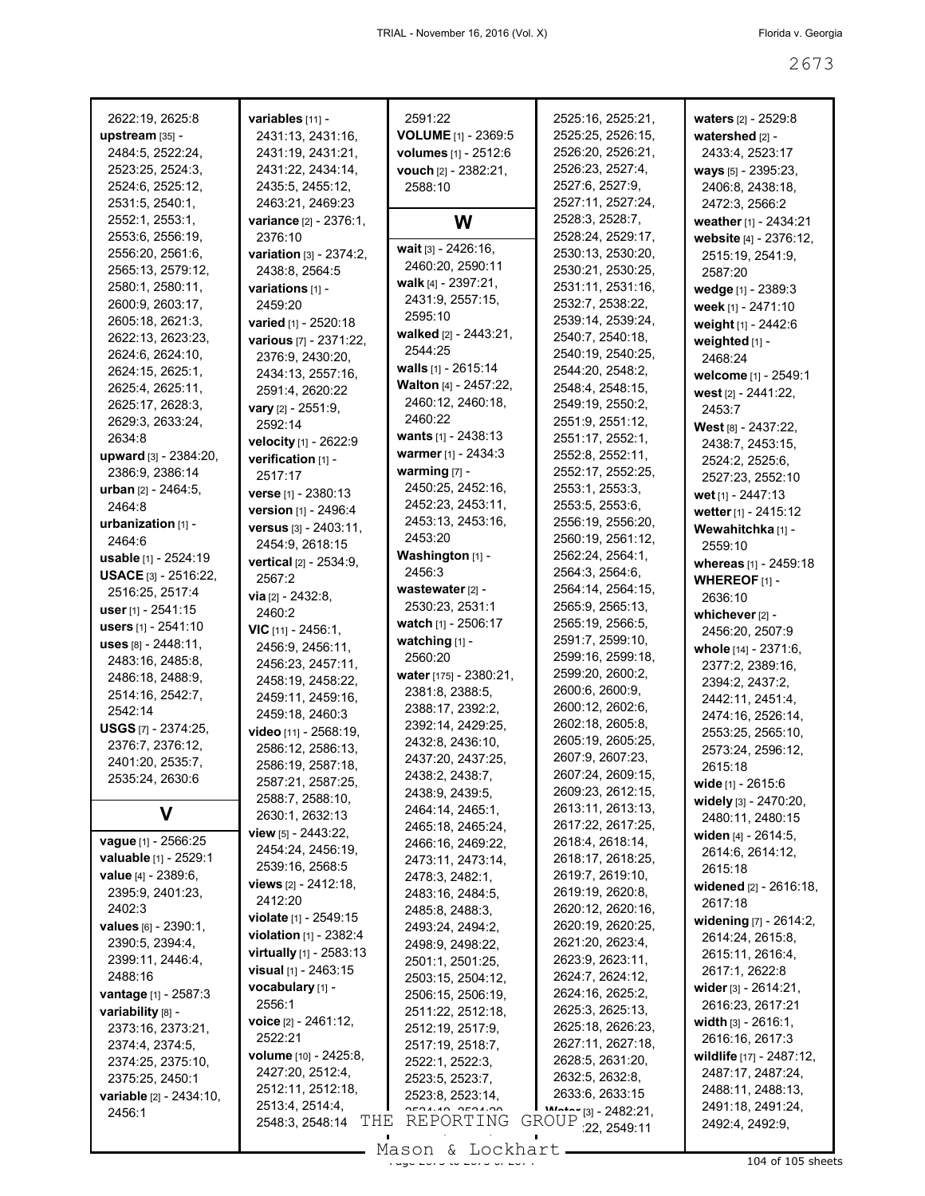2622:19, 2625:8
**upstream** [35] - 2484:5, 2522:24, 2523:25, 2524:3, 2524:6, 2525:12, 2531:5, 2540:1, 2552:1, 2553:1, 2553:6, 2556:19, 2556:20, 2561:6, 2565:13, 2579:12, 2580:1, 2580:11, 2600:9, 2603:17, 2605:18, 2621:3, 2622:13, 2623:23, 2624:6, 2624:10, 2624:15, 2625:1, 2625:4, 2625:11, 2625:17, 2628:3, 2629:3, 2633:24, 2634:8
**upward** [3] - 2384:20, 2386:9, 2386:14
**urban** [2] - 2464:5, 2464:8
**urbanization** [1] - 2464:6
**usable** [1] - 2524:19
**USACE** [3] - 2516:22, 2516:25, 2517:4
**user** [1] - 2541:15
**users** [1] - 2541:10
**uses** [8] - 2448:11, 2483:16, 2485:8, 2486:18, 2488:9, 2514:16, 2542:7, 2542:14
**USGS** [7] - 2374:25, 2376:7, 2376:12, 2401:20, 2535:7, 2535:24, 2630:6

## V

**vague** [1] - 2566:25
**valuable** [1] - 2529:1
**value** [4] - 2389:6, 2395:9, 2401:23, 2402:3
**values** [6] - 2390:1, 2390:5, 2394:4, 2399:11, 2446:4, 2488:16
**vantage** [1] - 2587:3
**variability** [8] - 2373:16, 2373:21, 2374:4, 2374:5, 2374:25, 2375:10, 2375:25, 2450:1
**variable** [2] - 2434:10, 2456:1
**variables** [11] - 2431:13, 2431:16, 2431:19, 2431:21, 2431:22, 2434:14, 2435:5, 2455:12, 2463:21, 2469:23
**variance** [2] - 2376:1, 2376:10
**variation** [3] - 2374:2, 2438:8, 2564:5
**variations** [1] - 2459:20
**varied** [1] - 2520:18
**various** [7] - 2371:22, 2376:9, 2430:20, 2434:13, 2557:16, 2591:4, 2620:22
**vary** [2] - 2551:9, 2592:14
**velocity** [1] - 2622:9
**verification** [1] - 2517:17
**verse** [1] - 2380:13
**version** [1] - 2496:4
**versus** [3] - 2403:11, 2454:9, 2618:15
**vertical** [2] - 2534:9, 2567:2
**via** [2] - 2432:8, 2460:2
**VIC** [11] - 2456:1, 2456:9, 2456:11, 2456:23, 2457:11, 2458:19, 2458:22, 2459:11, 2459:16, 2459:18, 2460:3
**video** [11] - 2568:19, 2586:12, 2586:13, 2586:19, 2587:18, 2587:21, 2587:25, 2588:7, 2588:10, 2630:1, 2632:13
**view** [5] - 2443:22, 2454:24, 2456:19, 2539:16, 2568:5
**views** [2] - 2412:18, 2412:20
**violate** [1] - 2549:15
**violation** [1] - 2382:4
**virtually** [1] - 2583:13
**visual** [1] - 2463:15
**vocabulary** [1] - 2556:1
**voice** [2] - 2461:12, 2522:21
**volume** [10] - 2425:8, 2427:20, 2512:4, 2512:11, 2512:18, 2513:4, 2514:4, 2548:3, 2548:14
2591:22
**VOLUME** [1] - 2369:5
**volumes** [1] - 2512:6
**vouch** [2] - 2382:21, 2588:10

## W

**wait** [3] - 2426:16, 2460:20, 2590:11
**walk** [4] - 2397:21, 2431:9, 2557:15, 2595:10
**walked** [2] - 2443:21, 2544:25
**walls** [1] - 2615:14
**Walton** [4] - 2457:22, 2460:12, 2460:18, 2460:22
**wants** [1] - 2438:13
**warmer** [1] - 2434:3
**warming** [7] - 2450:25, 2452:16, 2452:23, 2453:11, 2453:13, 2453:16, 2453:20
**Washington** [1] - 2456:3
**wastewater** [2] - 2530:23, 2531:1
**watch** [1] - 2506:17
**watching** [1] - 2560:20
**water** [175] - 2380:21, 2381:8, 2388:5, 2388:17, 2392:2, 2392:14, 2429:25, 2432:8, 2436:10, 2437:20, 2437:25, 2438:2, 2438:7, 2438:9, 2439:5, 2464:14, 2465:1, 2465:18, 2465:24, 2466:16, 2469:22, 2473:11, 2473:14, 2478:3, 2482:1, 2483:16, 2484:5, 2485:8, 2488:3, 2493:24, 2494:2, 2498:9, 2498:22, 2501:1, 2501:25, 2503:15, 2504:12, 2506:15, 2506:19, 2511:22, 2512:18, 2512:19, 2517:9, 2517:19, 2518:7, 2522:1, 2522:3, 2523:5, 2523:7, 2523:8, 2523:14, 2524:10, 2524:20
2525:16, 2525:21, 2525:25, 2526:15, 2526:20, 2526:21, 2526:23, 2527:4, 2527:6, 2527:9, 2527:11, 2527:24, 2528:3, 2528:7, 2528:24, 2529:17, 2530:13, 2530:20, 2530:21, 2530:25, 2531:11, 2531:16, 2532:7, 2538:22, 2539:14, 2539:24, 2540:7, 2540:18, 2540:19, 2540:25, 2544:20, 2548:2, 2548:4, 2548:15, 2549:19, 2550:2, 2551:9, 2551:12, 2551:17, 2552:1, 2552:8, 2552:11, 2552:17, 2552:25, 2553:1, 2553:3, 2553:5, 2553:6, 2556:19, 2556:20, 2560:19, 2561:12, 2562:24, 2564:1, 2564:3, 2564:6, 2564:14, 2564:15, 2565:9, 2565:13, 2565:19, 2566:5, 2591:7, 2599:10, 2599:16, 2599:18, 2599:20, 2600:2, 2600:6, 2600:9, 2600:12, 2602:6, 2602:18, 2605:8, 2605:19, 2605:25, 2607:9, 2607:23, 2607:24, 2609:15, 2609:23, 2612:15, 2613:11, 2613:13, 2617:22, 2617:25, 2618:4, 2618:14, 2618:17, 2618:25, 2619:7, 2619:10, 2619:19, 2620:8, 2620:12, 2620:16, 2620:19, 2620:25, 2621:20, 2623:4, 2623:9, 2623:11, 2624:7, 2624:12, 2624:16, 2625:2, 2625:3, 2625:13, 2625:18, 2626:23, 2627:11, 2627:18, 2628:5, 2631:20, 2632:5, 2632:8, 2633:6, 2633:15
**Water** [3] - 2482:21, 2482:22, 2549:11
**waters** [2] - 2529:8
**watershed** [2] - 2433:4, 2523:17
**ways** [5] - 2395:23, 2406:8, 2438:18, 2472:3, 2566:2
**weather** [1] - 2434:21
**website** [4] - 2376:12, 2515:19, 2541:9, 2587:20
**wedge** [1] - 2389:3
**week** [1] - 2471:10
**weight** [1] - 2442:6
**weighted** [1] - 2468:24
**welcome** [1] - 2549:1
**west** [2] - 2441:22, 2453:7
**West** [8] - 2437:22, 2438:7, 2453:15, 2524:2, 2525:6, 2527:23, 2552:10
**wet** [1] - 2447:13
**wetter** [1] - 2415:12
**Wewahitchka** [1] - 2559:10
**whereas** [1] - 2459:18
**WHEREOF** [1] - 2636:10
**whichever** [2] - 2456:20, 2507:9
**whole** [14] - 2371:6, 2377:2, 2389:16, 2394:2, 2437:2, 2442:11, 2451:4, 2474:16, 2526:14, 2553:25, 2565:10, 2573:24, 2596:12, 2615:18
**wide** [1] - 2615:6
**widely** [3] - 2470:20, 2480:11, 2480:15
**widen** [4] - 2614:5, 2614:6, 2614:12, 2615:18
**widened** [2] - 2616:18, 2617:18
**widening** [7] - 2614:2, 2614:24, 2615:8, 2615:11, 2616:4, 2617:1, 2622:8
**wider** [3] - 2614:21, 2616:23, 2617:21
**width** [3] - 2616:1, 2616:16, 2617:3
**wildlife** [17] - 2487:12, 2487:17, 2487:24, 2488:11, 2488:13, 2491:18, 2491:24, 2492:4, 2492:9,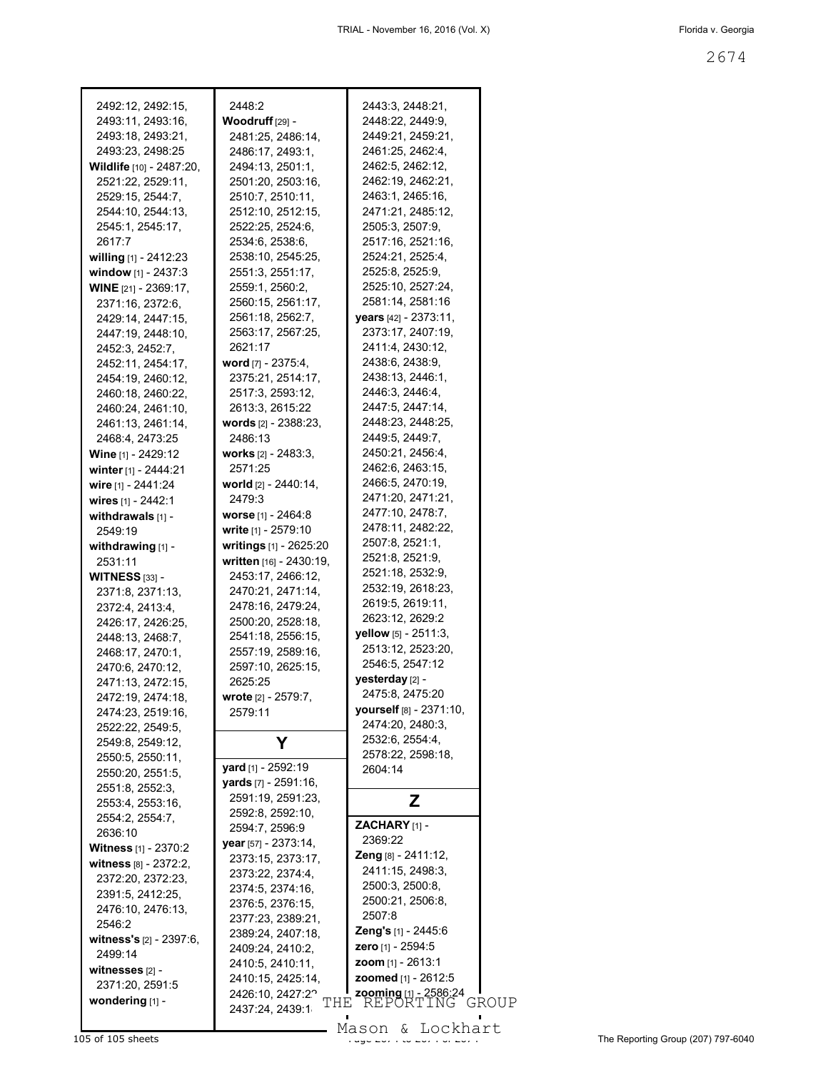2492:12, 2492:15, 2493:11, 2493:16, 2493:18, 2493:21, 2493:23, 2498:25
**Wildlife** [10] - 2487:20, 2521:22, 2529:11, 2529:15, 2544:7, 2544:10, 2544:13, 2545:1, 2545:17, 2617:7
**willing** [1] - 2412:23
**window** [1] - 2437:3
**WINE** [21] - 2369:17, 2371:16, 2372:6, 2429:14, 2447:15, 2447:19, 2448:10, 2452:3, 2452:7, 2452:11, 2454:17, 2454:19, 2460:12, 2460:18, 2460:22, 2460:24, 2461:10, 2461:13, 2461:14, 2468:4, 2473:25
**Wine** [1] - 2429:12
**winter** [1] - 2444:21
**wire** [1] - 2441:24
**wires** [1] - 2442:1
**withdrawals** [1] - 2549:19
**withdrawing** [1] - 2531:11
**WITNESS** [33] - 2371:8, 2371:13, 2372:4, 2413:4, 2426:17, 2426:25, 2448:13, 2468:7, 2468:17, 2470:1, 2470:6, 2470:12, 2471:13, 2472:15, 2472:19, 2474:18, 2474:23, 2519:16, 2522:22, 2549:5, 2549:8, 2549:12, 2550:5, 2550:11, 2550:20, 2551:5, 2551:8, 2552:3, 2553:4, 2553:16, 2554:2, 2554:7, 2636:10
**Witness** [1] - 2370:2
**witness** [8] - 2372:2, 2372:20, 2372:23, 2391:5, 2412:25, 2476:10, 2476:13, 2546:2
**witness's** [2] - 2397:6, 2499:14
**witnesses** [2] - 2371:20, 2591:5
**wondering** [1] - 2448:2
**Woodruff** [29] - 2481:25, 2486:14, 2486:17, 2493:1, 2494:13, 2501:1, 2501:20, 2503:16, 2510:7, 2510:11, 2512:10, 2512:15, 2522:25, 2524:6, 2534:6, 2538:6, 2538:10, 2545:25, 2551:3, 2551:17, 2559:1, 2560:2, 2560:15, 2561:17, 2561:18, 2562:7, 2563:17, 2567:25, 2621:17
**word** [7] - 2375:4, 2375:21, 2514:17, 2517:3, 2593:12, 2613:3, 2615:22
**words** [2] - 2388:23, 2486:13
**works** [2] - 2483:3, 2571:25
**world** [2] - 2440:14, 2479:3
**worse** [1] - 2464:8
**write** [1] - 2579:10
**writings** [1] - 2625:20
**written** [16] - 2430:19, 2453:17, 2466:12, 2470:21, 2471:14, 2478:16, 2479:24, 2500:20, 2528:18, 2541:18, 2556:15, 2557:19, 2589:16, 2597:10, 2625:15, 2625:25
**wrote** [2] - 2579:7, 2579:11

## Y

**yard** [1] - 2592:19
**yards** [7] - 2591:16, 2591:19, 2591:23, 2592:8, 2592:10, 2594:7, 2596:9
**year** [57] - 2373:14, 2373:15, 2373:17, 2373:22, 2374:4, 2374:5, 2374:16, 2376:5, 2376:15, 2377:23, 2389:21, 2389:24, 2407:18, 2409:24, 2410:2, 2410:5, 2410:11, 2410:15, 2425:14, 2426:10, 2427:2?, 2437:24, 2439:1?, 2443:3, 2448:21, 2448:22, 2449:9, 2449:21, 2459:21, 2461:25, 2462:4, 2462:5, 2462:12, 2462:19, 2462:21, 2463:1, 2465:16, 2471:21, 2485:12, 2505:3, 2507:9, 2517:16, 2521:16, 2524:21, 2525:4, 2525:8, 2525:9, 2525:10, 2527:24, 2581:14, 2581:16
**years** [42] - 2373:11, 2373:17, 2407:19, 2411:4, 2430:12, 2438:6, 2438:9, 2438:13, 2446:1, 2446:3, 2446:4, 2447:5, 2447:14, 2448:23, 2448:25, 2449:5, 2449:7, 2450:21, 2456:4, 2462:6, 2463:15, 2466:5, 2470:19, 2471:20, 2471:21, 2477:10, 2478:7, 2478:11, 2482:22, 2507:8, 2521:1, 2521:8, 2521:9, 2521:18, 2532:9, 2532:19, 2618:23, 2619:5, 2619:11, 2623:12, 2629:2
**yellow** [5] - 2511:3, 2513:12, 2523:20, 2546:5, 2547:12
**yesterday** [2] - 2475:8, 2475:20
**yourself** [8] - 2371:10, 2474:20, 2480:3, 2532:6, 2554:4, 2578:22, 2598:18, 2604:14

## Z

**ZACHARY** [1] - 2369:22
**Zeng** [8] - 2411:12, 2411:15, 2498:3, 2500:3, 2500:8, 2500:21, 2506:8, 2507:8
**Zeng's** [1] - 2445:6
**zero** [1] - 2594:5
**zoom** [1] - 2613:1
**zoomed** [1] - 2612:5
**zooming** [1] - 2586:24